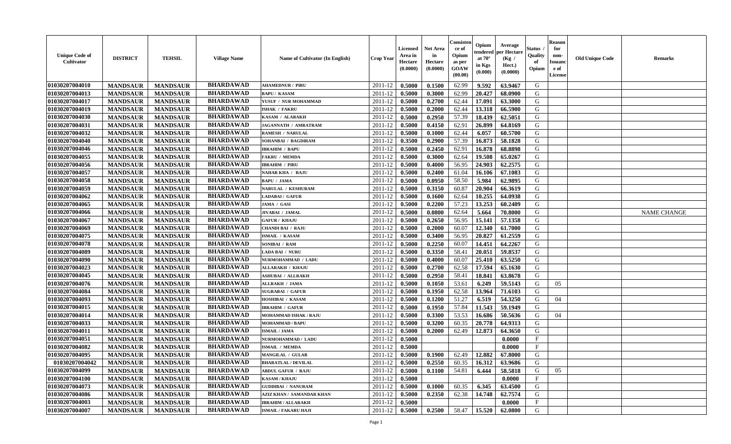| Unique Code of Cultivator | DISTRICT | TEHSIL | Village Name | Name of Cultivator (In English) | Crop Year | Licensed Area in Hectare (0.0000) | Net Area in Hectare (0.0000) | Consistence of Opium as per GOAW (00.00) | Opium tendered at 70° in Kgs (0.000) | Average per Hectare (Kg / Hect.) (0.0000) | Status / Quality of Opium | Reason for non-Issuance of License | Old Unique Code | Remarks |
|---|---|---|---|---|---|---|---|---|---|---|---|---|---|---|
| 01030207004010 | MANDSAUR | MANDSAUR | BHARDAWAD | AHAMEDNUR / PIRU | 2011-12 | 0.5000 | 0.1500 | 62.99 | 9.592 | 63.9467 | G | | | |
| 01030207004013 | MANDSAUR | MANDSAUR | BHARDAWAD | BAPU / KASAM | 2011-12 | 0.5000 | 0.3000 | 62.99 | 20.427 | 68.0900 | G | | | |
| 01030207004017 | MANDSAUR | MANDSAUR | BHARDAWAD | YUSUF / NUR MOHAMMAD | 2011-12 | 0.5000 | 0.2700 | 62.44 | 17.091 | 63.3000 | G | | | |
| 01030207004019 | MANDSAUR | MANDSAUR | BHARDAWAD | ISHAK / FAKRU | 2011-12 | 0.5000 | 0.2000 | 62.44 | 13.318 | 66.5900 | G | | | |
| 01030207004030 | MANDSAUR | MANDSAUR | BHARDAWAD | KASAM / ALARAKH | 2011-12 | 0.5000 | 0.2950 | 57.39 | 18.439 | 62.5051 | G | | | |
| 01030207004031 | MANDSAUR | MANDSAUR | BHARDAWAD | JAGANNATH / AMRATRAM | 2011-12 | 0.5000 | 0.4150 | 62.91 | 26.899 | 64.8169 | G | | | |
| 01030207004032 | MANDSAUR | MANDSAUR | BHARDAWAD | RAMESH / NARULAL | 2011-12 | 0.5000 | 0.1000 | 62.44 | 6.057 | 60.5700 | G | | | |
| 01030207004040 | MANDSAUR | MANDSAUR | BHARDAWAD | SOHANBAI / BAGDIRAM | 2011-12 | 0.3500 | 0.2900 | 57.39 | 16.873 | 58.1828 | G | | | |
| 01030207004046 | MANDSAUR | MANDSAUR | BHARDAWAD | IBRAHIM / BAPU | 2011-12 | 0.5000 | 0.2450 | 62.91 | 16.878 | 68.8898 | G | | | |
| 01030207004055 | MANDSAUR | MANDSAUR | BHARDAWAD | FAKRU / MEMDA | 2011-12 | 0.5000 | 0.3000 | 62.64 | 19.508 | 65.0267 | G | | | |
| 01030207004056 | MANDSAUR | MANDSAUR | BHARDAWAD | IBRAHIM / PIRU | 2011-12 | 0.5000 | 0.4000 | 56.95 | 24.903 | 62.2575 | G | | | |
| 01030207004057 | MANDSAUR | MANDSAUR | BHARDAWAD | NAHAR KHA / RAJU | 2011-12 | 0.5000 | 0.2400 | 61.04 | 16.106 | 67.1083 | G | | | |
| 01030207004058 | MANDSAUR | MANDSAUR | BHARDAWAD | BAPU / JAMA | 2011-12 | 0.5000 | 0.0950 | 58.50 | 5.984 | 62.9895 | G | | | |
| 01030207004059 | MANDSAUR | MANDSAUR | BHARDAWAD | NARULAL / KESHURAM | 2011-12 | 0.5000 | 0.3150 | 60.87 | 20.904 | 66.3619 | G | | | |
| 01030207004062 | MANDSAUR | MANDSAUR | BHARDAWAD | LADABAI / GAFUR | 2011-12 | 0.5000 | 0.1600 | 62.64 | 10.255 | 64.0938 | G | | | |
| 01030207004065 | MANDSAUR | MANDSAUR | BHARDAWAD | JAMA / GASI | 2011-12 | 0.5000 | 0.2200 | 57.23 | 13.253 | 60.2409 | G | | | |
| 01030207004066 | MANDSAUR | MANDSAUR | BHARDAWAD | JIVABAI / JAMAL | 2011-12 | 0.5000 | 0.0800 | 62.64 | 5.664 | 70.8000 | G | | | NAME CHANGE |
| 01030207004067 | MANDSAUR | MANDSAUR | BHARDAWAD | GAFUR / KHAJU | 2011-12 | 0.5000 | 0.2650 | 56.95 | 15.141 | 57.1358 | G | | | |
| 01030207004069 | MANDSAUR | MANDSAUR | BHARDAWAD | CHANDI BAI / RAJU | 2011-12 | 0.5000 | 0.2000 | 60.07 | 12.340 | 61.7000 | G | | | |
| 01030207004075 | MANDSAUR | MANDSAUR | BHARDAWAD | ISMAIL / KASAM | 2011-12 | 0.5000 | 0.3400 | 56.95 | 20.827 | 61.2559 | G | | | |
| 01030207004078 | MANDSAUR | MANDSAUR | BHARDAWAD | SONIBAI / RAM | 2011-12 | 0.5000 | 0.2250 | 60.07 | 14.451 | 64.2267 | G | | | |
| 01030207004089 | MANDSAUR | MANDSAUR | BHARDAWAD | LADA BAI / NURU | 2011-12 | 0.5000 | 0.3350 | 58.41 | 20.051 | 59.8537 | G | | | |
| 01030207004090 | MANDSAUR | MANDSAUR | BHARDAWAD | NURMOHAMMAD / LADU | 2011-12 | 0.5000 | 0.4000 | 60.07 | 25.410 | 63.5250 | G | | | |
| 01030207004023 | MANDSAUR | MANDSAUR | BHARDAWAD | ALLARAKH / KHAJU | 2011-12 | 0.5000 | 0.2700 | 62.58 | 17.594 | 65.1630 | G | | | |
| 01030207004045 | MANDSAUR | MANDSAUR | BHARDAWAD | ASHUBAI / ALLRAKH | 2011-12 | 0.5000 | 0.2950 | 58.41 | 18.841 | 63.8678 | G | | | |
| 01030207004076 | MANDSAUR | MANDSAUR | BHARDAWAD | ALLRAKH / JAMA | 2011-12 | 0.5000 | 0.1050 | 53.61 | 6.249 | 59.5143 | G | 05 | | |
| 01030207004084 | MANDSAUR | MANDSAUR | BHARDAWAD | SUGRABAI / GAFUR | 2011-12 | 0.5000 | 0.1950 | 62.58 | 13.964 | 71.6103 | G | | | |
| 01030207004093 | MANDSAUR | MANDSAUR | BHARDAWAD | HOSHIBAI / KASAM | 2011-12 | 0.5000 | 0.1200 | 51.27 | 6.519 | 54.3250 | G | 04 | | |
| 01030207004015 | MANDSAUR | MANDSAUR | BHARDAWAD | IBRAHIM / GAFUR | 2011-12 | 0.5000 | 0.1950 | 57.84 | 11.543 | 59.1949 | G | | | |
| 01030207004014 | MANDSAUR | MANDSAUR | BHARDAWAD | MOHAMMAD ISHAK / RAJU | 2011-12 | 0.5000 | 0.3300 | 53.53 | 16.686 | 50.5636 | G | 04 | | |
| 01030207004033 | MANDSAUR | MANDSAUR | BHARDAWAD | MOHAMMAD / BAPU | 2011-12 | 0.5000 | 0.3200 | 60.35 | 20.778 | 64.9313 | G | | | |
| 01030207004011 | MANDSAUR | MANDSAUR | BHARDAWAD | ISMAIL / JAMA | 2011-12 | 0.5000 | 0.2000 | 62.49 | 12.873 | 64.3650 | G | | | |
| 01030207004051 | MANDSAUR | MANDSAUR | BHARDAWAD | NURMOHAMMAD / LADU | 2011-12 | 0.5000 | | | | 0.0000 | F | | | |
| 01030207004082 | MANDSAUR | MANDSAUR | BHARDAWAD | ISMAIL / MEMDA | 2011-12 | 0.5000 | | | | 0.0000 | F | | | |
| 01030207004095 | MANDSAUR | MANDSAUR | BHARDAWAD | MANGILAL / GULAB | 2011-12 | 0.5000 | 0.1900 | 62.49 | 12.882 | 67.8000 | G | | | |
| 01030207004042 | MANDSAUR | MANDSAUR | BHARDAWAD | BHARATLAL / DEVILAL | 2011-12 | 0.5000 | 0.2550 | 60.35 | 16.312 | 63.9686 | G | | | |
| 01030207004099 | MANDSAUR | MANDSAUR | BHARDAWAD | ABDUL GAFUR / RAJU | 2011-12 | 0.5000 | 0.1100 | 54.81 | 6.444 | 58.5818 | G | 05 | | |
| 01030207004100 | MANDSAUR | MANDSAUR | BHARDAWAD | KASAM / KHAJU | 2011-12 | 0.5000 | | | | 0.0000 | F | | | |
| 01030207004073 | MANDSAUR | MANDSAUR | BHARDAWAD | GUDDIBAI / NANURAM | 2011-12 | 0.5000 | 0.1000 | 60.35 | 6.345 | 63.4500 | G | | | |
| 01030207004086 | MANDSAUR | MANDSAUR | BHARDAWAD | AZIZ KHAN / SAMANDAR KHAN | 2011-12 | 0.5000 | 0.2350 | 62.38 | 14.748 | 62.7574 | G | | | |
| 01030207004003 | MANDSAUR | MANDSAUR | BHARDAWAD | IBRAHIM / ALLARAKH | 2011-12 | 0.5000 | | | | 0.0000 | F | | | |
| 01030207004007 | MANDSAUR | MANDSAUR | BHARDAWAD | ISMAIL / FAKARU HAJI | 2011-12 | 0.5000 | 0.2500 | 58.47 | 15.520 | 62.0800 | G | | | |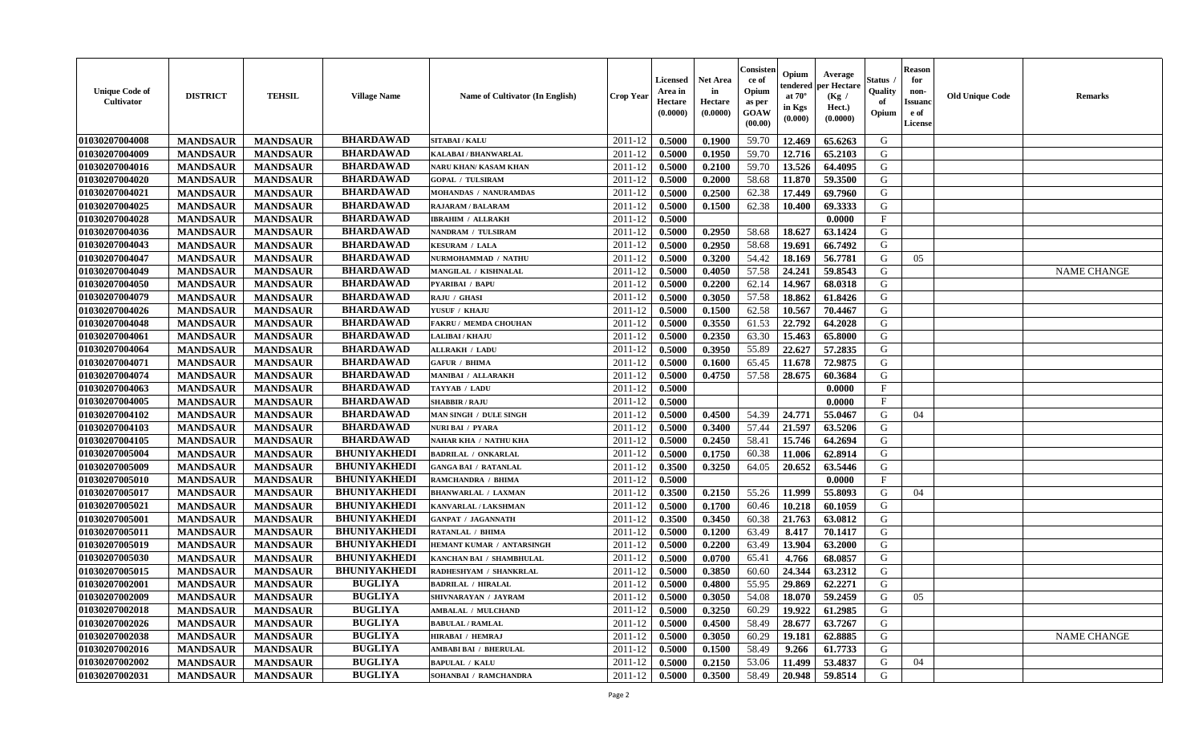| Unique Code of Cultivator | DISTRICT | TEHSIL | Village Name | Name of Cultivator (In English) | Crop Year | Licensed Area in Hectare (0.0000) | Net Area in Hectare (0.0000) | Consistence of Opium as per GOAW (00.00) | Opium tendered at 70° in Kgs (0.000) | Average per Hectare (Kg / Hect.) (0.0000) | Status / Quality of Opium | Reason for non-Issuance of License | Old Unique Code | Remarks |
|---|---|---|---|---|---|---|---|---|---|---|---|---|---|---|
| 01030207004008 | MANDSAUR | MANDSAUR | BHARDAWAD | SITABAI / KALU | 2011-12 | 0.5000 | 0.1900 | 59.70 | 12.469 | 65.6263 | G | | | |
| 01030207004009 | MANDSAUR | MANDSAUR | BHARDAWAD | KALABAI / BHANWARLAL | 2011-12 | 0.5000 | 0.1950 | 59.70 | 12.716 | 65.2103 | G | | | |
| 01030207004016 | MANDSAUR | MANDSAUR | BHARDAWAD | NARU KHAN/ KASAM KHAN | 2011-12 | 0.5000 | 0.2100 | 59.70 | 13.526 | 64.4095 | G | | | |
| 01030207004020 | MANDSAUR | MANDSAUR | BHARDAWAD | GOPAL / TULSIRAM | 2011-12 | 0.5000 | 0.2000 | 58.68 | 11.870 | 59.3500 | G | | | |
| 01030207004021 | MANDSAUR | MANDSAUR | BHARDAWAD | MOHANDAS / NANURAMDAS | 2011-12 | 0.5000 | 0.2500 | 62.38 | 17.449 | 69.7960 | G | | | |
| 01030207004025 | MANDSAUR | MANDSAUR | BHARDAWAD | RAJARAM / BALARAM | 2011-12 | 0.5000 | 0.1500 | 62.38 | 10.400 | 69.3333 | G | | | |
| 01030207004028 | MANDSAUR | MANDSAUR | BHARDAWAD | IBRAHIM / ALLRAKH | 2011-12 | 0.5000 | | | | 0.0000 | F | | | |
| 01030207004036 | MANDSAUR | MANDSAUR | BHARDAWAD | NANDRAM / TULSIRAM | 2011-12 | 0.5000 | 0.2950 | 58.68 | 18.627 | 63.1424 | G | | | |
| 01030207004043 | MANDSAUR | MANDSAUR | BHARDAWAD | KESURAM / LALA | 2011-12 | 0.5000 | 0.2950 | 58.68 | 19.691 | 66.7492 | G | | | |
| 01030207004047 | MANDSAUR | MANDSAUR | BHARDAWAD | NURMOHAMMAD / NATHU | 2011-12 | 0.5000 | 0.3200 | 54.42 | 18.169 | 56.7781 | G | 05 | | |
| 01030207004049 | MANDSAUR | MANDSAUR | BHARDAWAD | MANGILAL / KISHNALAL | 2011-12 | 0.5000 | 0.4050 | 57.58 | 24.241 | 59.8543 | G | | | NAME CHANGE |
| 01030207004050 | MANDSAUR | MANDSAUR | BHARDAWAD | PYARIBAI / BAPU | 2011-12 | 0.5000 | 0.2200 | 62.14 | 14.967 | 68.0318 | G | | | |
| 01030207004079 | MANDSAUR | MANDSAUR | BHARDAWAD | RAJU / GHASI | 2011-12 | 0.5000 | 0.3050 | 57.58 | 18.862 | 61.8426 | G | | | |
| 01030207004026 | MANDSAUR | MANDSAUR | BHARDAWAD | YUSUF / KHAJU | 2011-12 | 0.5000 | 0.1500 | 62.58 | 10.567 | 70.4467 | G | | | |
| 01030207004048 | MANDSAUR | MANDSAUR | BHARDAWAD | FAKRU / MEMDA CHOUHAN | 2011-12 | 0.5000 | 0.3550 | 61.53 | 22.792 | 64.2028 | G | | | |
| 01030207004061 | MANDSAUR | MANDSAUR | BHARDAWAD | LALIBAI / KHAJU | 2011-12 | 0.5000 | 0.2350 | 63.30 | 15.463 | 65.8000 | G | | | |
| 01030207004064 | MANDSAUR | MANDSAUR | BHARDAWAD | ALLRAKH / LADU | 2011-12 | 0.5000 | 0.3950 | 55.89 | 22.627 | 57.2835 | G | | | |
| 01030207004071 | MANDSAUR | MANDSAUR | BHARDAWAD | GAFUR / BHIMA | 2011-12 | 0.5000 | 0.1600 | 65.45 | 11.678 | 72.9875 | G | | | |
| 01030207004074 | MANDSAUR | MANDSAUR | BHARDAWAD | MANIBAI / ALLARAKH | 2011-12 | 0.5000 | 0.4750 | 57.58 | 28.675 | 60.3684 | G | | | |
| 01030207004063 | MANDSAUR | MANDSAUR | BHARDAWAD | TAYYAB / LADU | 2011-12 | 0.5000 | | | | 0.0000 | F | | | |
| 01030207004005 | MANDSAUR | MANDSAUR | BHARDAWAD | SHABBIR / RAJU | 2011-12 | 0.5000 | | | | 0.0000 | F | | | |
| 01030207004102 | MANDSAUR | MANDSAUR | BHARDAWAD | MAN SINGH / DULE SINGH | 2011-12 | 0.5000 | 0.4500 | 54.39 | 24.771 | 55.0467 | G | 04 | | |
| 01030207004103 | MANDSAUR | MANDSAUR | BHARDAWAD | NURI BAI / PYARA | 2011-12 | 0.5000 | 0.3400 | 57.44 | 21.597 | 63.5206 | G | | | |
| 01030207004105 | MANDSAUR | MANDSAUR | BHARDAWAD | NAHAR KHA / NATHU KHA | 2011-12 | 0.5000 | 0.2450 | 58.41 | 15.746 | 64.2694 | G | | | |
| 01030207005004 | MANDSAUR | MANDSAUR | BHUNIYAKHEDI | BADRILAL / ONKARLAL | 2011-12 | 0.5000 | 0.1750 | 60.38 | 11.006 | 62.8914 | G | | | |
| 01030207005009 | MANDSAUR | MANDSAUR | BHUNIYAKHEDI | GANGA BAI / RATANLAL | 2011-12 | 0.3500 | 0.3250 | 64.05 | 20.652 | 63.5446 | G | | | |
| 01030207005010 | MANDSAUR | MANDSAUR | BHUNIYAKHEDI | RAMCHANDRA / BHIMA | 2011-12 | 0.5000 | | | | 0.0000 | F | | | |
| 01030207005017 | MANDSAUR | MANDSAUR | BHUNIYAKHEDI | BHANWARLAL / LAXMAN | 2011-12 | 0.3500 | 0.2150 | 55.26 | 11.999 | 55.8093 | G | 04 | | |
| 01030207005021 | MANDSAUR | MANDSAUR | BHUNIYAKHEDI | KANVARLAL / LAKSHMAN | 2011-12 | 0.5000 | 0.1700 | 60.46 | 10.218 | 60.1059 | G | | | |
| 01030207005001 | MANDSAUR | MANDSAUR | BHUNIYAKHEDI | GANPAT / JAGANNATH | 2011-12 | 0.3500 | 0.3450 | 60.38 | 21.763 | 63.0812 | G | | | |
| 01030207005011 | MANDSAUR | MANDSAUR | BHUNIYAKHEDI | RATANLAL / BHIMA | 2011-12 | 0.5000 | 0.1200 | 63.49 | 8.417 | 70.1417 | G | | | |
| 01030207005019 | MANDSAUR | MANDSAUR | BHUNIYAKHEDI | HEMANT KUMAR / ANTARSINGH | 2011-12 | 0.5000 | 0.2200 | 63.49 | 13.904 | 63.2000 | G | | | |
| 01030207005030 | MANDSAUR | MANDSAUR | BHUNIYAKHEDI | KANCHAN BAI / SHAMBHULAL | 2011-12 | 0.5000 | 0.0700 | 65.41 | 4.766 | 68.0857 | G | | | |
| 01030207005015 | MANDSAUR | MANDSAUR | BHUNIYAKHEDI | RADHESHYAM / SHANKRLAL | 2011-12 | 0.5000 | 0.3850 | 60.60 | 24.344 | 63.2312 | G | | | |
| 01030207002001 | MANDSAUR | MANDSAUR | BUGLIYA | BADRILAL / HIRALAL | 2011-12 | 0.5000 | 0.4800 | 55.95 | 29.869 | 62.2271 | G | | | |
| 01030207002009 | MANDSAUR | MANDSAUR | BUGLIYA | SHIVNARAYAN / JAYRAM | 2011-12 | 0.5000 | 0.3050 | 54.08 | 18.070 | 59.2459 | G | 05 | | |
| 01030207002018 | MANDSAUR | MANDSAUR | BUGLIYA | AMBALAL / MULCHAND | 2011-12 | 0.5000 | 0.3250 | 60.29 | 19.922 | 61.2985 | G | | | |
| 01030207002026 | MANDSAUR | MANDSAUR | BUGLIYA | BABULAL / RAMLAL | 2011-12 | 0.5000 | 0.4500 | 58.49 | 28.677 | 63.7267 | G | | | |
| 01030207002038 | MANDSAUR | MANDSAUR | BUGLIYA | HIRABAI / HEMRAJ | 2011-12 | 0.5000 | 0.3050 | 60.29 | 19.181 | 62.8885 | G | | | NAME CHANGE |
| 01030207002016 | MANDSAUR | MANDSAUR | BUGLIYA | AMBABI BAI / BHERULAL | 2011-12 | 0.5000 | 0.1500 | 58.49 | 9.266 | 61.7733 | G | | | |
| 01030207002002 | MANDSAUR | MANDSAUR | BUGLIYA | BAPULAL / KALU | 2011-12 | 0.5000 | 0.2150 | 53.06 | 11.499 | 53.4837 | G | 04 | | |
| 01030207002031 | MANDSAUR | MANDSAUR | BUGLIYA | SOHANBAI / RAMCHANDRA | 2011-12 | 0.5000 | 0.3500 | 58.49 | 20.948 | 59.8514 | G | | | |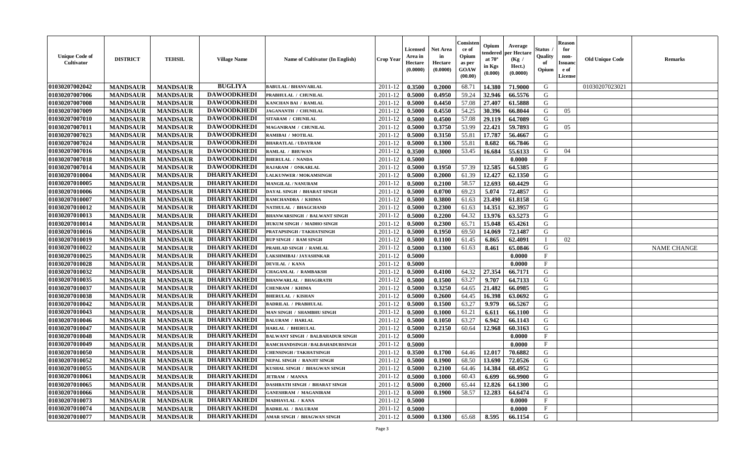| Unique Code of Cultivator | DISTRICT | TEHSIL | Village Name | Name of Cultivator (In English) | Crop Year | Licensed Area in Hectare (0.0000) | Net Area in Hectare (0.0000) | Consistence of Opium as per GOAW (00.00) | Opium tendered at 70° in Kgs (0.000) | Average per Hectare (Kg / Hect.) (0.0000) | Status / Quality of Opium | Reason for non-Issuance of License | Old Unique Code | Remarks |
|---|---|---|---|---|---|---|---|---|---|---|---|---|---|---|
| 01030207002042 | MANDSAUR | MANDSAUR | BUGLIYA | BABULAL / BHANVARLAL | 2011-12 | 0.3500 | 0.2000 | 68.71 | 14.380 | 71.9000 | G | | 01030207023021 | |
| 01030207007006 | MANDSAUR | MANDSAUR | DAWOODKHEDI | PRABHULAL / CHUNILAL | 2011-12 | 0.5000 | 0.4950 | 59.24 | 32.946 | 66.5576 | G | | | |
| 01030207007008 | MANDSAUR | MANDSAUR | DAWOODKHEDI | KANCHAN BAI / RAMLAL | 2011-12 | 0.5000 | 0.4450 | 57.08 | 27.407 | 61.5888 | G | | | |
| 01030207007009 | MANDSAUR | MANDSAUR | DAWOODKHEDI | JAGANANTH / CHUNILAL | 2011-12 | 0.5000 | 0.4550 | 54.25 | 30.396 | 66.8044 | G | 05 | | |
| 01030207007010 | MANDSAUR | MANDSAUR | DAWOODKHEDI | SITARAM / CHUNILAL | 2011-12 | 0.5000 | 0.4500 | 57.08 | 29.119 | 64.7089 | G | | | |
| 01030207007011 | MANDSAUR | MANDSAUR | DAWOODKHEDI | MAGANIRAM / CHUNILAL | 2011-12 | 0.5000 | 0.3750 | 53.99 | 22.421 | 59.7893 | G | 05 | | |
| 01030207007023 | MANDSAUR | MANDSAUR | DAWOODKHEDI | RAMIBAI / MOTILAL | 2011-12 | 0.5000 | 0.3150 | 55.81 | 17.787 | 56.4667 | G | | | |
| 01030207007024 | MANDSAUR | MANDSAUR | DAWOODKHEDI | BHARATLAL / UDAYRAM | 2011-12 | 0.5000 | 0.1300 | 55.81 | 8.682 | 66.7846 | G | | | |
| 01030207007016 | MANDSAUR | MANDSAUR | DAWOODKHEDI | RAMLAL / BHUWAN | 2011-12 | 0.3500 | 0.3000 | 53.45 | 16.684 | 55.6133 | G | 04 | | |
| 01030207007018 | MANDSAUR | MANDSAUR | DAWOODKHEDI | BHERULAL / NANDA | 2011-12 | 0.5000 | | | | 0.0000 | F | | | |
| 01030207007014 | MANDSAUR | MANDSAUR | DAWOODKHEDI | RAJARAM / ONKARLAL | 2011-12 | 0.5000 | 0.1950 | 57.39 | 12.585 | 64.5385 | G | | | |
| 01030207010004 | MANDSAUR | MANDSAUR | DHARIYAKHEDI | LALKUNWER / MOKAMSINGH | 2011-12 | 0.5000 | 0.2000 | 61.39 | 12.427 | 62.1350 | G | | | |
| 01030207010005 | MANDSAUR | MANDSAUR | DHARIYAKHEDI | MANGILAL / NANURAM | 2011-12 | 0.5000 | 0.2100 | 58.57 | 12.693 | 60.4429 | G | | | |
| 01030207010006 | MANDSAUR | MANDSAUR | DHARIYAKHEDI | DAYAL SINGH / BHARAT SINGH | 2011-12 | 0.5000 | 0.0700 | 69.23 | 5.074 | 72.4857 | G | | | |
| 01030207010007 | MANDSAUR | MANDSAUR | DHARIYAKHEDI | RAMCHANDRA / KHIMA | 2011-12 | 0.5000 | 0.3800 | 61.63 | 23.490 | 61.8158 | G | | | |
| 01030207010012 | MANDSAUR | MANDSAUR | DHARIYAKHEDI | NATHULAL / BHAGCHAND | 2011-12 | 0.5000 | 0.2300 | 61.63 | 14.351 | 62.3957 | G | | | |
| 01030207010013 | MANDSAUR | MANDSAUR | DHARIYAKHEDI | BHANWARSINGH / BALWANT SINGH | 2011-12 | 0.5000 | 0.2200 | 64.32 | 13.976 | 63.5273 | G | | | |
| 01030207010014 | MANDSAUR | MANDSAUR | DHARIYAKHEDI | HUKUM SINGH / MADHO SINGH | 2011-12 | 0.5000 | 0.2300 | 65.71 | 15.048 | 65.4261 | G | | | |
| 01030207010016 | MANDSAUR | MANDSAUR | DHARIYAKHEDI | PRATAPSINGH / TAKHATSINGH | 2011-12 | 0.5000 | 0.1950 | 69.50 | 14.069 | 72.1487 | G | | | |
| 01030207010019 | MANDSAUR | MANDSAUR | DHARIYAKHEDI | RUP SINGH / RAM SINGH | 2011-12 | 0.5000 | 0.1100 | 61.45 | 6.865 | 62.4091 | I | 02 | | |
| 01030207010022 | MANDSAUR | MANDSAUR | DHARIYAKHEDI | PRAHLAD SINGH / RAMLAL | 2011-12 | 0.5000 | 0.1300 | 61.63 | 8.461 | 65.0846 | G | | | NAME CHANGE |
| 01030207010025 | MANDSAUR | MANDSAUR | DHARIYAKHEDI | LAKSHMIBAI / JAYASHNKAR | 2011-12 | 0.5000 | | | | 0.0000 | F | | | |
| 01030207010028 | MANDSAUR | MANDSAUR | DHARIYAKHEDI | DEVILAL / KANA | 2011-12 | 0.5000 | | | | 0.0000 | F | | | |
| 01030207010032 | MANDSAUR | MANDSAUR | DHARIYAKHEDI | CHAGANLAL / RAMBAKSH | 2011-12 | 0.5000 | 0.4100 | 64.32 | 27.354 | 66.7171 | G | | | |
| 01030207010035 | MANDSAUR | MANDSAUR | DHARIYAKHEDI | BHANWARLAL / BHAGIRATH | 2011-12 | 0.5000 | 0.1500 | 63.27 | 9.707 | 64.7133 | G | | | |
| 01030207010037 | MANDSAUR | MANDSAUR | DHARIYAKHEDI | CHENRAM / KHIMA | 2011-12 | 0.5000 | 0.3250 | 64.65 | 21.482 | 66.0985 | G | | | |
| 01030207010038 | MANDSAUR | MANDSAUR | DHARIYAKHEDI | BHERULAL / KISHAN | 2011-12 | 0.5000 | 0.2600 | 64.45 | 16.398 | 63.0692 | G | | | |
| 01030207010042 | MANDSAUR | MANDSAUR | DHARIYAKHEDI | BADRILAL / PRABHULAL | 2011-12 | 0.5000 | 0.1500 | 63.27 | 9.979 | 66.5267 | G | | | |
| 01030207010043 | MANDSAUR | MANDSAUR | DHARIYAKHEDI | MAN SINGH / SHAMBHU SINGH | 2011-12 | 0.5000 | 0.1000 | 61.21 | 6.611 | 66.1100 | G | | | |
| 01030207010046 | MANDSAUR | MANDSAUR | DHARIYAKHEDI | BALURAM / HARLAL | 2011-12 | 0.5000 | 0.1050 | 63.27 | 6.942 | 66.1143 | G | | | |
| 01030207010047 | MANDSAUR | MANDSAUR | DHARIYAKHEDI | HARLAL / BHERULAL | 2011-12 | 0.5000 | 0.2150 | 60.64 | 12.968 | 60.3163 | G | | | |
| 01030207010048 | MANDSAUR | MANDSAUR | DHARIYAKHEDI | BALWANT SINGH / BALBAHADUR SINGH | 2011-12 | 0.5000 | | | | 0.0000 | F | | | |
| 01030207010049 | MANDSAUR | MANDSAUR | DHARIYAKHEDI | RAMCHANDSINGH / BALBAHADURSINGH | 2011-12 | 0.5000 | | | | 0.0000 | F | | | |
| 01030207010050 | MANDSAUR | MANDSAUR | DHARIYAKHEDI | CHENSINGH / TAKHATSINGH | 2011-12 | 0.3500 | 0.1700 | 64.46 | 12.017 | 70.6882 | G | | | |
| 01030207010052 | MANDSAUR | MANDSAUR | DHARIYAKHEDI | NEPAL SINGH / RANJIT SINGH | 2011-12 | 0.5000 | 0.1900 | 68.50 | 13.690 | 72.0526 | G | | | |
| 01030207010055 | MANDSAUR | MANDSAUR | DHARIYAKHEDI | KUSHAL SINGH / BHAGWAN SINGH | 2011-12 | 0.5000 | 0.2100 | 64.46 | 14.384 | 68.4952 | G | | | |
| 01030207010061 | MANDSAUR | MANDSAUR | DHARIYAKHEDI | JETRAM / MANNA | 2011-12 | 0.5000 | 0.1000 | 60.43 | 6.699 | 66.9900 | G | | | |
| 01030207010065 | MANDSAUR | MANDSAUR | DHARIYAKHEDI | DASHRATH SINGH / BHARAT SINGH | 2011-12 | 0.5000 | 0.2000 | 65.44 | 12.826 | 64.1300 | G | | | |
| 01030207010066 | MANDSAUR | MANDSAUR | DHARIYAKHEDI | GANESHRAM / MAGANIRAM | 2011-12 | 0.5000 | 0.1900 | 58.57 | 12.283 | 64.6474 | G | | | |
| 01030207010073 | MANDSAUR | MANDSAUR | DHARIYAKHEDI | MADHAVLAL / KANA | 2011-12 | 0.5000 | | | | 0.0000 | F | | | |
| 01030207010074 | MANDSAUR | MANDSAUR | DHARIYAKHEDI | BADRILAL / BALURAM | 2011-12 | 0.5000 | | | | 0.0000 | F | | | |
| 01030207010077 | MANDSAUR | MANDSAUR | DHARIYAKHEDI | AMAR SINGH / BHAGWAN SINGH | 2011-12 | 0.5000 | 0.1300 | 65.68 | 8.595 | 66.1154 | G | | | |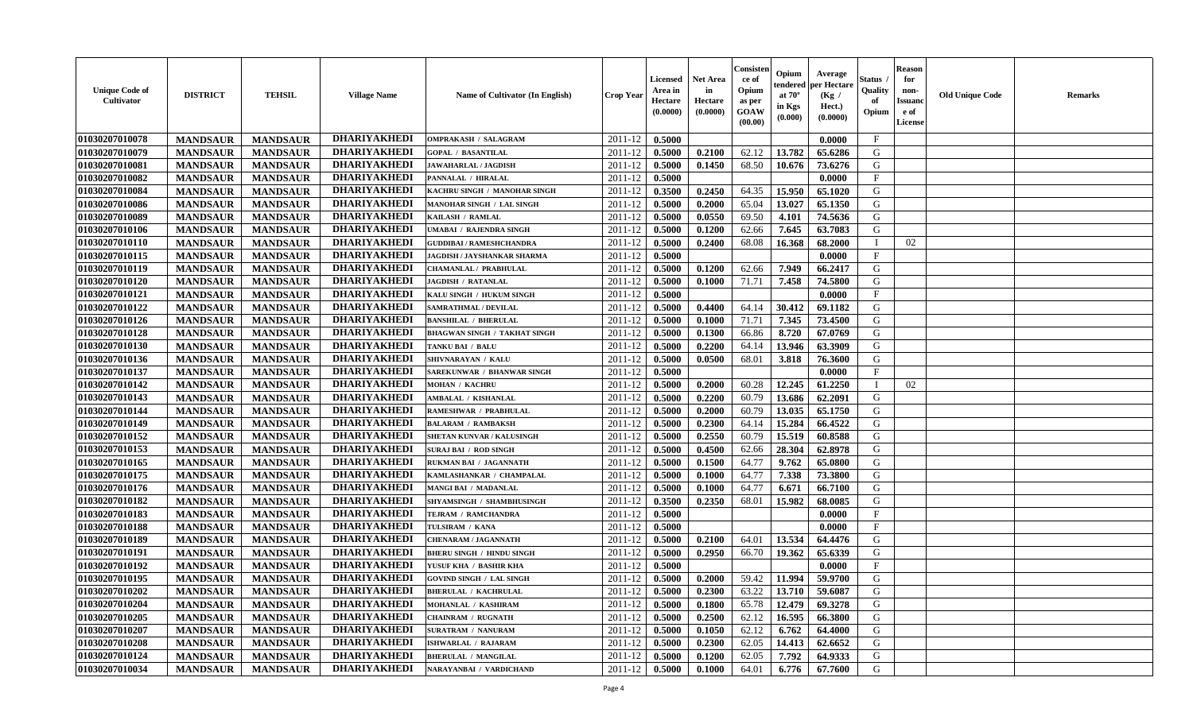| Unique Code of Cultivator | DISTRICT | TEHSIL | Village Name | Name of Cultivator (In English) | Crop Year | Licensed Area in Hectare (0.0000) | Net Area in Hectare (0.0000) | Consistence of Opium as per GOAW (00.00) | Opium tendered at 70° in Kgs (0.000) | Average per Hectare (Kg / Hect.) (0.0000) | Status / Quality of Opium | Reason for non-Issuance of License | Old Unique Code | Remarks |
|---|---|---|---|---|---|---|---|---|---|---|---|---|---|---|
| 01030207010078 | MANDSAUR | MANDSAUR | DHARIYAKHEDI | OMPRAKASH / SALAGRAM | 2011-12 | 0.5000 | | | | 0.0000 | F | | | |
| 01030207010079 | MANDSAUR | MANDSAUR | DHARIYAKHEDI | GOPAL / BASANTILAL | 2011-12 | 0.5000 | 0.2100 | 62.12 | 13.782 | 65.6286 | G | | | |
| 01030207010081 | MANDSAUR | MANDSAUR | DHARIYAKHEDI | JAWAHARLAL / JAGDISH | 2011-12 | 0.5000 | 0.1450 | 68.50 | 10.676 | 73.6276 | G | | | |
| 01030207010082 | MANDSAUR | MANDSAUR | DHARIYAKHEDI | PANNALAL / HIRALAL | 2011-12 | 0.5000 | | | | 0.0000 | F | | | |
| 01030207010084 | MANDSAUR | MANDSAUR | DHARIYAKHEDI | KACHRU SINGH / MANOHAR SINGH | 2011-12 | 0.3500 | 0.2450 | 64.35 | 15.950 | 65.1020 | G | | | |
| 01030207010086 | MANDSAUR | MANDSAUR | DHARIYAKHEDI | MANOHAR SINGH / LAL SINGH | 2011-12 | 0.5000 | 0.2000 | 65.04 | 13.027 | 65.1350 | G | | | |
| 01030207010089 | MANDSAUR | MANDSAUR | DHARIYAKHEDI | KAILASH / RAMLAL | 2011-12 | 0.5000 | 0.0550 | 69.50 | 4.101 | 74.5636 | G | | | |
| 01030207010106 | MANDSAUR | MANDSAUR | DHARIYAKHEDI | UMABAI / RAJENDRA SINGH | 2011-12 | 0.5000 | 0.1200 | 62.66 | 7.645 | 63.7083 | G | | | |
| 01030207010110 | MANDSAUR | MANDSAUR | DHARIYAKHEDI | GUDDIBAI / RAMESHCHANDRA | 2011-12 | 0.5000 | 0.2400 | 68.08 | 16.368 | 68.2000 | I | 02 | | |
| 01030207010115 | MANDSAUR | MANDSAUR | DHARIYAKHEDI | JAGDISH / JAYSHANKAR SHARMA | 2011-12 | 0.5000 | | | | 0.0000 | F | | | |
| 01030207010119 | MANDSAUR | MANDSAUR | DHARIYAKHEDI | CHAMANLAL / PRABHULAL | 2011-12 | 0.5000 | 0.1200 | 62.66 | 7.949 | 66.2417 | G | | | |
| 01030207010120 | MANDSAUR | MANDSAUR | DHARIYAKHEDI | JAGDISH / RATANLAL | 2011-12 | 0.5000 | 0.1000 | 71.71 | 7.458 | 74.5800 | G | | | |
| 01030207010121 | MANDSAUR | MANDSAUR | DHARIYAKHEDI | KALU SINGH / HUKUM SINGH | 2011-12 | 0.5000 | | | | 0.0000 | F | | | |
| 01030207010122 | MANDSAUR | MANDSAUR | DHARIYAKHEDI | SAMRATHMAL / DEVILAL | 2011-12 | 0.5000 | 0.4400 | 64.14 | 30.412 | 69.1182 | G | | | |
| 01030207010126 | MANDSAUR | MANDSAUR | DHARIYAKHEDI | BANSHILAL / BHERULAL | 2011-12 | 0.5000 | 0.1000 | 71.71 | 7.345 | 73.4500 | G | | | |
| 01030207010128 | MANDSAUR | MANDSAUR | DHARIYAKHEDI | BHAGWAN SINGH / TAKHAT SINGH | 2011-12 | 0.5000 | 0.1300 | 66.86 | 8.720 | 67.0769 | G | | | |
| 01030207010130 | MANDSAUR | MANDSAUR | DHARIYAKHEDI | TANKU BAI / BALU | 2011-12 | 0.5000 | 0.2200 | 64.14 | 13.946 | 63.3909 | G | | | |
| 01030207010136 | MANDSAUR | MANDSAUR | DHARIYAKHEDI | SHIVNARAYAN / KALU | 2011-12 | 0.5000 | 0.0500 | 68.01 | 3.818 | 76.3600 | G | | | |
| 01030207010137 | MANDSAUR | MANDSAUR | DHARIYAKHEDI | SAREKUNWAR / BHANWAR SINGH | 2011-12 | 0.5000 | | | | 0.0000 | F | | | |
| 01030207010142 | MANDSAUR | MANDSAUR | DHARIYAKHEDI | MOHAN / KACHRU | 2011-12 | 0.5000 | 0.2000 | 60.28 | 12.245 | 61.2250 | I | 02 | | |
| 01030207010143 | MANDSAUR | MANDSAUR | DHARIYAKHEDI | AMBALAL / KISHANLAL | 2011-12 | 0.5000 | 0.2200 | 60.79 | 13.686 | 62.2091 | G | | | |
| 01030207010144 | MANDSAUR | MANDSAUR | DHARIYAKHEDI | RAMESHWAR / PRABHULAL | 2011-12 | 0.5000 | 0.2000 | 60.79 | 13.035 | 65.1750 | G | | | |
| 01030207010149 | MANDSAUR | MANDSAUR | DHARIYAKHEDI | BALARAM / RAMBAKSH | 2011-12 | 0.5000 | 0.2300 | 64.14 | 15.284 | 66.4522 | G | | | |
| 01030207010152 | MANDSAUR | MANDSAUR | DHARIYAKHEDI | SHETAN KUNVAR / KALUSINGH | 2011-12 | 0.5000 | 0.2550 | 60.79 | 15.519 | 60.8588 | G | | | |
| 01030207010153 | MANDSAUR | MANDSAUR | DHARIYAKHEDI | SURAJ BAI / ROD SINGH | 2011-12 | 0.5000 | 0.4500 | 62.66 | 28.304 | 62.8978 | G | | | |
| 01030207010165 | MANDSAUR | MANDSAUR | DHARIYAKHEDI | RUKMAN BAI / JAGANNATH | 2011-12 | 0.5000 | 0.1500 | 64.77 | 9.762 | 65.0800 | G | | | |
| 01030207010175 | MANDSAUR | MANDSAUR | DHARIYAKHEDI | KAMLASHANKAR / CHAMPALAL | 2011-12 | 0.5000 | 0.1000 | 64.77 | 7.338 | 73.3800 | G | | | |
| 01030207010176 | MANDSAUR | MANDSAUR | DHARIYAKHEDI | MANGI BAI / MADANLAL | 2011-12 | 0.5000 | 0.1000 | 64.77 | 6.671 | 66.7100 | G | | | |
| 01030207010182 | MANDSAUR | MANDSAUR | DHARIYAKHEDI | SHYAMSINGH / SHAMBHUSINGH | 2011-12 | 0.3500 | 0.2350 | 68.01 | 15.982 | 68.0085 | G | | | |
| 01030207010183 | MANDSAUR | MANDSAUR | DHARIYAKHEDI | TEJRAM / RAMCHANDRA | 2011-12 | 0.5000 | | | | 0.0000 | F | | | |
| 01030207010188 | MANDSAUR | MANDSAUR | DHARIYAKHEDI | TULSIRAM / KANA | 2011-12 | 0.5000 | | | | 0.0000 | F | | | |
| 01030207010189 | MANDSAUR | MANDSAUR | DHARIYAKHEDI | CHENARAM / JAGANNATH | 2011-12 | 0.5000 | 0.2100 | 64.01 | 13.534 | 64.4476 | G | | | |
| 01030207010191 | MANDSAUR | MANDSAUR | DHARIYAKHEDI | BHERU SINGH / HINDU SINGH | 2011-12 | 0.5000 | 0.2950 | 66.70 | 19.362 | 65.6339 | G | | | |
| 01030207010192 | MANDSAUR | MANDSAUR | DHARIYAKHEDI | YUSUF KHA / BASHIR KHA | 2011-12 | 0.5000 | | | | 0.0000 | F | | | |
| 01030207010195 | MANDSAUR | MANDSAUR | DHARIYAKHEDI | GOVIND SINGH / LAL SINGH | 2011-12 | 0.5000 | 0.2000 | 59.42 | 11.994 | 59.9700 | G | | | |
| 01030207010202 | MANDSAUR | MANDSAUR | DHARIYAKHEDI | BHERULAL / KACHRULAL | 2011-12 | 0.5000 | 0.2300 | 63.22 | 13.710 | 59.6087 | G | | | |
| 01030207010204 | MANDSAUR | MANDSAUR | DHARIYAKHEDI | MOHANLAL / KASHIRAM | 2011-12 | 0.5000 | 0.1800 | 65.78 | 12.479 | 69.3278 | G | | | |
| 01030207010205 | MANDSAUR | MANDSAUR | DHARIYAKHEDI | CHAINRAM / RUGNATH | 2011-12 | 0.5000 | 0.2500 | 62.12 | 16.595 | 66.3800 | G | | | |
| 01030207010207 | MANDSAUR | MANDSAUR | DHARIYAKHEDI | SURATRAM / NANURAM | 2011-12 | 0.5000 | 0.1050 | 62.12 | 6.762 | 64.4000 | G | | | |
| 01030207010208 | MANDSAUR | MANDSAUR | DHARIYAKHEDI | ISHWARLAL / RAJARAM | 2011-12 | 0.5000 | 0.2300 | 62.05 | 14.413 | 62.6652 | G | | | |
| 01030207010124 | MANDSAUR | MANDSAUR | DHARIYAKHEDI | BHERULAL / MANGILAL | 2011-12 | 0.5000 | 0.1200 | 62.05 | 7.792 | 64.9333 | G | | | |
| 01030207010034 | MANDSAUR | MANDSAUR | DHARIYAKHEDI | NARAYANBAI / VARDICHAND | 2011-12 | 0.5000 | 0.1000 | 64.01 | 6.776 | 67.7600 | G | | | |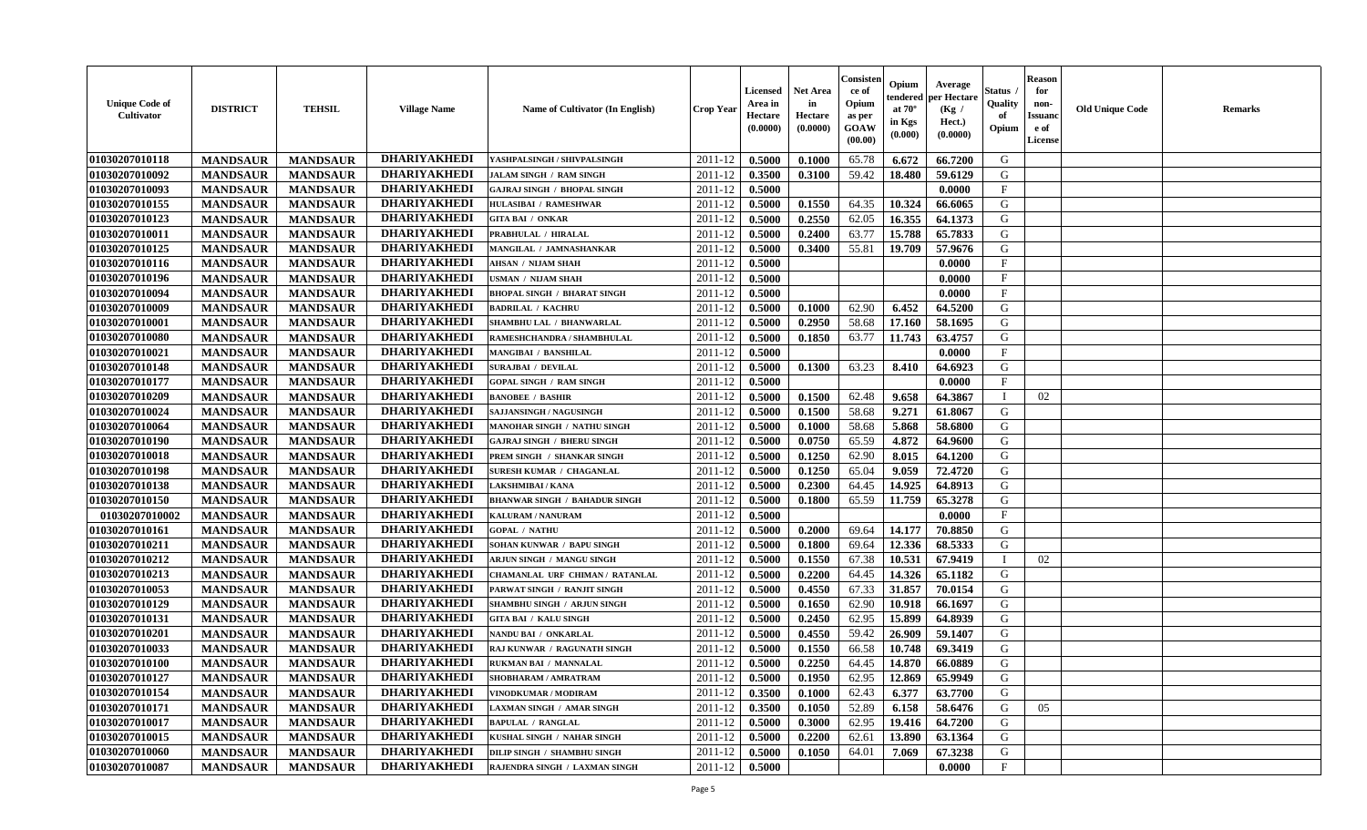| Unique Code of Cultivator | DISTRICT | TEHSIL | Village Name | Name of Cultivator (In English) | Crop Year | Licensed Area in Hectare (0.0000) | Net Area in Hectare (0.0000) | Consistence of Opium as per GOAW (00.00) | Opium tendered at 70° in Kgs (0.000) | Average per Hectare (Kg / Hect.) (0.0000) | Status / Quality of Opium | Reason for non-Issuance of License | Old Unique Code | Remarks |
|---|---|---|---|---|---|---|---|---|---|---|---|---|---|---|
| 01030207010118 | MANDSAUR | MANDSAUR | DHARIYAKHEDI | YASHPALSINGH / SHIVPALSINGH | 2011-12 | 0.5000 | 0.1000 | 65.78 | 6.672 | 66.7200 | G | | | |
| 01030207010092 | MANDSAUR | MANDSAUR | DHARIYAKHEDI | JALAM SINGH / RAM SINGH | 2011-12 | 0.3500 | 0.3100 | 59.42 | 18.480 | 59.6129 | G | | | |
| 01030207010093 | MANDSAUR | MANDSAUR | DHARIYAKHEDI | GAJRAJ SINGH / BHOPAL SINGH | 2011-12 | 0.5000 | | | | 0.0000 | F | | | |
| 01030207010155 | MANDSAUR | MANDSAUR | DHARIYAKHEDI | HULASIBAI / RAMESHWAR | 2011-12 | 0.5000 | 0.1550 | 64.35 | 10.324 | 66.6065 | G | | | |
| 01030207010123 | MANDSAUR | MANDSAUR | DHARIYAKHEDI | GITA BAI / ONKAR | 2011-12 | 0.5000 | 0.2550 | 62.05 | 16.355 | 64.1373 | G | | | |
| 01030207010011 | MANDSAUR | MANDSAUR | DHARIYAKHEDI | PRABHULAL / HIRALAL | 2011-12 | 0.5000 | 0.2400 | 63.77 | 15.788 | 65.7833 | G | | | |
| 01030207010125 | MANDSAUR | MANDSAUR | DHARIYAKHEDI | MANGILAL / JAMNASHANKAR | 2011-12 | 0.5000 | 0.3400 | 55.81 | 19.709 | 57.9676 | G | | | |
| 01030207010116 | MANDSAUR | MANDSAUR | DHARIYAKHEDI | AHSAN / NIJAM SHAH | 2011-12 | 0.5000 | | | | 0.0000 | F | | | |
| 01030207010196 | MANDSAUR | MANDSAUR | DHARIYAKHEDI | USMAN / NIJAM SHAH | 2011-12 | 0.5000 | | | | 0.0000 | F | | | |
| 01030207010094 | MANDSAUR | MANDSAUR | DHARIYAKHEDI | BHOPAL SINGH / BHARAT SINGH | 2011-12 | 0.5000 | | | | 0.0000 | F | | | |
| 01030207010009 | MANDSAUR | MANDSAUR | DHARIYAKHEDI | BADRILAL / KACHRU | 2011-12 | 0.5000 | 0.1000 | 62.90 | 6.452 | 64.5200 | G | | | |
| 01030207010001 | MANDSAUR | MANDSAUR | DHARIYAKHEDI | SHAMBHU LAL / BHANWARLAL | 2011-12 | 0.5000 | 0.2950 | 58.68 | 17.160 | 58.1695 | G | | | |
| 01030207010080 | MANDSAUR | MANDSAUR | DHARIYAKHEDI | RAMESHCHANDRA / SHAMBHULAL | 2011-12 | 0.5000 | 0.1850 | 63.77 | 11.743 | 63.4757 | G | | | |
| 01030207010021 | MANDSAUR | MANDSAUR | DHARIYAKHEDI | MANGIBAI / BANSHILAL | 2011-12 | 0.5000 | | | | 0.0000 | F | | | |
| 01030207010148 | MANDSAUR | MANDSAUR | DHARIYAKHEDI | SURAJBAI / DEVILAL | 2011-12 | 0.5000 | 0.1300 | 63.23 | 8.410 | 64.6923 | G | | | |
| 01030207010177 | MANDSAUR | MANDSAUR | DHARIYAKHEDI | GOPAL SINGH / RAM SINGH | 2011-12 | 0.5000 | | | | 0.0000 | F | | | |
| 01030207010209 | MANDSAUR | MANDSAUR | DHARIYAKHEDI | BANOBEE / BASHIR | 2011-12 | 0.5000 | 0.1500 | 62.48 | 9.658 | 64.3867 | I | 02 | | |
| 01030207010024 | MANDSAUR | MANDSAUR | DHARIYAKHEDI | SAJJANSINGH / NAGUSINGH | 2011-12 | 0.5000 | 0.1500 | 58.68 | 9.271 | 61.8067 | G | | | |
| 01030207010064 | MANDSAUR | MANDSAUR | DHARIYAKHEDI | MANOHAR SINGH / NATHU SINGH | 2011-12 | 0.5000 | 0.1000 | 58.68 | 5.868 | 58.6800 | G | | | |
| 01030207010190 | MANDSAUR | MANDSAUR | DHARIYAKHEDI | GAJRAJ SINGH / BHERU SINGH | 2011-12 | 0.5000 | 0.0750 | 65.59 | 4.872 | 64.9600 | G | | | |
| 01030207010018 | MANDSAUR | MANDSAUR | DHARIYAKHEDI | PREM SINGH / SHANKAR SINGH | 2011-12 | 0.5000 | 0.1250 | 62.90 | 8.015 | 64.1200 | G | | | |
| 01030207010198 | MANDSAUR | MANDSAUR | DHARIYAKHEDI | SURESH KUMAR / CHAGANLAL | 2011-12 | 0.5000 | 0.1250 | 65.04 | 9.059 | 72.4720 | G | | | |
| 01030207010138 | MANDSAUR | MANDSAUR | DHARIYAKHEDI | LAKSHMIBAI / KANA | 2011-12 | 0.5000 | 0.2300 | 64.45 | 14.925 | 64.8913 | G | | | |
| 01030207010150 | MANDSAUR | MANDSAUR | DHARIYAKHEDI | BHANWAR SINGH / BAHADUR SINGH | 2011-12 | 0.5000 | 0.1800 | 65.59 | 11.759 | 65.3278 | G | | | |
| 01030207010002 | MANDSAUR | MANDSAUR | DHARIYAKHEDI | KALURAM / NANURAM | 2011-12 | 0.5000 | | | | 0.0000 | F | | | |
| 01030207010161 | MANDSAUR | MANDSAUR | DHARIYAKHEDI | GOPAL / NATHU | 2011-12 | 0.5000 | 0.2000 | 69.64 | 14.177 | 70.8850 | G | | | |
| 01030207010211 | MANDSAUR | MANDSAUR | DHARIYAKHEDI | SOHAN KUNWAR / BAPU SINGH | 2011-12 | 0.5000 | 0.1800 | 69.64 | 12.336 | 68.5333 | G | | | |
| 01030207010212 | MANDSAUR | MANDSAUR | DHARIYAKHEDI | ARJUN SINGH / MANGU SINGH | 2011-12 | 0.5000 | 0.1550 | 67.38 | 10.531 | 67.9419 | I | 02 | | |
| 01030207010213 | MANDSAUR | MANDSAUR | DHARIYAKHEDI | CHAMANLAL URF CHIMAN / RATANLAL | 2011-12 | 0.5000 | 0.2200 | 64.45 | 14.326 | 65.1182 | G | | | |
| 01030207010053 | MANDSAUR | MANDSAUR | DHARIYAKHEDI | PARWAT SINGH / RANJIT SINGH | 2011-12 | 0.5000 | 0.4550 | 67.33 | 31.857 | 70.0154 | G | | | |
| 01030207010129 | MANDSAUR | MANDSAUR | DHARIYAKHEDI | SHAMBHU SINGH / ARJUN SINGH | 2011-12 | 0.5000 | 0.1650 | 62.90 | 10.918 | 66.1697 | G | | | |
| 01030207010131 | MANDSAUR | MANDSAUR | DHARIYAKHEDI | GITA BAI / KALU SINGH | 2011-12 | 0.5000 | 0.2450 | 62.95 | 15.899 | 64.8939 | G | | | |
| 01030207010201 | MANDSAUR | MANDSAUR | DHARIYAKHEDI | NANDU BAI / ONKARLAL | 2011-12 | 0.5000 | 0.4550 | 59.42 | 26.909 | 59.1407 | G | | | |
| 01030207010033 | MANDSAUR | MANDSAUR | DHARIYAKHEDI | RAJ KUNWAR / RAGUNATH SINGH | 2011-12 | 0.5000 | 0.1550 | 66.58 | 10.748 | 69.3419 | G | | | |
| 01030207010100 | MANDSAUR | MANDSAUR | DHARIYAKHEDI | RUKMAN BAI / MANNALAL | 2011-12 | 0.5000 | 0.2250 | 64.45 | 14.870 | 66.0889 | G | | | |
| 01030207010127 | MANDSAUR | MANDSAUR | DHARIYAKHEDI | SHOBHARAM / AMRATRAM | 2011-12 | 0.5000 | 0.1950 | 62.95 | 12.869 | 65.9949 | G | | | |
| 01030207010154 | MANDSAUR | MANDSAUR | DHARIYAKHEDI | VINODKUMAR / MODIRAM | 2011-12 | 0.3500 | 0.1000 | 62.43 | 6.377 | 63.7700 | G | | | |
| 01030207010171 | MANDSAUR | MANDSAUR | DHARIYAKHEDI | LAXMAN SINGH / AMAR SINGH | 2011-12 | 0.3500 | 0.1050 | 52.89 | 6.158 | 58.6476 | G | 05 | | |
| 01030207010017 | MANDSAUR | MANDSAUR | DHARIYAKHEDI | BAPULAL / RANGLAL | 2011-12 | 0.5000 | 0.3000 | 62.95 | 19.416 | 64.7200 | G | | | |
| 01030207010015 | MANDSAUR | MANDSAUR | DHARIYAKHEDI | KUSHAL SINGH / NAHAR SINGH | 2011-12 | 0.5000 | 0.2200 | 62.61 | 13.890 | 63.1364 | G | | | |
| 01030207010060 | MANDSAUR | MANDSAUR | DHARIYAKHEDI | DILIP SINGH / SHAMBHU SINGH | 2011-12 | 0.5000 | 0.1050 | 64.01 | 7.069 | 67.3238 | G | | | |
| 01030207010087 | MANDSAUR | MANDSAUR | DHARIYAKHEDI | RAJENDRA SINGH / LAXMAN SINGH | 2011-12 | 0.5000 | | | | 0.0000 | F | | | |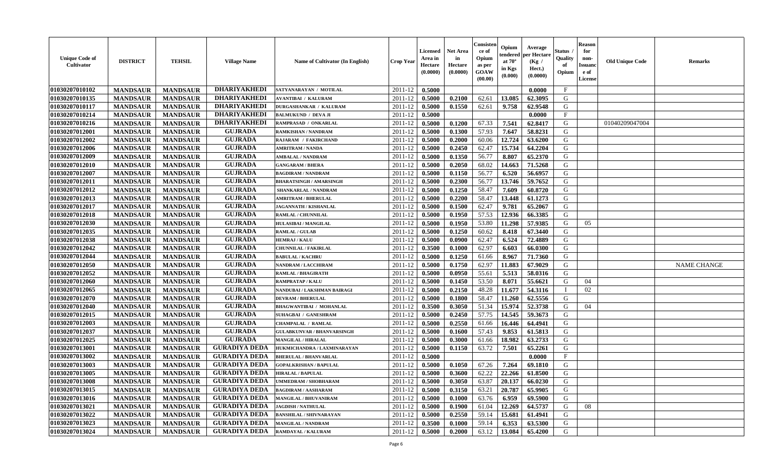| Unique Code of Cultivator | DISTRICT | TEHSIL | Village Name | Name of Cultivator (In English) | Crop Year | Licensed Area in Hectare (0.0000) | Net Area in Hectare (0.0000) | Consistence of Opium as per GOAW (00.00) | Opium tendered at 70° in Kgs (0.000) | Average per Hectare (Kg / Hect.) (0.0000) | Status / Quality of Opium | Reason for non-Issuance of License | Old Unique Code | Remarks |
|---|---|---|---|---|---|---|---|---|---|---|---|---|---|---|
| 01030207010102 | MANDSAUR | MANDSAUR | DHARIYAKHEDI | SATYANARAYAN / MOTILAL | 2011-12 | 0.5000 | | | | 0.0000 | F | | | |
| 01030207010135 | MANDSAUR | MANDSAUR | DHARIYAKHEDI | AVANTIBAI / KALURAM | 2011-12 | 0.5000 | 0.2100 | 62.61 | 13.085 | 62.3095 | G | | | |
| 01030207010117 | MANDSAUR | MANDSAUR | DHARIYAKHEDI | DURGASHANKAR / KALURAM | 2011-12 | 0.5000 | 0.1550 | 62.61 | 9.758 | 62.9548 | G | | | |
| 01030207010214 | MANDSAUR | MANDSAUR | DHARIYAKHEDI | BALMUKUND / DEVA JI | 2011-12 | 0.5000 | | | | 0.0000 | F | | | |
| 01030207010216 | MANDSAUR | MANDSAUR | DHARIYAKHEDI | RAMPRASAD / ONKARLAL | 2011-12 | 0.5000 | 0.1200 | 67.33 | 7.541 | 62.8417 | G | | 01040209047004 | |
| 01030207012001 | MANDSAUR | MANDSAUR | GUJRADA | RAMKISHAN / NANDRAM | 2011-12 | 0.5000 | 0.1300 | 57.93 | 7.647 | 58.8231 | G | | | |
| 01030207012002 | MANDSAUR | MANDSAUR | GUJRADA | RAJARAM / FAKIRCHAND | 2011-12 | 0.5000 | 0.2000 | 60.06 | 12.724 | 63.6200 | G | | | |
| 01030207012006 | MANDSAUR | MANDSAUR | GUJRADA | AMRITRAM / NANDA | 2011-12 | 0.5000 | 0.2450 | 62.47 | 15.734 | 64.2204 | G | | | |
| 01030207012009 | MANDSAUR | MANDSAUR | GUJRADA | AMBALAL / NANDRAM | 2011-12 | 0.5000 | 0.1350 | 56.77 | 8.807 | 65.2370 | G | | | |
| 01030207012010 | MANDSAUR | MANDSAUR | GUJRADA | GANGARAM / BHERA | 2011-12 | 0.5000 | 0.2050 | 68.02 | 14.663 | 71.5268 | G | | | |
| 01030207012007 | MANDSAUR | MANDSAUR | GUJRADA | BAGDIRAM / NANDRAM | 2011-12 | 0.5000 | 0.1150 | 56.77 | 6.520 | 56.6957 | G | | | |
| 01030207012011 | MANDSAUR | MANDSAUR | GUJRADA | BHARATSINGH / AMARSINGH | 2011-12 | 0.5000 | 0.2300 | 56.77 | 13.746 | 59.7652 | G | | | |
| 01030207012012 | MANDSAUR | MANDSAUR | GUJRADA | SHANKARLAL / NANDRAM | 2011-12 | 0.5000 | 0.1250 | 58.47 | 7.609 | 60.8720 | G | | | |
| 01030207012013 | MANDSAUR | MANDSAUR | GUJRADA | AMRITRAM / BHERULAL | 2011-12 | 0.5000 | 0.2200 | 58.47 | 13.448 | 61.1273 | G | | | |
| 01030207012017 | MANDSAUR | MANDSAUR | GUJRADA | JAGANNATH / KISHANLAL | 2011-12 | 0.5000 | 0.1500 | 62.47 | 9.781 | 65.2067 | G | | | |
| 01030207012018 | MANDSAUR | MANDSAUR | GUJRADA | RAMLAL / CHUNNILAL | 2011-12 | 0.5000 | 0.1950 | 57.53 | 12.936 | 66.3385 | G | | | |
| 01030207012030 | MANDSAUR | MANDSAUR | GUJRADA | HULASIBAI / MANGILAL | 2011-12 | 0.5000 | 0.1950 | 53.80 | 11.298 | 57.9385 | G | 05 | | |
| 01030207012035 | MANDSAUR | MANDSAUR | GUJRADA | RAMLAL / GULAB | 2011-12 | 0.5000 | 0.1250 | 60.62 | 8.418 | 67.3440 | G | | | |
| 01030207012038 | MANDSAUR | MANDSAUR | GUJRADA | HEMRAJ / KALU | 2011-12 | 0.5000 | 0.0900 | 62.47 | 6.524 | 72.4889 | G | | | |
| 01030207012042 | MANDSAUR | MANDSAUR | GUJRADA | CHUNNILAL / FAKIRLAL | 2011-12 | 0.3500 | 0.1000 | 62.97 | 6.603 | 66.0300 | G | | | |
| 01030207012044 | MANDSAUR | MANDSAUR | GUJRADA | BABULAL / KACHRU | 2011-12 | 0.5000 | 0.1250 | 61.66 | 8.967 | 71.7360 | G | | | |
| 01030207012050 | MANDSAUR | MANDSAUR | GUJRADA | NANDRAM / LACCHIRAM | 2011-12 | 0.5000 | 0.1750 | 62.97 | 11.883 | 67.9029 | G | | | NAME CHANGE |
| 01030207012052 | MANDSAUR | MANDSAUR | GUJRADA | RAMLAL / BHAGIRATH | 2011-12 | 0.5000 | 0.0950 | 55.61 | 5.513 | 58.0316 | G | | | |
| 01030207012060 | MANDSAUR | MANDSAUR | GUJRADA | RAMPRATAP / KALU | 2011-12 | 0.5000 | 0.1450 | 53.50 | 8.071 | 55.6621 | G | 04 | | |
| 01030207012065 | MANDSAUR | MANDSAUR | GUJRADA | NANDUBAI / LAKSHMAN BAIRAGI | 2011-12 | 0.5000 | 0.2150 | 48.28 | 11.677 | 54.3116 | I | 02 | | |
| 01030207012070 | MANDSAUR | MANDSAUR | GUJRADA | DEVRAM / BHERULAL | 2011-12 | 0.5000 | 0.1800 | 58.47 | 11.260 | 62.5556 | G | | | |
| 01030207012040 | MANDSAUR | MANDSAUR | GUJRADA | BHAGWANTIBAI / MOHANLAL | 2011-12 | 0.3500 | 0.3050 | 51.34 | 15.974 | 52.3738 | G | 04 | | |
| 01030207012015 | MANDSAUR | MANDSAUR | GUJRADA | SUHAGBAI / GANESHRAM | 2011-12 | 0.5000 | 0.2450 | 57.75 | 14.545 | 59.3673 | G | | | |
| 01030207012003 | MANDSAUR | MANDSAUR | GUJRADA | CHAMPALAL / RAMLAL | 2011-12 | 0.5000 | 0.2550 | 61.66 | 16.446 | 64.4941 | G | | | |
| 01030207012037 | MANDSAUR | MANDSAUR | GUJRADA | GULABKUNVAR / BHANVARSINGH | 2011-12 | 0.5000 | 0.1600 | 57.43 | 9.853 | 61.5813 | G | | | |
| 01030207012025 | MANDSAUR | MANDSAUR | GUJRADA | MANGILAL / HIRALAL | 2011-12 | 0.5000 | 0.3000 | 61.66 | 18.982 | 63.2733 | G | | | |
| 01030207013001 | MANDSAUR | MANDSAUR | GURADIYA DEDA | HUKMICHANDRA / LAXMINARAYAN | 2011-12 | 0.5000 | 0.1150 | 63.72 | 7.501 | 65.2261 | G | | | |
| 01030207013002 | MANDSAUR | MANDSAUR | GURADIYA DEDA | BHERULAL / BHANVARLAL | 2011-12 | 0.5000 | | | | 0.0000 | F | | | |
| 01030207013003 | MANDSAUR | MANDSAUR | GURADIYA DEDA | GOPALKRISHAN / BAPULAL | 2011-12 | 0.5000 | 0.1050 | 67.26 | 7.264 | 69.1810 | G | | | |
| 01030207013005 | MANDSAUR | MANDSAUR | GURADIYA DEDA | HIRALAL / BAPULAL | 2011-12 | 0.5000 | 0.3600 | 62.22 | 22.266 | 61.8500 | G | | | |
| 01030207013008 | MANDSAUR | MANDSAUR | GURADIYA DEDA | UMMEDRAM / SHOBHARAM | 2011-12 | 0.5000 | 0.3050 | 63.87 | 20.137 | 66.0230 | G | | | |
| 01030207013015 | MANDSAUR | MANDSAUR | GURADIYA DEDA | BAGDIRAM / AASHARAM | 2011-12 | 0.5000 | 0.3150 | 63.21 | 20.787 | 65.9905 | G | | | |
| 01030207013016 | MANDSAUR | MANDSAUR | GURADIYA DEDA | MANGILAL / BHUVANIRAM | 2011-12 | 0.5000 | 0.1000 | 63.76 | 6.959 | 69.5900 | G | | | |
| 01030207013021 | MANDSAUR | MANDSAUR | GURADIYA DEDA | JAGDISH / NATHULAL | 2011-12 | 0.5000 | 0.1900 | 61.04 | 12.269 | 64.5737 | G | 08 | | |
| 01030207013022 | MANDSAUR | MANDSAUR | GURADIYA DEDA | BANSHILAL / SHIVNARAYAN | 2011-12 | 0.5000 | 0.2550 | 59.14 | 15.681 | 61.4941 | G | | | |
| 01030207013023 | MANDSAUR | MANDSAUR | GURADIYA DEDA | MANGILAL / NANDRAM | 2011-12 | 0.3500 | 0.1000 | 59.14 | 6.353 | 63.5300 | G | | | |
| 01030207013024 | MANDSAUR | MANDSAUR | GURADIYA DEDA | RAMDAYAL / KALURAM | 2011-12 | 0.5000 | 0.2000 | 63.12 | 13.084 | 65.4200 | G | | | |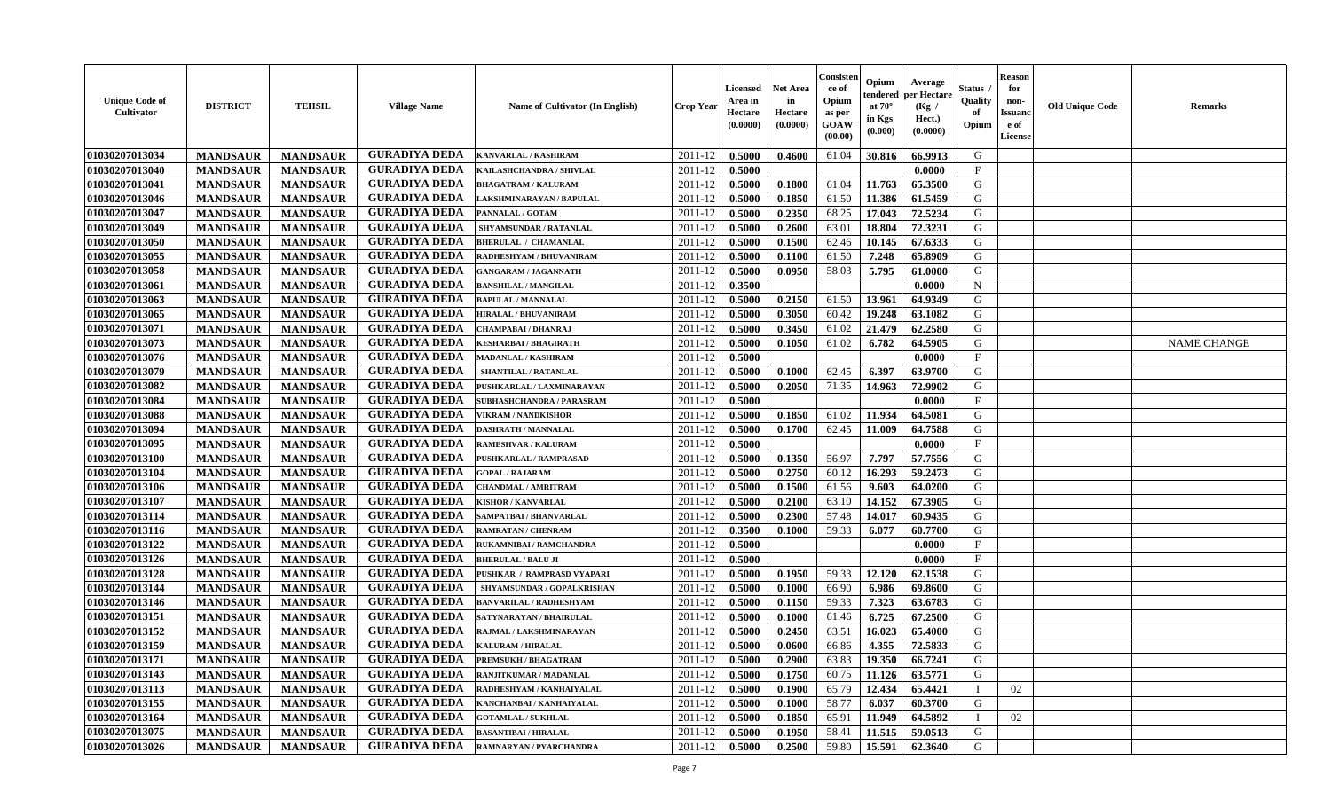| Unique Code of Cultivator | DISTRICT | TEHSIL | Village Name | Name of Cultivator (In English) | Crop Year | Licensed Area in Hectare (0.0000) | Net Area in Hectare (0.0000) | Consistence of Opium as per GOAW (00.00) | Opium tendered at 70° in Kgs (0.000) | Average per Hectare (Kg / Hect.) (0.0000) | Status / Quality of Opium | Reason for non-Issuance of License | Old Unique Code | Remarks |
|---|---|---|---|---|---|---|---|---|---|---|---|---|---|---|
| 01030207013034 | MANDSAUR | MANDSAUR | GURADIYA DEDA | KANVARLAL / KASHIRAM | 2011-12 | 0.5000 | 0.4600 | 61.04 | 30.816 | 66.9913 | G | | | |
| 01030207013040 | MANDSAUR | MANDSAUR | GURADIYA DEDA | KAILASHCHANDRA / SHIVLAL | 2011-12 | 0.5000 | | | | 0.0000 | F | | | |
| 01030207013041 | MANDSAUR | MANDSAUR | GURADIYA DEDA | BHAGATRAM / KALURAM | 2011-12 | 0.5000 | 0.1800 | 61.04 | 11.763 | 65.3500 | G | | | |
| 01030207013046 | MANDSAUR | MANDSAUR | GURADIYA DEDA | LAKSHMINARAYAN / BAPULAL | 2011-12 | 0.5000 | 0.1850 | 61.50 | 11.386 | 61.5459 | G | | | |
| 01030207013047 | MANDSAUR | MANDSAUR | GURADIYA DEDA | PANNALAL / GOTAM | 2011-12 | 0.5000 | 0.2350 | 68.25 | 17.043 | 72.5234 | G | | | |
| 01030207013049 | MANDSAUR | MANDSAUR | GURADIYA DEDA | SHYAMSUNDAR / RATANLAL | 2011-12 | 0.5000 | 0.2600 | 63.01 | 18.804 | 72.3231 | G | | | |
| 01030207013050 | MANDSAUR | MANDSAUR | GURADIYA DEDA | BHERULAL / CHAMANLAL | 2011-12 | 0.5000 | 0.1500 | 62.46 | 10.145 | 67.6333 | G | | | |
| 01030207013055 | MANDSAUR | MANDSAUR | GURADIYA DEDA | RADHESHYAM / BHUVANIRAM | 2011-12 | 0.5000 | 0.1100 | 61.50 | 7.248 | 65.8909 | G | | | |
| 01030207013058 | MANDSAUR | MANDSAUR | GURADIYA DEDA | GANGARAM / JAGANNATH | 2011-12 | 0.5000 | 0.0950 | 58.03 | 5.795 | 61.0000 | G | | | |
| 01030207013061 | MANDSAUR | MANDSAUR | GURADIYA DEDA | BANSHILAL / MANGILAL | 2011-12 | 0.3500 | | | | 0.0000 | N | | | |
| 01030207013063 | MANDSAUR | MANDSAUR | GURADIYA DEDA | BAPULAL / MANNALAL | 2011-12 | 0.5000 | 0.2150 | 61.50 | 13.961 | 64.9349 | G | | | |
| 01030207013065 | MANDSAUR | MANDSAUR | GURADIYA DEDA | HIRALAL / BHUVANIRAM | 2011-12 | 0.5000 | 0.3050 | 60.42 | 19.248 | 63.1082 | G | | | |
| 01030207013071 | MANDSAUR | MANDSAUR | GURADIYA DEDA | CHAMPABAI / DHANRAJ | 2011-12 | 0.5000 | 0.3450 | 61.02 | 21.479 | 62.2580 | G | | | |
| 01030207013073 | MANDSAUR | MANDSAUR | GURADIYA DEDA | KESHARBAI / BHAGIRATH | 2011-12 | 0.5000 | 0.1050 | 61.02 | 6.782 | 64.5905 | G | | | NAME CHANGE |
| 01030207013076 | MANDSAUR | MANDSAUR | GURADIYA DEDA | MADANLAL / KASHIRAM | 2011-12 | 0.5000 | | | | 0.0000 | F | | | |
| 01030207013079 | MANDSAUR | MANDSAUR | GURADIYA DEDA | SHANTILAL / RATANLAL | 2011-12 | 0.5000 | 0.1000 | 62.45 | 6.397 | 63.9700 | G | | | |
| 01030207013082 | MANDSAUR | MANDSAUR | GURADIYA DEDA | PUSHKARLAL / LAXMINARAYAN | 2011-12 | 0.5000 | 0.2050 | 71.35 | 14.963 | 72.9902 | G | | | |
| 01030207013084 | MANDSAUR | MANDSAUR | GURADIYA DEDA | SUBHASHCHANDRA / PARASRAM | 2011-12 | 0.5000 | | | | 0.0000 | F | | | |
| 01030207013088 | MANDSAUR | MANDSAUR | GURADIYA DEDA | VIKRAM / NANDKISHOR | 2011-12 | 0.5000 | 0.1850 | 61.02 | 11.934 | 64.5081 | G | | | |
| 01030207013094 | MANDSAUR | MANDSAUR | GURADIYA DEDA | DASHRATH / MANNALAL | 2011-12 | 0.5000 | 0.1700 | 62.45 | 11.009 | 64.7588 | G | | | |
| 01030207013095 | MANDSAUR | MANDSAUR | GURADIYA DEDA | RAMESHVAR / KALURAM | 2011-12 | 0.5000 | | | | 0.0000 | F | | | |
| 01030207013100 | MANDSAUR | MANDSAUR | GURADIYA DEDA | PUSHKARLAL / RAMPRASAD | 2011-12 | 0.5000 | 0.1350 | 56.97 | 7.797 | 57.7556 | G | | | |
| 01030207013104 | MANDSAUR | MANDSAUR | GURADIYA DEDA | GOPAL / RAJARAM | 2011-12 | 0.5000 | 0.2750 | 60.12 | 16.293 | 59.2473 | G | | | |
| 01030207013106 | MANDSAUR | MANDSAUR | GURADIYA DEDA | CHANDMAL / AMRITRAM | 2011-12 | 0.5000 | 0.1500 | 61.56 | 9.603 | 64.0200 | G | | | |
| 01030207013107 | MANDSAUR | MANDSAUR | GURADIYA DEDA | KISHOR / KANVARLAL | 2011-12 | 0.5000 | 0.2100 | 63.10 | 14.152 | 67.3905 | G | | | |
| 01030207013114 | MANDSAUR | MANDSAUR | GURADIYA DEDA | SAMPATBAI / BHANVARLAL | 2011-12 | 0.5000 | 0.2300 | 57.48 | 14.017 | 60.9435 | G | | | |
| 01030207013116 | MANDSAUR | MANDSAUR | GURADIYA DEDA | RAMRATAN / CHENRAM | 2011-12 | 0.3500 | 0.1000 | 59.33 | 6.077 | 60.7700 | G | | | |
| 01030207013122 | MANDSAUR | MANDSAUR | GURADIYA DEDA | RUKAMNIBAI / RAMCHANDRA | 2011-12 | 0.5000 | | | | 0.0000 | F | | | |
| 01030207013126 | MANDSAUR | MANDSAUR | GURADIYA DEDA | BHERULAL / BALU JI | 2011-12 | 0.5000 | | | | 0.0000 | F | | | |
| 01030207013128 | MANDSAUR | MANDSAUR | GURADIYA DEDA | PUSHKAR / RAMPRASD VYAPARI | 2011-12 | 0.5000 | 0.1950 | 59.33 | 12.120 | 62.1538 | G | | | |
| 01030207013144 | MANDSAUR | MANDSAUR | GURADIYA DEDA | SHYAMSUNDAR / GOPALKRISHAN | 2011-12 | 0.5000 | 0.1000 | 66.90 | 6.986 | 69.8600 | G | | | |
| 01030207013146 | MANDSAUR | MANDSAUR | GURADIYA DEDA | BANVARILAL / RADHESHYAM | 2011-12 | 0.5000 | 0.1150 | 59.33 | 7.323 | 63.6783 | G | | | |
| 01030207013151 | MANDSAUR | MANDSAUR | GURADIYA DEDA | SATYNARAYAN / BHAIRULAL | 2011-12 | 0.5000 | 0.1000 | 61.46 | 6.725 | 67.2500 | G | | | |
| 01030207013152 | MANDSAUR | MANDSAUR | GURADIYA DEDA | RAJMAL / LAKSHMINARAYAN | 2011-12 | 0.5000 | 0.2450 | 63.51 | 16.023 | 65.4000 | G | | | |
| 01030207013159 | MANDSAUR | MANDSAUR | GURADIYA DEDA | KALURAM / HIRALAL | 2011-12 | 0.5000 | 0.0600 | 66.86 | 4.355 | 72.5833 | G | | | |
| 01030207013171 | MANDSAUR | MANDSAUR | GURADIYA DEDA | PREMSUKH / BHAGATRAM | 2011-12 | 0.5000 | 0.2900 | 63.83 | 19.350 | 66.7241 | G | | | |
| 01030207013143 | MANDSAUR | MANDSAUR | GURADIYA DEDA | RANJITKUMAR / MADANLAL | 2011-12 | 0.5000 | 0.1750 | 60.75 | 11.126 | 63.5771 | G | | | |
| 01030207013113 | MANDSAUR | MANDSAUR | GURADIYA DEDA | RADHESHYAM / KANHAIYALAL | 2011-12 | 0.5000 | 0.1900 | 65.79 | 12.434 | 65.4421 | I | 02 | | |
| 01030207013155 | MANDSAUR | MANDSAUR | GURADIYA DEDA | KANCHANBAI / KANHAIYALAL | 2011-12 | 0.5000 | 0.1000 | 58.77 | 6.037 | 60.3700 | G | | | |
| 01030207013164 | MANDSAUR | MANDSAUR | GURADIYA DEDA | GOTAMLAL / SUKHLAL | 2011-12 | 0.5000 | 0.1850 | 65.91 | 11.949 | 64.5892 | I | 02 | | |
| 01030207013075 | MANDSAUR | MANDSAUR | GURADIYA DEDA | BASANTIBAI / HIRALAL | 2011-12 | 0.5000 | 0.1950 | 58.41 | 11.515 | 59.0513 | G | | | |
| 01030207013026 | MANDSAUR | MANDSAUR | GURADIYA DEDA | RAMNARYAN / PYARCHANDRA | 2011-12 | 0.5000 | 0.2500 | 59.80 | 15.591 | 62.3640 | G | | | |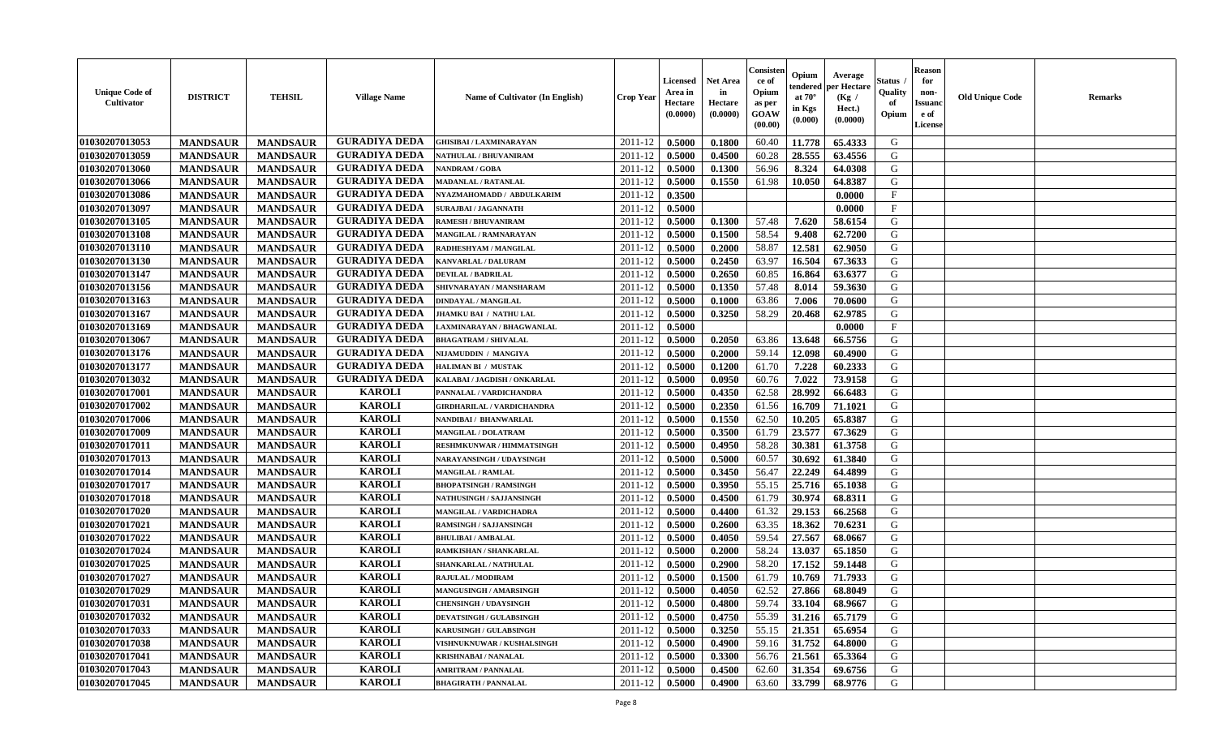| Unique Code of Cultivator | DISTRICT | TEHSIL | Village Name | Name of Cultivator (In English) | Crop Year | Licensed Area in Hectare (0.0000) | Net Area in Hectare (0.0000) | Consistence of Opium as per GOAW (00.00) | Opium tendered at 70° in Kgs (0.000) | Average per Hectare (Kg / Hect.) (0.0000) | Status / Quality of Opium | Reason for non-Issuance of License | Old Unique Code | Remarks |
|---|---|---|---|---|---|---|---|---|---|---|---|---|---|---|
| 01030207013053 | MANDSAUR | MANDSAUR | GURADIYA DEDA | GHISIBAI / LAXMINARAYAN | 2011-12 | 0.5000 | 0.1800 | 60.40 | 11.778 | 65.4333 | G | | | |
| 01030207013059 | MANDSAUR | MANDSAUR | GURADIYA DEDA | NATHULAL / BHUVANIRAM | 2011-12 | 0.5000 | 0.4500 | 60.28 | 28.555 | 63.4556 | G | | | |
| 01030207013060 | MANDSAUR | MANDSAUR | GURADIYA DEDA | NANDRAM / GOBA | 2011-12 | 0.5000 | 0.1300 | 56.96 | 8.324 | 64.0308 | G | | | |
| 01030207013066 | MANDSAUR | MANDSAUR | GURADIYA DEDA | MADANLAL / RATANLAL | 2011-12 | 0.5000 | 0.1550 | 61.98 | 10.050 | 64.8387 | G | | | |
| 01030207013086 | MANDSAUR | MANDSAUR | GURADIYA DEDA | NYAZMAHOMADD / ABDULKARIM | 2011-12 | 0.3500 | | | | 0.0000 | F | | | |
| 01030207013097 | MANDSAUR | MANDSAUR | GURADIYA DEDA | SURAJBAI / JAGANNATH | 2011-12 | 0.5000 | | | | 0.0000 | F | | | |
| 01030207013105 | MANDSAUR | MANDSAUR | GURADIYA DEDA | RAMESH / BHUVANIRAM | 2011-12 | 0.5000 | 0.1300 | 57.48 | 7.620 | 58.6154 | G | | | |
| 01030207013108 | MANDSAUR | MANDSAUR | GURADIYA DEDA | MANGILAL / RAMNARAYAN | 2011-12 | 0.5000 | 0.1500 | 58.54 | 9.408 | 62.7200 | G | | | |
| 01030207013110 | MANDSAUR | MANDSAUR | GURADIYA DEDA | RADHESHYAM / MANGILAL | 2011-12 | 0.5000 | 0.2000 | 58.87 | 12.581 | 62.9050 | G | | | |
| 01030207013130 | MANDSAUR | MANDSAUR | GURADIYA DEDA | KANVARLAL / DALURAM | 2011-12 | 0.5000 | 0.2450 | 63.97 | 16.504 | 67.3633 | G | | | |
| 01030207013147 | MANDSAUR | MANDSAUR | GURADIYA DEDA | DEVILAL / BADRILAL | 2011-12 | 0.5000 | 0.2650 | 60.85 | 16.864 | 63.6377 | G | | | |
| 01030207013156 | MANDSAUR | MANDSAUR | GURADIYA DEDA | SHIVNARAYAN / MANSHARAM | 2011-12 | 0.5000 | 0.1350 | 57.48 | 8.014 | 59.3630 | G | | | |
| 01030207013163 | MANDSAUR | MANDSAUR | GURADIYA DEDA | DINDAYAL / MANGILAL | 2011-12 | 0.5000 | 0.1000 | 63.86 | 7.006 | 70.0600 | G | | | |
| 01030207013167 | MANDSAUR | MANDSAUR | GURADIYA DEDA | JHAMKU BAI / NATHU LAL | 2011-12 | 0.5000 | 0.3250 | 58.29 | 20.468 | 62.9785 | G | | | |
| 01030207013169 | MANDSAUR | MANDSAUR | GURADIYA DEDA | LAXMINARAYAN / BHAGWANLAL | 2011-12 | 0.5000 | | | | 0.0000 | F | | | |
| 01030207013067 | MANDSAUR | MANDSAUR | GURADIYA DEDA | BHAGATRAM / SHIVALAL | 2011-12 | 0.5000 | 0.2050 | 63.86 | 13.648 | 66.5756 | G | | | |
| 01030207013176 | MANDSAUR | MANDSAUR | GURADIYA DEDA | NIJAMUDDIN / MANGIYA | 2011-12 | 0.5000 | 0.2000 | 59.14 | 12.098 | 60.4900 | G | | | |
| 01030207013177 | MANDSAUR | MANDSAUR | GURADIYA DEDA | HALIMAN BI / MUSTAK | 2011-12 | 0.5000 | 0.1200 | 61.70 | 7.228 | 60.2333 | G | | | |
| 01030207013032 | MANDSAUR | MANDSAUR | GURADIYA DEDA | KALABAI / JAGDISH / ONKARLAL | 2011-12 | 0.5000 | 0.0950 | 60.76 | 7.022 | 73.9158 | G | | | |
| 01030207017001 | MANDSAUR | MANDSAUR | KAROLI | PANNALAL / VARDICHANDRA | 2011-12 | 0.5000 | 0.4350 | 62.58 | 28.992 | 66.6483 | G | | | |
| 01030207017002 | MANDSAUR | MANDSAUR | KAROLI | GIRDHARILAL / VARDICHANDRA | 2011-12 | 0.5000 | 0.2350 | 61.56 | 16.709 | 71.1021 | G | | | |
| 01030207017006 | MANDSAUR | MANDSAUR | KAROLI | NANDIBAI / BHANWARLAL | 2011-12 | 0.5000 | 0.1550 | 62.50 | 10.205 | 65.8387 | G | | | |
| 01030207017009 | MANDSAUR | MANDSAUR | KAROLI | MANGILAL / DOLATRAM | 2011-12 | 0.5000 | 0.3500 | 61.79 | 23.577 | 67.3629 | G | | | |
| 01030207017011 | MANDSAUR | MANDSAUR | KAROLI | RESHMKUNWAR / HIMMATSINGH | 2011-12 | 0.5000 | 0.4950 | 58.28 | 30.381 | 61.3758 | G | | | |
| 01030207017013 | MANDSAUR | MANDSAUR | KAROLI | NARAYANSINGH / UDAYSINGH | 2011-12 | 0.5000 | 0.5000 | 60.57 | 30.692 | 61.3840 | G | | | |
| 01030207017014 | MANDSAUR | MANDSAUR | KAROLI | MANGILAL / RAMLAL | 2011-12 | 0.5000 | 0.3450 | 56.47 | 22.249 | 64.4899 | G | | | |
| 01030207017017 | MANDSAUR | MANDSAUR | KAROLI | BHOPATSINGH / RAMSINGH | 2011-12 | 0.5000 | 0.3950 | 55.15 | 25.716 | 65.1038 | G | | | |
| 01030207017018 | MANDSAUR | MANDSAUR | KAROLI | NATHUSINGH / SAJJANSINGH | 2011-12 | 0.5000 | 0.4500 | 61.79 | 30.974 | 68.8311 | G | | | |
| 01030207017020 | MANDSAUR | MANDSAUR | KAROLI | MANGILAL / VARDICHADRA | 2011-12 | 0.5000 | 0.4400 | 61.32 | 29.153 | 66.2568 | G | | | |
| 01030207017021 | MANDSAUR | MANDSAUR | KAROLI | RAMSINGH / SAJJANSINGH | 2011-12 | 0.5000 | 0.2600 | 63.35 | 18.362 | 70.6231 | G | | | |
| 01030207017022 | MANDSAUR | MANDSAUR | KAROLI | BHULIBAI / AMBALAL | 2011-12 | 0.5000 | 0.4050 | 59.54 | 27.567 | 68.0667 | G | | | |
| 01030207017024 | MANDSAUR | MANDSAUR | KAROLI | RAMKISHAN / SHANKARLAL | 2011-12 | 0.5000 | 0.2000 | 58.24 | 13.037 | 65.1850 | G | | | |
| 01030207017025 | MANDSAUR | MANDSAUR | KAROLI | SHANKARLAL / NATHULAL | 2011-12 | 0.5000 | 0.2900 | 58.20 | 17.152 | 59.1448 | G | | | |
| 01030207017027 | MANDSAUR | MANDSAUR | KAROLI | RAJULAL / MODIRAM | 2011-12 | 0.5000 | 0.1500 | 61.79 | 10.769 | 71.7933 | G | | | |
| 01030207017029 | MANDSAUR | MANDSAUR | KAROLI | MANGUSINGH / AMARSINGH | 2011-12 | 0.5000 | 0.4050 | 62.52 | 27.866 | 68.8049 | G | | | |
| 01030207017031 | MANDSAUR | MANDSAUR | KAROLI | CHENSINGH / UDAYSINGH | 2011-12 | 0.5000 | 0.4800 | 59.74 | 33.104 | 68.9667 | G | | | |
| 01030207017032 | MANDSAUR | MANDSAUR | KAROLI | DEVATSINGH / GULABSINGH | 2011-12 | 0.5000 | 0.4750 | 55.39 | 31.216 | 65.7179 | G | | | |
| 01030207017033 | MANDSAUR | MANDSAUR | KAROLI | KARUSINGH / GULABSINGH | 2011-12 | 0.5000 | 0.3250 | 55.15 | 21.351 | 65.6954 | G | | | |
| 01030207017038 | MANDSAUR | MANDSAUR | KAROLI | VISHNUKNUWAR / KUSHALSINGH | 2011-12 | 0.5000 | 0.4900 | 59.16 | 31.752 | 64.8000 | G | | | |
| 01030207017041 | MANDSAUR | MANDSAUR | KAROLI | KRISHNABAI / NANALAL | 2011-12 | 0.5000 | 0.3300 | 56.76 | 21.561 | 65.3364 | G | | | |
| 01030207017043 | MANDSAUR | MANDSAUR | KAROLI | AMRITRAM / PANNALAL | 2011-12 | 0.5000 | 0.4500 | 62.60 | 31.354 | 69.6756 | G | | | |
| 01030207017045 | MANDSAUR | MANDSAUR | KAROLI | BHAGIRATH / PANNALAL | 2011-12 | 0.5000 | 0.4900 | 63.60 | 33.799 | 68.9776 | G | | | |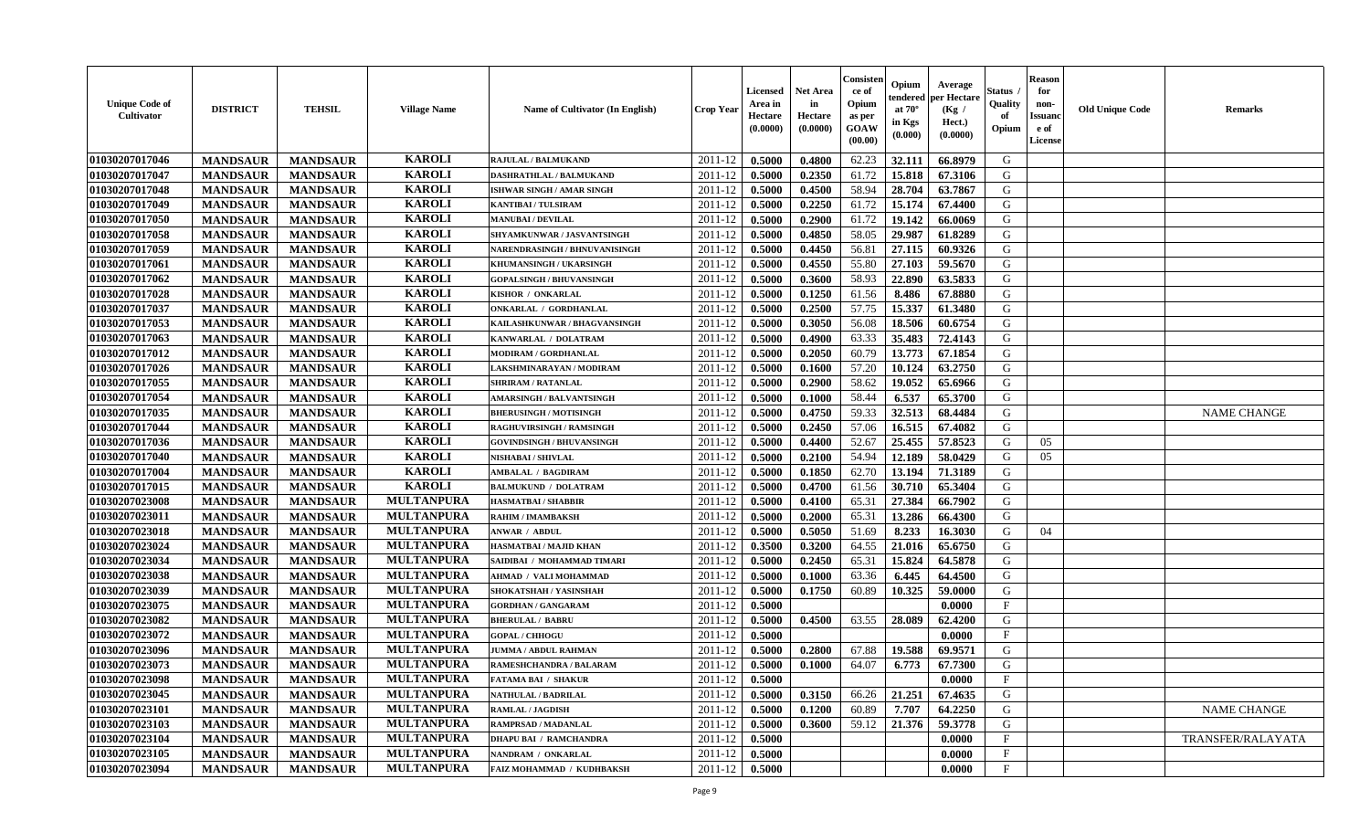| Unique Code of Cultivator | DISTRICT | TEHSIL | Village Name | Name of Cultivator (In English) | Crop Year | Licensed Area in Hectare (0.0000) | Net Area in Hectare (0.0000) | Consistence of Opium as per GOAW (00.00) | Opium tendered at 70° in Kgs (0.000) | Average per Hectare (Kg / Hect.) (0.0000) | Status / Quality of Opium | Reason for non-Issuance of License | Old Unique Code | Remarks |
|---|---|---|---|---|---|---|---|---|---|---|---|---|---|---|
| 01030207017046 | MANDSAUR | MANDSAUR | KAROLI | RAJULAL / BALMUKAND | 2011-12 | 0.5000 | 0.4800 | 62.23 | 32.111 | 66.8979 | G | | | |
| 01030207017047 | MANDSAUR | MANDSAUR | KAROLI | DASHRATHLAL / BALMUKAND | 2011-12 | 0.5000 | 0.2350 | 61.72 | 15.818 | 67.3106 | G | | | |
| 01030207017048 | MANDSAUR | MANDSAUR | KAROLI | ISHWAR SINGH / AMAR SINGH | 2011-12 | 0.5000 | 0.4500 | 58.94 | 28.704 | 63.7867 | G | | | |
| 01030207017049 | MANDSAUR | MANDSAUR | KAROLI | KANTIBAI / TULSIRAM | 2011-12 | 0.5000 | 0.2250 | 61.72 | 15.174 | 67.4400 | G | | | |
| 01030207017050 | MANDSAUR | MANDSAUR | KAROLI | MANUBAI / DEVILAL | 2011-12 | 0.5000 | 0.2900 | 61.72 | 19.142 | 66.0069 | G | | | |
| 01030207017058 | MANDSAUR | MANDSAUR | KAROLI | SHYAMKUNWAR / JASVANTSINGH | 2011-12 | 0.5000 | 0.4850 | 58.05 | 29.987 | 61.8289 | G | | | |
| 01030207017059 | MANDSAUR | MANDSAUR | KAROLI | NARENDRASINGH / BHNUVANISINGH | 2011-12 | 0.5000 | 0.4450 | 56.81 | 27.115 | 60.9326 | G | | | |
| 01030207017061 | MANDSAUR | MANDSAUR | KAROLI | KHUMANSINGH / UKARSINGH | 2011-12 | 0.5000 | 0.4550 | 55.80 | 27.103 | 59.5670 | G | | | |
| 01030207017062 | MANDSAUR | MANDSAUR | KAROLI | GOPALSINGH / BHUVANSINGH | 2011-12 | 0.5000 | 0.3600 | 58.93 | 22.890 | 63.5833 | G | | | |
| 01030207017028 | MANDSAUR | MANDSAUR | KAROLI | KISHOR / ONKARLAL | 2011-12 | 0.5000 | 0.1250 | 61.56 | 8.486 | 67.8880 | G | | | |
| 01030207017037 | MANDSAUR | MANDSAUR | KAROLI | ONKARLAL / GORDHANLAL | 2011-12 | 0.5000 | 0.2500 | 57.75 | 15.337 | 61.3480 | G | | | |
| 01030207017053 | MANDSAUR | MANDSAUR | KAROLI | KAILASHKUNWAR / BHAGVANSINGH | 2011-12 | 0.5000 | 0.3050 | 56.08 | 18.506 | 60.6754 | G | | | |
| 01030207017063 | MANDSAUR | MANDSAUR | KAROLI | KANWARLAL / DOLATRAM | 2011-12 | 0.5000 | 0.4900 | 63.33 | 35.483 | 72.4143 | G | | | |
| 01030207017012 | MANDSAUR | MANDSAUR | KAROLI | MODIRAM / GORDHANLAL | 2011-12 | 0.5000 | 0.2050 | 60.79 | 13.773 | 67.1854 | G | | | |
| 01030207017026 | MANDSAUR | MANDSAUR | KAROLI | LAKSHMINARAYAN / MODIRAM | 2011-12 | 0.5000 | 0.1600 | 57.20 | 10.124 | 63.2750 | G | | | |
| 01030207017055 | MANDSAUR | MANDSAUR | KAROLI | SHRIRAM / RATANLAL | 2011-12 | 0.5000 | 0.2900 | 58.62 | 19.052 | 65.6966 | G | | | |
| 01030207017054 | MANDSAUR | MANDSAUR | KAROLI | AMARSINGH / BALVANTSINGH | 2011-12 | 0.5000 | 0.1000 | 58.44 | 6.537 | 65.3700 | G | | | |
| 01030207017035 | MANDSAUR | MANDSAUR | KAROLI | BHERUSINGH / MOTISINGH | 2011-12 | 0.5000 | 0.4750 | 59.33 | 32.513 | 68.4484 | G | | | NAME CHANGE |
| 01030207017044 | MANDSAUR | MANDSAUR | KAROLI | RAGHUVIRSINGH / RAMSINGH | 2011-12 | 0.5000 | 0.2450 | 57.06 | 16.515 | 67.4082 | G | | | |
| 01030207017036 | MANDSAUR | MANDSAUR | KAROLI | GOVINDSINGH / BHUVANSINGH | 2011-12 | 0.5000 | 0.4400 | 52.67 | 25.455 | 57.8523 | G | 05 | | |
| 01030207017040 | MANDSAUR | MANDSAUR | KAROLI | NISHABAI / SHIVLAL | 2011-12 | 0.5000 | 0.2100 | 54.94 | 12.189 | 58.0429 | G | 05 | | |
| 01030207017004 | MANDSAUR | MANDSAUR | KAROLI | AMBALAL / BAGDIRAM | 2011-12 | 0.5000 | 0.1850 | 62.70 | 13.194 | 71.3189 | G | | | |
| 01030207017015 | MANDSAUR | MANDSAUR | KAROLI | BALMUKUND / DOLATRAM | 2011-12 | 0.5000 | 0.4700 | 61.56 | 30.710 | 65.3404 | G | | | |
| 01030207023008 | MANDSAUR | MANDSAUR | MULTANPURA | HASMATBAI / SHABBIR | 2011-12 | 0.5000 | 0.4100 | 65.31 | 27.384 | 66.7902 | G | | | |
| 01030207023011 | MANDSAUR | MANDSAUR | MULTANPURA | RAHIM / IMAMBAKSH | 2011-12 | 0.5000 | 0.2000 | 65.31 | 13.286 | 66.4300 | G | | | |
| 01030207023018 | MANDSAUR | MANDSAUR | MULTANPURA | ANWAR / ABDUL | 2011-12 | 0.5000 | 0.5050 | 51.69 | 8.233 | 16.3030 | G | 04 | | |
| 01030207023024 | MANDSAUR | MANDSAUR | MULTANPURA | HASMATBAI / MAJID KHAN | 2011-12 | 0.3500 | 0.3200 | 64.55 | 21.016 | 65.6750 | G | | | |
| 01030207023034 | MANDSAUR | MANDSAUR | MULTANPURA | SAIDIBAI / MOHAMMAD TIMARI | 2011-12 | 0.5000 | 0.2450 | 65.31 | 15.824 | 64.5878 | G | | | |
| 01030207023038 | MANDSAUR | MANDSAUR | MULTANPURA | AHMAD / VALI MOHAMMAD | 2011-12 | 0.5000 | 0.1000 | 63.36 | 6.445 | 64.4500 | G | | | |
| 01030207023039 | MANDSAUR | MANDSAUR | MULTANPURA | SHOKATSHAH / YASINSHAH | 2011-12 | 0.5000 | 0.1750 | 60.89 | 10.325 | 59.0000 | G | | | |
| 01030207023075 | MANDSAUR | MANDSAUR | MULTANPURA | GORDHAN / GANGARAM | 2011-12 | 0.5000 | | | | 0.0000 | F | | | |
| 01030207023082 | MANDSAUR | MANDSAUR | MULTANPURA | BHERULAL / BABRU | 2011-12 | 0.5000 | 0.4500 | 63.55 | 28.089 | 62.4200 | G | | | |
| 01030207023072 | MANDSAUR | MANDSAUR | MULTANPURA | GOPAL / CHHOGU | 2011-12 | 0.5000 | | | | 0.0000 | F | | | |
| 01030207023096 | MANDSAUR | MANDSAUR | MULTANPURA | JUMMA / ABDUL RAHMAN | 2011-12 | 0.5000 | 0.2800 | 67.88 | 19.588 | 69.9571 | G | | | |
| 01030207023073 | MANDSAUR | MANDSAUR | MULTANPURA | RAMESHCHANDRA / BALARAM | 2011-12 | 0.5000 | 0.1000 | 64.07 | 6.773 | 67.7300 | G | | | |
| 01030207023098 | MANDSAUR | MANDSAUR | MULTANPURA | FATAMA BAI / SHAKUR | 2011-12 | 0.5000 | | | | 0.0000 | F | | | |
| 01030207023045 | MANDSAUR | MANDSAUR | MULTANPURA | NATHULAL / BADRILAL | 2011-12 | 0.5000 | 0.3150 | 66.26 | 21.251 | 67.4635 | G | | | |
| 01030207023101 | MANDSAUR | MANDSAUR | MULTANPURA | RAMLAL / JAGDISH | 2011-12 | 0.5000 | 0.1200 | 60.89 | 7.707 | 64.2250 | G | | | NAME CHANGE |
| 01030207023103 | MANDSAUR | MANDSAUR | MULTANPURA | RAMPRSAD / MADANLAL | 2011-12 | 0.5000 | 0.3600 | 59.12 | 21.376 | 59.3778 | G | | | |
| 01030207023104 | MANDSAUR | MANDSAUR | MULTANPURA | DHAPU BAI / RAMCHANDRA | 2011-12 | 0.5000 | | | | 0.0000 | F | | | TRANSFER/RALAYATA |
| 01030207023105 | MANDSAUR | MANDSAUR | MULTANPURA | NANDRAM / ONKARLAL | 2011-12 | 0.5000 | | | | 0.0000 | F | | | |
| 01030207023094 | MANDSAUR | MANDSAUR | MULTANPURA | FAIZ MOHAMMAD / KUDHBAKSH | 2011-12 | 0.5000 | | | | 0.0000 | F | | | |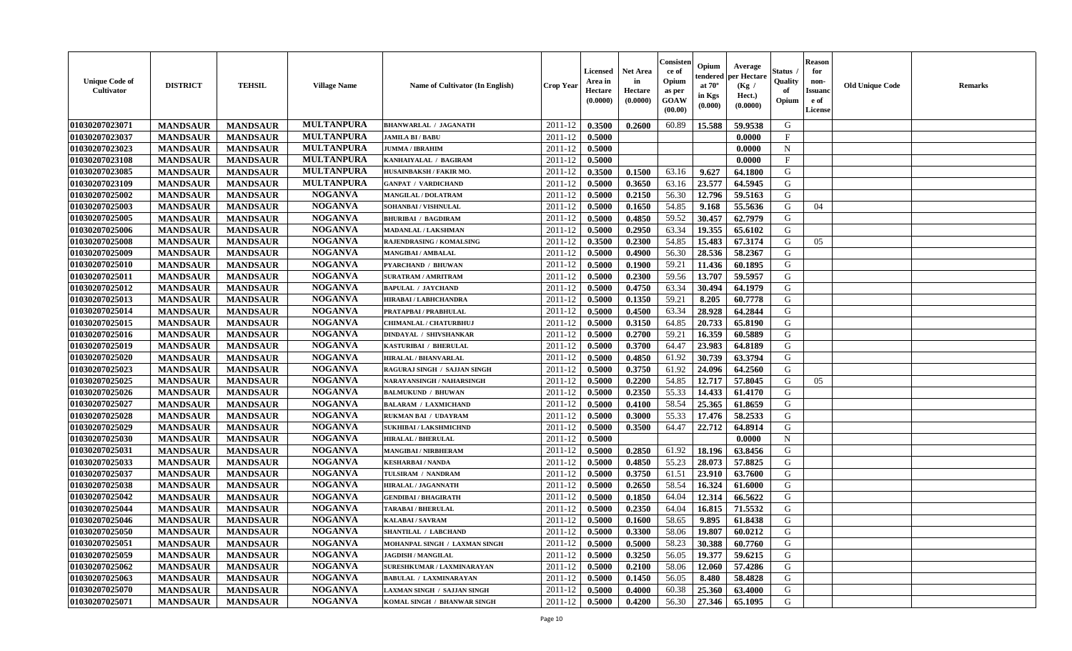| Unique Code of Cultivator | DISTRICT | TEHSIL | Village Name | Name of Cultivator (In English) | Crop Year | Licensed Area in Hectare (0.0000) | Net Area in Hectare (0.0000) | Consistence of Opium as per GOAW (00.00) | Opium tendered at 70° in Kgs (0.000) | Average per Hectare (Kg / Hect.) (0.0000) | Status / Quality of Opium | Reason for non-Issuance of License | Old Unique Code | Remarks |
|---|---|---|---|---|---|---|---|---|---|---|---|---|---|---|
| 01030207023071 | MANDSAUR | MANDSAUR | MULTANPURA | BHANWARLAL / JAGANATH | 2011-12 | 0.3500 | 0.2600 | 60.89 | 15.588 | 59.9538 | G | | | |
| 01030207023037 | MANDSAUR | MANDSAUR | MULTANPURA | JAMILA BI / BABU | 2011-12 | 0.5000 | | | | 0.0000 | F | | | |
| 01030207023023 | MANDSAUR | MANDSAUR | MULTANPURA | JUMMA / IBRAHIM | 2011-12 | 0.5000 | | | | 0.0000 | N | | | |
| 01030207023108 | MANDSAUR | MANDSAUR | MULTANPURA | KANHAIYALAL / BAGIRAM | 2011-12 | 0.5000 | | | | 0.0000 | F | | | |
| 01030207023085 | MANDSAUR | MANDSAUR | MULTANPURA | HUSAINBAKSH / FAKIR MO. | 2011-12 | 0.3500 | 0.1500 | 63.16 | 9.627 | 64.1800 | G | | | |
| 01030207023109 | MANDSAUR | MANDSAUR | MULTANPURA | GANPAT / VARDICHAND | 2011-12 | 0.5000 | 0.3650 | 63.16 | 23.577 | 64.5945 | G | | | |
| 01030207025002 | MANDSAUR | MANDSAUR | NOGANVA | MANGILAL / DOLATRAM | 2011-12 | 0.5000 | 0.2150 | 56.30 | 12.796 | 59.5163 | G | | | |
| 01030207025003 | MANDSAUR | MANDSAUR | NOGANVA | SOHANBAI / VISHNULAL | 2011-12 | 0.5000 | 0.1650 | 54.85 | 9.168 | 55.5636 | G | 04 | | |
| 01030207025005 | MANDSAUR | MANDSAUR | NOGANVA | BHURIBAI / BAGDIRAM | 2011-12 | 0.5000 | 0.4850 | 59.52 | 30.457 | 62.7979 | G | | | |
| 01030207025006 | MANDSAUR | MANDSAUR | NOGANVA | MADANLAL / LAKSHMAN | 2011-12 | 0.5000 | 0.2950 | 63.34 | 19.355 | 65.6102 | G | | | |
| 01030207025008 | MANDSAUR | MANDSAUR | NOGANVA | RAJENDRASING / KOMALSING | 2011-12 | 0.3500 | 0.2300 | 54.85 | 15.483 | 67.3174 | G | 05 | | |
| 01030207025009 | MANDSAUR | MANDSAUR | NOGANVA | MANGIBAI / AMBALAL | 2011-12 | 0.5000 | 0.4900 | 56.30 | 28.536 | 58.2367 | G | | | |
| 01030207025010 | MANDSAUR | MANDSAUR | NOGANVA | PYARCHAND / BHUWAN | 2011-12 | 0.5000 | 0.1900 | 59.21 | 11.436 | 60.1895 | G | | | |
| 01030207025011 | MANDSAUR | MANDSAUR | NOGANVA | SURATRAM / AMRITRAM | 2011-12 | 0.5000 | 0.2300 | 59.56 | 13.707 | 59.5957 | G | | | |
| 01030207025012 | MANDSAUR | MANDSAUR | NOGANVA | BAPULAL / JAYCHAND | 2011-12 | 0.5000 | 0.4750 | 63.34 | 30.494 | 64.1979 | G | | | |
| 01030207025013 | MANDSAUR | MANDSAUR | NOGANVA | HIRABAI / LABHCHANDRA | 2011-12 | 0.5000 | 0.1350 | 59.21 | 8.205 | 60.7778 | G | | | |
| 01030207025014 | MANDSAUR | MANDSAUR | NOGANVA | PRATAPBAI / PRABHULAL | 2011-12 | 0.5000 | 0.4500 | 63.34 | 28.928 | 64.2844 | G | | | |
| 01030207025015 | MANDSAUR | MANDSAUR | NOGANVA | CHIMANLAL / CHATURBHUJ | 2011-12 | 0.5000 | 0.3150 | 64.85 | 20.733 | 65.8190 | G | | | |
| 01030207025016 | MANDSAUR | MANDSAUR | NOGANVA | DINDAYAL / SHIVSHANKAR | 2011-12 | 0.5000 | 0.2700 | 59.21 | 16.359 | 60.5889 | G | | | |
| 01030207025019 | MANDSAUR | MANDSAUR | NOGANVA | KASTURIBAI / BHERULAL | 2011-12 | 0.5000 | 0.3700 | 64.47 | 23.983 | 64.8189 | G | | | |
| 01030207025020 | MANDSAUR | MANDSAUR | NOGANVA | HIRALAL / BHANVARLAL | 2011-12 | 0.5000 | 0.4850 | 61.92 | 30.739 | 63.3794 | G | | | |
| 01030207025023 | MANDSAUR | MANDSAUR | NOGANVA | RAGURAJ SINGH / SAJJAN SINGH | 2011-12 | 0.5000 | 0.3750 | 61.92 | 24.096 | 64.2560 | G | | | |
| 01030207025025 | MANDSAUR | MANDSAUR | NOGANVA | NARAYANSINGH / NAHARSINGH | 2011-12 | 0.5000 | 0.2200 | 54.85 | 12.717 | 57.8045 | G | 05 | | |
| 01030207025026 | MANDSAUR | MANDSAUR | NOGANVA | BALMUKUND / BHUWAN | 2011-12 | 0.5000 | 0.2350 | 55.33 | 14.433 | 61.4170 | G | | | |
| 01030207025027 | MANDSAUR | MANDSAUR | NOGANVA | BALARAM / LAXMICHAND | 2011-12 | 0.5000 | 0.4100 | 58.54 | 25.365 | 61.8659 | G | | | |
| 01030207025028 | MANDSAUR | MANDSAUR | NOGANVA | RUKMAN BAI / UDAYRAM | 2011-12 | 0.5000 | 0.3000 | 55.33 | 17.476 | 58.2533 | G | | | |
| 01030207025029 | MANDSAUR | MANDSAUR | NOGANVA | SUKHIBAI / LAKSHMICHND | 2011-12 | 0.5000 | 0.3500 | 64.47 | 22.712 | 64.8914 | G | | | |
| 01030207025030 | MANDSAUR | MANDSAUR | NOGANVA | HIRALAL / BHERULAL | 2011-12 | 0.5000 | | | | 0.0000 | N | | | |
| 01030207025031 | MANDSAUR | MANDSAUR | NOGANVA | MANGIBAI / NIRBHERAM | 2011-12 | 0.5000 | 0.2850 | 61.92 | 18.196 | 63.8456 | G | | | |
| 01030207025033 | MANDSAUR | MANDSAUR | NOGANVA | KESHARBAI / NANDA | 2011-12 | 0.5000 | 0.4850 | 55.23 | 28.073 | 57.8825 | G | | | |
| 01030207025037 | MANDSAUR | MANDSAUR | NOGANVA | TULSIRAM / NANDRAM | 2011-12 | 0.5000 | 0.3750 | 61.51 | 23.910 | 63.7600 | G | | | |
| 01030207025038 | MANDSAUR | MANDSAUR | NOGANVA | HIRALAL / JAGANNATH | 2011-12 | 0.5000 | 0.2650 | 58.54 | 16.324 | 61.6000 | G | | | |
| 01030207025042 | MANDSAUR | MANDSAUR | NOGANVA | GENDIBAI / BHAGIRATH | 2011-12 | 0.5000 | 0.1850 | 64.04 | 12.314 | 66.5622 | G | | | |
| 01030207025044 | MANDSAUR | MANDSAUR | NOGANVA | TARABAI / BHERULAL | 2011-12 | 0.5000 | 0.2350 | 64.04 | 16.815 | 71.5532 | G | | | |
| 01030207025046 | MANDSAUR | MANDSAUR | NOGANVA | KALABAI / SAVRAM | 2011-12 | 0.5000 | 0.1600 | 58.65 | 9.895 | 61.8438 | G | | | |
| 01030207025050 | MANDSAUR | MANDSAUR | NOGANVA | SHANTILAL / LABCHAND | 2011-12 | 0.5000 | 0.3300 | 58.06 | 19.807 | 60.0212 | G | | | |
| 01030207025051 | MANDSAUR | MANDSAUR | NOGANVA | MOHANPAL SINGH / LAXMAN SINGH | 2011-12 | 0.5000 | 0.5000 | 58.23 | 30.388 | 60.7760 | G | | | |
| 01030207025059 | MANDSAUR | MANDSAUR | NOGANVA | JAGDISH / MANGILAL | 2011-12 | 0.5000 | 0.3250 | 56.05 | 19.377 | 59.6215 | G | | | |
| 01030207025062 | MANDSAUR | MANDSAUR | NOGANVA | SURESHKUMAR / LAXMINARAYAN | 2011-12 | 0.5000 | 0.2100 | 58.06 | 12.060 | 57.4286 | G | | | |
| 01030207025063 | MANDSAUR | MANDSAUR | NOGANVA | BABULAL / LAXMINARAYAN | 2011-12 | 0.5000 | 0.1450 | 56.05 | 8.480 | 58.4828 | G | | | |
| 01030207025070 | MANDSAUR | MANDSAUR | NOGANVA | LAXMAN SINGH / SAJJAN SINGH | 2011-12 | 0.5000 | 0.4000 | 60.38 | 25.360 | 63.4000 | G | | | |
| 01030207025071 | MANDSAUR | MANDSAUR | NOGANVA | KOMAL SINGH / BHANWAR SINGH | 2011-12 | 0.5000 | 0.4200 | 56.30 | 27.346 | 65.1095 | G | | | |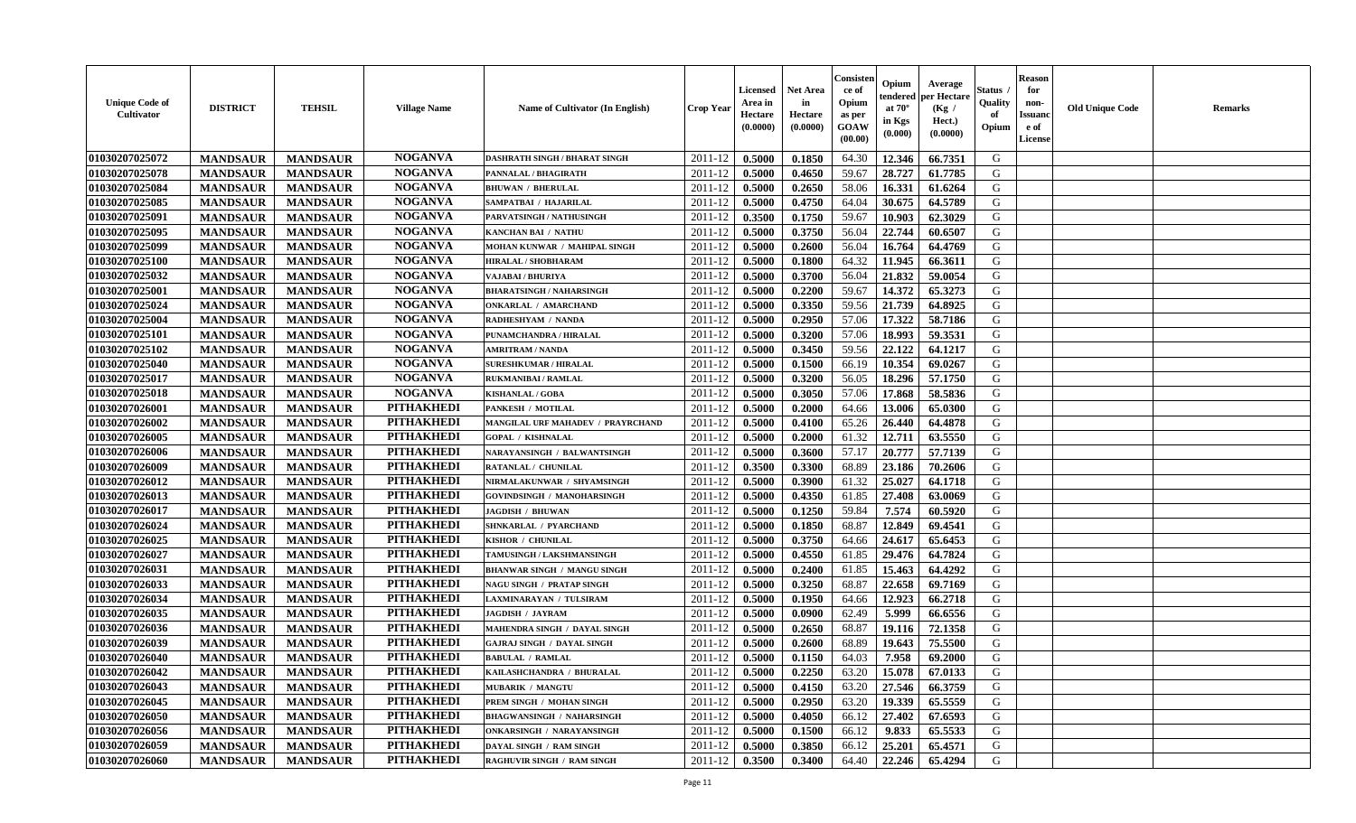| Unique Code of Cultivator | DISTRICT | TEHSIL | Village Name | Name of Cultivator (In English) | Crop Year | Licensed Area in Hectare (0.0000) | Net Area in Hectare (0.0000) | Consistence of Opium as per GOAW (00.00) | Opium tendered at 70° in Kgs (0.000) | Average per Hectare (Kg / Hect.) (0.0000) | Status / Quality of Opium | Reason for non-Issuance of License | Old Unique Code | Remarks |
|---|---|---|---|---|---|---|---|---|---|---|---|---|---|---|
| 01030207025072 | MANDSAUR | MANDSAUR | NOGANVA | DASHRATH SINGH / BHARAT SINGH | 2011-12 | 0.5000 | 0.1850 | 64.30 | 12.346 | 66.7351 | G | | | |
| 01030207025078 | MANDSAUR | MANDSAUR | NOGANVA | PANNALAL / BHAGIRATH | 2011-12 | 0.5000 | 0.4650 | 59.67 | 28.727 | 61.7785 | G | | | |
| 01030207025084 | MANDSAUR | MANDSAUR | NOGANVA | BHUWAN / BHERULAL | 2011-12 | 0.5000 | 0.2650 | 58.06 | 16.331 | 61.6264 | G | | | |
| 01030207025085 | MANDSAUR | MANDSAUR | NOGANVA | SAMPATBAI / HAJARILAL | 2011-12 | 0.5000 | 0.4750 | 64.04 | 30.675 | 64.5789 | G | | | |
| 01030207025091 | MANDSAUR | MANDSAUR | NOGANVA | PARVATSINGH / NATHUSINGH | 2011-12 | 0.3500 | 0.1750 | 59.67 | 10.903 | 62.3029 | G | | | |
| 01030207025095 | MANDSAUR | MANDSAUR | NOGANVA | KANCHAN BAI / NATHU | 2011-12 | 0.5000 | 0.3750 | 56.04 | 22.744 | 60.6507 | G | | | |
| 01030207025099 | MANDSAUR | MANDSAUR | NOGANVA | MOHAN KUNWAR / MAHIPAL SINGH | 2011-12 | 0.5000 | 0.2600 | 56.04 | 16.764 | 64.4769 | G | | | |
| 01030207025100 | MANDSAUR | MANDSAUR | NOGANVA | HIRALAL / SHOBHARAM | 2011-12 | 0.5000 | 0.1800 | 64.32 | 11.945 | 66.3611 | G | | | |
| 01030207025032 | MANDSAUR | MANDSAUR | NOGANVA | VAJABAI / BHURIYA | 2011-12 | 0.5000 | 0.3700 | 56.04 | 21.832 | 59.0054 | G | | | |
| 01030207025001 | MANDSAUR | MANDSAUR | NOGANVA | BHARATSINGH / NAHARSINGH | 2011-12 | 0.5000 | 0.2200 | 59.67 | 14.372 | 65.3273 | G | | | |
| 01030207025024 | MANDSAUR | MANDSAUR | NOGANVA | ONKARLAL / AMARCHAND | 2011-12 | 0.5000 | 0.3350 | 59.56 | 21.739 | 64.8925 | G | | | |
| 01030207025004 | MANDSAUR | MANDSAUR | NOGANVA | RADHESHYAM / NANDA | 2011-12 | 0.5000 | 0.2950 | 57.06 | 17.322 | 58.7186 | G | | | |
| 01030207025101 | MANDSAUR | MANDSAUR | NOGANVA | PUNAMCHANDRA / HIRALAL | 2011-12 | 0.5000 | 0.3200 | 57.06 | 18.993 | 59.3531 | G | | | |
| 01030207025102 | MANDSAUR | MANDSAUR | NOGANVA | AMRITRAM / NANDA | 2011-12 | 0.5000 | 0.3450 | 59.56 | 22.122 | 64.1217 | G | | | |
| 01030207025040 | MANDSAUR | MANDSAUR | NOGANVA | SURESHKUMAR / HIRALAL | 2011-12 | 0.5000 | 0.1500 | 66.19 | 10.354 | 69.0267 | G | | | |
| 01030207025017 | MANDSAUR | MANDSAUR | NOGANVA | RUKMANIBAI / RAMLAL | 2011-12 | 0.5000 | 0.3200 | 56.05 | 18.296 | 57.1750 | G | | | |
| 01030207025018 | MANDSAUR | MANDSAUR | NOGANVA | KISHANLAL / GOBA | 2011-12 | 0.5000 | 0.3050 | 57.06 | 17.868 | 58.5836 | G | | | |
| 01030207026001 | MANDSAUR | MANDSAUR | PITHAKHEDI | PANKESH / MOTILAL | 2011-12 | 0.5000 | 0.2000 | 64.66 | 13.006 | 65.0300 | G | | | |
| 01030207026002 | MANDSAUR | MANDSAUR | PITHAKHEDI | MANGILAL URF MAHADEV / PRAYRCHAND | 2011-12 | 0.5000 | 0.4100 | 65.26 | 26.440 | 64.4878 | G | | | |
| 01030207026005 | MANDSAUR | MANDSAUR | PITHAKHEDI | GOPAL / KISHNALAL | 2011-12 | 0.5000 | 0.2000 | 61.32 | 12.711 | 63.5550 | G | | | |
| 01030207026006 | MANDSAUR | MANDSAUR | PITHAKHEDI | NARAYANSINGH / BALWANTSINGH | 2011-12 | 0.5000 | 0.3600 | 57.17 | 20.777 | 57.7139 | G | | | |
| 01030207026009 | MANDSAUR | MANDSAUR | PITHAKHEDI | RATANLAL / CHUNILAL | 2011-12 | 0.3500 | 0.3300 | 68.89 | 23.186 | 70.2606 | G | | | |
| 01030207026012 | MANDSAUR | MANDSAUR | PITHAKHEDI | NIRMALAKUNWAR / SHYAMSINGH | 2011-12 | 0.5000 | 0.3900 | 61.32 | 25.027 | 64.1718 | G | | | |
| 01030207026013 | MANDSAUR | MANDSAUR | PITHAKHEDI | GOVINDSINGH / MANOHARSINGH | 2011-12 | 0.5000 | 0.4350 | 61.85 | 27.408 | 63.0069 | G | | | |
| 01030207026017 | MANDSAUR | MANDSAUR | PITHAKHEDI | JAGDISH / BHUWAN | 2011-12 | 0.5000 | 0.1250 | 59.84 | 7.574 | 60.5920 | G | | | |
| 01030207026024 | MANDSAUR | MANDSAUR | PITHAKHEDI | SHNKARLAL / PYARCHAND | 2011-12 | 0.5000 | 0.1850 | 68.87 | 12.849 | 69.4541 | G | | | |
| 01030207026025 | MANDSAUR | MANDSAUR | PITHAKHEDI | KISHOR / CHUNILAL | 2011-12 | 0.5000 | 0.3750 | 64.66 | 24.617 | 65.6453 | G | | | |
| 01030207026027 | MANDSAUR | MANDSAUR | PITHAKHEDI | TAMUSINGH / LAKSHMANSINGH | 2011-12 | 0.5000 | 0.4550 | 61.85 | 29.476 | 64.7824 | G | | | |
| 01030207026031 | MANDSAUR | MANDSAUR | PITHAKHEDI | BHANWAR SINGH / MANGU SINGH | 2011-12 | 0.5000 | 0.2400 | 61.85 | 15.463 | 64.4292 | G | | | |
| 01030207026033 | MANDSAUR | MANDSAUR | PITHAKHEDI | NAGU SINGH / PRATAP SINGH | 2011-12 | 0.5000 | 0.3250 | 68.87 | 22.658 | 69.7169 | G | | | |
| 01030207026034 | MANDSAUR | MANDSAUR | PITHAKHEDI | LAXMINARAYAN / TULSIRAM | 2011-12 | 0.5000 | 0.1950 | 64.66 | 12.923 | 66.2718 | G | | | |
| 01030207026035 | MANDSAUR | MANDSAUR | PITHAKHEDI | JAGDISH / JAYRAM | 2011-12 | 0.5000 | 0.0900 | 62.49 | 5.999 | 66.6556 | G | | | |
| 01030207026036 | MANDSAUR | MANDSAUR | PITHAKHEDI | MAHENDRA SINGH / DAYAL SINGH | 2011-12 | 0.5000 | 0.2650 | 68.87 | 19.116 | 72.1358 | G | | | |
| 01030207026039 | MANDSAUR | MANDSAUR | PITHAKHEDI | GAJRAJ SINGH / DAYAL SINGH | 2011-12 | 0.5000 | 0.2600 | 68.89 | 19.643 | 75.5500 | G | | | |
| 01030207026040 | MANDSAUR | MANDSAUR | PITHAKHEDI | BABULAL / RAMLAL | 2011-12 | 0.5000 | 0.1150 | 64.03 | 7.958 | 69.2000 | G | | | |
| 01030207026042 | MANDSAUR | MANDSAUR | PITHAKHEDI | KAILASHCHANDRA / BHURALAL | 2011-12 | 0.5000 | 0.2250 | 63.20 | 15.078 | 67.0133 | G | | | |
| 01030207026043 | MANDSAUR | MANDSAUR | PITHAKHEDI | MUBARIK / MANGTU | 2011-12 | 0.5000 | 0.4150 | 63.20 | 27.546 | 66.3759 | G | | | |
| 01030207026045 | MANDSAUR | MANDSAUR | PITHAKHEDI | PREM SINGH / MOHAN SINGH | 2011-12 | 0.5000 | 0.2950 | 63.20 | 19.339 | 65.5559 | G | | | |
| 01030207026050 | MANDSAUR | MANDSAUR | PITHAKHEDI | BHAGWANSINGH / NAHARSINGH | 2011-12 | 0.5000 | 0.4050 | 66.12 | 27.402 | 67.6593 | G | | | |
| 01030207026056 | MANDSAUR | MANDSAUR | PITHAKHEDI | ONKARSINGH / NARAYANSINGH | 2011-12 | 0.5000 | 0.1500 | 66.12 | 9.833 | 65.5533 | G | | | |
| 01030207026059 | MANDSAUR | MANDSAUR | PITHAKHEDI | DAYAL SINGH / RAM SINGH | 2011-12 | 0.5000 | 0.3850 | 66.12 | 25.201 | 65.4571 | G | | | |
| 01030207026060 | MANDSAUR | MANDSAUR | PITHAKHEDI | RAGHUVIR SINGH / RAM SINGH | 2011-12 | 0.3500 | 0.3400 | 64.40 | 22.246 | 65.4294 | G | | | |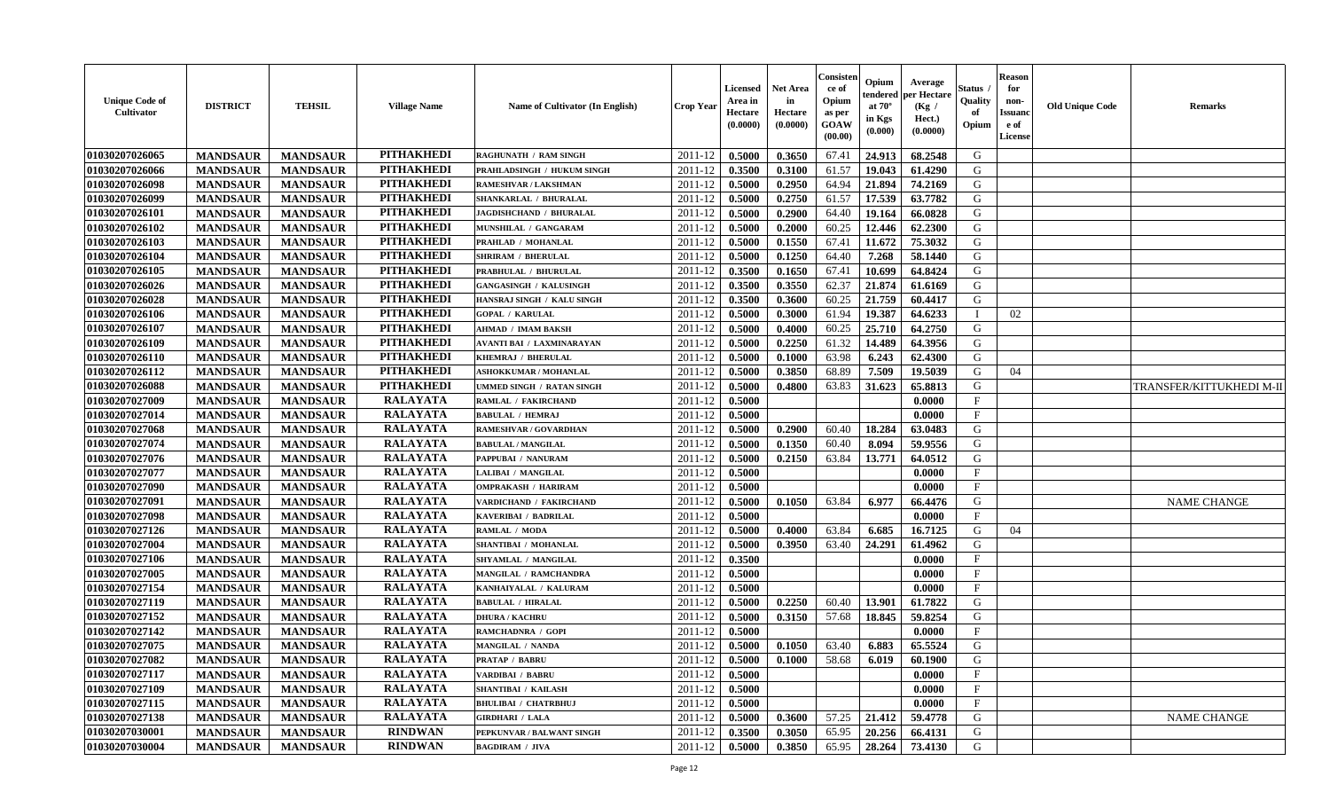| Unique Code of Cultivator | DISTRICT | TEHSIL | Village Name | Name of Cultivator (In English) | Crop Year | Licensed Area in Hectare (0.0000) | Net Area in Hectare (0.0000) | Consistence of Opium as per GOAW (00.00) | Opium tendered at 70° in Kgs (0.000) | Average per Hectare (Kg / Hect.) (0.0000) | Status / Quality of Opium | Reason for non-Issuance of License | Old Unique Code | Remarks |
|---|---|---|---|---|---|---|---|---|---|---|---|---|---|---|
| 01030207026065 | MANDSAUR | MANDSAUR | PITHAKHEDI | RAGHUNATH / RAM SINGH | 2011-12 | 0.5000 | 0.3650 | 67.41 | 24.913 | 68.2548 | G | | | |
| 01030207026066 | MANDSAUR | MANDSAUR | PITHAKHEDI | PRAHLADSINGH / HUKUM SINGH | 2011-12 | 0.3500 | 0.3100 | 61.57 | 19.043 | 61.4290 | G | | | |
| 01030207026098 | MANDSAUR | MANDSAUR | PITHAKHEDI | RAMESHVAR / LAKSHMAN | 2011-12 | 0.5000 | 0.2950 | 64.94 | 21.894 | 74.2169 | G | | | |
| 01030207026099 | MANDSAUR | MANDSAUR | PITHAKHEDI | SHANKARLAL / BHURALAL | 2011-12 | 0.5000 | 0.2750 | 61.57 | 17.539 | 63.7782 | G | | | |
| 01030207026101 | MANDSAUR | MANDSAUR | PITHAKHEDI | JAGDISHCHAND / BHURALAL | 2011-12 | 0.5000 | 0.2900 | 64.40 | 19.164 | 66.0828 | G | | | |
| 01030207026102 | MANDSAUR | MANDSAUR | PITHAKHEDI | MUNSHILAL / GANGARAM | 2011-12 | 0.5000 | 0.2000 | 60.25 | 12.446 | 62.2300 | G | | | |
| 01030207026103 | MANDSAUR | MANDSAUR | PITHAKHEDI | PRAHLAD / MOHANLAL | 2011-12 | 0.5000 | 0.1550 | 67.41 | 11.672 | 75.3032 | G | | | |
| 01030207026104 | MANDSAUR | MANDSAUR | PITHAKHEDI | SHRIRAM / BHERULAL | 2011-12 | 0.5000 | 0.1250 | 64.40 | 7.268 | 58.1440 | G | | | |
| 01030207026105 | MANDSAUR | MANDSAUR | PITHAKHEDI | PRABHULAL / BHURULAL | 2011-12 | 0.3500 | 0.1650 | 67.41 | 10.699 | 64.8424 | G | | | |
| 01030207026026 | MANDSAUR | MANDSAUR | PITHAKHEDI | GANGASINGH / KALUSINGH | 2011-12 | 0.3500 | 0.3550 | 62.37 | 21.874 | 61.6169 | G | | | |
| 01030207026028 | MANDSAUR | MANDSAUR | PITHAKHEDI | HANSRAJ SINGH / KALU SINGH | 2011-12 | 0.3500 | 0.3600 | 60.25 | 21.759 | 60.4417 | G | | | |
| 01030207026106 | MANDSAUR | MANDSAUR | PITHAKHEDI | GOPAL / KARULAL | 2011-12 | 0.5000 | 0.3000 | 61.94 | 19.387 | 64.6233 | I | 02 | | |
| 01030207026107 | MANDSAUR | MANDSAUR | PITHAKHEDI | AHMAD / IMAM BAKSH | 2011-12 | 0.5000 | 0.4000 | 60.25 | 25.710 | 64.2750 | G | | | |
| 01030207026109 | MANDSAUR | MANDSAUR | PITHAKHEDI | AVANTI BAI / LAXMINARAYAN | 2011-12 | 0.5000 | 0.2250 | 61.32 | 14.489 | 64.3956 | G | | | |
| 01030207026110 | MANDSAUR | MANDSAUR | PITHAKHEDI | KHEMRAJ / BHERULAL | 2011-12 | 0.5000 | 0.1000 | 63.98 | 6.243 | 62.4300 | G | | | |
| 01030207026112 | MANDSAUR | MANDSAUR | PITHAKHEDI | ASHOKKUMAR / MOHANLAL | 2011-12 | 0.5000 | 0.3850 | 68.89 | 7.509 | 19.5039 | G | 04 | | |
| 01030207026088 | MANDSAUR | MANDSAUR | PITHAKHEDI | UMMED SINGH / RATAN SINGH | 2011-12 | 0.5000 | 0.4800 | 63.83 | 31.623 | 65.8813 | G | | | TRANSFER/KITTUKHEDI M-II |
| 01030207027009 | MANDSAUR | MANDSAUR | RALAYATA | RAMLAL / FAKIRCHAND | 2011-12 | 0.5000 | | | | 0.0000 | F | | | |
| 01030207027014 | MANDSAUR | MANDSAUR | RALAYATA | BABULAL / HEMRAJ | 2011-12 | 0.5000 | | | | 0.0000 | F | | | |
| 01030207027068 | MANDSAUR | MANDSAUR | RALAYATA | RAMESHVAR / GOVARDHAN | 2011-12 | 0.5000 | 0.2900 | 60.40 | 18.284 | 63.0483 | G | | | |
| 01030207027074 | MANDSAUR | MANDSAUR | RALAYATA | BABULAL / MANGILAL | 2011-12 | 0.5000 | 0.1350 | 60.40 | 8.094 | 59.9556 | G | | | |
| 01030207027076 | MANDSAUR | MANDSAUR | RALAYATA | PAPPUBAI / NANURAM | 2011-12 | 0.5000 | 0.2150 | 63.84 | 13.771 | 64.0512 | G | | | |
| 01030207027077 | MANDSAUR | MANDSAUR | RALAYATA | LALIBAI / MANGILAL | 2011-12 | 0.5000 | | | | 0.0000 | F | | | |
| 01030207027090 | MANDSAUR | MANDSAUR | RALAYATA | OMPRAKASH / HARIRAM | 2011-12 | 0.5000 | | | | 0.0000 | F | | | |
| 01030207027091 | MANDSAUR | MANDSAUR | RALAYATA | VARDICHAND / FAKIRCHAND | 2011-12 | 0.5000 | 0.1050 | 63.84 | 6.977 | 66.4476 | G | | | NAME CHANGE |
| 01030207027098 | MANDSAUR | MANDSAUR | RALAYATA | KAVERIBAI / BADRILAL | 2011-12 | 0.5000 | | | | 0.0000 | F | | | |
| 01030207027126 | MANDSAUR | MANDSAUR | RALAYATA | RAMLAL / MODA | 2011-12 | 0.5000 | 0.4000 | 63.84 | 6.685 | 16.7125 | G | 04 | | |
| 01030207027004 | MANDSAUR | MANDSAUR | RALAYATA | SHANTIBAI / MOHANLAL | 2011-12 | 0.5000 | 0.3950 | 63.40 | 24.291 | 61.4962 | G | | | |
| 01030207027106 | MANDSAUR | MANDSAUR | RALAYATA | SHYAMLAL / MANGILAL | 2011-12 | 0.3500 | | | | 0.0000 | F | | | |
| 01030207027005 | MANDSAUR | MANDSAUR | RALAYATA | MANGILAL / RAMCHANDRA | 2011-12 | 0.5000 | | | | 0.0000 | F | | | |
| 01030207027154 | MANDSAUR | MANDSAUR | RALAYATA | KANHAIYALAL / KALURAM | 2011-12 | 0.5000 | | | | 0.0000 | F | | | |
| 01030207027119 | MANDSAUR | MANDSAUR | RALAYATA | BABULAL / HIRALAL | 2011-12 | 0.5000 | 0.2250 | 60.40 | 13.901 | 61.7822 | G | | | |
| 01030207027152 | MANDSAUR | MANDSAUR | RALAYATA | DHURA / KACHRU | 2011-12 | 0.5000 | 0.3150 | 57.68 | 18.845 | 59.8254 | G | | | |
| 01030207027142 | MANDSAUR | MANDSAUR | RALAYATA | RAMCHADNRA / GOPI | 2011-12 | 0.5000 | | | | 0.0000 | F | | | |
| 01030207027075 | MANDSAUR | MANDSAUR | RALAYATA | MANGILAL / NANDA | 2011-12 | 0.5000 | 0.1050 | 63.40 | 6.883 | 65.5524 | G | | | |
| 01030207027082 | MANDSAUR | MANDSAUR | RALAYATA | PRATAP / BABRU | 2011-12 | 0.5000 | 0.1000 | 58.68 | 6.019 | 60.1900 | G | | | |
| 01030207027117 | MANDSAUR | MANDSAUR | RALAYATA | VARDIBAI / BABRU | 2011-12 | 0.5000 | | | | 0.0000 | F | | | |
| 01030207027109 | MANDSAUR | MANDSAUR | RALAYATA | SHANTIBAI / KAILASH | 2011-12 | 0.5000 | | | | 0.0000 | F | | | |
| 01030207027115 | MANDSAUR | MANDSAUR | RALAYATA | BHULIBAI / CHATRBHUJ | 2011-12 | 0.5000 | | | | 0.0000 | F | | | |
| 01030207027138 | MANDSAUR | MANDSAUR | RALAYATA | GIRDHARI / LALA | 2011-12 | 0.5000 | 0.3600 | 57.25 | 21.412 | 59.4778 | G | | | NAME CHANGE |
| 01030207030001 | MANDSAUR | MANDSAUR | RINDWAN | PEPKUNVAR / BALWANT SINGH | 2011-12 | 0.3500 | 0.3050 | 65.95 | 20.256 | 66.4131 | G | | | |
| 01030207030004 | MANDSAUR | MANDSAUR | RINDWAN | BAGDIRAM / JIVA | 2011-12 | 0.5000 | 0.3850 | 65.95 | 28.264 | 73.4130 | G | | | |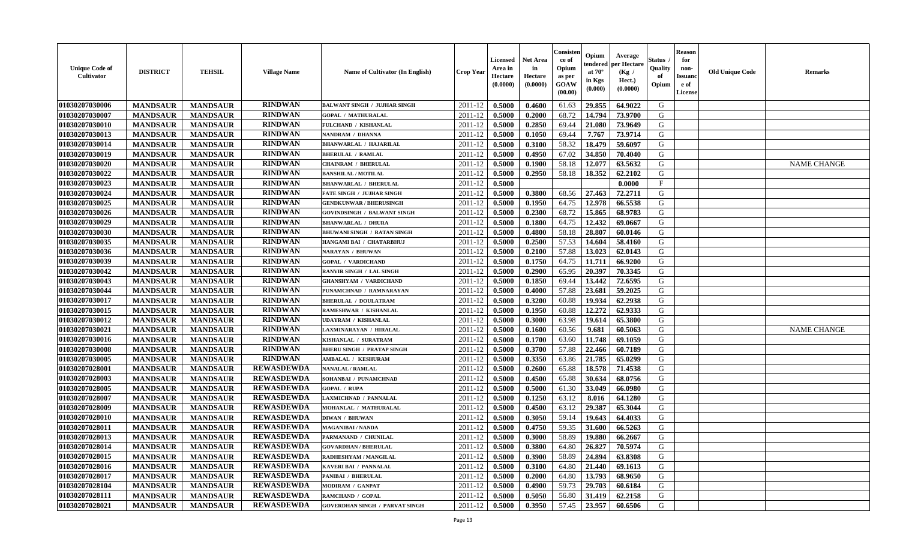| Unique Code of Cultivator | DISTRICT | TEHSIL | Village Name | Name of Cultivator (In English) | Crop Year | Licensed Area in Hectare (0.0000) | Net Area in Hectare (0.0000) | Consistence of Opium as per GOAW (00.00) | Opium tendered at 70° in Kgs (0.000) | Average per Hectare (Kg / Hect.) (0.0000) | Status / Quality of Opium | Reason for non-Issuance of License | Old Unique Code | Remarks |
|---|---|---|---|---|---|---|---|---|---|---|---|---|---|---|
| 01030207030006 | MANDSAUR | MANDSAUR | RINDWAN | BALWANT SINGH / JUJHAR SINGH | 2011-12 | 0.5000 | 0.4600 | 61.63 | 29.855 | 64.9022 | G | | | |
| 01030207030007 | MANDSAUR | MANDSAUR | RINDWAN | GOPAL / MATHURALAL | 2011-12 | 0.5000 | 0.2000 | 68.72 | 14.794 | 73.9700 | G | | | |
| 01030207030010 | MANDSAUR | MANDSAUR | RINDWAN | FULCHAND / KISHANLAL | 2011-12 | 0.5000 | 0.2850 | 69.44 | 21.080 | 73.9649 | G | | | |
| 01030207030013 | MANDSAUR | MANDSAUR | RINDWAN | NANDRAM / DHANNA | 2011-12 | 0.5000 | 0.1050 | 69.44 | 7.767 | 73.9714 | G | | | |
| 01030207030014 | MANDSAUR | MANDSAUR | RINDWAN | BHANWARLAL / HAJARILAL | 2011-12 | 0.5000 | 0.3100 | 58.32 | 18.479 | 59.6097 | G | | | |
| 01030207030019 | MANDSAUR | MANDSAUR | RINDWAN | BHERULAL / RAMLAL | 2011-12 | 0.5000 | 0.4950 | 67.02 | 34.850 | 70.4040 | G | | | |
| 01030207030020 | MANDSAUR | MANDSAUR | RINDWAN | CHAINRAM / BHERULAL | 2011-12 | 0.5000 | 0.1900 | 58.18 | 12.077 | 63.5632 | G | | | NAME CHANGE |
| 01030207030022 | MANDSAUR | MANDSAUR | RINDWAN | BANSHILAL / MOTILAL | 2011-12 | 0.5000 | 0.2950 | 58.18 | 18.352 | 62.2102 | G | | | |
| 01030207030023 | MANDSAUR | MANDSAUR | RINDWAN | BHANWARLAL / BHERULAL | 2011-12 | 0.5000 | | | | 0.0000 | F | | | |
| 01030207030024 | MANDSAUR | MANDSAUR | RINDWAN | FATE SINGH / JUJHAR SINGH | 2011-12 | 0.5000 | 0.3800 | 68.56 | 27.463 | 72.2711 | G | | | |
| 01030207030025 | MANDSAUR | MANDSAUR | RINDWAN | GENDKUNWAR / BHERUSINGH | 2011-12 | 0.5000 | 0.1950 | 64.75 | 12.978 | 66.5538 | G | | | |
| 01030207030026 | MANDSAUR | MANDSAUR | RINDWAN | GOVINDSINGH / BALWANT SINGH | 2011-12 | 0.5000 | 0.2300 | 68.72 | 15.865 | 68.9783 | G | | | |
| 01030207030029 | MANDSAUR | MANDSAUR | RINDWAN | BHANWARLAL / DHURA | 2011-12 | 0.5000 | 0.1800 | 64.75 | 12.432 | 69.0667 | G | | | |
| 01030207030030 | MANDSAUR | MANDSAUR | RINDWAN | BHUWANI SINGH / RATAN SINGH | 2011-12 | 0.5000 | 0.4800 | 58.18 | 28.807 | 60.0146 | G | | | |
| 01030207030035 | MANDSAUR | MANDSAUR | RINDWAN | HANGAMI BAI / CHATARBHUJ | 2011-12 | 0.5000 | 0.2500 | 57.53 | 14.604 | 58.4160 | G | | | |
| 01030207030036 | MANDSAUR | MANDSAUR | RINDWAN | NARAYAN / BHUWAN | 2011-12 | 0.5000 | 0.2100 | 57.88 | 13.023 | 62.0143 | G | | | |
| 01030207030039 | MANDSAUR | MANDSAUR | RINDWAN | GOPAL / VARDICHAND | 2011-12 | 0.5000 | 0.1750 | 64.75 | 11.711 | 66.9200 | G | | | |
| 01030207030042 | MANDSAUR | MANDSAUR | RINDWAN | RANVIR SINGH / LAL SINGH | 2011-12 | 0.5000 | 0.2900 | 65.95 | 20.397 | 70.3345 | G | | | |
| 01030207030043 | MANDSAUR | MANDSAUR | RINDWAN | GHANSHYAM / VARDICHAND | 2011-12 | 0.5000 | 0.1850 | 69.44 | 13.442 | 72.6595 | G | | | |
| 01030207030044 | MANDSAUR | MANDSAUR | RINDWAN | PUNAMCHNAD / RAMNARAYAN | 2011-12 | 0.5000 | 0.4000 | 57.88 | 23.681 | 59.2025 | G | | | |
| 01030207030017 | MANDSAUR | MANDSAUR | RINDWAN | BHERULAL / DOULATRAM | 2011-12 | 0.5000 | 0.3200 | 60.88 | 19.934 | 62.2938 | G | | | |
| 01030207030015 | MANDSAUR | MANDSAUR | RINDWAN | RAMESHWAR / KISHANLAL | 2011-12 | 0.5000 | 0.1950 | 60.88 | 12.272 | 62.9333 | G | | | |
| 01030207030012 | MANDSAUR | MANDSAUR | RINDWAN | UDAYRAM / KISHANLAL | 2011-12 | 0.5000 | 0.3000 | 63.98 | 19.614 | 65.3800 | G | | | |
| 01030207030021 | MANDSAUR | MANDSAUR | RINDWAN | LAXMINARAYAN / HIRALAL | 2011-12 | 0.5000 | 0.1600 | 60.56 | 9.681 | 60.5063 | G | | | NAME CHANGE |
| 01030207030016 | MANDSAUR | MANDSAUR | RINDWAN | KISHANLAL / SURATRAM | 2011-12 | 0.5000 | 0.1700 | 63.60 | 11.748 | 69.1059 | G | | | |
| 01030207030008 | MANDSAUR | MANDSAUR | RINDWAN | BHERU SINGH / PRATAP SINGH | 2011-12 | 0.5000 | 0.3700 | 57.88 | 22.466 | 60.7189 | G | | | |
| 01030207030005 | MANDSAUR | MANDSAUR | RINDWAN | AMBALAL / KESHURAM | 2011-12 | 0.5000 | 0.3350 | 63.86 | 21.785 | 65.0299 | G | | | |
| 01030207028001 | MANDSAUR | MANDSAUR | REWASDEWDA | NANALAL / RAMLAL | 2011-12 | 0.5000 | 0.2600 | 65.88 | 18.578 | 71.4538 | G | | | |
| 01030207028003 | MANDSAUR | MANDSAUR | REWASDEWDA | SOHANBAI / PUNAMCHNAD | 2011-12 | 0.5000 | 0.4500 | 65.88 | 30.634 | 68.0756 | G | | | |
| 01030207028005 | MANDSAUR | MANDSAUR | REWASDEWDA | GOPAL / RUPA | 2011-12 | 0.5000 | 0.5000 | 61.30 | 33.049 | 66.0980 | G | | | |
| 01030207028007 | MANDSAUR | MANDSAUR | REWASDEWDA | LAXMICHNAD / PANNALAL | 2011-12 | 0.5000 | 0.1250 | 63.12 | 8.016 | 64.1280 | G | | | |
| 01030207028009 | MANDSAUR | MANDSAUR | REWASDEWDA | MOHANLAL / MATHURALAL | 2011-12 | 0.5000 | 0.4500 | 63.12 | 29.387 | 65.3044 | G | | | |
| 01030207028010 | MANDSAUR | MANDSAUR | REWASDEWDA | DIWAN / BHUWAN | 2011-12 | 0.5000 | 0.3050 | 59.14 | 19.643 | 64.4033 | G | | | |
| 01030207028011 | MANDSAUR | MANDSAUR | REWASDEWDA | MAGANIBAI / NANDA | 2011-12 | 0.5000 | 0.4750 | 59.35 | 31.600 | 66.5263 | G | | | |
| 01030207028013 | MANDSAUR | MANDSAUR | REWASDEWDA | PARMANAND / CHUNILAL | 2011-12 | 0.5000 | 0.3000 | 58.89 | 19.880 | 66.2667 | G | | | |
| 01030207028014 | MANDSAUR | MANDSAUR | REWASDEWDA | GOVARDHAN / BHERULAL | 2011-12 | 0.5000 | 0.3800 | 64.80 | 26.827 | 70.5974 | G | | | |
| 01030207028015 | MANDSAUR | MANDSAUR | REWASDEWDA | RADHESHYAM / MANGILAL | 2011-12 | 0.5000 | 0.3900 | 58.89 | 24.894 | 63.8308 | G | | | |
| 01030207028016 | MANDSAUR | MANDSAUR | REWASDEWDA | KAVERI BAI / PANNALAL | 2011-12 | 0.5000 | 0.3100 | 64.80 | 21.440 | 69.1613 | G | | | |
| 01030207028017 | MANDSAUR | MANDSAUR | REWASDEWDA | PANIBAI / BHERULAL | 2011-12 | 0.5000 | 0.2000 | 64.80 | 13.793 | 68.9650 | G | | | |
| 01030207028104 | MANDSAUR | MANDSAUR | REWASDEWDA | MODIRAM / GANPAT | 2011-12 | 0.5000 | 0.4900 | 59.73 | 29.703 | 60.6184 | G | | | |
| 01030207028111 | MANDSAUR | MANDSAUR | REWASDEWDA | RAMCHAND / GOPAL | 2011-12 | 0.5000 | 0.5050 | 56.80 | 31.419 | 62.2158 | G | | | |
| 01030207028021 | MANDSAUR | MANDSAUR | REWASDEWDA | GOVERDHAN SINGH / PARVAT SINGH | 2011-12 | 0.5000 | 0.3950 | 57.45 | 23.957 | 60.6506 | G | | | |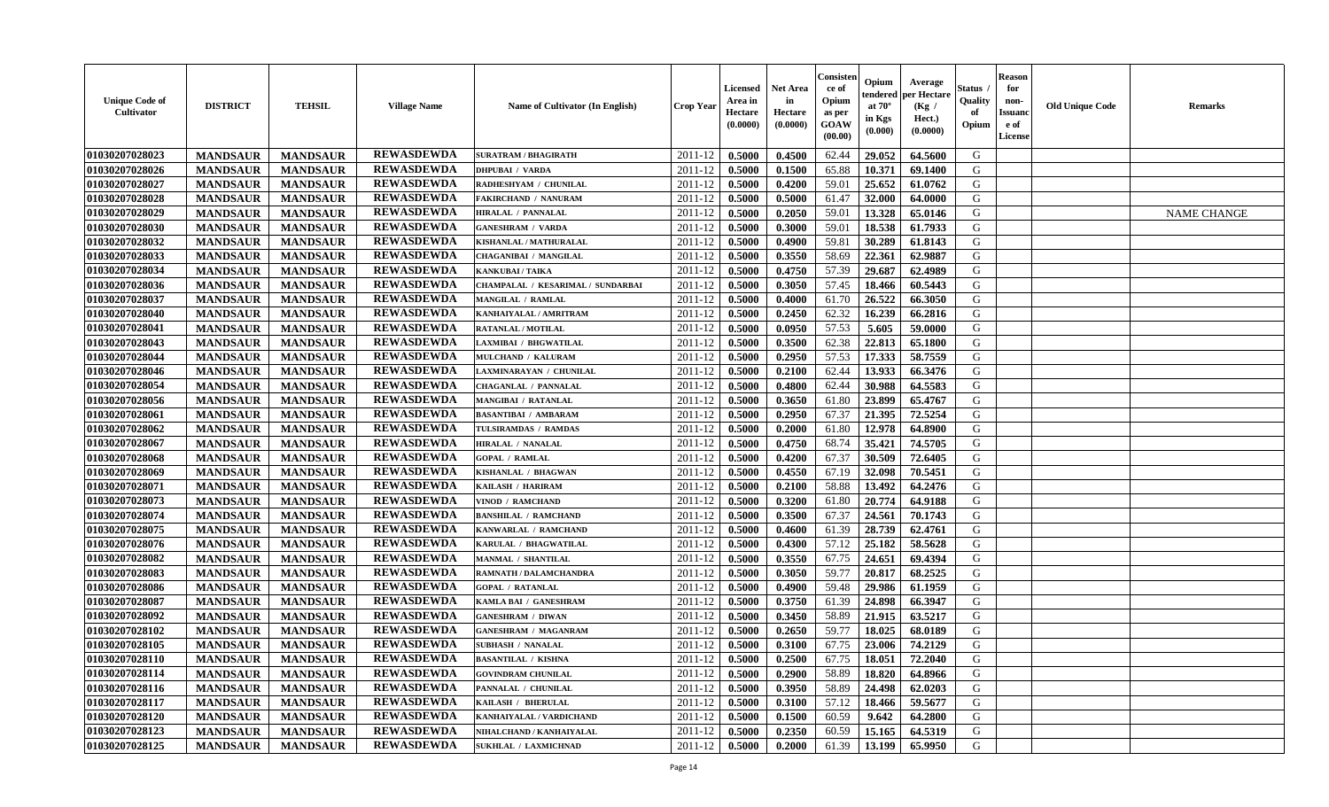| Unique Code of Cultivator | DISTRICT | TEHSIL | Village Name | Name of Cultivator (In English) | Crop Year | Licensed Area in Hectare (0.0000) | Net Area in Hectare (0.0000) | Consistence of Opium as per GOAW (00.00) | Opium tendered at 70° in Kgs (0.000) | Average per Hectare (Kg / Hect.) (0.0000) | Status / Quality of Opium | Reason for non-Issuance of License | Old Unique Code | Remarks |
|---|---|---|---|---|---|---|---|---|---|---|---|---|---|---|
| 01030207028023 | MANDSAUR | MANDSAUR | REWASDEWDA | SURATRAM / BHAGIRATH | 2011-12 | 0.5000 | 0.4500 | 62.44 | 29.052 | 64.5600 | G | | | |
| 01030207028026 | MANDSAUR | MANDSAUR | REWASDEWDA | DHPUBAI / VARDA | 2011-12 | 0.5000 | 0.1500 | 65.88 | 10.371 | 69.1400 | G | | | |
| 01030207028027 | MANDSAUR | MANDSAUR | REWASDEWDA | RADHESHYAM / CHUNILAL | 2011-12 | 0.5000 | 0.4200 | 59.01 | 25.652 | 61.0762 | G | | | |
| 01030207028028 | MANDSAUR | MANDSAUR | REWASDEWDA | FAKIRCHAND / NANURAM | 2011-12 | 0.5000 | 0.5000 | 61.47 | 32.000 | 64.0000 | G | | | |
| 01030207028029 | MANDSAUR | MANDSAUR | REWASDEWDA | HIRALAL / PANNALAL | 2011-12 | 0.5000 | 0.2050 | 59.01 | 13.328 | 65.0146 | G | | | NAME CHANGE |
| 01030207028030 | MANDSAUR | MANDSAUR | REWASDEWDA | GANESHRAM / VARDA | 2011-12 | 0.5000 | 0.3000 | 59.01 | 18.538 | 61.7933 | G | | | |
| 01030207028032 | MANDSAUR | MANDSAUR | REWASDEWDA | KISHANLAL / MATHURALAL | 2011-12 | 0.5000 | 0.4900 | 59.81 | 30.289 | 61.8143 | G | | | |
| 01030207028033 | MANDSAUR | MANDSAUR | REWASDEWDA | CHAGANIBAI / MANGILAL | 2011-12 | 0.5000 | 0.3550 | 58.69 | 22.361 | 62.9887 | G | | | |
| 01030207028034 | MANDSAUR | MANDSAUR | REWASDEWDA | KANKUBAI / TAIKA | 2011-12 | 0.5000 | 0.4750 | 57.39 | 29.687 | 62.4989 | G | | | |
| 01030207028036 | MANDSAUR | MANDSAUR | REWASDEWDA | CHAMPALAL / KESARIMAL / SUNDARBAI | 2011-12 | 0.5000 | 0.3050 | 57.45 | 18.466 | 60.5443 | G | | | |
| 01030207028037 | MANDSAUR | MANDSAUR | REWASDEWDA | MANGILAL / RAMLAL | 2011-12 | 0.5000 | 0.4000 | 61.70 | 26.522 | 66.3050 | G | | | |
| 01030207028040 | MANDSAUR | MANDSAUR | REWASDEWDA | KANHAIYALAL / AMRITRAM | 2011-12 | 0.5000 | 0.2450 | 62.32 | 16.239 | 66.2816 | G | | | |
| 01030207028041 | MANDSAUR | MANDSAUR | REWASDEWDA | RATANLAL / MOTILAL | 2011-12 | 0.5000 | 0.0950 | 57.53 | 5.605 | 59.0000 | G | | | |
| 01030207028043 | MANDSAUR | MANDSAUR | REWASDEWDA | LAXMIBAI / BHGWATILAL | 2011-12 | 0.5000 | 0.3500 | 62.38 | 22.813 | 65.1800 | G | | | |
| 01030207028044 | MANDSAUR | MANDSAUR | REWASDEWDA | MULCHAND / KALURAM | 2011-12 | 0.5000 | 0.2950 | 57.53 | 17.333 | 58.7559 | G | | | |
| 01030207028046 | MANDSAUR | MANDSAUR | REWASDEWDA | LAXMINARAYAN / CHUNILAL | 2011-12 | 0.5000 | 0.2100 | 62.44 | 13.933 | 66.3476 | G | | | |
| 01030207028054 | MANDSAUR | MANDSAUR | REWASDEWDA | CHAGANLAL / PANNALAL | 2011-12 | 0.5000 | 0.4800 | 62.44 | 30.988 | 64.5583 | G | | | |
| 01030207028056 | MANDSAUR | MANDSAUR | REWASDEWDA | MANGIBAI / RATANLAL | 2011-12 | 0.5000 | 0.3650 | 61.80 | 23.899 | 65.4767 | G | | | |
| 01030207028061 | MANDSAUR | MANDSAUR | REWASDEWDA | BASANTIBAI / AMBARAM | 2011-12 | 0.5000 | 0.2950 | 67.37 | 21.395 | 72.5254 | G | | | |
| 01030207028062 | MANDSAUR | MANDSAUR | REWASDEWDA | TULSIRAMDAS / RAMDAS | 2011-12 | 0.5000 | 0.2000 | 61.80 | 12.978 | 64.8900 | G | | | |
| 01030207028067 | MANDSAUR | MANDSAUR | REWASDEWDA | HIRALAL / NANALAL | 2011-12 | 0.5000 | 0.4750 | 68.74 | 35.421 | 74.5705 | G | | | |
| 01030207028068 | MANDSAUR | MANDSAUR | REWASDEWDA | GOPAL / RAMLAL | 2011-12 | 0.5000 | 0.4200 | 67.37 | 30.509 | 72.6405 | G | | | |
| 01030207028069 | MANDSAUR | MANDSAUR | REWASDEWDA | KISHANLAL / BHAGWAN | 2011-12 | 0.5000 | 0.4550 | 67.19 | 32.098 | 70.5451 | G | | | |
| 01030207028071 | MANDSAUR | MANDSAUR | REWASDEWDA | KAILASH / HARIRAM | 2011-12 | 0.5000 | 0.2100 | 58.88 | 13.492 | 64.2476 | G | | | |
| 01030207028073 | MANDSAUR | MANDSAUR | REWASDEWDA | VINOD / RAMCHAND | 2011-12 | 0.5000 | 0.3200 | 61.80 | 20.774 | 64.9188 | G | | | |
| 01030207028074 | MANDSAUR | MANDSAUR | REWASDEWDA | BANSHILAL / RAMCHAND | 2011-12 | 0.5000 | 0.3500 | 67.37 | 24.561 | 70.1743 | G | | | |
| 01030207028075 | MANDSAUR | MANDSAUR | REWASDEWDA | KANWARLAL / RAMCHAND | 2011-12 | 0.5000 | 0.4600 | 61.39 | 28.739 | 62.4761 | G | | | |
| 01030207028076 | MANDSAUR | MANDSAUR | REWASDEWDA | KARULAL / BHAGWATILAL | 2011-12 | 0.5000 | 0.4300 | 57.12 | 25.182 | 58.5628 | G | | | |
| 01030207028082 | MANDSAUR | MANDSAUR | REWASDEWDA | MANMAL / SHANTILAL | 2011-12 | 0.5000 | 0.3550 | 67.75 | 24.651 | 69.4394 | G | | | |
| 01030207028083 | MANDSAUR | MANDSAUR | REWASDEWDA | RAMNATH / DALAMCHANDRA | 2011-12 | 0.5000 | 0.3050 | 59.77 | 20.817 | 68.2525 | G | | | |
| 01030207028086 | MANDSAUR | MANDSAUR | REWASDEWDA | GOPAL / RATANLAL | 2011-12 | 0.5000 | 0.4900 | 59.48 | 29.986 | 61.1959 | G | | | |
| 01030207028087 | MANDSAUR | MANDSAUR | REWASDEWDA | KAMLA BAI / GANESHRAM | 2011-12 | 0.5000 | 0.3750 | 61.39 | 24.898 | 66.3947 | G | | | |
| 01030207028092 | MANDSAUR | MANDSAUR | REWASDEWDA | GANESHRAM / DIWAN | 2011-12 | 0.5000 | 0.3450 | 58.89 | 21.915 | 63.5217 | G | | | |
| 01030207028102 | MANDSAUR | MANDSAUR | REWASDEWDA | GANESHRAM / MAGANRAM | 2011-12 | 0.5000 | 0.2650 | 59.77 | 18.025 | 68.0189 | G | | | |
| 01030207028105 | MANDSAUR | MANDSAUR | REWASDEWDA | SUBHASH / NANALAL | 2011-12 | 0.5000 | 0.3100 | 67.75 | 23.006 | 74.2129 | G | | | |
| 01030207028110 | MANDSAUR | MANDSAUR | REWASDEWDA | BASANTILAL / KISHNA | 2011-12 | 0.5000 | 0.2500 | 67.75 | 18.051 | 72.2040 | G | | | |
| 01030207028114 | MANDSAUR | MANDSAUR | REWASDEWDA | GOVINDRAM CHUNILAL | 2011-12 | 0.5000 | 0.2900 | 58.89 | 18.820 | 64.8966 | G | | | |
| 01030207028116 | MANDSAUR | MANDSAUR | REWASDEWDA | PANNALAL / CHUNILAL | 2011-12 | 0.5000 | 0.3950 | 58.89 | 24.498 | 62.0203 | G | | | |
| 01030207028117 | MANDSAUR | MANDSAUR | REWASDEWDA | KAILASH / BHERULAL | 2011-12 | 0.5000 | 0.3100 | 57.12 | 18.466 | 59.5677 | G | | | |
| 01030207028120 | MANDSAUR | MANDSAUR | REWASDEWDA | KANHAIYALAL / VARDICHAND | 2011-12 | 0.5000 | 0.1500 | 60.59 | 9.642 | 64.2800 | G | | | |
| 01030207028123 | MANDSAUR | MANDSAUR | REWASDEWDA | NIHALCHAND / KANHAIYALAL | 2011-12 | 0.5000 | 0.2350 | 60.59 | 15.165 | 64.5319 | G | | | |
| 01030207028125 | MANDSAUR | MANDSAUR | REWASDEWDA | SUKHLAL / LAXMICHNAD | 2011-12 | 0.5000 | 0.2000 | 61.39 | 13.199 | 65.9950 | G | | | |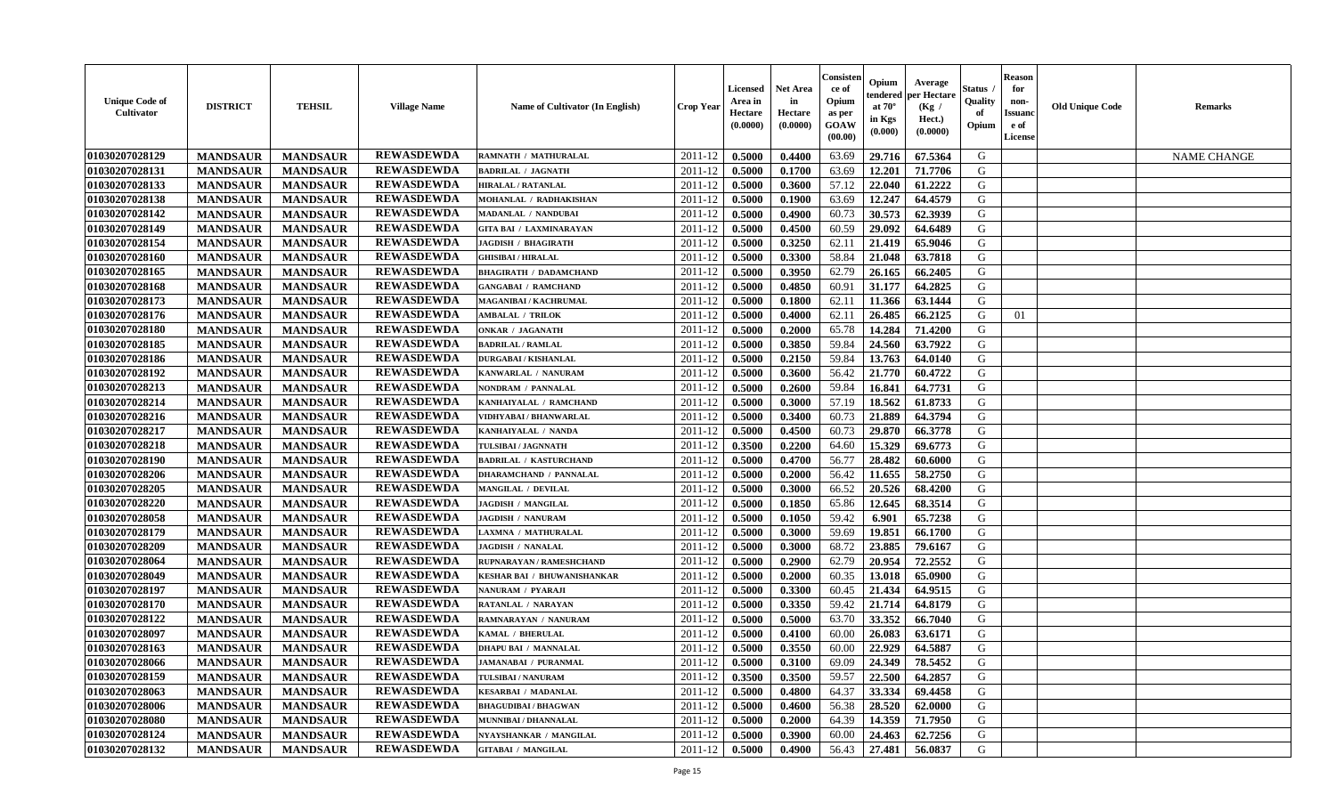| Unique Code of Cultivator | DISTRICT | TEHSIL | Village Name | Name of Cultivator (In English) | Crop Year | Licensed Area in Hectare (0.0000) | Net Area in Hectare (0.0000) | Consistence of Opium as per GOAW (00.00) | Opium tendered at 70° in Kgs (0.000) | Average per Hectare (Kg / Hect.) (0.0000) | Status / Quality of Opium | Reason for non-Issuance of License | Old Unique Code | Remarks |
|---|---|---|---|---|---|---|---|---|---|---|---|---|---|---|
| 01030207028129 | MANDSAUR | MANDSAUR | REWASDEWDA | RAMNATH / MATHURALAL | 2011-12 | 0.5000 | 0.4400 | 63.69 | 29.716 | 67.5364 | G | | | NAME CHANGE |
| 01030207028131 | MANDSAUR | MANDSAUR | REWASDEWDA | BADRILAL / JAGNATH | 2011-12 | 0.5000 | 0.1700 | 63.69 | 12.201 | 71.7706 | G | | | |
| 01030207028133 | MANDSAUR | MANDSAUR | REWASDEWDA | HIRALAL / RATANLAL | 2011-12 | 0.5000 | 0.3600 | 57.12 | 22.040 | 61.2222 | G | | | |
| 01030207028138 | MANDSAUR | MANDSAUR | REWASDEWDA | MOHANLAL / RADHAKISHAN | 2011-12 | 0.5000 | 0.1900 | 63.69 | 12.247 | 64.4579 | G | | | |
| 01030207028142 | MANDSAUR | MANDSAUR | REWASDEWDA | MADANLAL / NANDUBAI | 2011-12 | 0.5000 | 0.4900 | 60.73 | 30.573 | 62.3939 | G | | | |
| 01030207028149 | MANDSAUR | MANDSAUR | REWASDEWDA | GITA BAI / LAXMINARAYAN | 2011-12 | 0.5000 | 0.4500 | 60.59 | 29.092 | 64.6489 | G | | | |
| 01030207028154 | MANDSAUR | MANDSAUR | REWASDEWDA | JAGDISH / BHAGIRATH | 2011-12 | 0.5000 | 0.3250 | 62.11 | 21.419 | 65.9046 | G | | | |
| 01030207028160 | MANDSAUR | MANDSAUR | REWASDEWDA | GHISIBAI / HIRALAL | 2011-12 | 0.5000 | 0.3300 | 58.84 | 21.048 | 63.7818 | G | | | |
| 01030207028165 | MANDSAUR | MANDSAUR | REWASDEWDA | BHAGIRATH / DADAMCHAND | 2011-12 | 0.5000 | 0.3950 | 62.79 | 26.165 | 66.2405 | G | | | |
| 01030207028168 | MANDSAUR | MANDSAUR | REWASDEWDA | GANGABAI / RAMCHAND | 2011-12 | 0.5000 | 0.4850 | 60.91 | 31.177 | 64.2825 | G | | | |
| 01030207028173 | MANDSAUR | MANDSAUR | REWASDEWDA | MAGANIBAI / KACHRUMAL | 2011-12 | 0.5000 | 0.1800 | 62.11 | 11.366 | 63.1444 | G | | | |
| 01030207028176 | MANDSAUR | MANDSAUR | REWASDEWDA | AMBALAL / TRILOK | 2011-12 | 0.5000 | 0.4000 | 62.11 | 26.485 | 66.2125 | G | 01 | | |
| 01030207028180 | MANDSAUR | MANDSAUR | REWASDEWDA | ONKAR / JAGANATH | 2011-12 | 0.5000 | 0.2000 | 65.78 | 14.284 | 71.4200 | G | | | |
| 01030207028185 | MANDSAUR | MANDSAUR | REWASDEWDA | BADRILAL / RAMLAL | 2011-12 | 0.5000 | 0.3850 | 59.84 | 24.560 | 63.7922 | G | | | |
| 01030207028186 | MANDSAUR | MANDSAUR | REWASDEWDA | DURGABAI / KISHANLAL | 2011-12 | 0.5000 | 0.2150 | 59.84 | 13.763 | 64.0140 | G | | | |
| 01030207028192 | MANDSAUR | MANDSAUR | REWASDEWDA | KANWARLAL / NANURAM | 2011-12 | 0.5000 | 0.3600 | 56.42 | 21.770 | 60.4722 | G | | | |
| 01030207028213 | MANDSAUR | MANDSAUR | REWASDEWDA | NONDRAM / PANNALAL | 2011-12 | 0.5000 | 0.2600 | 59.84 | 16.841 | 64.7731 | G | | | |
| 01030207028214 | MANDSAUR | MANDSAUR | REWASDEWDA | KANHAIYALAL / RAMCHAND | 2011-12 | 0.5000 | 0.3000 | 57.19 | 18.562 | 61.8733 | G | | | |
| 01030207028216 | MANDSAUR | MANDSAUR | REWASDEWDA | VIDHYABAI / BHANWARLAL | 2011-12 | 0.5000 | 0.3400 | 60.73 | 21.889 | 64.3794 | G | | | |
| 01030207028217 | MANDSAUR | MANDSAUR | REWASDEWDA | KANHAIYALAL / NANDA | 2011-12 | 0.5000 | 0.4500 | 60.73 | 29.870 | 66.3778 | G | | | |
| 01030207028218 | MANDSAUR | MANDSAUR | REWASDEWDA | TULSIBAI / JAGNNATH | 2011-12 | 0.3500 | 0.2200 | 64.60 | 15.329 | 69.6773 | G | | | |
| 01030207028190 | MANDSAUR | MANDSAUR | REWASDEWDA | BADRILAL / KASTURCHAND | 2011-12 | 0.5000 | 0.4700 | 56.77 | 28.482 | 60.6000 | G | | | |
| 01030207028206 | MANDSAUR | MANDSAUR | REWASDEWDA | DHARAMCHAND / PANNALAL | 2011-12 | 0.5000 | 0.2000 | 56.42 | 11.655 | 58.2750 | G | | | |
| 01030207028205 | MANDSAUR | MANDSAUR | REWASDEWDA | MANGILAL / DEVILAL | 2011-12 | 0.5000 | 0.3000 | 66.52 | 20.526 | 68.4200 | G | | | |
| 01030207028220 | MANDSAUR | MANDSAUR | REWASDEWDA | JAGDISH / MANGILAL | 2011-12 | 0.5000 | 0.1850 | 65.86 | 12.645 | 68.3514 | G | | | |
| 01030207028058 | MANDSAUR | MANDSAUR | REWASDEWDA | JAGDISH / NANURAM | 2011-12 | 0.5000 | 0.1050 | 59.42 | 6.901 | 65.7238 | G | | | |
| 01030207028179 | MANDSAUR | MANDSAUR | REWASDEWDA | LAXMNA / MATHURALAL | 2011-12 | 0.5000 | 0.3000 | 59.69 | 19.851 | 66.1700 | G | | | |
| 01030207028209 | MANDSAUR | MANDSAUR | REWASDEWDA | JAGDISH / NANALAL | 2011-12 | 0.5000 | 0.3000 | 68.72 | 23.885 | 79.6167 | G | | | |
| 01030207028064 | MANDSAUR | MANDSAUR | REWASDEWDA | RUPNARAYAN / RAMESHCHAND | 2011-12 | 0.5000 | 0.2900 | 62.79 | 20.954 | 72.2552 | G | | | |
| 01030207028049 | MANDSAUR | MANDSAUR | REWASDEWDA | KESHAR BAI / BHUWANISHANKAR | 2011-12 | 0.5000 | 0.2000 | 60.35 | 13.018 | 65.0900 | G | | | |
| 01030207028197 | MANDSAUR | MANDSAUR | REWASDEWDA | NANURAM / PYARAJI | 2011-12 | 0.5000 | 0.3300 | 60.45 | 21.434 | 64.9515 | G | | | |
| 01030207028170 | MANDSAUR | MANDSAUR | REWASDEWDA | RATANLAL / NARAYAN | 2011-12 | 0.5000 | 0.3350 | 59.42 | 21.714 | 64.8179 | G | | | |
| 01030207028122 | MANDSAUR | MANDSAUR | REWASDEWDA | RAMNARAYAN / NANURAM | 2011-12 | 0.5000 | 0.5000 | 63.70 | 33.352 | 66.7040 | G | | | |
| 01030207028097 | MANDSAUR | MANDSAUR | REWASDEWDA | KAMAL / BHERULAL | 2011-12 | 0.5000 | 0.4100 | 60.00 | 26.083 | 63.6171 | G | | | |
| 01030207028163 | MANDSAUR | MANDSAUR | REWASDEWDA | DHAPU BAI / MANNALAL | 2011-12 | 0.5000 | 0.3550 | 60.00 | 22.929 | 64.5887 | G | | | |
| 01030207028066 | MANDSAUR | MANDSAUR | REWASDEWDA | JAMANABAI / PURANMAL | 2011-12 | 0.5000 | 0.3100 | 69.09 | 24.349 | 78.5452 | G | | | |
| 01030207028159 | MANDSAUR | MANDSAUR | REWASDEWDA | TULSIBAI / NANURAM | 2011-12 | 0.3500 | 0.3500 | 59.57 | 22.500 | 64.2857 | G | | | |
| 01030207028063 | MANDSAUR | MANDSAUR | REWASDEWDA | KESARBAI / MADANLAL | 2011-12 | 0.5000 | 0.4800 | 64.37 | 33.334 | 69.4458 | G | | | |
| 01030207028006 | MANDSAUR | MANDSAUR | REWASDEWDA | BHAGUDIBAI / BHAGWAN | 2011-12 | 0.5000 | 0.4600 | 56.38 | 28.520 | 62.0000 | G | | | |
| 01030207028080 | MANDSAUR | MANDSAUR | REWASDEWDA | MUNNIBAI / DHANNALAL | 2011-12 | 0.5000 | 0.2000 | 64.39 | 14.359 | 71.7950 | G | | | |
| 01030207028124 | MANDSAUR | MANDSAUR | REWASDEWDA | NYAYSHANKAR / MANGILAL | 2011-12 | 0.5000 | 0.3900 | 60.00 | 24.463 | 62.7256 | G | | | |
| 01030207028132 | MANDSAUR | MANDSAUR | REWASDEWDA | GITABAI / MANGILAL | 2011-12 | 0.5000 | 0.4900 | 56.43 | 27.481 | 56.0837 | G | | | |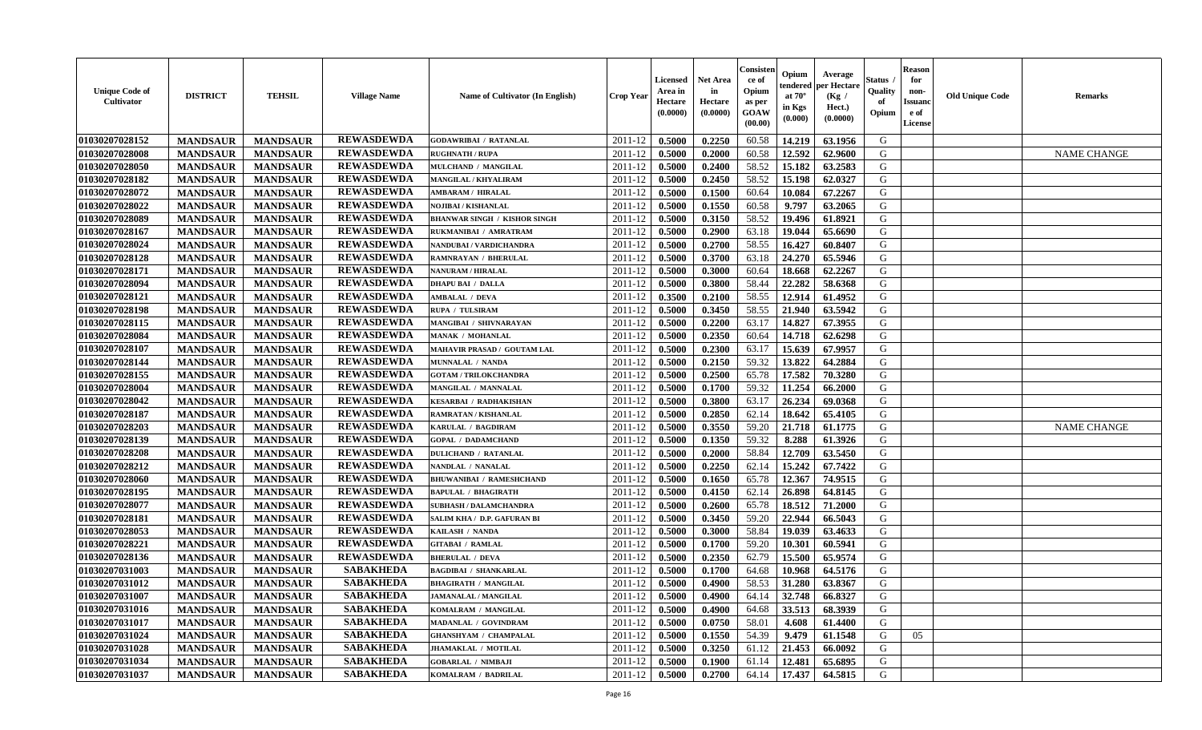| Unique Code of Cultivator | DISTRICT | TEHSIL | Village Name | Name of Cultivator (In English) | Crop Year | Licensed Area in Hectare (0.0000) | Net Area in Hectare (0.0000) | Consistence of Opium as per GOAW (00.00) | Opium tendered at 70° in Kgs (0.000) | Average per Hectare (Kg / Hect.) (0.0000) | Status / Quality of Opium | Reason for non-Issuance of License | Old Unique Code | Remarks |
|---|---|---|---|---|---|---|---|---|---|---|---|---|---|---|
| 01030207028152 | MANDSAUR | MANDSAUR | REWASDEWDA | GODAWRIBAI / RATANLAL | 2011-12 | 0.5000 | 0.2250 | 60.58 | 14.219 | 63.1956 | G | | | |
| 01030207028008 | MANDSAUR | MANDSAUR | REWASDEWDA | RUGHNATH / RUPA | 2011-12 | 0.5000 | 0.2000 | 60.58 | 12.592 | 62.9600 | G | | | NAME CHANGE |
| 01030207028050 | MANDSAUR | MANDSAUR | REWASDEWDA | MULCHAND / MANGILAL | 2011-12 | 0.5000 | 0.2400 | 58.52 | 15.182 | 63.2583 | G | | | |
| 01030207028182 | MANDSAUR | MANDSAUR | REWASDEWDA | MANGILAL / KHYALIRAM | 2011-12 | 0.5000 | 0.2450 | 58.52 | 15.198 | 62.0327 | G | | | |
| 01030207028072 | MANDSAUR | MANDSAUR | REWASDEWDA | AMBARAM / HIRALAL | 2011-12 | 0.5000 | 0.1500 | 60.64 | 10.084 | 67.2267 | G | | | |
| 01030207028022 | MANDSAUR | MANDSAUR | REWASDEWDA | NOJIBAI / KISHANLAL | 2011-12 | 0.5000 | 0.1550 | 60.58 | 9.797 | 63.2065 | G | | | |
| 01030207028089 | MANDSAUR | MANDSAUR | REWASDEWDA | BHANWAR SINGH / KISHOR SINGH | 2011-12 | 0.5000 | 0.3150 | 58.52 | 19.496 | 61.8921 | G | | | |
| 01030207028167 | MANDSAUR | MANDSAUR | REWASDEWDA | RUKMANIBAI / AMRATRAM | 2011-12 | 0.5000 | 0.2900 | 63.18 | 19.044 | 65.6690 | G | | | |
| 01030207028024 | MANDSAUR | MANDSAUR | REWASDEWDA | NANDUBAI / VARDICHANDRA | 2011-12 | 0.5000 | 0.2700 | 58.55 | 16.427 | 60.8407 | G | | | |
| 01030207028128 | MANDSAUR | MANDSAUR | REWASDEWDA | RAMNRAYAN / BHERULAL | 2011-12 | 0.5000 | 0.3700 | 63.18 | 24.270 | 65.5946 | G | | | |
| 01030207028171 | MANDSAUR | MANDSAUR | REWASDEWDA | NANURAM / HIRALAL | 2011-12 | 0.5000 | 0.3000 | 60.64 | 18.668 | 62.2267 | G | | | |
| 01030207028094 | MANDSAUR | MANDSAUR | REWASDEWDA | DHAPU BAI / DALLA | 2011-12 | 0.5000 | 0.3800 | 58.44 | 22.282 | 58.6368 | G | | | |
| 01030207028121 | MANDSAUR | MANDSAUR | REWASDEWDA | AMBALAL / DEVA | 2011-12 | 0.3500 | 0.2100 | 58.55 | 12.914 | 61.4952 | G | | | |
| 01030207028198 | MANDSAUR | MANDSAUR | REWASDEWDA | RUPA / TULSIRAM | 2011-12 | 0.5000 | 0.3450 | 58.55 | 21.940 | 63.5942 | G | | | |
| 01030207028115 | MANDSAUR | MANDSAUR | REWASDEWDA | MANGIBAI / SHIVNARAYAN | 2011-12 | 0.5000 | 0.2200 | 63.17 | 14.827 | 67.3955 | G | | | |
| 01030207028084 | MANDSAUR | MANDSAUR | REWASDEWDA | MANAK / MOHANLAL | 2011-12 | 0.5000 | 0.2350 | 60.64 | 14.718 | 62.6298 | G | | | |
| 01030207028107 | MANDSAUR | MANDSAUR | REWASDEWDA | MAHAVIR PRASAD / GOUTAM LAL | 2011-12 | 0.5000 | 0.2300 | 63.17 | 15.639 | 67.9957 | G | | | |
| 01030207028144 | MANDSAUR | MANDSAUR | REWASDEWDA | MUNNALAL / NANDA | 2011-12 | 0.5000 | 0.2150 | 59.32 | 13.822 | 64.2884 | G | | | |
| 01030207028155 | MANDSAUR | MANDSAUR | REWASDEWDA | GOTAM / TRILOKCHANDRA | 2011-12 | 0.5000 | 0.2500 | 65.78 | 17.582 | 70.3280 | G | | | |
| 01030207028004 | MANDSAUR | MANDSAUR | REWASDEWDA | MANGILAL / MANNALAL | 2011-12 | 0.5000 | 0.1700 | 59.32 | 11.254 | 66.2000 | G | | | |
| 01030207028042 | MANDSAUR | MANDSAUR | REWASDEWDA | KESARBAI / RADHAKISHAN | 2011-12 | 0.5000 | 0.3800 | 63.17 | 26.234 | 69.0368 | G | | | |
| 01030207028187 | MANDSAUR | MANDSAUR | REWASDEWDA | RAMRATAN / KISHANLAL | 2011-12 | 0.5000 | 0.2850 | 62.14 | 18.642 | 65.4105 | G | | | |
| 01030207028203 | MANDSAUR | MANDSAUR | REWASDEWDA | KARULAL / BAGDIRAM | 2011-12 | 0.5000 | 0.3550 | 59.20 | 21.718 | 61.1775 | G | | | NAME CHANGE |
| 01030207028139 | MANDSAUR | MANDSAUR | REWASDEWDA | GOPAL / DADAMCHAND | 2011-12 | 0.5000 | 0.1350 | 59.32 | 8.288 | 61.3926 | G | | | |
| 01030207028208 | MANDSAUR | MANDSAUR | REWASDEWDA | DULICHAND / RATANLAL | 2011-12 | 0.5000 | 0.2000 | 58.84 | 12.709 | 63.5450 | G | | | |
| 01030207028212 | MANDSAUR | MANDSAUR | REWASDEWDA | NANDLAL / NANALAL | 2011-12 | 0.5000 | 0.2250 | 62.14 | 15.242 | 67.7422 | G | | | |
| 01030207028060 | MANDSAUR | MANDSAUR | REWASDEWDA | BHUWANIBAI / RAMESHCHAND | 2011-12 | 0.5000 | 0.1650 | 65.78 | 12.367 | 74.9515 | G | | | |
| 01030207028195 | MANDSAUR | MANDSAUR | REWASDEWDA | BAPULAL / BHAGIRATH | 2011-12 | 0.5000 | 0.4150 | 62.14 | 26.898 | 64.8145 | G | | | |
| 01030207028077 | MANDSAUR | MANDSAUR | REWASDEWDA | SUBHASH / DALAMCHANDRA | 2011-12 | 0.5000 | 0.2600 | 65.78 | 18.512 | 71.2000 | G | | | |
| 01030207028181 | MANDSAUR | MANDSAUR | REWASDEWDA | SALIM KHA / D.P. GAFURAN BI | 2011-12 | 0.5000 | 0.3450 | 59.20 | 22.944 | 66.5043 | G | | | |
| 01030207028053 | MANDSAUR | MANDSAUR | REWASDEWDA | KAILASH / NANDA | 2011-12 | 0.5000 | 0.3000 | 58.84 | 19.039 | 63.4633 | G | | | |
| 01030207028221 | MANDSAUR | MANDSAUR | REWASDEWDA | GITABAI / RAMLAL | 2011-12 | 0.5000 | 0.1700 | 59.20 | 10.301 | 60.5941 | G | | | |
| 01030207028136 | MANDSAUR | MANDSAUR | REWASDEWDA | BHERULAL / DEVA | 2011-12 | 0.5000 | 0.2350 | 62.79 | 15.500 | 65.9574 | G | | | |
| 01030207031003 | MANDSAUR | MANDSAUR | SABAKHEDA | BAGDIBAI / SHANKARLAL | 2011-12 | 0.5000 | 0.1700 | 64.68 | 10.968 | 64.5176 | G | | | |
| 01030207031012 | MANDSAUR | MANDSAUR | SABAKHEDA | BHAGIRATH / MANGILAL | 2011-12 | 0.5000 | 0.4900 | 58.53 | 31.280 | 63.8367 | G | | | |
| 01030207031007 | MANDSAUR | MANDSAUR | SABAKHEDA | JAMANALAL / MANGILAL | 2011-12 | 0.5000 | 0.4900 | 64.14 | 32.748 | 66.8327 | G | | | |
| 01030207031016 | MANDSAUR | MANDSAUR | SABAKHEDA | KOMALRAM / MANGILAL | 2011-12 | 0.5000 | 0.4900 | 64.68 | 33.513 | 68.3939 | G | | | |
| 01030207031017 | MANDSAUR | MANDSAUR | SABAKHEDA | MADANLAL / GOVINDRAM | 2011-12 | 0.5000 | 0.0750 | 58.01 | 4.608 | 61.4400 | G | | | |
| 01030207031024 | MANDSAUR | MANDSAUR | SABAKHEDA | GHANSHYAM / CHAMPALAL | 2011-12 | 0.5000 | 0.1550 | 54.39 | 9.479 | 61.1548 | G | 05 | | |
| 01030207031028 | MANDSAUR | MANDSAUR | SABAKHEDA | JHAMAKLAL / MOTILAL | 2011-12 | 0.5000 | 0.3250 | 61.12 | 21.453 | 66.0092 | G | | | |
| 01030207031034 | MANDSAUR | MANDSAUR | SABAKHEDA | GOBARLAL / NIMBAJI | 2011-12 | 0.5000 | 0.1900 | 61.14 | 12.481 | 65.6895 | G | | | |
| 01030207031037 | MANDSAUR | MANDSAUR | SABAKHEDA | KOMALRAM / BADRILAL | 2011-12 | 0.5000 | 0.2700 | 64.14 | 17.437 | 64.5815 | G | | | |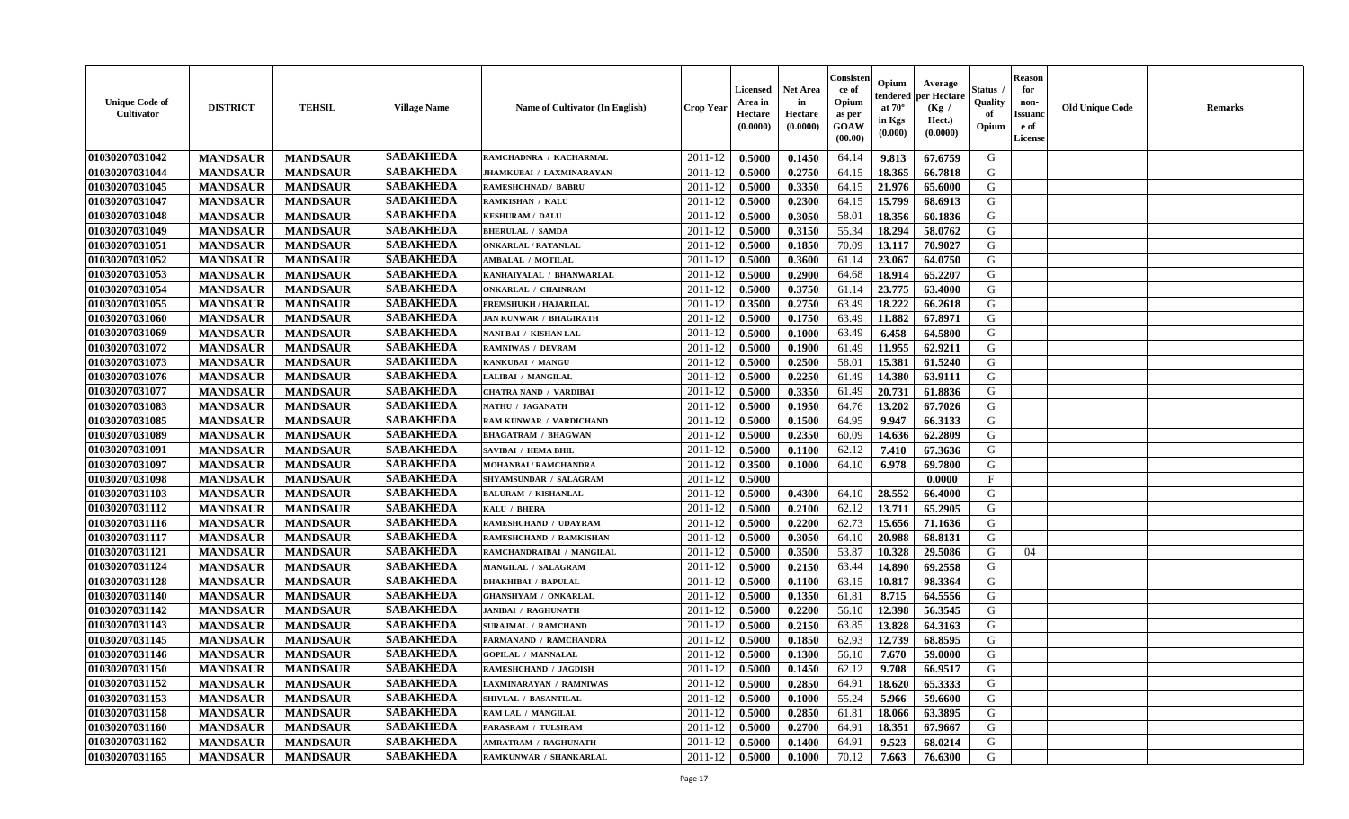| Unique Code of Cultivator | DISTRICT | TEHSIL | Village Name | Name of Cultivator (In English) | Crop Year | Licensed Area in Hectare (0.0000) | Net Area in Hectare (0.0000) | Consistence of Opium as per GOAW (00.00) | Opium tendered at 70° in Kgs (0.000) | Average per Hectare (Kg / Hect.) (0.0000) | Status / Quality of Opium | Reason for non-Issuance of License | Old Unique Code | Remarks |
|---|---|---|---|---|---|---|---|---|---|---|---|---|---|---|
| 01030207031042 | MANDSAUR | MANDSAUR | SABAKHEDA | RAMCHADNRA / KACHARMAL | 2011-12 | 0.5000 | 0.1450 | 64.14 | 9.813 | 67.6759 | G | | | |
| 01030207031044 | MANDSAUR | MANDSAUR | SABAKHEDA | JHAMKUBAI / LAXMINARAYAN | 2011-12 | 0.5000 | 0.2750 | 64.15 | 18.365 | 66.7818 | G | | | |
| 01030207031045 | MANDSAUR | MANDSAUR | SABAKHEDA | RAMESHCHNAD / BABRU | 2011-12 | 0.5000 | 0.3350 | 64.15 | 21.976 | 65.6000 | G | | | |
| 01030207031047 | MANDSAUR | MANDSAUR | SABAKHEDA | RAMKISHAN / KALU | 2011-12 | 0.5000 | 0.2300 | 64.15 | 15.799 | 68.6913 | G | | | |
| 01030207031048 | MANDSAUR | MANDSAUR | SABAKHEDA | KESHURAM / DALU | 2011-12 | 0.5000 | 0.3050 | 58.01 | 18.356 | 60.1836 | G | | | |
| 01030207031049 | MANDSAUR | MANDSAUR | SABAKHEDA | BHERULAL / SAMDA | 2011-12 | 0.5000 | 0.3150 | 55.34 | 18.294 | 58.0762 | G | | | |
| 01030207031051 | MANDSAUR | MANDSAUR | SABAKHEDA | ONKARLAL / RATANLAL | 2011-12 | 0.5000 | 0.1850 | 70.09 | 13.117 | 70.9027 | G | | | |
| 01030207031052 | MANDSAUR | MANDSAUR | SABAKHEDA | AMBALAL / MOTILAL | 2011-12 | 0.5000 | 0.3600 | 61.14 | 23.067 | 64.0750 | G | | | |
| 01030207031053 | MANDSAUR | MANDSAUR | SABAKHEDA | KANHAIYALAL / BHANWARLAL | 2011-12 | 0.5000 | 0.2900 | 64.68 | 18.914 | 65.2207 | G | | | |
| 01030207031054 | MANDSAUR | MANDSAUR | SABAKHEDA | ONKARLAL / CHAINRAM | 2011-12 | 0.5000 | 0.3750 | 61.14 | 23.775 | 63.4000 | G | | | |
| 01030207031055 | MANDSAUR | MANDSAUR | SABAKHEDA | PREMSHUKH / HAJARILAL | 2011-12 | 0.3500 | 0.2750 | 63.49 | 18.222 | 66.2618 | G | | | |
| 01030207031060 | MANDSAUR | MANDSAUR | SABAKHEDA | JAN KUNWAR / BHAGIRATH | 2011-12 | 0.5000 | 0.1750 | 63.49 | 11.882 | 67.8971 | G | | | |
| 01030207031069 | MANDSAUR | MANDSAUR | SABAKHEDA | NANI BAI / KISHAN LAL | 2011-12 | 0.5000 | 0.1000 | 63.49 | 6.458 | 64.5800 | G | | | |
| 01030207031072 | MANDSAUR | MANDSAUR | SABAKHEDA | RAMNIWAS / DEVRAM | 2011-12 | 0.5000 | 0.1900 | 61.49 | 11.955 | 62.9211 | G | | | |
| 01030207031073 | MANDSAUR | MANDSAUR | SABAKHEDA | KANKUBAI / MANGU | 2011-12 | 0.5000 | 0.2500 | 58.01 | 15.381 | 61.5240 | G | | | |
| 01030207031076 | MANDSAUR | MANDSAUR | SABAKHEDA | LALIBAI / MANGILAL | 2011-12 | 0.5000 | 0.2250 | 61.49 | 14.380 | 63.9111 | G | | | |
| 01030207031077 | MANDSAUR | MANDSAUR | SABAKHEDA | CHATRA NAND / VARDIBAI | 2011-12 | 0.5000 | 0.3350 | 61.49 | 20.731 | 61.8836 | G | | | |
| 01030207031083 | MANDSAUR | MANDSAUR | SABAKHEDA | NATHU / JAGANATH | 2011-12 | 0.5000 | 0.1950 | 64.76 | 13.202 | 67.7026 | G | | | |
| 01030207031085 | MANDSAUR | MANDSAUR | SABAKHEDA | RAM KUNWAR / VARDICHAND | 2011-12 | 0.5000 | 0.1500 | 64.95 | 9.947 | 66.3133 | G | | | |
| 01030207031089 | MANDSAUR | MANDSAUR | SABAKHEDA | BHAGATRAM / BHAGWAN | 2011-12 | 0.5000 | 0.2350 | 60.09 | 14.636 | 62.2809 | G | | | |
| 01030207031091 | MANDSAUR | MANDSAUR | SABAKHEDA | SAVIBAI / HEMA BHIL | 2011-12 | 0.5000 | 0.1100 | 62.12 | 7.410 | 67.3636 | G | | | |
| 01030207031097 | MANDSAUR | MANDSAUR | SABAKHEDA | MOHANBAI / RAMCHANDRA | 2011-12 | 0.3500 | 0.1000 | 64.10 | 6.978 | 69.7800 | G | | | |
| 01030207031098 | MANDSAUR | MANDSAUR | SABAKHEDA | SHYAMSUNDAR / SALAGRAM | 2011-12 | 0.5000 | | | | 0.0000 | F | | | |
| 01030207031103 | MANDSAUR | MANDSAUR | SABAKHEDA | BALURAM / KISHANLAL | 2011-12 | 0.5000 | 0.4300 | 64.10 | 28.552 | 66.4000 | G | | | |
| 01030207031112 | MANDSAUR | MANDSAUR | SABAKHEDA | KALU / BHERA | 2011-12 | 0.5000 | 0.2100 | 62.12 | 13.711 | 65.2905 | G | | | |
| 01030207031116 | MANDSAUR | MANDSAUR | SABAKHEDA | RAMESHCHAND / UDAYRAM | 2011-12 | 0.5000 | 0.2200 | 62.73 | 15.656 | 71.1636 | G | | | |
| 01030207031117 | MANDSAUR | MANDSAUR | SABAKHEDA | RAMESHCHAND / RAMKISHAN | 2011-12 | 0.5000 | 0.3050 | 64.10 | 20.988 | 68.8131 | G | | | |
| 01030207031121 | MANDSAUR | MANDSAUR | SABAKHEDA | RAMCHANDRAIBAI / MANGILAL | 2011-12 | 0.5000 | 0.3500 | 53.87 | 10.328 | 29.5086 | G | 04 | | |
| 01030207031124 | MANDSAUR | MANDSAUR | SABAKHEDA | MANGILAL / SALAGRAM | 2011-12 | 0.5000 | 0.2150 | 63.44 | 14.890 | 69.2558 | G | | | |
| 01030207031128 | MANDSAUR | MANDSAUR | SABAKHEDA | DHAKHIBAI / BAPULAL | 2011-12 | 0.5000 | 0.1100 | 63.15 | 10.817 | 98.3364 | G | | | |
| 01030207031140 | MANDSAUR | MANDSAUR | SABAKHEDA | GHANSHYAM / ONKARLAL | 2011-12 | 0.5000 | 0.1350 | 61.81 | 8.715 | 64.5556 | G | | | |
| 01030207031142 | MANDSAUR | MANDSAUR | SABAKHEDA | JANIBAI / RAGHUNATH | 2011-12 | 0.5000 | 0.2200 | 56.10 | 12.398 | 56.3545 | G | | | |
| 01030207031143 | MANDSAUR | MANDSAUR | SABAKHEDA | SURAJMAL / RAMCHAND | 2011-12 | 0.5000 | 0.2150 | 63.85 | 13.828 | 64.3163 | G | | | |
| 01030207031145 | MANDSAUR | MANDSAUR | SABAKHEDA | PARMANAND / RAMCHANDRA | 2011-12 | 0.5000 | 0.1850 | 62.93 | 12.739 | 68.8595 | G | | | |
| 01030207031146 | MANDSAUR | MANDSAUR | SABAKHEDA | GOPILAL / MANNALAL | 2011-12 | 0.5000 | 0.1300 | 56.10 | 7.670 | 59.0000 | G | | | |
| 01030207031150 | MANDSAUR | MANDSAUR | SABAKHEDA | RAMESHCHAND / JAGDISH | 2011-12 | 0.5000 | 0.1450 | 62.12 | 9.708 | 66.9517 | G | | | |
| 01030207031152 | MANDSAUR | MANDSAUR | SABAKHEDA | LAXMINARAYAN / RAMNIWAS | 2011-12 | 0.5000 | 0.2850 | 64.91 | 18.620 | 65.3333 | G | | | |
| 01030207031153 | MANDSAUR | MANDSAUR | SABAKHEDA | SHIVLAL / BASANTILAL | 2011-12 | 0.5000 | 0.1000 | 55.24 | 5.966 | 59.6600 | G | | | |
| 01030207031158 | MANDSAUR | MANDSAUR | SABAKHEDA | RAM LAL / MANGILAL | 2011-12 | 0.5000 | 0.2850 | 61.81 | 18.066 | 63.3895 | G | | | |
| 01030207031160 | MANDSAUR | MANDSAUR | SABAKHEDA | PARASRAM / TULSIRAM | 2011-12 | 0.5000 | 0.2700 | 64.91 | 18.351 | 67.9667 | G | | | |
| 01030207031162 | MANDSAUR | MANDSAUR | SABAKHEDA | AMRATRAM / RAGHUNATH | 2011-12 | 0.5000 | 0.1400 | 64.91 | 9.523 | 68.0214 | G | | | |
| 01030207031165 | MANDSAUR | MANDSAUR | SABAKHEDA | RAMKUNWAR / SHANKARLAL | 2011-12 | 0.5000 | 0.1000 | 70.12 | 7.663 | 76.6300 | G | | | |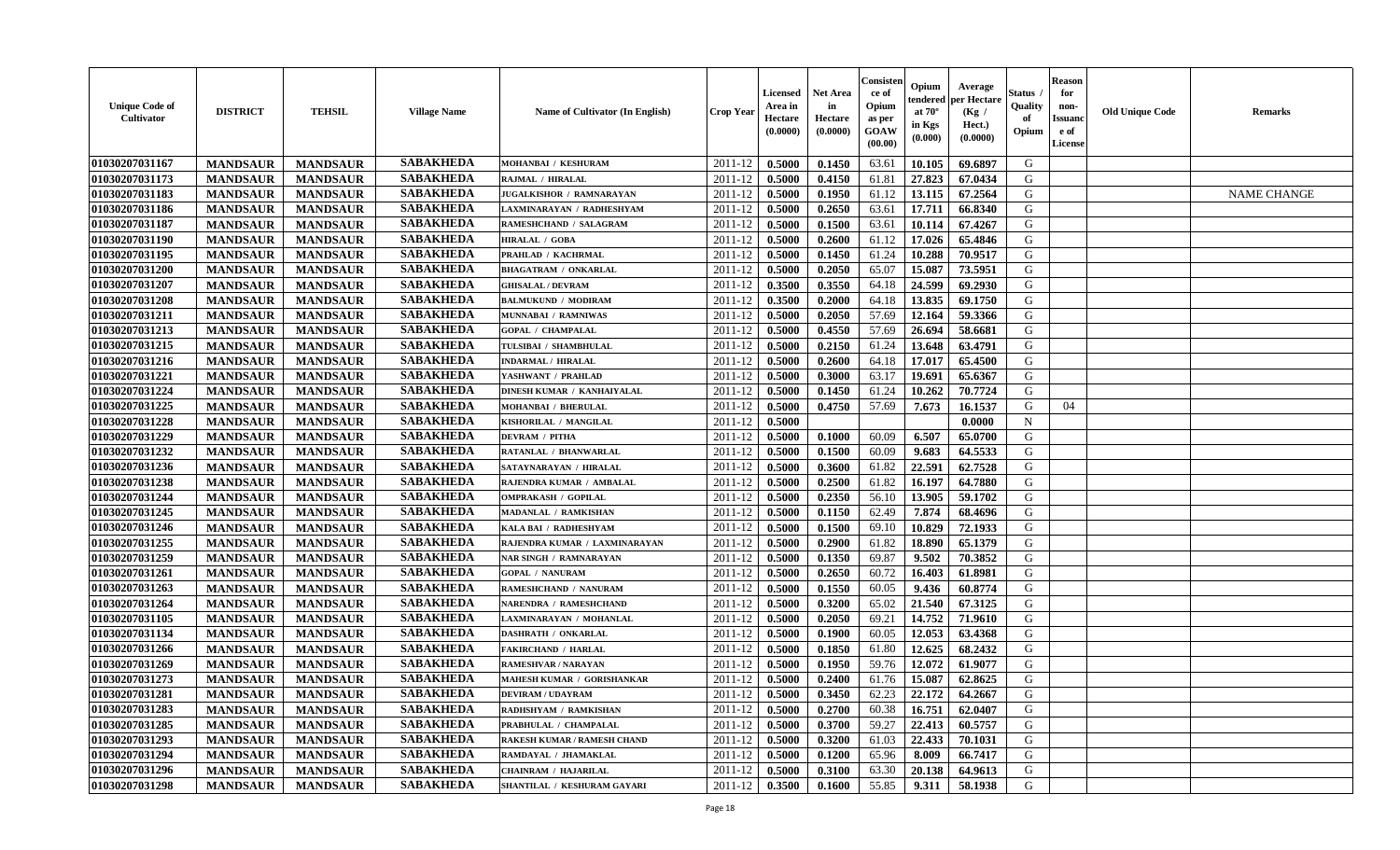| Unique Code of Cultivator | DISTRICT | TEHSIL | Village Name | Name of Cultivator (In English) | Crop Year | Licensed Area in Hectare (0.0000) | Net Area in Hectare (0.0000) | Consistence of Opium as per GOAW (00.00) | Opium tendered at 70° in Kgs (0.000) | Average per Hectare (Kg / Hect.) (0.0000) | Status / Quality of Opium | Reason for non-Issuance of License | Old Unique Code | Remarks |
|---|---|---|---|---|---|---|---|---|---|---|---|---|---|---|
| 01030207031167 | MANDSAUR | MANDSAUR | SABAKHEDA | MOHANBAI / KESHURAM | 2011-12 | 0.5000 | 0.1450 | 63.61 | 10.105 | 69.6897 | G | | | |
| 01030207031173 | MANDSAUR | MANDSAUR | SABAKHEDA | RAJMAL / HIRALAL | 2011-12 | 0.5000 | 0.4150 | 61.81 | 27.823 | 67.0434 | G | | | |
| 01030207031183 | MANDSAUR | MANDSAUR | SABAKHEDA | JUGALKISHOR / RAMNARAYAN | 2011-12 | 0.5000 | 0.1950 | 61.12 | 13.115 | 67.2564 | G | | | NAME CHANGE |
| 01030207031186 | MANDSAUR | MANDSAUR | SABAKHEDA | LAXMINARAYAN / RADHESHYAM | 2011-12 | 0.5000 | 0.2650 | 63.61 | 17.711 | 66.8340 | G | | | |
| 01030207031187 | MANDSAUR | MANDSAUR | SABAKHEDA | RAMESHCHAND / SALAGRAM | 2011-12 | 0.5000 | 0.1500 | 63.61 | 10.114 | 67.4267 | G | | | |
| 01030207031190 | MANDSAUR | MANDSAUR | SABAKHEDA | HIRALAL / GOBA | 2011-12 | 0.5000 | 0.2600 | 61.12 | 17.026 | 65.4846 | G | | | |
| 01030207031195 | MANDSAUR | MANDSAUR | SABAKHEDA | PRAHLAD / KACHRMAL | 2011-12 | 0.5000 | 0.1450 | 61.24 | 10.288 | 70.9517 | G | | | |
| 01030207031200 | MANDSAUR | MANDSAUR | SABAKHEDA | BHAGATRAM / ONKARLAL | 2011-12 | 0.5000 | 0.2050 | 65.07 | 15.087 | 73.5951 | G | | | |
| 01030207031207 | MANDSAUR | MANDSAUR | SABAKHEDA | GHISALAL / DEVRAM | 2011-12 | 0.3500 | 0.3550 | 64.18 | 24.599 | 69.2930 | G | | | |
| 01030207031208 | MANDSAUR | MANDSAUR | SABAKHEDA | BALMUKUND / MODIRAM | 2011-12 | 0.3500 | 0.2000 | 64.18 | 13.835 | 69.1750 | G | | | |
| 01030207031211 | MANDSAUR | MANDSAUR | SABAKHEDA | MUNNABAI / RAMNIWAS | 2011-12 | 0.5000 | 0.2050 | 57.69 | 12.164 | 59.3366 | G | | | |
| 01030207031213 | MANDSAUR | MANDSAUR | SABAKHEDA | GOPAL / CHAMPALAL | 2011-12 | 0.5000 | 0.4550 | 57.69 | 26.694 | 58.6681 | G | | | |
| 01030207031215 | MANDSAUR | MANDSAUR | SABAKHEDA | TULSIBAI / SHAMBHULAL | 2011-12 | 0.5000 | 0.2150 | 61.24 | 13.648 | 63.4791 | G | | | |
| 01030207031216 | MANDSAUR | MANDSAUR | SABAKHEDA | INDARMAL / HIRALAL | 2011-12 | 0.5000 | 0.2600 | 64.18 | 17.017 | 65.4500 | G | | | |
| 01030207031221 | MANDSAUR | MANDSAUR | SABAKHEDA | YASHWANT / PRAHLAD | 2011-12 | 0.5000 | 0.3000 | 63.17 | 19.691 | 65.6367 | G | | | |
| 01030207031224 | MANDSAUR | MANDSAUR | SABAKHEDA | DINESH KUMAR / KANHAIYALAL | 2011-12 | 0.5000 | 0.1450 | 61.24 | 10.262 | 70.7724 | G | | | |
| 01030207031225 | MANDSAUR | MANDSAUR | SABAKHEDA | MOHANBAI / BHERULAL | 2011-12 | 0.5000 | 0.4750 | 57.69 | 7.673 | 16.1537 | G | 04 | | |
| 01030207031228 | MANDSAUR | MANDSAUR | SABAKHEDA | KISHORILAL / MANGILAL | 2011-12 | 0.5000 | | | | 0.0000 | N | | | |
| 01030207031229 | MANDSAUR | MANDSAUR | SABAKHEDA | DEVRAM / PITHA | 2011-12 | 0.5000 | 0.1000 | 60.09 | 6.507 | 65.0700 | G | | | |
| 01030207031232 | MANDSAUR | MANDSAUR | SABAKHEDA | RATANLAL / BHANWARLAL | 2011-12 | 0.5000 | 0.1500 | 60.09 | 9.683 | 64.5533 | G | | | |
| 01030207031236 | MANDSAUR | MANDSAUR | SABAKHEDA | SATAYNARAYAN / HIRALAL | 2011-12 | 0.5000 | 0.3600 | 61.82 | 22.591 | 62.7528 | G | | | |
| 01030207031238 | MANDSAUR | MANDSAUR | SABAKHEDA | RAJENDRA KUMAR / AMBALAL | 2011-12 | 0.5000 | 0.2500 | 61.82 | 16.197 | 64.7880 | G | | | |
| 01030207031244 | MANDSAUR | MANDSAUR | SABAKHEDA | OMPRAKASH / GOPILAL | 2011-12 | 0.5000 | 0.2350 | 56.10 | 13.905 | 59.1702 | G | | | |
| 01030207031245 | MANDSAUR | MANDSAUR | SABAKHEDA | MADANLAL / RAMKISHAN | 2011-12 | 0.5000 | 0.1150 | 62.49 | 7.874 | 68.4696 | G | | | |
| 01030207031246 | MANDSAUR | MANDSAUR | SABAKHEDA | KALA BAI / RADHESHYAM | 2011-12 | 0.5000 | 0.1500 | 69.10 | 10.829 | 72.1933 | G | | | |
| 01030207031255 | MANDSAUR | MANDSAUR | SABAKHEDA | RAJENDRA KUMAR / LAXMINARAYAN | 2011-12 | 0.5000 | 0.2900 | 61.82 | 18.890 | 65.1379 | G | | | |
| 01030207031259 | MANDSAUR | MANDSAUR | SABAKHEDA | NAR SINGH / RAMNARAYAN | 2011-12 | 0.5000 | 0.1350 | 69.87 | 9.502 | 70.3852 | G | | | |
| 01030207031261 | MANDSAUR | MANDSAUR | SABAKHEDA | GOPAL / NANURAM | 2011-12 | 0.5000 | 0.2650 | 60.72 | 16.403 | 61.8981 | G | | | |
| 01030207031263 | MANDSAUR | MANDSAUR | SABAKHEDA | RAMESHCHAND / NANURAM | 2011-12 | 0.5000 | 0.1550 | 60.05 | 9.436 | 60.8774 | G | | | |
| 01030207031264 | MANDSAUR | MANDSAUR | SABAKHEDA | NARENDRA / RAMESHCHAND | 2011-12 | 0.5000 | 0.3200 | 65.02 | 21.540 | 67.3125 | G | | | |
| 01030207031105 | MANDSAUR | MANDSAUR | SABAKHEDA | LAXMINARAYAN / MOHANLAL | 2011-12 | 0.5000 | 0.2050 | 69.21 | 14.752 | 71.9610 | G | | | |
| 01030207031134 | MANDSAUR | MANDSAUR | SABAKHEDA | DASHRATH / ONKARLAL | 2011-12 | 0.5000 | 0.1900 | 60.05 | 12.053 | 63.4368 | G | | | |
| 01030207031266 | MANDSAUR | MANDSAUR | SABAKHEDA | FAKIRCHAND / HARLAL | 2011-12 | 0.5000 | 0.1850 | 61.80 | 12.625 | 68.2432 | G | | | |
| 01030207031269 | MANDSAUR | MANDSAUR | SABAKHEDA | RAMESHVAR / NARAYAN | 2011-12 | 0.5000 | 0.1950 | 59.76 | 12.072 | 61.9077 | G | | | |
| 01030207031273 | MANDSAUR | MANDSAUR | SABAKHEDA | MAHESH KUMAR / GORISHANKAR | 2011-12 | 0.5000 | 0.2400 | 61.76 | 15.087 | 62.8625 | G | | | |
| 01030207031281 | MANDSAUR | MANDSAUR | SABAKHEDA | DEVIRAM / UDAYRAM | 2011-12 | 0.5000 | 0.3450 | 62.23 | 22.172 | 64.2667 | G | | | |
| 01030207031283 | MANDSAUR | MANDSAUR | SABAKHEDA | RADHSHYAM / RAMKISHAN | 2011-12 | 0.5000 | 0.2700 | 60.38 | 16.751 | 62.0407 | G | | | |
| 01030207031285 | MANDSAUR | MANDSAUR | SABAKHEDA | PRABHULAL / CHAMPALAL | 2011-12 | 0.5000 | 0.3700 | 59.27 | 22.413 | 60.5757 | G | | | |
| 01030207031293 | MANDSAUR | MANDSAUR | SABAKHEDA | RAKESH KUMAR / RAMESH CHAND | 2011-12 | 0.5000 | 0.3200 | 61.03 | 22.433 | 70.1031 | G | | | |
| 01030207031294 | MANDSAUR | MANDSAUR | SABAKHEDA | RAMDAYAL / JHAMAKLAL | 2011-12 | 0.5000 | 0.1200 | 65.96 | 8.009 | 66.7417 | G | | | |
| 01030207031296 | MANDSAUR | MANDSAUR | SABAKHEDA | CHAINRAM / HAJARILAL | 2011-12 | 0.5000 | 0.3100 | 63.30 | 20.138 | 64.9613 | G | | | |
| 01030207031298 | MANDSAUR | MANDSAUR | SABAKHEDA | SHANTILAL / KESHURAM GAYARI | 2011-12 | 0.3500 | 0.1600 | 55.85 | 9.311 | 58.1938 | G | | | |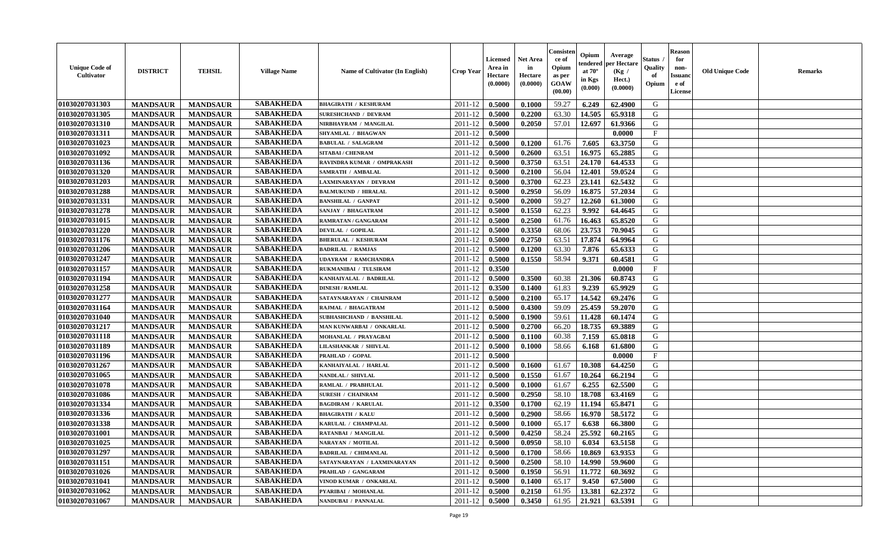| Unique Code of Cultivator | DISTRICT | TEHSIL | Village Name | Name of Cultivator (In English) | Crop Year | Licensed Area in Hectare (0.0000) | Net Area in Hectare (0.0000) | Consistence of Opium as per GOAW (00.00) | Opium tendered at 70° in Kgs (0.000) | Average per Hectare (Kg / Hect.) (0.0000) | Status / Quality of Opium | Reason for non-Issuance of License | Old Unique Code | Remarks |
|---|---|---|---|---|---|---|---|---|---|---|---|---|---|---|
| 01030207031303 | MANDSAUR | MANDSAUR | SABAKHEDA | BHAGIRATH / KESHURAM | 2011-12 | 0.5000 | 0.1000 | 59.27 | 6.249 | 62.4900 | G | | | |
| 01030207031305 | MANDSAUR | MANDSAUR | SABAKHEDA | SURESHCHAND / DEVRAM | 2011-12 | 0.5000 | 0.2200 | 63.30 | 14.505 | 65.9318 | G | | | |
| 01030207031310 | MANDSAUR | MANDSAUR | SABAKHEDA | NIRBHAYRAM / MANGILAL | 2011-12 | 0.5000 | 0.2050 | 57.01 | 12.697 | 61.9366 | G | | | |
| 01030207031311 | MANDSAUR | MANDSAUR | SABAKHEDA | SHYAMLAL / BHAGWAN | 2011-12 | 0.5000 | | | | 0.0000 | F | | | |
| 01030207031023 | MANDSAUR | MANDSAUR | SABAKHEDA | BABULAL / SALAGRAM | 2011-12 | 0.5000 | 0.1200 | 61.76 | 7.605 | 63.3750 | G | | | |
| 01030207031092 | MANDSAUR | MANDSAUR | SABAKHEDA | SITABAI / CHENRAM | 2011-12 | 0.5000 | 0.2600 | 63.51 | 16.975 | 65.2885 | G | | | |
| 01030207031136 | MANDSAUR | MANDSAUR | SABAKHEDA | RAVINDRA KUMAR / OMPRAKASH | 2011-12 | 0.5000 | 0.3750 | 63.51 | 24.170 | 64.4533 | G | | | |
| 01030207031320 | MANDSAUR | MANDSAUR | SABAKHEDA | SAMRATH / AMBALAL | 2011-12 | 0.5000 | 0.2100 | 56.04 | 12.401 | 59.0524 | G | | | |
| 01030207031203 | MANDSAUR | MANDSAUR | SABAKHEDA | LAXMINARAYAN / DEVRAM | 2011-12 | 0.5000 | 0.3700 | 62.23 | 23.141 | 62.5432 | G | | | |
| 01030207031288 | MANDSAUR | MANDSAUR | SABAKHEDA | BALMUKUND / HIRALAL | 2011-12 | 0.5000 | 0.2950 | 56.09 | 16.875 | 57.2034 | G | | | |
| 01030207031331 | MANDSAUR | MANDSAUR | SABAKHEDA | BANSHILAL / GANPAT | 2011-12 | 0.5000 | 0.2000 | 59.27 | 12.260 | 61.3000 | G | | | |
| 01030207031278 | MANDSAUR | MANDSAUR | SABAKHEDA | SANJAY / BHAGATRAM | 2011-12 | 0.5000 | 0.1550 | 62.23 | 9.992 | 64.4645 | G | | | |
| 01030207031015 | MANDSAUR | MANDSAUR | SABAKHEDA | RAMRATAN / GANGARAM | 2011-12 | 0.5000 | 0.2500 | 61.76 | 16.463 | 65.8520 | G | | | |
| 01030207031220 | MANDSAUR | MANDSAUR | SABAKHEDA | DEVILAL / GOPILAL | 2011-12 | 0.5000 | 0.3350 | 68.06 | 23.753 | 70.9045 | G | | | |
| 01030207031176 | MANDSAUR | MANDSAUR | SABAKHEDA | BHERULAL / KESHURAM | 2011-12 | 0.5000 | 0.2750 | 63.51 | 17.874 | 64.9964 | G | | | |
| 01030207031206 | MANDSAUR | MANDSAUR | SABAKHEDA | BADRILAL / RAMJAS | 2011-12 | 0.5000 | 0.1200 | 63.30 | 7.876 | 65.6333 | G | | | |
| 01030207031247 | MANDSAUR | MANDSAUR | SABAKHEDA | UDAYRAM / RAMCHANDRA | 2011-12 | 0.5000 | 0.1550 | 58.94 | 9.371 | 60.4581 | G | | | |
| 01030207031157 | MANDSAUR | MANDSAUR | SABAKHEDA | RUKMANIBAI / TULSIRAM | 2011-12 | 0.3500 | | | | 0.0000 | F | | | |
| 01030207031194 | MANDSAUR | MANDSAUR | SABAKHEDA | KANHAIYALAL / BADRILAL | 2011-12 | 0.5000 | 0.3500 | 60.38 | 21.306 | 60.8743 | G | | | |
| 01030207031258 | MANDSAUR | MANDSAUR | SABAKHEDA | DINESH / RAMLAL | 2011-12 | 0.3500 | 0.1400 | 61.83 | 9.239 | 65.9929 | G | | | |
| 01030207031277 | MANDSAUR | MANDSAUR | SABAKHEDA | SATAYNARAYAN / CHAINRAM | 2011-12 | 0.5000 | 0.2100 | 65.17 | 14.542 | 69.2476 | G | | | |
| 01030207031164 | MANDSAUR | MANDSAUR | SABAKHEDA | RAJMAL / BHAGATRAM | 2011-12 | 0.5000 | 0.4300 | 59.09 | 25.459 | 59.2070 | G | | | |
| 01030207031040 | MANDSAUR | MANDSAUR | SABAKHEDA | SUBHASHCHAND / BANSHILAL | 2011-12 | 0.5000 | 0.1900 | 59.61 | 11.428 | 60.1474 | G | | | |
| 01030207031217 | MANDSAUR | MANDSAUR | SABAKHEDA | MAN KUNWARBAI / ONKARLAL | 2011-12 | 0.5000 | 0.2700 | 66.20 | 18.735 | 69.3889 | G | | | |
| 01030207031118 | MANDSAUR | MANDSAUR | SABAKHEDA | MOHANLAL / PRAYAGBAI | 2011-12 | 0.5000 | 0.1100 | 60.38 | 7.159 | 65.0818 | G | | | |
| 01030207031189 | MANDSAUR | MANDSAUR | SABAKHEDA | LILASHANKAR / SHIVLAL | 2011-12 | 0.5000 | 0.1000 | 58.66 | 6.168 | 61.6800 | G | | | |
| 01030207031196 | MANDSAUR | MANDSAUR | SABAKHEDA | PRAHLAD / GOPAL | 2011-12 | 0.5000 | | | | 0.0000 | F | | | |
| 01030207031267 | MANDSAUR | MANDSAUR | SABAKHEDA | KANHAIYALAL / HARLAL | 2011-12 | 0.5000 | 0.1600 | 61.67 | 10.308 | 64.4250 | G | | | |
| 01030207031065 | MANDSAUR | MANDSAUR | SABAKHEDA | NANDLAL / SHIVLAL | 2011-12 | 0.5000 | 0.1550 | 61.67 | 10.264 | 66.2194 | G | | | |
| 01030207031078 | MANDSAUR | MANDSAUR | SABAKHEDA | RAMLAL / PRABHULAL | 2011-12 | 0.5000 | 0.1000 | 61.67 | 6.255 | 62.5500 | G | | | |
| 01030207031086 | MANDSAUR | MANDSAUR | SABAKHEDA | SURESH / CHAINRAM | 2011-12 | 0.5000 | 0.2950 | 58.10 | 18.708 | 63.4169 | G | | | |
| 01030207031334 | MANDSAUR | MANDSAUR | SABAKHEDA | BAGDIRAM / KARULAL | 2011-12 | 0.3500 | 0.1700 | 62.19 | 11.194 | 65.8471 | G | | | |
| 01030207031336 | MANDSAUR | MANDSAUR | SABAKHEDA | BHAGIRATH / KALU | 2011-12 | 0.5000 | 0.2900 | 58.66 | 16.970 | 58.5172 | G | | | |
| 01030207031338 | MANDSAUR | MANDSAUR | SABAKHEDA | KARULAL / CHAMPALAL | 2011-12 | 0.5000 | 0.1000 | 65.17 | 6.638 | 66.3800 | G | | | |
| 01030207031001 | MANDSAUR | MANDSAUR | SABAKHEDA | RATANBAI / MANGILAL | 2011-12 | 0.5000 | 0.4250 | 58.24 | 25.592 | 60.2165 | G | | | |
| 01030207031025 | MANDSAUR | MANDSAUR | SABAKHEDA | NARAYAN / MOTILAL | 2011-12 | 0.5000 | 0.0950 | 58.10 | 6.034 | 63.5158 | G | | | |
| 01030207031297 | MANDSAUR | MANDSAUR | SABAKHEDA | BADRILAL / CHIMANLAL | 2011-12 | 0.5000 | 0.1700 | 58.66 | 10.869 | 63.9353 | G | | | |
| 01030207031151 | MANDSAUR | MANDSAUR | SABAKHEDA | SATAYNARAYAN / LAXMINARAYAN | 2011-12 | 0.5000 | 0.2500 | 58.10 | 14.990 | 59.9600 | G | | | |
| 01030207031026 | MANDSAUR | MANDSAUR | SABAKHEDA | PRAHLAD / GANGARAM | 2011-12 | 0.5000 | 0.1950 | 56.91 | 11.772 | 60.3692 | G | | | |
| 01030207031041 | MANDSAUR | MANDSAUR | SABAKHEDA | VINOD KUMAR / ONKARLAL | 2011-12 | 0.5000 | 0.1400 | 65.17 | 9.450 | 67.5000 | G | | | |
| 01030207031062 | MANDSAUR | MANDSAUR | SABAKHEDA | PYARIBAI / MOHANLAL | 2011-12 | 0.5000 | 0.2150 | 61.95 | 13.381 | 62.2372 | G | | | |
| 01030207031067 | MANDSAUR | MANDSAUR | SABAKHEDA | NANDUBAI / PANNALAL | 2011-12 | 0.5000 | 0.3450 | 61.95 | 21.921 | 63.5391 | G | | | |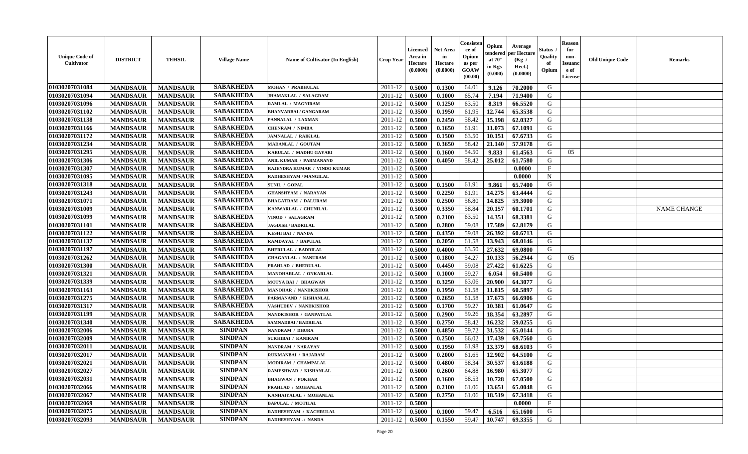| Unique Code of Cultivator | DISTRICT | TEHSIL | Village Name | Name of Cultivator (In English) | Crop Year | Licensed Area in Hectare (0.0000) | Net Area in Hectare (0.0000) | Consistence of Opium as per GOAW (00.00) | Opium tendered at 70° in Kgs (0.000) | Average per Hectare (Kg / Hect.) (0.0000) | Status / Quality of Opium | Reason for non-Issuance of License | Old Unique Code | Remarks |
|---|---|---|---|---|---|---|---|---|---|---|---|---|---|---|
| 01030207031084 | MANDSAUR | MANDSAUR | SABAKHEDA | MOHAN / PRABHULAL | 2011-12 | 0.5000 | 0.1300 | 64.01 | 9.126 | 70.2000 | G | | | |
| 01030207031094 | MANDSAUR | MANDSAUR | SABAKHEDA | JHAMAKLAL / SALAGRAM | 2011-12 | 0.5000 | 0.1000 | 65.74 | 7.194 | 71.9400 | G | | | |
| 01030207031096 | MANDSAUR | MANDSAUR | SABAKHEDA | RAMLAL / MAGNIRAM | 2011-12 | 0.5000 | 0.1250 | 63.50 | 8.319 | 66.5520 | G | | | |
| 01030207031102 | MANDSAUR | MANDSAUR | SABAKHEDA | BHANVARBAI / GANGARAM | 2011-12 | 0.3500 | 0.1950 | 61.95 | 12.744 | 65.3538 | G | | | |
| 01030207031138 | MANDSAUR | MANDSAUR | SABAKHEDA | PANNALAL / LAXMAN | 2011-12 | 0.5000 | 0.2450 | 58.42 | 15.198 | 62.0327 | G | | | |
| 01030207031166 | MANDSAUR | MANDSAUR | SABAKHEDA | CHENRAM / NIMBA | 2011-12 | 0.5000 | 0.1650 | 61.91 | 11.073 | 67.1091 | G | | | |
| 01030207031172 | MANDSAUR | MANDSAUR | SABAKHEDA | JAMNALAL / RAIKLAL | 2011-12 | 0.5000 | 0.1500 | 63.50 | 10.151 | 67.6733 | G | | | |
| 01030207031234 | MANDSAUR | MANDSAUR | SABAKHEDA | MADANLAL / GOUTAM | 2011-12 | 0.5000 | 0.3650 | 58.42 | 21.140 | 57.9178 | G | | | |
| 01030207031295 | MANDSAUR | MANDSAUR | SABAKHEDA | KARULAL / MADHU GAYARI | 2011-12 | 0.5000 | 0.1600 | 54.50 | 9.833 | 61.4563 | G | 05 | | |
| 01030207031306 | MANDSAUR | MANDSAUR | SABAKHEDA | ANIL KUMAR / PARMANAND | 2011-12 | 0.5000 | 0.4050 | 58.42 | 25.012 | 61.7580 | G | | | |
| 01030207031307 | MANDSAUR | MANDSAUR | SABAKHEDA | RAJENDRA KUMAR / VINDO KUMAR | 2011-12 | 0.5000 | | | | 0.0000 | F | | | |
| 01030207031095 | MANDSAUR | MANDSAUR | SABAKHEDA | RADHESHYAM / MANGILAL | 2011-12 | 0.5000 | | | | 0.0000 | N | | | |
| 01030207031318 | MANDSAUR | MANDSAUR | SABAKHEDA | SUNIL / GOPAL | 2011-12 | 0.5000 | 0.1500 | 61.91 | 9.861 | 65.7400 | G | | | |
| 01030207031243 | MANDSAUR | MANDSAUR | SABAKHEDA | GHANSHYAM / NARAYAN | 2011-12 | 0.5000 | 0.2250 | 61.91 | 14.275 | 63.4444 | G | | | |
| 01030207031071 | MANDSAUR | MANDSAUR | SABAKHEDA | BHAGATRAM / DALURAM | 2011-12 | 0.3500 | 0.2500 | 56.80 | 14.825 | 59.3000 | G | | | |
| 01030207031009 | MANDSAUR | MANDSAUR | SABAKHEDA | KANWARLAL / CHUNILAL | 2011-12 | 0.5000 | 0.3350 | 58.84 | 20.157 | 60.1701 | G | | | NAME CHANGE |
| 01030207031099 | MANDSAUR | MANDSAUR | SABAKHEDA | VINOD / SALAGRAM | 2011-12 | 0.5000 | 0.2100 | 63.50 | 14.351 | 68.3381 | G | | | |
| 01030207031101 | MANDSAUR | MANDSAUR | SABAKHEDA | JAGDISH / BADRILAL | 2011-12 | 0.5000 | 0.2800 | 59.08 | 17.589 | 62.8179 | G | | | |
| 01030207031122 | MANDSAUR | MANDSAUR | SABAKHEDA | KESHI BAI / NANDA | 2011-12 | 0.5000 | 0.4350 | 59.08 | 26.392 | 60.6713 | G | | | |
| 01030207031137 | MANDSAUR | MANDSAUR | SABAKHEDA | RAMDAYAL / BAPULAL | 2011-12 | 0.5000 | 0.2050 | 61.58 | 13.943 | 68.0146 | G | | | |
| 01030207031197 | MANDSAUR | MANDSAUR | SABAKHEDA | BHERULAL / BADRILAL | 2011-12 | 0.5000 | 0.4000 | 63.50 | 27.632 | 69.0800 | G | | | |
| 01030207031262 | MANDSAUR | MANDSAUR | SABAKHEDA | CHAGANLAL / NANURAM | 2011-12 | 0.5000 | 0.1800 | 54.27 | 10.133 | 56.2944 | G | 05 | | |
| 01030207031300 | MANDSAUR | MANDSAUR | SABAKHEDA | PRAHLAD / BHERULAL | 2011-12 | 0.5000 | 0.4450 | 59.08 | 27.422 | 61.6225 | G | | | |
| 01030207031321 | MANDSAUR | MANDSAUR | SABAKHEDA | MANOHARLAL / ONKARLAL | 2011-12 | 0.5000 | 0.1000 | 59.27 | 6.054 | 60.5400 | G | | | |
| 01030207031339 | MANDSAUR | MANDSAUR | SABAKHEDA | MOTYA BAI / BHAGWAN | 2011-12 | 0.3500 | 0.3250 | 63.06 | 20.900 | 64.3077 | G | | | |
| 01030207031163 | MANDSAUR | MANDSAUR | SABAKHEDA | MANOHAR / NANDKISHOR | 2011-12 | 0.3500 | 0.1950 | 61.58 | 11.815 | 60.5897 | G | | | |
| 01030207031275 | MANDSAUR | MANDSAUR | SABAKHEDA | PARMANAND / KISHANLAL | 2011-12 | 0.5000 | 0.2650 | 61.58 | 17.673 | 66.6906 | G | | | |
| 01030207031317 | MANDSAUR | MANDSAUR | SABAKHEDA | VASHUDEV / NANDKISHOR | 2011-12 | 0.5000 | 0.1700 | 59.27 | 10.381 | 61.0647 | G | | | |
| 01030207031199 | MANDSAUR | MANDSAUR | SABAKHEDA | NANDKISHOR / GANPATLAL | 2011-12 | 0.5000 | 0.2900 | 59.26 | 18.354 | 63.2897 | G | | | |
| 01030207031340 | MANDSAUR | MANDSAUR | SABAKHEDA | SAMNADBAI / BADRILAL | 2011-12 | 0.3500 | 0.2750 | 58.42 | 16.232 | 59.0255 | G | | | |
| 01030207032006 | MANDSAUR | MANDSAUR | SINDPAN | NANDRAM / DHURA | 2011-12 | 0.5000 | 0.4850 | 59.72 | 31.532 | 65.0144 | G | | | |
| 01030207032009 | MANDSAUR | MANDSAUR | SINDPAN | SUKHIBAI / KANIRAM | 2011-12 | 0.5000 | 0.2500 | 66.02 | 17.439 | 69.7560 | G | | | |
| 01030207032011 | MANDSAUR | MANDSAUR | SINDPAN | NANDRAM / NARAYAN | 2011-12 | 0.5000 | 0.1950 | 61.98 | 13.379 | 68.6103 | G | | | |
| 01030207032017 | MANDSAUR | MANDSAUR | SINDPAN | RUKMANBAI / RAJARAM | 2011-12 | 0.5000 | 0.2000 | 61.65 | 12.902 | 64.5100 | G | | | |
| 01030207032021 | MANDSAUR | MANDSAUR | SINDPAN | MODIRAM / CHAMPALAL | 2011-12 | 0.5000 | 0.4800 | 58.34 | 30.537 | 63.6188 | G | | | |
| 01030207032027 | MANDSAUR | MANDSAUR | SINDPAN | RAMESHWAR / KISHANLAL | 2011-12 | 0.5000 | 0.2600 | 64.88 | 16.980 | 65.3077 | G | | | |
| 01030207032031 | MANDSAUR | MANDSAUR | SINDPAN | BHAGWAN / POKHAR | 2011-12 | 0.5000 | 0.1600 | 58.53 | 10.728 | 67.0500 | G | | | |
| 01030207032066 | MANDSAUR | MANDSAUR | SINDPAN | PRAHLAD / MOHANLAL | 2011-12 | 0.5000 | 0.2100 | 61.06 | 13.651 | 65.0048 | G | | | |
| 01030207032067 | MANDSAUR | MANDSAUR | SINDPAN | KANHAIYALAL / MOHANLAL | 2011-12 | 0.5000 | 0.2750 | 61.06 | 18.519 | 67.3418 | G | | | |
| 01030207032069 | MANDSAUR | MANDSAUR | SINDPAN | BAPULAL / MOTILAL | 2011-12 | 0.5000 | | | | 0.0000 | F | | | |
| 01030207032075 | MANDSAUR | MANDSAUR | SINDPAN | RADHESHYAM / KACHRULAL | 2011-12 | 0.5000 | 0.1000 | 59.47 | 6.516 | 65.1600 | G | | | |
| 01030207032093 | MANDSAUR | MANDSAUR | SINDPAN | RADHESHYAM ./ NANDA | 2011-12 | 0.5000 | 0.1550 | 59.47 | 10.747 | 69.3355 | G | | | |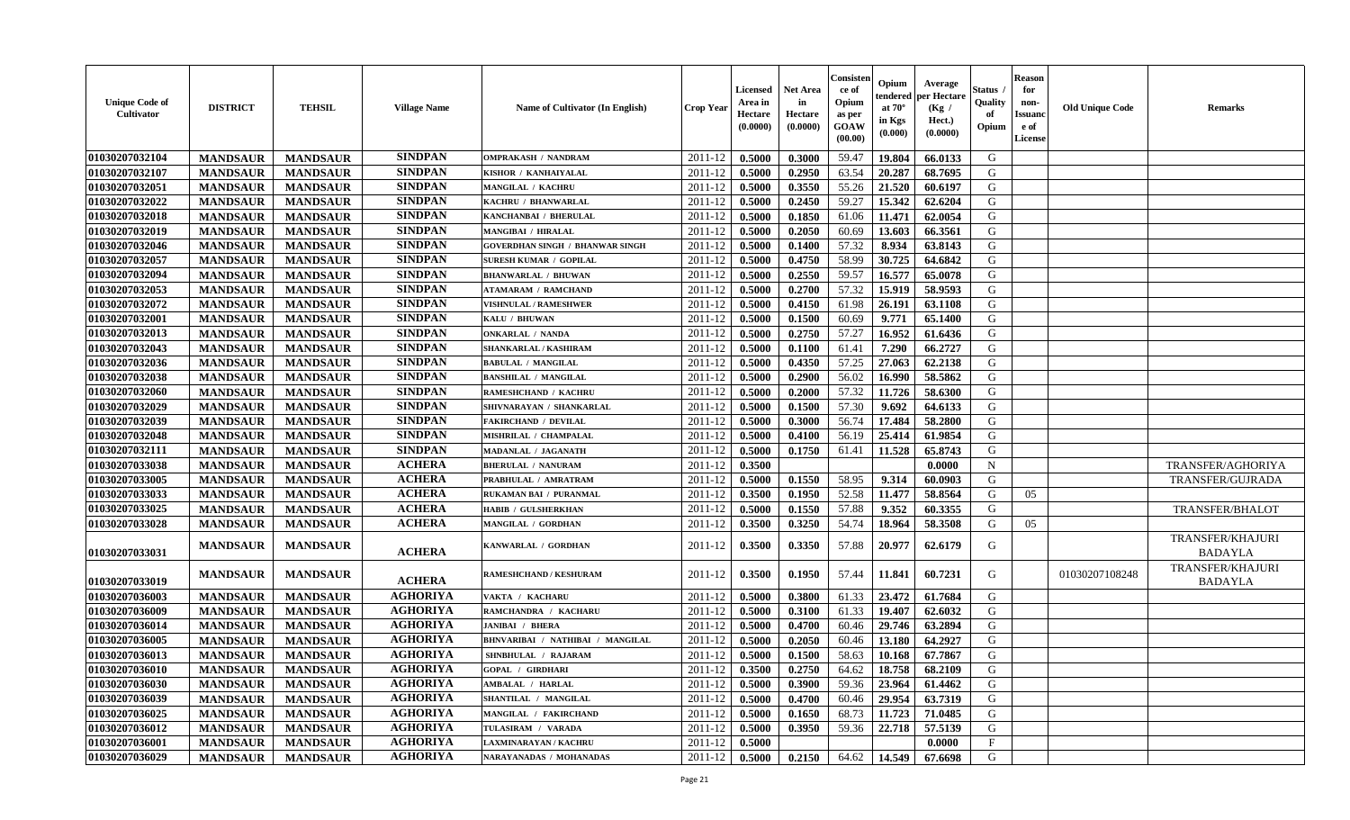| Unique Code of Cultivator | DISTRICT | TEHSIL | Village Name | Name of Cultivator (In English) | Crop Year | Licensed Area in Hectare (0.0000) | Net Area in Hectare (0.0000) | Consistence of Opium as per GOAW (00.00) | Opium tendered at 70° in Kgs (0.000) | Average per Hectare (Kg / Hect.) (0.0000) | Status / Quality of Opium | Reason for non-Issuance of License | Old Unique Code | Remarks |
|---|---|---|---|---|---|---|---|---|---|---|---|---|---|---|
| 01030207032104 | MANDSAUR | MANDSAUR | SINDPAN | OMPRAKASH / NANDRAM | 2011-12 | 0.5000 | 0.3000 | 59.47 | 19.804 | 66.0133 | G | | | |
| 01030207032107 | MANDSAUR | MANDSAUR | SINDPAN | KISHOR / KANHAIYALAL | 2011-12 | 0.5000 | 0.2950 | 63.54 | 20.287 | 68.7695 | G | | | |
| 01030207032051 | MANDSAUR | MANDSAUR | SINDPAN | MANGILAL / KACHRU | 2011-12 | 0.5000 | 0.3550 | 55.26 | 21.520 | 60.6197 | G | | | |
| 01030207032022 | MANDSAUR | MANDSAUR | SINDPAN | KACHRU / BHANWARLAL | 2011-12 | 0.5000 | 0.2450 | 59.27 | 15.342 | 62.6204 | G | | | |
| 01030207032018 | MANDSAUR | MANDSAUR | SINDPAN | KANCHANBAI / BHERULAL | 2011-12 | 0.5000 | 0.1850 | 61.06 | 11.471 | 62.0054 | G | | | |
| 01030207032019 | MANDSAUR | MANDSAUR | SINDPAN | MANGIBAI / HIRALAL | 2011-12 | 0.5000 | 0.2050 | 60.69 | 13.603 | 66.3561 | G | | | |
| 01030207032046 | MANDSAUR | MANDSAUR | SINDPAN | GOVERDHAN SINGH / BHANWAR SINGH | 2011-12 | 0.5000 | 0.1400 | 57.32 | 8.934 | 63.8143 | G | | | |
| 01030207032057 | MANDSAUR | MANDSAUR | SINDPAN | SURESH KUMAR / GOPILAL | 2011-12 | 0.5000 | 0.4750 | 58.99 | 30.725 | 64.6842 | G | | | |
| 01030207032094 | MANDSAUR | MANDSAUR | SINDPAN | BHANWARLAL / BHUWAN | 2011-12 | 0.5000 | 0.2550 | 59.57 | 16.577 | 65.0078 | G | | | |
| 01030207032053 | MANDSAUR | MANDSAUR | SINDPAN | ATAMARAM / RAMCHAND | 2011-12 | 0.5000 | 0.2700 | 57.32 | 15.919 | 58.9593 | G | | | |
| 01030207032072 | MANDSAUR | MANDSAUR | SINDPAN | VISHNULAL / RAMESHWER | 2011-12 | 0.5000 | 0.4150 | 61.98 | 26.191 | 63.1108 | G | | | |
| 01030207032001 | MANDSAUR | MANDSAUR | SINDPAN | KALU / BHUWAN | 2011-12 | 0.5000 | 0.1500 | 60.69 | 9.771 | 65.1400 | G | | | |
| 01030207032013 | MANDSAUR | MANDSAUR | SINDPAN | ONKARLAL / NANDA | 2011-12 | 0.5000 | 0.2750 | 57.27 | 16.952 | 61.6436 | G | | | |
| 01030207032043 | MANDSAUR | MANDSAUR | SINDPAN | SHANKARLAL / KASHIRAM | 2011-12 | 0.5000 | 0.1100 | 61.41 | 7.290 | 66.2727 | G | | | |
| 01030207032036 | MANDSAUR | MANDSAUR | SINDPAN | BABULAL / MANGILAL | 2011-12 | 0.5000 | 0.4350 | 57.25 | 27.063 | 62.2138 | G | | | |
| 01030207032038 | MANDSAUR | MANDSAUR | SINDPAN | BANSHILAL / MANGILAL | 2011-12 | 0.5000 | 0.2900 | 56.02 | 16.990 | 58.5862 | G | | | |
| 01030207032060 | MANDSAUR | MANDSAUR | SINDPAN | RAMESHCHAND / KACHRU | 2011-12 | 0.5000 | 0.2000 | 57.32 | 11.726 | 58.6300 | G | | | |
| 01030207032029 | MANDSAUR | MANDSAUR | SINDPAN | SHIVNARAYAN / SHANKARLAL | 2011-12 | 0.5000 | 0.1500 | 57.30 | 9.692 | 64.6133 | G | | | |
| 01030207032039 | MANDSAUR | MANDSAUR | SINDPAN | FAKIRCHAND / DEVILAL | 2011-12 | 0.5000 | 0.3000 | 56.74 | 17.484 | 58.2800 | G | | | |
| 01030207032048 | MANDSAUR | MANDSAUR | SINDPAN | MISHRILAL / CHAMPALAL | 2011-12 | 0.5000 | 0.4100 | 56.19 | 25.414 | 61.9854 | G | | | |
| 01030207032111 | MANDSAUR | MANDSAUR | SINDPAN | MADANLAL / JAGANATH | 2011-12 | 0.5000 | 0.1750 | 61.41 | 11.528 | 65.8743 | G | | | |
| 01030207033038 | MANDSAUR | MANDSAUR | ACHERA | BHERULAL / NANURAM | 2011-12 | 0.3500 | | | | 0.0000 | N | | | TRANSFER/AGHORIYA |
| 01030207033005 | MANDSAUR | MANDSAUR | ACHERA | PRABHULAL / AMRATRAM | 2011-12 | 0.5000 | 0.1550 | 58.95 | 9.314 | 60.0903 | G | | | TRANSFER/GUJRADA |
| 01030207033033 | MANDSAUR | MANDSAUR | ACHERA | RUKAMAN BAI / PURANMAL | 2011-12 | 0.3500 | 0.1950 | 52.58 | 11.477 | 58.8564 | G | 05 | | |
| 01030207033025 | MANDSAUR | MANDSAUR | ACHERA | HABIB / GULSHERKHAN | 2011-12 | 0.5000 | 0.1550 | 57.88 | 9.352 | 60.3355 | G | | | TRANSFER/BHALOT |
| 01030207033028 | MANDSAUR | MANDSAUR | ACHERA | MANGILAL / GORDHAN | 2011-12 | 0.3500 | 0.3250 | 54.74 | 18.964 | 58.3508 | G | 05 | | |
| 01030207033031 | MANDSAUR | MANDSAUR | ACHERA | KANWARLAL / GORDHAN | 2011-12 | 0.3500 | 0.3350 | 57.88 | 20.977 | 62.6179 | G | | | TRANSFER/KHAJURI BADAYLA |
| 01030207033019 | MANDSAUR | MANDSAUR | ACHERA | RAMESHCHAND / KESHURAM | 2011-12 | 0.3500 | 0.1950 | 57.44 | 11.841 | 60.7231 | G | | 01030207108248 | TRANSFER/KHAJURI BADAYLA |
| 01030207036003 | MANDSAUR | MANDSAUR | AGHORIYA | VAKTA / KACHARU | 2011-12 | 0.5000 | 0.3800 | 61.33 | 23.472 | 61.7684 | G | | | |
| 01030207036009 | MANDSAUR | MANDSAUR | AGHORIYA | RAMCHANDRA / KACHARU | 2011-12 | 0.5000 | 0.3100 | 61.33 | 19.407 | 62.6032 | G | | | |
| 01030207036014 | MANDSAUR | MANDSAUR | AGHORIYA | JANIBAI / BHERA | 2011-12 | 0.5000 | 0.4700 | 60.46 | 29.746 | 63.2894 | G | | | |
| 01030207036005 | MANDSAUR | MANDSAUR | AGHORIYA | BHNVARIBAI / NATHIBAI / MANGILAL | 2011-12 | 0.5000 | 0.2050 | 60.46 | 13.180 | 64.2927 | G | | | |
| 01030207036013 | MANDSAUR | MANDSAUR | AGHORIYA | SHNBHULAL / RAJARAM | 2011-12 | 0.5000 | 0.1500 | 58.63 | 10.168 | 67.7867 | G | | | |
| 01030207036010 | MANDSAUR | MANDSAUR | AGHORIYA | GOPAL / GIRDHARI | 2011-12 | 0.3500 | 0.2750 | 64.62 | 18.758 | 68.2109 | G | | | |
| 01030207036030 | MANDSAUR | MANDSAUR | AGHORIYA | AMBALAL / HARLAL | 2011-12 | 0.5000 | 0.3900 | 59.36 | 23.964 | 61.4462 | G | | | |
| 01030207036039 | MANDSAUR | MANDSAUR | AGHORIYA | SHANTILAL / MANGILAL | 2011-12 | 0.5000 | 0.4700 | 60.46 | 29.954 | 63.7319 | G | | | |
| 01030207036025 | MANDSAUR | MANDSAUR | AGHORIYA | MANGILAL / FAKIRCHAND | 2011-12 | 0.5000 | 0.1650 | 68.73 | 11.723 | 71.0485 | G | | | |
| 01030207036012 | MANDSAUR | MANDSAUR | AGHORIYA | TULASIRAM / VARADA | 2011-12 | 0.5000 | 0.3950 | 59.36 | 22.718 | 57.5139 | G | | | |
| 01030207036001 | MANDSAUR | MANDSAUR | AGHORIYA | LAXMINARAYAN / KACHRU | 2011-12 | 0.5000 | | | | 0.0000 | F | | | |
| 01030207036029 | MANDSAUR | MANDSAUR | AGHORIYA | NARAYANADAS / MOHANADAS | 2011-12 | 0.5000 | 0.2150 | 64.62 | 14.549 | 67.6698 | G | | | |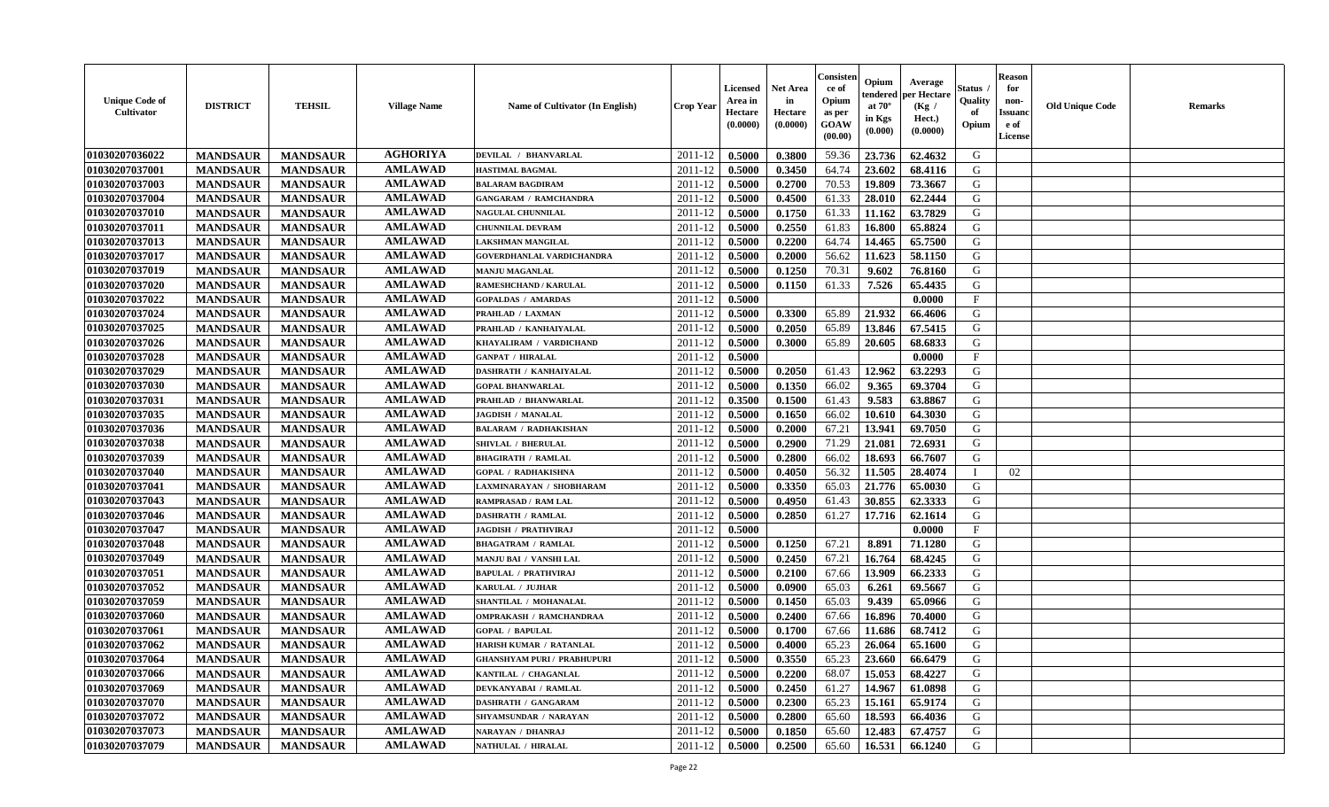| Unique Code of Cultivator | DISTRICT | TEHSIL | Village Name | Name of Cultivator (In English) | Crop Year | Licensed Area in Hectare (0.0000) | Net Area in Hectare (0.0000) | Consistence of Opium as per GOAW (00.00) | Opium tendered at 70° in Kgs (0.000) | Average per Hectare (Kg / Hect.) (0.0000) | Status / Quality of Opium | Reason for non-Issuance of License | Old Unique Code | Remarks |
|---|---|---|---|---|---|---|---|---|---|---|---|---|---|---|
| 01030207036022 | MANDSAUR | MANDSAUR | AGHORIYA | DEVILAL / BHANVARLAL | 2011-12 | 0.5000 | 0.3800 | 59.36 | 23.736 | 62.4632 | G | | | |
| 01030207037001 | MANDSAUR | MANDSAUR | AMLAWAD | HASTIMAL BAGMAL | 2011-12 | 0.5000 | 0.3450 | 64.74 | 23.602 | 68.4116 | G | | | |
| 01030207037003 | MANDSAUR | MANDSAUR | AMLAWAD | BALARAM BAGDIRAM | 2011-12 | 0.5000 | 0.2700 | 70.53 | 19.809 | 73.3667 | G | | | |
| 01030207037004 | MANDSAUR | MANDSAUR | AMLAWAD | GANGARAM / RAMCHANDRA | 2011-12 | 0.5000 | 0.4500 | 61.33 | 28.010 | 62.2444 | G | | | |
| 01030207037010 | MANDSAUR | MANDSAUR | AMLAWAD | NAGULAL CHUNNILAL | 2011-12 | 0.5000 | 0.1750 | 61.33 | 11.162 | 63.7829 | G | | | |
| 01030207037011 | MANDSAUR | MANDSAUR | AMLAWAD | CHUNNILAL DEVRAM | 2011-12 | 0.5000 | 0.2550 | 61.83 | 16.800 | 65.8824 | G | | | |
| 01030207037013 | MANDSAUR | MANDSAUR | AMLAWAD | LAKSHMAN MANGILAL | 2011-12 | 0.5000 | 0.2200 | 64.74 | 14.465 | 65.7500 | G | | | |
| 01030207037017 | MANDSAUR | MANDSAUR | AMLAWAD | GOVERDHANLAL VARDICHANDRA | 2011-12 | 0.5000 | 0.2000 | 56.62 | 11.623 | 58.1150 | G | | | |
| 01030207037019 | MANDSAUR | MANDSAUR | AMLAWAD | MANJU MAGANLAL | 2011-12 | 0.5000 | 0.1250 | 70.31 | 9.602 | 76.8160 | G | | | |
| 01030207037020 | MANDSAUR | MANDSAUR | AMLAWAD | RAMESHCHAND / KARULAL | 2011-12 | 0.5000 | 0.1150 | 61.33 | 7.526 | 65.4435 | G | | | |
| 01030207037022 | MANDSAUR | MANDSAUR | AMLAWAD | GOPALDAS / AMARDAS | 2011-12 | 0.5000 | | | | 0.0000 | F | | | |
| 01030207037024 | MANDSAUR | MANDSAUR | AMLAWAD | PRAHLAD / LAXMAN | 2011-12 | 0.5000 | 0.3300 | 65.89 | 21.932 | 66.4606 | G | | | |
| 01030207037025 | MANDSAUR | MANDSAUR | AMLAWAD | PRAHLAD / KANHAIYALAL | 2011-12 | 0.5000 | 0.2050 | 65.89 | 13.846 | 67.5415 | G | | | |
| 01030207037026 | MANDSAUR | MANDSAUR | AMLAWAD | KHAYALIRAM / VARDICHAND | 2011-12 | 0.5000 | 0.3000 | 65.89 | 20.605 | 68.6833 | G | | | |
| 01030207037028 | MANDSAUR | MANDSAUR | AMLAWAD | GANPAT / HIRALAL | 2011-12 | 0.5000 | | | | 0.0000 | F | | | |
| 01030207037029 | MANDSAUR | MANDSAUR | AMLAWAD | DASHRATH / KANHAIYALAL | 2011-12 | 0.5000 | 0.2050 | 61.43 | 12.962 | 63.2293 | G | | | |
| 01030207037030 | MANDSAUR | MANDSAUR | AMLAWAD | GOPAL BHANWARLAL | 2011-12 | 0.5000 | 0.1350 | 66.02 | 9.365 | 69.3704 | G | | | |
| 01030207037031 | MANDSAUR | MANDSAUR | AMLAWAD | PRAHLAD / BHANWARLAL | 2011-12 | 0.3500 | 0.1500 | 61.43 | 9.583 | 63.8867 | G | | | |
| 01030207037035 | MANDSAUR | MANDSAUR | AMLAWAD | JAGDISH / MANALAL | 2011-12 | 0.5000 | 0.1650 | 66.02 | 10.610 | 64.3030 | G | | | |
| 01030207037036 | MANDSAUR | MANDSAUR | AMLAWAD | BALARAM / RADHAKISHAN | 2011-12 | 0.5000 | 0.2000 | 67.21 | 13.941 | 69.7050 | G | | | |
| 01030207037038 | MANDSAUR | MANDSAUR | AMLAWAD | SHIVLAL / BHERULAL | 2011-12 | 0.5000 | 0.2900 | 71.29 | 21.081 | 72.6931 | G | | | |
| 01030207037039 | MANDSAUR | MANDSAUR | AMLAWAD | BHAGIRATH / RAMLAL | 2011-12 | 0.5000 | 0.2800 | 66.02 | 18.693 | 66.7607 | G | | | |
| 01030207037040 | MANDSAUR | MANDSAUR | AMLAWAD | GOPAL / RADHAKISHNA | 2011-12 | 0.5000 | 0.4050 | 56.32 | 11.505 | 28.4074 | I | 02 | | |
| 01030207037041 | MANDSAUR | MANDSAUR | AMLAWAD | LAXMINARAYAN / SHOBHARAM | 2011-12 | 0.5000 | 0.3350 | 65.03 | 21.776 | 65.0030 | G | | | |
| 01030207037043 | MANDSAUR | MANDSAUR | AMLAWAD | RAMPRASAD / RAM LAL | 2011-12 | 0.5000 | 0.4950 | 61.43 | 30.855 | 62.3333 | G | | | |
| 01030207037046 | MANDSAUR | MANDSAUR | AMLAWAD | DASHRATH / RAMLAL | 2011-12 | 0.5000 | 0.2850 | 61.27 | 17.716 | 62.1614 | G | | | |
| 01030207037047 | MANDSAUR | MANDSAUR | AMLAWAD | JAGDISH / PRATHVIRAJ | 2011-12 | 0.5000 | | | | 0.0000 | F | | | |
| 01030207037048 | MANDSAUR | MANDSAUR | AMLAWAD | BHAGATRAM / RAMLAL | 2011-12 | 0.5000 | 0.1250 | 67.21 | 8.891 | 71.1280 | G | | | |
| 01030207037049 | MANDSAUR | MANDSAUR | AMLAWAD | MANJU BAI / VANSHI LAL | 2011-12 | 0.5000 | 0.2450 | 67.21 | 16.764 | 68.4245 | G | | | |
| 01030207037051 | MANDSAUR | MANDSAUR | AMLAWAD | BAPULAL / PRATHVIRAJ | 2011-12 | 0.5000 | 0.2100 | 67.66 | 13.909 | 66.2333 | G | | | |
| 01030207037052 | MANDSAUR | MANDSAUR | AMLAWAD | KARULAL / JUJHAR | 2011-12 | 0.5000 | 0.0900 | 65.03 | 6.261 | 69.5667 | G | | | |
| 01030207037059 | MANDSAUR | MANDSAUR | AMLAWAD | SHANTILAL / MOHANALAL | 2011-12 | 0.5000 | 0.1450 | 65.03 | 9.439 | 65.0966 | G | | | |
| 01030207037060 | MANDSAUR | MANDSAUR | AMLAWAD | OMPRAKASH / RAMCHANDRAA | 2011-12 | 0.5000 | 0.2400 | 67.66 | 16.896 | 70.4000 | G | | | |
| 01030207037061 | MANDSAUR | MANDSAUR | AMLAWAD | GOPAL / BAPULAL | 2011-12 | 0.5000 | 0.1700 | 67.66 | 11.686 | 68.7412 | G | | | |
| 01030207037062 | MANDSAUR | MANDSAUR | AMLAWAD | HARISH KUMAR / RATANLAL | 2011-12 | 0.5000 | 0.4000 | 65.23 | 26.064 | 65.1600 | G | | | |
| 01030207037064 | MANDSAUR | MANDSAUR | AMLAWAD | GHANSHYAM PURI / PRABHUPURI | 2011-12 | 0.5000 | 0.3550 | 65.23 | 23.660 | 66.6479 | G | | | |
| 01030207037066 | MANDSAUR | MANDSAUR | AMLAWAD | KANTILAL / CHAGANLAL | 2011-12 | 0.5000 | 0.2200 | 68.07 | 15.053 | 68.4227 | G | | | |
| 01030207037069 | MANDSAUR | MANDSAUR | AMLAWAD | DEVKANYABAI / RAMLAL | 2011-12 | 0.5000 | 0.2450 | 61.27 | 14.967 | 61.0898 | G | | | |
| 01030207037070 | MANDSAUR | MANDSAUR | AMLAWAD | DASHRATH / GANGARAM | 2011-12 | 0.5000 | 0.2300 | 65.23 | 15.161 | 65.9174 | G | | | |
| 01030207037072 | MANDSAUR | MANDSAUR | AMLAWAD | SHYAMSUNDAR / NARAYAN | 2011-12 | 0.5000 | 0.2800 | 65.60 | 18.593 | 66.4036 | G | | | |
| 01030207037073 | MANDSAUR | MANDSAUR | AMLAWAD | NARAYAN / DHANRAJ | 2011-12 | 0.5000 | 0.1850 | 65.60 | 12.483 | 67.4757 | G | | | |
| 01030207037079 | MANDSAUR | MANDSAUR | AMLAWAD | NATHULAL / HIRALAL | 2011-12 | 0.5000 | 0.2500 | 65.60 | 16.531 | 66.1240 | G | | | |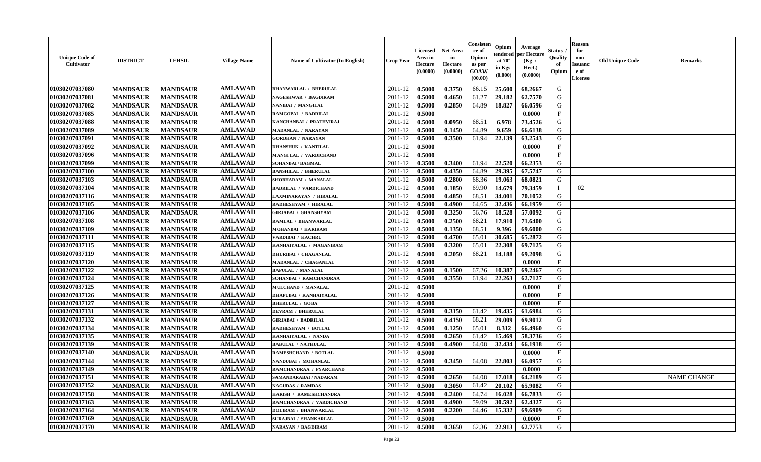| Unique Code of Cultivator | DISTRICT | TEHSIL | Village Name | Name of Cultivator (In English) | Crop Year | Licensed Area in Hectare (0.0000) | Net Area in Hectare (0.0000) | Consistence of Opium as per GOAW (00.00) | Opium tendered at 70° in Kgs (0.000) | Average per Hectare (Kg / Hect.) (0.0000) | Status / Quality of Opium | Reason for non-Issuance of License | Old Unique Code | Remarks |
|---|---|---|---|---|---|---|---|---|---|---|---|---|---|---|
| 01030207037080 | MANDSAUR | MANDSAUR | AMLAWAD | BHANWARLAL / BHERULAL | 2011-12 | 0.5000 | 0.3750 | 66.15 | 25.600 | 68.2667 | G | | | |
| 01030207037081 | MANDSAUR | MANDSAUR | AMLAWAD | NAGESHWAR / BAGDIRAM | 2011-12 | 0.5000 | 0.4650 | 61.27 | 29.182 | 62.7570 | G | | | |
| 01030207037082 | MANDSAUR | MANDSAUR | AMLAWAD | NANIBAI / MANGILAL | 2011-12 | 0.5000 | 0.2850 | 64.89 | 18.827 | 66.0596 | G | | | |
| 01030207037085 | MANDSAUR | MANDSAUR | AMLAWAD | RAMGOPAL / BADRILAL | 2011-12 | 0.5000 | | | | 0.0000 | F | | | |
| 01030207037088 | MANDSAUR | MANDSAUR | AMLAWAD | KANCHANBAI / PRATHVIRAJ | 2011-12 | 0.5000 | 0.0950 | 68.51 | 6.978 | 73.4526 | G | | | |
| 01030207037089 | MANDSAUR | MANDSAUR | AMLAWAD | MADANLAL / NARAYAN | 2011-12 | 0.5000 | 0.1450 | 64.89 | 9.659 | 66.6138 | G | | | |
| 01030207037091 | MANDSAUR | MANDSAUR | AMLAWAD | GORDHAN / NARAYAN | 2011-12 | 0.5000 | 0.3500 | 61.94 | 22.139 | 63.2543 | G | | | |
| 01030207037092 | MANDSAUR | MANDSAUR | AMLAWAD | DHANSHUK / KANTILAL | 2011-12 | 0.5000 | | | | 0.0000 | F | | | |
| 01030207037096 | MANDSAUR | MANDSAUR | AMLAWAD | MANGI LAL / VARDICHAND | 2011-12 | 0.5000 | | | | 0.0000 | F | | | |
| 01030207037099 | MANDSAUR | MANDSAUR | AMLAWAD | SOHANBAI / BAGMAL | 2011-12 | 0.3500 | 0.3400 | 61.94 | 22.520 | 66.2353 | G | | | |
| 01030207037100 | MANDSAUR | MANDSAUR | AMLAWAD | BANSHILAL / BHERULAL | 2011-12 | 0.5000 | 0.4350 | 64.89 | 29.395 | 67.5747 | G | | | |
| 01030207037103 | MANDSAUR | MANDSAUR | AMLAWAD | SHOBHARAM / MANALAL | 2011-12 | 0.5000 | 0.2800 | 68.36 | 19.063 | 68.0821 | G | | | |
| 01030207037104 | MANDSAUR | MANDSAUR | AMLAWAD | BADRILAL / VARDICHAND | 2011-12 | 0.5000 | 0.1850 | 69.90 | 14.679 | 79.3459 | I | 02 | | |
| 01030207037116 | MANDSAUR | MANDSAUR | AMLAWAD | LAXMINARAYAN / HIRALAL | 2011-12 | 0.5000 | 0.4850 | 68.51 | 34.001 | 70.1052 | G | | | |
| 01030207037105 | MANDSAUR | MANDSAUR | AMLAWAD | RADHESHYAM / HIRALAL | 2011-12 | 0.5000 | 0.4900 | 64.65 | 32.436 | 66.1959 | G | | | |
| 01030207037106 | MANDSAUR | MANDSAUR | AMLAWAD | GIRJABAI / GHANSHYAM | 2011-12 | 0.5000 | 0.3250 | 56.76 | 18.528 | 57.0092 | G | | | |
| 01030207037108 | MANDSAUR | MANDSAUR | AMLAWAD | RAMLAL / BHANWARLAL | 2011-12 | 0.5000 | 0.2500 | 68.21 | 17.910 | 71.6400 | G | | | |
| 01030207037109 | MANDSAUR | MANDSAUR | AMLAWAD | MOHANBAI / HARIRAM | 2011-12 | 0.5000 | 0.1350 | 68.51 | 9.396 | 69.6000 | G | | | |
| 01030207037111 | MANDSAUR | MANDSAUR | AMLAWAD | VARDIBAI / KACHRU | 2011-12 | 0.5000 | 0.4700 | 65.01 | 30.685 | 65.2872 | G | | | |
| 01030207037115 | MANDSAUR | MANDSAUR | AMLAWAD | KANHAIYALAL / MAGANIRAM | 2011-12 | 0.5000 | 0.3200 | 65.01 | 22.308 | 69.7125 | G | | | |
| 01030207037119 | MANDSAUR | MANDSAUR | AMLAWAD | DHURIBAI / CHAGANLAL | 2011-12 | 0.5000 | 0.2050 | 68.21 | 14.188 | 69.2098 | G | | | |
| 01030207037120 | MANDSAUR | MANDSAUR | AMLAWAD | MADANLAL / CHAGANLAL | 2011-12 | 0.5000 | | | | 0.0000 | F | | | |
| 01030207037122 | MANDSAUR | MANDSAUR | AMLAWAD | BAPULAL / MANALAL | 2011-12 | 0.5000 | 0.1500 | 67.26 | 10.387 | 69.2467 | G | | | |
| 01030207037124 | MANDSAUR | MANDSAUR | AMLAWAD | SOHANBAI / RAMCHANDRAA | 2011-12 | 0.5000 | 0.3550 | 61.94 | 22.263 | 62.7127 | G | | | |
| 01030207037125 | MANDSAUR | MANDSAUR | AMLAWAD | MULCHAND / MANALAL | 2011-12 | 0.5000 | | | | 0.0000 | F | | | |
| 01030207037126 | MANDSAUR | MANDSAUR | AMLAWAD | DHAPUBAI / KANHAIYALAL | 2011-12 | 0.5000 | | | | 0.0000 | F | | | |
| 01030207037127 | MANDSAUR | MANDSAUR | AMLAWAD | BHERULAL / GOBA | 2011-12 | 0.5000 | | | | 0.0000 | F | | | |
| 01030207037131 | MANDSAUR | MANDSAUR | AMLAWAD | DEVRAM / BHERULAL | 2011-12 | 0.5000 | 0.3150 | 61.42 | 19.435 | 61.6984 | G | | | |
| 01030207037132 | MANDSAUR | MANDSAUR | AMLAWAD | GIRJABAI / BADRILAL | 2011-12 | 0.5000 | 0.4150 | 68.21 | 29.009 | 69.9012 | G | | | |
| 01030207037134 | MANDSAUR | MANDSAUR | AMLAWAD | RADHESHYAM / BOTLAL | 2011-12 | 0.5000 | 0.1250 | 65.01 | 8.312 | 66.4960 | G | | | |
| 01030207037135 | MANDSAUR | MANDSAUR | AMLAWAD | KANHAIYALAL / NANDA | 2011-12 | 0.5000 | 0.2650 | 61.42 | 15.469 | 58.3736 | G | | | |
| 01030207037139 | MANDSAUR | MANDSAUR | AMLAWAD | BABULAL / NATHULAL | 2011-12 | 0.5000 | 0.4900 | 64.08 | 32.434 | 66.1918 | G | | | |
| 01030207037140 | MANDSAUR | MANDSAUR | AMLAWAD | RAMESHCHAND / BOTLAL | 2011-12 | 0.5000 | | | | 0.0000 | F | | | |
| 01030207037144 | MANDSAUR | MANDSAUR | AMLAWAD | NANDUBAI / MOHANLAL | 2011-12 | 0.5000 | 0.3450 | 64.08 | 22.803 | 66.0957 | G | | | |
| 01030207037149 | MANDSAUR | MANDSAUR | AMLAWAD | RAMCHANDRAA / PYARCHAND | 2011-12 | 0.5000 | | | | 0.0000 | F | | | |
| 01030207037151 | MANDSAUR | MANDSAUR | AMLAWAD | SAMANDARABAI / NADARAM | 2011-12 | 0.5000 | 0.2650 | 64.08 | 17.018 | 64.2189 | G | | | NAME CHANGE |
| 01030207037152 | MANDSAUR | MANDSAUR | AMLAWAD | NAGUDAS / RAMDAS | 2011-12 | 0.5000 | 0.3050 | 61.42 | 20.102 | 65.9082 | G | | | |
| 01030207037158 | MANDSAUR | MANDSAUR | AMLAWAD | HARISH / RAMESHCHANDRA | 2011-12 | 0.5000 | 0.2400 | 64.74 | 16.028 | 66.7833 | G | | | |
| 01030207037163 | MANDSAUR | MANDSAUR | AMLAWAD | RAMCHANDRAA / VARDICHAND | 2011-12 | 0.5000 | 0.4900 | 59.09 | 30.592 | 62.4327 | G | | | |
| 01030207037164 | MANDSAUR | MANDSAUR | AMLAWAD | DOLIRAM / BHANWARLAL | 2011-12 | 0.5000 | 0.2200 | 64.46 | 15.332 | 69.6909 | G | | | |
| 01030207037169 | MANDSAUR | MANDSAUR | AMLAWAD | SURAJBAI / SHANKARLAL | 2011-12 | 0.5000 | | | | 0.0000 | F | | | |
| 01030207037170 | MANDSAUR | MANDSAUR | AMLAWAD | NARAYAN / BAGDIRAM | 2011-12 | 0.5000 | 0.3650 | 62.36 | 22.913 | 62.7753 | G | | | |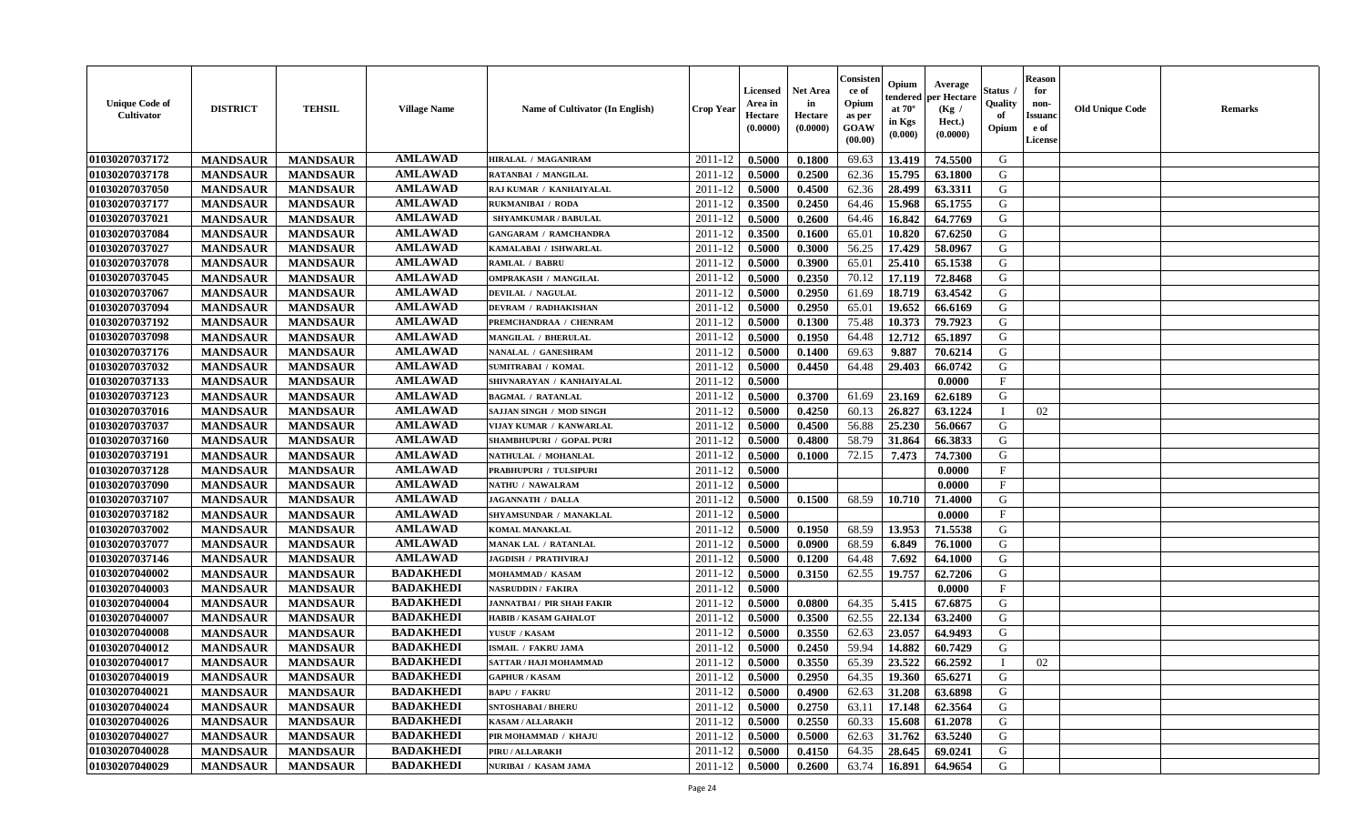| Unique Code of Cultivator | DISTRICT | TEHSIL | Village Name | Name of Cultivator (In English) | Crop Year | Licensed Area in Hectare (0.0000) | Net Area in Hectare (0.0000) | Consistence of Opium as per GOAW (00.00) | Opium tendered at 70° in Kgs (0.000) | Average per Hectare (Kg / Hect.) (0.0000) | Status / Quality of Opium | Reason for non-Issuance of License | Old Unique Code | Remarks |
|---|---|---|---|---|---|---|---|---|---|---|---|---|---|---|
| 01030207037172 | MANDSAUR | MANDSAUR | AMLAWAD | HIRALAL / MAGANIRAM | 2011-12 | 0.5000 | 0.1800 | 69.63 | 13.419 | 74.5500 | G | | | |
| 01030207037178 | MANDSAUR | MANDSAUR | AMLAWAD | RATANBAI / MANGILAL | 2011-12 | 0.5000 | 0.2500 | 62.36 | 15.795 | 63.1800 | G | | | |
| 01030207037050 | MANDSAUR | MANDSAUR | AMLAWAD | RAJ KUMAR / KANHAIYALAL | 2011-12 | 0.5000 | 0.4500 | 62.36 | 28.499 | 63.3311 | G | | | |
| 01030207037177 | MANDSAUR | MANDSAUR | AMLAWAD | RUKMANIBAI / RODA | 2011-12 | 0.3500 | 0.2450 | 64.46 | 15.968 | 65.1755 | G | | | |
| 01030207037021 | MANDSAUR | MANDSAUR | AMLAWAD | SHYAMKUMAR / BABULAL | 2011-12 | 0.5000 | 0.2600 | 64.46 | 16.842 | 64.7769 | G | | | |
| 01030207037084 | MANDSAUR | MANDSAUR | AMLAWAD | GANGARAM / RAMCHANDRA | 2011-12 | 0.3500 | 0.1600 | 65.01 | 10.820 | 67.6250 | G | | | |
| 01030207037027 | MANDSAUR | MANDSAUR | AMLAWAD | KAMALABAI / ISHWARLAL | 2011-12 | 0.5000 | 0.3000 | 56.25 | 17.429 | 58.0967 | G | | | |
| 01030207037078 | MANDSAUR | MANDSAUR | AMLAWAD | RAMLAL / BABRU | 2011-12 | 0.5000 | 0.3900 | 65.01 | 25.410 | 65.1538 | G | | | |
| 01030207037045 | MANDSAUR | MANDSAUR | AMLAWAD | OMPRAKASH / MANGILAL | 2011-12 | 0.5000 | 0.2350 | 70.12 | 17.119 | 72.8468 | G | | | |
| 01030207037067 | MANDSAUR | MANDSAUR | AMLAWAD | DEVILAL / NAGULAL | 2011-12 | 0.5000 | 0.2950 | 61.69 | 18.719 | 63.4542 | G | | | |
| 01030207037094 | MANDSAUR | MANDSAUR | AMLAWAD | DEVRAM / RADHAKISHAN | 2011-12 | 0.5000 | 0.2950 | 65.01 | 19.652 | 66.6169 | G | | | |
| 01030207037192 | MANDSAUR | MANDSAUR | AMLAWAD | PREMCHANDRAA / CHENRAM | 2011-12 | 0.5000 | 0.1300 | 75.48 | 10.373 | 79.7923 | G | | | |
| 01030207037098 | MANDSAUR | MANDSAUR | AMLAWAD | MANGILAL / BHERULAL | 2011-12 | 0.5000 | 0.1950 | 64.48 | 12.712 | 65.1897 | G | | | |
| 01030207037176 | MANDSAUR | MANDSAUR | AMLAWAD | NANALAL / GANESHRAM | 2011-12 | 0.5000 | 0.1400 | 69.63 | 9.887 | 70.6214 | G | | | |
| 01030207037032 | MANDSAUR | MANDSAUR | AMLAWAD | SUMITRABAI / KOMAL | 2011-12 | 0.5000 | 0.4450 | 64.48 | 29.403 | 66.0742 | G | | | |
| 01030207037133 | MANDSAUR | MANDSAUR | AMLAWAD | SHIVNARAYAN / KANHAIYALAL | 2011-12 | 0.5000 | | | | 0.0000 | F | | | |
| 01030207037123 | MANDSAUR | MANDSAUR | AMLAWAD | BAGMAL / RATANLAL | 2011-12 | 0.5000 | 0.3700 | 61.69 | 23.169 | 62.6189 | G | | | |
| 01030207037016 | MANDSAUR | MANDSAUR | AMLAWAD | SAJJAN SINGH / MOD SINGH | 2011-12 | 0.5000 | 0.4250 | 60.13 | 26.827 | 63.1224 | I | 02 | | |
| 01030207037037 | MANDSAUR | MANDSAUR | AMLAWAD | VIJAY KUMAR / KANWARLAL | 2011-12 | 0.5000 | 0.4500 | 56.88 | 25.230 | 56.0667 | G | | | |
| 01030207037160 | MANDSAUR | MANDSAUR | AMLAWAD | SHAMBHUPURI / GOPAL PURI | 2011-12 | 0.5000 | 0.4800 | 58.79 | 31.864 | 66.3833 | G | | | |
| 01030207037191 | MANDSAUR | MANDSAUR | AMLAWAD | NATHULAL / MOHANLAL | 2011-12 | 0.5000 | 0.1000 | 72.15 | 7.473 | 74.7300 | G | | | |
| 01030207037128 | MANDSAUR | MANDSAUR | AMLAWAD | PRABHUPURI / TULSIPURI | 2011-12 | 0.5000 | | | | 0.0000 | F | | | |
| 01030207037090 | MANDSAUR | MANDSAUR | AMLAWAD | NATHU / NAWALRAM | 2011-12 | 0.5000 | | | | 0.0000 | F | | | |
| 01030207037107 | MANDSAUR | MANDSAUR | AMLAWAD | JAGANNATH / DALLA | 2011-12 | 0.5000 | 0.1500 | 68.59 | 10.710 | 71.4000 | G | | | |
| 01030207037182 | MANDSAUR | MANDSAUR | AMLAWAD | SHYAMSUNDAR / MANAKLAL | 2011-12 | 0.5000 | | | | 0.0000 | F | | | |
| 01030207037002 | MANDSAUR | MANDSAUR | AMLAWAD | KOMAL MANAKLAL | 2011-12 | 0.5000 | 0.1950 | 68.59 | 13.953 | 71.5538 | G | | | |
| 01030207037077 | MANDSAUR | MANDSAUR | AMLAWAD | MANAK LAL / RATANLAL | 2011-12 | 0.5000 | 0.0900 | 68.59 | 6.849 | 76.1000 | G | | | |
| 01030207037146 | MANDSAUR | MANDSAUR | AMLAWAD | JAGDISH / PRATHVIRAJ | 2011-12 | 0.5000 | 0.1200 | 64.48 | 7.692 | 64.1000 | G | | | |
| 01030207040002 | MANDSAUR | MANDSAUR | BADAKHEDI | MOHAMMAD / KASAM | 2011-12 | 0.5000 | 0.3150 | 62.55 | 19.757 | 62.7206 | G | | | |
| 01030207040003 | MANDSAUR | MANDSAUR | BADAKHEDI | NASRUDDIN / FAKIRA | 2011-12 | 0.5000 | | | | 0.0000 | F | | | |
| 01030207040004 | MANDSAUR | MANDSAUR | BADAKHEDI | JANNATBAI / PIR SHAH FAKIR | 2011-12 | 0.5000 | 0.0800 | 64.35 | 5.415 | 67.6875 | G | | | |
| 01030207040007 | MANDSAUR | MANDSAUR | BADAKHEDI | HABIB / KASAM GAHALOT | 2011-12 | 0.5000 | 0.3500 | 62.55 | 22.134 | 63.2400 | G | | | |
| 01030207040008 | MANDSAUR | MANDSAUR | BADAKHEDI | YUSUF / KASAM | 2011-12 | 0.5000 | 0.3550 | 62.63 | 23.057 | 64.9493 | G | | | |
| 01030207040012 | MANDSAUR | MANDSAUR | BADAKHEDI | ISMAIL / FAKRU JAMA | 2011-12 | 0.5000 | 0.2450 | 59.94 | 14.882 | 60.7429 | G | | | |
| 01030207040017 | MANDSAUR | MANDSAUR | BADAKHEDI | SATTAR / HAJI MOHAMMAD | 2011-12 | 0.5000 | 0.3550 | 65.39 | 23.522 | 66.2592 | I | 02 | | |
| 01030207040019 | MANDSAUR | MANDSAUR | BADAKHEDI | GAPHUR / KASAM | 2011-12 | 0.5000 | 0.2950 | 64.35 | 19.360 | 65.6271 | G | | | |
| 01030207040021 | MANDSAUR | MANDSAUR | BADAKHEDI | BAPU / FAKRU | 2011-12 | 0.5000 | 0.4900 | 62.63 | 31.208 | 63.6898 | G | | | |
| 01030207040024 | MANDSAUR | MANDSAUR | BADAKHEDI | SNTOSHABAI / BHERU | 2011-12 | 0.5000 | 0.2750 | 63.11 | 17.148 | 62.3564 | G | | | |
| 01030207040026 | MANDSAUR | MANDSAUR | BADAKHEDI | KASAM / ALLARAKH | 2011-12 | 0.5000 | 0.2550 | 60.33 | 15.608 | 61.2078 | G | | | |
| 01030207040027 | MANDSAUR | MANDSAUR | BADAKHEDI | PIR MOHAMMAD / KHAJU | 2011-12 | 0.5000 | 0.5000 | 62.63 | 31.762 | 63.5240 | G | | | |
| 01030207040028 | MANDSAUR | MANDSAUR | BADAKHEDI | PIRU / ALLARAKH | 2011-12 | 0.5000 | 0.4150 | 64.35 | 28.645 | 69.0241 | G | | | |
| 01030207040029 | MANDSAUR | MANDSAUR | BADAKHEDI | NURIBAI / KASAM JAMA | 2011-12 | 0.5000 | 0.2600 | 63.74 | 16.891 | 64.9654 | G | | | |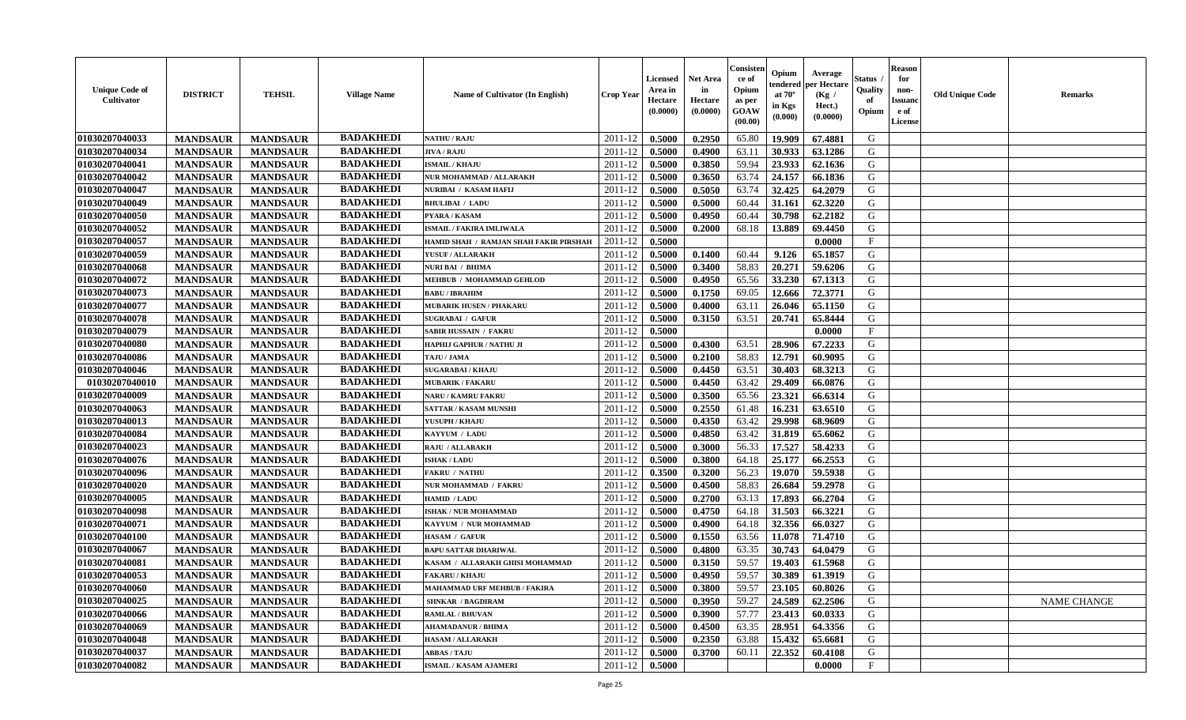| Unique Code of Cultivator | DISTRICT | TEHSIL | Village Name | Name of Cultivator (In English) | Crop Year | Licensed Area in Hectare (0.0000) | Net Area in Hectare (0.0000) | Consistence of Opium as per GOAW (00.00) | Opium tendered at 70° in Kgs (0.000) | Average per Hectare (Kg / Hect.) (0.0000) | Status / Quality of Opium | Reason for non-Issuance of License | Old Unique Code | Remarks |
|---|---|---|---|---|---|---|---|---|---|---|---|---|---|---|
| 01030207040033 | MANDSAUR | MANDSAUR | BADAKHEDI | NATHU / RAJU | 2011-12 | 0.5000 | 0.2950 | 65.80 | 19.909 | 67.4881 | G | | | |
| 01030207040034 | MANDSAUR | MANDSAUR | BADAKHEDI | JIVA / RAJU | 2011-12 | 0.5000 | 0.4900 | 63.11 | 30.933 | 63.1286 | G | | | |
| 01030207040041 | MANDSAUR | MANDSAUR | BADAKHEDI | ISMAIL / KHAJU | 2011-12 | 0.5000 | 0.3850 | 59.94 | 23.933 | 62.1636 | G | | | |
| 01030207040042 | MANDSAUR | MANDSAUR | BADAKHEDI | NUR MOHAMMAD / ALLARAKH | 2011-12 | 0.5000 | 0.3650 | 63.74 | 24.157 | 66.1836 | G | | | |
| 01030207040047 | MANDSAUR | MANDSAUR | BADAKHEDI | NURIBAI / KASAM HAFIJ | 2011-12 | 0.5000 | 0.5050 | 63.74 | 32.425 | 64.2079 | G | | | |
| 01030207040049 | MANDSAUR | MANDSAUR | BADAKHEDI | BHULIBAI / LADU | 2011-12 | 0.5000 | 0.5000 | 60.44 | 31.161 | 62.3220 | G | | | |
| 01030207040050 | MANDSAUR | MANDSAUR | BADAKHEDI | PYARA / KASAM | 2011-12 | 0.5000 | 0.4950 | 60.44 | 30.798 | 62.2182 | G | | | |
| 01030207040052 | MANDSAUR | MANDSAUR | BADAKHEDI | ISMAIL / FAKIRA IMLIWALA | 2011-12 | 0.5000 | 0.2000 | 68.18 | 13.889 | 69.4450 | G | | | |
| 01030207040057 | MANDSAUR | MANDSAUR | BADAKHEDI | HAMID SHAH / RAMJAN SHAH FAKIR PIRSHAH | 2011-12 | 0.5000 | | | | 0.0000 | F | | | |
| 01030207040059 | MANDSAUR | MANDSAUR | BADAKHEDI | YUSUF / ALLARAKH | 2011-12 | 0.5000 | 0.1400 | 60.44 | 9.126 | 65.1857 | G | | | |
| 01030207040068 | MANDSAUR | MANDSAUR | BADAKHEDI | NURI BAI / BHIMA | 2011-12 | 0.5000 | 0.3400 | 58.83 | 20.271 | 59.6206 | G | | | |
| 01030207040072 | MANDSAUR | MANDSAUR | BADAKHEDI | MEHBUB / MOHAMMAD GEHLOD | 2011-12 | 0.5000 | 0.4950 | 65.56 | 33.230 | 67.1313 | G | | | |
| 01030207040073 | MANDSAUR | MANDSAUR | BADAKHEDI | BABU / IBRAHIM | 2011-12 | 0.5000 | 0.1750 | 69.05 | 12.666 | 72.3771 | G | | | |
| 01030207040077 | MANDSAUR | MANDSAUR | BADAKHEDI | MUBARIK HUSEN / PHAKARU | 2011-12 | 0.5000 | 0.4000 | 63.11 | 26.046 | 65.1150 | G | | | |
| 01030207040078 | MANDSAUR | MANDSAUR | BADAKHEDI | SUGRABAI / GAFUR | 2011-12 | 0.5000 | 0.3150 | 63.51 | 20.741 | 65.8444 | G | | | |
| 01030207040079 | MANDSAUR | MANDSAUR | BADAKHEDI | SABIR HUSSAIN / FAKRU | 2011-12 | 0.5000 | | | | 0.0000 | F | | | |
| 01030207040080 | MANDSAUR | MANDSAUR | BADAKHEDI | HAPHIJ GAPHUR / NATHU JI | 2011-12 | 0.5000 | 0.4300 | 63.51 | 28.906 | 67.2233 | G | | | |
| 01030207040086 | MANDSAUR | MANDSAUR | BADAKHEDI | TAJU / JAMA | 2011-12 | 0.5000 | 0.2100 | 58.83 | 12.791 | 60.9095 | G | | | |
| 01030207040046 | MANDSAUR | MANDSAUR | BADAKHEDI | SUGARABAI / KHAJU | 2011-12 | 0.5000 | 0.4450 | 63.51 | 30.403 | 68.3213 | G | | | |
| 01030207040010 | MANDSAUR | MANDSAUR | BADAKHEDI | MUBARIK / FAKARU | 2011-12 | 0.5000 | 0.4450 | 63.42 | 29.409 | 66.0876 | G | | | |
| 01030207040009 | MANDSAUR | MANDSAUR | BADAKHEDI | NARU / KAMRU FAKRU | 2011-12 | 0.5000 | 0.3500 | 65.56 | 23.321 | 66.6314 | G | | | |
| 01030207040063 | MANDSAUR | MANDSAUR | BADAKHEDI | SATTAR / KASAM MUNSHI | 2011-12 | 0.5000 | 0.2550 | 61.48 | 16.231 | 63.6510 | G | | | |
| 01030207040013 | MANDSAUR | MANDSAUR | BADAKHEDI | YUSUPH / KHAJU | 2011-12 | 0.5000 | 0.4350 | 63.42 | 29.998 | 68.9609 | G | | | |
| 01030207040084 | MANDSAUR | MANDSAUR | BADAKHEDI | KAYYUM / LADU | 2011-12 | 0.5000 | 0.4850 | 63.42 | 31.819 | 65.6062 | G | | | |
| 01030207040023 | MANDSAUR | MANDSAUR | BADAKHEDI | RAJU / ALLARAKH | 2011-12 | 0.5000 | 0.3000 | 56.33 | 17.527 | 58.4233 | G | | | |
| 01030207040076 | MANDSAUR | MANDSAUR | BADAKHEDI | ISHAK / LADU | 2011-12 | 0.5000 | 0.3800 | 64.18 | 25.177 | 66.2553 | G | | | |
| 01030207040096 | MANDSAUR | MANDSAUR | BADAKHEDI | FAKRU / NATHU | 2011-12 | 0.3500 | 0.3200 | 56.23 | 19.070 | 59.5938 | G | | | |
| 01030207040020 | MANDSAUR | MANDSAUR | BADAKHEDI | NUR MOHAMMAD / FAKRU | 2011-12 | 0.5000 | 0.4500 | 58.83 | 26.684 | 59.2978 | G | | | |
| 01030207040005 | MANDSAUR | MANDSAUR | BADAKHEDI | HAMID / LADU | 2011-12 | 0.5000 | 0.2700 | 63.13 | 17.893 | 66.2704 | G | | | |
| 01030207040098 | MANDSAUR | MANDSAUR | BADAKHEDI | ISHAK / NUR MOHAMMAD | 2011-12 | 0.5000 | 0.4750 | 64.18 | 31.503 | 66.3221 | G | | | |
| 01030207040071 | MANDSAUR | MANDSAUR | BADAKHEDI | KAYYUM / NUR MOHAMMAD | 2011-12 | 0.5000 | 0.4900 | 64.18 | 32.356 | 66.0327 | G | | | |
| 01030207040100 | MANDSAUR | MANDSAUR | BADAKHEDI | HASAM / GAFUR | 2011-12 | 0.5000 | 0.1550 | 63.56 | 11.078 | 71.4710 | G | | | |
| 01030207040067 | MANDSAUR | MANDSAUR | BADAKHEDI | BAPU SATTAR DHARIWAL | 2011-12 | 0.5000 | 0.4800 | 63.35 | 30.743 | 64.0479 | G | | | |
| 01030207040081 | MANDSAUR | MANDSAUR | BADAKHEDI | KASAM / ALLARAKH GHISI MOHAMMAD | 2011-12 | 0.5000 | 0.3150 | 59.57 | 19.403 | 61.5968 | G | | | |
| 01030207040053 | MANDSAUR | MANDSAUR | BADAKHEDI | FAKARU / KHAJU | 2011-12 | 0.5000 | 0.4950 | 59.57 | 30.389 | 61.3919 | G | | | |
| 01030207040060 | MANDSAUR | MANDSAUR | BADAKHEDI | MAHAMMAD URF MEHBUB / FAKIRA | 2011-12 | 0.5000 | 0.3800 | 59.57 | 23.105 | 60.8026 | G | | | |
| 01030207040025 | MANDSAUR | MANDSAUR | BADAKHEDI | SHNKAR / BAGDIRAM | 2011-12 | 0.5000 | 0.3950 | 59.27 | 24.589 | 62.2506 | G | | | NAME CHANGE |
| 01030207040066 | MANDSAUR | MANDSAUR | BADAKHEDI | RAMLAL / BHUVAN | 2011-12 | 0.5000 | 0.3900 | 57.77 | 23.413 | 60.0333 | G | | | |
| 01030207040069 | MANDSAUR | MANDSAUR | BADAKHEDI | AHAMADANUR / BHIMA | 2011-12 | 0.5000 | 0.4500 | 63.35 | 28.951 | 64.3356 | G | | | |
| 01030207040048 | MANDSAUR | MANDSAUR | BADAKHEDI | HASAM / ALLARAKH | 2011-12 | 0.5000 | 0.2350 | 63.88 | 15.432 | 65.6681 | G | | | |
| 01030207040037 | MANDSAUR | MANDSAUR | BADAKHEDI | ABBAS / TAJU | 2011-12 | 0.5000 | 0.3700 | 60.11 | 22.352 | 60.4108 | G | | | |
| 01030207040082 | MANDSAUR | MANDSAUR | BADAKHEDI | ISMAIL / KASAM AJAMERI | 2011-12 | 0.5000 | | | | 0.0000 | F | | | |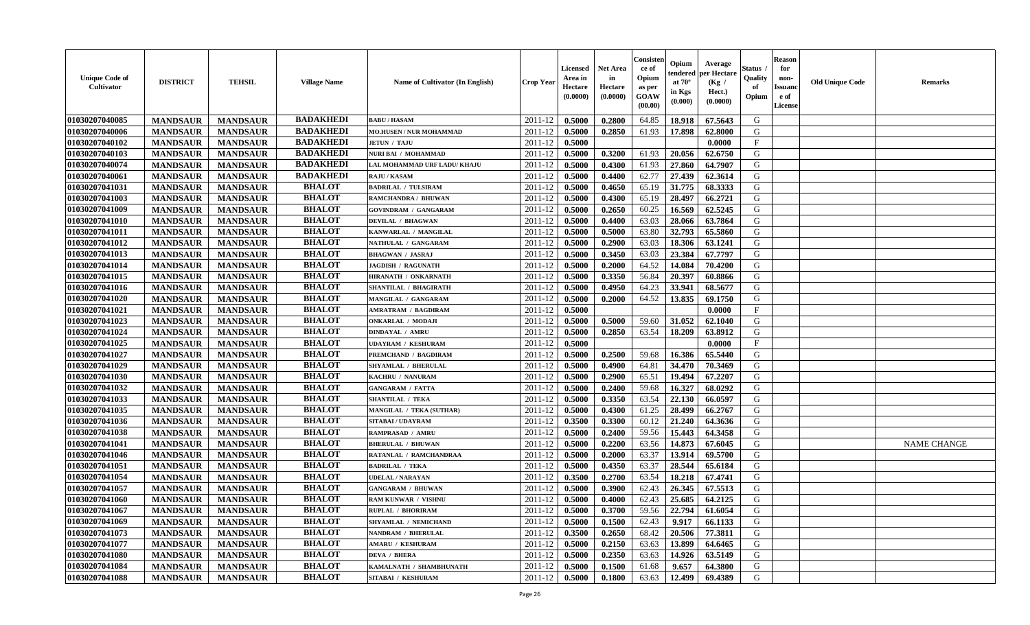| Unique Code of Cultivator | DISTRICT | TEHSIL | Village Name | Name of Cultivator (In English) | Crop Year | Licensed Area in Hectare (0.0000) | Net Area in Hectare (0.0000) | Consistence of Opium as per GOAW (00.00) | Opium tendered at 70° in Kgs (0.000) | Average per Hectare (Kg / Hect.) (0.0000) | Status / Quality of Opium | Reason for non-Issuance of License | Old Unique Code | Remarks |
|---|---|---|---|---|---|---|---|---|---|---|---|---|---|---|
| 01030207040085 | MANDSAUR | MANDSAUR | BADAKHEDI | BABU / HASAM | 2011-12 | 0.5000 | 0.2800 | 64.85 | 18.918 | 67.5643 | G | | | |
| 01030207040006 | MANDSAUR | MANDSAUR | BADAKHEDI | MO.HUSEN / NUR MOHAMMAD | 2011-12 | 0.5000 | 0.2850 | 61.93 | 17.898 | 62.8000 | G | | | |
| 01030207040102 | MANDSAUR | MANDSAUR | BADAKHEDI | JETUN / TAJU | 2011-12 | 0.5000 | | | | 0.0000 | F | | | |
| 01030207040103 | MANDSAUR | MANDSAUR | BADAKHEDI | NURI BAI / MOHAMMAD | 2011-12 | 0.5000 | 0.3200 | 61.93 | 20.056 | 62.6750 | G | | | |
| 01030207040074 | MANDSAUR | MANDSAUR | BADAKHEDI | LAL MOHAMMAD URF LADU/ KHAJU | 2011-12 | 0.5000 | 0.4300 | 61.93 | 27.860 | 64.7907 | G | | | |
| 01030207040061 | MANDSAUR | MANDSAUR | BADAKHEDI | RAJU / KASAM | 2011-12 | 0.5000 | 0.4400 | 62.77 | 27.439 | 62.3614 | G | | | |
| 01030207041031 | MANDSAUR | MANDSAUR | BHALOT | BADRILAL / TULSIRAM | 2011-12 | 0.5000 | 0.4650 | 65.19 | 31.775 | 68.3333 | G | | | |
| 01030207041003 | MANDSAUR | MANDSAUR | BHALOT | RAMCHANDRA / BHUWAN | 2011-12 | 0.5000 | 0.4300 | 65.19 | 28.497 | 66.2721 | G | | | |
| 01030207041009 | MANDSAUR | MANDSAUR | BHALOT | GOVINDRAM / GANGARAM | 2011-12 | 0.5000 | 0.2650 | 60.25 | 16.569 | 62.5245 | G | | | |
| 01030207041010 | MANDSAUR | MANDSAUR | BHALOT | DEVILAL / BHAGWAN | 2011-12 | 0.5000 | 0.4400 | 63.03 | 28.066 | 63.7864 | G | | | |
| 01030207041011 | MANDSAUR | MANDSAUR | BHALOT | KANWARLAL / MANGILAL | 2011-12 | 0.5000 | 0.5000 | 63.80 | 32.793 | 65.5860 | G | | | |
| 01030207041012 | MANDSAUR | MANDSAUR | BHALOT | NATHULAL / GANGARAM | 2011-12 | 0.5000 | 0.2900 | 63.03 | 18.306 | 63.1241 | G | | | |
| 01030207041013 | MANDSAUR | MANDSAUR | BHALOT | BHAGWAN / JASRAJ | 2011-12 | 0.5000 | 0.3450 | 63.03 | 23.384 | 67.7797 | G | | | |
| 01030207041014 | MANDSAUR | MANDSAUR | BHALOT | JAGDISH / RAGUNATH | 2011-12 | 0.5000 | 0.2000 | 64.52 | 14.084 | 70.4200 | G | | | |
| 01030207041015 | MANDSAUR | MANDSAUR | BHALOT | HIRANATH / ONKARNATH | 2011-12 | 0.5000 | 0.3350 | 56.84 | 20.397 | 60.8866 | G | | | |
| 01030207041016 | MANDSAUR | MANDSAUR | BHALOT | SHANTILAL / BHAGIRATH | 2011-12 | 0.5000 | 0.4950 | 64.23 | 33.941 | 68.5677 | G | | | |
| 01030207041020 | MANDSAUR | MANDSAUR | BHALOT | MANGILAL / GANGARAM | 2011-12 | 0.5000 | 0.2000 | 64.52 | 13.835 | 69.1750 | G | | | |
| 01030207041021 | MANDSAUR | MANDSAUR | BHALOT | AMRATRAM / BAGDIRAM | 2011-12 | 0.5000 | | | | 0.0000 | F | | | |
| 01030207041023 | MANDSAUR | MANDSAUR | BHALOT | ONKARLAL / MODAJI | 2011-12 | 0.5000 | 0.5000 | 59.60 | 31.052 | 62.1040 | G | | | |
| 01030207041024 | MANDSAUR | MANDSAUR | BHALOT | DINDAYAL / AMRU | 2011-12 | 0.5000 | 0.2850 | 63.54 | 18.209 | 63.8912 | G | | | |
| 01030207041025 | MANDSAUR | MANDSAUR | BHALOT | UDAYRAM / KESHURAM | 2011-12 | 0.5000 | | | | 0.0000 | F | | | |
| 01030207041027 | MANDSAUR | MANDSAUR | BHALOT | PREMCHAND / BAGDIRAM | 2011-12 | 0.5000 | 0.2500 | 59.68 | 16.386 | 65.5440 | G | | | |
| 01030207041029 | MANDSAUR | MANDSAUR | BHALOT | SHYAMLAL / BHERULAL | 2011-12 | 0.5000 | 0.4900 | 64.81 | 34.470 | 70.3469 | G | | | |
| 01030207041030 | MANDSAUR | MANDSAUR | BHALOT | KACHRU / NANURAM | 2011-12 | 0.5000 | 0.2900 | 65.51 | 19.494 | 67.2207 | G | | | |
| 01030207041032 | MANDSAUR | MANDSAUR | BHALOT | GANGARAM / FATTA | 2011-12 | 0.5000 | 0.2400 | 59.68 | 16.327 | 68.0292 | G | | | |
| 01030207041033 | MANDSAUR | MANDSAUR | BHALOT | SHANTILAL / TEKA | 2011-12 | 0.5000 | 0.3350 | 63.54 | 22.130 | 66.0597 | G | | | |
| 01030207041035 | MANDSAUR | MANDSAUR | BHALOT | MANGILAL / TEKA (SUTHAR) | 2011-12 | 0.5000 | 0.4300 | 61.25 | 28.499 | 66.2767 | G | | | |
| 01030207041036 | MANDSAUR | MANDSAUR | BHALOT | SITABAI / UDAYRAM | 2011-12 | 0.3500 | 0.3300 | 60.12 | 21.240 | 64.3636 | G | | | |
| 01030207041038 | MANDSAUR | MANDSAUR | BHALOT | RAMPRASAD / AMRU | 2011-12 | 0.5000 | 0.2400 | 59.56 | 15.443 | 64.3458 | G | | | |
| 01030207041041 | MANDSAUR | MANDSAUR | BHALOT | BHERULAL / BHUWAN | 2011-12 | 0.5000 | 0.2200 | 63.56 | 14.873 | 67.6045 | G | | | NAME CHANGE |
| 01030207041046 | MANDSAUR | MANDSAUR | BHALOT | RATANLAL / RAMCHANDRAA | 2011-12 | 0.5000 | 0.2000 | 63.37 | 13.914 | 69.5700 | G | | | |
| 01030207041051 | MANDSAUR | MANDSAUR | BHALOT | BADRILAL / TEKA | 2011-12 | 0.5000 | 0.4350 | 63.37 | 28.544 | 65.6184 | G | | | |
| 01030207041054 | MANDSAUR | MANDSAUR | BHALOT | UDELAL / NARAYAN | 2011-12 | 0.3500 | 0.2700 | 63.54 | 18.218 | 67.4741 | G | | | |
| 01030207041057 | MANDSAUR | MANDSAUR | BHALOT | GANGARAM / BHUWAN | 2011-12 | 0.5000 | 0.3900 | 62.43 | 26.345 | 67.5513 | G | | | |
| 01030207041060 | MANDSAUR | MANDSAUR | BHALOT | RAM KUNWAR / VISHNU | 2011-12 | 0.5000 | 0.4000 | 62.43 | 25.685 | 64.2125 | G | | | |
| 01030207041067 | MANDSAUR | MANDSAUR | BHALOT | RUPLAL / BHORIRAM | 2011-12 | 0.5000 | 0.3700 | 59.56 | 22.794 | 61.6054 | G | | | |
| 01030207041069 | MANDSAUR | MANDSAUR | BHALOT | SHYAMLAL / NEMICHAND | 2011-12 | 0.5000 | 0.1500 | 62.43 | 9.917 | 66.1133 | G | | | |
| 01030207041073 | MANDSAUR | MANDSAUR | BHALOT | NANDRAM / BHERULAL | 2011-12 | 0.3500 | 0.2650 | 68.42 | 20.506 | 77.3811 | G | | | |
| 01030207041077 | MANDSAUR | MANDSAUR | BHALOT | AMARU / KESHURAM | 2011-12 | 0.5000 | 0.2150 | 63.63 | 13.899 | 64.6465 | G | | | |
| 01030207041080 | MANDSAUR | MANDSAUR | BHALOT | DEVA / BHERA | 2011-12 | 0.5000 | 0.2350 | 63.63 | 14.926 | 63.5149 | G | | | |
| 01030207041084 | MANDSAUR | MANDSAUR | BHALOT | KAMALNATH / SHAMBHUNATH | 2011-12 | 0.5000 | 0.1500 | 61.68 | 9.657 | 64.3800 | G | | | |
| 01030207041088 | MANDSAUR | MANDSAUR | BHALOT | SITABAI / KESHURAM | 2011-12 | 0.5000 | 0.1800 | 63.63 | 12.499 | 69.4389 | G | | | |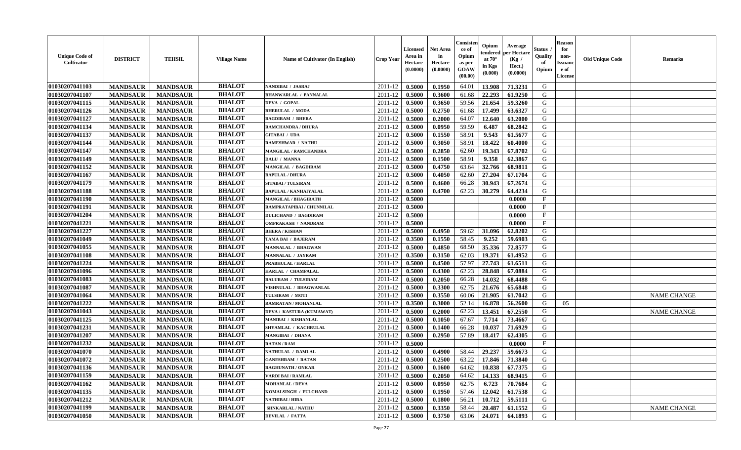| Unique Code of Cultivator | DISTRICT | TEHSIL | Village Name | Name of Cultivator (In English) | Crop Year | Licensed Area in Hectare (0.0000) | Net Area in Hectare (0.0000) | Consistence of Opium as per GOAW (00.00) | Opium tendered at 70° in Kgs (0.000) | Average per Hectare (Kg / Hect.) (0.0000) | Status / Quality of Opium | Reason for non-Issuance of License | Old Unique Code | Remarks |
|---|---|---|---|---|---|---|---|---|---|---|---|---|---|---|
| 01030207041103 | MANDSAUR | MANDSAUR | BHALOT | NANDIBAI / JASRAJ | 2011-12 | 0.5000 | 0.1950 | 64.01 | 13.908 | 71.3231 | G | | | |
| 01030207041107 | MANDSAUR | MANDSAUR | BHALOT | BHANWARLAL / PANNALAL | 2011-12 | 0.5000 | 0.3600 | 61.68 | 22.293 | 61.9250 | G | | | |
| 01030207041115 | MANDSAUR | MANDSAUR | BHALOT | DEVA / GOPAL | 2011-12 | 0.5000 | 0.3650 | 59.56 | 21.654 | 59.3260 | G | | | |
| 01030207041126 | MANDSAUR | MANDSAUR | BHALOT | BHERULAL / MODA | 2011-12 | 0.5000 | 0.2750 | 61.68 | 17.499 | 63.6327 | G | | | |
| 01030207041127 | MANDSAUR | MANDSAUR | BHALOT | BAGDIRAM / BHERA | 2011-12 | 0.5000 | 0.2000 | 64.07 | 12.640 | 63.2000 | G | | | |
| 01030207041134 | MANDSAUR | MANDSAUR | BHALOT | RAMCHANDRA / DHURA | 2011-12 | 0.5000 | 0.0950 | 59.59 | 6.487 | 68.2842 | G | | | |
| 01030207041137 | MANDSAUR | MANDSAUR | BHALOT | GITABAI / UDA | 2011-12 | 0.5000 | 0.1550 | 58.91 | 9.543 | 61.5677 | G | | | |
| 01030207041144 | MANDSAUR | MANDSAUR | BHALOT | RAMESHWAR / NATHU | 2011-12 | 0.5000 | 0.3050 | 58.91 | 18.422 | 60.4000 | G | | | |
| 01030207041147 | MANDSAUR | MANDSAUR | BHALOT | MANGILAL / RAMCHANDRA | 2011-12 | 0.5000 | 0.2850 | 62.60 | 19.343 | 67.8702 | G | | | |
| 01030207041149 | MANDSAUR | MANDSAUR | BHALOT | DALU / MANNA | 2011-12 | 0.5000 | 0.1500 | 58.91 | 9.358 | 62.3867 | G | | | |
| 01030207041152 | MANDSAUR | MANDSAUR | BHALOT | MANGILAL / BAGDIRAM | 2011-12 | 0.5000 | 0.4750 | 63.64 | 32.766 | 68.9811 | G | | | |
| 01030207041167 | MANDSAUR | MANDSAUR | BHALOT | BAPULAL / DHURA | 2011-12 | 0.5000 | 0.4050 | 62.60 | 27.204 | 67.1704 | G | | | |
| 01030207041179 | MANDSAUR | MANDSAUR | BHALOT | SITABAI / TULSIRAM | 2011-12 | 0.5000 | 0.4600 | 66.28 | 30.943 | 67.2674 | G | | | |
| 01030207041188 | MANDSAUR | MANDSAUR | BHALOT | BAPULAL / KANHAIYALAL | 2011-12 | 0.5000 | 0.4700 | 62.23 | 30.279 | 64.4234 | G | | | |
| 01030207041190 | MANDSAUR | MANDSAUR | BHALOT | MANGILAL / BHAGIRATH | 2011-12 | 0.5000 | | | | 0.0000 | F | | | |
| 01030207041191 | MANDSAUR | MANDSAUR | BHALOT | RAMPRATAPIBAI / CHUNNILAL | 2011-12 | 0.5000 | | | | 0.0000 | F | | | |
| 01030207041204 | MANDSAUR | MANDSAUR | BHALOT | DULICHAND / BAGDIRAM | 2011-12 | 0.5000 | | | | 0.0000 | F | | | |
| 01030207041221 | MANDSAUR | MANDSAUR | BHALOT | OMPRAKASH / NANDRAM | 2011-12 | 0.5000 | | | | 0.0000 | F | | | |
| 01030207041227 | MANDSAUR | MANDSAUR | BHALOT | BHERA / KISHAN | 2011-12 | 0.5000 | 0.4950 | 59.62 | 31.096 | 62.8202 | G | | | |
| 01030207041049 | MANDSAUR | MANDSAUR | BHALOT | TAMA BAI / BAJERAM | 2011-12 | 0.3500 | 0.1550 | 58.45 | 9.252 | 59.6903 | G | | | |
| 01030207041055 | MANDSAUR | MANDSAUR | BHALOT | MANNALAL / BHAGWAN | 2011-12 | 0.5000 | 0.4850 | 68.50 | 35.336 | 72.8577 | G | | | |
| 01030207041108 | MANDSAUR | MANDSAUR | BHALOT | MANNALAL / JAYRAM | 2011-12 | 0.3500 | 0.3150 | 62.03 | 19.371 | 61.4952 | G | | | |
| 01030207041224 | MANDSAUR | MANDSAUR | BHALOT | PRABHULAL / HARLAL | 2011-12 | 0.5000 | 0.4500 | 57.97 | 27.743 | 61.6511 | G | | | |
| 01030207041096 | MANDSAUR | MANDSAUR | BHALOT | HARLAL / CHAMPALAL | 2011-12 | 0.5000 | 0.4300 | 62.23 | 28.848 | 67.0884 | G | | | |
| 01030207041083 | MANDSAUR | MANDSAUR | BHALOT | BALURAM / TULSIRAM | 2011-12 | 0.5000 | 0.2050 | 66.28 | 14.032 | 68.4488 | G | | | |
| 01030207041087 | MANDSAUR | MANDSAUR | BHALOT | VISHNULAL / BHAGWANLAL | 2011-12 | 0.5000 | 0.3300 | 62.75 | 21.676 | 65.6848 | G | | | |
| 01030207041064 | MANDSAUR | MANDSAUR | BHALOT | TULSIRAM / MOTI | 2011-12 | 0.5000 | 0.3550 | 60.06 | 21.905 | 61.7042 | G | | | NAME CHANGE |
| 01030207041222 | MANDSAUR | MANDSAUR | BHALOT | RAMRATAN / MOHANLAL | 2011-12 | 0.3500 | 0.3000 | 52.14 | 16.878 | 56.2600 | G | 05 | | |
| 01030207041043 | MANDSAUR | MANDSAUR | BHALOT | DEVA / KASTURA (KUMAWAT) | 2011-12 | 0.5000 | 0.2000 | 62.23 | 13.451 | 67.2550 | G | | | NAME CHANGE |
| 01030207041125 | MANDSAUR | MANDSAUR | BHALOT | MANIBAI / KISHANLAL | 2011-12 | 0.5000 | 0.1050 | 67.67 | 7.714 | 73.4667 | G | | | |
| 01030207041231 | MANDSAUR | MANDSAUR | BHALOT | SHYAMLAL / KACHRULAL | 2011-12 | 0.5000 | 0.1400 | 66.28 | 10.037 | 71.6929 | G | | | |
| 01030207041207 | MANDSAUR | MANDSAUR | BHALOT | MANGIBAI / DHANA | 2011-12 | 0.5000 | 0.2950 | 57.89 | 18.417 | 62.4305 | G | | | |
| 01030207041232 | MANDSAUR | MANDSAUR | BHALOT | RATAN / RAM | 2011-12 | 0.5000 | | | | 0.0000 | F | | | |
| 01030207041070 | MANDSAUR | MANDSAUR | BHALOT | NATHULAL / RAMLAL | 2011-12 | 0.5000 | 0.4900 | 58.44 | 29.237 | 59.6673 | G | | | |
| 01030207041072 | MANDSAUR | MANDSAUR | BHALOT | GANESHRAM / RATAN | 2011-12 | 0.5000 | 0.2500 | 63.22 | 17.846 | 71.3840 | G | | | |
| 01030207041136 | MANDSAUR | MANDSAUR | BHALOT | RAGHUNATH / ONKAR | 2011-12 | 0.5000 | 0.1600 | 64.62 | 10.838 | 67.7375 | G | | | |
| 01030207041159 | MANDSAUR | MANDSAUR | BHALOT | VARDI BAI / RAMLAL | 2011-12 | 0.5000 | 0.2050 | 64.62 | 14.133 | 68.9415 | G | | | |
| 01030207041162 | MANDSAUR | MANDSAUR | BHALOT | MOHANLAL / DEVA | 2011-12 | 0.5000 | 0.0950 | 62.75 | 6.723 | 70.7684 | G | | | |
| 01030207041135 | MANDSAUR | MANDSAUR | BHALOT | KOMALSINGH / FULCHAND | 2011-12 | 0.5000 | 0.1950 | 57.46 | 12.042 | 61.7538 | G | | | |
| 01030207041212 | MANDSAUR | MANDSAUR | BHALOT | NATHIBAI / HIRA | 2011-12 | 0.5000 | 0.1800 | 56.21 | 10.712 | 59.5111 | G | | | |
| 01030207041199 | MANDSAUR | MANDSAUR | BHALOT | SHNKARLAL / NATHU | 2011-12 | 0.5000 | 0.3350 | 58.44 | 20.487 | 61.1552 | G | | | NAME CHANGE |
| 01030207041050 | MANDSAUR | MANDSAUR | BHALOT | DEVILAL / FATTA | 2011-12 | 0.5000 | 0.3750 | 63.06 | 24.071 | 64.1893 | G | | | |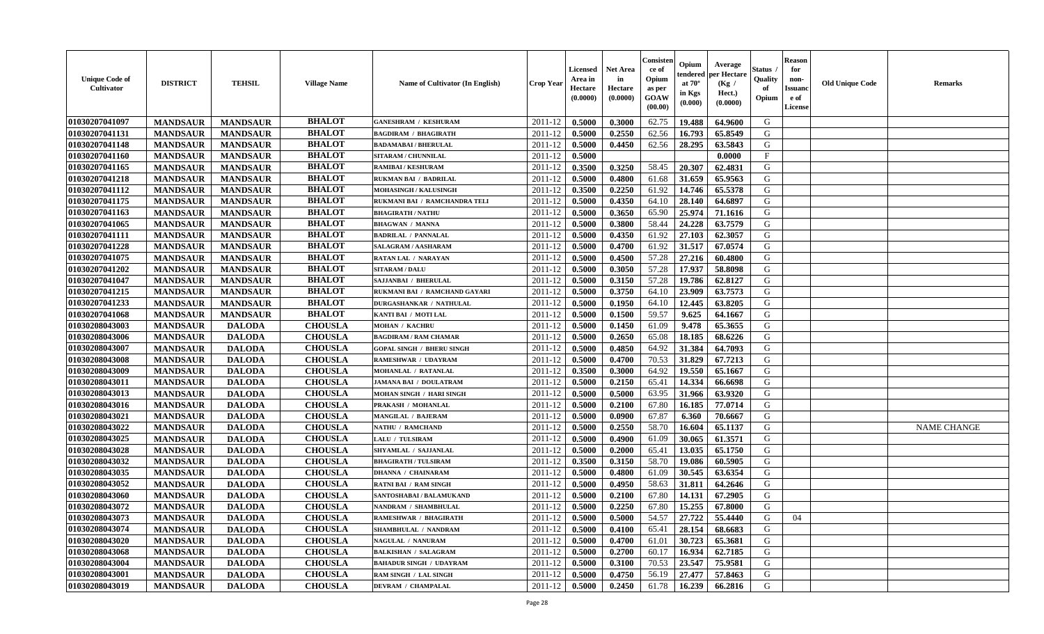| Unique Code of Cultivator | DISTRICT | TEHSIL | Village Name | Name of Cultivator (In English) | Crop Year | Licensed Area in Hectare (0.0000) | Net Area in Hectare (0.0000) | Consistence of Opium as per GOAW (00.00) | Opium tendered at 70° in Kgs (0.000) | Average per Hectare (Kg / Hect.) (0.0000) | Status / Quality of Opium | Reason for non-Issuance of License | Old Unique Code | Remarks |
|---|---|---|---|---|---|---|---|---|---|---|---|---|---|---|
| 01030207041097 | MANDSAUR | MANDSAUR | BHALOT | GANESHRAM / KESHURAM | 2011-12 | 0.5000 | 0.3000 | 62.75 | 19.488 | 64.9600 | G | | | |
| 01030207041131 | MANDSAUR | MANDSAUR | BHALOT | BAGDIRAM / BHAGIRATH | 2011-12 | 0.5000 | 0.2550 | 62.56 | 16.793 | 65.8549 | G | | | |
| 01030207041148 | MANDSAUR | MANDSAUR | BHALOT | BADAMABAI / BHERULAL | 2011-12 | 0.5000 | 0.4450 | 62.56 | 28.295 | 63.5843 | G | | | |
| 01030207041160 | MANDSAUR | MANDSAUR | BHALOT | SITARAM / CHUNNILAL | 2011-12 | 0.5000 | | | | 0.0000 | F | | | |
| 01030207041165 | MANDSAUR | MANDSAUR | BHALOT | RAMIBAI / KESHURAM | 2011-12 | 0.3500 | 0.3250 | 58.45 | 20.307 | 62.4831 | G | | | |
| 01030207041218 | MANDSAUR | MANDSAUR | BHALOT | RUKMAN BAI / BADRILAL | 2011-12 | 0.5000 | 0.4800 | 61.68 | 31.659 | 65.9563 | G | | | |
| 01030207041112 | MANDSAUR | MANDSAUR | BHALOT | MOHASINGH / KALUSINGH | 2011-12 | 0.3500 | 0.2250 | 61.92 | 14.746 | 65.5378 | G | | | |
| 01030207041175 | MANDSAUR | MANDSAUR | BHALOT | RUKMANI BAI / RAMCHANDRA TELI | 2011-12 | 0.5000 | 0.4350 | 64.10 | 28.140 | 64.6897 | G | | | |
| 01030207041163 | MANDSAUR | MANDSAUR | BHALOT | BHAGIRATH / NATHU | 2011-12 | 0.5000 | 0.3650 | 65.90 | 25.974 | 71.1616 | G | | | |
| 01030207041065 | MANDSAUR | MANDSAUR | BHALOT | BHAGWAN / MANNA | 2011-12 | 0.5000 | 0.3800 | 58.44 | 24.228 | 63.7579 | G | | | |
| 01030207041111 | MANDSAUR | MANDSAUR | BHALOT | BADRILAL / PANNALAL | 2011-12 | 0.5000 | 0.4350 | 61.92 | 27.103 | 62.3057 | G | | | |
| 01030207041228 | MANDSAUR | MANDSAUR | BHALOT | SALAGRAM / AASHARAM | 2011-12 | 0.5000 | 0.4700 | 61.92 | 31.517 | 67.0574 | G | | | |
| 01030207041075 | MANDSAUR | MANDSAUR | BHALOT | RATAN LAL / NARAYAN | 2011-12 | 0.5000 | 0.4500 | 57.28 | 27.216 | 60.4800 | G | | | |
| 01030207041202 | MANDSAUR | MANDSAUR | BHALOT | SITARAM / DALU | 2011-12 | 0.5000 | 0.3050 | 57.28 | 17.937 | 58.8098 | G | | | |
| 01030207041047 | MANDSAUR | MANDSAUR | BHALOT | SAJJANBAI / BHERULAL | 2011-12 | 0.5000 | 0.3150 | 57.28 | 19.786 | 62.8127 | G | | | |
| 01030207041215 | MANDSAUR | MANDSAUR | BHALOT | RUKMANI BAI / RAMCHAND GAYARI | 2011-12 | 0.5000 | 0.3750 | 64.10 | 23.909 | 63.7573 | G | | | |
| 01030207041233 | MANDSAUR | MANDSAUR | BHALOT | DURGASHANKAR / NATHULAL | 2011-12 | 0.5000 | 0.1950 | 64.10 | 12.445 | 63.8205 | G | | | |
| 01030207041068 | MANDSAUR | MANDSAUR | BHALOT | KANTI BAI / MOTI LAL | 2011-12 | 0.5000 | 0.1500 | 59.57 | 9.625 | 64.1667 | G | | | |
| 01030208043003 | MANDSAUR | DALODA | CHOUSLA | MOHAN / KACHRU | 2011-12 | 0.5000 | 0.1450 | 61.09 | 9.478 | 65.3655 | G | | | |
| 01030208043006 | MANDSAUR | DALODA | CHOUSLA | BAGDIRAM / RAM CHAMAR | 2011-12 | 0.5000 | 0.2650 | 65.08 | 18.185 | 68.6226 | G | | | |
| 01030208043007 | MANDSAUR | DALODA | CHOUSLA | GOPAL SINGH / BHERU SINGH | 2011-12 | 0.5000 | 0.4850 | 64.92 | 31.384 | 64.7093 | G | | | |
| 01030208043008 | MANDSAUR | DALODA | CHOUSLA | RAMESHWAR / UDAYRAM | 2011-12 | 0.5000 | 0.4700 | 70.53 | 31.829 | 67.7213 | G | | | |
| 01030208043009 | MANDSAUR | DALODA | CHOUSLA | MOHANLAL / RATANLAL | 2011-12 | 0.3500 | 0.3000 | 64.92 | 19.550 | 65.1667 | G | | | |
| 01030208043011 | MANDSAUR | DALODA | CHOUSLA | JAMANA BAI / DOULATRAM | 2011-12 | 0.5000 | 0.2150 | 65.41 | 14.334 | 66.6698 | G | | | |
| 01030208043013 | MANDSAUR | DALODA | CHOUSLA | MOHAN SINGH / HARI SINGH | 2011-12 | 0.5000 | 0.5000 | 63.95 | 31.966 | 63.9320 | G | | | |
| 01030208043016 | MANDSAUR | DALODA | CHOUSLA | PRAKASH / MOHANLAL | 2011-12 | 0.5000 | 0.2100 | 67.80 | 16.185 | 77.0714 | G | | | |
| 01030208043021 | MANDSAUR | DALODA | CHOUSLA | MANGILAL / BAJERAM | 2011-12 | 0.5000 | 0.0900 | 67.87 | 6.360 | 70.6667 | G | | | |
| 01030208043022 | MANDSAUR | DALODA | CHOUSLA | NATHU / RAMCHAND | 2011-12 | 0.5000 | 0.2550 | 58.70 | 16.604 | 65.1137 | G | | | NAME CHANGE |
| 01030208043025 | MANDSAUR | DALODA | CHOUSLA | LALU / TULSIRAM | 2011-12 | 0.5000 | 0.4900 | 61.09 | 30.065 | 61.3571 | G | | | |
| 01030208043028 | MANDSAUR | DALODA | CHOUSLA | SHYAMLAL / SAJJANLAL | 2011-12 | 0.5000 | 0.2000 | 65.41 | 13.035 | 65.1750 | G | | | |
| 01030208043032 | MANDSAUR | DALODA | CHOUSLA | BHAGIRATH / TULSIRAM | 2011-12 | 0.3500 | 0.3150 | 58.70 | 19.086 | 60.5905 | G | | | |
| 01030208043035 | MANDSAUR | DALODA | CHOUSLA | DHANNA / CHAINARAM | 2011-12 | 0.5000 | 0.4800 | 61.09 | 30.545 | 63.6354 | G | | | |
| 01030208043052 | MANDSAUR | DALODA | CHOUSLA | RATNI BAI / RAM SINGH | 2011-12 | 0.5000 | 0.4950 | 58.63 | 31.811 | 64.2646 | G | | | |
| 01030208043060 | MANDSAUR | DALODA | CHOUSLA | SANTOSHABAI / BALAMUKAND | 2011-12 | 0.5000 | 0.2100 | 67.80 | 14.131 | 67.2905 | G | | | |
| 01030208043072 | MANDSAUR | DALODA | CHOUSLA | NANDRAM / SHAMBHULAL | 2011-12 | 0.5000 | 0.2250 | 67.80 | 15.255 | 67.8000 | G | | | |
| 01030208043073 | MANDSAUR | DALODA | CHOUSLA | RAMESHWAR / BHAGIRATH | 2011-12 | 0.5000 | 0.5000 | 54.57 | 27.722 | 55.4440 | G | 04 | | |
| 01030208043074 | MANDSAUR | DALODA | CHOUSLA | SHAMBHULAL / NANDRAM | 2011-12 | 0.5000 | 0.4100 | 65.41 | 28.154 | 68.6683 | G | | | |
| 01030208043020 | MANDSAUR | DALODA | CHOUSLA | NAGULAL / NANURAM | 2011-12 | 0.5000 | 0.4700 | 61.01 | 30.723 | 65.3681 | G | | | |
| 01030208043068 | MANDSAUR | DALODA | CHOUSLA | BALKISHAN / SALAGRAM | 2011-12 | 0.5000 | 0.2700 | 60.17 | 16.934 | 62.7185 | G | | | |
| 01030208043004 | MANDSAUR | DALODA | CHOUSLA | BAHADUR SINGH / UDAYRAM | 2011-12 | 0.5000 | 0.3100 | 70.53 | 23.547 | 75.9581 | G | | | |
| 01030208043001 | MANDSAUR | DALODA | CHOUSLA | RAM SINGH / LAL SINGH | 2011-12 | 0.5000 | 0.4750 | 56.19 | 27.477 | 57.8463 | G | | | |
| 01030208043019 | MANDSAUR | DALODA | CHOUSLA | DEVRAM / CHAMPALAL | 2011-12 | 0.5000 | 0.2450 | 61.78 | 16.239 | 66.2816 | G | | | |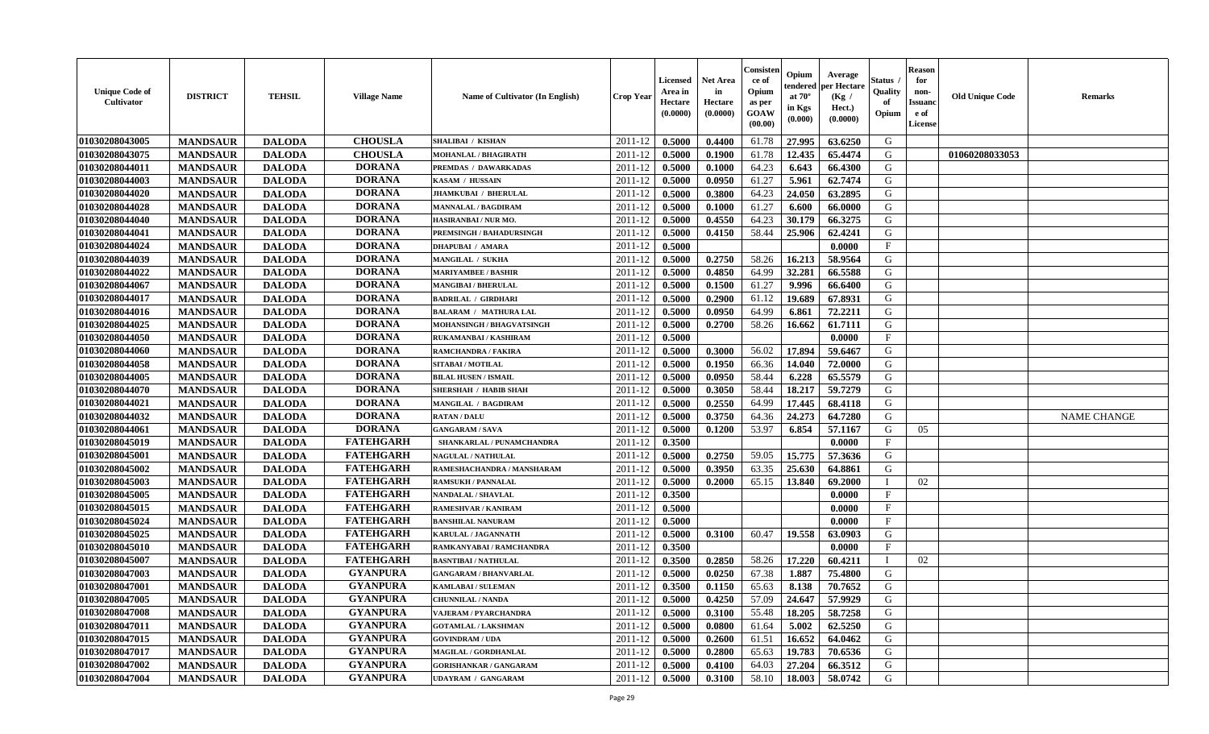| Unique Code of Cultivator | DISTRICT | TEHSIL | Village Name | Name of Cultivator (In English) | Crop Year | Licensed Area in Hectare (0.0000) | Net Area in Hectare (0.0000) | Consistence of Opium as per GOAW (00.00) | Opium tendered at 70° in Kgs (0.000) | Average per Hectare (Kg / Hect.) (0.0000) | Status / Quality of Opium | Reason for non-Issuance of License | Old Unique Code | Remarks |
|---|---|---|---|---|---|---|---|---|---|---|---|---|---|---|
| 01030208043005 | MANDSAUR | DALODA | CHOUSLA | SHALIBAI / KISHAN | 2011-12 | 0.5000 | 0.4400 | 61.78 | 27.995 | 63.6250 | G | | | |
| 01030208043075 | MANDSAUR | DALODA | CHOUSLA | MOHANLAL / BHAGIRATH | 2011-12 | 0.5000 | 0.1900 | 61.78 | 12.435 | 65.4474 | G | | 01060208033053 | |
| 01030208044011 | MANDSAUR | DALODA | DORANA | PREMDAS / DAWARKADAS | 2011-12 | 0.5000 | 0.1000 | 64.23 | 6.643 | 66.4300 | G | | | |
| 01030208044003 | MANDSAUR | DALODA | DORANA | KASAM / HUSSAIN | 2011-12 | 0.5000 | 0.0950 | 61.27 | 5.961 | 62.7474 | G | | | |
| 01030208044020 | MANDSAUR | DALODA | DORANA | JHAMKUBAI / BHERULAL | 2011-12 | 0.5000 | 0.3800 | 64.23 | 24.050 | 63.2895 | G | | | |
| 01030208044028 | MANDSAUR | DALODA | DORANA | MANNALAL / BAGDIRAM | 2011-12 | 0.5000 | 0.1000 | 61.27 | 6.600 | 66.0000 | G | | | |
| 01030208044040 | MANDSAUR | DALODA | DORANA | HASIRANBAI / NUR MO. | 2011-12 | 0.5000 | 0.4550 | 64.23 | 30.179 | 66.3275 | G | | | |
| 01030208044041 | MANDSAUR | DALODA | DORANA | PREMSINGH / BAHADURSINGH | 2011-12 | 0.5000 | 0.4150 | 58.44 | 25.906 | 62.4241 | G | | | |
| 01030208044024 | MANDSAUR | DALODA | DORANA | DHAPUBAI / AMARA | 2011-12 | 0.5000 | | | | 0.0000 | F | | | |
| 01030208044039 | MANDSAUR | DALODA | DORANA | MANGILAL / SUKHA | 2011-12 | 0.5000 | 0.2750 | 58.26 | 16.213 | 58.9564 | G | | | |
| 01030208044022 | MANDSAUR | DALODA | DORANA | MARIYAMBEE / BASHIR | 2011-12 | 0.5000 | 0.4850 | 64.99 | 32.281 | 66.5588 | G | | | |
| 01030208044067 | MANDSAUR | DALODA | DORANA | MANGIBAI / BHERULAL | 2011-12 | 0.5000 | 0.1500 | 61.27 | 9.996 | 66.6400 | G | | | |
| 01030208044017 | MANDSAUR | DALODA | DORANA | BADRILAL / GIRDHARI | 2011-12 | 0.5000 | 0.2900 | 61.12 | 19.689 | 67.8931 | G | | | |
| 01030208044016 | MANDSAUR | DALODA | DORANA | BALARAM / MATHURA LAL | 2011-12 | 0.5000 | 0.0950 | 64.99 | 6.861 | 72.2211 | G | | | |
| 01030208044025 | MANDSAUR | DALODA | DORANA | MOHANSINGH / BHAGVATSINGH | 2011-12 | 0.5000 | 0.2700 | 58.26 | 16.662 | 61.7111 | G | | | |
| 01030208044050 | MANDSAUR | DALODA | DORANA | RUKAMANBAI / KASHIRAM | 2011-12 | 0.5000 | | | | 0.0000 | F | | | |
| 01030208044060 | MANDSAUR | DALODA | DORANA | RAMCHANDRA / FAKIRA | 2011-12 | 0.5000 | 0.3000 | 56.02 | 17.894 | 59.6467 | G | | | |
| 01030208044058 | MANDSAUR | DALODA | DORANA | SITABAI / MOTILAL | 2011-12 | 0.5000 | 0.1950 | 66.36 | 14.040 | 72.0000 | G | | | |
| 01030208044005 | MANDSAUR | DALODA | DORANA | BILAL HUSEN / ISMAIL | 2011-12 | 0.5000 | 0.0950 | 58.44 | 6.228 | 65.5579 | G | | | |
| 01030208044070 | MANDSAUR | DALODA | DORANA | SHERSHAH / HABIB SHAH | 2011-12 | 0.5000 | 0.3050 | 58.44 | 18.217 | 59.7279 | G | | | |
| 01030208044021 | MANDSAUR | DALODA | DORANA | MANGILAL / BAGDIRAM | 2011-12 | 0.5000 | 0.2550 | 64.99 | 17.445 | 68.4118 | G | | | |
| 01030208044032 | MANDSAUR | DALODA | DORANA | RATAN / DALU | 2011-12 | 0.5000 | 0.3750 | 64.36 | 24.273 | 64.7280 | G | | | NAME CHANGE |
| 01030208044061 | MANDSAUR | DALODA | DORANA | GANGARAM / SAVA | 2011-12 | 0.5000 | 0.1200 | 53.97 | 6.854 | 57.1167 | G | 05 | | |
| 01030208045019 | MANDSAUR | DALODA | FATEHGARH | SHANKARLAL / PUNAMCHANDRA | 2011-12 | 0.3500 | | | | 0.0000 | F | | | |
| 01030208045001 | MANDSAUR | DALODA | FATEHGARH | NAGULAL / NATHULAL | 2011-12 | 0.5000 | 0.2750 | 59.05 | 15.775 | 57.3636 | G | | | |
| 01030208045002 | MANDSAUR | DALODA | FATEHGARH | RAMESHACHANDRA / MANSHARAM | 2011-12 | 0.5000 | 0.3950 | 63.35 | 25.630 | 64.8861 | G | | | |
| 01030208045003 | MANDSAUR | DALODA | FATEHGARH | RAMSUKH / PANNALAL | 2011-12 | 0.5000 | 0.2000 | 65.15 | 13.840 | 69.2000 | I | 02 | | |
| 01030208045005 | MANDSAUR | DALODA | FATEHGARH | NANDALAL / SHAVLAL | 2011-12 | 0.3500 | | | | 0.0000 | F | | | |
| 01030208045015 | MANDSAUR | DALODA | FATEHGARH | RAMESHVAR / KANIRAM | 2011-12 | 0.5000 | | | | 0.0000 | F | | | |
| 01030208045024 | MANDSAUR | DALODA | FATEHGARH | BANSHILAL NANURAM | 2011-12 | 0.5000 | | | | 0.0000 | F | | | |
| 01030208045025 | MANDSAUR | DALODA | FATEHGARH | KARULAL / JAGANNATH | 2011-12 | 0.5000 | 0.3100 | 60.47 | 19.558 | 63.0903 | G | | | |
| 01030208045010 | MANDSAUR | DALODA | FATEHGARH | RAMKANYABAI / RAMCHANDRA | 2011-12 | 0.3500 | | | | 0.0000 | F | | | |
| 01030208045007 | MANDSAUR | DALODA | FATEHGARH | BASNTIBAI / NATHULAL | 2011-12 | 0.3500 | 0.2850 | 58.26 | 17.220 | 60.4211 | I | 02 | | |
| 01030208047003 | MANDSAUR | DALODA | GYANPURA | GANGARAM / BHANVARLAL | 2011-12 | 0.5000 | 0.0250 | 67.38 | 1.887 | 75.4800 | G | | | |
| 01030208047001 | MANDSAUR | DALODA | GYANPURA | KAMLABAI / SULEMAN | 2011-12 | 0.3500 | 0.1150 | 65.63 | 8.138 | 70.7652 | G | | | |
| 01030208047005 | MANDSAUR | DALODA | GYANPURA | CHUNNILAL / NANDA | 2011-12 | 0.5000 | 0.4250 | 57.09 | 24.647 | 57.9929 | G | | | |
| 01030208047008 | MANDSAUR | DALODA | GYANPURA | VAJERAM / PYARCHANDRA | 2011-12 | 0.5000 | 0.3100 | 55.48 | 18.205 | 58.7258 | G | | | |
| 01030208047011 | MANDSAUR | DALODA | GYANPURA | GOTAMLAL / LAKSHMAN | 2011-12 | 0.5000 | 0.0800 | 61.64 | 5.002 | 62.5250 | G | | | |
| 01030208047015 | MANDSAUR | DALODA | GYANPURA | GOVINDRAM / UDA | 2011-12 | 0.5000 | 0.2600 | 61.51 | 16.652 | 64.0462 | G | | | |
| 01030208047017 | MANDSAUR | DALODA | GYANPURA | MAGILAL / GORDHANLAL | 2011-12 | 0.5000 | 0.2800 | 65.63 | 19.783 | 70.6536 | G | | | |
| 01030208047002 | MANDSAUR | DALODA | GYANPURA | GORISHANKAR / GANGARAM | 2011-12 | 0.5000 | 0.4100 | 64.03 | 27.204 | 66.3512 | G | | | |
| 01030208047004 | MANDSAUR | DALODA | GYANPURA | UDAYRAM / GANGARAM | 2011-12 | 0.5000 | 0.3100 | 58.10 | 18.003 | 58.0742 | G | | | |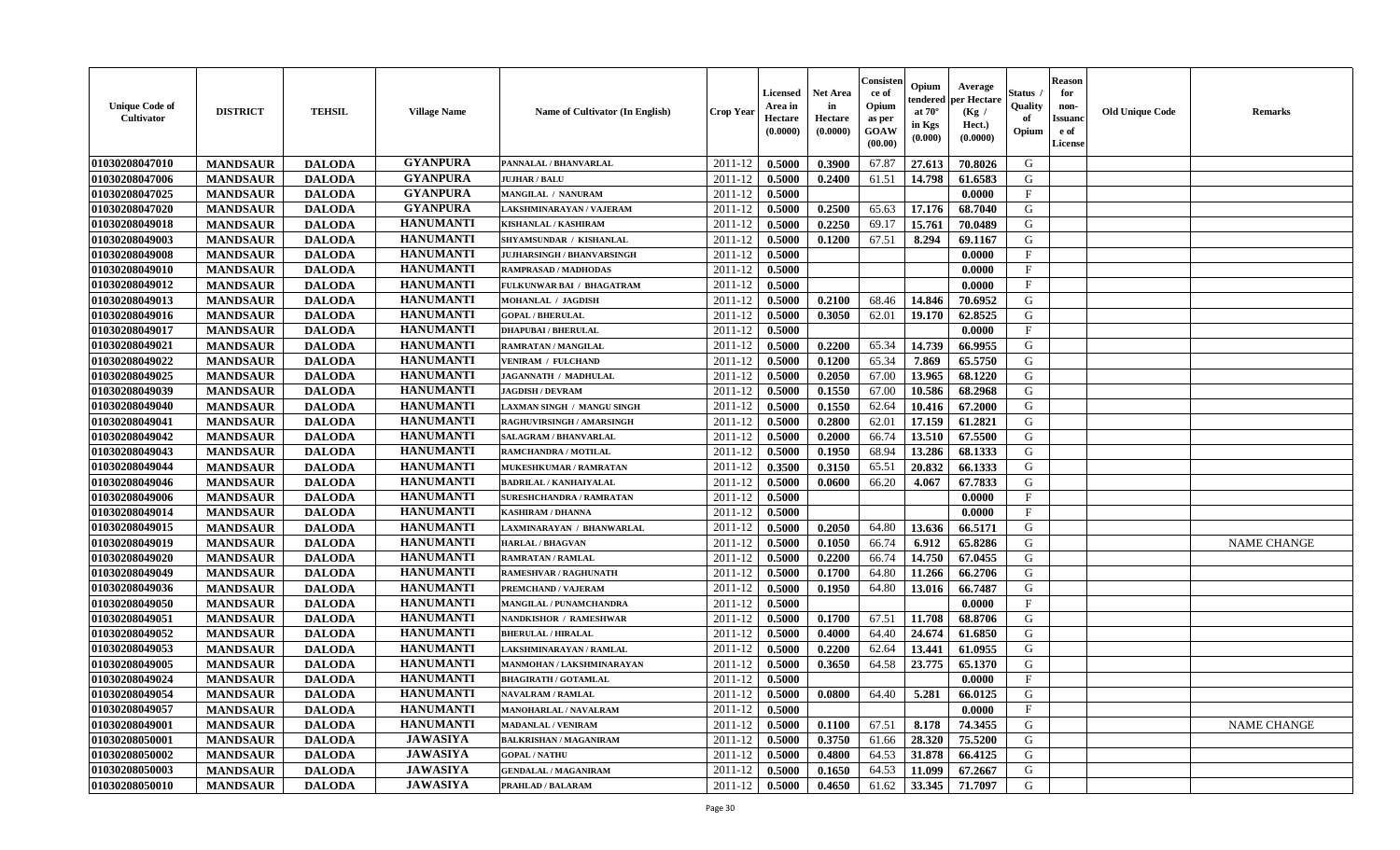| Unique Code of Cultivator | DISTRICT | TEHSIL | Village Name | Name of Cultivator (In English) | Crop Year | Licensed Area in Hectare (0.0000) | Net Area in Hectare (0.0000) | Consistence of Opium as per GOAW (00.00) | Opium tendered at 70° in Kgs (0.000) | Average per Hectare (Kg / Hect.) (0.0000) | Status / Quality of Opium | Reason for non-Issuance of License | Old Unique Code | Remarks |
|---|---|---|---|---|---|---|---|---|---|---|---|---|---|---|
| 01030208047010 | MANDSAUR | DALODA | GYANPURA | PANNALAL / BHANVARLAL | 2011-12 | 0.5000 | 0.3900 | 67.87 | 27.613 | 70.8026 | G | | | |
| 01030208047006 | MANDSAUR | DALODA | GYANPURA | JUJHAR / BALU | 2011-12 | 0.5000 | 0.2400 | 61.51 | 14.798 | 61.6583 | G | | | |
| 01030208047025 | MANDSAUR | DALODA | GYANPURA | MANGILAL / NANURAM | 2011-12 | 0.5000 | | | | 0.0000 | F | | | |
| 01030208047020 | MANDSAUR | DALODA | GYANPURA | LAKSHMINARAYAN / VAJERAM | 2011-12 | 0.5000 | 0.2500 | 65.63 | 17.176 | 68.7040 | G | | | |
| 01030208049018 | MANDSAUR | DALODA | HANUMANTI | KISHANLAL / KASHIRAM | 2011-12 | 0.5000 | 0.2250 | 69.17 | 15.761 | 70.0489 | G | | | |
| 01030208049003 | MANDSAUR | DALODA | HANUMANTI | SHYAMSUNDAR / KISHANLAL | 2011-12 | 0.5000 | 0.1200 | 67.51 | 8.294 | 69.1167 | G | | | |
| 01030208049008 | MANDSAUR | DALODA | HANUMANTI | JUJHARSINGH / BHANVARSINGH | 2011-12 | 0.5000 | | | | 0.0000 | F | | | |
| 01030208049010 | MANDSAUR | DALODA | HANUMANTI | RAMPRASAD / MADHODAS | 2011-12 | 0.5000 | | | | 0.0000 | F | | | |
| 01030208049012 | MANDSAUR | DALODA | HANUMANTI | FULKUNWAR BAI / BHAGATRAM | 2011-12 | 0.5000 | | | | 0.0000 | F | | | |
| 01030208049013 | MANDSAUR | DALODA | HANUMANTI | MOHANLAL / JAGDISH | 2011-12 | 0.5000 | 0.2100 | 68.46 | 14.846 | 70.6952 | G | | | |
| 01030208049016 | MANDSAUR | DALODA | HANUMANTI | GOPAL / BHERULAL | 2011-12 | 0.5000 | 0.3050 | 62.01 | 19.170 | 62.8525 | G | | | |
| 01030208049017 | MANDSAUR | DALODA | HANUMANTI | DHAPUBAI / BHERULAL | 2011-12 | 0.5000 | | | | 0.0000 | F | | | |
| 01030208049021 | MANDSAUR | DALODA | HANUMANTI | RAMRATAN / MANGILAL | 2011-12 | 0.5000 | 0.2200 | 65.34 | 14.739 | 66.9955 | G | | | |
| 01030208049022 | MANDSAUR | DALODA | HANUMANTI | VENIRAM / FULCHAND | 2011-12 | 0.5000 | 0.1200 | 65.34 | 7.869 | 65.5750 | G | | | |
| 01030208049025 | MANDSAUR | DALODA | HANUMANTI | JAGANNATH / MADHULAL | 2011-12 | 0.5000 | 0.2050 | 67.00 | 13.965 | 68.1220 | G | | | |
| 01030208049039 | MANDSAUR | DALODA | HANUMANTI | JAGDISH / DEVRAM | 2011-12 | 0.5000 | 0.1550 | 67.00 | 10.586 | 68.2968 | G | | | |
| 01030208049040 | MANDSAUR | DALODA | HANUMANTI | LAXMAN SINGH / MANGU SINGH | 2011-12 | 0.5000 | 0.1550 | 62.64 | 10.416 | 67.2000 | G | | | |
| 01030208049041 | MANDSAUR | DALODA | HANUMANTI | RAGHUVIRSINGH / AMARSINGH | 2011-12 | 0.5000 | 0.2800 | 62.01 | 17.159 | 61.2821 | G | | | |
| 01030208049042 | MANDSAUR | DALODA | HANUMANTI | SALAGRAM / BHANVARLAL | 2011-12 | 0.5000 | 0.2000 | 66.74 | 13.510 | 67.5500 | G | | | |
| 01030208049043 | MANDSAUR | DALODA | HANUMANTI | RAMCHANDRA / MOTILAL | 2011-12 | 0.5000 | 0.1950 | 68.94 | 13.286 | 68.1333 | G | | | |
| 01030208049044 | MANDSAUR | DALODA | HANUMANTI | MUKESHKUMAR / RAMRATAN | 2011-12 | 0.3500 | 0.3150 | 65.51 | 20.832 | 66.1333 | G | | | |
| 01030208049046 | MANDSAUR | DALODA | HANUMANTI | BADRILAL / KANHAIYALAL | 2011-12 | 0.5000 | 0.0600 | 66.20 | 4.067 | 67.7833 | G | | | |
| 01030208049006 | MANDSAUR | DALODA | HANUMANTI | SURESHCHANDRA / RAMRATAN | 2011-12 | 0.5000 | | | | 0.0000 | F | | | |
| 01030208049014 | MANDSAUR | DALODA | HANUMANTI | KASHIRAM / DHANNA | 2011-12 | 0.5000 | | | | 0.0000 | F | | | |
| 01030208049015 | MANDSAUR | DALODA | HANUMANTI | LAXMINARAYAN / BHANWARLAL | 2011-12 | 0.5000 | 0.2050 | 64.80 | 13.636 | 66.5171 | G | | | |
| 01030208049019 | MANDSAUR | DALODA | HANUMANTI | HARLAL / BHAGVAN | 2011-12 | 0.5000 | 0.1050 | 66.74 | 6.912 | 65.8286 | G | | | NAME CHANGE |
| 01030208049020 | MANDSAUR | DALODA | HANUMANTI | RAMRATAN / RAMLAL | 2011-12 | 0.5000 | 0.2200 | 66.74 | 14.750 | 67.0455 | G | | | |
| 01030208049049 | MANDSAUR | DALODA | HANUMANTI | RAMESHVAR / RAGHUNATH | 2011-12 | 0.5000 | 0.1700 | 64.80 | 11.266 | 66.2706 | G | | | |
| 01030208049036 | MANDSAUR | DALODA | HANUMANTI | PREMCHAND / VAJERAM | 2011-12 | 0.5000 | 0.1950 | 64.80 | 13.016 | 66.7487 | G | | | |
| 01030208049050 | MANDSAUR | DALODA | HANUMANTI | MANGILAL / PUNAMCHANDRA | 2011-12 | 0.5000 | | | | 0.0000 | F | | | |
| 01030208049051 | MANDSAUR | DALODA | HANUMANTI | NANDKISHOR / RAMESHWAR | 2011-12 | 0.5000 | 0.1700 | 67.51 | 11.708 | 68.8706 | G | | | |
| 01030208049052 | MANDSAUR | DALODA | HANUMANTI | BHERULAL / HIRALAL | 2011-12 | 0.5000 | 0.4000 | 64.40 | 24.674 | 61.6850 | G | | | |
| 01030208049053 | MANDSAUR | DALODA | HANUMANTI | LAKSHMINARAYAN / RAMLAL | 2011-12 | 0.5000 | 0.2200 | 62.64 | 13.441 | 61.0955 | G | | | |
| 01030208049005 | MANDSAUR | DALODA | HANUMANTI | MANMOHAN / LAKSHMINARAYAN | 2011-12 | 0.5000 | 0.3650 | 64.58 | 23.775 | 65.1370 | G | | | |
| 01030208049024 | MANDSAUR | DALODA | HANUMANTI | BHAGIRATH / GOTAMLAL | 2011-12 | 0.5000 | | | | 0.0000 | F | | | |
| 01030208049054 | MANDSAUR | DALODA | HANUMANTI | NAVALRAM / RAMLAL | 2011-12 | 0.5000 | 0.0800 | 64.40 | 5.281 | 66.0125 | G | | | |
| 01030208049057 | MANDSAUR | DALODA | HANUMANTI | MANOHARLAL / NAVALRAM | 2011-12 | 0.5000 | | | | 0.0000 | F | | | |
| 01030208049001 | MANDSAUR | DALODA | HANUMANTI | MADANLAL / VENIRAM | 2011-12 | 0.5000 | 0.1100 | 67.51 | 8.178 | 74.3455 | G | | | NAME CHANGE |
| 01030208050001 | MANDSAUR | DALODA | JAWASIYA | BALKRISHAN / MAGANIRAM | 2011-12 | 0.5000 | 0.3750 | 61.66 | 28.320 | 75.5200 | G | | | |
| 01030208050002 | MANDSAUR | DALODA | JAWASIYA | GOPAL / NATHU | 2011-12 | 0.5000 | 0.4800 | 64.53 | 31.878 | 66.4125 | G | | | |
| 01030208050003 | MANDSAUR | DALODA | JAWASIYA | GENDALAL / MAGANIRAM | 2011-12 | 0.5000 | 0.1650 | 64.53 | 11.099 | 67.2667 | G | | | |
| 01030208050010 | MANDSAUR | DALODA | JAWASIYA | PRAHLAD / BALARAM | 2011-12 | 0.5000 | 0.4650 | 61.62 | 33.345 | 71.7097 | G | | | |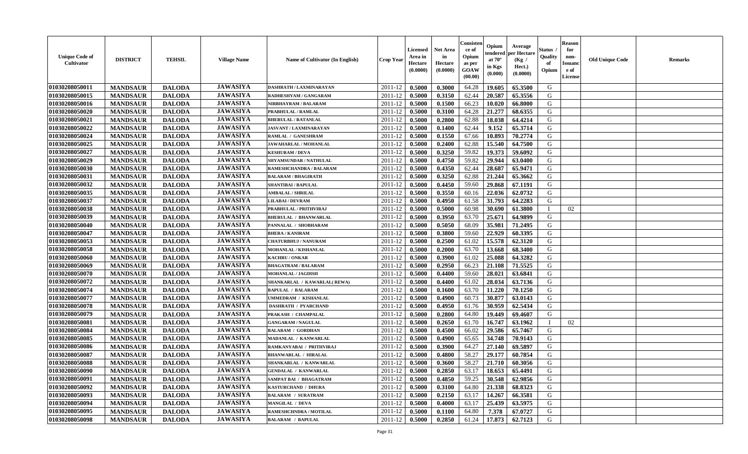| Unique Code of Cultivator | DISTRICT | TEHSIL | Village Name | Name of Cultivator (In English) | Crop Year | Licensed Area in Hectare (0.0000) | Net Area in Hectare (0.0000) | Consistence of Opium as per GOAW (00.00) | Opium tendered at 70° in Kgs (0.000) | Average per Hectare (Kg / Hect.) (0.0000) | Status / Quality of Opium | Reason for non-Issuance of License | Old Unique Code | Remarks |
|---|---|---|---|---|---|---|---|---|---|---|---|---|---|---|
| 01030208050011 | MANDSAUR | DALODA | JAWASIYA | DASHRATH / LAXMINARAYAN | 2011-12 | 0.5000 | 0.3000 | 64.28 | 19.605 | 65.3500 | G | | | |
| 01030208050015 | MANDSAUR | DALODA | JAWASIYA | RADHESHYAM / GANGARAM | 2011-12 | 0.5000 | 0.3150 | 62.44 | 20.587 | 65.3556 | G | | | |
| 01030208050016 | MANDSAUR | DALODA | JAWASIYA | NIRBHAYRAM / BALARAM | 2011-12 | 0.5000 | 0.1500 | 66.23 | 10.020 | 66.8000 | G | | | |
| 01030208050020 | MANDSAUR | DALODA | JAWASIYA | PRABHULAL / RAMLAL | 2011-12 | 0.5000 | 0.3100 | 64.28 | 21.277 | 68.6355 | G | | | |
| 01030208050021 | MANDSAUR | DALODA | JAWASIYA | BHERULAL / RATANLAL | 2011-12 | 0.5000 | 0.2800 | 62.88 | 18.038 | 64.4214 | G | | | |
| 01030208050022 | MANDSAUR | DALODA | JAWASIYA | JASVANT / LAXMINARAYAN | 2011-12 | 0.5000 | 0.1400 | 62.44 | 9.152 | 65.3714 | G | | | |
| 01030208050024 | MANDSAUR | DALODA | JAWASIYA | RAMLAL / GANESHRAM | 2011-12 | 0.5000 | 0.1550 | 67.66 | 10.893 | 70.2774 | G | | | |
| 01030208050025 | MANDSAUR | DALODA | JAWASIYA | JAWAHARLAL / MOHANLAL | 2011-12 | 0.5000 | 0.2400 | 62.88 | 15.540 | 64.7500 | G | | | |
| 01030208050027 | MANDSAUR | DALODA | JAWASIYA | KESHURAM / DEVA | 2011-12 | 0.5000 | 0.3250 | 59.82 | 19.373 | 59.6092 | G | | | |
| 01030208050029 | MANDSAUR | DALODA | JAWASIYA | SHYAMSUNDAR / NATHULAL | 2011-12 | 0.5000 | 0.4750 | 59.82 | 29.944 | 63.0400 | G | | | |
| 01030208050030 | MANDSAUR | DALODA | JAWASIYA | RAMESHCHANDRA / BALARAM | 2011-12 | 0.5000 | 0.4350 | 62.44 | 28.687 | 65.9471 | G | | | |
| 01030208050031 | MANDSAUR | DALODA | JAWASIYA | BALARAM / BHAGIRATH | 2011-12 | 0.5000 | 0.3250 | 62.88 | 21.244 | 65.3662 | G | | | |
| 01030208050032 | MANDSAUR | DALODA | JAWASIYA | SHANTIBAI / BAPULAL | 2011-12 | 0.5000 | 0.4450 | 59.60 | 29.868 | 67.1191 | G | | | |
| 01030208050035 | MANDSAUR | DALODA | JAWASIYA | AMBALAL / SHRILAL | 2011-12 | 0.5000 | 0.3550 | 60.16 | 22.036 | 62.0732 | G | | | |
| 01030208050037 | MANDSAUR | DALODA | JAWASIYA | LILABAI / DEVRAM | 2011-12 | 0.5000 | 0.4950 | 61.58 | 31.793 | 64.2283 | G | | | |
| 01030208050038 | MANDSAUR | DALODA | JAWASIYA | PRABHULAL / PRITHVIRAJ | 2011-12 | 0.5000 | 0.5000 | 60.98 | 30.690 | 61.3800 | I | 02 | | |
| 01030208050039 | MANDSAUR | DALODA | JAWASIYA | BHERULAL / BHANWARLAL | 2011-12 | 0.5000 | 0.3950 | 63.70 | 25.671 | 64.9899 | G | | | |
| 01030208050040 | MANDSAUR | DALODA | JAWASIYA | PANNALAL / SHOBHARAM | 2011-12 | 0.5000 | 0.5050 | 68.09 | 35.981 | 71.2495 | G | | | |
| 01030208050047 | MANDSAUR | DALODA | JAWASIYA | BHERA / KANIRAM | 2011-12 | 0.5000 | 0.3800 | 59.60 | 22.929 | 60.3395 | G | | | |
| 01030208050053 | MANDSAUR | DALODA | JAWASIYA | CHATURBHUJ / NANURAM | 2011-12 | 0.5000 | 0.2500 | 61.02 | 15.578 | 62.3120 | G | | | |
| 01030208050058 | MANDSAUR | DALODA | JAWASIYA | MOHANLAL / KISHANLAL | 2011-12 | 0.5000 | 0.2000 | 63.70 | 13.668 | 68.3400 | G | | | |
| 01030208050060 | MANDSAUR | DALODA | JAWASIYA | KACHRU / ONKAR | 2011-12 | 0.5000 | 0.3900 | 61.02 | 25.088 | 64.3282 | G | | | |
| 01030208050069 | MANDSAUR | DALODA | JAWASIYA | BHAGATRAM / BALARAM | 2011-12 | 0.5000 | 0.2950 | 66.23 | 21.108 | 71.5525 | G | | | |
| 01030208050070 | MANDSAUR | DALODA | JAWASIYA | MOHANLAL / JAGDISH | 2011-12 | 0.5000 | 0.4400 | 59.60 | 28.021 | 63.6841 | G | | | |
| 01030208050072 | MANDSAUR | DALODA | JAWASIYA | SHANKARLAL / KAWARLAL(REWA) | 2011-12 | 0.5000 | 0.4400 | 61.02 | 28.034 | 63.7136 | G | | | |
| 01030208050074 | MANDSAUR | DALODA | JAWASIYA | BAPULAL / BALARAM | 2011-12 | 0.5000 | 0.1600 | 63.70 | 11.220 | 70.1250 | G | | | |
| 01030208050077 | MANDSAUR | DALODA | JAWASIYA | UMMEDRAM / KISHANLAL | 2011-12 | 0.5000 | 0.4900 | 60.73 | 30.877 | 63.0143 | G | | | |
| 01030208050078 | MANDSAUR | DALODA | JAWASIYA | DASHRATH / PYARCHAND | 2011-12 | 0.5000 | 0.4950 | 61.76 | 30.959 | 62.5434 | G | | | |
| 01030208050079 | MANDSAUR | DALODA | JAWASIYA | PRAKASH / CHAMPALAL | 2011-12 | 0.5000 | 0.2800 | 64.80 | 19.449 | 69.4607 | G | | | |
| 01030208050081 | MANDSAUR | DALODA | JAWASIYA | GANGARAM / NAGULAL | 2011-12 | 0.5000 | 0.2650 | 61.70 | 16.747 | 63.1962 | I | 02 | | |
| 01030208050084 | MANDSAUR | DALODA | JAWASIYA | BALARAM / GORDHAN | 2011-12 | 0.5000 | 0.4500 | 66.02 | 29.586 | 65.7467 | G | | | |
| 01030208050085 | MANDSAUR | DALODA | JAWASIYA | MADANLAL / KANWARLAL | 2011-12 | 0.5000 | 0.4900 | 65.65 | 34.748 | 70.9143 | G | | | |
| 01030208050086 | MANDSAUR | DALODA | JAWASIYA | RAMKANYABAI / PRITHVIRAJ | 2011-12 | 0.5000 | 0.3900 | 64.27 | 27.140 | 69.5897 | G | | | |
| 01030208050087 | MANDSAUR | DALODA | JAWASIYA | BHANWARLAL / HIRALAL | 2011-12 | 0.5000 | 0.4800 | 58.27 | 29.177 | 60.7854 | G | | | |
| 01030208050088 | MANDSAUR | DALODA | JAWASIYA | SHANKARLAL / KANWARLAL | 2011-12 | 0.5000 | 0.3600 | 58.27 | 21.710 | 60.3056 | G | | | |
| 01030208050090 | MANDSAUR | DALODA | JAWASIYA | GENDALAL / KANWARLAL | 2011-12 | 0.5000 | 0.2850 | 63.17 | 18.653 | 65.4491 | G | | | |
| 01030208050091 | MANDSAUR | DALODA | JAWASIYA | SAMPAT BAI / BHAGATRAM | 2011-12 | 0.5000 | 0.4850 | 59.25 | 30.548 | 62.9856 | G | | | |
| 01030208050092 | MANDSAUR | DALODA | JAWASIYA | KASTURCHAND / DHURA | 2011-12 | 0.5000 | 0.3100 | 64.80 | 21.338 | 68.8323 | G | | | |
| 01030208050093 | MANDSAUR | DALODA | JAWASIYA | BALARAM / SURATRAM | 2011-12 | 0.5000 | 0.2150 | 63.17 | 14.267 | 66.3581 | G | | | |
| 01030208050094 | MANDSAUR | DALODA | JAWASIYA | MANGILAL / DEVA | 2011-12 | 0.5000 | 0.4000 | 63.17 | 25.439 | 63.5975 | G | | | |
| 01030208050095 | MANDSAUR | DALODA | JAWASIYA | RAMESHCHNDRA / MOTILAL | 2011-12 | 0.5000 | 0.1100 | 64.80 | 7.378 | 67.0727 | G | | | |
| 01030208050098 | MANDSAUR | DALODA | JAWASIYA | BALARAM / BAPULAL | 2011-12 | 0.5000 | 0.2850 | 61.24 | 17.873 | 62.7123 | G | | | |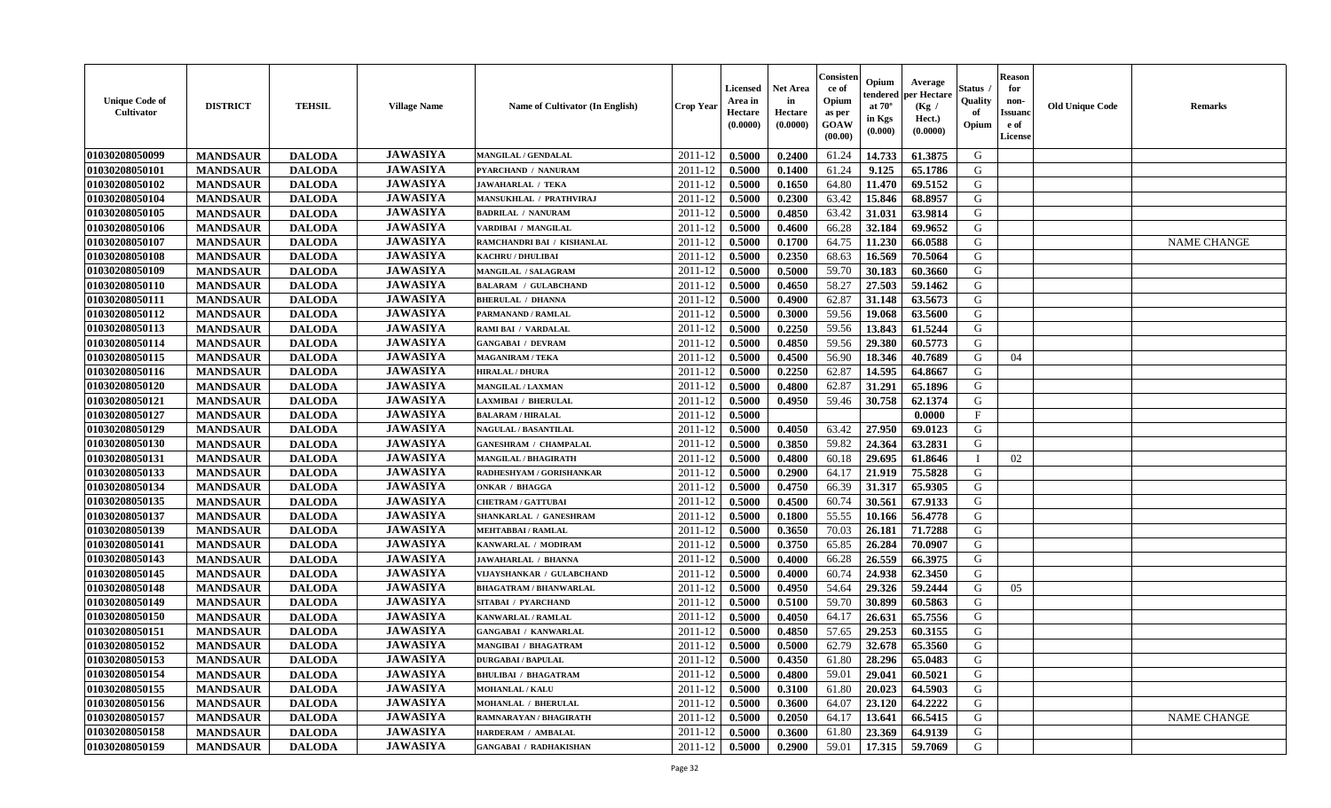| Unique Code of Cultivator | DISTRICT | TEHSIL | Village Name | Name of Cultivator (In English) | Crop Year | Licensed Area in Hectare (0.0000) | Net Area in Hectare (0.0000) | Consistence of Opium as per GOAW (00.00) | Opium tendered at 70° in Kgs (0.000) | Average per Hectare (Kg / Hect.) (0.0000) | Status / Quality of Opium | Reason for non-Issuance of License | Old Unique Code | Remarks |
|---|---|---|---|---|---|---|---|---|---|---|---|---|---|---|
| 01030208050099 | MANDSAUR | DALODA | JAWASIYA | MANGILAL / GENDALAL | 2011-12 | 0.5000 | 0.2400 | 61.24 | 14.733 | 61.3875 | G | | | |
| 01030208050101 | MANDSAUR | DALODA | JAWASIYA | PYARCHAND / NANURAM | 2011-12 | 0.5000 | 0.1400 | 61.24 | 9.125 | 65.1786 | G | | | |
| 01030208050102 | MANDSAUR | DALODA | JAWASIYA | JAWAHARLAL / TEKA | 2011-12 | 0.5000 | 0.1650 | 64.80 | 11.470 | 69.5152 | G | | | |
| 01030208050104 | MANDSAUR | DALODA | JAWASIYA | MANSUKHLAL / PRATHVIRAJ | 2011-12 | 0.5000 | 0.2300 | 63.42 | 15.846 | 68.8957 | G | | | |
| 01030208050105 | MANDSAUR | DALODA | JAWASIYA | BADRILAL / NANURAM | 2011-12 | 0.5000 | 0.4850 | 63.42 | 31.031 | 63.9814 | G | | | |
| 01030208050106 | MANDSAUR | DALODA | JAWASIYA | VARDIBAI / MANGILAL | 2011-12 | 0.5000 | 0.4600 | 66.28 | 32.184 | 69.9652 | G | | | |
| 01030208050107 | MANDSAUR | DALODA | JAWASIYA | RAMCHANDRI BAI / KISHANLAL | 2011-12 | 0.5000 | 0.1700 | 64.75 | 11.230 | 66.0588 | G | | | NAME CHANGE |
| 01030208050108 | MANDSAUR | DALODA | JAWASIYA | KACHRU / DHULIBAI | 2011-12 | 0.5000 | 0.2350 | 68.63 | 16.569 | 70.5064 | G | | | |
| 01030208050109 | MANDSAUR | DALODA | JAWASIYA | MANGILAL / SALAGRAM | 2011-12 | 0.5000 | 0.5000 | 59.70 | 30.183 | 60.3660 | G | | | |
| 01030208050110 | MANDSAUR | DALODA | JAWASIYA | BALARAM / GULABCHAND | 2011-12 | 0.5000 | 0.4650 | 58.27 | 27.503 | 59.1462 | G | | | |
| 01030208050111 | MANDSAUR | DALODA | JAWASIYA | BHERULAL / DHANNA | 2011-12 | 0.5000 | 0.4900 | 62.87 | 31.148 | 63.5673 | G | | | |
| 01030208050112 | MANDSAUR | DALODA | JAWASIYA | PARMANAND / RAMLAL | 2011-12 | 0.5000 | 0.3000 | 59.56 | 19.068 | 63.5600 | G | | | |
| 01030208050113 | MANDSAUR | DALODA | JAWASIYA | RAMI BAI / VARDALAL | 2011-12 | 0.5000 | 0.2250 | 59.56 | 13.843 | 61.5244 | G | | | |
| 01030208050114 | MANDSAUR | DALODA | JAWASIYA | GANGABAI / DEVRAM | 2011-12 | 0.5000 | 0.4850 | 59.56 | 29.380 | 60.5773 | G | | | |
| 01030208050115 | MANDSAUR | DALODA | JAWASIYA | MAGANIRAM / TEKA | 2011-12 | 0.5000 | 0.4500 | 56.90 | 18.346 | 40.7689 | G | 04 | | |
| 01030208050116 | MANDSAUR | DALODA | JAWASIYA | HIRALAL / DHURA | 2011-12 | 0.5000 | 0.2250 | 62.87 | 14.595 | 64.8667 | G | | | |
| 01030208050120 | MANDSAUR | DALODA | JAWASIYA | MANGILAL / LAXMAN | 2011-12 | 0.5000 | 0.4800 | 62.87 | 31.291 | 65.1896 | G | | | |
| 01030208050121 | MANDSAUR | DALODA | JAWASIYA | LAXMIBAI / BHERULAL | 2011-12 | 0.5000 | 0.4950 | 59.46 | 30.758 | 62.1374 | G | | | |
| 01030208050127 | MANDSAUR | DALODA | JAWASIYA | BALARAM / HIRALAL | 2011-12 | 0.5000 | | | | 0.0000 | F | | | |
| 01030208050129 | MANDSAUR | DALODA | JAWASIYA | NAGULAL / BASANTILAL | 2011-12 | 0.5000 | 0.4050 | 63.42 | 27.950 | 69.0123 | G | | | |
| 01030208050130 | MANDSAUR | DALODA | JAWASIYA | GANESHRAM / CHAMPALAL | 2011-12 | 0.5000 | 0.3850 | 59.82 | 24.364 | 63.2831 | G | | | |
| 01030208050131 | MANDSAUR | DALODA | JAWASIYA | MANGILAL / BHAGIRATH | 2011-12 | 0.5000 | 0.4800 | 60.18 | 29.695 | 61.8646 | I | 02 | | |
| 01030208050133 | MANDSAUR | DALODA | JAWASIYA | RADHESHYAM / GORISHANKAR | 2011-12 | 0.5000 | 0.2900 | 64.17 | 21.919 | 75.5828 | G | | | |
| 01030208050134 | MANDSAUR | DALODA | JAWASIYA | ONKAR / BHAGGA | 2011-12 | 0.5000 | 0.4750 | 66.39 | 31.317 | 65.9305 | G | | | |
| 01030208050135 | MANDSAUR | DALODA | JAWASIYA | CHETRAM / GATTUBAI | 2011-12 | 0.5000 | 0.4500 | 60.74 | 30.561 | 67.9133 | G | | | |
| 01030208050137 | MANDSAUR | DALODA | JAWASIYA | SHANKARLAL / GANESHRAM | 2011-12 | 0.5000 | 0.1800 | 55.55 | 10.166 | 56.4778 | G | | | |
| 01030208050139 | MANDSAUR | DALODA | JAWASIYA | MEHTABBAI / RAMLAL | 2011-12 | 0.5000 | 0.3650 | 70.03 | 26.181 | 71.7288 | G | | | |
| 01030208050141 | MANDSAUR | DALODA | JAWASIYA | KANWARLAL / MODIRAM | 2011-12 | 0.5000 | 0.3750 | 65.85 | 26.284 | 70.0907 | G | | | |
| 01030208050143 | MANDSAUR | DALODA | JAWASIYA | JAWAHARLAL / BHANNA | 2011-12 | 0.5000 | 0.4000 | 66.28 | 26.559 | 66.3975 | G | | | |
| 01030208050145 | MANDSAUR | DALODA | JAWASIYA | VIJAYSHANKAR / GULABCHAND | 2011-12 | 0.5000 | 0.4000 | 60.74 | 24.938 | 62.3450 | G | | | |
| 01030208050148 | MANDSAUR | DALODA | JAWASIYA | BHAGATRAM / BHANWARLAL | 2011-12 | 0.5000 | 0.4950 | 54.64 | 29.326 | 59.2444 | G | 05 | | |
| 01030208050149 | MANDSAUR | DALODA | JAWASIYA | SITABAI / PYARCHAND | 2011-12 | 0.5000 | 0.5100 | 59.70 | 30.899 | 60.5863 | G | | | |
| 01030208050150 | MANDSAUR | DALODA | JAWASIYA | KANWARLAL / RAMLAL | 2011-12 | 0.5000 | 0.4050 | 64.17 | 26.631 | 65.7556 | G | | | |
| 01030208050151 | MANDSAUR | DALODA | JAWASIYA | GANGABAI / KANWARLAL | 2011-12 | 0.5000 | 0.4850 | 57.65 | 29.253 | 60.3155 | G | | | |
| 01030208050152 | MANDSAUR | DALODA | JAWASIYA | MANGIBAI / BHAGATRAM | 2011-12 | 0.5000 | 0.5000 | 62.79 | 32.678 | 65.3560 | G | | | |
| 01030208050153 | MANDSAUR | DALODA | JAWASIYA | DURGABAI / BAPULAL | 2011-12 | 0.5000 | 0.4350 | 61.80 | 28.296 | 65.0483 | G | | | |
| 01030208050154 | MANDSAUR | DALODA | JAWASIYA | BHULIBAI / BHAGATRAM | 2011-12 | 0.5000 | 0.4800 | 59.01 | 29.041 | 60.5021 | G | | | |
| 01030208050155 | MANDSAUR | DALODA | JAWASIYA | MOHANLAL / KALU | 2011-12 | 0.5000 | 0.3100 | 61.80 | 20.023 | 64.5903 | G | | | |
| 01030208050156 | MANDSAUR | DALODA | JAWASIYA | MOHANLAL / BHERULAL | 2011-12 | 0.5000 | 0.3600 | 64.07 | 23.120 | 64.2222 | G | | | |
| 01030208050157 | MANDSAUR | DALODA | JAWASIYA | RAMNARAYAN / BHAGIRATH | 2011-12 | 0.5000 | 0.2050 | 64.17 | 13.641 | 66.5415 | G | | | NAME CHANGE |
| 01030208050158 | MANDSAUR | DALODA | JAWASIYA | HARDERAM / AMBALAL | 2011-12 | 0.5000 | 0.3600 | 61.80 | 23.369 | 64.9139 | G | | | |
| 01030208050159 | MANDSAUR | DALODA | JAWASIYA | GANGABAI / RADHAKISHAN | 2011-12 | 0.5000 | 0.2900 | 59.01 | 17.315 | 59.7069 | G | | | |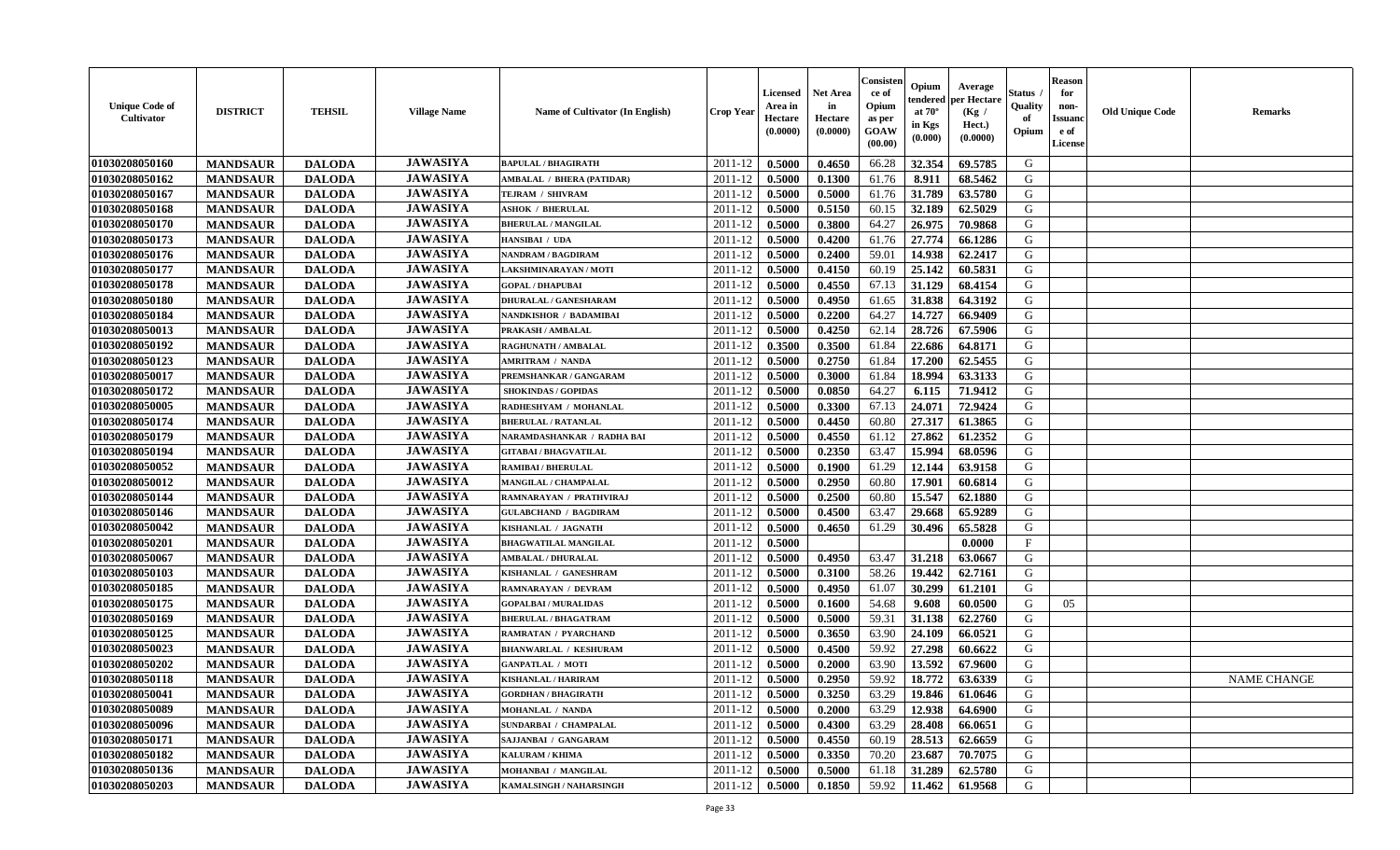| Unique Code of Cultivator | DISTRICT | TEHSIL | Village Name | Name of Cultivator (In English) | Crop Year | Licensed Area in Hectare (0.0000) | Net Area in Hectare (0.0000) | Consistence of Opium as per GOAW (00.00) | Opium tendered at 70° in Kgs (0.000) | Average per Hectare (Kg / Hect.) (0.0000) | Status / Quality of Opium | Reason for non-Issuance of License | Old Unique Code | Remarks |
|---|---|---|---|---|---|---|---|---|---|---|---|---|---|---|
| 01030208050160 | MANDSAUR | DALODA | JAWASIYA | BAPULAL / BHAGIRATH | 2011-12 | 0.5000 | 0.4650 | 66.28 | 32.354 | 69.5785 | G | | | |
| 01030208050162 | MANDSAUR | DALODA | JAWASIYA | AMBALAL / BHERA (PATIDAR) | 2011-12 | 0.5000 | 0.1300 | 61.76 | 8.911 | 68.5462 | G | | | |
| 01030208050167 | MANDSAUR | DALODA | JAWASIYA | TEJRAM / SHIVRAM | 2011-12 | 0.5000 | 0.5000 | 61.76 | 31.789 | 63.5780 | G | | | |
| 01030208050168 | MANDSAUR | DALODA | JAWASIYA | ASHOK / BHERULAL | 2011-12 | 0.5000 | 0.5150 | 60.15 | 32.189 | 62.5029 | G | | | |
| 01030208050170 | MANDSAUR | DALODA | JAWASIYA | BHERULAL / MANGILAL | 2011-12 | 0.5000 | 0.3800 | 64.27 | 26.975 | 70.9868 | G | | | |
| 01030208050173 | MANDSAUR | DALODA | JAWASIYA | HANSIBAI / UDA | 2011-12 | 0.5000 | 0.4200 | 61.76 | 27.774 | 66.1286 | G | | | |
| 01030208050176 | MANDSAUR | DALODA | JAWASIYA | NANDRAM / BAGDIRAM | 2011-12 | 0.5000 | 0.2400 | 59.01 | 14.938 | 62.2417 | G | | | |
| 01030208050177 | MANDSAUR | DALODA | JAWASIYA | LAKSHMINARAYAN / MOTI | 2011-12 | 0.5000 | 0.4150 | 60.19 | 25.142 | 60.5831 | G | | | |
| 01030208050178 | MANDSAUR | DALODA | JAWASIYA | GOPAL / DHAPUBAI | 2011-12 | 0.5000 | 0.4550 | 67.13 | 31.129 | 68.4154 | G | | | |
| 01030208050180 | MANDSAUR | DALODA | JAWASIYA | DHURALAL / GANESHARAM | 2011-12 | 0.5000 | 0.4950 | 61.65 | 31.838 | 64.3192 | G | | | |
| 01030208050184 | MANDSAUR | DALODA | JAWASIYA | NANDKISHOR / BADAMIBAI | 2011-12 | 0.5000 | 0.2200 | 64.27 | 14.727 | 66.9409 | G | | | |
| 01030208050013 | MANDSAUR | DALODA | JAWASIYA | PRAKASH / AMBALAL | 2011-12 | 0.5000 | 0.4250 | 62.14 | 28.726 | 67.5906 | G | | | |
| 01030208050192 | MANDSAUR | DALODA | JAWASIYA | RAGHUNATH / AMBALAL | 2011-12 | 0.3500 | 0.3500 | 61.84 | 22.686 | 64.8171 | G | | | |
| 01030208050123 | MANDSAUR | DALODA | JAWASIYA | AMRITRAM / NANDA | 2011-12 | 0.5000 | 0.2750 | 61.84 | 17.200 | 62.5455 | G | | | |
| 01030208050017 | MANDSAUR | DALODA | JAWASIYA | PREMSHANKAR / GANGARAM | 2011-12 | 0.5000 | 0.3000 | 61.84 | 18.994 | 63.3133 | G | | | |
| 01030208050172 | MANDSAUR | DALODA | JAWASIYA | SHOKINDAS / GOPIDAS | 2011-12 | 0.5000 | 0.0850 | 64.27 | 6.115 | 71.9412 | G | | | |
| 01030208050005 | MANDSAUR | DALODA | JAWASIYA | RADHESHYAM / MOHANLAL | 2011-12 | 0.5000 | 0.3300 | 67.13 | 24.071 | 72.9424 | G | | | |
| 01030208050174 | MANDSAUR | DALODA | JAWASIYA | BHERULAL / RATANLAL | 2011-12 | 0.5000 | 0.4450 | 60.80 | 27.317 | 61.3865 | G | | | |
| 01030208050179 | MANDSAUR | DALODA | JAWASIYA | NARAMDASHANKAR / RADHA BAI | 2011-12 | 0.5000 | 0.4550 | 61.12 | 27.862 | 61.2352 | G | | | |
| 01030208050194 | MANDSAUR | DALODA | JAWASIYA | GITABAI / BHAGVATILAL | 2011-12 | 0.5000 | 0.2350 | 63.47 | 15.994 | 68.0596 | G | | | |
| 01030208050052 | MANDSAUR | DALODA | JAWASIYA | RAMIBAI / BHERULAL | 2011-12 | 0.5000 | 0.1900 | 61.29 | 12.144 | 63.9158 | G | | | |
| 01030208050012 | MANDSAUR | DALODA | JAWASIYA | MANGILAL / CHAMPALAL | 2011-12 | 0.5000 | 0.2950 | 60.80 | 17.901 | 60.6814 | G | | | |
| 01030208050144 | MANDSAUR | DALODA | JAWASIYA | RAMNARAYAN / PRATHVIRAJ | 2011-12 | 0.5000 | 0.2500 | 60.80 | 15.547 | 62.1880 | G | | | |
| 01030208050146 | MANDSAUR | DALODA | JAWASIYA | GULABCHAND / BAGDIRAM | 2011-12 | 0.5000 | 0.4500 | 63.47 | 29.668 | 65.9289 | G | | | |
| 01030208050042 | MANDSAUR | DALODA | JAWASIYA | KISHANLAL / JAGNATH | 2011-12 | 0.5000 | 0.4650 | 61.29 | 30.496 | 65.5828 | G | | | |
| 01030208050201 | MANDSAUR | DALODA | JAWASIYA | BHAGWATILAL MANGILAL | 2011-12 | 0.5000 | | | | 0.0000 | F | | | |
| 01030208050067 | MANDSAUR | DALODA | JAWASIYA | AMBALAL / DHURALAL | 2011-12 | 0.5000 | 0.4950 | 63.47 | 31.218 | 63.0667 | G | | | |
| 01030208050103 | MANDSAUR | DALODA | JAWASIYA | KISHANLAL / GANESHRAM | 2011-12 | 0.5000 | 0.3100 | 58.26 | 19.442 | 62.7161 | G | | | |
| 01030208050185 | MANDSAUR | DALODA | JAWASIYA | RAMNARAYAN / DEVRAM | 2011-12 | 0.5000 | 0.4950 | 61.07 | 30.299 | 61.2101 | G | | | |
| 01030208050175 | MANDSAUR | DALODA | JAWASIYA | GOPALBAI / MURALIDAS | 2011-12 | 0.5000 | 0.1600 | 54.68 | 9.608 | 60.0500 | G | 05 | | |
| 01030208050169 | MANDSAUR | DALODA | JAWASIYA | BHERULAL / BHAGATRAM | 2011-12 | 0.5000 | 0.5000 | 59.31 | 31.138 | 62.2760 | G | | | |
| 01030208050125 | MANDSAUR | DALODA | JAWASIYA | RAMRATAN / PYARCHAND | 2011-12 | 0.5000 | 0.3650 | 63.90 | 24.109 | 66.0521 | G | | | |
| 01030208050023 | MANDSAUR | DALODA | JAWASIYA | BHANWARLAL / KESHURAM | 2011-12 | 0.5000 | 0.4500 | 59.92 | 27.298 | 60.6622 | G | | | |
| 01030208050202 | MANDSAUR | DALODA | JAWASIYA | GANPATLAL / MOTI | 2011-12 | 0.5000 | 0.2000 | 63.90 | 13.592 | 67.9600 | G | | | |
| 01030208050118 | MANDSAUR | DALODA | JAWASIYA | KISHANLAL / HARIRAM | 2011-12 | 0.5000 | 0.2950 | 59.92 | 18.772 | 63.6339 | G | | | NAME CHANGE |
| 01030208050041 | MANDSAUR | DALODA | JAWASIYA | GORDHAN / BHAGIRATH | 2011-12 | 0.5000 | 0.3250 | 63.29 | 19.846 | 61.0646 | G | | | |
| 01030208050089 | MANDSAUR | DALODA | JAWASIYA | MOHANLAL / NANDA | 2011-12 | 0.5000 | 0.2000 | 63.29 | 12.938 | 64.6900 | G | | | |
| 01030208050096 | MANDSAUR | DALODA | JAWASIYA | SUNDARBAI / CHAMPALAL | 2011-12 | 0.5000 | 0.4300 | 63.29 | 28.408 | 66.0651 | G | | | |
| 01030208050171 | MANDSAUR | DALODA | JAWASIYA | SAJJANBAI / GANGARAM | 2011-12 | 0.5000 | 0.4550 | 60.19 | 28.513 | 62.6659 | G | | | |
| 01030208050182 | MANDSAUR | DALODA | JAWASIYA | KALURAM / KHIMA | 2011-12 | 0.5000 | 0.3350 | 70.20 | 23.687 | 70.7075 | G | | | |
| 01030208050136 | MANDSAUR | DALODA | JAWASIYA | MOHANBAI / MANGILAL | 2011-12 | 0.5000 | 0.5000 | 61.18 | 31.289 | 62.5780 | G | | | |
| 01030208050203 | MANDSAUR | DALODA | JAWASIYA | KAMALSINGH / NAHARSINGH | 2011-12 | 0.5000 | 0.1850 | 59.92 | 11.462 | 61.9568 | G | | | |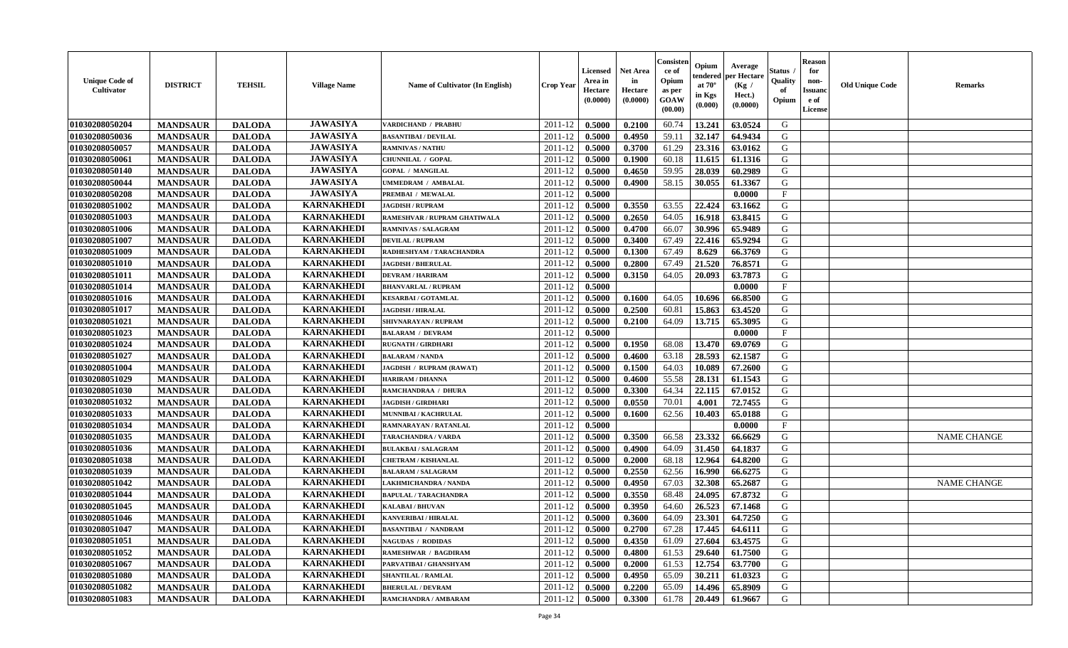| Unique Code of Cultivator | DISTRICT | TEHSIL | Village Name | Name of Cultivator (In English) | Crop Year | Licensed Area in Hectare (0.0000) | Net Area in Hectare (0.0000) | Consistence of Opium as per GOAW (00.00) | Opium tendered at 70° in Kgs (0.000) | Average per Hectare (Kg / Hect.) (0.0000) | Status / Quality of Opium | Reason for non-Issuance of License | Old Unique Code | Remarks |
|---|---|---|---|---|---|---|---|---|---|---|---|---|---|---|
| 01030208050204 | MANDSAUR | DALODA | JAWASIYA | VARDICHAND / PRABHU | 2011-12 | 0.5000 | 0.2100 | 60.74 | 13.241 | 63.0524 | G | | | |
| 01030208050036 | MANDSAUR | DALODA | JAWASIYA | BASANTIBAI / DEVILAL | 2011-12 | 0.5000 | 0.4950 | 59.11 | 32.147 | 64.9434 | G | | | |
| 01030208050057 | MANDSAUR | DALODA | JAWASIYA | RAMNIVAS / NATHU | 2011-12 | 0.5000 | 0.3700 | 61.29 | 23.316 | 63.0162 | G | | | |
| 01030208050061 | MANDSAUR | DALODA | JAWASIYA | CHUNNILAL / GOPAL | 2011-12 | 0.5000 | 0.1900 | 60.18 | 11.615 | 61.1316 | G | | | |
| 01030208050140 | MANDSAUR | DALODA | JAWASIYA | GOPAL / MANGILAL | 2011-12 | 0.5000 | 0.4650 | 59.95 | 28.039 | 60.2989 | G | | | |
| 01030208050044 | MANDSAUR | DALODA | JAWASIYA | UMMEDRAM / AMBALAL | 2011-12 | 0.5000 | 0.4900 | 58.15 | 30.055 | 61.3367 | G | | | |
| 01030208050208 | MANDSAUR | DALODA | JAWASIYA | PREMBAI / MEWALAL | 2011-12 | 0.5000 | | | | 0.0000 | F | | | |
| 01030208051002 | MANDSAUR | DALODA | KARNAKHEDI | JAGDISH / RUPRAM | 2011-12 | 0.5000 | 0.3550 | 63.55 | 22.424 | 63.1662 | G | | | |
| 01030208051003 | MANDSAUR | DALODA | KARNAKHEDI | RAMESHVAR / RUPRAM GHATIWALA | 2011-12 | 0.5000 | 0.2650 | 64.05 | 16.918 | 63.8415 | G | | | |
| 01030208051006 | MANDSAUR | DALODA | KARNAKHEDI | RAMNIVAS / SALAGRAM | 2011-12 | 0.5000 | 0.4700 | 66.07 | 30.996 | 65.9489 | G | | | |
| 01030208051007 | MANDSAUR | DALODA | KARNAKHEDI | DEVILAL / RUPRAM | 2011-12 | 0.5000 | 0.3400 | 67.49 | 22.416 | 65.9294 | G | | | |
| 01030208051009 | MANDSAUR | DALODA | KARNAKHEDI | RADHESHYAM / TARACHANDRA | 2011-12 | 0.5000 | 0.1300 | 67.49 | 8.629 | 66.3769 | G | | | |
| 01030208051010 | MANDSAUR | DALODA | KARNAKHEDI | JAGDISH / BHERULAL | 2011-12 | 0.5000 | 0.2800 | 67.49 | 21.520 | 76.8571 | G | | | |
| 01030208051011 | MANDSAUR | DALODA | KARNAKHEDI | DEVRAM / HARIRAM | 2011-12 | 0.5000 | 0.3150 | 64.05 | 20.093 | 63.7873 | G | | | |
| 01030208051014 | MANDSAUR | DALODA | KARNAKHEDI | BHANVARLAL / RUPRAM | 2011-12 | 0.5000 | | | | 0.0000 | F | | | |
| 01030208051016 | MANDSAUR | DALODA | KARNAKHEDI | KESARBAI / GOTAMLAL | 2011-12 | 0.5000 | 0.1600 | 64.05 | 10.696 | 66.8500 | G | | | |
| 01030208051017 | MANDSAUR | DALODA | KARNAKHEDI | JAGDISH / HIRALAL | 2011-12 | 0.5000 | 0.2500 | 60.81 | 15.863 | 63.4520 | G | | | |
| 01030208051021 | MANDSAUR | DALODA | KARNAKHEDI | SHIVNARAYAN / RUPRAM | 2011-12 | 0.5000 | 0.2100 | 64.09 | 13.715 | 65.3095 | G | | | |
| 01030208051023 | MANDSAUR | DALODA | KARNAKHEDI | BALARAM / DEVRAM | 2011-12 | 0.5000 | | | | 0.0000 | F | | | |
| 01030208051024 | MANDSAUR | DALODA | KARNAKHEDI | RUGNATH / GIRDHARI | 2011-12 | 0.5000 | 0.1950 | 68.08 | 13.470 | 69.0769 | G | | | |
| 01030208051027 | MANDSAUR | DALODA | KARNAKHEDI | BALARAM / NANDA | 2011-12 | 0.5000 | 0.4600 | 63.18 | 28.593 | 62.1587 | G | | | |
| 01030208051004 | MANDSAUR | DALODA | KARNAKHEDI | JAGDISH / RUPRAM (RAWAT) | 2011-12 | 0.5000 | 0.1500 | 64.03 | 10.089 | 67.2600 | G | | | |
| 01030208051029 | MANDSAUR | DALODA | KARNAKHEDI | HARIRAM / DHANNA | 2011-12 | 0.5000 | 0.4600 | 55.58 | 28.131 | 61.1543 | G | | | |
| 01030208051030 | MANDSAUR | DALODA | KARNAKHEDI | RAMCHANDRAA / DHURA | 2011-12 | 0.5000 | 0.3300 | 64.34 | 22.115 | 67.0152 | G | | | |
| 01030208051032 | MANDSAUR | DALODA | KARNAKHEDI | JAGDISH / GIRDHARI | 2011-12 | 0.5000 | 0.0550 | 70.01 | 4.001 | 72.7455 | G | | | |
| 01030208051033 | MANDSAUR | DALODA | KARNAKHEDI | MUNNIBAI / KACHRULAL | 2011-12 | 0.5000 | 0.1600 | 62.56 | 10.403 | 65.0188 | G | | | |
| 01030208051034 | MANDSAUR | DALODA | KARNAKHEDI | RAMNARAYAN / RATANLAL | 2011-12 | 0.5000 | | | | 0.0000 | F | | | |
| 01030208051035 | MANDSAUR | DALODA | KARNAKHEDI | TARACHANDRA / VARDA | 2011-12 | 0.5000 | 0.3500 | 66.58 | 23.332 | 66.6629 | G | | | NAME CHANGE |
| 01030208051036 | MANDSAUR | DALODA | KARNAKHEDI | BULAKBAI / SALAGRAM | 2011-12 | 0.5000 | 0.4900 | 64.09 | 31.450 | 64.1837 | G | | | |
| 01030208051038 | MANDSAUR | DALODA | KARNAKHEDI | CHETRAM / KISHANLAL | 2011-12 | 0.5000 | 0.2000 | 68.18 | 12.964 | 64.8200 | G | | | |
| 01030208051039 | MANDSAUR | DALODA | KARNAKHEDI | BALARAM / SALAGRAM | 2011-12 | 0.5000 | 0.2550 | 62.56 | 16.990 | 66.6275 | G | | | |
| 01030208051042 | MANDSAUR | DALODA | KARNAKHEDI | LAKHMICHANDRA / NANDA | 2011-12 | 0.5000 | 0.4950 | 67.03 | 32.308 | 65.2687 | G | | | NAME CHANGE |
| 01030208051044 | MANDSAUR | DALODA | KARNAKHEDI | BAPULAL / TARACHANDRA | 2011-12 | 0.5000 | 0.3550 | 68.48 | 24.095 | 67.8732 | G | | | |
| 01030208051045 | MANDSAUR | DALODA | KARNAKHEDI | KALABAI / BHUVAN | 2011-12 | 0.5000 | 0.3950 | 64.60 | 26.523 | 67.1468 | G | | | |
| 01030208051046 | MANDSAUR | DALODA | KARNAKHEDI | KANVERIBAI / HIRALAL | 2011-12 | 0.5000 | 0.3600 | 64.09 | 23.301 | 64.7250 | G | | | |
| 01030208051047 | MANDSAUR | DALODA | KARNAKHEDI | BASANTIBAI / NANDRAM | 2011-12 | 0.5000 | 0.2700 | 67.28 | 17.445 | 64.6111 | G | | | |
| 01030208051051 | MANDSAUR | DALODA | KARNAKHEDI | NAGUDAS / RODIDAS | 2011-12 | 0.5000 | 0.4350 | 61.09 | 27.604 | 63.4575 | G | | | |
| 01030208051052 | MANDSAUR | DALODA | KARNAKHEDI | RAMESHWAR / BAGDIRAM | 2011-12 | 0.5000 | 0.4800 | 61.53 | 29.640 | 61.7500 | G | | | |
| 01030208051067 | MANDSAUR | DALODA | KARNAKHEDI | PARVATIBAI / GHANSHYAM | 2011-12 | 0.5000 | 0.2000 | 61.53 | 12.754 | 63.7700 | G | | | |
| 01030208051080 | MANDSAUR | DALODA | KARNAKHEDI | SHANTILAL / RAMLAL | 2011-12 | 0.5000 | 0.4950 | 65.09 | 30.211 | 61.0323 | G | | | |
| 01030208051082 | MANDSAUR | DALODA | KARNAKHEDI | BHERULAL / DEVRAM | 2011-12 | 0.5000 | 0.2200 | 65.09 | 14.496 | 65.8909 | G | | | |
| 01030208051083 | MANDSAUR | DALODA | KARNAKHEDI | RAMCHANDRA / AMBARAM | 2011-12 | 0.5000 | 0.3300 | 61.78 | 20.449 | 61.9667 | G | | | |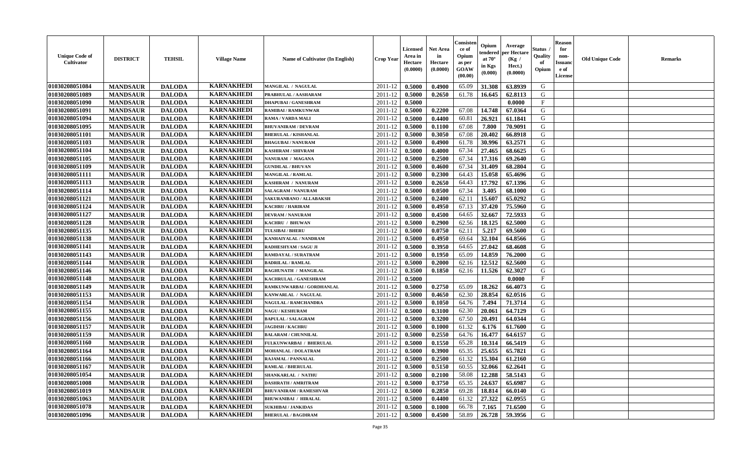| Unique Code of Cultivator | DISTRICT | TEHSIL | Village Name | Name of Cultivator (In English) | Crop Year | Licensed Area in Hectare (0.0000) | Net Area in Hectare (0.0000) | Consistence of Opium as per GOAW (00.00) | Opium tendered at 70° in Kgs (0.000) | Average per Hectare (Kg / Hect.) (0.0000) | Status / Quality of Opium | Reason for non-Issuance of License | Old Unique Code | Remarks |
|---|---|---|---|---|---|---|---|---|---|---|---|---|---|---|
| 01030208051084 | MANDSAUR | DALODA | KARNAKHEDI | MANGILAL / NAGULAL | 2011-12 | 0.5000 | 0.4900 | 65.09 | 31.308 | 63.8939 | G | | | |
| 01030208051089 | MANDSAUR | DALODA | KARNAKHEDI | PRABHULAL / AASHARAM | 2011-12 | 0.5000 | 0.2650 | 61.78 | 16.645 | 62.8113 | G | | | |
| 01030208051090 | MANDSAUR | DALODA | KARNAKHEDI | DHAPUBAI / GANESHRAM | 2011-12 | 0.5000 | | | | 0.0000 | F | | | |
| 01030208051091 | MANDSAUR | DALODA | KARNAKHEDI | RAMIBAI / RAMKUNWAR | 2011-12 | 0.5000 | 0.2200 | 67.08 | 14.748 | 67.0364 | G | | | |
| 01030208051094 | MANDSAUR | DALODA | KARNAKHEDI | RAMA / VARDA MALI | 2011-12 | 0.5000 | 0.4400 | 60.81 | 26.921 | 61.1841 | G | | | |
| 01030208051095 | MANDSAUR | DALODA | KARNAKHEDI | BHUVANIRAM / DEVRAM | 2011-12 | 0.5000 | 0.1100 | 67.08 | 7.800 | 70.9091 | G | | | |
| 01030208051101 | MANDSAUR | DALODA | KARNAKHEDI | BHERULAL / KISHANLAL | 2011-12 | 0.5000 | 0.3050 | 67.08 | 20.402 | 66.8918 | G | | | |
| 01030208051103 | MANDSAUR | DALODA | KARNAKHEDI | BHAGUBAI / NANURAM | 2011-12 | 0.5000 | 0.4900 | 61.78 | 30.996 | 63.2571 | G | | | |
| 01030208051104 | MANDSAUR | DALODA | KARNAKHEDI | KASHIRAM / SHIVRAM | 2011-12 | 0.5000 | 0.4000 | 67.34 | 27.465 | 68.6625 | G | | | |
| 01030208051105 | MANDSAUR | DALODA | KARNAKHEDI | NANURAM / MAGANA | 2011-12 | 0.5000 | 0.2500 | 67.34 | 17.316 | 69.2640 | G | | | |
| 01030208051109 | MANDSAUR | DALODA | KARNAKHEDI | GUNDILAL / BHUVAN | 2011-12 | 0.5000 | 0.4600 | 67.34 | 31.409 | 68.2804 | G | | | |
| 01030208051111 | MANDSAUR | DALODA | KARNAKHEDI | MANGILAL / RAMLAL | 2011-12 | 0.5000 | 0.2300 | 64.43 | 15.058 | 65.4696 | G | | | |
| 01030208051113 | MANDSAUR | DALODA | KARNAKHEDI | KASHIRAM / NANURAM | 2011-12 | 0.5000 | 0.2650 | 64.43 | 17.792 | 67.1396 | G | | | |
| 01030208051114 | MANDSAUR | DALODA | KARNAKHEDI | SALAGRAM / NANURAM | 2011-12 | 0.5000 | 0.0500 | 67.34 | 3.405 | 68.1000 | G | | | |
| 01030208051121 | MANDSAUR | DALODA | KARNAKHEDI | SAKURANBANO / ALLABAKSH | 2011-12 | 0.5000 | 0.2400 | 62.11 | 15.607 | 65.0292 | G | | | |
| 01030208051124 | MANDSAUR | DALODA | KARNAKHEDI | KACHRU / HARIRAM | 2011-12 | 0.5000 | 0.4950 | 67.13 | 37.420 | 75.5960 | G | | | |
| 01030208051127 | MANDSAUR | DALODA | KARNAKHEDI | DEVRAM / NANURAM | 2011-12 | 0.5000 | 0.4500 | 64.65 | 32.667 | 72.5933 | G | | | |
| 01030208051128 | MANDSAUR | DALODA | KARNAKHEDI | KACHRU / BHUWAN | 2011-12 | 0.5000 | 0.2900 | 62.56 | 18.125 | 62.5000 | G | | | |
| 01030208051135 | MANDSAUR | DALODA | KARNAKHEDI | TULSIBAI / BHERU | 2011-12 | 0.5000 | 0.0750 | 62.11 | 5.217 | 69.5600 | G | | | |
| 01030208051138 | MANDSAUR | DALODA | KARNAKHEDI | KANHAIYALAL / NANDRAM | 2011-12 | 0.5000 | 0.4950 | 69.64 | 32.104 | 64.8566 | G | | | |
| 01030208051141 | MANDSAUR | DALODA | KARNAKHEDI | RADHESHYAM / SAGU JI | 2011-12 | 0.5000 | 0.3950 | 64.65 | 27.042 | 68.4608 | G | | | |
| 01030208051143 | MANDSAUR | DALODA | KARNAKHEDI | RAMDAYAL / SURATRAM | 2011-12 | 0.5000 | 0.1950 | 65.09 | 14.859 | 76.2000 | G | | | |
| 01030208051144 | MANDSAUR | DALODA | KARNAKHEDI | BADRILAL / RAMLAL | 2011-12 | 0.5000 | 0.2000 | 62.16 | 12.512 | 62.5600 | G | | | |
| 01030208051146 | MANDSAUR | DALODA | KARNAKHEDI | RAGHUNATH / MANGILAL | 2011-12 | 0.3500 | 0.1850 | 62.16 | 11.526 | 62.3027 | G | | | |
| 01030208051148 | MANDSAUR | DALODA | KARNAKHEDI | KACHRULAL / GANESHRAM | 2011-12 | 0.5000 | | | | 0.0000 | F | | | |
| 01030208051149 | MANDSAUR | DALODA | KARNAKHEDI | RAMKUNWARBAI / GORDHANLAL | 2011-12 | 0.5000 | 0.2750 | 65.09 | 18.262 | 66.4073 | G | | | |
| 01030208051153 | MANDSAUR | DALODA | KARNAKHEDI | KANWARLAL / NAGULAL | 2011-12 | 0.5000 | 0.4650 | 62.30 | 28.854 | 62.0516 | G | | | |
| 01030208051154 | MANDSAUR | DALODA | KARNAKHEDI | NAGULAL / RAMCHANDRA | 2011-12 | 0.5000 | 0.1050 | 64.76 | 7.494 | 71.3714 | G | | | |
| 01030208051155 | MANDSAUR | DALODA | KARNAKHEDI | NAGU / KESHURAM | 2011-12 | 0.5000 | 0.3100 | 62.30 | 20.061 | 64.7129 | G | | | |
| 01030208051156 | MANDSAUR | DALODA | KARNAKHEDI | BAPULAL / SALAGRAM | 2011-12 | 0.5000 | 0.3200 | 67.50 | 20.491 | 64.0344 | G | | | |
| 01030208051157 | MANDSAUR | DALODA | KARNAKHEDI | JAGDISH / KACHRU | 2011-12 | 0.5000 | 0.1000 | 61.32 | 6.176 | 61.7600 | G | | | |
| 01030208051159 | MANDSAUR | DALODA | KARNAKHEDI | BALARAM / CHUNNILAL | 2011-12 | 0.5000 | 0.2550 | 64.76 | 16.477 | 64.6157 | G | | | |
| 01030208051160 | MANDSAUR | DALODA | KARNAKHEDI | FULKUNWARBAI / BHERULAL | 2011-12 | 0.5000 | 0.1550 | 65.28 | 10.314 | 66.5419 | G | | | |
| 01030208051164 | MANDSAUR | DALODA | KARNAKHEDI | MOHANLAL / DOLATRAM | 2011-12 | 0.5000 | 0.3900 | 65.35 | 25.655 | 65.7821 | G | | | |
| 01030208051166 | MANDSAUR | DALODA | KARNAKHEDI | RAJAMAL / PANNALAL | 2011-12 | 0.5000 | 0.2500 | 61.32 | 15.304 | 61.2160 | G | | | |
| 01030208051167 | MANDSAUR | DALODA | KARNAKHEDI | RAMLAL / BHERULAL | 2011-12 | 0.5000 | 0.5150 | 60.55 | 32.066 | 62.2641 | G | | | |
| 01030208051054 | MANDSAUR | DALODA | KARNAKHEDI | SHANKARLAL / NATHU | 2011-12 | 0.5000 | 0.2100 | 58.08 | 12.288 | 58.5143 | G | | | |
| 01030208051008 | MANDSAUR | DALODA | KARNAKHEDI | DASHRATH / AMRITRAM | 2011-12 | 0.5000 | 0.3750 | 65.35 | 24.637 | 65.6987 | G | | | |
| 01030208051019 | MANDSAUR | DALODA | KARNAKHEDI | BHUVANIRAM / RAMESHVAR | 2011-12 | 0.5000 | 0.2850 | 69.28 | 18.814 | 66.0140 | G | | | |
| 01030208051063 | MANDSAUR | DALODA | KARNAKHEDI | BHUWANIBAI / HIRALAL | 2011-12 | 0.5000 | 0.4400 | 61.32 | 27.322 | 62.0955 | G | | | |
| 01030208051078 | MANDSAUR | DALODA | KARNAKHEDI | SUKHIBAI / JANKIDAS | 2011-12 | 0.5000 | 0.1000 | 66.78 | 7.165 | 71.6500 | G | | | |
| 01030208051096 | MANDSAUR | DALODA | KARNAKHEDI | BHERULAL / BAGDIRAM | 2011-12 | 0.5000 | 0.4500 | 58.89 | 26.728 | 59.3956 | G | | | |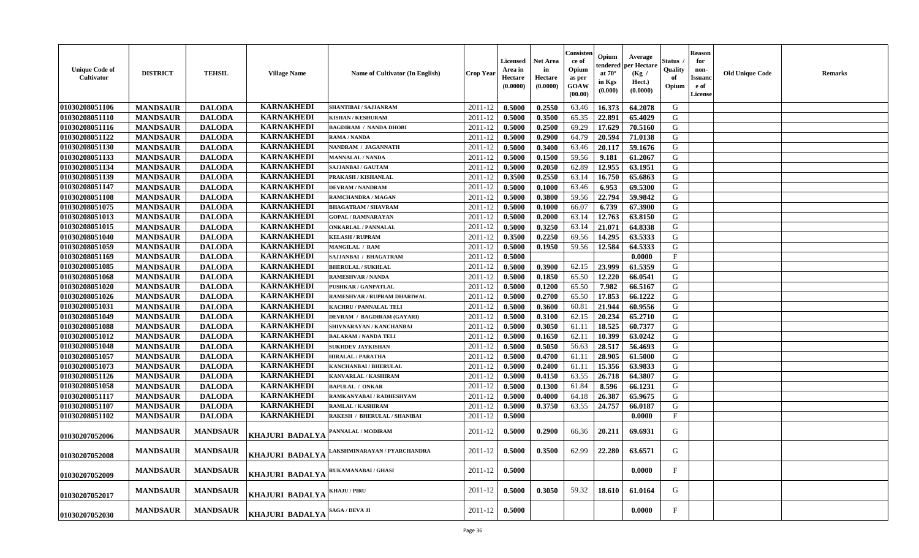| Unique Code of Cultivator | DISTRICT | TEHSIL | Village Name | Name of Cultivator (In English) | Crop Year | Licensed Area in Hectare (0.0000) | Net Area in Hectare (0.0000) | Consistence of Opium as per GOAW (00.00) | Opium tendered at 70° in Kgs (0.000) | Average per Hectare (Kg / Hect.) (0.0000) | Status / Quality of Opium | Reason for non-Issuance of License | Old Unique Code | Remarks |
|---|---|---|---|---|---|---|---|---|---|---|---|---|---|---|
| 01030208051106 | MANDSAUR | DALODA | KARNAKHEDI | SHANTIBAI / SAJJANRAM | 2011-12 | 0.5000 | 0.2550 | 63.46 | 16.373 | 64.2078 | G | | | |
| 01030208051110 | MANDSAUR | DALODA | KARNAKHEDI | KISHAN / KESHURAM | 2011-12 | 0.5000 | 0.3500 | 65.35 | 22.891 | 65.4029 | G | | | |
| 01030208051116 | MANDSAUR | DALODA | KARNAKHEDI | BAGDIRAM / NANDA DHOBI | 2011-12 | 0.5000 | 0.2500 | 69.29 | 17.629 | 70.5160 | G | | | |
| 01030208051122 | MANDSAUR | DALODA | KARNAKHEDI | RAMA / NANDA | 2011-12 | 0.5000 | 0.2900 | 64.79 | 20.594 | 71.0138 | G | | | |
| 01030208051130 | MANDSAUR | DALODA | KARNAKHEDI | NANDRAM / JAGANNATH | 2011-12 | 0.5000 | 0.3400 | 63.46 | 20.117 | 59.1676 | G | | | |
| 01030208051133 | MANDSAUR | DALODA | KARNAKHEDI | MANNALAL / NANDA | 2011-12 | 0.5000 | 0.1500 | 59.56 | 9.181 | 61.2067 | G | | | |
| 01030208051134 | MANDSAUR | DALODA | KARNAKHEDI | SAJJANBAI / GAUTAM | 2011-12 | 0.5000 | 0.2050 | 62.89 | 12.955 | 63.1951 | G | | | |
| 01030208051139 | MANDSAUR | DALODA | KARNAKHEDI | PRAKASH / KISHANLAL | 2011-12 | 0.3500 | 0.2550 | 63.14 | 16.750 | 65.6863 | G | | | |
| 01030208051147 | MANDSAUR | DALODA | KARNAKHEDI | DEVRAM / NANDRAM | 2011-12 | 0.5000 | 0.1000 | 63.46 | 6.953 | 69.5300 | G | | | |
| 01030208051108 | MANDSAUR | DALODA | KARNAKHEDI | RAMCHANDRA / MAGAN | 2011-12 | 0.5000 | 0.3800 | 59.56 | 22.794 | 59.9842 | G | | | |
| 01030208051075 | MANDSAUR | DALODA | KARNAKHEDI | BHAGATRAM / SHAVRAM | 2011-12 | 0.5000 | 0.1000 | 66.07 | 6.739 | 67.3900 | G | | | |
| 01030208051013 | MANDSAUR | DALODA | KARNAKHEDI | GOPAL / RAMNARAYAN | 2011-12 | 0.5000 | 0.2000 | 63.14 | 12.763 | 63.8150 | G | | | |
| 01030208051015 | MANDSAUR | DALODA | KARNAKHEDI | ONKARLAL / PANNALAL | 2011-12 | 0.5000 | 0.3250 | 63.14 | 21.071 | 64.8338 | G | | | |
| 01030208051040 | MANDSAUR | DALODA | KARNAKHEDI | KELASH / RUPRAM | 2011-12 | 0.3500 | 0.2250 | 69.56 | 14.295 | 63.5333 | G | | | |
| 01030208051059 | MANDSAUR | DALODA | KARNAKHEDI | MANGILAL / RAM | 2011-12 | 0.5000 | 0.1950 | 59.56 | 12.584 | 64.5333 | G | | | |
| 01030208051169 | MANDSAUR | DALODA | KARNAKHEDI | SAJJANBAI / BHAGATRAM | 2011-12 | 0.5000 | | | | 0.0000 | F | | | |
| 01030208051085 | MANDSAUR | DALODA | KARNAKHEDI | BHERULAL / SUKHLAL | 2011-12 | 0.5000 | 0.3900 | 62.15 | 23.999 | 61.5359 | G | | | |
| 01030208051068 | MANDSAUR | DALODA | KARNAKHEDI | RAMESHVAR / NANDA | 2011-12 | 0.5000 | 0.1850 | 65.50 | 12.220 | 66.0541 | G | | | |
| 01030208051020 | MANDSAUR | DALODA | KARNAKHEDI | PUSHKAR / GANPATLAL | 2011-12 | 0.5000 | 0.1200 | 65.50 | 7.982 | 66.5167 | G | | | |
| 01030208051026 | MANDSAUR | DALODA | KARNAKHEDI | RAMESHVAR / RUPRAM DHARIWAL | 2011-12 | 0.5000 | 0.2700 | 65.50 | 17.853 | 66.1222 | G | | | |
| 01030208051031 | MANDSAUR | DALODA | KARNAKHEDI | KACHRU / PANNALAL TELI | 2011-12 | 0.5000 | 0.3600 | 60.81 | 21.944 | 60.9556 | G | | | |
| 01030208051049 | MANDSAUR | DALODA | KARNAKHEDI | DEVRAM / BAGDIRAM (GAYARI) | 2011-12 | 0.5000 | 0.3100 | 62.15 | 20.234 | 65.2710 | G | | | |
| 01030208051088 | MANDSAUR | DALODA | KARNAKHEDI | SHIVNARAYAN / KANCHANBAI | 2011-12 | 0.5000 | 0.3050 | 61.11 | 18.525 | 60.7377 | G | | | |
| 01030208051012 | MANDSAUR | DALODA | KARNAKHEDI | BALARAM / NANDA TELI | 2011-12 | 0.5000 | 0.1650 | 62.11 | 10.399 | 63.0242 | G | | | |
| 01030208051048 | MANDSAUR | DALODA | KARNAKHEDI | SUKHDEV JAYKISHAN | 2011-12 | 0.5000 | 0.5050 | 56.63 | 28.517 | 56.4693 | G | | | |
| 01030208051057 | MANDSAUR | DALODA | KARNAKHEDI | HIRALAL / PARATHA | 2011-12 | 0.5000 | 0.4700 | 61.11 | 28.905 | 61.5000 | G | | | |
| 01030208051073 | MANDSAUR | DALODA | KARNAKHEDI | KANCHANBAI / BHERULAL | 2011-12 | 0.5000 | 0.2400 | 61.11 | 15.356 | 63.9833 | G | | | |
| 01030208051126 | MANDSAUR | DALODA | KARNAKHEDI | KANVARLAL / KASHIRAM | 2011-12 | 0.5000 | 0.4150 | 63.55 | 26.718 | 64.3807 | G | | | |
| 01030208051058 | MANDSAUR | DALODA | KARNAKHEDI | BAPULAL / ONKAR | 2011-12 | 0.5000 | 0.1300 | 61.84 | 8.596 | 66.1231 | G | | | |
| 01030208051117 | MANDSAUR | DALODA | KARNAKHEDI | RAMKANYABAI / RADHESHYAM | 2011-12 | 0.5000 | 0.4000 | 64.18 | 26.387 | 65.9675 | G | | | |
| 01030208051107 | MANDSAUR | DALODA | KARNAKHEDI | RAMLAL / KASHIRAM | 2011-12 | 0.5000 | 0.3750 | 63.55 | 24.757 | 66.0187 | G | | | |
| 01030208051102 | MANDSAUR | DALODA | KARNAKHEDI | RAKESH / BHERULAL / SHANIBAI | 2011-12 | 0.5000 | | | | 0.0000 | F | | | |
| 01030207052006 | MANDSAUR | MANDSAUR | KHAJURI BADALYA | PANNALAL / MODIRAM | 2011-12 | 0.5000 | 0.2900 | 66.36 | 20.211 | 69.6931 | G | | | |
| 01030207052008 | MANDSAUR | MANDSAUR | KHAJURI BADALYA | LAKSHMINARAYAN / PYARCHANDRA | 2011-12 | 0.5000 | 0.3500 | 62.99 | 22.280 | 63.6571 | G | | | |
| 01030207052009 | MANDSAUR | MANDSAUR | KHAJURI BADALYA | RUKAMANABAI / GHASI | 2011-12 | 0.5000 | | | | 0.0000 | F | | | |
| 01030207052017 | MANDSAUR | MANDSAUR | KHAJURI BADALYA | KHAJU / PIRU | 2011-12 | 0.5000 | 0.3050 | 59.32 | 18.610 | 61.0164 | G | | | |
| 01030207052030 | MANDSAUR | MANDSAUR | KHAJURI BADALYA | SAGA / DEVA JI | 2011-12 | 0.5000 | | | | 0.0000 | F | | | |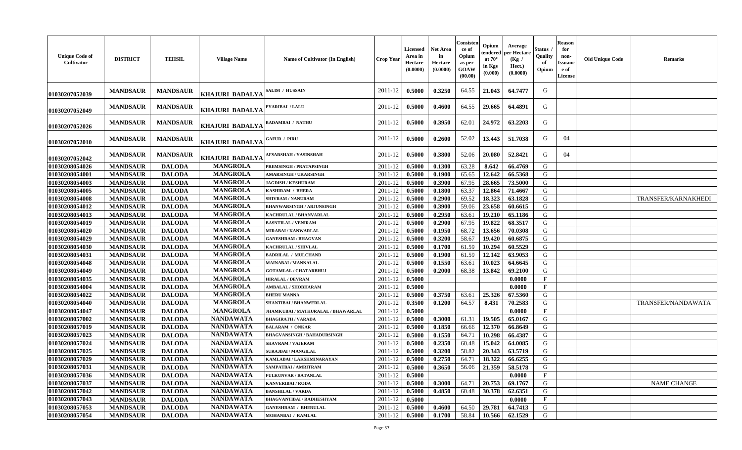| Unique Code of Cultivator | DISTRICT | TEHSIL | Village Name | Name of Cultivator (In English) | Crop Year | Licensed Area in Hectare (0.0000) | Net Area in Hectare (0.0000) | Consistence of Opium as per GOAW (00.00) | Opium tendered at 70° in Kgs (0.000) | Average per Hectare (Kg / Hect.) (0.0000) | Status / Quality of Opium | Reason for non-Issuance of License | Old Unique Code | Remarks |
|---|---|---|---|---|---|---|---|---|---|---|---|---|---|---|
| 01030207052039 | MANDSAUR | MANDSAUR | KHAJURI BADALYA | SALIM / HUSSAIN | 2011-12 | 0.5000 | 0.3250 | 64.55 | 21.043 | 64.7477 | G | | | |
| 01030207052049 | MANDSAUR | MANDSAUR | KHAJURI BADALYA | PYARIBAI / LALU | 2011-12 | 0.5000 | 0.4600 | 64.55 | 29.665 | 64.4891 | G | | | |
| 01030207052026 | MANDSAUR | MANDSAUR | KHAJURI BADALYA | BADAMBAI / NATHU | 2011-12 | 0.5000 | 0.3950 | 62.01 | 24.972 | 63.2203 | G | | | |
| 01030207052010 | MANDSAUR | MANDSAUR | KHAJURI BADALYA | GAFUR / PIRU | 2011-12 | 0.5000 | 0.2600 | 52.02 | 13.443 | 51.7038 | G | 04 | | |
| 01030207052042 | MANDSAUR | MANDSAUR | KHAJURI BADALYA | AFSARSHAH / YASINSHAH | 2011-12 | 0.5000 | 0.3800 | 52.06 | 20.080 | 52.8421 | G | 04 | | |
| 01030208054026 | MANDSAUR | DALODA | MANGROLA | PREMSINGH / PRATAPSINGH | 2011-12 | 0.5000 | 0.1300 | 63.28 | 8.642 | 66.4769 | G | | | |
| 01030208054001 | MANDSAUR | DALODA | MANGROLA | AMARSINGH / UKARSINGH | 2011-12 | 0.5000 | 0.1900 | 65.65 | 12.642 | 66.5368 | G | | | |
| 01030208054003 | MANDSAUR | DALODA | MANGROLA | JAGDISH / KESHURAM | 2011-12 | 0.5000 | 0.3900 | 67.95 | 28.665 | 73.5000 | G | | | |
| 01030208054005 | MANDSAUR | DALODA | MANGROLA | KASHIRAM / BHERA | 2011-12 | 0.5000 | 0.1800 | 63.37 | 12.864 | 71.4667 | G | | | |
| 01030208054008 | MANDSAUR | DALODA | MANGROLA | SHIVRAM / NANURAM | 2011-12 | 0.5000 | 0.2900 | 69.52 | 18.323 | 63.1828 | G | | | TRANSFER/KARNAKHEDI |
| 01030208054012 | MANDSAUR | DALODA | MANGROLA | BHANWARSINGH / ARJUNSINGH | 2011-12 | 0.5000 | 0.3900 | 59.06 | 23.658 | 60.6615 | G | | | |
| 01030208054013 | MANDSAUR | DALODA | MANGROLA | KACHRULAL / BHANVARLAL | 2011-12 | 0.5000 | 0.2950 | 63.61 | 19.210 | 65.1186 | G | | | |
| 01030208054019 | MANDSAUR | DALODA | MANGROLA | BASNTILAL / VENIRAM | 2011-12 | 0.5000 | 0.2900 | 67.95 | 19.822 | 68.3517 | G | | | |
| 01030208054020 | MANDSAUR | DALODA | MANGROLA | MIRABAI / KANWARLAL | 2011-12 | 0.5000 | 0.1950 | 68.72 | 13.656 | 70.0308 | G | | | |
| 01030208054029 | MANDSAUR | DALODA | MANGROLA | GANESHRAM / BHAGVAN | 2011-12 | 0.5000 | 0.3200 | 58.67 | 19.420 | 60.6875 | G | | | |
| 01030208054030 | MANDSAUR | DALODA | MANGROLA | KACHRULAL / SHIVLAL | 2011-12 | 0.5000 | 0.1700 | 61.59 | 10.294 | 60.5529 | G | | | |
| 01030208054031 | MANDSAUR | DALODA | MANGROLA | BADRILAL / MULCHAND | 2011-12 | 0.5000 | 0.1900 | 61.59 | 12.142 | 63.9053 | G | | | |
| 01030208054048 | MANDSAUR | DALODA | MANGROLA | MAINABAI / MANNALAL | 2011-12 | 0.5000 | 0.1550 | 63.61 | 10.023 | 64.6645 | G | | | |
| 01030208054049 | MANDSAUR | DALODA | MANGROLA | GOTAMLAL / CHATARBHUJ | 2011-12 | 0.5000 | 0.2000 | 68.38 | 13.842 | 69.2100 | G | | | |
| 01030208054035 | MANDSAUR | DALODA | MANGROLA | HIRALAL / DEVRAM | 2011-12 | 0.5000 | | | | 0.0000 | F | | | |
| 01030208054004 | MANDSAUR | DALODA | MANGROLA | AMBALAL / SHOBHARAM | 2011-12 | 0.5000 | | | | 0.0000 | F | | | |
| 01030208054022 | MANDSAUR | DALODA | MANGROLA | BHERU MANNA | 2011-12 | 0.5000 | 0.3750 | 63.61 | 25.326 | 67.5360 | G | | | |
| 01030208054040 | MANDSAUR | DALODA | MANGROLA | SHANTIBAI / BHANWERLAL | 2011-12 | 0.3500 | 0.1200 | 64.57 | 8.431 | 70.2583 | G | | | TRANSFER/NANDAWATA |
| 01030208054047 | MANDSAUR | DALODA | MANGROLA | JHAMKUBAI / MATHURALAL / BHAWARLAL | 2011-12 | 0.5000 | | | | 0.0000 | F | | | |
| 01030208057002 | MANDSAUR | DALODA | NANDAWATA | BHAGIRATH / VARADA | 2011-12 | 0.5000 | 0.3000 | 61.31 | 19.505 | 65.0167 | G | | | |
| 01030208057019 | MANDSAUR | DALODA | NANDAWATA | BALARAM / ONKAR | 2011-12 | 0.5000 | 0.1850 | 66.66 | 12.370 | 66.8649 | G | | | |
| 01030208057023 | MANDSAUR | DALODA | NANDAWATA | BHAGVANSINGH / BAHADURSINGH | 2011-12 | 0.5000 | 0.1550 | 64.71 | 10.298 | 66.4387 | G | | | |
| 01030208057024 | MANDSAUR | DALODA | NANDAWATA | SHAVRAM / VAJERAM | 2011-12 | 0.5000 | 0.2350 | 60.48 | 15.042 | 64.0085 | G | | | |
| 01030208057025 | MANDSAUR | DALODA | NANDAWATA | SURAJBAI / MANGILAL | 2011-12 | 0.5000 | 0.3200 | 58.82 | 20.343 | 63.5719 | G | | | |
| 01030208057029 | MANDSAUR | DALODA | NANDAWATA | KAMLABAI / LAKSHMINARAYAN | 2011-12 | 0.5000 | 0.2750 | 64.71 | 18.322 | 66.6255 | G | | | |
| 01030208057031 | MANDSAUR | DALODA | NANDAWATA | SAMPATBAI / AMRITRAM | 2011-12 | 0.5000 | 0.3650 | 56.06 | 21.359 | 58.5178 | G | | | |
| 01030208057036 | MANDSAUR | DALODA | NANDAWATA | FULKUNVAR / RATANLAL | 2011-12 | 0.5000 | | | | 0.0000 | F | | | |
| 01030208057037 | MANDSAUR | DALODA | NANDAWATA | KANVERIBAI / RODA | 2011-12 | 0.5000 | 0.3000 | 64.71 | 20.753 | 69.1767 | G | | | NAME CHANGE |
| 01030208057042 | MANDSAUR | DALODA | NANDAWATA | BANSHILAL / VARDA | 2011-12 | 0.5000 | 0.4850 | 60.48 | 30.378 | 62.6351 | G | | | |
| 01030208057043 | MANDSAUR | DALODA | NANDAWATA | BHAGVANTIBAI / RADHESHYAM | 2011-12 | 0.5000 | | | | 0.0000 | F | | | |
| 01030208057053 | MANDSAUR | DALODA | NANDAWATA | GANESHRAM / BHERULAL | 2011-12 | 0.5000 | 0.4600 | 64.50 | 29.781 | 64.7413 | G | | | |
| 01030208057054 | MANDSAUR | DALODA | NANDAWATA | MOHANBAI / RAMLAL | 2011-12 | 0.5000 | 0.1700 | 58.84 | 10.566 | 62.1529 | G | | | |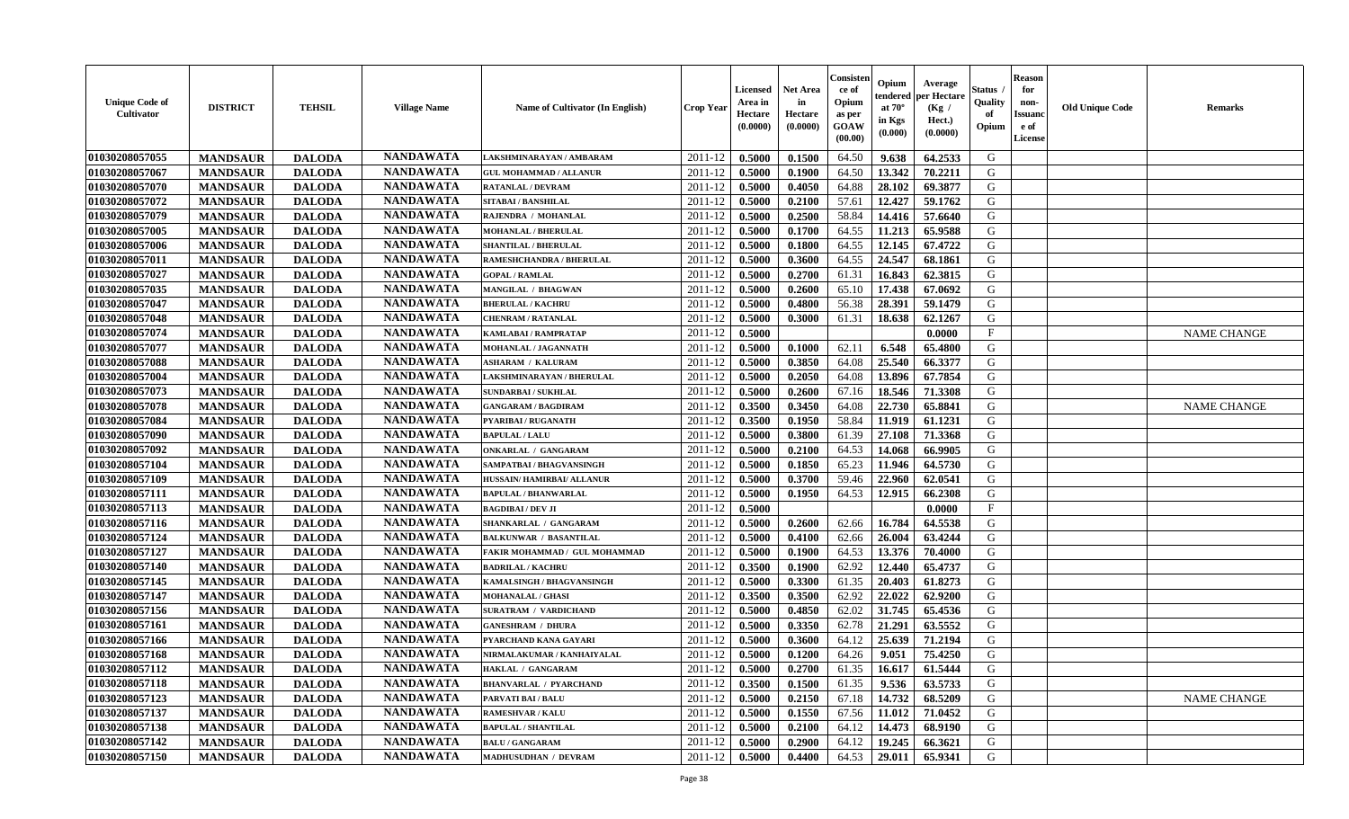| Unique Code of Cultivator | DISTRICT | TEHSIL | Village Name | Name of Cultivator (In English) | Crop Year | Licensed Area in Hectare (0.0000) | Net Area in Hectare (0.0000) | Consistence of Opium as per GOAW (00.00) | Opium tendered at 70° in Kgs (0.000) | Average per Hectare (Kg / Hect.) (0.0000) | Status / Quality of Opium | Reason for non-Issuance of License | Old Unique Code | Remarks |
|---|---|---|---|---|---|---|---|---|---|---|---|---|---|---|
| 01030208057055 | MANDSAUR | DALODA | NANDAWATA | LAKSHMINARAYAN / AMBARAM | 2011-12 | 0.5000 | 0.1500 | 64.50 | 9.638 | 64.2533 | G | | | |
| 01030208057067 | MANDSAUR | DALODA | NANDAWATA | GUL MOHAMMAD / ALLANUR | 2011-12 | 0.5000 | 0.1900 | 64.50 | 13.342 | 70.2211 | G | | | |
| 01030208057070 | MANDSAUR | DALODA | NANDAWATA | RATANLAL / DEVRAM | 2011-12 | 0.5000 | 0.4050 | 64.88 | 28.102 | 69.3877 | G | | | |
| 01030208057072 | MANDSAUR | DALODA | NANDAWATA | SITABAI / BANSHILAL | 2011-12 | 0.5000 | 0.2100 | 57.61 | 12.427 | 59.1762 | G | | | |
| 01030208057079 | MANDSAUR | DALODA | NANDAWATA | RAJENDRA / MOHANLAL | 2011-12 | 0.5000 | 0.2500 | 58.84 | 14.416 | 57.6640 | G | | | |
| 01030208057005 | MANDSAUR | DALODA | NANDAWATA | MOHANLAL / BHERULAL | 2011-12 | 0.5000 | 0.1700 | 64.55 | 11.213 | 65.9588 | G | | | |
| 01030208057006 | MANDSAUR | DALODA | NANDAWATA | SHANTILAL / BHERULAL | 2011-12 | 0.5000 | 0.1800 | 64.55 | 12.145 | 67.4722 | G | | | |
| 01030208057011 | MANDSAUR | DALODA | NANDAWATA | RAMESHCHANDRA / BHERULAL | 2011-12 | 0.5000 | 0.3600 | 64.55 | 24.547 | 68.1861 | G | | | |
| 01030208057027 | MANDSAUR | DALODA | NANDAWATA | GOPAL / RAMLAL | 2011-12 | 0.5000 | 0.2700 | 61.31 | 16.843 | 62.3815 | G | | | |
| 01030208057035 | MANDSAUR | DALODA | NANDAWATA | MANGILAL / BHAGWAN | 2011-12 | 0.5000 | 0.2600 | 65.10 | 17.438 | 67.0692 | G | | | |
| 01030208057047 | MANDSAUR | DALODA | NANDAWATA | BHERULAL / KACHRU | 2011-12 | 0.5000 | 0.4800 | 56.38 | 28.391 | 59.1479 | G | | | |
| 01030208057048 | MANDSAUR | DALODA | NANDAWATA | CHENRAM / RATANLAL | 2011-12 | 0.5000 | 0.3000 | 61.31 | 18.638 | 62.1267 | G | | | |
| 01030208057074 | MANDSAUR | DALODA | NANDAWATA | KAMLABAI / RAMPRATAP | 2011-12 | 0.5000 | | | | 0.0000 | F | | | NAME CHANGE |
| 01030208057077 | MANDSAUR | DALODA | NANDAWATA | MOHANLAL / JAGANNATH | 2011-12 | 0.5000 | 0.1000 | 62.11 | 6.548 | 65.4800 | G | | | |
| 01030208057088 | MANDSAUR | DALODA | NANDAWATA | ASHARAM / KALURAM | 2011-12 | 0.5000 | 0.3850 | 64.08 | 25.540 | 66.3377 | G | | | |
| 01030208057004 | MANDSAUR | DALODA | NANDAWATA | LAKSHMINARAYAN / BHERULAL | 2011-12 | 0.5000 | 0.2050 | 64.08 | 13.896 | 67.7854 | G | | | |
| 01030208057073 | MANDSAUR | DALODA | NANDAWATA | SUNDARBAI / SUKHLAL | 2011-12 | 0.5000 | 0.2600 | 67.16 | 18.546 | 71.3308 | G | | | |
| 01030208057078 | MANDSAUR | DALODA | NANDAWATA | GANGARAM / BAGDIRAM | 2011-12 | 0.3500 | 0.3450 | 64.08 | 22.730 | 65.8841 | G | | | NAME CHANGE |
| 01030208057084 | MANDSAUR | DALODA | NANDAWATA | PYARIBAI / RUGANATH | 2011-12 | 0.3500 | 0.1950 | 58.84 | 11.919 | 61.1231 | G | | | |
| 01030208057090 | MANDSAUR | DALODA | NANDAWATA | BAPULAL / LALU | 2011-12 | 0.5000 | 0.3800 | 61.39 | 27.108 | 71.3368 | G | | | |
| 01030208057092 | MANDSAUR | DALODA | NANDAWATA | ONKARLAL / GANGARAM | 2011-12 | 0.5000 | 0.2100 | 64.53 | 14.068 | 66.9905 | G | | | |
| 01030208057104 | MANDSAUR | DALODA | NANDAWATA | SAMPATBAI / BHAGVANSINGH | 2011-12 | 0.5000 | 0.1850 | 65.23 | 11.946 | 64.5730 | G | | | |
| 01030208057109 | MANDSAUR | DALODA | NANDAWATA | HUSSAIN/ HAMIRBAI/ ALLANUR | 2011-12 | 0.5000 | 0.3700 | 59.46 | 22.960 | 62.0541 | G | | | |
| 01030208057111 | MANDSAUR | DALODA | NANDAWATA | BAPULAL / BHANWARLAL | 2011-12 | 0.5000 | 0.1950 | 64.53 | 12.915 | 66.2308 | G | | | |
| 01030208057113 | MANDSAUR | DALODA | NANDAWATA | BAGDIBAI / DEV JI | 2011-12 | 0.5000 | | | | 0.0000 | F | | | |
| 01030208057116 | MANDSAUR | DALODA | NANDAWATA | SHANKARLAL / GANGARAM | 2011-12 | 0.5000 | 0.2600 | 62.66 | 16.784 | 64.5538 | G | | | |
| 01030208057124 | MANDSAUR | DALODA | NANDAWATA | BALKUNWAR / BASANTILAL | 2011-12 | 0.5000 | 0.4100 | 62.66 | 26.004 | 63.4244 | G | | | |
| 01030208057127 | MANDSAUR | DALODA | NANDAWATA | FAKIR MOHAMMAD / GUL MOHAMMAD | 2011-12 | 0.5000 | 0.1900 | 64.53 | 13.376 | 70.4000 | G | | | |
| 01030208057140 | MANDSAUR | DALODA | NANDAWATA | BADRILAL / KACHRU | 2011-12 | 0.3500 | 0.1900 | 62.92 | 12.440 | 65.4737 | G | | | |
| 01030208057145 | MANDSAUR | DALODA | NANDAWATA | KAMALSINGH / BHAGVANSINGH | 2011-12 | 0.5000 | 0.3300 | 61.35 | 20.403 | 61.8273 | G | | | |
| 01030208057147 | MANDSAUR | DALODA | NANDAWATA | MOHANALAL / GHASI | 2011-12 | 0.3500 | 0.3500 | 62.92 | 22.022 | 62.9200 | G | | | |
| 01030208057156 | MANDSAUR | DALODA | NANDAWATA | SURATRAM / VARDICHAND | 2011-12 | 0.5000 | 0.4850 | 62.02 | 31.745 | 65.4536 | G | | | |
| 01030208057161 | MANDSAUR | DALODA | NANDAWATA | GANESHRAM / DHURA | 2011-12 | 0.5000 | 0.3350 | 62.78 | 21.291 | 63.5552 | G | | | |
| 01030208057166 | MANDSAUR | DALODA | NANDAWATA | PYARCHAND KANA GAYARI | 2011-12 | 0.5000 | 0.3600 | 64.12 | 25.639 | 71.2194 | G | | | |
| 01030208057168 | MANDSAUR | DALODA | NANDAWATA | NIRMALAKUMAR / KANHAIYALAL | 2011-12 | 0.5000 | 0.1200 | 64.26 | 9.051 | 75.4250 | G | | | |
| 01030208057112 | MANDSAUR | DALODA | NANDAWATA | HAKLAL / GANGARAM | 2011-12 | 0.5000 | 0.2700 | 61.35 | 16.617 | 61.5444 | G | | | |
| 01030208057118 | MANDSAUR | DALODA | NANDAWATA | BHANVARLAL / PYARCHAND | 2011-12 | 0.3500 | 0.1500 | 61.35 | 9.536 | 63.5733 | G | | | |
| 01030208057123 | MANDSAUR | DALODA | NANDAWATA | PARVATI BAI / BALU | 2011-12 | 0.5000 | 0.2150 | 67.18 | 14.732 | 68.5209 | G | | | NAME CHANGE |
| 01030208057137 | MANDSAUR | DALODA | NANDAWATA | RAMESHVAR / KALU | 2011-12 | 0.5000 | 0.1550 | 67.56 | 11.012 | 71.0452 | G | | | |
| 01030208057138 | MANDSAUR | DALODA | NANDAWATA | BAPULAL / SHANTILAL | 2011-12 | 0.5000 | 0.2100 | 64.12 | 14.473 | 68.9190 | G | | | |
| 01030208057142 | MANDSAUR | DALODA | NANDAWATA | BALU / GANGARAM | 2011-12 | 0.5000 | 0.2900 | 64.12 | 19.245 | 66.3621 | G | | | |
| 01030208057150 | MANDSAUR | DALODA | NANDAWATA | MADHUSUDHAN / DEVRAM | 2011-12 | 0.5000 | 0.4400 | 64.53 | 29.011 | 65.9341 | G | | | |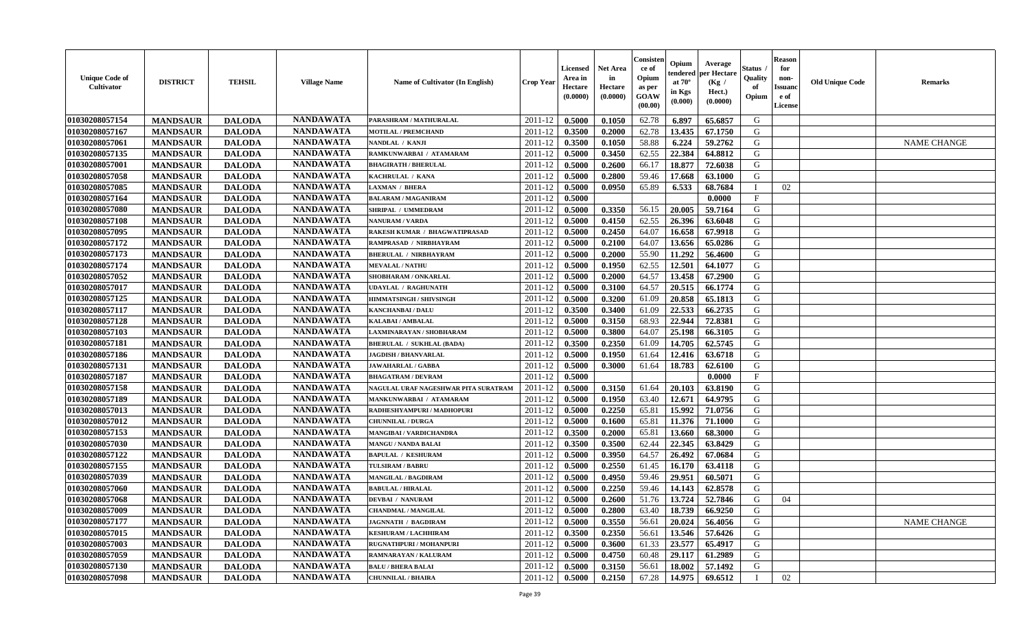| Unique Code of Cultivator | DISTRICT | TEHSIL | Village Name | Name of Cultivator (In English) | Crop Year | Licensed Area in Hectare (0.0000) | Net Area in Hectare (0.0000) | Consistence of Opium as per GOAW (00.00) | Opium tendered at 70° in Kgs (0.000) | Average per Hectare (Kg / Hect.) (0.0000) | Status / Quality of Opium | Reason for non-Issuance of License | Old Unique Code | Remarks |
|---|---|---|---|---|---|---|---|---|---|---|---|---|---|---|
| 01030208057154 | MANDSAUR | DALODA | NANDAWATA | PARASHRAM / MATHURALAL | 2011-12 | 0.5000 | 0.1050 | 62.78 | 6.897 | 65.6857 | G | | | |
| 01030208057167 | MANDSAUR | DALODA | NANDAWATA | MOTILAL / PREMCHAND | 2011-12 | 0.3500 | 0.2000 | 62.78 | 13.435 | 67.1750 | G | | | |
| 01030208057061 | MANDSAUR | DALODA | NANDAWATA | NANDLAL / KANJI | 2011-12 | 0.3500 | 0.1050 | 58.88 | 6.224 | 59.2762 | G | | | NAME CHANGE |
| 01030208057135 | MANDSAUR | DALODA | NANDAWATA | RAMKUNWARBAI / ATAMARAM | 2011-12 | 0.5000 | 0.3450 | 62.55 | 22.384 | 64.8812 | G | | | |
| 01030208057001 | MANDSAUR | DALODA | NANDAWATA | BHAGIRATH / BHERULAL | 2011-12 | 0.5000 | 0.2600 | 66.17 | 18.877 | 72.6038 | G | | | |
| 01030208057058 | MANDSAUR | DALODA | NANDAWATA | KACHRULAL / KANA | 2011-12 | 0.5000 | 0.2800 | 59.46 | 17.668 | 63.1000 | G | | | |
| 01030208057085 | MANDSAUR | DALODA | NANDAWATA | LAXMAN / BHERA | 2011-12 | 0.5000 | 0.0950 | 65.89 | 6.533 | 68.7684 | I | 02 | | |
| 01030208057164 | MANDSAUR | DALODA | NANDAWATA | BALARAM / MAGANIRAM | 2011-12 | 0.5000 | | | | 0.0000 | F | | | |
| 01030208057080 | MANDSAUR | DALODA | NANDAWATA | SHRIPAL / UMMEDRAM | 2011-12 | 0.5000 | 0.3350 | 56.15 | 20.005 | 59.7164 | G | | | |
| 01030208057108 | MANDSAUR | DALODA | NANDAWATA | NANURAM / VARDA | 2011-12 | 0.5000 | 0.4150 | 62.55 | 26.396 | 63.6048 | G | | | |
| 01030208057095 | MANDSAUR | DALODA | NANDAWATA | RAKESH KUMAR / BHAGWATIPRASAD | 2011-12 | 0.5000 | 0.2450 | 64.07 | 16.658 | 67.9918 | G | | | |
| 01030208057172 | MANDSAUR | DALODA | NANDAWATA | RAMPRASAD / NIRBHAYRAM | 2011-12 | 0.5000 | 0.2100 | 64.07 | 13.656 | 65.0286 | G | | | |
| 01030208057173 | MANDSAUR | DALODA | NANDAWATA | BHERULAL / NIRBHAYRAM | 2011-12 | 0.5000 | 0.2000 | 55.90 | 11.292 | 56.4600 | G | | | |
| 01030208057174 | MANDSAUR | DALODA | NANDAWATA | MEVALAL / NATHU | 2011-12 | 0.5000 | 0.1950 | 62.55 | 12.501 | 64.1077 | G | | | |
| 01030208057052 | MANDSAUR | DALODA | NANDAWATA | SHOBHARAM / ONKARLAL | 2011-12 | 0.5000 | 0.2000 | 64.57 | 13.458 | 67.2900 | G | | | |
| 01030208057017 | MANDSAUR | DALODA | NANDAWATA | UDAYLAL / RAGHUNATH | 2011-12 | 0.5000 | 0.3100 | 64.57 | 20.515 | 66.1774 | G | | | |
| 01030208057125 | MANDSAUR | DALODA | NANDAWATA | HIMMATSINGH / SHIVSINGH | 2011-12 | 0.5000 | 0.3200 | 61.09 | 20.858 | 65.1813 | G | | | |
| 01030208057117 | MANDSAUR | DALODA | NANDAWATA | KANCHANBAI / DALU | 2011-12 | 0.3500 | 0.3400 | 61.09 | 22.533 | 66.2735 | G | | | |
| 01030208057128 | MANDSAUR | DALODA | NANDAWATA | KALABAI / AMBALAL | 2011-12 | 0.5000 | 0.3150 | 68.93 | 22.944 | 72.8381 | G | | | |
| 01030208057103 | MANDSAUR | DALODA | NANDAWATA | LAXMINARAYAN / SHOBHARAM | 2011-12 | 0.5000 | 0.3800 | 64.07 | 25.198 | 66.3105 | G | | | |
| 01030208057181 | MANDSAUR | DALODA | NANDAWATA | BHERULAL / SUKHLAL (BADA) | 2011-12 | 0.3500 | 0.2350 | 61.09 | 14.705 | 62.5745 | G | | | |
| 01030208057186 | MANDSAUR | DALODA | NANDAWATA | JAGDISH / BHANVARLAL | 2011-12 | 0.5000 | 0.1950 | 61.64 | 12.416 | 63.6718 | G | | | |
| 01030208057131 | MANDSAUR | DALODA | NANDAWATA | JAWAHARLAL / GABBA | 2011-12 | 0.5000 | 0.3000 | 61.64 | 18.783 | 62.6100 | G | | | |
| 01030208057187 | MANDSAUR | DALODA | NANDAWATA | BHAGATRAM / DEVRAM | 2011-12 | 0.5000 | | | | 0.0000 | F | | | |
| 01030208057158 | MANDSAUR | DALODA | NANDAWATA | NAGULAL URAF NAGESHWAR PITA SURATRAM | 2011-12 | 0.5000 | 0.3150 | 61.64 | 20.103 | 63.8190 | G | | | |
| 01030208057189 | MANDSAUR | DALODA | NANDAWATA | MANKUNWARBAI / ATAMARAM | 2011-12 | 0.5000 | 0.1950 | 63.40 | 12.671 | 64.9795 | G | | | |
| 01030208057013 | MANDSAUR | DALODA | NANDAWATA | RADHESHYAMPURI / MADHOPURI | 2011-12 | 0.5000 | 0.2250 | 65.81 | 15.992 | 71.0756 | G | | | |
| 01030208057012 | MANDSAUR | DALODA | NANDAWATA | CHUNNILAL / DURGA | 2011-12 | 0.5000 | 0.1600 | 65.81 | 11.376 | 71.1000 | G | | | |
| 01030208057153 | MANDSAUR | DALODA | NANDAWATA | MANGIBAI / VARDICHANDRA | 2011-12 | 0.3500 | 0.2000 | 65.81 | 13.660 | 68.3000 | G | | | |
| 01030208057030 | MANDSAUR | DALODA | NANDAWATA | MANGU / NANDA BALAI | 2011-12 | 0.3500 | 0.3500 | 62.44 | 22.345 | 63.8429 | G | | | |
| 01030208057122 | MANDSAUR | DALODA | NANDAWATA | BAPULAL / KESHURAM | 2011-12 | 0.5000 | 0.3950 | 64.57 | 26.492 | 67.0684 | G | | | |
| 01030208057155 | MANDSAUR | DALODA | NANDAWATA | TULSIRAM / BABRU | 2011-12 | 0.5000 | 0.2550 | 61.45 | 16.170 | 63.4118 | G | | | |
| 01030208057039 | MANDSAUR | DALODA | NANDAWATA | MANGILAL / BAGDIRAM | 2011-12 | 0.5000 | 0.4950 | 59.46 | 29.951 | 60.5071 | G | | | |
| 01030208057060 | MANDSAUR | DALODA | NANDAWATA | BABULAL / HIRALAL | 2011-12 | 0.5000 | 0.2250 | 59.46 | 14.143 | 62.8578 | G | | | |
| 01030208057068 | MANDSAUR | DALODA | NANDAWATA | DEVBAI / NANURAM | 2011-12 | 0.5000 | 0.2600 | 51.76 | 13.724 | 52.7846 | G | 04 | | |
| 01030208057009 | MANDSAUR | DALODA | NANDAWATA | CHANDMAL / MANGILAL | 2011-12 | 0.5000 | 0.2800 | 63.40 | 18.739 | 66.9250 | G | | | |
| 01030208057177 | MANDSAUR | DALODA | NANDAWATA | JAGNNATH / BAGDIRAM | 2011-12 | 0.5000 | 0.3550 | 56.61 | 20.024 | 56.4056 | G | | | NAME CHANGE |
| 01030208057015 | MANDSAUR | DALODA | NANDAWATA | KESHURAM / LACHHIRAM | 2011-12 | 0.3500 | 0.2350 | 56.61 | 13.546 | 57.6426 | G | | | |
| 01030208057003 | MANDSAUR | DALODA | NANDAWATA | RUGNATHPURI / MOHANPURI | 2011-12 | 0.5000 | 0.3600 | 61.33 | 23.577 | 65.4917 | G | | | |
| 01030208057059 | MANDSAUR | DALODA | NANDAWATA | RAMNARAYAN / KALURAM | 2011-12 | 0.5000 | 0.4750 | 60.48 | 29.117 | 61.2989 | G | | | |
| 01030208057130 | MANDSAUR | DALODA | NANDAWATA | BALU / BHERA BALAI | 2011-12 | 0.5000 | 0.3150 | 56.61 | 18.002 | 57.1492 | G | | | |
| 01030208057098 | MANDSAUR | DALODA | NANDAWATA | CHUNNILAL / BHAIRA | 2011-12 | 0.5000 | 0.2150 | 67.28 | 14.975 | 69.6512 | I | 02 | | |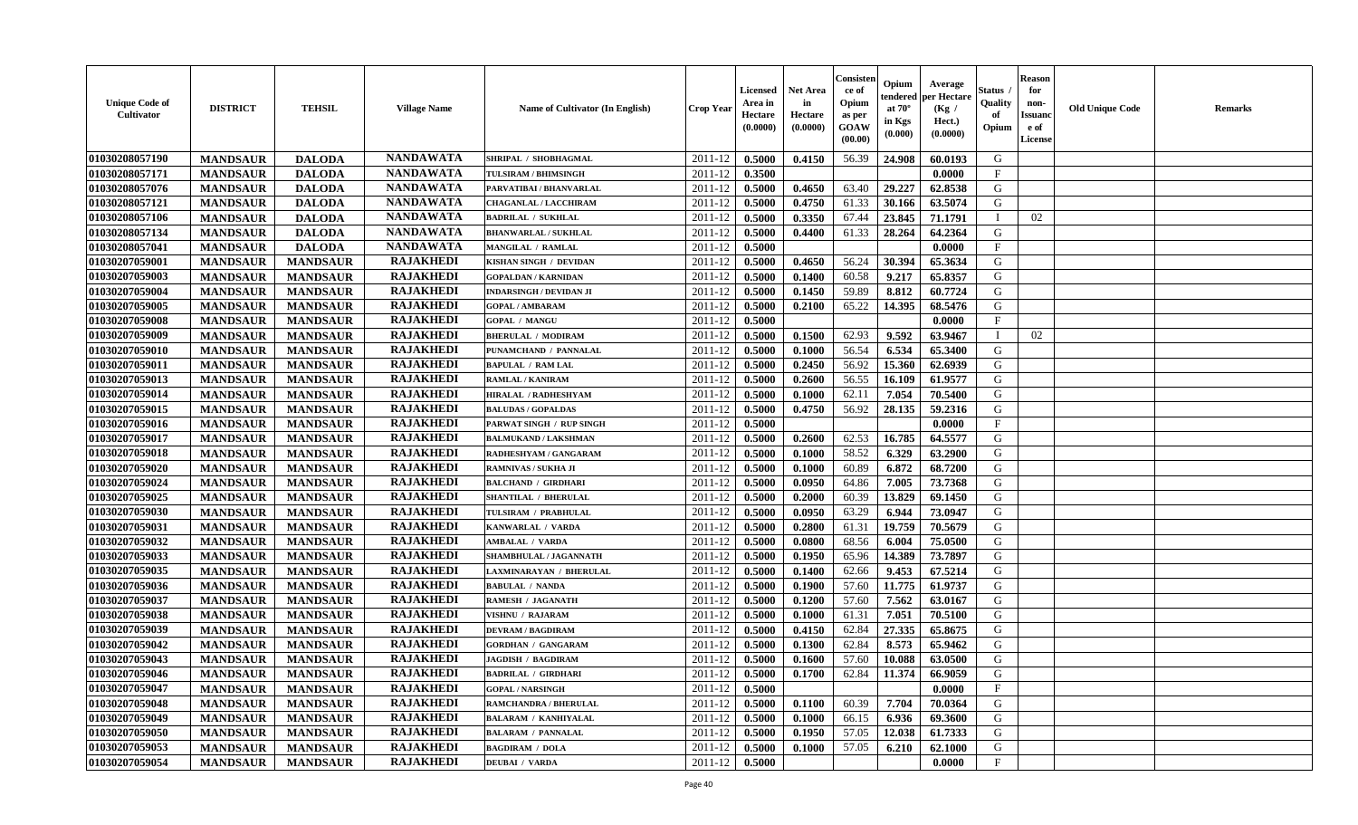| Unique Code of Cultivator | DISTRICT | TEHSIL | Village Name | Name of Cultivator (In English) | Crop Year | Licensed Area in Hectare (0.0000) | Net Area in Hectare (0.0000) | Consistence of Opium as per GOAW (00.00) | Opium tendered at 70° in Kgs (0.000) | Average per Hectare (Kg / Hect.) (0.0000) | Status / Quality of Opium | Reason for non-Issuance of License | Old Unique Code | Remarks |
|---|---|---|---|---|---|---|---|---|---|---|---|---|---|---|
| 01030208057190 | MANDSAUR | DALODA | NANDAWATA | SHRIPAL / SHOBHAGMAL | 2011-12 | 0.5000 | 0.4150 | 56.39 | 24.908 | 60.0193 | G | | | |
| 01030208057171 | MANDSAUR | DALODA | NANDAWATA | TULSIRAM / BHIMSINGH | 2011-12 | 0.3500 | | | | 0.0000 | F | | | |
| 01030208057076 | MANDSAUR | DALODA | NANDAWATA | PARVATIBAI / BHANVARLAL | 2011-12 | 0.5000 | 0.4650 | 63.40 | 29.227 | 62.8538 | G | | | |
| 01030208057121 | MANDSAUR | DALODA | NANDAWATA | CHAGANLAL / LACCHIRAM | 2011-12 | 0.5000 | 0.4750 | 61.33 | 30.166 | 63.5074 | G | | | |
| 01030208057106 | MANDSAUR | DALODA | NANDAWATA | BADRILAL / SUKHLAL | 2011-12 | 0.5000 | 0.3350 | 67.44 | 23.845 | 71.1791 | I | 02 | | |
| 01030208057134 | MANDSAUR | DALODA | NANDAWATA | BHANWARLAL / SUKHLAL | 2011-12 | 0.5000 | 0.4400 | 61.33 | 28.264 | 64.2364 | G | | | |
| 01030208057041 | MANDSAUR | DALODA | NANDAWATA | MANGILAL / RAMLAL | 2011-12 | 0.5000 | | | | 0.0000 | F | | | |
| 01030207059001 | MANDSAUR | MANDSAUR | RAJAKHEDI | KISHAN SINGH / DEVIDAN | 2011-12 | 0.5000 | 0.4650 | 56.24 | 30.394 | 65.3634 | G | | | |
| 01030207059003 | MANDSAUR | MANDSAUR | RAJAKHEDI | GOPALDAN / KARNIDAN | 2011-12 | 0.5000 | 0.1400 | 60.58 | 9.217 | 65.8357 | G | | | |
| 01030207059004 | MANDSAUR | MANDSAUR | RAJAKHEDI | INDARSINGH / DEVIDAN JI | 2011-12 | 0.5000 | 0.1450 | 59.89 | 8.812 | 60.7724 | G | | | |
| 01030207059005 | MANDSAUR | MANDSAUR | RAJAKHEDI | GOPAL / AMBARAM | 2011-12 | 0.5000 | 0.2100 | 65.22 | 14.395 | 68.5476 | G | | | |
| 01030207059008 | MANDSAUR | MANDSAUR | RAJAKHEDI | GOPAL / MANGU | 2011-12 | 0.5000 | | | | 0.0000 | F | | | |
| 01030207059009 | MANDSAUR | MANDSAUR | RAJAKHEDI | BHERULAL / MODIRAM | 2011-12 | 0.5000 | 0.1500 | 62.93 | 9.592 | 63.9467 | I | 02 | | |
| 01030207059010 | MANDSAUR | MANDSAUR | RAJAKHEDI | PUNAMCHAND / PANNALAL | 2011-12 | 0.5000 | 0.1000 | 56.54 | 6.534 | 65.3400 | G | | | |
| 01030207059011 | MANDSAUR | MANDSAUR | RAJAKHEDI | BAPULAL / RAM LAL | 2011-12 | 0.5000 | 0.2450 | 56.92 | 15.360 | 62.6939 | G | | | |
| 01030207059013 | MANDSAUR | MANDSAUR | RAJAKHEDI | RAMLAL / KANIRAM | 2011-12 | 0.5000 | 0.2600 | 56.55 | 16.109 | 61.9577 | G | | | |
| 01030207059014 | MANDSAUR | MANDSAUR | RAJAKHEDI | HIRALAL / RADHESHYAM | 2011-12 | 0.5000 | 0.1000 | 62.11 | 7.054 | 70.5400 | G | | | |
| 01030207059015 | MANDSAUR | MANDSAUR | RAJAKHEDI | BALUDAS / GOPALDAS | 2011-12 | 0.5000 | 0.4750 | 56.92 | 28.135 | 59.2316 | G | | | |
| 01030207059016 | MANDSAUR | MANDSAUR | RAJAKHEDI | PARWAT SINGH / RUP SINGH | 2011-12 | 0.5000 | | | | 0.0000 | F | | | |
| 01030207059017 | MANDSAUR | MANDSAUR | RAJAKHEDI | BALMUKAND / LAKSHMAN | 2011-12 | 0.5000 | 0.2600 | 62.53 | 16.785 | 64.5577 | G | | | |
| 01030207059018 | MANDSAUR | MANDSAUR | RAJAKHEDI | RADHESHYAM / GANGARAM | 2011-12 | 0.5000 | 0.1000 | 58.52 | 6.329 | 63.2900 | G | | | |
| 01030207059020 | MANDSAUR | MANDSAUR | RAJAKHEDI | RAMNIVAS / SUKHA JI | 2011-12 | 0.5000 | 0.1000 | 60.89 | 6.872 | 68.7200 | G | | | |
| 01030207059024 | MANDSAUR | MANDSAUR | RAJAKHEDI | BALCHAND / GIRDHARI | 2011-12 | 0.5000 | 0.0950 | 64.86 | 7.005 | 73.7368 | G | | | |
| 01030207059025 | MANDSAUR | MANDSAUR | RAJAKHEDI | SHANTILAL / BHERULAL | 2011-12 | 0.5000 | 0.2000 | 60.39 | 13.829 | 69.1450 | G | | | |
| 01030207059030 | MANDSAUR | MANDSAUR | RAJAKHEDI | TULSIRAM / PRABHULAL | 2011-12 | 0.5000 | 0.0950 | 63.29 | 6.944 | 73.0947 | G | | | |
| 01030207059031 | MANDSAUR | MANDSAUR | RAJAKHEDI | KANWARLAL / VARDA | 2011-12 | 0.5000 | 0.2800 | 61.31 | 19.759 | 70.5679 | G | | | |
| 01030207059032 | MANDSAUR | MANDSAUR | RAJAKHEDI | AMBALAL / VARDA | 2011-12 | 0.5000 | 0.0800 | 68.56 | 6.004 | 75.0500 | G | | | |
| 01030207059033 | MANDSAUR | MANDSAUR | RAJAKHEDI | SHAMBHULAL / JAGANNATH | 2011-12 | 0.5000 | 0.1950 | 65.96 | 14.389 | 73.7897 | G | | | |
| 01030207059035 | MANDSAUR | MANDSAUR | RAJAKHEDI | LAXMINARAYAN / BHERULAL | 2011-12 | 0.5000 | 0.1400 | 62.66 | 9.453 | 67.5214 | G | | | |
| 01030207059036 | MANDSAUR | MANDSAUR | RAJAKHEDI | BABULAL / NANDA | 2011-12 | 0.5000 | 0.1900 | 57.60 | 11.775 | 61.9737 | G | | | |
| 01030207059037 | MANDSAUR | MANDSAUR | RAJAKHEDI | RAMESH / JAGANATH | 2011-12 | 0.5000 | 0.1200 | 57.60 | 7.562 | 63.0167 | G | | | |
| 01030207059038 | MANDSAUR | MANDSAUR | RAJAKHEDI | VISHNU / RAJARAM | 2011-12 | 0.5000 | 0.1000 | 61.31 | 7.051 | 70.5100 | G | | | |
| 01030207059039 | MANDSAUR | MANDSAUR | RAJAKHEDI | DEVRAM / BAGDIRAM | 2011-12 | 0.5000 | 0.4150 | 62.84 | 27.335 | 65.8675 | G | | | |
| 01030207059042 | MANDSAUR | MANDSAUR | RAJAKHEDI | GORDHAN / GANGARAM | 2011-12 | 0.5000 | 0.1300 | 62.84 | 8.573 | 65.9462 | G | | | |
| 01030207059043 | MANDSAUR | MANDSAUR | RAJAKHEDI | JAGDISH / BAGDIRAM | 2011-12 | 0.5000 | 0.1600 | 57.60 | 10.088 | 63.0500 | G | | | |
| 01030207059046 | MANDSAUR | MANDSAUR | RAJAKHEDI | BADRILAL / GIRDHARI | 2011-12 | 0.5000 | 0.1700 | 62.84 | 11.374 | 66.9059 | G | | | |
| 01030207059047 | MANDSAUR | MANDSAUR | RAJAKHEDI | GOPAL / NARSINGH | 2011-12 | 0.5000 | | | | 0.0000 | F | | | |
| 01030207059048 | MANDSAUR | MANDSAUR | RAJAKHEDI | RAMCHANDRA / BHERULAL | 2011-12 | 0.5000 | 0.1100 | 60.39 | 7.704 | 70.0364 | G | | | |
| 01030207059049 | MANDSAUR | MANDSAUR | RAJAKHEDI | BALARAM / KANHIYALAL | 2011-12 | 0.5000 | 0.1000 | 66.15 | 6.936 | 69.3600 | G | | | |
| 01030207059050 | MANDSAUR | MANDSAUR | RAJAKHEDI | BALARAM / PANNALAL | 2011-12 | 0.5000 | 0.1950 | 57.05 | 12.038 | 61.7333 | G | | | |
| 01030207059053 | MANDSAUR | MANDSAUR | RAJAKHEDI | BAGDIRAM / DOLA | 2011-12 | 0.5000 | 0.1000 | 57.05 | 6.210 | 62.1000 | G | | | |
| 01030207059054 | MANDSAUR | MANDSAUR | RAJAKHEDI | DEUBAI / VARDA | 2011-12 | 0.5000 | | | | 0.0000 | F | | | |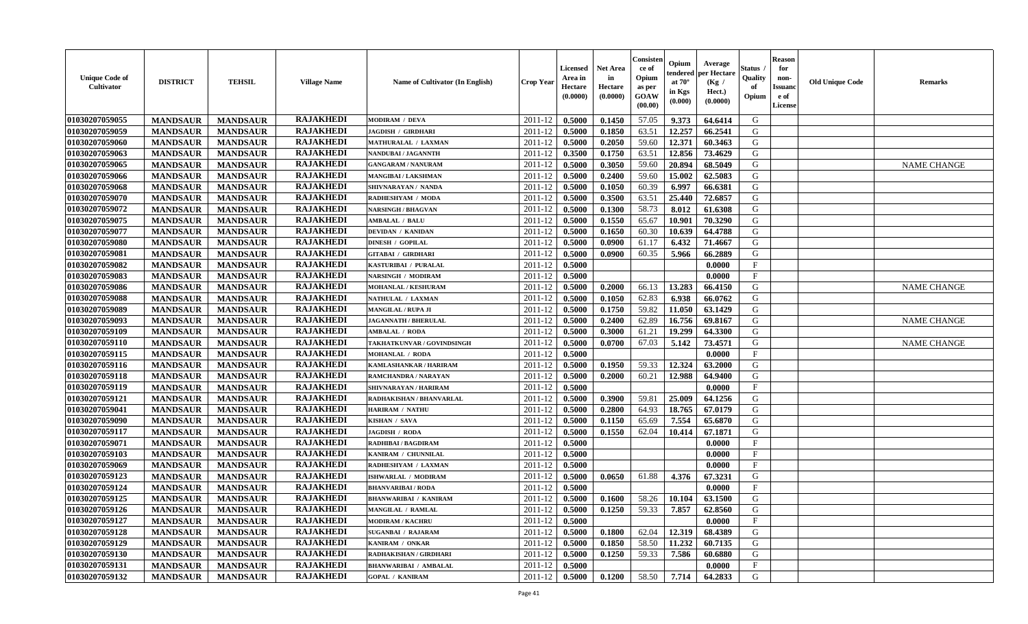| Unique Code of Cultivator | DISTRICT | TEHSIL | Village Name | Name of Cultivator (In English) | Crop Year | Licensed Area in Hectare (0.0000) | Net Area in Hectare (0.0000) | Consistence of Opium as per GOAW (00.00) | Opium tendered at 70° in Kgs (0.000) | Average per Hectare (Kg / Hect.) (0.0000) | Status / Quality of Opium | Reason for non-Issuance of License | Old Unique Code | Remarks |
|---|---|---|---|---|---|---|---|---|---|---|---|---|---|---|
| 01030207059055 | MANDSAUR | MANDSAUR | RAJAKHEDI | MODIRAM / DEVA | 2011-12 | 0.5000 | 0.1450 | 57.05 | 9.373 | 64.6414 | G | | | |
| 01030207059059 | MANDSAUR | MANDSAUR | RAJAKHEDI | JAGDISH / GIRDHARI | 2011-12 | 0.5000 | 0.1850 | 63.51 | 12.257 | 66.2541 | G | | | |
| 01030207059060 | MANDSAUR | MANDSAUR | RAJAKHEDI | MATHURALAL / LAXMAN | 2011-12 | 0.5000 | 0.2050 | 59.60 | 12.371 | 60.3463 | G | | | |
| 01030207059063 | MANDSAUR | MANDSAUR | RAJAKHEDI | NANDUBAI / JAGANNTH | 2011-12 | 0.3500 | 0.1750 | 63.51 | 12.856 | 73.4629 | G | | | |
| 01030207059065 | MANDSAUR | MANDSAUR | RAJAKHEDI | GANGARAM / NANURAM | 2011-12 | 0.5000 | 0.3050 | 59.60 | 20.894 | 68.5049 | G | | | NAME CHANGE |
| 01030207059066 | MANDSAUR | MANDSAUR | RAJAKHEDI | MANGIBAI / LAKSHMAN | 2011-12 | 0.5000 | 0.2400 | 59.60 | 15.002 | 62.5083 | G | | | |
| 01030207059068 | MANDSAUR | MANDSAUR | RAJAKHEDI | SHIVNARAYAN / NANDA | 2011-12 | 0.5000 | 0.1050 | 60.39 | 6.997 | 66.6381 | G | | | |
| 01030207059070 | MANDSAUR | MANDSAUR | RAJAKHEDI | RADHESHYAM / MODA | 2011-12 | 0.5000 | 0.3500 | 63.51 | 25.440 | 72.6857 | G | | | |
| 01030207059072 | MANDSAUR | MANDSAUR | RAJAKHEDI | NARSINGH / BHAGVAN | 2011-12 | 0.5000 | 0.1300 | 58.73 | 8.012 | 61.6308 | G | | | |
| 01030207059075 | MANDSAUR | MANDSAUR | RAJAKHEDI | AMBALAL / BALU | 2011-12 | 0.5000 | 0.1550 | 65.67 | 10.901 | 70.3290 | G | | | |
| 01030207059077 | MANDSAUR | MANDSAUR | RAJAKHEDI | DEVIDAN / KANIDAN | 2011-12 | 0.5000 | 0.1650 | 60.30 | 10.639 | 64.4788 | G | | | |
| 01030207059080 | MANDSAUR | MANDSAUR | RAJAKHEDI | DINESH / GOPILAL | 2011-12 | 0.5000 | 0.0900 | 61.17 | 6.432 | 71.4667 | G | | | |
| 01030207059081 | MANDSAUR | MANDSAUR | RAJAKHEDI | GITABAI / GIRDHARI | 2011-12 | 0.5000 | 0.0900 | 60.35 | 5.966 | 66.2889 | G | | | |
| 01030207059082 | MANDSAUR | MANDSAUR | RAJAKHEDI | KASTURIBAI / PURALAL | 2011-12 | 0.5000 | | | | 0.0000 | F | | | |
| 01030207059083 | MANDSAUR | MANDSAUR | RAJAKHEDI | NARSINGH / MODIRAM | 2011-12 | 0.5000 | | | | 0.0000 | F | | | |
| 01030207059086 | MANDSAUR | MANDSAUR | RAJAKHEDI | MOHANLAL / KESHURAM | 2011-12 | 0.5000 | 0.2000 | 66.13 | 13.283 | 66.4150 | G | | | NAME CHANGE |
| 01030207059088 | MANDSAUR | MANDSAUR | RAJAKHEDI | NATHULAL / LAXMAN | 2011-12 | 0.5000 | 0.1050 | 62.83 | 6.938 | 66.0762 | G | | | |
| 01030207059089 | MANDSAUR | MANDSAUR | RAJAKHEDI | MANGILAL / RUPA JI | 2011-12 | 0.5000 | 0.1750 | 59.82 | 11.050 | 63.1429 | G | | | |
| 01030207059093 | MANDSAUR | MANDSAUR | RAJAKHEDI | JAGANNATH / BHERULAL | 2011-12 | 0.5000 | 0.2400 | 62.89 | 16.756 | 69.8167 | G | | | NAME CHANGE |
| 01030207059109 | MANDSAUR | MANDSAUR | RAJAKHEDI | AMBALAL / RODA | 2011-12 | 0.5000 | 0.3000 | 61.21 | 19.299 | 64.3300 | G | | | |
| 01030207059110 | MANDSAUR | MANDSAUR | RAJAKHEDI | TAKHATKUNVAR / GOVINDSINGH | 2011-12 | 0.5000 | 0.0700 | 67.03 | 5.142 | 73.4571 | G | | | NAME CHANGE |
| 01030207059115 | MANDSAUR | MANDSAUR | RAJAKHEDI | MOHANLAL / RODA | 2011-12 | 0.5000 | | | | 0.0000 | F | | | |
| 01030207059116 | MANDSAUR | MANDSAUR | RAJAKHEDI | KAMLASHANKAR / HARIRAM | 2011-12 | 0.5000 | 0.1950 | 59.33 | 12.324 | 63.2000 | G | | | |
| 01030207059118 | MANDSAUR | MANDSAUR | RAJAKHEDI | RAMCHANDRA / NARAYAN | 2011-12 | 0.5000 | 0.2000 | 60.21 | 12.988 | 64.9400 | G | | | |
| 01030207059119 | MANDSAUR | MANDSAUR | RAJAKHEDI | SHIVNARAYAN / HARIRAM | 2011-12 | 0.5000 | | | | 0.0000 | F | | | |
| 01030207059121 | MANDSAUR | MANDSAUR | RAJAKHEDI | RADHAKISHAN / BHANVARLAL | 2011-12 | 0.5000 | 0.3900 | 59.81 | 25.009 | 64.1256 | G | | | |
| 01030207059041 | MANDSAUR | MANDSAUR | RAJAKHEDI | HARIRAM / NATHU | 2011-12 | 0.5000 | 0.2800 | 64.93 | 18.765 | 67.0179 | G | | | |
| 01030207059090 | MANDSAUR | MANDSAUR | RAJAKHEDI | KISHAN / SAVA | 2011-12 | 0.5000 | 0.1150 | 65.69 | 7.554 | 65.6870 | G | | | |
| 01030207059117 | MANDSAUR | MANDSAUR | RAJAKHEDI | JAGDISH / RODA | 2011-12 | 0.5000 | 0.1550 | 62.04 | 10.414 | 67.1871 | G | | | |
| 01030207059071 | MANDSAUR | MANDSAUR | RAJAKHEDI | RADHIBAI / BAGDIRAM | 2011-12 | 0.5000 | | | | 0.0000 | F | | | |
| 01030207059103 | MANDSAUR | MANDSAUR | RAJAKHEDI | KANIRAM / CHUNNILAL | 2011-12 | 0.5000 | | | | 0.0000 | F | | | |
| 01030207059069 | MANDSAUR | MANDSAUR | RAJAKHEDI | RADHESHYAM / LAXMAN | 2011-12 | 0.5000 | | | | 0.0000 | F | | | |
| 01030207059123 | MANDSAUR | MANDSAUR | RAJAKHEDI | ISHWARLAL / MODIRAM | 2011-12 | 0.5000 | 0.0650 | 61.88 | 4.376 | 67.3231 | G | | | |
| 01030207059124 | MANDSAUR | MANDSAUR | RAJAKHEDI | BHANVARIBAI / RODA | 2011-12 | 0.5000 | | | | 0.0000 | F | | | |
| 01030207059125 | MANDSAUR | MANDSAUR | RAJAKHEDI | BHANWARIBAI / KANIRAM | 2011-12 | 0.5000 | 0.1600 | 58.26 | 10.104 | 63.1500 | G | | | |
| 01030207059126 | MANDSAUR | MANDSAUR | RAJAKHEDI | MANGILAL / RAMLAL | 2011-12 | 0.5000 | 0.1250 | 59.33 | 7.857 | 62.8560 | G | | | |
| 01030207059127 | MANDSAUR | MANDSAUR | RAJAKHEDI | MODIRAM / KACHRU | 2011-12 | 0.5000 | | | | 0.0000 | F | | | |
| 01030207059128 | MANDSAUR | MANDSAUR | RAJAKHEDI | SUGANBAI / RAJARAM | 2011-12 | 0.5000 | 0.1800 | 62.04 | 12.319 | 68.4389 | G | | | |
| 01030207059129 | MANDSAUR | MANDSAUR | RAJAKHEDI | KANIRAM / ONKAR | 2011-12 | 0.5000 | 0.1850 | 58.50 | 11.232 | 60.7135 | G | | | |
| 01030207059130 | MANDSAUR | MANDSAUR | RAJAKHEDI | RADHAKISHAN / GIRDHARI | 2011-12 | 0.5000 | 0.1250 | 59.33 | 7.586 | 60.6880 | G | | | |
| 01030207059131 | MANDSAUR | MANDSAUR | RAJAKHEDI | BHANWARIBAI / AMBALAL | 2011-12 | 0.5000 | | | | 0.0000 | F | | | |
| 01030207059132 | MANDSAUR | MANDSAUR | RAJAKHEDI | GOPAL / KANIRAM | 2011-12 | 0.5000 | 0.1200 | 58.50 | 7.714 | 64.2833 | G | | | |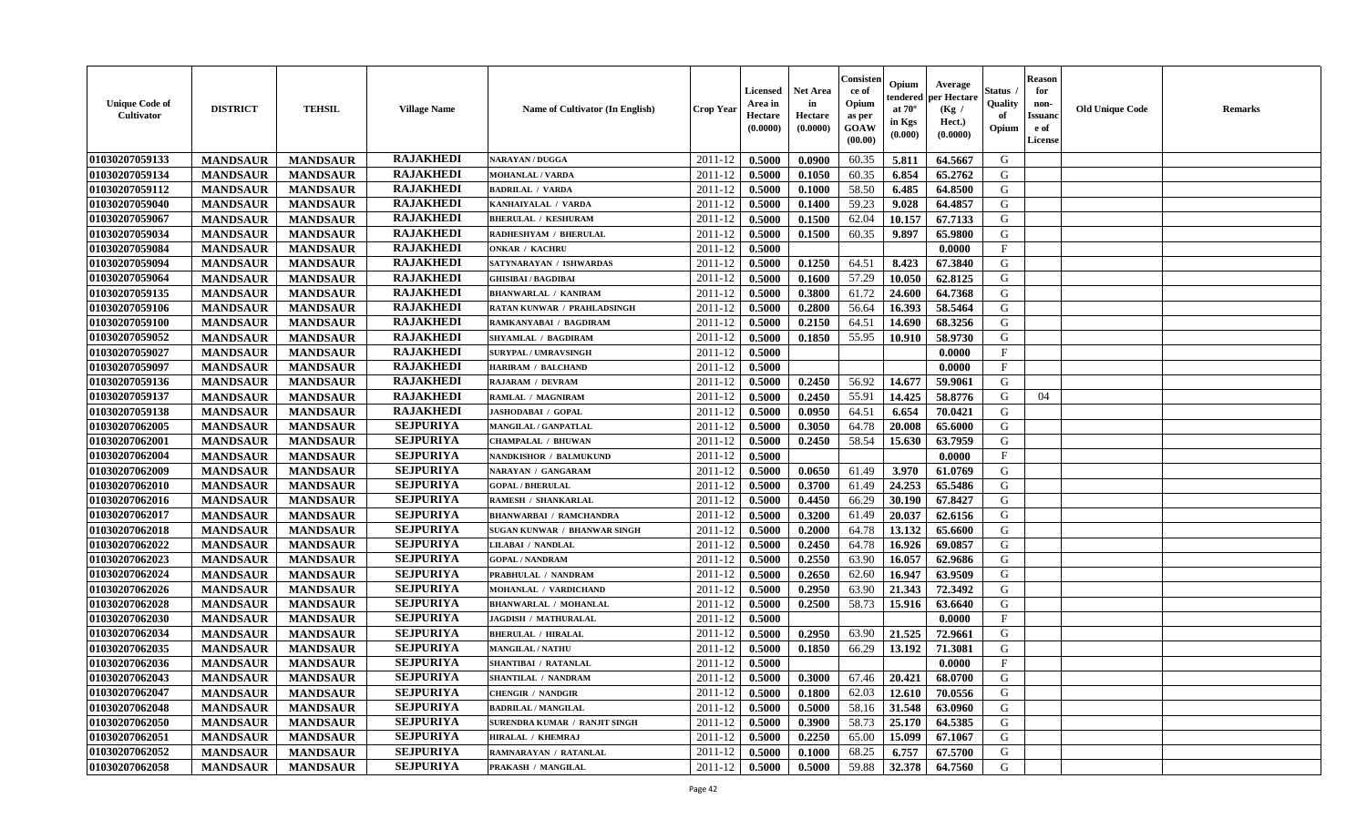| Unique Code of Cultivator | DISTRICT | TEHSIL | Village Name | Name of Cultivator (In English) | Crop Year | Licensed Area in Hectare (0.0000) | Net Area in Hectare (0.0000) | Consistence of Opium as per GOAW (00.00) | Opium tendered at 70° in Kgs (0.000) | Average per Hectare (Kg / Hect.) (0.0000) | Status / Quality of Opium | Reason for non-Issuance of License | Old Unique Code | Remarks |
|---|---|---|---|---|---|---|---|---|---|---|---|---|---|---|
| 01030207059133 | MANDSAUR | MANDSAUR | RAJAKHEDI | NARAYAN / DUGGA | 2011-12 | 0.5000 | 0.0900 | 60.35 | 5.811 | 64.5667 | G | | | |
| 01030207059134 | MANDSAUR | MANDSAUR | RAJAKHEDI | MOHANLAL / VARDA | 2011-12 | 0.5000 | 0.1050 | 60.35 | 6.854 | 65.2762 | G | | | |
| 01030207059112 | MANDSAUR | MANDSAUR | RAJAKHEDI | BADRILAL / VARDA | 2011-12 | 0.5000 | 0.1000 | 58.50 | 6.485 | 64.8500 | G | | | |
| 01030207059040 | MANDSAUR | MANDSAUR | RAJAKHEDI | KANHAIYALAL / VARDA | 2011-12 | 0.5000 | 0.1400 | 59.23 | 9.028 | 64.4857 | G | | | |
| 01030207059067 | MANDSAUR | MANDSAUR | RAJAKHEDI | BHERULAL / KESHURAM | 2011-12 | 0.5000 | 0.1500 | 62.04 | 10.157 | 67.7133 | G | | | |
| 01030207059034 | MANDSAUR | MANDSAUR | RAJAKHEDI | RADHESHYAM / BHERULAL | 2011-12 | 0.5000 | 0.1500 | 60.35 | 9.897 | 65.9800 | G | | | |
| 01030207059084 | MANDSAUR | MANDSAUR | RAJAKHEDI | ONKAR / KACHRU | 2011-12 | 0.5000 | | | | 0.0000 | F | | | |
| 01030207059094 | MANDSAUR | MANDSAUR | RAJAKHEDI | SATYNARAYAN / ISHWARDAS | 2011-12 | 0.5000 | 0.1250 | 64.51 | 8.423 | 67.3840 | G | | | |
| 01030207059064 | MANDSAUR | MANDSAUR | RAJAKHEDI | GHISIBAI / BAGDIBAI | 2011-12 | 0.5000 | 0.1600 | 57.29 | 10.050 | 62.8125 | G | | | |
| 01030207059135 | MANDSAUR | MANDSAUR | RAJAKHEDI | BHANWARLAL / KANIRAM | 2011-12 | 0.5000 | 0.3800 | 61.72 | 24.600 | 64.7368 | G | | | |
| 01030207059106 | MANDSAUR | MANDSAUR | RAJAKHEDI | RATAN KUNWAR / PRAHLADSINGH | 2011-12 | 0.5000 | 0.2800 | 56.64 | 16.393 | 58.5464 | G | | | |
| 01030207059100 | MANDSAUR | MANDSAUR | RAJAKHEDI | RAMKANYABAI / BAGDIRAM | 2011-12 | 0.5000 | 0.2150 | 64.51 | 14.690 | 68.3256 | G | | | |
| 01030207059052 | MANDSAUR | MANDSAUR | RAJAKHEDI | SHYAMLAL / BAGDIRAM | 2011-12 | 0.5000 | 0.1850 | 55.95 | 10.910 | 58.9730 | G | | | |
| 01030207059027 | MANDSAUR | MANDSAUR | RAJAKHEDI | SURYPAL / UMRAVSINGH | 2011-12 | 0.5000 | | | | 0.0000 | F | | | |
| 01030207059097 | MANDSAUR | MANDSAUR | RAJAKHEDI | HARIRAM / BALCHAND | 2011-12 | 0.5000 | | | | 0.0000 | F | | | |
| 01030207059136 | MANDSAUR | MANDSAUR | RAJAKHEDI | RAJARAM / DEVRAM | 2011-12 | 0.5000 | 0.2450 | 56.92 | 14.677 | 59.9061 | G | | | |
| 01030207059137 | MANDSAUR | MANDSAUR | RAJAKHEDI | RAMLAL / MAGNIRAM | 2011-12 | 0.5000 | 0.2450 | 55.91 | 14.425 | 58.8776 | G | 04 | | |
| 01030207059138 | MANDSAUR | MANDSAUR | RAJAKHEDI | JASHODABAI / GOPAL | 2011-12 | 0.5000 | 0.0950 | 64.51 | 6.654 | 70.0421 | G | | | |
| 01030207062005 | MANDSAUR | MANDSAUR | SEJPURIYA | MANGILAL / GANPATLAL | 2011-12 | 0.5000 | 0.3050 | 64.78 | 20.008 | 65.6000 | G | | | |
| 01030207062001 | MANDSAUR | MANDSAUR | SEJPURIYA | CHAMPALAL / BHUWAN | 2011-12 | 0.5000 | 0.2450 | 58.54 | 15.630 | 63.7959 | G | | | |
| 01030207062004 | MANDSAUR | MANDSAUR | SEJPURIYA | NANDKISHOR / BALMUKUND | 2011-12 | 0.5000 | | | | 0.0000 | F | | | |
| 01030207062009 | MANDSAUR | MANDSAUR | SEJPURIYA | NARAYAN / GANGARAM | 2011-12 | 0.5000 | 0.0650 | 61.49 | 3.970 | 61.0769 | G | | | |
| 01030207062010 | MANDSAUR | MANDSAUR | SEJPURIYA | GOPAL / BHERULAL | 2011-12 | 0.5000 | 0.3700 | 61.49 | 24.253 | 65.5486 | G | | | |
| 01030207062016 | MANDSAUR | MANDSAUR | SEJPURIYA | RAMESH / SHANKARLAL | 2011-12 | 0.5000 | 0.4450 | 66.29 | 30.190 | 67.8427 | G | | | |
| 01030207062017 | MANDSAUR | MANDSAUR | SEJPURIYA | BHANWARBAI / RAMCHANDRA | 2011-12 | 0.5000 | 0.3200 | 61.49 | 20.037 | 62.6156 | G | | | |
| 01030207062018 | MANDSAUR | MANDSAUR | SEJPURIYA | SUGAN KUNWAR / BHANWAR SINGH | 2011-12 | 0.5000 | 0.2000 | 64.78 | 13.132 | 65.6600 | G | | | |
| 01030207062022 | MANDSAUR | MANDSAUR | SEJPURIYA | LILABAI / NANDLAL | 2011-12 | 0.5000 | 0.2450 | 64.78 | 16.926 | 69.0857 | G | | | |
| 01030207062023 | MANDSAUR | MANDSAUR | SEJPURIYA | GOPAL / NANDRAM | 2011-12 | 0.5000 | 0.2550 | 63.90 | 16.057 | 62.9686 | G | | | |
| 01030207062024 | MANDSAUR | MANDSAUR | SEJPURIYA | PRABHULAL / NANDRAM | 2011-12 | 0.5000 | 0.2650 | 62.60 | 16.947 | 63.9509 | G | | | |
| 01030207062026 | MANDSAUR | MANDSAUR | SEJPURIYA | MOHANLAL / VARDICHAND | 2011-12 | 0.5000 | 0.2950 | 63.90 | 21.343 | 72.3492 | G | | | |
| 01030207062028 | MANDSAUR | MANDSAUR | SEJPURIYA | BHANWARLAL / MOHANLAL | 2011-12 | 0.5000 | 0.2500 | 58.73 | 15.916 | 63.6640 | G | | | |
| 01030207062030 | MANDSAUR | MANDSAUR | SEJPURIYA | JAGDISH / MATHURALAL | 2011-12 | 0.5000 | | | | 0.0000 | F | | | |
| 01030207062034 | MANDSAUR | MANDSAUR | SEJPURIYA | BHERULAL / HIRALAL | 2011-12 | 0.5000 | 0.2950 | 63.90 | 21.525 | 72.9661 | G | | | |
| 01030207062035 | MANDSAUR | MANDSAUR | SEJPURIYA | MANGILAL / NATHU | 2011-12 | 0.5000 | 0.1850 | 66.29 | 13.192 | 71.3081 | G | | | |
| 01030207062036 | MANDSAUR | MANDSAUR | SEJPURIYA | SHANTIBAI / RATANLAL | 2011-12 | 0.5000 | | | | 0.0000 | F | | | |
| 01030207062043 | MANDSAUR | MANDSAUR | SEJPURIYA | SHANTILAL / NANDRAM | 2011-12 | 0.5000 | 0.3000 | 67.46 | 20.421 | 68.0700 | G | | | |
| 01030207062047 | MANDSAUR | MANDSAUR | SEJPURIYA | CHENGIR / NANDGIR | 2011-12 | 0.5000 | 0.1800 | 62.03 | 12.610 | 70.0556 | G | | | |
| 01030207062048 | MANDSAUR | MANDSAUR | SEJPURIYA | BADRILAL / MANGILAL | 2011-12 | 0.5000 | 0.5000 | 58.16 | 31.548 | 63.0960 | G | | | |
| 01030207062050 | MANDSAUR | MANDSAUR | SEJPURIYA | SURENDRA KUMAR / RANJIT SINGH | 2011-12 | 0.5000 | 0.3900 | 58.73 | 25.170 | 64.5385 | G | | | |
| 01030207062051 | MANDSAUR | MANDSAUR | SEJPURIYA | HIRALAL / KHEMRAJ | 2011-12 | 0.5000 | 0.2250 | 65.00 | 15.099 | 67.1067 | G | | | |
| 01030207062052 | MANDSAUR | MANDSAUR | SEJPURIYA | RAMNARAYAN / RATANLAL | 2011-12 | 0.5000 | 0.1000 | 68.25 | 6.757 | 67.5700 | G | | | |
| 01030207062058 | MANDSAUR | MANDSAUR | SEJPURIYA | PRAKASH / MANGILAL | 2011-12 | 0.5000 | 0.5000 | 59.88 | 32.378 | 64.7560 | G | | | |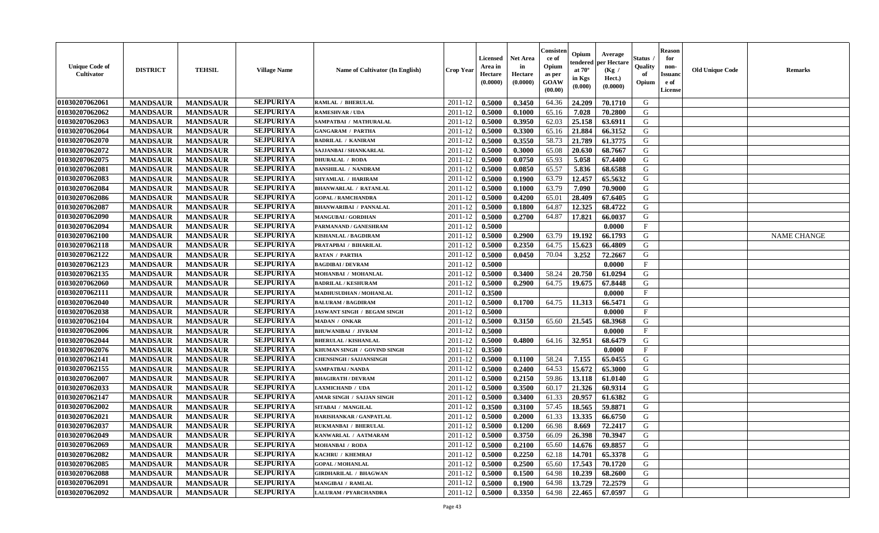| Unique Code of Cultivator | DISTRICT | TEHSIL | Village Name | Name of Cultivator (In English) | Crop Year | Licensed Area in Hectare (0.0000) | Net Area in Hectare (0.0000) | Consistence of Opium as per GOAW (00.00) | Opium tendered at 70° in Kgs (0.000) | Average per Hectare (Kg / Hect.) (0.0000) | Status / Quality of Opium | Reason for non-Issuance of License | Old Unique Code | Remarks |
|---|---|---|---|---|---|---|---|---|---|---|---|---|---|---|
| 01030207062061 | MANDSAUR | MANDSAUR | SEJPURIYA | RAMLAL / BHERULAL | 2011-12 | 0.5000 | 0.3450 | 64.36 | 24.209 | 70.1710 | G | | | |
| 01030207062062 | MANDSAUR | MANDSAUR | SEJPURIYA | RAMESHVAR / UDA | 2011-12 | 0.5000 | 0.1000 | 65.16 | 7.028 | 70.2800 | G | | | |
| 01030207062063 | MANDSAUR | MANDSAUR | SEJPURIYA | SAMPATBAI / MATHURALAL | 2011-12 | 0.5000 | 0.3950 | 62.03 | 25.158 | 63.6911 | G | | | |
| 01030207062064 | MANDSAUR | MANDSAUR | SEJPURIYA | GANGARAM / PARTHA | 2011-12 | 0.5000 | 0.3300 | 65.16 | 21.884 | 66.3152 | G | | | |
| 01030207062070 | MANDSAUR | MANDSAUR | SEJPURIYA | BADRILAL / KANIRAM | 2011-12 | 0.5000 | 0.3550 | 58.73 | 21.789 | 61.3775 | G | | | |
| 01030207062072 | MANDSAUR | MANDSAUR | SEJPURIYA | SAJJANBAI / SHANKARLAL | 2011-12 | 0.5000 | 0.3000 | 65.08 | 20.630 | 68.7667 | G | | | |
| 01030207062075 | MANDSAUR | MANDSAUR | SEJPURIYA | DHURALAL / RODA | 2011-12 | 0.5000 | 0.0750 | 65.93 | 5.058 | 67.4400 | G | | | |
| 01030207062081 | MANDSAUR | MANDSAUR | SEJPURIYA | BANSHILAL / NANDRAM | 2011-12 | 0.5000 | 0.0850 | 65.57 | 5.836 | 68.6588 | G | | | |
| 01030207062083 | MANDSAUR | MANDSAUR | SEJPURIYA | SHYAMLAL / HARIRAM | 2011-12 | 0.5000 | 0.1900 | 63.79 | 12.457 | 65.5632 | G | | | |
| 01030207062084 | MANDSAUR | MANDSAUR | SEJPURIYA | BHANWARLAL / RATANLAL | 2011-12 | 0.5000 | 0.1000 | 63.79 | 7.090 | 70.9000 | G | | | |
| 01030207062086 | MANDSAUR | MANDSAUR | SEJPURIYA | GOPAL / RAMCHANDRA | 2011-12 | 0.5000 | 0.4200 | 65.01 | 28.409 | 67.6405 | G | | | |
| 01030207062087 | MANDSAUR | MANDSAUR | SEJPURIYA | BHANWARIBAI / PANNALAL | 2011-12 | 0.5000 | 0.1800 | 64.87 | 12.325 | 68.4722 | G | | | |
| 01030207062090 | MANDSAUR | MANDSAUR | SEJPURIYA | MANGUBAI / GORDHAN | 2011-12 | 0.5000 | 0.2700 | 64.87 | 17.821 | 66.0037 | G | | | |
| 01030207062094 | MANDSAUR | MANDSAUR | SEJPURIYA | PARMANAND / GANESHRAM | 2011-12 | 0.5000 | | | | 0.0000 | F | | | |
| 01030207062100 | MANDSAUR | MANDSAUR | SEJPURIYA | KISHANLAL / BAGDIRAM | 2011-12 | 0.5000 | 0.2900 | 63.79 | 19.192 | 66.1793 | G | | | NAME CHANGE |
| 01030207062118 | MANDSAUR | MANDSAUR | SEJPURIYA | PRATAPBAI / BIHARILAL | 2011-12 | 0.5000 | 0.2350 | 64.75 | 15.623 | 66.4809 | G | | | |
| 01030207062122 | MANDSAUR | MANDSAUR | SEJPURIYA | RATAN / PARTHA | 2011-12 | 0.5000 | 0.0450 | 70.04 | 3.252 | 72.2667 | G | | | |
| 01030207062123 | MANDSAUR | MANDSAUR | SEJPURIYA | BAGDIBAI / DEVRAM | 2011-12 | 0.5000 | | | | 0.0000 | F | | | |
| 01030207062135 | MANDSAUR | MANDSAUR | SEJPURIYA | MOHANBAI / MOHANLAL | 2011-12 | 0.5000 | 0.3400 | 58.24 | 20.750 | 61.0294 | G | | | |
| 01030207062060 | MANDSAUR | MANDSAUR | SEJPURIYA | BADRILAL / KESHURAM | 2011-12 | 0.5000 | 0.2900 | 64.75 | 19.675 | 67.8448 | G | | | |
| 01030207062111 | MANDSAUR | MANDSAUR | SEJPURIYA | MADHUSUDHAN / MOHANLAL | 2011-12 | 0.3500 | | | | 0.0000 | F | | | |
| 01030207062040 | MANDSAUR | MANDSAUR | SEJPURIYA | BALURAM / BAGDIRAM | 2011-12 | 0.5000 | 0.1700 | 64.75 | 11.313 | 66.5471 | G | | | |
| 01030207062038 | MANDSAUR | MANDSAUR | SEJPURIYA | JASWANT SINGH / BEGAM SINGH | 2011-12 | 0.5000 | | | | 0.0000 | F | | | |
| 01030207062104 | MANDSAUR | MANDSAUR | SEJPURIYA | MADAN / ONKAR | 2011-12 | 0.5000 | 0.3150 | 65.60 | 21.545 | 68.3968 | G | | | |
| 01030207062006 | MANDSAUR | MANDSAUR | SEJPURIYA | BHUWANIBAI / JIVRAM | 2011-12 | 0.5000 | | | | 0.0000 | F | | | |
| 01030207062044 | MANDSAUR | MANDSAUR | SEJPURIYA | BHERULAL / KISHANLAL | 2011-12 | 0.5000 | 0.4800 | 64.16 | 32.951 | 68.6479 | G | | | |
| 01030207062076 | MANDSAUR | MANDSAUR | SEJPURIYA | KHUMAN SINGH / GOVIND SINGH | 2011-12 | 0.3500 | | | | 0.0000 | F | | | |
| 01030207062141 | MANDSAUR | MANDSAUR | SEJPURIYA | CHENSINGH / SAJJANSINGH | 2011-12 | 0.5000 | 0.1100 | 58.24 | 7.155 | 65.0455 | G | | | |
| 01030207062155 | MANDSAUR | MANDSAUR | SEJPURIYA | SAMPATBAI / NANDA | 2011-12 | 0.5000 | 0.2400 | 64.53 | 15.672 | 65.3000 | G | | | |
| 01030207062007 | MANDSAUR | MANDSAUR | SEJPURIYA | BHAGIRATH / DEVRAM | 2011-12 | 0.5000 | 0.2150 | 59.86 | 13.118 | 61.0140 | G | | | |
| 01030207062033 | MANDSAUR | MANDSAUR | SEJPURIYA | LAXMICHAND / UDA | 2011-12 | 0.5000 | 0.3500 | 60.17 | 21.326 | 60.9314 | G | | | |
| 01030207062147 | MANDSAUR | MANDSAUR | SEJPURIYA | AMAR SINGH / SAJJAN SINGH | 2011-12 | 0.5000 | 0.3400 | 61.33 | 20.957 | 61.6382 | G | | | |
| 01030207062002 | MANDSAUR | MANDSAUR | SEJPURIYA | SITABAI / MANGILAL | 2011-12 | 0.3500 | 0.3100 | 57.45 | 18.565 | 59.8871 | G | | | |
| 01030207062021 | MANDSAUR | MANDSAUR | SEJPURIYA | HARISHANKAR / GANPATLAL | 2011-12 | 0.5000 | 0.2000 | 61.33 | 13.335 | 66.6750 | G | | | |
| 01030207062037 | MANDSAUR | MANDSAUR | SEJPURIYA | RUKMANBAI / BHERULAL | 2011-12 | 0.5000 | 0.1200 | 66.98 | 8.669 | 72.2417 | G | | | |
| 01030207062049 | MANDSAUR | MANDSAUR | SEJPURIYA | KANWARLAL / AATMARAM | 2011-12 | 0.5000 | 0.3750 | 66.09 | 26.398 | 70.3947 | G | | | |
| 01030207062069 | MANDSAUR | MANDSAUR | SEJPURIYA | MOHANBAI / RODA | 2011-12 | 0.5000 | 0.2100 | 65.60 | 14.676 | 69.8857 | G | | | |
| 01030207062082 | MANDSAUR | MANDSAUR | SEJPURIYA | KACHRU / KHEMRAJ | 2011-12 | 0.5000 | 0.2250 | 62.18 | 14.701 | 65.3378 | G | | | |
| 01030207062085 | MANDSAUR | MANDSAUR | SEJPURIYA | GOPAL / MOHANLAL | 2011-12 | 0.5000 | 0.2500 | 65.60 | 17.543 | 70.1720 | G | | | |
| 01030207062088 | MANDSAUR | MANDSAUR | SEJPURIYA | GIRDHARILAL / BHAGWAN | 2011-12 | 0.5000 | 0.1500 | 64.98 | 10.239 | 68.2600 | G | | | |
| 01030207062091 | MANDSAUR | MANDSAUR | SEJPURIYA | MANGIBAI / RAMLAL | 2011-12 | 0.5000 | 0.1900 | 64.98 | 13.729 | 72.2579 | G | | | |
| 01030207062092 | MANDSAUR | MANDSAUR | SEJPURIYA | LALURAM / PYARCHANDRA | 2011-12 | 0.5000 | 0.3350 | 64.98 | 22.465 | 67.0597 | G | | | |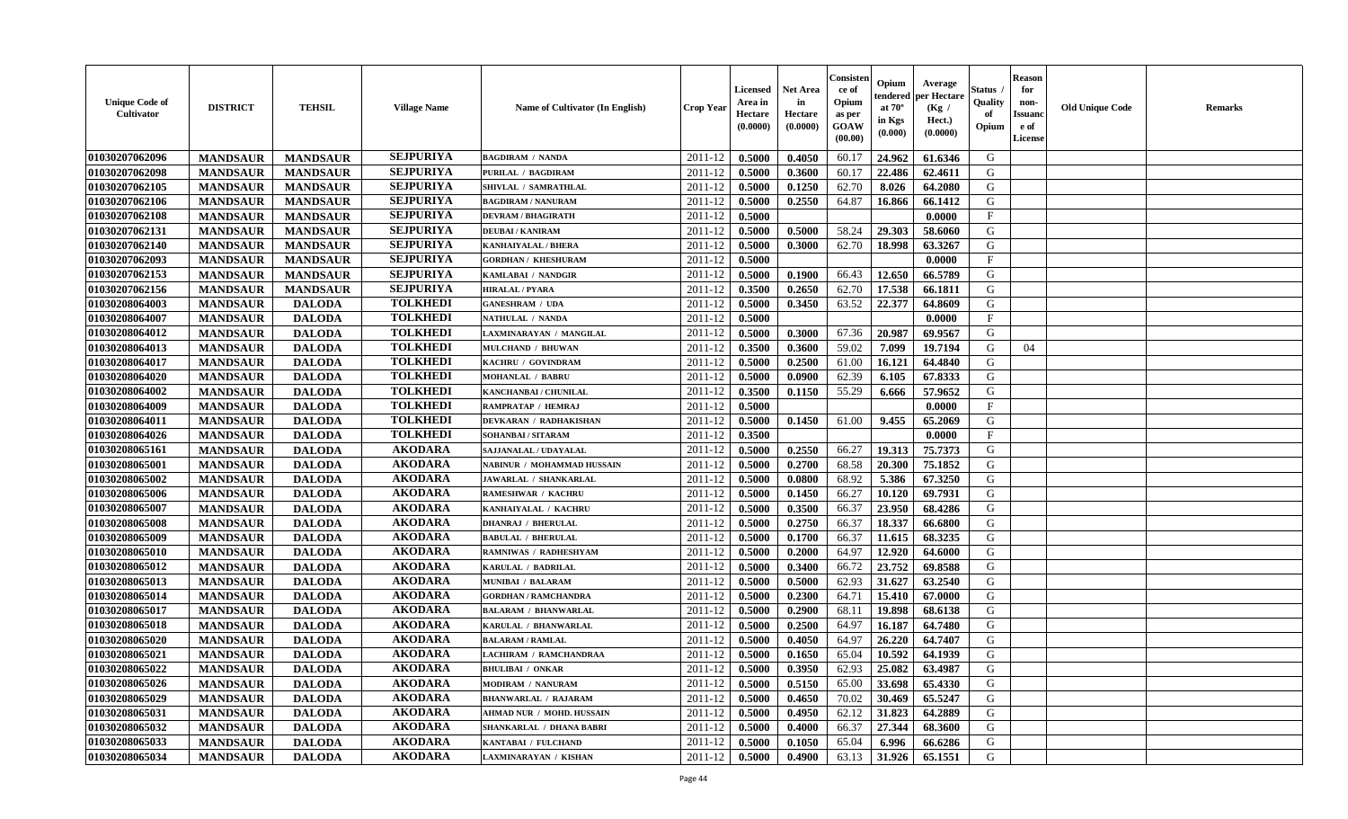| Unique Code of Cultivator | DISTRICT | TEHSIL | Village Name | Name of Cultivator (In English) | Crop Year | Licensed Area in Hectare (0.0000) | Net Area in Hectare (0.0000) | Consistence of Opium as per GOAW (00.00) | Opium tendered at 70° in Kgs (0.000) | Average per Hectare (Kg / Hect.) (0.0000) | Status / Quality of Opium | Reason for non-Issuance of License | Old Unique Code | Remarks |
|---|---|---|---|---|---|---|---|---|---|---|---|---|---|---|
| 01030207062096 | MANDSAUR | MANDSAUR | SEJPURIYA | BAGDIRAM / NANDA | 2011-12 | 0.5000 | 0.4050 | 60.17 | 24.962 | 61.6346 | G | | | |
| 01030207062098 | MANDSAUR | MANDSAUR | SEJPURIYA | PURILAL / BAGDIRAM | 2011-12 | 0.5000 | 0.3600 | 60.17 | 22.486 | 62.4611 | G | | | |
| 01030207062105 | MANDSAUR | MANDSAUR | SEJPURIYA | SHIVLAL / SAMRATHLAL | 2011-12 | 0.5000 | 0.1250 | 62.70 | 8.026 | 64.2080 | G | | | |
| 01030207062106 | MANDSAUR | MANDSAUR | SEJPURIYA | BAGDIRAM / NANURAM | 2011-12 | 0.5000 | 0.2550 | 64.87 | 16.866 | 66.1412 | G | | | |
| 01030207062108 | MANDSAUR | MANDSAUR | SEJPURIYA | DEVRAM / BHAGIRATH | 2011-12 | 0.5000 | | | | 0.0000 | F | | | |
| 01030207062131 | MANDSAUR | MANDSAUR | SEJPURIYA | DEUBAI / KANIRAM | 2011-12 | 0.5000 | 0.5000 | 58.24 | 29.303 | 58.6060 | G | | | |
| 01030207062140 | MANDSAUR | MANDSAUR | SEJPURIYA | KANHAIYALAL / BHERA | 2011-12 | 0.5000 | 0.3000 | 62.70 | 18.998 | 63.3267 | G | | | |
| 01030207062093 | MANDSAUR | MANDSAUR | SEJPURIYA | GORDHAN / KHESHURAM | 2011-12 | 0.5000 | | | | 0.0000 | F | | | |
| 01030207062153 | MANDSAUR | MANDSAUR | SEJPURIYA | KAMLABAI / NANDGIR | 2011-12 | 0.5000 | 0.1900 | 66.43 | 12.650 | 66.5789 | G | | | |
| 01030207062156 | MANDSAUR | MANDSAUR | SEJPURIYA | HIRALAL / PYARA | 2011-12 | 0.3500 | 0.2650 | 62.70 | 17.538 | 66.1811 | G | | | |
| 01030208064003 | MANDSAUR | DALODA | TOLKHEDI | GANESHRAM / UDA | 2011-12 | 0.5000 | 0.3450 | 63.52 | 22.377 | 64.8609 | G | | | |
| 01030208064007 | MANDSAUR | DALODA | TOLKHEDI | NATHULAL / NANDA | 2011-12 | 0.5000 | | | | 0.0000 | F | | | |
| 01030208064012 | MANDSAUR | DALODA | TOLKHEDI | LAXMINARAYAN / MANGILAL | 2011-12 | 0.5000 | 0.3000 | 67.36 | 20.987 | 69.9567 | G | | | |
| 01030208064013 | MANDSAUR | DALODA | TOLKHEDI | MULCHAND / BHUWAN | 2011-12 | 0.3500 | 0.3600 | 59.02 | 7.099 | 19.7194 | G | 04 | | |
| 01030208064017 | MANDSAUR | DALODA | TOLKHEDI | KACHRU / GOVINDRAM | 2011-12 | 0.5000 | 0.2500 | 61.00 | 16.121 | 64.4840 | G | | | |
| 01030208064020 | MANDSAUR | DALODA | TOLKHEDI | MOHANLAL / BABRU | 2011-12 | 0.5000 | 0.0900 | 62.39 | 6.105 | 67.8333 | G | | | |
| 01030208064002 | MANDSAUR | DALODA | TOLKHEDI | KANCHANBAI / CHUNILAL | 2011-12 | 0.3500 | 0.1150 | 55.29 | 6.666 | 57.9652 | G | | | |
| 01030208064009 | MANDSAUR | DALODA | TOLKHEDI | RAMPRATAP / HEMRAJ | 2011-12 | 0.5000 | | | | 0.0000 | F | | | |
| 01030208064011 | MANDSAUR | DALODA | TOLKHEDI | DEVKARAN / RADHAKISHAN | 2011-12 | 0.5000 | 0.1450 | 61.00 | 9.455 | 65.2069 | G | | | |
| 01030208064026 | MANDSAUR | DALODA | TOLKHEDI | SOHANBAI / SITARAM | 2011-12 | 0.3500 | | | | 0.0000 | F | | | |
| 01030208065161 | MANDSAUR | DALODA | AKODARA | SAJJANALAL / UDAYALAL | 2011-12 | 0.5000 | 0.2550 | 66.27 | 19.313 | 75.7373 | G | | | |
| 01030208065001 | MANDSAUR | DALODA | AKODARA | NABINUR / MOHAMMAD HUSSAIN | 2011-12 | 0.5000 | 0.2700 | 68.58 | 20.300 | 75.1852 | G | | | |
| 01030208065002 | MANDSAUR | DALODA | AKODARA | JAWARLAL / SHANKARLAL | 2011-12 | 0.5000 | 0.0800 | 68.92 | 5.386 | 67.3250 | G | | | |
| 01030208065006 | MANDSAUR | DALODA | AKODARA | RAMESHWAR / KACHRU | 2011-12 | 0.5000 | 0.1450 | 66.27 | 10.120 | 69.7931 | G | | | |
| 01030208065007 | MANDSAUR | DALODA | AKODARA | KANHAIYALAL / KACHRU | 2011-12 | 0.5000 | 0.3500 | 66.37 | 23.950 | 68.4286 | G | | | |
| 01030208065008 | MANDSAUR | DALODA | AKODARA | DHANRAJ / BHERULAL | 2011-12 | 0.5000 | 0.2750 | 66.37 | 18.337 | 66.6800 | G | | | |
| 01030208065009 | MANDSAUR | DALODA | AKODARA | BABULAL / BHERULAL | 2011-12 | 0.5000 | 0.1700 | 66.37 | 11.615 | 68.3235 | G | | | |
| 01030208065010 | MANDSAUR | DALODA | AKODARA | RAMNIWAS / RADHESHYAM | 2011-12 | 0.5000 | 0.2000 | 64.97 | 12.920 | 64.6000 | G | | | |
| 01030208065012 | MANDSAUR | DALODA | AKODARA | KARULAL / BADRILAL | 2011-12 | 0.5000 | 0.3400 | 66.72 | 23.752 | 69.8588 | G | | | |
| 01030208065013 | MANDSAUR | DALODA | AKODARA | MUNIBAI / BALARAM | 2011-12 | 0.5000 | 0.5000 | 62.93 | 31.627 | 63.2540 | G | | | |
| 01030208065014 | MANDSAUR | DALODA | AKODARA | GORDHAN / RAMCHANDRA | 2011-12 | 0.5000 | 0.2300 | 64.71 | 15.410 | 67.0000 | G | | | |
| 01030208065017 | MANDSAUR | DALODA | AKODARA | BALARAM / BHANWARLAL | 2011-12 | 0.5000 | 0.2900 | 68.11 | 19.898 | 68.6138 | G | | | |
| 01030208065018 | MANDSAUR | DALODA | AKODARA | KARULAL / BHANWARLAL | 2011-12 | 0.5000 | 0.2500 | 64.97 | 16.187 | 64.7480 | G | | | |
| 01030208065020 | MANDSAUR | DALODA | AKODARA | BALARAM / RAMLAL | 2011-12 | 0.5000 | 0.4050 | 64.97 | 26.220 | 64.7407 | G | | | |
| 01030208065021 | MANDSAUR | DALODA | AKODARA | LACHIRAM / RAMCHANDRAA | 2011-12 | 0.5000 | 0.1650 | 65.04 | 10.592 | 64.1939 | G | | | |
| 01030208065022 | MANDSAUR | DALODA | AKODARA | BHULIBAI / ONKAR | 2011-12 | 0.5000 | 0.3950 | 62.93 | 25.082 | 63.4987 | G | | | |
| 01030208065026 | MANDSAUR | DALODA | AKODARA | MODIRAM / NANURAM | 2011-12 | 0.5000 | 0.5150 | 65.00 | 33.698 | 65.4330 | G | | | |
| 01030208065029 | MANDSAUR | DALODA | AKODARA | BHANWARLAL / RAJARAM | 2011-12 | 0.5000 | 0.4650 | 70.02 | 30.469 | 65.5247 | G | | | |
| 01030208065031 | MANDSAUR | DALODA | AKODARA | AHMAD NUR / MOHD. HUSSAIN | 2011-12 | 0.5000 | 0.4950 | 62.12 | 31.823 | 64.2889 | G | | | |
| 01030208065032 | MANDSAUR | DALODA | AKODARA | SHANKARLAL / DHANA BABRI | 2011-12 | 0.5000 | 0.4000 | 66.37 | 27.344 | 68.3600 | G | | | |
| 01030208065033 | MANDSAUR | DALODA | AKODARA | KANTABAI / FULCHAND | 2011-12 | 0.5000 | 0.1050 | 65.04 | 6.996 | 66.6286 | G | | | |
| 01030208065034 | MANDSAUR | DALODA | AKODARA | LAXMINARAYAN / KISHAN | 2011-12 | 0.5000 | 0.4900 | 63.13 | 31.926 | 65.1551 | G | | | |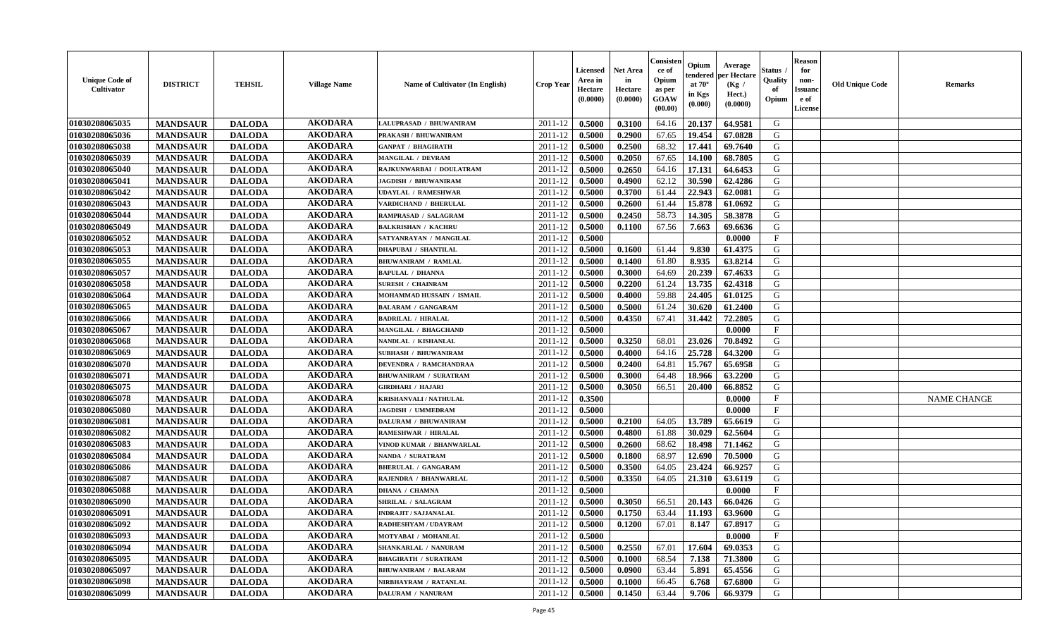| Unique Code of Cultivator | DISTRICT | TEHSIL | Village Name | Name of Cultivator (In English) | Crop Year | Licensed Area in Hectare (0.0000) | Net Area in Hectare (0.0000) | Consistence of Opium as per GOAW (00.00) | Opium tendered at 70° in Kgs (0.000) | Average per Hectare (Kg / Hect.) (0.0000) | Status / Quality of Opium | Reason for non-Issuance of License | Old Unique Code | Remarks |
|---|---|---|---|---|---|---|---|---|---|---|---|---|---|---|
| 01030208065035 | MANDSAUR | DALODA | AKODARA | LALUPRASAD / BHUWANIRAM | 2011-12 | 0.5000 | 0.3100 | 64.16 | 20.137 | 64.9581 | G | | | |
| 01030208065036 | MANDSAUR | DALODA | AKODARA | PRAKASH / BHUWANIRAM | 2011-12 | 0.5000 | 0.2900 | 67.65 | 19.454 | 67.0828 | G | | | |
| 01030208065038 | MANDSAUR | DALODA | AKODARA | GANPAT / BHAGIRATH | 2011-12 | 0.5000 | 0.2500 | 68.32 | 17.441 | 69.7640 | G | | | |
| 01030208065039 | MANDSAUR | DALODA | AKODARA | MANGILAL / DEVRAM | 2011-12 | 0.5000 | 0.2050 | 67.65 | 14.100 | 68.7805 | G | | | |
| 01030208065040 | MANDSAUR | DALODA | AKODARA | RAJKUNWARBAI / DOULATRAM | 2011-12 | 0.5000 | 0.2650 | 64.16 | 17.131 | 64.6453 | G | | | |
| 01030208065041 | MANDSAUR | DALODA | AKODARA | JAGDISH / BHUWANIRAM | 2011-12 | 0.5000 | 0.4900 | 62.12 | 30.590 | 62.4286 | G | | | |
| 01030208065042 | MANDSAUR | DALODA | AKODARA | UDAYLAL / RAMESHWAR | 2011-12 | 0.5000 | 0.3700 | 61.44 | 22.943 | 62.0081 | G | | | |
| 01030208065043 | MANDSAUR | DALODA | AKODARA | VARDICHAND / BHERULAL | 2011-12 | 0.5000 | 0.2600 | 61.44 | 15.878 | 61.0692 | G | | | |
| 01030208065044 | MANDSAUR | DALODA | AKODARA | RAMPRASAD / SALAGRAM | 2011-12 | 0.5000 | 0.2450 | 58.73 | 14.305 | 58.3878 | G | | | |
| 01030208065049 | MANDSAUR | DALODA | AKODARA | BALKRISHAN / KACHRU | 2011-12 | 0.5000 | 0.1100 | 67.56 | 7.663 | 69.6636 | G | | | |
| 01030208065052 | MANDSAUR | DALODA | AKODARA | SATYANRAYAN / MANGILAL | 2011-12 | 0.5000 | | | | 0.0000 | F | | | |
| 01030208065053 | MANDSAUR | DALODA | AKODARA | DHAPUBAI / SHANTILAL | 2011-12 | 0.5000 | 0.1600 | 61.44 | 9.830 | 61.4375 | G | | | |
| 01030208065055 | MANDSAUR | DALODA | AKODARA | BHUWANIRAM / RAMLAL | 2011-12 | 0.5000 | 0.1400 | 61.80 | 8.935 | 63.8214 | G | | | |
| 01030208065057 | MANDSAUR | DALODA | AKODARA | BAPULAL / DHANNA | 2011-12 | 0.5000 | 0.3000 | 64.69 | 20.239 | 67.4633 | G | | | |
| 01030208065058 | MANDSAUR | DALODA | AKODARA | SURESH / CHAINRAM | 2011-12 | 0.5000 | 0.2200 | 61.24 | 13.735 | 62.4318 | G | | | |
| 01030208065064 | MANDSAUR | DALODA | AKODARA | MOHAMMAD HUSSAIN / ISMAIL | 2011-12 | 0.5000 | 0.4000 | 59.88 | 24.405 | 61.0125 | G | | | |
| 01030208065065 | MANDSAUR | DALODA | AKODARA | BALARAM / GANGARAM | 2011-12 | 0.5000 | 0.5000 | 61.24 | 30.620 | 61.2400 | G | | | |
| 01030208065066 | MANDSAUR | DALODA | AKODARA | BADRILAL / HIRALAL | 2011-12 | 0.5000 | 0.4350 | 67.41 | 31.442 | 72.2805 | G | | | |
| 01030208065067 | MANDSAUR | DALODA | AKODARA | MANGILAL / BHAGCHAND | 2011-12 | 0.5000 | | | | 0.0000 | F | | | |
| 01030208065068 | MANDSAUR | DALODA | AKODARA | NANDLAL / KISHANLAL | 2011-12 | 0.5000 | 0.3250 | 68.01 | 23.026 | 70.8492 | G | | | |
| 01030208065069 | MANDSAUR | DALODA | AKODARA | SUBHASH / BHUWANIRAM | 2011-12 | 0.5000 | 0.4000 | 64.16 | 25.728 | 64.3200 | G | | | |
| 01030208065070 | MANDSAUR | DALODA | AKODARA | DEVENDRA / RAMCHANDRAA | 2011-12 | 0.5000 | 0.2400 | 64.81 | 15.767 | 65.6958 | G | | | |
| 01030208065071 | MANDSAUR | DALODA | AKODARA | BHUWANIRAM / SURATRAM | 2011-12 | 0.5000 | 0.3000 | 64.48 | 18.966 | 63.2200 | G | | | |
| 01030208065075 | MANDSAUR | DALODA | AKODARA | GIRDHARI / HAJARI | 2011-12 | 0.5000 | 0.3050 | 66.51 | 20.400 | 66.8852 | G | | | |
| 01030208065078 | MANDSAUR | DALODA | AKODARA | KRISHANVALI / NATHULAL | 2011-12 | 0.3500 | | | | 0.0000 | F | | | NAME CHANGE |
| 01030208065080 | MANDSAUR | DALODA | AKODARA | JAGDISH / UMMEDRAM | 2011-12 | 0.5000 | | | | 0.0000 | F | | | |
| 01030208065081 | MANDSAUR | DALODA | AKODARA | DALURAM / BHUWANIRAM | 2011-12 | 0.5000 | 0.2100 | 64.05 | 13.789 | 65.6619 | G | | | |
| 01030208065082 | MANDSAUR | DALODA | AKODARA | RAMESHWAR / HIRALAL | 2011-12 | 0.5000 | 0.4800 | 61.88 | 30.029 | 62.5604 | G | | | |
| 01030208065083 | MANDSAUR | DALODA | AKODARA | VINOD KUMAR / BHANWARLAL | 2011-12 | 0.5000 | 0.2600 | 68.62 | 18.498 | 71.1462 | G | | | |
| 01030208065084 | MANDSAUR | DALODA | AKODARA | NANDA / SURATRAM | 2011-12 | 0.5000 | 0.1800 | 68.97 | 12.690 | 70.5000 | G | | | |
| 01030208065086 | MANDSAUR | DALODA | AKODARA | BHERULAL / GANGARAM | 2011-12 | 0.5000 | 0.3500 | 64.05 | 23.424 | 66.9257 | G | | | |
| 01030208065087 | MANDSAUR | DALODA | AKODARA | RAJENDRA / BHANWARLAL | 2011-12 | 0.5000 | 0.3350 | 64.05 | 21.310 | 63.6119 | G | | | |
| 01030208065088 | MANDSAUR | DALODA | AKODARA | DHANA / CHAMNA | 2011-12 | 0.5000 | | | | 0.0000 | F | | | |
| 01030208065090 | MANDSAUR | DALODA | AKODARA | SHRILAL / SALAGRAM | 2011-12 | 0.5000 | 0.3050 | 66.51 | 20.143 | 66.0426 | G | | | |
| 01030208065091 | MANDSAUR | DALODA | AKODARA | INDRAJIT / SAJJANALAL | 2011-12 | 0.5000 | 0.1750 | 63.44 | 11.193 | 63.9600 | G | | | |
| 01030208065092 | MANDSAUR | DALODA | AKODARA | RADHESHYAM / UDAYRAM | 2011-12 | 0.5000 | 0.1200 | 67.01 | 8.147 | 67.8917 | G | | | |
| 01030208065093 | MANDSAUR | DALODA | AKODARA | MOTYABAI / MOHANLAL | 2011-12 | 0.5000 | | | | 0.0000 | F | | | |
| 01030208065094 | MANDSAUR | DALODA | AKODARA | SHANKARLAL / NANURAM | 2011-12 | 0.5000 | 0.2550 | 67.01 | 17.604 | 69.0353 | G | | | |
| 01030208065095 | MANDSAUR | DALODA | AKODARA | BHAGIRATH / SURATRAM | 2011-12 | 0.5000 | 0.1000 | 68.54 | 7.138 | 71.3800 | G | | | |
| 01030208065097 | MANDSAUR | DALODA | AKODARA | BHUWANIRAM / BALARAM | 2011-12 | 0.5000 | 0.0900 | 63.44 | 5.891 | 65.4556 | G | | | |
| 01030208065098 | MANDSAUR | DALODA | AKODARA | NIRBHAYRAM / RATANLAL | 2011-12 | 0.5000 | 0.1000 | 66.45 | 6.768 | 67.6800 | G | | | |
| 01030208065099 | MANDSAUR | DALODA | AKODARA | DALURAM / NANURAM | 2011-12 | 0.5000 | 0.1450 | 63.44 | 9.706 | 66.9379 | G | | | |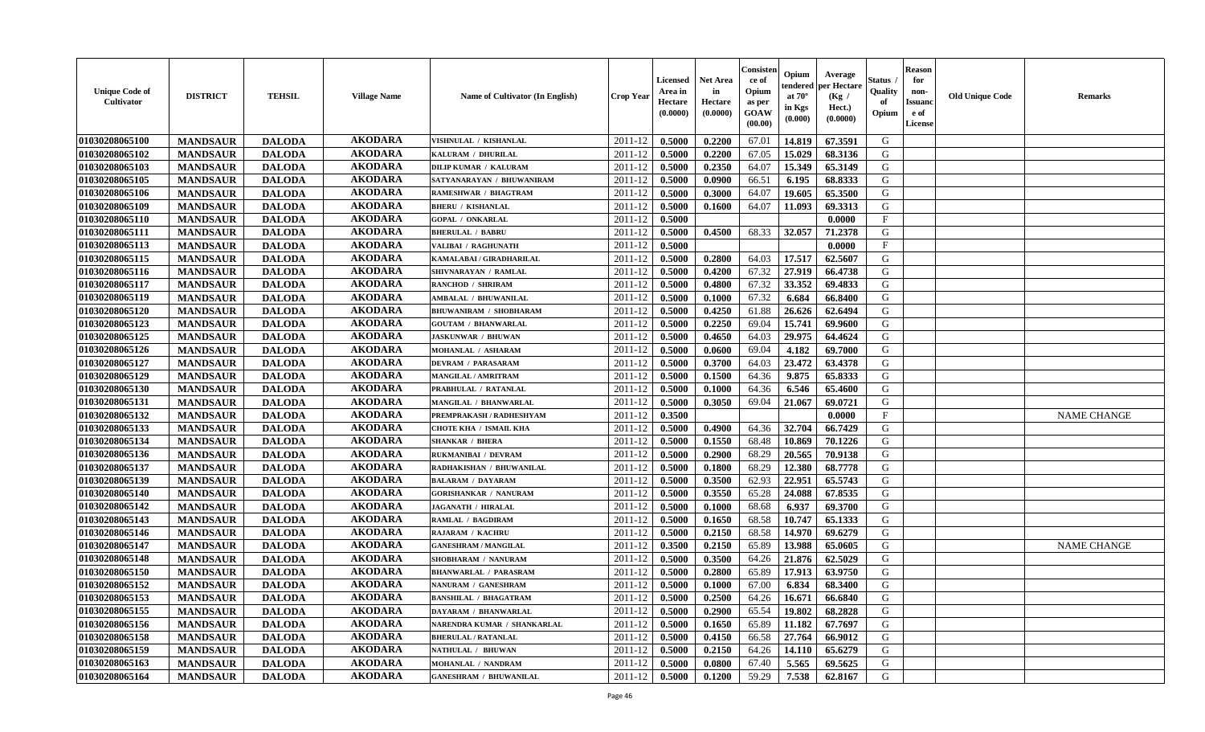| Unique Code of Cultivator | DISTRICT | TEHSIL | Village Name | Name of Cultivator (In English) | Crop Year | Licensed Area in Hectare (0.0000) | Net Area in Hectare (0.0000) | Consistence of Opium as per GOAW (00.00) | Opium tendered at 70° in Kgs (0.000) | Average per Hectare (Kg / Hect.) (0.0000) | Status / Quality of Opium | Reason for non-Issuance of License | Old Unique Code | Remarks |
|---|---|---|---|---|---|---|---|---|---|---|---|---|---|---|
| 01030208065100 | MANDSAUR | DALODA | AKODARA | VISHNULAL / KISHANLAL | 2011-12 | 0.5000 | 0.2200 | 67.01 | 14.819 | 67.3591 | G | | | |
| 01030208065102 | MANDSAUR | DALODA | AKODARA | KALURAM / DHURILAL | 2011-12 | 0.5000 | 0.2200 | 67.05 | 15.029 | 68.3136 | G | | | |
| 01030208065103 | MANDSAUR | DALODA | AKODARA | DILIP KUMAR / KALURAM | 2011-12 | 0.5000 | 0.2350 | 64.07 | 15.349 | 65.3149 | G | | | |
| 01030208065105 | MANDSAUR | DALODA | AKODARA | SATYANARAYAN / BHUWANIRAM | 2011-12 | 0.5000 | 0.0900 | 66.51 | 6.195 | 68.8333 | G | | | |
| 01030208065106 | MANDSAUR | DALODA | AKODARA | RAMESHWAR / BHAGTRAM | 2011-12 | 0.5000 | 0.3000 | 64.07 | 19.605 | 65.3500 | G | | | |
| 01030208065109 | MANDSAUR | DALODA | AKODARA | BHERU / KISHANLAL | 2011-12 | 0.5000 | 0.1600 | 64.07 | 11.093 | 69.3313 | G | | | |
| 01030208065110 | MANDSAUR | DALODA | AKODARA | GOPAL / ONKARLAL | 2011-12 | 0.5000 | | | | 0.0000 | F | | | |
| 01030208065111 | MANDSAUR | DALODA | AKODARA | BHERULAL / BABRU | 2011-12 | 0.5000 | 0.4500 | 68.33 | 32.057 | 71.2378 | G | | | |
| 01030208065113 | MANDSAUR | DALODA | AKODARA | VALIBAI / RAGHUNATH | 2011-12 | 0.5000 | | | | 0.0000 | F | | | |
| 01030208065115 | MANDSAUR | DALODA | AKODARA | KAMALABAI / GIRADHARILAL | 2011-12 | 0.5000 | 0.2800 | 64.03 | 17.517 | 62.5607 | G | | | |
| 01030208065116 | MANDSAUR | DALODA | AKODARA | SHIVNARAYAN / RAMLAL | 2011-12 | 0.5000 | 0.4200 | 67.32 | 27.919 | 66.4738 | G | | | |
| 01030208065117 | MANDSAUR | DALODA | AKODARA | RANCHOD / SHRIRAM | 2011-12 | 0.5000 | 0.4800 | 67.32 | 33.352 | 69.4833 | G | | | |
| 01030208065119 | MANDSAUR | DALODA | AKODARA | AMBALAL / BHUWANILAL | 2011-12 | 0.5000 | 0.1000 | 67.32 | 6.684 | 66.8400 | G | | | |
| 01030208065120 | MANDSAUR | DALODA | AKODARA | BHUWANIRAM / SHOBHARAM | 2011-12 | 0.5000 | 0.4250 | 61.88 | 26.626 | 62.6494 | G | | | |
| 01030208065123 | MANDSAUR | DALODA | AKODARA | GOUTAM / BHANWARLAL | 2011-12 | 0.5000 | 0.2250 | 69.04 | 15.741 | 69.9600 | G | | | |
| 01030208065125 | MANDSAUR | DALODA | AKODARA | JASKUNWAR / BHUWAN | 2011-12 | 0.5000 | 0.4650 | 64.03 | 29.975 | 64.4624 | G | | | |
| 01030208065126 | MANDSAUR | DALODA | AKODARA | MOHANLAL / ASHARAM | 2011-12 | 0.5000 | 0.0600 | 69.04 | 4.182 | 69.7000 | G | | | |
| 01030208065127 | MANDSAUR | DALODA | AKODARA | DEVRAM / PARASARAM | 2011-12 | 0.5000 | 0.3700 | 64.03 | 23.472 | 63.4378 | G | | | |
| 01030208065129 | MANDSAUR | DALODA | AKODARA | MANGILAL / AMRITRAM | 2011-12 | 0.5000 | 0.1500 | 64.36 | 9.875 | 65.8333 | G | | | |
| 01030208065130 | MANDSAUR | DALODA | AKODARA | PRABHULAL / RATANLAL | 2011-12 | 0.5000 | 0.1000 | 64.36 | 6.546 | 65.4600 | G | | | |
| 01030208065131 | MANDSAUR | DALODA | AKODARA | MANGILAL / BHANWARLAL | 2011-12 | 0.5000 | 0.3050 | 69.04 | 21.067 | 69.0721 | G | | | |
| 01030208065132 | MANDSAUR | DALODA | AKODARA | PREMPRAKASH / RADHESHYAM | 2011-12 | 0.3500 | | | | 0.0000 | F | | | NAME CHANGE |
| 01030208065133 | MANDSAUR | DALODA | AKODARA | CHOTE KHA / ISMAIL KHA | 2011-12 | 0.5000 | 0.4900 | 64.36 | 32.704 | 66.7429 | G | | | |
| 01030208065134 | MANDSAUR | DALODA | AKODARA | SHANKAR / BHERA | 2011-12 | 0.5000 | 0.1550 | 68.48 | 10.869 | 70.1226 | G | | | |
| 01030208065136 | MANDSAUR | DALODA | AKODARA | RUKMANIBAI / DEVRAM | 2011-12 | 0.5000 | 0.2900 | 68.29 | 20.565 | 70.9138 | G | | | |
| 01030208065137 | MANDSAUR | DALODA | AKODARA | RADHAKISHAN / BHUWANILAL | 2011-12 | 0.5000 | 0.1800 | 68.29 | 12.380 | 68.7778 | G | | | |
| 01030208065139 | MANDSAUR | DALODA | AKODARA | BALARAM / DAYARAM | 2011-12 | 0.5000 | 0.3500 | 62.93 | 22.951 | 65.5743 | G | | | |
| 01030208065140 | MANDSAUR | DALODA | AKODARA | GORISHANKAR / NANURAM | 2011-12 | 0.5000 | 0.3550 | 65.28 | 24.088 | 67.8535 | G | | | |
| 01030208065142 | MANDSAUR | DALODA | AKODARA | JAGANATH / HIRALAL | 2011-12 | 0.5000 | 0.1000 | 68.68 | 6.937 | 69.3700 | G | | | |
| 01030208065143 | MANDSAUR | DALODA | AKODARA | RAMLAL / BAGDIRAM | 2011-12 | 0.5000 | 0.1650 | 68.58 | 10.747 | 65.1333 | G | | | |
| 01030208065146 | MANDSAUR | DALODA | AKODARA | RAJARAM / KACHRU | 2011-12 | 0.5000 | 0.2150 | 68.58 | 14.970 | 69.6279 | G | | | |
| 01030208065147 | MANDSAUR | DALODA | AKODARA | GANESHRAM / MANGILAL | 2011-12 | 0.3500 | 0.2150 | 65.89 | 13.988 | 65.0605 | G | | | NAME CHANGE |
| 01030208065148 | MANDSAUR | DALODA | AKODARA | SHOBHARAM / NANURAM | 2011-12 | 0.3500 | 0.3500 | 64.26 | 21.876 | 62.5029 | G | | | |
| 01030208065150 | MANDSAUR | DALODA | AKODARA | BHANWARLAL / PARASRAM | 2011-12 | 0.5000 | 0.2800 | 65.89 | 17.913 | 63.9750 | G | | | |
| 01030208065152 | MANDSAUR | DALODA | AKODARA | NANURAM / GANESHRAM | 2011-12 | 0.5000 | 0.1000 | 67.00 | 6.834 | 68.3400 | G | | | |
| 01030208065153 | MANDSAUR | DALODA | AKODARA | BANSHILAL / BHAGATRAM | 2011-12 | 0.5000 | 0.2500 | 64.26 | 16.671 | 66.6840 | G | | | |
| 01030208065155 | MANDSAUR | DALODA | AKODARA | DAYARAM / BHANWARLAL | 2011-12 | 0.5000 | 0.2900 | 65.54 | 19.802 | 68.2828 | G | | | |
| 01030208065156 | MANDSAUR | DALODA | AKODARA | NARENDRA KUMAR / SHANKARLAL | 2011-12 | 0.5000 | 0.1650 | 65.89 | 11.182 | 67.7697 | G | | | |
| 01030208065158 | MANDSAUR | DALODA | AKODARA | BHERULAL / RATANLAL | 2011-12 | 0.5000 | 0.4150 | 66.58 | 27.764 | 66.9012 | G | | | |
| 01030208065159 | MANDSAUR | DALODA | AKODARA | NATHULAL / BHUWAN | 2011-12 | 0.5000 | 0.2150 | 64.26 | 14.110 | 65.6279 | G | | | |
| 01030208065163 | MANDSAUR | DALODA | AKODARA | MOHANLAL / NANDRAM | 2011-12 | 0.5000 | 0.0800 | 67.40 | 5.565 | 69.5625 | G | | | |
| 01030208065164 | MANDSAUR | DALODA | AKODARA | GANESHRAM / BHUWANILAL | 2011-12 | 0.5000 | 0.1200 | 59.29 | 7.538 | 62.8167 | G | | | |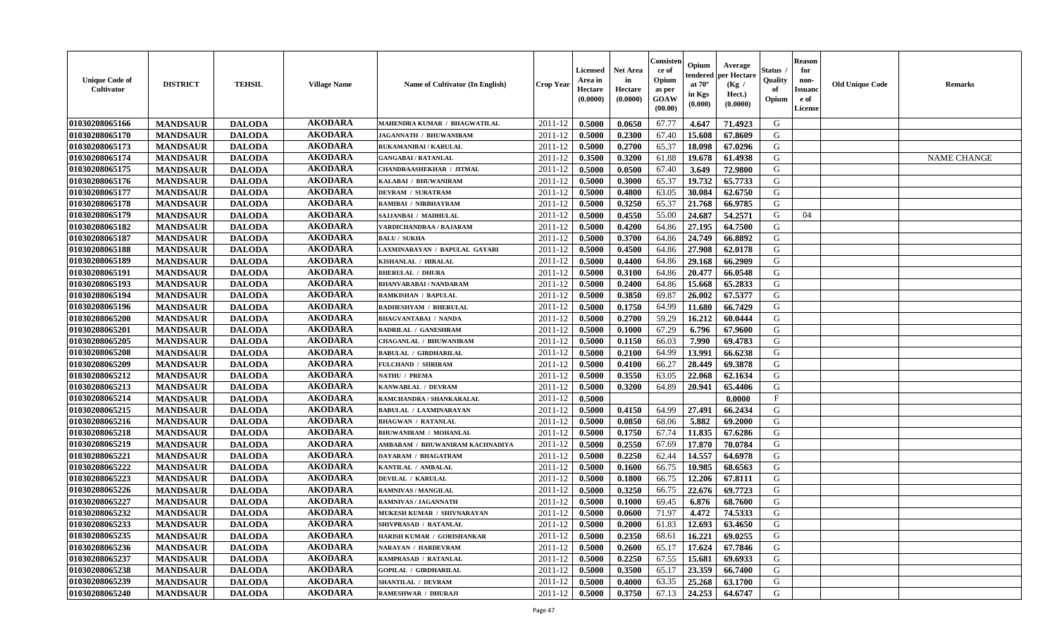| Unique Code of Cultivator | DISTRICT | TEHSIL | Village Name | Name of Cultivator (In English) | Crop Year | Licensed Area in Hectare (0.0000) | Net Area in Hectare (0.0000) | Consistence of Opium as per GOAW (00.00) | Opium tendered at 70° in Kgs (0.000) | Average per Hectare (Kg / Hect.) (0.0000) | Status / Quality of Opium | Reason for non-Issuance of License | Old Unique Code | Remarks |
|---|---|---|---|---|---|---|---|---|---|---|---|---|---|---|
| 01030208065166 | MANDSAUR | DALODA | AKODARA | MAHENDRA KUMAR / BHAGWATILAL | 2011-12 | 0.5000 | 0.0650 | 67.77 | 4.647 | 71.4923 | G | | | |
| 01030208065170 | MANDSAUR | DALODA | AKODARA | JAGANNATH / BHUWANIRAM | 2011-12 | 0.5000 | 0.2300 | 67.40 | 15.608 | 67.8609 | G | | | |
| 01030208065173 | MANDSAUR | DALODA | AKODARA | RUKAMANIBAI / KARULAL | 2011-12 | 0.5000 | 0.2700 | 65.37 | 18.098 | 67.0296 | G | | | |
| 01030208065174 | MANDSAUR | DALODA | AKODARA | GANGABAI / RATANLAL | 2011-12 | 0.3500 | 0.3200 | 61.88 | 19.678 | 61.4938 | G | | | NAME CHANGE |
| 01030208065175 | MANDSAUR | DALODA | AKODARA | CHANDRAASHEKHAR / JITMAL | 2011-12 | 0.5000 | 0.0500 | 67.40 | 3.649 | 72.9800 | G | | | |
| 01030208065176 | MANDSAUR | DALODA | AKODARA | KALABAI / BHUWANIRAM | 2011-12 | 0.5000 | 0.3000 | 65.37 | 19.732 | 65.7733 | G | | | |
| 01030208065177 | MANDSAUR | DALODA | AKODARA | DEVRAM / SURATRAM | 2011-12 | 0.5000 | 0.4800 | 63.05 | 30.084 | 62.6750 | G | | | |
| 01030208065178 | MANDSAUR | DALODA | AKODARA | RAMIBAI / NIRBHAYRAM | 2011-12 | 0.5000 | 0.3250 | 65.37 | 21.768 | 66.9785 | G | | | |
| 01030208065179 | MANDSAUR | DALODA | AKODARA | SAJJANBAI / MADHULAL | 2011-12 | 0.5000 | 0.4550 | 55.00 | 24.687 | 54.2571 | G | 04 | | |
| 01030208065182 | MANDSAUR | DALODA | AKODARA | VARDICHANDRAA / RAJARAM | 2011-12 | 0.5000 | 0.4200 | 64.86 | 27.195 | 64.7500 | G | | | |
| 01030208065187 | MANDSAUR | DALODA | AKODARA | BALU / SUKHA | 2011-12 | 0.5000 | 0.3700 | 64.86 | 24.749 | 66.8892 | G | | | |
| 01030208065188 | MANDSAUR | DALODA | AKODARA | LAXMINARAYAN / BAPULAL GAYARI | 2011-12 | 0.5000 | 0.4500 | 64.86 | 27.908 | 62.0178 | G | | | |
| 01030208065189 | MANDSAUR | DALODA | AKODARA | KISHANLAL / HIRALAL | 2011-12 | 0.5000 | 0.4400 | 64.86 | 29.168 | 66.2909 | G | | | |
| 01030208065191 | MANDSAUR | DALODA | AKODARA | BHERULAL / DHURA | 2011-12 | 0.5000 | 0.3100 | 64.86 | 20.477 | 66.0548 | G | | | |
| 01030208065193 | MANDSAUR | DALODA | AKODARA | BHANVARABAI / NANDARAM | 2011-12 | 0.5000 | 0.2400 | 64.86 | 15.668 | 65.2833 | G | | | |
| 01030208065194 | MANDSAUR | DALODA | AKODARA | RAMKISHAN / BAPULAL | 2011-12 | 0.5000 | 0.3850 | 69.87 | 26.002 | 67.5377 | G | | | |
| 01030208065196 | MANDSAUR | DALODA | AKODARA | RADHESHYAM / BHERULAL | 2011-12 | 0.5000 | 0.1750 | 64.99 | 11.680 | 66.7429 | G | | | |
| 01030208065200 | MANDSAUR | DALODA | AKODARA | BHAGVANTABAI / NANDA | 2011-12 | 0.5000 | 0.2700 | 59.29 | 16.212 | 60.0444 | G | | | |
| 01030208065201 | MANDSAUR | DALODA | AKODARA | BADRILAL / GANESHRAM | 2011-12 | 0.5000 | 0.1000 | 67.29 | 6.796 | 67.9600 | G | | | |
| 01030208065205 | MANDSAUR | DALODA | AKODARA | CHAGANLAL / BHUWANIRAM | 2011-12 | 0.5000 | 0.1150 | 66.03 | 7.990 | 69.4783 | G | | | |
| 01030208065208 | MANDSAUR | DALODA | AKODARA | BABULAL / GIRDHARILAL | 2011-12 | 0.5000 | 0.2100 | 64.99 | 13.991 | 66.6238 | G | | | |
| 01030208065209 | MANDSAUR | DALODA | AKODARA | FULCHAND / SHRIRAM | 2011-12 | 0.5000 | 0.4100 | 66.27 | 28.449 | 69.3878 | G | | | |
| 01030208065212 | MANDSAUR | DALODA | AKODARA | NATHU / PREMA | 2011-12 | 0.5000 | 0.3550 | 63.05 | 22.068 | 62.1634 | G | | | |
| 01030208065213 | MANDSAUR | DALODA | AKODARA | KANWARLAL / DEVRAM | 2011-12 | 0.5000 | 0.3200 | 64.89 | 20.941 | 65.4406 | G | | | |
| 01030208065214 | MANDSAUR | DALODA | AKODARA | RAMCHANDRA / SHANKARALAL | 2011-12 | 0.5000 | | | | 0.0000 | F | | | |
| 01030208065215 | MANDSAUR | DALODA | AKODARA | BABULAL / LAXMINARAYAN | 2011-12 | 0.5000 | 0.4150 | 64.99 | 27.491 | 66.2434 | G | | | |
| 01030208065216 | MANDSAUR | DALODA | AKODARA | BHAGWAN / RATANLAL | 2011-12 | 0.5000 | 0.0850 | 68.06 | 5.882 | 69.2000 | G | | | |
| 01030208065218 | MANDSAUR | DALODA | AKODARA | BHUWANIRAM / MOHANLAL | 2011-12 | 0.5000 | 0.1750 | 67.74 | 11.835 | 67.6286 | G | | | |
| 01030208065219 | MANDSAUR | DALODA | AKODARA | AMBARAM / BHUWANIRAM KACHNADIYA | 2011-12 | 0.5000 | 0.2550 | 67.69 | 17.870 | 70.0784 | G | | | |
| 01030208065221 | MANDSAUR | DALODA | AKODARA | DAYARAM / BHAGATRAM | 2011-12 | 0.5000 | 0.2250 | 62.44 | 14.557 | 64.6978 | G | | | |
| 01030208065222 | MANDSAUR | DALODA | AKODARA | KANTILAL / AMBALAL | 2011-12 | 0.5000 | 0.1600 | 66.75 | 10.985 | 68.6563 | G | | | |
| 01030208065223 | MANDSAUR | DALODA | AKODARA | DEVILAL / KARULAL | 2011-12 | 0.5000 | 0.1800 | 66.75 | 12.206 | 67.8111 | G | | | |
| 01030208065226 | MANDSAUR | DALODA | AKODARA | RAMNIVAS / MANGILAL | 2011-12 | 0.5000 | 0.3250 | 66.75 | 22.676 | 69.7723 | G | | | |
| 01030208065227 | MANDSAUR | DALODA | AKODARA | RAMNIVAS / JAGANNATH | 2011-12 | 0.5000 | 0.1000 | 69.45 | 6.876 | 68.7600 | G | | | |
| 01030208065232 | MANDSAUR | DALODA | AKODARA | MUKESH KUMAR / SHIVNARAYAN | 2011-12 | 0.5000 | 0.0600 | 71.97 | 4.472 | 74.5333 | G | | | |
| 01030208065233 | MANDSAUR | DALODA | AKODARA | SHIVPRASAD / RATANLAL | 2011-12 | 0.5000 | 0.2000 | 61.83 | 12.693 | 63.4650 | G | | | |
| 01030208065235 | MANDSAUR | DALODA | AKODARA | HARISH KUMAR / GORISHANKAR | 2011-12 | 0.5000 | 0.2350 | 68.61 | 16.221 | 69.0255 | G | | | |
| 01030208065236 | MANDSAUR | DALODA | AKODARA | NARAYAN / HARDEVRAM | 2011-12 | 0.5000 | 0.2600 | 65.17 | 17.624 | 67.7846 | G | | | |
| 01030208065237 | MANDSAUR | DALODA | AKODARA | RAMPRASAD / RATANLAL | 2011-12 | 0.5000 | 0.2250 | 67.55 | 15.681 | 69.6933 | G | | | |
| 01030208065238 | MANDSAUR | DALODA | AKODARA | GOPILAL / GIRDHARILAL | 2011-12 | 0.5000 | 0.3500 | 65.17 | 23.359 | 66.7400 | G | | | |
| 01030208065239 | MANDSAUR | DALODA | AKODARA | SHANTILAL / DEVRAM | 2011-12 | 0.5000 | 0.4000 | 63.35 | 25.268 | 63.1700 | G | | | |
| 01030208065240 | MANDSAUR | DALODA | AKODARA | RAMESHWAR / DHURAJI | 2011-12 | 0.5000 | 0.3750 | 67.13 | 24.253 | 64.6747 | G | | | |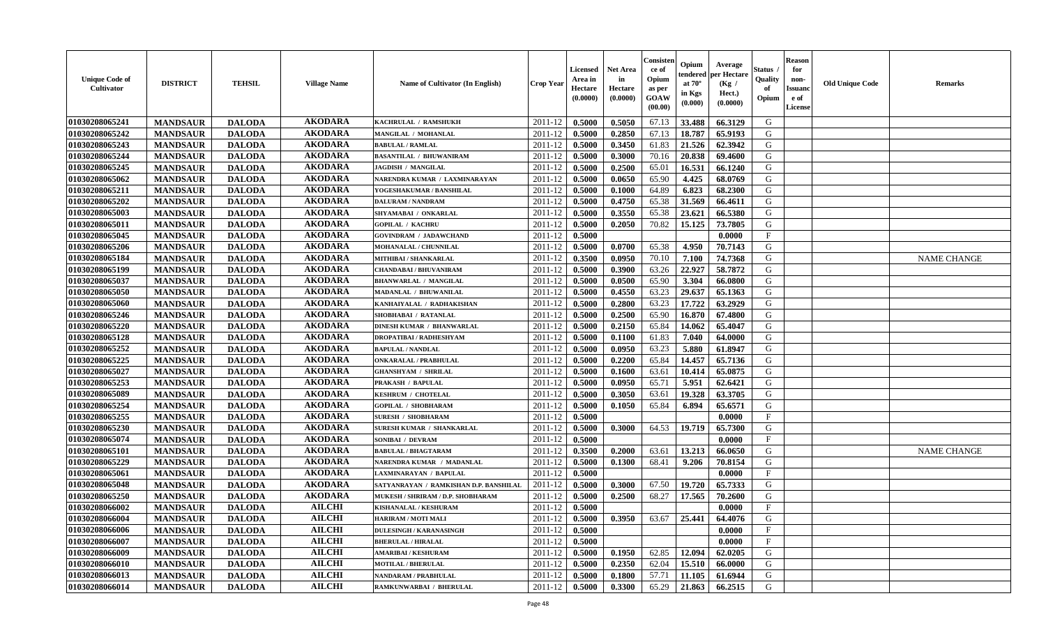| Unique Code of Cultivator | DISTRICT | TEHSIL | Village Name | Name of Cultivator (In English) | Crop Year | Licensed Area in Hectare (0.0000) | Net Area in Hectare (0.0000) | Consistence of Opium as per GOAW (00.00) | Opium tendered at 70° in Kgs (0.000) | Average per Hectare (Kg / Hect.) (0.0000) | Status / Quality of Opium | Reason for non-Issuance of License | Old Unique Code | Remarks |
|---|---|---|---|---|---|---|---|---|---|---|---|---|---|---|
| 01030208065241 | MANDSAUR | DALODA | AKODARA | KACHRULAL / RAMSHUKH | 2011-12 | 0.5000 | 0.5050 | 67.13 | 33.488 | 66.3129 | G | | | |
| 01030208065242 | MANDSAUR | DALODA | AKODARA | MANGILAL / MOHANLAL | 2011-12 | 0.5000 | 0.2850 | 67.13 | 18.787 | 65.9193 | G | | | |
| 01030208065243 | MANDSAUR | DALODA | AKODARA | BABULAL / RAMLAL | 2011-12 | 0.5000 | 0.3450 | 61.83 | 21.526 | 62.3942 | G | | | |
| 01030208065244 | MANDSAUR | DALODA | AKODARA | BASANTILAL / BHUWANIRAM | 2011-12 | 0.5000 | 0.3000 | 70.16 | 20.838 | 69.4600 | G | | | |
| 01030208065245 | MANDSAUR | DALODA | AKODARA | JAGDISH / MANGILAL | 2011-12 | 0.5000 | 0.2500 | 65.01 | 16.531 | 66.1240 | G | | | |
| 01030208065062 | MANDSAUR | DALODA | AKODARA | NARENDRA KUMAR / LAXMINARAYAN | 2011-12 | 0.5000 | 0.0650 | 65.90 | 4.425 | 68.0769 | G | | | |
| 01030208065211 | MANDSAUR | DALODA | AKODARA | YOGESHAKUMAR / BANSHILAL | 2011-12 | 0.5000 | 0.1000 | 64.89 | 6.823 | 68.2300 | G | | | |
| 01030208065202 | MANDSAUR | DALODA | AKODARA | DALURAM / NANDRAM | 2011-12 | 0.5000 | 0.4750 | 65.38 | 31.569 | 66.4611 | G | | | |
| 01030208065003 | MANDSAUR | DALODA | AKODARA | SHYAMABAI / ONKARLAL | 2011-12 | 0.5000 | 0.3550 | 65.38 | 23.621 | 66.5380 | G | | | |
| 01030208065011 | MANDSAUR | DALODA | AKODARA | GOPILAL / KACHRU | 2011-12 | 0.5000 | 0.2050 | 70.82 | 15.125 | 73.7805 | G | | | |
| 01030208065045 | MANDSAUR | DALODA | AKODARA | GOVINDRAM / JADAWCHAND | 2011-12 | 0.5000 | | | | 0.0000 | F | | | |
| 01030208065206 | MANDSAUR | DALODA | AKODARA | MOHANALAL / CHUNNILAL | 2011-12 | 0.5000 | 0.0700 | 65.38 | 4.950 | 70.7143 | G | | | |
| 01030208065184 | MANDSAUR | DALODA | AKODARA | MITHIBAI / SHANKARLAL | 2011-12 | 0.3500 | 0.0950 | 70.10 | 7.100 | 74.7368 | G | | | NAME CHANGE |
| 01030208065199 | MANDSAUR | DALODA | AKODARA | CHANDABAI / BHUVANIRAM | 2011-12 | 0.5000 | 0.3900 | 63.26 | 22.927 | 58.7872 | G | | | |
| 01030208065037 | MANDSAUR | DALODA | AKODARA | BHANWARLAL / MANGILAL | 2011-12 | 0.5000 | 0.0500 | 65.90 | 3.304 | 66.0800 | G | | | |
| 01030208065050 | MANDSAUR | DALODA | AKODARA | MADANLAL / BHUWANILAL | 2011-12 | 0.5000 | 0.4550 | 63.23 | 29.637 | 65.1363 | G | | | |
| 01030208065060 | MANDSAUR | DALODA | AKODARA | KANHAIYALAL / RADHAKISHAN | 2011-12 | 0.5000 | 0.2800 | 63.23 | 17.722 | 63.2929 | G | | | |
| 01030208065246 | MANDSAUR | DALODA | AKODARA | SHOBHABAI / RATANLAL | 2011-12 | 0.5000 | 0.2500 | 65.90 | 16.870 | 67.4800 | G | | | |
| 01030208065220 | MANDSAUR | DALODA | AKODARA | DINESH KUMAR / BHANWARLAL | 2011-12 | 0.5000 | 0.2150 | 65.84 | 14.062 | 65.4047 | G | | | |
| 01030208065128 | MANDSAUR | DALODA | AKODARA | DROPATIBAI / RADHESHYAM | 2011-12 | 0.5000 | 0.1100 | 61.83 | 7.040 | 64.0000 | G | | | |
| 01030208065252 | MANDSAUR | DALODA | AKODARA | BAPULAL / NANDLAL | 2011-12 | 0.5000 | 0.0950 | 63.23 | 5.880 | 61.8947 | G | | | |
| 01030208065225 | MANDSAUR | DALODA | AKODARA | ONKARALAL / PRABHULAL | 2011-12 | 0.5000 | 0.2200 | 65.84 | 14.457 | 65.7136 | G | | | |
| 01030208065027 | MANDSAUR | DALODA | AKODARA | GHANSHYAM / SHRILAL | 2011-12 | 0.5000 | 0.1600 | 63.61 | 10.414 | 65.0875 | G | | | |
| 01030208065253 | MANDSAUR | DALODA | AKODARA | PRAKASH / BAPULAL | 2011-12 | 0.5000 | 0.0950 | 65.71 | 5.951 | 62.6421 | G | | | |
| 01030208065089 | MANDSAUR | DALODA | AKODARA | KESHRUM / CHOTELAL | 2011-12 | 0.5000 | 0.3050 | 63.61 | 19.328 | 63.3705 | G | | | |
| 01030208065254 | MANDSAUR | DALODA | AKODARA | GOPILAL / SHOBHARAM | 2011-12 | 0.5000 | 0.1050 | 65.84 | 6.894 | 65.6571 | G | | | |
| 01030208065255 | MANDSAUR | DALODA | AKODARA | SURESH / SHOBHARAM | 2011-12 | 0.5000 | | | | 0.0000 | F | | | |
| 01030208065230 | MANDSAUR | DALODA | AKODARA | SURESH KUMAR / SHANKARLAL | 2011-12 | 0.5000 | 0.3000 | 64.53 | 19.719 | 65.7300 | G | | | |
| 01030208065074 | MANDSAUR | DALODA | AKODARA | SONIBAI / DEVRAM | 2011-12 | 0.5000 | | | | 0.0000 | F | | | |
| 01030208065101 | MANDSAUR | DALODA | AKODARA | BABULAL / BHAGTARAM | 2011-12 | 0.3500 | 0.2000 | 63.61 | 13.213 | 66.0650 | G | | | NAME CHANGE |
| 01030208065229 | MANDSAUR | DALODA | AKODARA | NARENDRA KUMAR / MADANLAL | 2011-12 | 0.5000 | 0.1300 | 68.41 | 9.206 | 70.8154 | G | | | |
| 01030208065061 | MANDSAUR | DALODA | AKODARA | LAXMINARAYAN / BAPULAL | 2011-12 | 0.5000 | | | | 0.0000 | F | | | |
| 01030208065048 | MANDSAUR | DALODA | AKODARA | SATYANRAYAN / RAMKISHAN D.P. BANSHILAL | 2011-12 | 0.5000 | 0.3000 | 67.50 | 19.720 | 65.7333 | G | | | |
| 01030208065250 | MANDSAUR | DALODA | AKODARA | MUKESH / SHRIRAM / D.P. SHOBHARAM | 2011-12 | 0.5000 | 0.2500 | 68.27 | 17.565 | 70.2600 | G | | | |
| 01030208066002 | MANDSAUR | DALODA | AILCHI | KISHANALAL / KESHURAM | 2011-12 | 0.5000 | | | | 0.0000 | F | | | |
| 01030208066004 | MANDSAUR | DALODA | AILCHI | HARIRAM / MOTI MALI | 2011-12 | 0.5000 | 0.3950 | 63.67 | 25.441 | 64.4076 | G | | | |
| 01030208066006 | MANDSAUR | DALODA | AILCHI | DULESINGH / KARANASINGH | 2011-12 | 0.5000 | | | | 0.0000 | F | | | |
| 01030208066007 | MANDSAUR | DALODA | AILCHI | BHERULAL / HIRALAL | 2011-12 | 0.5000 | | | | 0.0000 | F | | | |
| 01030208066009 | MANDSAUR | DALODA | AILCHI | AMARIBAI / KESHURAM | 2011-12 | 0.5000 | 0.1950 | 62.85 | 12.094 | 62.0205 | G | | | |
| 01030208066010 | MANDSAUR | DALODA | AILCHI | MOTILAL / BHERULAL | 2011-12 | 0.5000 | 0.2350 | 62.04 | 15.510 | 66.0000 | G | | | |
| 01030208066013 | MANDSAUR | DALODA | AILCHI | NANDARAM / PRABHULAL | 2011-12 | 0.5000 | 0.1800 | 57.71 | 11.105 | 61.6944 | G | | | |
| 01030208066014 | MANDSAUR | DALODA | AILCHI | RAMKUNWARBAI / BHERULAL | 2011-12 | 0.5000 | 0.3300 | 65.29 | 21.863 | 66.2515 | G | | | |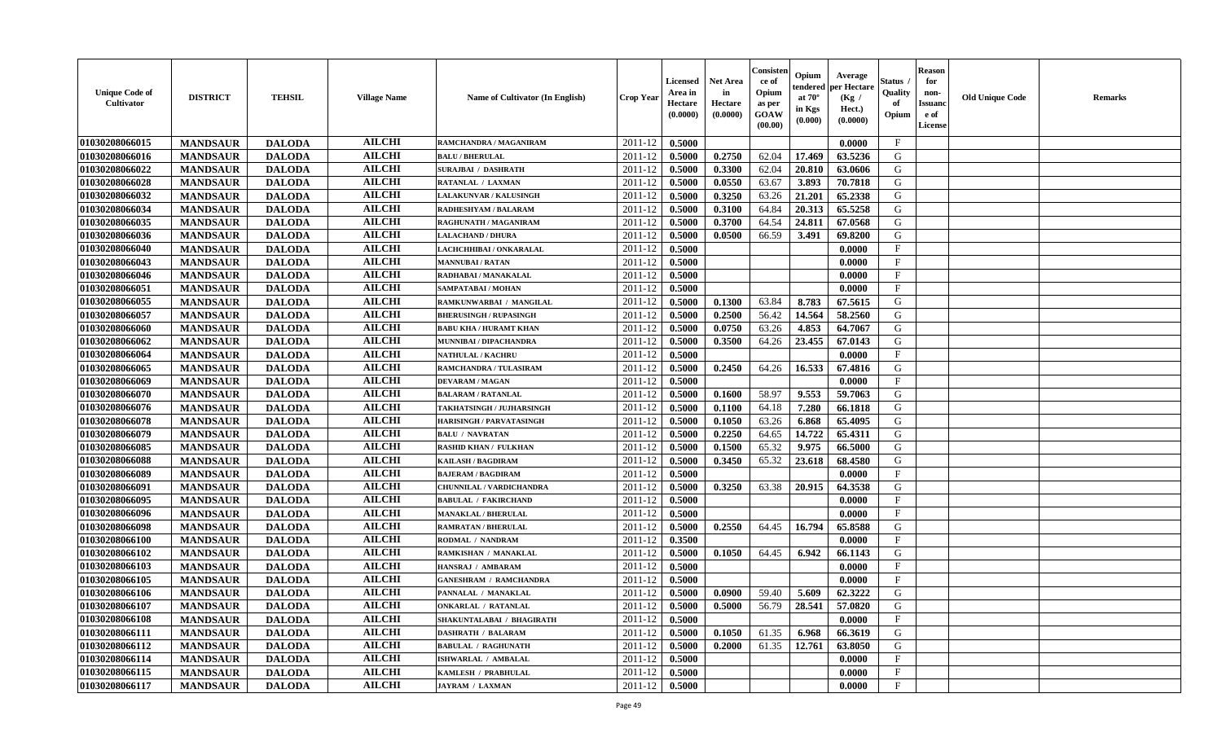| Unique Code of Cultivator | DISTRICT | TEHSIL | Village Name | Name of Cultivator (In English) | Crop Year | Licensed Area in Hectare (0.0000) | Net Area in Hectare (0.0000) | Consistence of Opium as per GOAW (00.00) | Opium tendered at 70° in Kgs (0.000) | Average per Hectare (Kg / Hect.) (0.0000) | Status / Quality of Opium | Reason for non-Issuance of License | Old Unique Code | Remarks |
|---|---|---|---|---|---|---|---|---|---|---|---|---|---|---|
| 01030208066015 | MANDSAUR | DALODA | AILCHI | RAMCHANDRA / MAGANIRAM | 2011-12 | 0.5000 | | | | 0.0000 | F | | | |
| 01030208066016 | MANDSAUR | DALODA | AILCHI | BALU / BHERULAL | 2011-12 | 0.5000 | 0.2750 | 62.04 | 17.469 | 63.5236 | G | | | |
| 01030208066022 | MANDSAUR | DALODA | AILCHI | SURAJBAI / DASHRATH | 2011-12 | 0.5000 | 0.3300 | 62.04 | 20.810 | 63.0606 | G | | | |
| 01030208066028 | MANDSAUR | DALODA | AILCHI | RATANLAL / LAXMAN | 2011-12 | 0.5000 | 0.0550 | 63.67 | 3.893 | 70.7818 | G | | | |
| 01030208066032 | MANDSAUR | DALODA | AILCHI | LALAKUNVAR / KALUSINGH | 2011-12 | 0.5000 | 0.3250 | 63.26 | 21.201 | 65.2338 | G | | | |
| 01030208066034 | MANDSAUR | DALODA | AILCHI | RADHESHYAM / BALARAM | 2011-12 | 0.5000 | 0.3100 | 64.84 | 20.313 | 65.5258 | G | | | |
| 01030208066035 | MANDSAUR | DALODA | AILCHI | RAGHUNATH / MAGANIRAM | 2011-12 | 0.5000 | 0.3700 | 64.54 | 24.811 | 67.0568 | G | | | |
| 01030208066036 | MANDSAUR | DALODA | AILCHI | LALACHAND / DHURA | 2011-12 | 0.5000 | 0.0500 | 66.59 | 3.491 | 69.8200 | G | | | |
| 01030208066040 | MANDSAUR | DALODA | AILCHI | LACHCHHIBAI / ONKARALAL | 2011-12 | 0.5000 | | | | 0.0000 | F | | | |
| 01030208066043 | MANDSAUR | DALODA | AILCHI | MANNUBAI / RATAN | 2011-12 | 0.5000 | | | | 0.0000 | F | | | |
| 01030208066046 | MANDSAUR | DALODA | AILCHI | RADHABAI / MANAKALAL | 2011-12 | 0.5000 | | | | 0.0000 | F | | | |
| 01030208066051 | MANDSAUR | DALODA | AILCHI | SAMPATABAI / MOHAN | 2011-12 | 0.5000 | | | | 0.0000 | F | | | |
| 01030208066055 | MANDSAUR | DALODA | AILCHI | RAMKUNWARBAI / MANGILAL | 2011-12 | 0.5000 | 0.1300 | 63.84 | 8.783 | 67.5615 | G | | | |
| 01030208066057 | MANDSAUR | DALODA | AILCHI | BHERUSINGH / RUPASINGH | 2011-12 | 0.5000 | 0.2500 | 56.42 | 14.564 | 58.2560 | G | | | |
| 01030208066060 | MANDSAUR | DALODA | AILCHI | BABU KHA / HURAMT KHAN | 2011-12 | 0.5000 | 0.0750 | 63.26 | 4.853 | 64.7067 | G | | | |
| 01030208066062 | MANDSAUR | DALODA | AILCHI | MUNNIBAI / DIPACHANDRA | 2011-12 | 0.5000 | 0.3500 | 64.26 | 23.455 | 67.0143 | G | | | |
| 01030208066064 | MANDSAUR | DALODA | AILCHI | NATHULAL / KACHRU | 2011-12 | 0.5000 | | | | 0.0000 | F | | | |
| 01030208066065 | MANDSAUR | DALODA | AILCHI | RAMCHANDRA / TULASIRAM | 2011-12 | 0.5000 | 0.2450 | 64.26 | 16.533 | 67.4816 | G | | | |
| 01030208066069 | MANDSAUR | DALODA | AILCHI | DEVARAM / MAGAN | 2011-12 | 0.5000 | | | | 0.0000 | F | | | |
| 01030208066070 | MANDSAUR | DALODA | AILCHI | BALARAM / RATANLAL | 2011-12 | 0.5000 | 0.1600 | 58.97 | 9.553 | 59.7063 | G | | | |
| 01030208066076 | MANDSAUR | DALODA | AILCHI | TAKHATSINGH / JUJHARSINGH | 2011-12 | 0.5000 | 0.1100 | 64.18 | 7.280 | 66.1818 | G | | | |
| 01030208066078 | MANDSAUR | DALODA | AILCHI | HARISINGH / PARVATASINGH | 2011-12 | 0.5000 | 0.1050 | 63.26 | 6.868 | 65.4095 | G | | | |
| 01030208066079 | MANDSAUR | DALODA | AILCHI | BALU / NAVRATAN | 2011-12 | 0.5000 | 0.2250 | 64.65 | 14.722 | 65.4311 | G | | | |
| 01030208066085 | MANDSAUR | DALODA | AILCHI | RASHID KHAN / FULKHAN | 2011-12 | 0.5000 | 0.1500 | 65.32 | 9.975 | 66.5000 | G | | | |
| 01030208066088 | MANDSAUR | DALODA | AILCHI | KAILASH / BAGDIRAM | 2011-12 | 0.5000 | 0.3450 | 65.32 | 23.618 | 68.4580 | G | | | |
| 01030208066089 | MANDSAUR | DALODA | AILCHI | BAJERAM / BAGDIRAM | 2011-12 | 0.5000 | | | | 0.0000 | F | | | |
| 01030208066091 | MANDSAUR | DALODA | AILCHI | CHUNNILAL / VARDICHANDRA | 2011-12 | 0.5000 | 0.3250 | 63.38 | 20.915 | 64.3538 | G | | | |
| 01030208066095 | MANDSAUR | DALODA | AILCHI | BABULAL / FAKIRCHAND | 2011-12 | 0.5000 | | | | 0.0000 | F | | | |
| 01030208066096 | MANDSAUR | DALODA | AILCHI | MANAKLAL / BHERULAL | 2011-12 | 0.5000 | | | | 0.0000 | F | | | |
| 01030208066098 | MANDSAUR | DALODA | AILCHI | RAMRATAN / BHERULAL | 2011-12 | 0.5000 | 0.2550 | 64.45 | 16.794 | 65.8588 | G | | | |
| 01030208066100 | MANDSAUR | DALODA | AILCHI | RODMAL / NANDRAM | 2011-12 | 0.3500 | | | | 0.0000 | F | | | |
| 01030208066102 | MANDSAUR | DALODA | AILCHI | RAMKISHAN / MANAKLAL | 2011-12 | 0.5000 | 0.1050 | 64.45 | 6.942 | 66.1143 | G | | | |
| 01030208066103 | MANDSAUR | DALODA | AILCHI | HANSRAJ / AMBARAM | 2011-12 | 0.5000 | | | | 0.0000 | F | | | |
| 01030208066105 | MANDSAUR | DALODA | AILCHI | GANESHRAM / RAMCHANDRA | 2011-12 | 0.5000 | | | | 0.0000 | F | | | |
| 01030208066106 | MANDSAUR | DALODA | AILCHI | PANNALAL / MANAKLAL | 2011-12 | 0.5000 | 0.0900 | 59.40 | 5.609 | 62.3222 | G | | | |
| 01030208066107 | MANDSAUR | DALODA | AILCHI | ONKARLAL / RATANLAL | 2011-12 | 0.5000 | 0.5000 | 56.79 | 28.541 | 57.0820 | G | | | |
| 01030208066108 | MANDSAUR | DALODA | AILCHI | SHAKUNTALABAI / BHAGIRATH | 2011-12 | 0.5000 | | | | 0.0000 | F | | | |
| 01030208066111 | MANDSAUR | DALODA | AILCHI | DASHRATH / BALARAM | 2011-12 | 0.5000 | 0.1050 | 61.35 | 6.968 | 66.3619 | G | | | |
| 01030208066112 | MANDSAUR | DALODA | AILCHI | BABULAL / RAGHUNATH | 2011-12 | 0.5000 | 0.2000 | 61.35 | 12.761 | 63.8050 | G | | | |
| 01030208066114 | MANDSAUR | DALODA | AILCHI | ISHWARLAL / AMBALAL | 2011-12 | 0.5000 | | | | 0.0000 | F | | | |
| 01030208066115 | MANDSAUR | DALODA | AILCHI | KAMLESH / PRABHULAL | 2011-12 | 0.5000 | | | | 0.0000 | F | | | |
| 01030208066117 | MANDSAUR | DALODA | AILCHI | JAYRAM / LAXMAN | 2011-12 | 0.5000 | | | | 0.0000 | F | | | |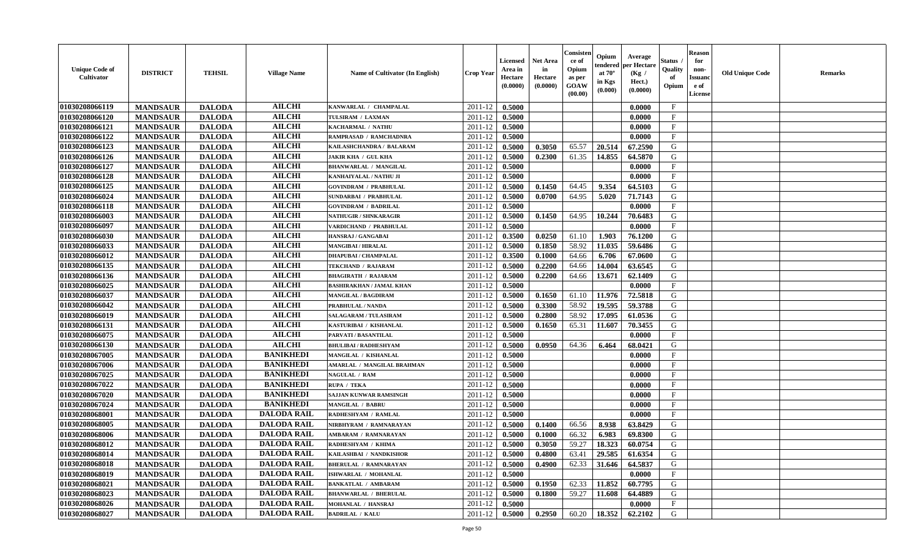| Unique Code of Cultivator | DISTRICT | TEHSIL | Village Name | Name of Cultivator (In English) | Crop Year | Licensed Area in Hectare (0.0000) | Net Area in Hectare (0.0000) | Consistence of Opium as per GOAW (00.00) | Opium tendered at 70° in Kgs (0.000) | Average per Hectare (Kg / Hect.) (0.0000) | Status / Quality of Opium | Reason for non-Issuance of License | Old Unique Code | Remarks |
|---|---|---|---|---|---|---|---|---|---|---|---|---|---|---|
| 01030208066119 | MANDSAUR | DALODA | AILCHI | KANWARLAL / CHAMPALAL | 2011-12 | 0.5000 | | | | 0.0000 | F | | | |
| 01030208066120 | MANDSAUR | DALODA | AILCHI | TULSIRAM / LAXMAN | 2011-12 | 0.5000 | | | | 0.0000 | F | | | |
| 01030208066121 | MANDSAUR | DALODA | AILCHI | KACHARMAL / NATHU | 2011-12 | 0.5000 | | | | 0.0000 | F | | | |
| 01030208066122 | MANDSAUR | DALODA | AILCHI | RAMPRASAD / RAMCHADNRA | 2011-12 | 0.5000 | | | | 0.0000 | F | | | |
| 01030208066123 | MANDSAUR | DALODA | AILCHI | KAILASHCHANDRA / BALARAM | 2011-12 | 0.5000 | 0.3050 | 65.57 | 20.514 | 67.2590 | G | | | |
| 01030208066126 | MANDSAUR | DALODA | AILCHI | JAKIR KHA / GUL KHA | 2011-12 | 0.5000 | 0.2300 | 61.35 | 14.855 | 64.5870 | G | | | |
| 01030208066127 | MANDSAUR | DALODA | AILCHI | BHANWARLAL / MANGILAL | 2011-12 | 0.5000 | | | | 0.0000 | F | | | |
| 01030208066128 | MANDSAUR | DALODA | AILCHI | KANHAIYALAL / NATHU JI | 2011-12 | 0.5000 | | | | 0.0000 | F | | | |
| 01030208066125 | MANDSAUR | DALODA | AILCHI | GOVINDRAM / PRABHULAL | 2011-12 | 0.5000 | 0.1450 | 64.45 | 9.354 | 64.5103 | G | | | |
| 01030208066024 | MANDSAUR | DALODA | AILCHI | SUNDARBAI / PRABHULAL | 2011-12 | 0.5000 | 0.0700 | 64.95 | 5.020 | 71.7143 | G | | | |
| 01030208066118 | MANDSAUR | DALODA | AILCHI | GOVINDRAM / BADRILAL | 2011-12 | 0.5000 | | | | 0.0000 | F | | | |
| 01030208066003 | MANDSAUR | DALODA | AILCHI | NATHUGIR / SHNKARAGIR | 2011-12 | 0.5000 | 0.1450 | 64.95 | 10.244 | 70.6483 | G | | | |
| 01030208066097 | MANDSAUR | DALODA | AILCHI | VARDICHAND / PRABHULAL | 2011-12 | 0.5000 | | | | 0.0000 | F | | | |
| 01030208066030 | MANDSAUR | DALODA | AILCHI | HANSRAJ / GANGABAI | 2011-12 | 0.3500 | 0.0250 | 61.10 | 1.903 | 76.1200 | G | | | |
| 01030208066033 | MANDSAUR | DALODA | AILCHI | MANGIBAI / HIRALAL | 2011-12 | 0.5000 | 0.1850 | 58.92 | 11.035 | 59.6486 | G | | | |
| 01030208066012 | MANDSAUR | DALODA | AILCHI | DHAPUBAI / CHAMPALAL | 2011-12 | 0.3500 | 0.1000 | 64.66 | 6.706 | 67.0600 | G | | | |
| 01030208066135 | MANDSAUR | DALODA | AILCHI | TEKCHAND / RAJARAM | 2011-12 | 0.5000 | 0.2200 | 64.66 | 14.004 | 63.6545 | G | | | |
| 01030208066136 | MANDSAUR | DALODA | AILCHI | BHAGIRATH / RAJARAM | 2011-12 | 0.5000 | 0.2200 | 64.66 | 13.671 | 62.1409 | G | | | |
| 01030208066025 | MANDSAUR | DALODA | AILCHI | BASHIRAKHAN / JAMAL KHAN | 2011-12 | 0.5000 | | | | 0.0000 | F | | | |
| 01030208066037 | MANDSAUR | DALODA | AILCHI | MANGILAL / BAGDIRAM | 2011-12 | 0.5000 | 0.1650 | 61.10 | 11.976 | 72.5818 | G | | | |
| 01030208066042 | MANDSAUR | DALODA | AILCHI | PRABHULAL / NANDA | 2011-12 | 0.5000 | 0.3300 | 58.92 | 19.595 | 59.3788 | G | | | |
| 01030208066019 | MANDSAUR | DALODA | AILCHI | SALAGARAM / TULASIRAM | 2011-12 | 0.5000 | 0.2800 | 58.92 | 17.095 | 61.0536 | G | | | |
| 01030208066131 | MANDSAUR | DALODA | AILCHI | KASTURIBAI / KISHANLAL | 2011-12 | 0.5000 | 0.1650 | 65.31 | 11.607 | 70.3455 | G | | | |
| 01030208066075 | MANDSAUR | DALODA | AILCHI | PARVATI / BASANTILAL | 2011-12 | 0.5000 | | | | 0.0000 | F | | | |
| 01030208066130 | MANDSAUR | DALODA | AILCHI | BHULIBAI / RADHESHYAM | 2011-12 | 0.5000 | 0.0950 | 64.36 | 6.464 | 68.0421 | G | | | |
| 01030208067005 | MANDSAUR | DALODA | BANIKHEDI | MANGILAL / KISHANLAL | 2011-12 | 0.5000 | | | | 0.0000 | F | | | |
| 01030208067006 | MANDSAUR | DALODA | BANIKHEDI | AMARLAL / MANGILAL BRAHMAN | 2011-12 | 0.5000 | | | | 0.0000 | F | | | |
| 01030208067025 | MANDSAUR | DALODA | BANIKHEDI | NAGULAL / RAM | 2011-12 | 0.5000 | | | | 0.0000 | F | | | |
| 01030208067022 | MANDSAUR | DALODA | BANIKHEDI | RUPA / TEKA | 2011-12 | 0.5000 | | | | 0.0000 | F | | | |
| 01030208067020 | MANDSAUR | DALODA | BANIKHEDI | SAJJAN KUNWAR RAMSINGH | 2011-12 | 0.5000 | | | | 0.0000 | F | | | |
| 01030208067024 | MANDSAUR | DALODA | BANIKHEDI | MANGILAL / BABRU | 2011-12 | 0.5000 | | | | 0.0000 | F | | | |
| 01030208068001 | MANDSAUR | DALODA | DALODA RAIL | RADHESHYAM / RAMLAL | 2011-12 | 0.5000 | | | | 0.0000 | F | | | |
| 01030208068005 | MANDSAUR | DALODA | DALODA RAIL | NIRBHYRAM / RAMNARAYAN | 2011-12 | 0.5000 | 0.1400 | 66.56 | 8.938 | 63.8429 | G | | | |
| 01030208068006 | MANDSAUR | DALODA | DALODA RAIL | AMBARAM / RAMNARAYAN | 2011-12 | 0.5000 | 0.1000 | 66.32 | 6.983 | 69.8300 | G | | | |
| 01030208068012 | MANDSAUR | DALODA | DALODA RAIL | RADHESHYAM / KHIMA | 2011-12 | 0.5000 | 0.3050 | 59.27 | 18.323 | 60.0754 | G | | | |
| 01030208068014 | MANDSAUR | DALODA | DALODA RAIL | KAILASHBAI / NANDKISHOR | 2011-12 | 0.5000 | 0.4800 | 63.41 | 29.585 | 61.6354 | G | | | |
| 01030208068018 | MANDSAUR | DALODA | DALODA RAIL | BHERULAL / RAMNARAYAN | 2011-12 | 0.5000 | 0.4900 | 62.33 | 31.646 | 64.5837 | G | | | |
| 01030208068019 | MANDSAUR | DALODA | DALODA RAIL | ISHWARLAL / MOHANLAL | 2011-12 | 0.5000 | | | | 0.0000 | F | | | |
| 01030208068021 | MANDSAUR | DALODA | DALODA RAIL | BANKATLAL / AMBARAM | 2011-12 | 0.5000 | 0.1950 | 62.33 | 11.852 | 60.7795 | G | | | |
| 01030208068023 | MANDSAUR | DALODA | DALODA RAIL | BHANWARLAL / BHERULAL | 2011-12 | 0.5000 | 0.1800 | 59.27 | 11.608 | 64.4889 | G | | | |
| 01030208068026 | MANDSAUR | DALODA | DALODA RAIL | MOHANLAL / HANSRAJ | 2011-12 | 0.5000 | | | | 0.0000 | F | | | |
| 01030208068027 | MANDSAUR | DALODA | DALODA RAIL | BADRILAL / KALU | 2011-12 | 0.5000 | 0.2950 | 60.20 | 18.352 | 62.2102 | G | | | |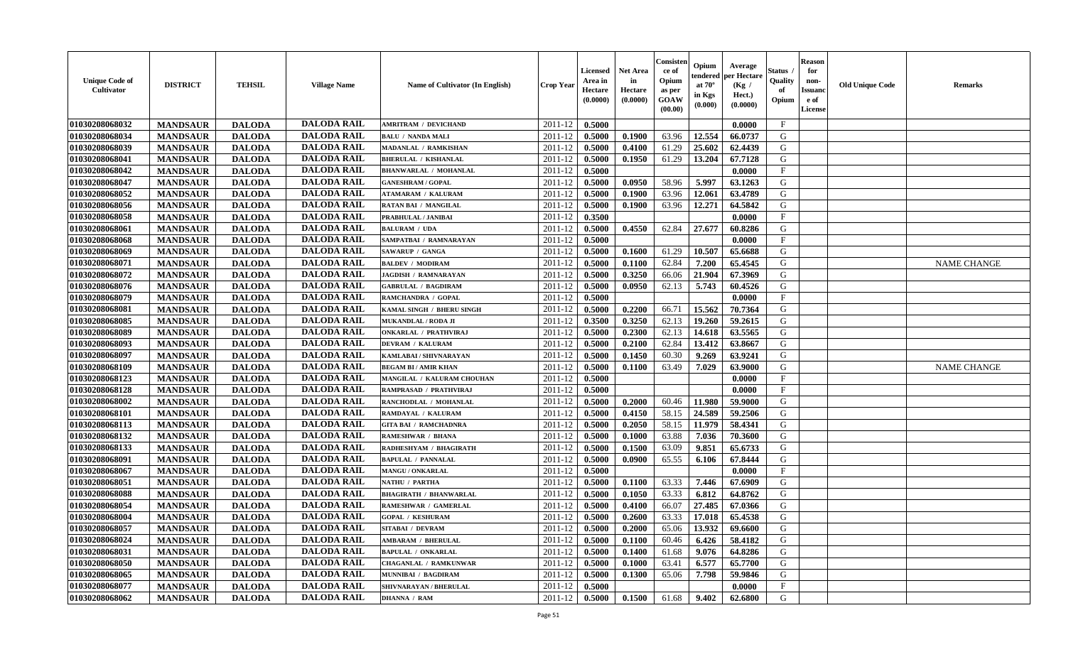| Unique Code of Cultivator | DISTRICT | TEHSIL | Village Name | Name of Cultivator (In English) | Crop Year | Licensed Area in Hectare (0.0000) | Net Area in Hectare (0.0000) | Consistence of Opium as per GOAW (00.00) | Opium tendered at 70° in Kgs (0.000) | Average per Hectare (Kg / Hect.) (0.0000) | Status / Quality of Opium | Reason for non-Issuance of License | Old Unique Code | Remarks |
|---|---|---|---|---|---|---|---|---|---|---|---|---|---|---|
| 01030208068032 | MANDSAUR | DALODA | DALODA RAIL | AMRITRAM / DEVICHAND | 2011-12 | 0.5000 | | | | 0.0000 | F | | | |
| 01030208068034 | MANDSAUR | DALODA | DALODA RAIL | BALU / NANDA MALI | 2011-12 | 0.5000 | 0.1900 | 63.96 | 12.554 | 66.0737 | G | | | |
| 01030208068039 | MANDSAUR | DALODA | DALODA RAIL | MADANLAL / RAMKISHAN | 2011-12 | 0.5000 | 0.4100 | 61.29 | 25.602 | 62.4439 | G | | | |
| 01030208068041 | MANDSAUR | DALODA | DALODA RAIL | BHERULAL / KISHANLAL | 2011-12 | 0.5000 | 0.1950 | 61.29 | 13.204 | 67.7128 | G | | | |
| 01030208068042 | MANDSAUR | DALODA | DALODA RAIL | BHANWARLAL / MOHANLAL | 2011-12 | 0.5000 | | | | 0.0000 | F | | | |
| 01030208068047 | MANDSAUR | DALODA | DALODA RAIL | GANESHRAM / GOPAL | 2011-12 | 0.5000 | 0.0950 | 58.96 | 5.997 | 63.1263 | G | | | |
| 01030208068052 | MANDSAUR | DALODA | DALODA RAIL | ATAMARAM / KALURAM | 2011-12 | 0.5000 | 0.1900 | 63.96 | 12.061 | 63.4789 | G | | | |
| 01030208068056 | MANDSAUR | DALODA | DALODA RAIL | RATAN BAI / MANGILAL | 2011-12 | 0.5000 | 0.1900 | 63.96 | 12.271 | 64.5842 | G | | | |
| 01030208068058 | MANDSAUR | DALODA | DALODA RAIL | PRABHULAL / JANIBAI | 2011-12 | 0.3500 | | | | 0.0000 | F | | | |
| 01030208068061 | MANDSAUR | DALODA | DALODA RAIL | BALURAM / UDA | 2011-12 | 0.5000 | 0.4550 | 62.84 | 27.677 | 60.8286 | G | | | |
| 01030208068068 | MANDSAUR | DALODA | DALODA RAIL | SAMPATBAI / RAMNARAYAN | 2011-12 | 0.5000 | | | | 0.0000 | F | | | |
| 01030208068069 | MANDSAUR | DALODA | DALODA RAIL | SAWARUP / GANGA | 2011-12 | 0.5000 | 0.1600 | 61.29 | 10.507 | 65.6688 | G | | | |
| 01030208068071 | MANDSAUR | DALODA | DALODA RAIL | BALDEV / MODIRAM | 2011-12 | 0.5000 | 0.1100 | 62.84 | 7.200 | 65.4545 | G | | | NAME CHANGE |
| 01030208068072 | MANDSAUR | DALODA | DALODA RAIL | JAGDISH / RAMNARAYAN | 2011-12 | 0.5000 | 0.3250 | 66.06 | 21.904 | 67.3969 | G | | | |
| 01030208068076 | MANDSAUR | DALODA | DALODA RAIL | GABRULAL / BAGDIRAM | 2011-12 | 0.5000 | 0.0950 | 62.13 | 5.743 | 60.4526 | G | | | |
| 01030208068079 | MANDSAUR | DALODA | DALODA RAIL | RAMCHANDRA / GOPAL | 2011-12 | 0.5000 | | | | 0.0000 | F | | | |
| 01030208068081 | MANDSAUR | DALODA | DALODA RAIL | KAMAL SINGH / BHERU SINGH | 2011-12 | 0.5000 | 0.2200 | 66.71 | 15.562 | 70.7364 | G | | | |
| 01030208068085 | MANDSAUR | DALODA | DALODA RAIL | MUKANDLAL / RODA JI | 2011-12 | 0.3500 | 0.3250 | 62.13 | 19.260 | 59.2615 | G | | | |
| 01030208068089 | MANDSAUR | DALODA | DALODA RAIL | ONKARLAL / PRATHVIRAJ | 2011-12 | 0.5000 | 0.2300 | 62.13 | 14.618 | 63.5565 | G | | | |
| 01030208068093 | MANDSAUR | DALODA | DALODA RAIL | DEVRAM / KALURAM | 2011-12 | 0.5000 | 0.2100 | 62.84 | 13.412 | 63.8667 | G | | | |
| 01030208068097 | MANDSAUR | DALODA | DALODA RAIL | KAMLABAI / SHIVNARAYAN | 2011-12 | 0.5000 | 0.1450 | 60.30 | 9.269 | 63.9241 | G | | | |
| 01030208068109 | MANDSAUR | DALODA | DALODA RAIL | BEGAM BI / AMIR KHAN | 2011-12 | 0.5000 | 0.1100 | 63.49 | 7.029 | 63.9000 | G | | | NAME CHANGE |
| 01030208068123 | MANDSAUR | DALODA | DALODA RAIL | MANGILAL / KALURAM CHOUHAN | 2011-12 | 0.5000 | | | | 0.0000 | F | | | |
| 01030208068128 | MANDSAUR | DALODA | DALODA RAIL | RAMPRASAD / PRATHVIRAJ | 2011-12 | 0.5000 | | | | 0.0000 | F | | | |
| 01030208068002 | MANDSAUR | DALODA | DALODA RAIL | RANCHODLAL / MOHANLAL | 2011-12 | 0.5000 | 0.2000 | 60.46 | 11.980 | 59.9000 | G | | | |
| 01030208068101 | MANDSAUR | DALODA | DALODA RAIL | RAMDAYAL / KALURAM | 2011-12 | 0.5000 | 0.4150 | 58.15 | 24.589 | 59.2506 | G | | | |
| 01030208068113 | MANDSAUR | DALODA | DALODA RAIL | GITA BAI / RAMCHADNRA | 2011-12 | 0.5000 | 0.2050 | 58.15 | 11.979 | 58.4341 | G | | | |
| 01030208068132 | MANDSAUR | DALODA | DALODA RAIL | RAMESHWAR / BHANA | 2011-12 | 0.5000 | 0.1000 | 63.88 | 7.036 | 70.3600 | G | | | |
| 01030208068133 | MANDSAUR | DALODA | DALODA RAIL | RADHESHYAM / BHAGIRATH | 2011-12 | 0.5000 | 0.1500 | 63.09 | 9.851 | 65.6733 | G | | | |
| 01030208068091 | MANDSAUR | DALODA | DALODA RAIL | BAPULAL / PANNALAL | 2011-12 | 0.5000 | 0.0900 | 65.55 | 6.106 | 67.8444 | G | | | |
| 01030208068067 | MANDSAUR | DALODA | DALODA RAIL | MANGU / ONKARLAL | 2011-12 | 0.5000 | | | | 0.0000 | F | | | |
| 01030208068051 | MANDSAUR | DALODA | DALODA RAIL | NATHU / PARTHA | 2011-12 | 0.5000 | 0.1100 | 63.33 | 7.446 | 67.6909 | G | | | |
| 01030208068088 | MANDSAUR | DALODA | DALODA RAIL | BHAGIRATH / BHANWARLAL | 2011-12 | 0.5000 | 0.1050 | 63.33 | 6.812 | 64.8762 | G | | | |
| 01030208068054 | MANDSAUR | DALODA | DALODA RAIL | RAMESHWAR / GAMERLAL | 2011-12 | 0.5000 | 0.4100 | 66.07 | 27.485 | 67.0366 | G | | | |
| 01030208068004 | MANDSAUR | DALODA | DALODA RAIL | GOPAL / KESHURAM | 2011-12 | 0.5000 | 0.2600 | 63.33 | 17.018 | 65.4538 | G | | | |
| 01030208068057 | MANDSAUR | DALODA | DALODA RAIL | SITABAI / DEVRAM | 2011-12 | 0.5000 | 0.2000 | 65.06 | 13.932 | 69.6600 | G | | | |
| 01030208068024 | MANDSAUR | DALODA | DALODA RAIL | AMBARAM / BHERULAL | 2011-12 | 0.5000 | 0.1100 | 60.46 | 6.426 | 58.4182 | G | | | |
| 01030208068031 | MANDSAUR | DALODA | DALODA RAIL | BAPULAL / ONKARLAL | 2011-12 | 0.5000 | 0.1400 | 61.68 | 9.076 | 64.8286 | G | | | |
| 01030208068050 | MANDSAUR | DALODA | DALODA RAIL | CHAGANLAL / RAMKUNWAR | 2011-12 | 0.5000 | 0.1000 | 63.41 | 6.577 | 65.7700 | G | | | |
| 01030208068065 | MANDSAUR | DALODA | DALODA RAIL | MUNNIBAI / BAGDIRAM | 2011-12 | 0.5000 | 0.1300 | 65.06 | 7.798 | 59.9846 | G | | | |
| 01030208068077 | MANDSAUR | DALODA | DALODA RAIL | SHIVNARAYAN / BHERULAL | 2011-12 | 0.5000 | | | | 0.0000 | F | | | |
| 01030208068062 | MANDSAUR | DALODA | DALODA RAIL | DHANNA / RAM | 2011-12 | 0.5000 | 0.1500 | 61.68 | 9.402 | 62.6800 | G | | | |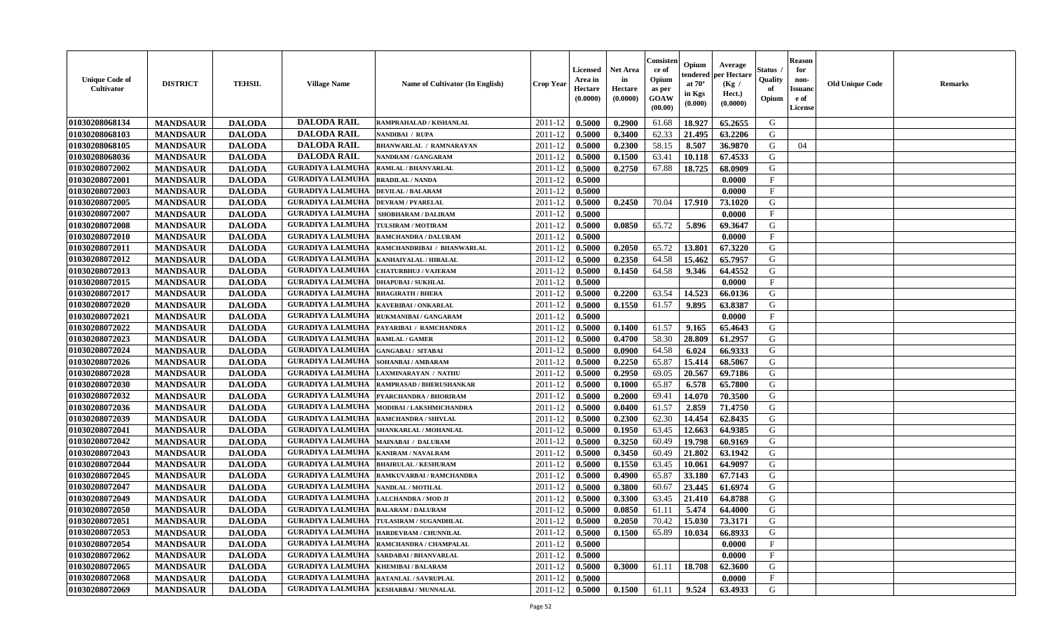| Unique Code of Cultivator | DISTRICT | TEHSIL | Village Name | Name of Cultivator (In English) | Crop Year | Licensed Area in Hectare (0.0000) | Net Area in Hectare (0.0000) | Consistence of Opium as per GOAW (00.00) | Opium tendered at 70° in Kgs (0.000) | Average per Hectare (Kg / Hect.) (0.0000) | Status / Quality of Opium | Reason for non-Issuance of License | Old Unique Code | Remarks |
|---|---|---|---|---|---|---|---|---|---|---|---|---|---|---|
| 01030208068134 | MANDSAUR | DALODA | DALODA RAIL | RAMPRAHALAD / KISHANLAL | 2011-12 | 0.5000 | 0.2900 | 61.68 | 18.927 | 65.2655 | G | | | |
| 01030208068103 | MANDSAUR | DALODA | DALODA RAIL | NANDIBAI / RUPA | 2011-12 | 0.5000 | 0.3400 | 62.33 | 21.495 | 63.2206 | G | | | |
| 01030208068105 | MANDSAUR | DALODA | DALODA RAIL | BHANWARLAL / RAMNARAYAN | 2011-12 | 0.5000 | 0.2300 | 58.15 | 8.507 | 36.9870 | G | 04 | | |
| 01030208068036 | MANDSAUR | DALODA | DALODA RAIL | NANDRAM / GANGARAM | 2011-12 | 0.5000 | 0.1500 | 63.41 | 10.118 | 67.4533 | G | | | |
| 01030208072002 | MANDSAUR | DALODA | GURADIYA LALMUHA | RAMLAL / BHANVARLAL | 2011-12 | 0.5000 | 0.2750 | 67.88 | 18.725 | 68.0909 | G | | | |
| 01030208072001 | MANDSAUR | DALODA | GURADIYA LALMUHA | BRADILAL / NANDA | 2011-12 | 0.5000 | | | | 0.0000 | F | | | |
| 01030208072003 | MANDSAUR | DALODA | GURADIYA LALMUHA | DEVILAL / BALARAM | 2011-12 | 0.5000 | | | | 0.0000 | F | | | |
| 01030208072005 | MANDSAUR | DALODA | GURADIYA LALMUHA | DEVRAM / PYARELAL | 2011-12 | 0.5000 | 0.2450 | 70.04 | 17.910 | 73.1020 | G | | | |
| 01030208072007 | MANDSAUR | DALODA | GURADIYA LALMUHA | SHOBHARAM / DALIRAM | 2011-12 | 0.5000 | | | | 0.0000 | F | | | |
| 01030208072008 | MANDSAUR | DALODA | GURADIYA LALMUHA | TULSIRAM / MOTIRAM | 2011-12 | 0.5000 | 0.0850 | 65.72 | 5.896 | 69.3647 | G | | | |
| 01030208072010 | MANDSAUR | DALODA | GURADIYA LALMUHA | RAMCHANDRA / DALURAM | 2011-12 | 0.5000 | | | | 0.0000 | F | | | |
| 01030208072011 | MANDSAUR | DALODA | GURADIYA LALMUHA | RAMCHANDRIBAI / BHANWARLAL | 2011-12 | 0.5000 | 0.2050 | 65.72 | 13.801 | 67.3220 | G | | | |
| 01030208072012 | MANDSAUR | DALODA | GURADIYA LALMUHA | KANHAIYALAL / HIRALAL | 2011-12 | 0.5000 | 0.2350 | 64.58 | 15.462 | 65.7957 | G | | | |
| 01030208072013 | MANDSAUR | DALODA | GURADIYA LALMUHA | CHATURBHUJ / VAJERAM | 2011-12 | 0.5000 | 0.1450 | 64.58 | 9.346 | 64.4552 | G | | | |
| 01030208072015 | MANDSAUR | DALODA | GURADIYA LALMUHA | DHAPUBAI / SUKHLAL | 2011-12 | 0.5000 | | | | 0.0000 | F | | | |
| 01030208072017 | MANDSAUR | DALODA | GURADIYA LALMUHA | BHAGIRATH / BHERA | 2011-12 | 0.5000 | 0.2200 | 63.54 | 14.523 | 66.0136 | G | | | |
| 01030208072020 | MANDSAUR | DALODA | GURADIYA LALMUHA | KAVERIBAI / ONKARLAL | 2011-12 | 0.5000 | 0.1550 | 61.57 | 9.895 | 63.8387 | G | | | |
| 01030208072021 | MANDSAUR | DALODA | GURADIYA LALMUHA | RUKMANIBAI / GANGARAM | 2011-12 | 0.5000 | | | | 0.0000 | F | | | |
| 01030208072022 | MANDSAUR | DALODA | GURADIYA LALMUHA | PAYARIBAI / RAMCHANDRA | 2011-12 | 0.5000 | 0.1400 | 61.57 | 9.165 | 65.4643 | G | | | |
| 01030208072023 | MANDSAUR | DALODA | GURADIYA LALMUHA | RAMLAL / GAMER | 2011-12 | 0.5000 | 0.4700 | 58.30 | 28.809 | 61.2957 | G | | | |
| 01030208072024 | MANDSAUR | DALODA | GURADIYA LALMUHA | GANGABAI / SITABAI | 2011-12 | 0.5000 | 0.0900 | 64.58 | 6.024 | 66.9333 | G | | | |
| 01030208072026 | MANDSAUR | DALODA | GURADIYA LALMUHA | SOHANBAI / AMBARAM | 2011-12 | 0.5000 | 0.2250 | 65.87 | 15.414 | 68.5067 | G | | | |
| 01030208072028 | MANDSAUR | DALODA | GURADIYA LALMUHA | LAXMINARAYAN / NATHU | 2011-12 | 0.5000 | 0.2950 | 69.05 | 20.567 | 69.7186 | G | | | |
| 01030208072030 | MANDSAUR | DALODA | GURADIYA LALMUHA | RAMPRASAD / BHERUSHANKAR | 2011-12 | 0.5000 | 0.1000 | 65.87 | 6.578 | 65.7800 | G | | | |
| 01030208072032 | MANDSAUR | DALODA | GURADIYA LALMUHA | PYARCHANDRA / BHORIRAM | 2011-12 | 0.5000 | 0.2000 | 69.41 | 14.070 | 70.3500 | G | | | |
| 01030208072036 | MANDSAUR | DALODA | GURADIYA LALMUHA | MODIBAI / LAKSHMICHANDRA | 2011-12 | 0.5000 | 0.0400 | 61.57 | 2.859 | 71.4750 | G | | | |
| 01030208072039 | MANDSAUR | DALODA | GURADIYA LALMUHA | RAMCHANDRA / SHIVLAL | 2011-12 | 0.5000 | 0.2300 | 62.30 | 14.454 | 62.8435 | G | | | |
| 01030208072041 | MANDSAUR | DALODA | GURADIYA LALMUHA | SHANKARLAL / MOHANLAL | 2011-12 | 0.5000 | 0.1950 | 63.45 | 12.663 | 64.9385 | G | | | |
| 01030208072042 | MANDSAUR | DALODA | GURADIYA LALMUHA | MAINABAI / DALURAM | 2011-12 | 0.5000 | 0.3250 | 60.49 | 19.798 | 60.9169 | G | | | |
| 01030208072043 | MANDSAUR | DALODA | GURADIYA LALMUHA | KANIRAM / NAVALRAM | 2011-12 | 0.5000 | 0.3450 | 60.49 | 21.802 | 63.1942 | G | | | |
| 01030208072044 | MANDSAUR | DALODA | GURADIYA LALMUHA | BHAIRULAL / KESHURAM | 2011-12 | 0.5000 | 0.1550 | 63.45 | 10.061 | 64.9097 | G | | | |
| 01030208072045 | MANDSAUR | DALODA | GURADIYA LALMUHA | RAMKUVARBAI / RAMCHANDRA | 2011-12 | 0.5000 | 0.4900 | 65.87 | 33.180 | 67.7143 | G | | | |
| 01030208072047 | MANDSAUR | DALODA | GURADIYA LALMUHA | NANDLAL / MOTILAL | 2011-12 | 0.5000 | 0.3800 | 60.67 | 23.445 | 61.6974 | G | | | |
| 01030208072049 | MANDSAUR | DALODA | GURADIYA LALMUHA | LALCHANDRA / MOD JI | 2011-12 | 0.5000 | 0.3300 | 63.45 | 21.410 | 64.8788 | G | | | |
| 01030208072050 | MANDSAUR | DALODA | GURADIYA LALMUHA | BALARAM / DALURAM | 2011-12 | 0.5000 | 0.0850 | 61.11 | 5.474 | 64.4000 | G | | | |
| 01030208072051 | MANDSAUR | DALODA | GURADIYA LALMUHA | TULASIRAM / SUGANDHLAL | 2011-12 | 0.5000 | 0.2050 | 70.42 | 15.030 | 73.3171 | G | | | |
| 01030208072053 | MANDSAUR | DALODA | GURADIYA LALMUHA | HARDEVRAM / CHUNNILAL | 2011-12 | 0.5000 | 0.1500 | 65.89 | 10.034 | 66.8933 | G | | | |
| 01030208072054 | MANDSAUR | DALODA | GURADIYA LALMUHA | RAMCHANDRA / CHAMPALAL | 2011-12 | 0.5000 | | | | 0.0000 | F | | | |
| 01030208072062 | MANDSAUR | DALODA | GURADIYA LALMUHA | SARDABAI / BHANVARLAL | 2011-12 | 0.5000 | | | | 0.0000 | F | | | |
| 01030208072065 | MANDSAUR | DALODA | GURADIYA LALMUHA | KHEMIBAI / BALARAM | 2011-12 | 0.5000 | 0.3000 | 61.11 | 18.708 | 62.3600 | G | | | |
| 01030208072068 | MANDSAUR | DALODA | GURADIYA LALMUHA | RATANLAL / SAVRUPLAL | 2011-12 | 0.5000 | | | | 0.0000 | F | | | |
| 01030208072069 | MANDSAUR | DALODA | GURADIYA LALMUHA | KESHARBAI / MUNNALAL | 2011-12 | 0.5000 | 0.1500 | 61.11 | 9.524 | 63.4933 | G | | | |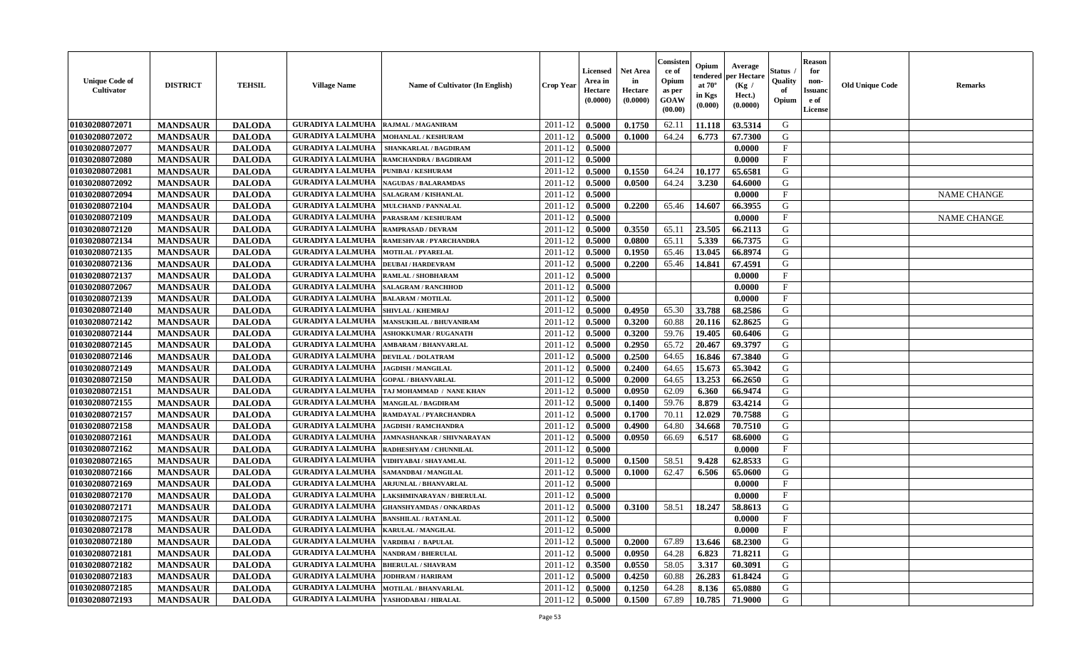| Unique Code of Cultivator | DISTRICT | TEHSIL | Village Name | Name of Cultivator (In English) | Crop Year | Licensed Area in Hectare (0.0000) | Net Area in Hectare (0.0000) | Consistence of Opium as per GOAW (00.00) | Opium tendered at 70° in Kgs (0.000) | Average per Hectare (Kg / Hect.) (0.0000) | Status / Quality of Opium | Reason for non-Issuance of License | Old Unique Code | Remarks |
|---|---|---|---|---|---|---|---|---|---|---|---|---|---|---|
| 01030208072071 | MANDSAUR | DALODA | GURADIYA LALMUHA | RAJMAL / MAGANIRAM | 2011-12 | 0.5000 | 0.1750 | 62.11 | 11.118 | 63.5314 | G | | | |
| 01030208072072 | MANDSAUR | DALODA | GURADIYA LALMUHA | MOHANLAL / KESHURAM | 2011-12 | 0.5000 | 0.1000 | 64.24 | 6.773 | 67.7300 | G | | | |
| 01030208072077 | MANDSAUR | DALODA | GURADIYA LALMUHA | SHANKARLAL / BAGDIRAM | 2011-12 | 0.5000 | | | | 0.0000 | F | | | |
| 01030208072080 | MANDSAUR | DALODA | GURADIYA LALMUHA | RAMCHANDRA / BAGDIRAM | 2011-12 | 0.5000 | | | | 0.0000 | F | | | |
| 01030208072081 | MANDSAUR | DALODA | GURADIYA LALMUHA | PUNIBAI / KESHURAM | 2011-12 | 0.5000 | 0.1550 | 64.24 | 10.177 | 65.6581 | G | | | |
| 01030208072092 | MANDSAUR | DALODA | GURADIYA LALMUHA | NAGUDAS / BALARAMDAS | 2011-12 | 0.5000 | 0.0500 | 64.24 | 3.230 | 64.6000 | G | | | |
| 01030208072094 | MANDSAUR | DALODA | GURADIYA LALMUHA | SALAGRAM / KISHANLAL | 2011-12 | 0.5000 | | | | 0.0000 | F | | | NAME CHANGE |
| 01030208072104 | MANDSAUR | DALODA | GURADIYA LALMUHA | MULCHAND / PANNALAL | 2011-12 | 0.5000 | 0.2200 | 65.46 | 14.607 | 66.3955 | G | | | |
| 01030208072109 | MANDSAUR | DALODA | GURADIYA LALMUHA | PARASRAM / KESHURAM | 2011-12 | 0.5000 | | | | 0.0000 | F | | | NAME CHANGE |
| 01030208072120 | MANDSAUR | DALODA | GURADIYA LALMUHA | RAMPRASAD / DEVRAM | 2011-12 | 0.5000 | 0.3550 | 65.11 | 23.505 | 66.2113 | G | | | |
| 01030208072134 | MANDSAUR | DALODA | GURADIYA LALMUHA | RAMESHVAR / PYARCHANDRA | 2011-12 | 0.5000 | 0.0800 | 65.11 | 5.339 | 66.7375 | G | | | |
| 01030208072135 | MANDSAUR | DALODA | GURADIYA LALMUHA | MOTILAL / PYARELAL | 2011-12 | 0.5000 | 0.1950 | 65.46 | 13.045 | 66.8974 | G | | | |
| 01030208072136 | MANDSAUR | DALODA | GURADIYA LALMUHA | DEUBAI / HARDEVRAM | 2011-12 | 0.5000 | 0.2200 | 65.46 | 14.841 | 67.4591 | G | | | |
| 01030208072137 | MANDSAUR | DALODA | GURADIYA LALMUHA | RAMLAL / SHOBHARAM | 2011-12 | 0.5000 | | | | 0.0000 | F | | | |
| 01030208072067 | MANDSAUR | DALODA | GURADIYA LALMUHA | SALAGRAM / RANCHHOD | 2011-12 | 0.5000 | | | | 0.0000 | F | | | |
| 01030208072139 | MANDSAUR | DALODA | GURADIYA LALMUHA | BALARAM / MOTILAL | 2011-12 | 0.5000 | | | | 0.0000 | F | | | |
| 01030208072140 | MANDSAUR | DALODA | GURADIYA LALMUHA | SHIVLAL / KHEMRAJ | 2011-12 | 0.5000 | 0.4950 | 65.30 | 33.788 | 68.2586 | G | | | |
| 01030208072142 | MANDSAUR | DALODA | GURADIYA LALMUHA | MANSUKHLAL / BHUVANIRAM | 2011-12 | 0.5000 | 0.3200 | 60.88 | 20.116 | 62.8625 | G | | | |
| 01030208072144 | MANDSAUR | DALODA | GURADIYA LALMUHA | ASHOKKUMAR / RUGANATH | 2011-12 | 0.5000 | 0.3200 | 59.76 | 19.405 | 60.6406 | G | | | |
| 01030208072145 | MANDSAUR | DALODA | GURADIYA LALMUHA | AMBARAM / BHANVARLAL | 2011-12 | 0.5000 | 0.2950 | 65.72 | 20.467 | 69.3797 | G | | | |
| 01030208072146 | MANDSAUR | DALODA | GURADIYA LALMUHA | DEVILAL / DOLATRAM | 2011-12 | 0.5000 | 0.2500 | 64.65 | 16.846 | 67.3840 | G | | | |
| 01030208072149 | MANDSAUR | DALODA | GURADIYA LALMUHA | JAGDISH / MANGILAL | 2011-12 | 0.5000 | 0.2400 | 64.65 | 15.673 | 65.3042 | G | | | |
| 01030208072150 | MANDSAUR | DALODA | GURADIYA LALMUHA | GOPAL / BHANVARLAL | 2011-12 | 0.5000 | 0.2000 | 64.65 | 13.253 | 66.2650 | G | | | |
| 01030208072151 | MANDSAUR | DALODA | GURADIYA LALMUHA | TAJ MOHAMMAD / NANE KHAN | 2011-12 | 0.5000 | 0.0950 | 62.09 | 6.360 | 66.9474 | G | | | |
| 01030208072155 | MANDSAUR | DALODA | GURADIYA LALMUHA | MANGILAL / BAGDIRAM | 2011-12 | 0.5000 | 0.1400 | 59.76 | 8.879 | 63.4214 | G | | | |
| 01030208072157 | MANDSAUR | DALODA | GURADIYA LALMUHA | RAMDAYAL / PYARCHANDRA | 2011-12 | 0.5000 | 0.1700 | 70.11 | 12.029 | 70.7588 | G | | | |
| 01030208072158 | MANDSAUR | DALODA | GURADIYA LALMUHA | JAGDISH / RAMCHANDRA | 2011-12 | 0.5000 | 0.4900 | 64.80 | 34.668 | 70.7510 | G | | | |
| 01030208072161 | MANDSAUR | DALODA | GURADIYA LALMUHA | JAMNASHANKAR / SHIVNARAYAN | 2011-12 | 0.5000 | 0.0950 | 66.69 | 6.517 | 68.6000 | G | | | |
| 01030208072162 | MANDSAUR | DALODA | GURADIYA LALMUHA | RADHESHYAM / CHUNNILAL | 2011-12 | 0.5000 | | | | 0.0000 | F | | | |
| 01030208072165 | MANDSAUR | DALODA | GURADIYA LALMUHA | VIDHYABAI / SHAYAMLAL | 2011-12 | 0.5000 | 0.1500 | 58.51 | 9.428 | 62.8533 | G | | | |
| 01030208072166 | MANDSAUR | DALODA | GURADIYA LALMUHA | SAMANDBAI / MANGILAL | 2011-12 | 0.5000 | 0.1000 | 62.47 | 6.506 | 65.0600 | G | | | |
| 01030208072169 | MANDSAUR | DALODA | GURADIYA LALMUHA | ARJUNLAL / BHANVARLAL | 2011-12 | 0.5000 | | | | 0.0000 | F | | | |
| 01030208072170 | MANDSAUR | DALODA | GURADIYA LALMUHA | LAKSHMINARAYAN / BHERULAL | 2011-12 | 0.5000 | | | | 0.0000 | F | | | |
| 01030208072171 | MANDSAUR | DALODA | GURADIYA LALMUHA | GHANSHYAMDAS / ONKARDAS | 2011-12 | 0.5000 | 0.3100 | 58.51 | 18.247 | 58.8613 | G | | | |
| 01030208072175 | MANDSAUR | DALODA | GURADIYA LALMUHA | BANSHILAL / RATANLAL | 2011-12 | 0.5000 | | | | 0.0000 | F | | | |
| 01030208072178 | MANDSAUR | DALODA | GURADIYA LALMUHA | KARULAL / MANGILAL | 2011-12 | 0.5000 | | | | 0.0000 | F | | | |
| 01030208072180 | MANDSAUR | DALODA | GURADIYA LALMUHA | VARDIBAI / BAPULAL | 2011-12 | 0.5000 | 0.2000 | 67.89 | 13.646 | 68.2300 | G | | | |
| 01030208072181 | MANDSAUR | DALODA | GURADIYA LALMUHA | NANDRAM / BHERULAL | 2011-12 | 0.5000 | 0.0950 | 64.28 | 6.823 | 71.8211 | G | | | |
| 01030208072182 | MANDSAUR | DALODA | GURADIYA LALMUHA | BHERULAL / SHAVRAM | 2011-12 | 0.3500 | 0.0550 | 58.05 | 3.317 | 60.3091 | G | | | |
| 01030208072183 | MANDSAUR | DALODA | GURADIYA LALMUHA | JODHRAM / HARIRAM | 2011-12 | 0.5000 | 0.4250 | 60.88 | 26.283 | 61.8424 | G | | | |
| 01030208072185 | MANDSAUR | DALODA | GURADIYA LALMUHA | MOTILAL / BHANVARLAL | 2011-12 | 0.5000 | 0.1250 | 64.28 | 8.136 | 65.0880 | G | | | |
| 01030208072193 | MANDSAUR | DALODA | GURADIYA LALMUHA | YASHODABAI / HIRALAL | 2011-12 | 0.5000 | 0.1500 | 67.89 | 10.785 | 71.9000 | G | | | |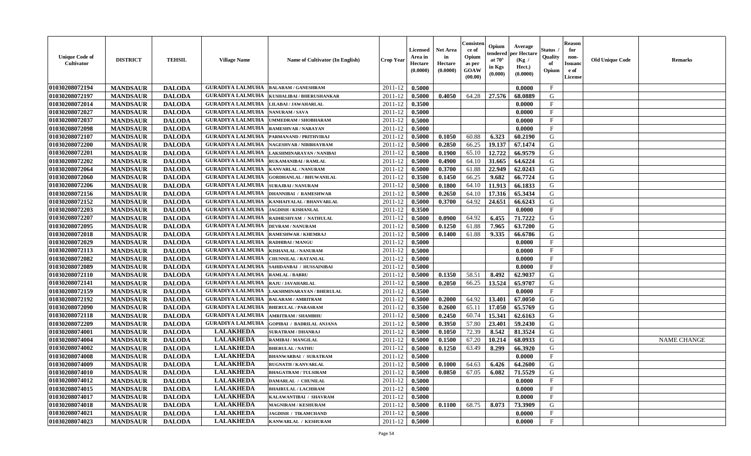| Unique Code of Cultivator | DISTRICT | TEHSIL | Village Name | Name of Cultivator (In English) | Crop Year | Licensed Area in Hectare (0.0000) | Net Area in Hectare (0.0000) | Consistence of Opium as per GOAW (00.00) | Opium tendered at 70° in Kgs (0.000) | Average per Hectare (Kg / Hect.) (0.0000) | Status / Quality of Opium | Reason for non-Issuance of License | Old Unique Code | Remarks |
|---|---|---|---|---|---|---|---|---|---|---|---|---|---|---|
| 01030208072194 | MANDSAUR | DALODA | GURADIYA LALMUHA | BALARAM / GANESHRAM | 2011-12 | 0.5000 | | | | 0.0000 | F | | | |
| 01030208072197 | MANDSAUR | DALODA | GURADIYA LALMUHA | KUSHALIBAI / BHERUSHANKAR | 2011-12 | 0.5000 | 0.4050 | 64.28 | 27.576 | 68.0889 | G | | | |
| 01030208072014 | MANDSAUR | DALODA | GURADIYA LALMUHA | LILABAI / JAWAHARLAL | 2011-12 | 0.3500 | | | | 0.0000 | F | | | |
| 01030208072027 | MANDSAUR | DALODA | GURADIYA LALMUHA | NANURAM / SAVA | 2011-12 | 0.5000 | | | | 0.0000 | F | | | |
| 01030208072037 | MANDSAUR | DALODA | GURADIYA LALMUHA | UMMEDRAM / SHOBHARAM | 2011-12 | 0.5000 | | | | 0.0000 | F | | | |
| 01030208072098 | MANDSAUR | DALODA | GURADIYA LALMUHA | RAMESHVAR / NARAYAN | 2011-12 | 0.5000 | | | | 0.0000 | F | | | |
| 01030208072107 | MANDSAUR | DALODA | GURADIYA LALMUHA | PARMANAND / PRITHVIRAJ | 2011-12 | 0.5000 | 0.1050 | 60.88 | 6.323 | 60.2190 | G | | | |
| 01030208072200 | MANDSAUR | DALODA | GURADIYA LALMUHA | NAGESHVAR / NIRBHAYRAM | 2011-12 | 0.5000 | 0.2850 | 66.25 | 19.137 | 67.1474 | G | | | |
| 01030208072201 | MANDSAUR | DALODA | GURADIYA LALMUHA | LAKSHMINARAYAN / NANIBAI | 2011-12 | 0.5000 | 0.1900 | 65.10 | 12.722 | 66.9579 | G | | | |
| 01030208072202 | MANDSAUR | DALODA | GURADIYA LALMUHA | RUKAMANIBAI / RAMLAL | 2011-12 | 0.5000 | 0.4900 | 64.10 | 31.665 | 64.6224 | G | | | |
| 01030208072064 | MANDSAUR | DALODA | GURADIYA LALMUHA | KANVARLAL / NANURAM | 2011-12 | 0.5000 | 0.3700 | 61.88 | 22.949 | 62.0243 | G | | | |
| 01030208072060 | MANDSAUR | DALODA | GURADIYA LALMUHA | GORDHANLAL / BHUWANILAL | 2011-12 | 0.3500 | 0.1450 | 66.25 | 9.682 | 66.7724 | G | | | |
| 01030208072206 | MANDSAUR | DALODA | GURADIYA LALMUHA | SURAJBAI / NANURAM | 2011-12 | 0.5000 | 0.1800 | 64.10 | 11.913 | 66.1833 | G | | | |
| 01030208072156 | MANDSAUR | DALODA | GURADIYA LALMUHA | DHANNIBAI / RAMESHWAR | 2011-12 | 0.5000 | 0.2650 | 64.10 | 17.316 | 65.3434 | G | | | |
| 01030208072152 | MANDSAUR | DALODA | GURADIYA LALMUHA | KANHAIYALAL / BHANVARLAL | 2011-12 | 0.5000 | 0.3700 | 64.92 | 24.651 | 66.6243 | G | | | |
| 01030208072203 | MANDSAUR | DALODA | GURADIYA LALMUHA | JAGDISH / KISHANLAL | 2011-12 | 0.3500 | | | | 0.0000 | F | | | |
| 01030208072207 | MANDSAUR | DALODA | GURADIYA LALMUHA | RADHESHYAM / NATHULAL | 2011-12 | 0.5000 | 0.0900 | 64.92 | 6.455 | 71.7222 | G | | | |
| 01030208072095 | MANDSAUR | DALODA | GURADIYA LALMUHA | DEVRAM / NANURAM | 2011-12 | 0.5000 | 0.1250 | 61.88 | 7.965 | 63.7200 | G | | | |
| 01030208072018 | MANDSAUR | DALODA | GURADIYA LALMUHA | RAMESHWAR / KHEMRAJ | 2011-12 | 0.5000 | 0.1400 | 61.88 | 9.335 | 66.6786 | G | | | |
| 01030208072029 | MANDSAUR | DALODA | GURADIYA LALMUHA | RADHIBAI / MANGU | 2011-12 | 0.5000 | | | | 0.0000 | F | | | |
| 01030208072113 | MANDSAUR | DALODA | GURADIYA LALMUHA | KISHANLAL / NANURAM | 2011-12 | 0.5000 | | | | 0.0000 | F | | | |
| 01030208072082 | MANDSAUR | DALODA | GURADIYA LALMUHA | CHUNNILAL / RATANLAL | 2011-12 | 0.5000 | | | | 0.0000 | F | | | |
| 01030208072089 | MANDSAUR | DALODA | GURADIYA LALMUHA | SAHIDANBAI / HUSSAINIBAI | 2011-12 | 0.5000 | | | | 0.0000 | F | | | |
| 01030208072110 | MANDSAUR | DALODA | GURADIYA LALMUHA | RAMLAL / BABRU | 2011-12 | 0.5000 | 0.1350 | 58.51 | 8.492 | 62.9037 | G | | | |
| 01030208072141 | MANDSAUR | DALODA | GURADIYA LALMUHA | RAJU / JAVAHARLAL | 2011-12 | 0.5000 | 0.2050 | 66.25 | 13.524 | 65.9707 | G | | | |
| 01030208072159 | MANDSAUR | DALODA | GURADIYA LALMUHA | LAKSHMINARAYAN / BHERULAL | 2011-12 | 0.3500 | | | | 0.0000 | F | | | |
| 01030208072192 | MANDSAUR | DALODA | GURADIYA LALMUHA | BALARAM / AMRITRAM | 2011-12 | 0.5000 | 0.2000 | 64.92 | 13.401 | 67.0050 | G | | | |
| 01030208072090 | MANDSAUR | DALODA | GURADIYA LALMUHA | BHERULAL / PARASRAM | 2011-12 | 0.3500 | 0.2600 | 65.11 | 17.050 | 65.5769 | G | | | |
| 01030208072118 | MANDSAUR | DALODA | GURADIYA LALMUHA | AMRITRAM / SHAMBHU | 2011-12 | 0.5000 | 0.2450 | 60.74 | 15.341 | 62.6163 | G | | | |
| 01030208072209 | MANDSAUR | DALODA | GURADIYA LALMUHA | GOPIBAI / BADRILAL ANJANA | 2011-12 | 0.5000 | 0.3950 | 57.80 | 23.401 | 59.2430 | G | | | |
| 01030208074001 | MANDSAUR | DALODA | LALAKHEDA | SURATRAM / DHANRAJ | 2011-12 | 0.5000 | 0.1050 | 72.39 | 8.542 | 81.3524 | G | | | |
| 01030208074004 | MANDSAUR | DALODA | LALAKHEDA | RAMIBAI / MANGILAL | 2011-12 | 0.5000 | 0.1500 | 67.20 | 10.214 | 68.0933 | G | | | NAME CHANGE |
| 01030208074002 | MANDSAUR | DALODA | LALAKHEDA | BHERULAL / NATHU | 2011-12 | 0.5000 | 0.1250 | 63.49 | 8.299 | 66.3920 | G | | | |
| 01030208074008 | MANDSAUR | DALODA | LALAKHEDA | BHANWARBAI / SURATRAM | 2011-12 | 0.5000 | | | | 0.0000 | F | | | |
| 01030208074009 | MANDSAUR | DALODA | LALAKHEDA | RUGNATH / KANVARLAL | 2011-12 | 0.5000 | 0.1000 | 64.63 | 6.426 | 64.2600 | G | | | |
| 01030208074010 | MANDSAUR | DALODA | LALAKHEDA | BHAGATRAM / TULSIRAM | 2011-12 | 0.5000 | 0.0850 | 67.05 | 6.082 | 71.5529 | G | | | |
| 01030208074012 | MANDSAUR | DALODA | LALAKHEDA | DAMARLAL / CHUNILAL | 2011-12 | 0.5000 | | | | 0.0000 | F | | | |
| 01030208074015 | MANDSAUR | DALODA | LALAKHEDA | BHAIRULAL / LACHIRAM | 2011-12 | 0.5000 | | | | 0.0000 | F | | | |
| 01030208074017 | MANDSAUR | DALODA | LALAKHEDA | KALAWANTIBAI / SHAVRAM | 2011-12 | 0.5000 | | | | 0.0000 | F | | | |
| 01030208074018 | MANDSAUR | DALODA | LALAKHEDA | MAGNIRAM / KESHURAM | 2011-12 | 0.5000 | 0.1100 | 68.75 | 8.073 | 73.3909 | G | | | |
| 01030208074021 | MANDSAUR | DALODA | LALAKHEDA | JAGDISH / TIKAMCHAND | 2011-12 | 0.5000 | | | | 0.0000 | F | | | |
| 01030208074023 | MANDSAUR | DALODA | LALAKHEDA | KANWARLAL / KESHURAM | 2011-12 | 0.5000 | | | | 0.0000 | F | | | |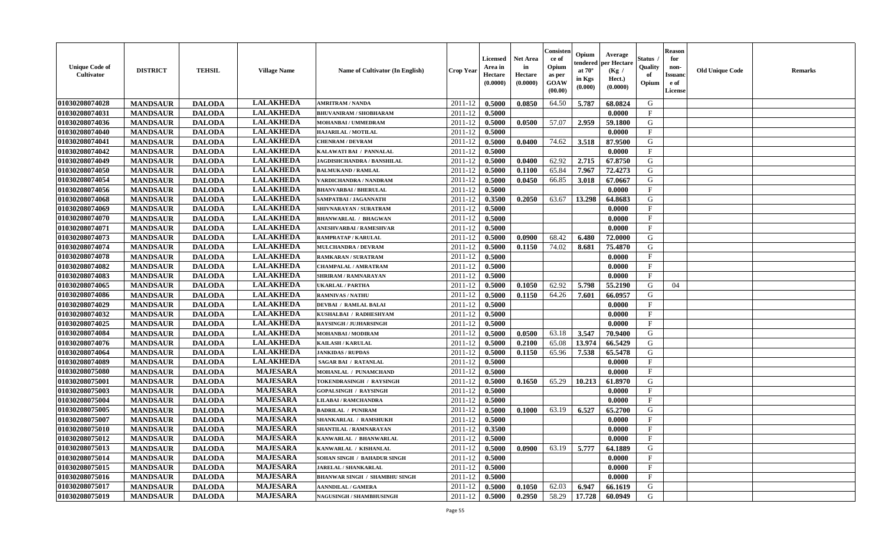| Unique Code of Cultivator | DISTRICT | TEHSIL | Village Name | Name of Cultivator (In English) | Crop Year | Licensed Area in Hectare (0.0000) | Net Area in Hectare (0.0000) | Consistence of Opium as per GOAW (00.00) | Opium tendered at 70° in Kgs (0.000) | Average per Hectare (Kg / Hect.) (0.0000) | Status / Quality of Opium | Reason for non-Issuance of License | Old Unique Code | Remarks |
|---|---|---|---|---|---|---|---|---|---|---|---|---|---|---|
| 01030208074028 | MANDSAUR | DALODA | LALAKHEDA | AMRITRAM / NANDA | 2011-12 | 0.5000 | 0.0850 | 64.50 | 5.787 | 68.0824 | G | | | |
| 01030208074031 | MANDSAUR | DALODA | LALAKHEDA | BHUVANIRAM / SHOBHARAM | 2011-12 | 0.5000 | | | | 0.0000 | F | | | |
| 01030208074036 | MANDSAUR | DALODA | LALAKHEDA | MOHANBAI / UMMEDRAM | 2011-12 | 0.5000 | 0.0500 | 57.07 | 2.959 | 59.1800 | G | | | |
| 01030208074040 | MANDSAUR | DALODA | LALAKHEDA | HAJARILAL / MOTILAL | 2011-12 | 0.5000 | | | | 0.0000 | F | | | |
| 01030208074041 | MANDSAUR | DALODA | LALAKHEDA | CHENRAM / DEVRAM | 2011-12 | 0.5000 | 0.0400 | 74.62 | 3.518 | 87.9500 | G | | | |
| 01030208074042 | MANDSAUR | DALODA | LALAKHEDA | KALAWATI BAI / PANNALAL | 2011-12 | 0.5000 | | | | 0.0000 | F | | | |
| 01030208074049 | MANDSAUR | DALODA | LALAKHEDA | JAGDISHCHANDRA / BANSHILAL | 2011-12 | 0.5000 | 0.0400 | 62.92 | 2.715 | 67.8750 | G | | | |
| 01030208074050 | MANDSAUR | DALODA | LALAKHEDA | BALMUKAND / RAMLAL | 2011-12 | 0.5000 | 0.1100 | 65.84 | 7.967 | 72.4273 | G | | | |
| 01030208074054 | MANDSAUR | DALODA | LALAKHEDA | VARDICHANDRA / NANDRAM | 2011-12 | 0.5000 | 0.0450 | 66.85 | 3.018 | 67.0667 | G | | | |
| 01030208074056 | MANDSAUR | DALODA | LALAKHEDA | BHANVARBAI / BHERULAL | 2011-12 | 0.5000 | | | | 0.0000 | F | | | |
| 01030208074068 | MANDSAUR | DALODA | LALAKHEDA | SAMPATBAI / JAGANNATH | 2011-12 | 0.3500 | 0.2050 | 63.67 | 13.298 | 64.8683 | G | | | |
| 01030208074069 | MANDSAUR | DALODA | LALAKHEDA | SHIVNARAYAN / SURATRAM | 2011-12 | 0.5000 | | | | 0.0000 | F | | | |
| 01030208074070 | MANDSAUR | DALODA | LALAKHEDA | BHANWARLAL / BHAGWAN | 2011-12 | 0.5000 | | | | 0.0000 | F | | | |
| 01030208074071 | MANDSAUR | DALODA | LALAKHEDA | ANESHVARBAI / RAMESHVAR | 2011-12 | 0.5000 | | | | 0.0000 | F | | | |
| 01030208074073 | MANDSAUR | DALODA | LALAKHEDA | RAMPRATAP / KARULAL | 2011-12 | 0.5000 | 0.0900 | 68.42 | 6.480 | 72.0000 | G | | | |
| 01030208074074 | MANDSAUR | DALODA | LALAKHEDA | MULCHANDRA / DEVRAM | 2011-12 | 0.5000 | 0.1150 | 74.02 | 8.681 | 75.4870 | G | | | |
| 01030208074078 | MANDSAUR | DALODA | LALAKHEDA | RAMKARAN / SURATRAM | 2011-12 | 0.5000 | | | | 0.0000 | F | | | |
| 01030208074082 | MANDSAUR | DALODA | LALAKHEDA | CHAMPALAL / AMRATRAM | 2011-12 | 0.5000 | | | | 0.0000 | F | | | |
| 01030208074083 | MANDSAUR | DALODA | LALAKHEDA | SHRIRAM / RAMNARAYAN | 2011-12 | 0.5000 | | | | 0.0000 | F | | | |
| 01030208074065 | MANDSAUR | DALODA | LALAKHEDA | UKARLAL / PARTHA | 2011-12 | 0.5000 | 0.1050 | 62.92 | 5.798 | 55.2190 | G | 04 | | |
| 01030208074086 | MANDSAUR | DALODA | LALAKHEDA | RAMNIVAS / NATHU | 2011-12 | 0.5000 | 0.1150 | 64.26 | 7.601 | 66.0957 | G | | | |
| 01030208074029 | MANDSAUR | DALODA | LALAKHEDA | DEVBAI / RAMLAL BALAI | 2011-12 | 0.5000 | | | | 0.0000 | F | | | |
| 01030208074032 | MANDSAUR | DALODA | LALAKHEDA | KUSHALBAI / RADHESHYAM | 2011-12 | 0.5000 | | | | 0.0000 | F | | | |
| 01030208074025 | MANDSAUR | DALODA | LALAKHEDA | RAYSINGH / JUJHARSINGH | 2011-12 | 0.5000 | | | | 0.0000 | F | | | |
| 01030208074084 | MANDSAUR | DALODA | LALAKHEDA | MOHANBAI / MODIRAM | 2011-12 | 0.5000 | 0.0500 | 63.18 | 3.547 | 70.9400 | G | | | |
| 01030208074076 | MANDSAUR | DALODA | LALAKHEDA | KAILASH / KARULAL | 2011-12 | 0.5000 | 0.2100 | 65.08 | 13.974 | 66.5429 | G | | | |
| 01030208074064 | MANDSAUR | DALODA | LALAKHEDA | JANKIDAS / RUPDAS | 2011-12 | 0.5000 | 0.1150 | 65.96 | 7.538 | 65.5478 | G | | | |
| 01030208074089 | MANDSAUR | DALODA | LALAKHEDA | SAGAR BAI / RATANLAL | 2011-12 | 0.5000 | | | | 0.0000 | F | | | |
| 01030208075080 | MANDSAUR | DALODA | MAJESARA | MOHANLAL / PUNAMCHAND | 2011-12 | 0.5000 | | | | 0.0000 | F | | | |
| 01030208075001 | MANDSAUR | DALODA | MAJESARA | TOKENDRASINGH / RAYSINGH | 2011-12 | 0.5000 | 0.1650 | 65.29 | 10.213 | 61.8970 | G | | | |
| 01030208075003 | MANDSAUR | DALODA | MAJESARA | GOPALSINGH / RAYSINGH | 2011-12 | 0.5000 | | | | 0.0000 | F | | | |
| 01030208075004 | MANDSAUR | DALODA | MAJESARA | LILABAI / RAMCHANDRA | 2011-12 | 0.5000 | | | | 0.0000 | F | | | |
| 01030208075005 | MANDSAUR | DALODA | MAJESARA | BADRILAL / PUNIRAM | 2011-12 | 0.5000 | 0.1000 | 63.19 | 6.527 | 65.2700 | G | | | |
| 01030208075007 | MANDSAUR | DALODA | MAJESARA | SHANKARLAL / RAMSHUKH | 2011-12 | 0.5000 | | | | 0.0000 | F | | | |
| 01030208075010 | MANDSAUR | DALODA | MAJESARA | SHANTILAL / RAMNARAYAN | 2011-12 | 0.3500 | | | | 0.0000 | F | | | |
| 01030208075012 | MANDSAUR | DALODA | MAJESARA | KANWARLAL / BHANWARLAL | 2011-12 | 0.5000 | | | | 0.0000 | F | | | |
| 01030208075013 | MANDSAUR | DALODA | MAJESARA | KANWARLAL / KISHANLAL | 2011-12 | 0.5000 | 0.0900 | 63.19 | 5.777 | 64.1889 | G | | | |
| 01030208075014 | MANDSAUR | DALODA | MAJESARA | SOHAN SINGH / BAHADUR SINGH | 2011-12 | 0.5000 | | | | 0.0000 | F | | | |
| 01030208075015 | MANDSAUR | DALODA | MAJESARA | JARELAL / SHANKARLAL | 2011-12 | 0.5000 | | | | 0.0000 | F | | | |
| 01030208075016 | MANDSAUR | DALODA | MAJESARA | BHANWAR SINGH / SHAMBHU SINGH | 2011-12 | 0.5000 | | | | 0.0000 | F | | | |
| 01030208075017 | MANDSAUR | DALODA | MAJESARA | AANNDILAL / GAMERA | 2011-12 | 0.5000 | 0.1050 | 62.03 | 6.947 | 66.1619 | G | | | |
| 01030208075019 | MANDSAUR | DALODA | MAJESARA | NAGUSINGH / SHAMBHUSINGH | 2011-12 | 0.5000 | 0.2950 | 58.29 | 17.728 | 60.0949 | G | | | |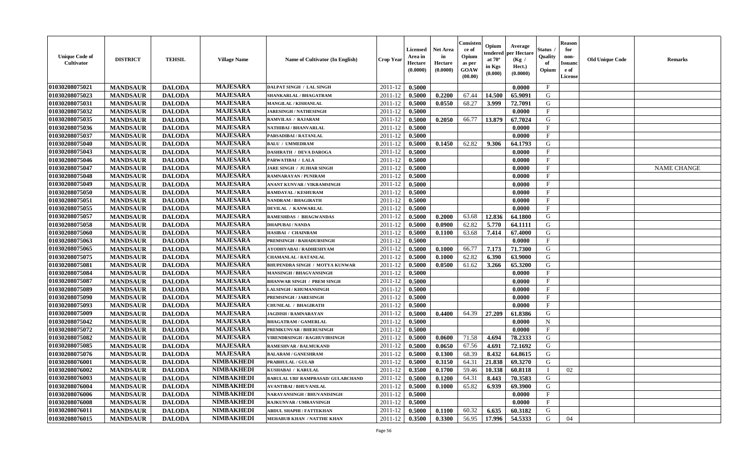| Unique Code of Cultivator | DISTRICT | TEHSIL | Village Name | Name of Cultivator (In English) | Crop Year | Licensed Area in Hectare (0.0000) | Net Area in Hectare (0.0000) | Consistence of Opium as per GOAW (00.00) | Opium tendered at 70° in Kgs (0.000) | Average per Hectare (Kg / Hect.) (0.0000) | Status / Quality of Opium | Reason for non-Issuance of License | Old Unique Code | Remarks |
|---|---|---|---|---|---|---|---|---|---|---|---|---|---|---|
| 01030208075021 | MANDSAUR | DALODA | MAJESARA | DALPAT SINGH / LAL SINGH | 2011-12 | 0.5000 | | | | 0.0000 | F | | | |
| 01030208075023 | MANDSAUR | DALODA | MAJESARA | SHANKARLAL / BHAGATRAM | 2011-12 | 0.5000 | 0.2200 | 67.44 | 14.500 | 65.9091 | G | | | |
| 01030208075031 | MANDSAUR | DALODA | MAJESARA | MANGILAL / KISHANLAL | 2011-12 | 0.5000 | 0.0550 | 68.27 | 3.999 | 72.7091 | G | | | |
| 01030208075032 | MANDSAUR | DALODA | MAJESARA | JARESINGH / NATHESINGH | 2011-12 | 0.5000 | | | | 0.0000 | F | | | |
| 01030208075035 | MANDSAUR | DALODA | MAJESARA | RAMVILAS / RAJARAM | 2011-12 | 0.5000 | 0.2050 | 66.77 | 13.879 | 67.7024 | G | | | |
| 01030208075036 | MANDSAUR | DALODA | MAJESARA | NATHIBAI / BHANVARLAL | 2011-12 | 0.5000 | | | | 0.0000 | F | | | |
| 01030208075037 | MANDSAUR | DALODA | MAJESARA | PARSADIBAI / RATANLAL | 2011-12 | 0.5000 | | | | 0.0000 | F | | | |
| 01030208075040 | MANDSAUR | DALODA | MAJESARA | BALU / UMMEDRAM | 2011-12 | 0.5000 | 0.1450 | 62.82 | 9.306 | 64.1793 | G | | | |
| 01030208075043 | MANDSAUR | DALODA | MAJESARA | DASHRATH / DEVA DAROGA | 2011-12 | 0.5000 | | | | 0.0000 | F | | | |
| 01030208075046 | MANDSAUR | DALODA | MAJESARA | PARWATIBAI / LALA | 2011-12 | 0.5000 | | | | 0.0000 | F | | | |
| 01030208075047 | MANDSAUR | DALODA | MAJESARA | JARE SINGH / JUJHAR SINGH | 2011-12 | 0.5000 | | | | 0.0000 | F | | | NAME CHANGE |
| 01030208075048 | MANDSAUR | DALODA | MAJESARA | RAMNARAYAN / PUNIRAM | 2011-12 | 0.5000 | | | | 0.0000 | F | | | |
| 01030208075049 | MANDSAUR | DALODA | MAJESARA | ANANT KUNVAR / VIKRAMSINGH | 2011-12 | 0.5000 | | | | 0.0000 | F | | | |
| 01030208075050 | MANDSAUR | DALODA | MAJESARA | RAMDAYAL / KESHURAM | 2011-12 | 0.5000 | | | | 0.0000 | F | | | |
| 01030208075051 | MANDSAUR | DALODA | MAJESARA | NANDRAM / BHAGIRATH | 2011-12 | 0.5000 | | | | 0.0000 | F | | | |
| 01030208075055 | MANDSAUR | DALODA | MAJESARA | DEVILAL / KANWARLAL | 2011-12 | 0.5000 | | | | 0.0000 | F | | | |
| 01030208075057 | MANDSAUR | DALODA | MAJESARA | RAMESHDAS / BHAGWANDAS | 2011-12 | 0.5000 | 0.2000 | 63.68 | 12.836 | 64.1800 | G | | | |
| 01030208075058 | MANDSAUR | DALODA | MAJESARA | DHAPUBAI / NANDA | 2011-12 | 0.5000 | 0.0900 | 62.82 | 5.770 | 64.1111 | G | | | |
| 01030208075060 | MANDSAUR | DALODA | MAJESARA | HASIBAI / CHAINRAM | 2011-12 | 0.5000 | 0.1100 | 63.68 | 7.414 | 67.4000 | G | | | |
| 01030208075063 | MANDSAUR | DALODA | MAJESARA | PREMSINGH / BAHADURSINGH | 2011-12 | 0.5000 | | | | 0.0000 | F | | | |
| 01030208075065 | MANDSAUR | DALODA | MAJESARA | AYODHYABAI / RADHESHYAM | 2011-12 | 0.5000 | 0.1000 | 66.77 | 7.173 | 71.7300 | G | | | |
| 01030208075075 | MANDSAUR | DALODA | MAJESARA | CHAMANLAL / RATANLAL | 2011-12 | 0.5000 | 0.1000 | 62.82 | 6.390 | 63.9000 | G | | | |
| 01030208075081 | MANDSAUR | DALODA | MAJESARA | BHUPENDRA SINGH / MOTYA KUNWAR | 2011-12 | 0.5000 | 0.0500 | 61.62 | 3.266 | 65.3200 | G | | | |
| 01030208075084 | MANDSAUR | DALODA | MAJESARA | MANSINGH / BHAGVANSINGH | 2011-12 | 0.5000 | | | | 0.0000 | F | | | |
| 01030208075087 | MANDSAUR | DALODA | MAJESARA | BHANWAR SINGH / PREM SINGH | 2011-12 | 0.5000 | | | | 0.0000 | F | | | |
| 01030208075089 | MANDSAUR | DALODA | MAJESARA | LALSINGH / KHUMANSINGH | 2011-12 | 0.5000 | | | | 0.0000 | F | | | |
| 01030208075090 | MANDSAUR | DALODA | MAJESARA | PREMSINGH / JARESINGH | 2011-12 | 0.5000 | | | | 0.0000 | F | | | |
| 01030208075093 | MANDSAUR | DALODA | MAJESARA | CHUNILAL / BHAGIRATH | 2011-12 | 0.5000 | | | | 0.0000 | F | | | |
| 01030208075009 | MANDSAUR | DALODA | MAJESARA | JAGDISH / RAMNARAYAN | 2011-12 | 0.5000 | 0.4400 | 64.39 | 27.209 | 61.8386 | G | | | |
| 01030208075042 | MANDSAUR | DALODA | MAJESARA | BHAGATRAM / GAMERLAL | 2011-12 | 0.5000 | | | | 0.0000 | N | | | |
| 01030208075072 | MANDSAUR | DALODA | MAJESARA | PREMKUNVAR / BHERUSINGH | 2011-12 | 0.5000 | | | | 0.0000 | F | | | |
| 01030208075082 | MANDSAUR | DALODA | MAJESARA | VIRENDRSINGH / RAGHUVIRSINGH | 2011-12 | 0.5000 | 0.0600 | 71.58 | 4.694 | 78.2333 | G | | | |
| 01030208075085 | MANDSAUR | DALODA | MAJESARA | RAMESHVAR / BALMUKAND | 2011-12 | 0.5000 | 0.0650 | 67.56 | 4.691 | 72.1692 | G | | | |
| 01030208075076 | MANDSAUR | DALODA | MAJESARA | BALARAM / GANESHRAM | 2011-12 | 0.5000 | 0.1300 | 68.39 | 8.432 | 64.8615 | G | | | |
| 01030208076001 | MANDSAUR | DALODA | NIMBAKHEDI | PRABHULAL / GULAB | 2011-12 | 0.5000 | 0.3150 | 64.31 | 21.838 | 69.3270 | G | | | |
| 01030208076002 | MANDSAUR | DALODA | NIMBAKHEDI | KUSHABAI / KARULAL | 2011-12 | 0.3500 | 0.1700 | 59.46 | 10.338 | 60.8118 | I | 02 | | |
| 01030208076003 | MANDSAUR | DALODA | NIMBAKHEDI | BABULAL URF RAMPRASAD/ GULABCHAND | 2011-12 | 0.5000 | 0.1200 | 64.31 | 8.443 | 70.3583 | G | | | |
| 01030208076004 | MANDSAUR | DALODA | NIMBAKHEDI | AVANTIBAI / BHUVANILAL | 2011-12 | 0.5000 | 0.1000 | 65.82 | 6.939 | 69.3900 | G | | | |
| 01030208076006 | MANDSAUR | DALODA | NIMBAKHEDI | NARAYANSINGH / BHUVANISINGH | 2011-12 | 0.5000 | | | | 0.0000 | F | | | |
| 01030208076008 | MANDSAUR | DALODA | NIMBAKHEDI | RAJKUNVAR / UMRAVSINGH | 2011-12 | 0.5000 | | | | 0.0000 | F | | | |
| 01030208076011 | MANDSAUR | DALODA | NIMBAKHEDI | ABDUL SHAPHI / FATTEKHAN | 2011-12 | 0.5000 | 0.1100 | 60.32 | 6.635 | 60.3182 | G | | | |
| 01030208076015 | MANDSAUR | DALODA | NIMBAKHEDI | MEHABUB KHAN / NATTHE KHAN | 2011-12 | 0.3500 | 0.3300 | 56.95 | 17.996 | 54.5333 | G | 04 | | |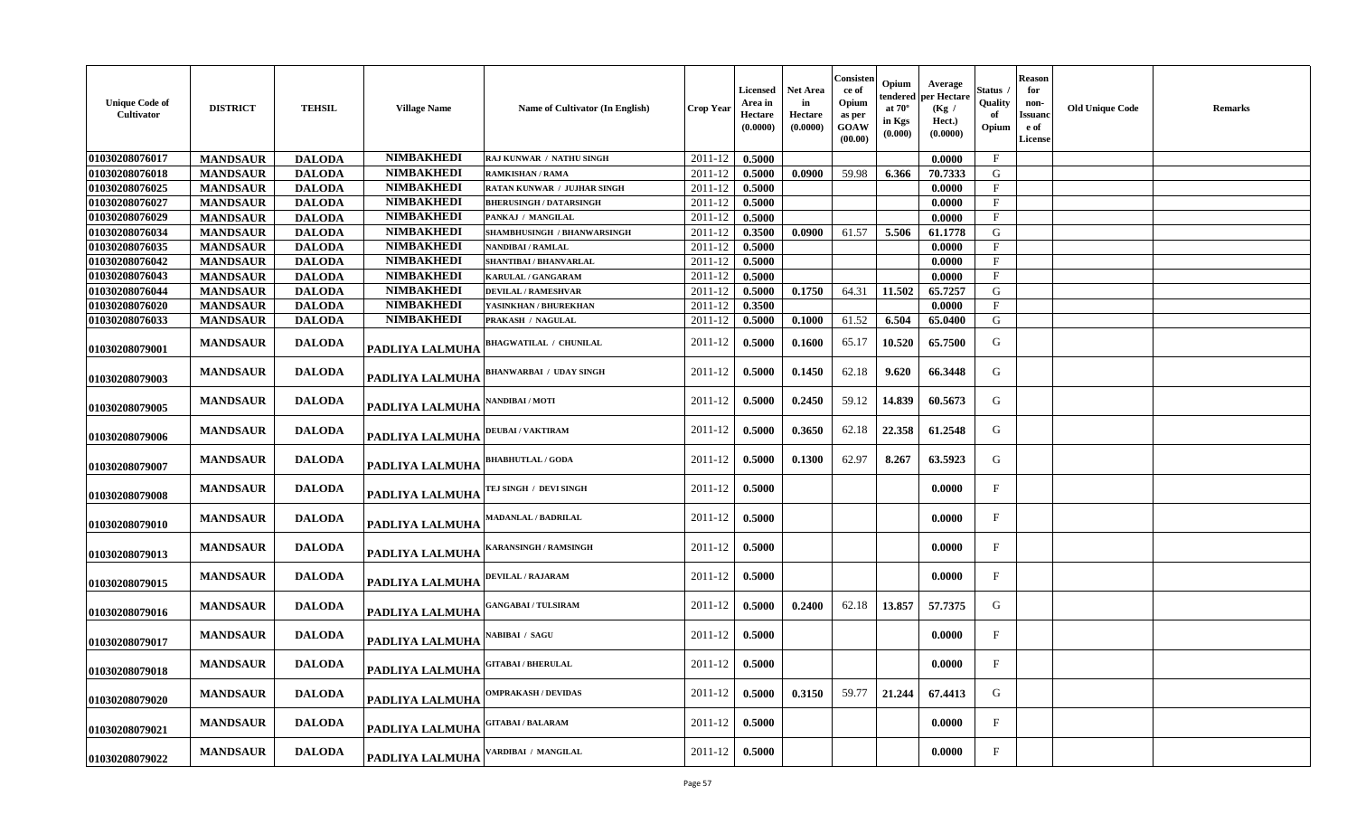| Unique Code of Cultivator | DISTRICT | TEHSIL | Village Name | Name of Cultivator (In English) | Crop Year | Licensed Area in Hectare (0.0000) | Net Area in Hectare (0.0000) | Consistence of Opium as per GOAW (00.00) | Opium tendered at 70° in Kgs (0.000) | Average per Hectare (Kg / Hect.) (0.0000) | Status / Quality of Opium | Reason for non-Issuance of License | Old Unique Code | Remarks |
|---|---|---|---|---|---|---|---|---|---|---|---|---|---|---|
| 01030208076017 | MANDSAUR | DALODA | NIMBAKHEDI | RAJ KUNWAR / NATHU SINGH | 2011-12 | 0.5000 | | | | 0.0000 | F | | | |
| 01030208076018 | MANDSAUR | DALODA | NIMBAKHEDI | RAMKISHAN / RAMA | 2011-12 | 0.5000 | 0.0900 | 59.98 | 6.366 | 70.7333 | G | | | |
| 01030208076025 | MANDSAUR | DALODA | NIMBAKHEDI | RATAN KUNWAR / JUJHAR SINGH | 2011-12 | 0.5000 | | | | 0.0000 | F | | | |
| 01030208076027 | MANDSAUR | DALODA | NIMBAKHEDI | BHERUSINGH / DATARSINGH | 2011-12 | 0.5000 | | | | 0.0000 | F | | | |
| 01030208076029 | MANDSAUR | DALODA | NIMBAKHEDI | PANKAJ / MANGILAL | 2011-12 | 0.5000 | | | | 0.0000 | F | | | |
| 01030208076034 | MANDSAUR | DALODA | NIMBAKHEDI | SHAMBHUSINGH / BHANWARSINGH | 2011-12 | 0.3500 | 0.0900 | 61.57 | 5.506 | 61.1778 | G | | | |
| 01030208076035 | MANDSAUR | DALODA | NIMBAKHEDI | NANDIBAI / RAMLAL | 2011-12 | 0.5000 | | | | 0.0000 | F | | | |
| 01030208076042 | MANDSAUR | DALODA | NIMBAKHEDI | SHANTIBAI / BHANVARLAL | 2011-12 | 0.5000 | | | | 0.0000 | F | | | |
| 01030208076043 | MANDSAUR | DALODA | NIMBAKHEDI | KARULAL / GANGARAM | 2011-12 | 0.5000 | | | | 0.0000 | F | | | |
| 01030208076044 | MANDSAUR | DALODA | NIMBAKHEDI | DEVILAL / RAMESHVAR | 2011-12 | 0.5000 | 0.1750 | 64.31 | 11.502 | 65.7257 | G | | | |
| 01030208076020 | MANDSAUR | DALODA | NIMBAKHEDI | YASINKHAN / BHUREKHAN | 2011-12 | 0.3500 | | | | 0.0000 | F | | | |
| 01030208076033 | MANDSAUR | DALODA | NIMBAKHEDI | PRAKASH / NAGULAL | 2011-12 | 0.5000 | 0.1000 | 61.52 | 6.504 | 65.0400 | G | | | |
| 01030208079001 | MANDSAUR | DALODA | PADLIYA LALMUHA | BHAGWATILAL / CHUNILAL | 2011-12 | 0.5000 | 0.1600 | 65.17 | 10.520 | 65.7500 | G | | | |
| 01030208079003 | MANDSAUR | DALODA | PADLIYA LALMUHA | BHANWARBAI / UDAY SINGH | 2011-12 | 0.5000 | 0.1450 | 62.18 | 9.620 | 66.3448 | G | | | |
| 01030208079005 | MANDSAUR | DALODA | PADLIYA LALMUHA | NANDIBAI / MOTI | 2011-12 | 0.5000 | 0.2450 | 59.12 | 14.839 | 60.5673 | G | | | |
| 01030208079006 | MANDSAUR | DALODA | PADLIYA LALMUHA | DEUBAI / VAKTIRAM | 2011-12 | 0.5000 | 0.3650 | 62.18 | 22.358 | 61.2548 | G | | | |
| 01030208079007 | MANDSAUR | DALODA | PADLIYA LALMUHA | BHABHUTLAL / GODA | 2011-12 | 0.5000 | 0.1300 | 62.97 | 8.267 | 63.5923 | G | | | |
| 01030208079008 | MANDSAUR | DALODA | PADLIYA LALMUHA | TEJ SINGH / DEVI SINGH | 2011-12 | 0.5000 | | | | 0.0000 | F | | | |
| 01030208079010 | MANDSAUR | DALODA | PADLIYA LALMUHA | MADANLAL / BADRILAL | 2011-12 | 0.5000 | | | | 0.0000 | F | | | |
| 01030208079013 | MANDSAUR | DALODA | PADLIYA LALMUHA | KARANSINGH / RAMSINGH | 2011-12 | 0.5000 | | | | 0.0000 | F | | | |
| 01030208079015 | MANDSAUR | DALODA | PADLIYA LALMUHA | DEVILAL / RAJARAM | 2011-12 | 0.5000 | | | | 0.0000 | F | | | |
| 01030208079016 | MANDSAUR | DALODA | PADLIYA LALMUHA | GANGABAI / TULSIRAM | 2011-12 | 0.5000 | 0.2400 | 62.18 | 13.857 | 57.7375 | G | | | |
| 01030208079017 | MANDSAUR | DALODA | PADLIYA LALMUHA | NABIBAI / SAGU | 2011-12 | 0.5000 | | | | 0.0000 | F | | | |
| 01030208079018 | MANDSAUR | DALODA | PADLIYA LALMUHA | GITABAI / BHERULAL | 2011-12 | 0.5000 | | | | 0.0000 | F | | | |
| 01030208079020 | MANDSAUR | DALODA | PADLIYA LALMUHA | OMPRAKASH / DEVIDAS | 2011-12 | 0.5000 | 0.3150 | 59.77 | 21.244 | 67.4413 | G | | | |
| 01030208079021 | MANDSAUR | DALODA | PADLIYA LALMUHA | GITABAI / BALARAM | 2011-12 | 0.5000 | | | | 0.0000 | F | | | |
| 01030208079022 | MANDSAUR | DALODA | PADLIYA LALMUHA | VARDIBAI / MANGILAL | 2011-12 | 0.5000 | | | | 0.0000 | F | | | |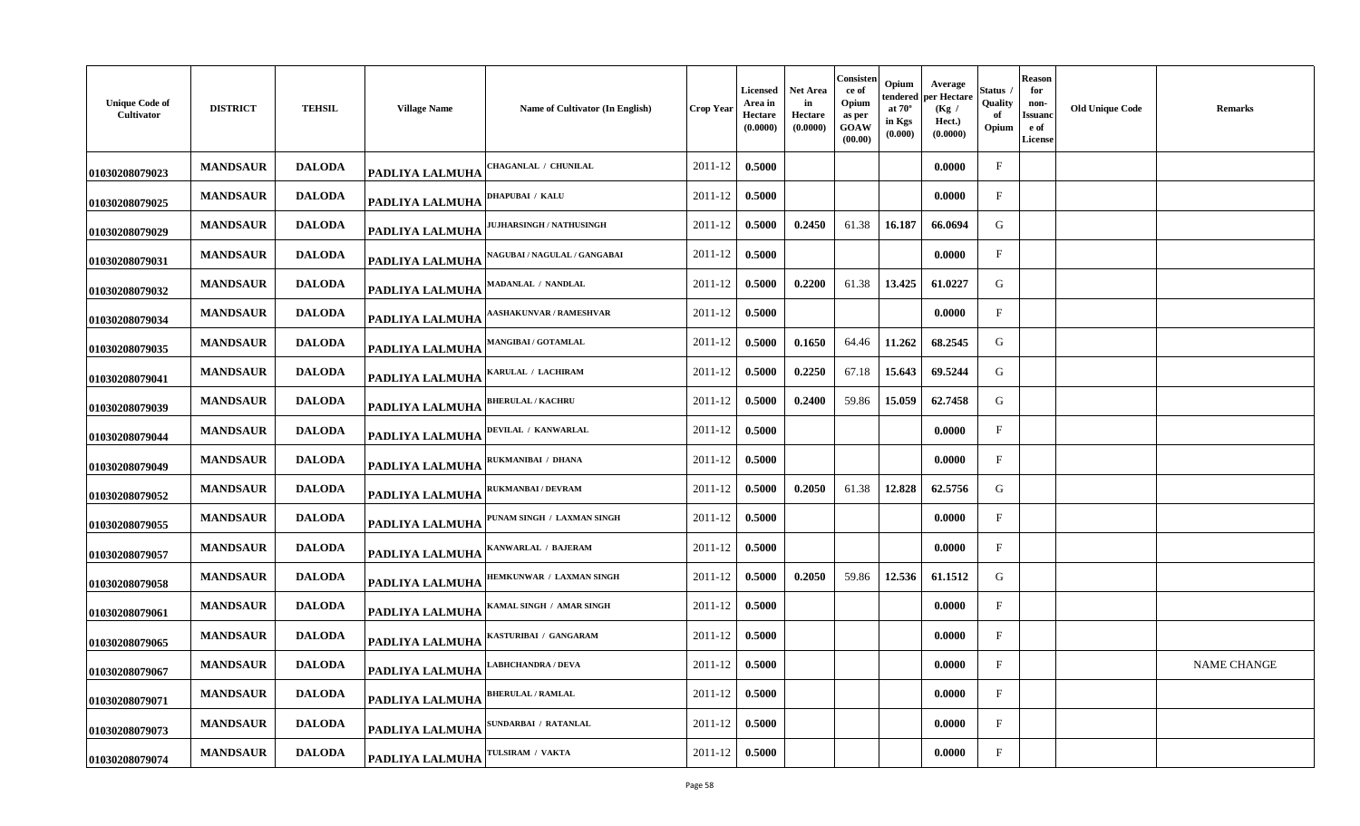| Unique Code of Cultivator | DISTRICT | TEHSIL | Village Name | Name of Cultivator (In English) | Crop Year | Licensed Area in Hectare (0.0000) | Net Area in Hectare (0.0000) | Consistence of Opium as per GOAW (00.00) | Opium tendered at 70° in Kgs (0.000) | Average per Hectare (Kg / Hect.) (0.0000) | Status / Quality of Opium | Reason for non-Issuance of License | Old Unique Code | Remarks |
|---|---|---|---|---|---|---|---|---|---|---|---|---|---|---|
| 01030208079023 | MANDSAUR | DALODA | PADLIYA LALMUHA | CHAGANLAL / CHUNILAL | 2011-12 | 0.5000 | | | | 0.0000 | F | | | |
| 01030208079025 | MANDSAUR | DALODA | PADLIYA LALMUHA | DHAPUBAI / KALU | 2011-12 | 0.5000 | | | | 0.0000 | F | | | |
| 01030208079029 | MANDSAUR | DALODA | PADLIYA LALMUHA | JUJHARSINGH / NATHUSINGH | 2011-12 | 0.5000 | 0.2450 | 61.38 | 16.187 | 66.0694 | G | | | |
| 01030208079031 | MANDSAUR | DALODA | PADLIYA LALMUHA | NAGUBAI / NAGULAL / GANGABAI | 2011-12 | 0.5000 | | | | 0.0000 | F | | | |
| 01030208079032 | MANDSAUR | DALODA | PADLIYA LALMUHA | MADANLAL / NANDLAL | 2011-12 | 0.5000 | 0.2200 | 61.38 | 13.425 | 61.0227 | G | | | |
| 01030208079034 | MANDSAUR | DALODA | PADLIYA LALMUHA | AASHAKUNVAR / RAMESHVAR | 2011-12 | 0.5000 | | | | 0.0000 | F | | | |
| 01030208079035 | MANDSAUR | DALODA | PADLIYA LALMUHA | MANGIBAI / GOTAMLAL | 2011-12 | 0.5000 | 0.1650 | 64.46 | 11.262 | 68.2545 | G | | | |
| 01030208079041 | MANDSAUR | DALODA | PADLIYA LALMUHA | KARULAL / LACHIRAM | 2011-12 | 0.5000 | 0.2250 | 67.18 | 15.643 | 69.5244 | G | | | |
| 01030208079039 | MANDSAUR | DALODA | PADLIYA LALMUHA | BHERULAL / KACHRU | 2011-12 | 0.5000 | 0.2400 | 59.86 | 15.059 | 62.7458 | G | | | |
| 01030208079044 | MANDSAUR | DALODA | PADLIYA LALMUHA | DEVILAL / KANWARLAL | 2011-12 | 0.5000 | | | | 0.0000 | F | | | |
| 01030208079049 | MANDSAUR | DALODA | PADLIYA LALMUHA | RUKMANIBAI / DHANA | 2011-12 | 0.5000 | | | | 0.0000 | F | | | |
| 01030208079052 | MANDSAUR | DALODA | PADLIYA LALMUHA | RUKMANBAI / DEVRAM | 2011-12 | 0.5000 | 0.2050 | 61.38 | 12.828 | 62.5756 | G | | | |
| 01030208079055 | MANDSAUR | DALODA | PADLIYA LALMUHA | PUNAM SINGH / LAXMAN SINGH | 2011-12 | 0.5000 | | | | 0.0000 | F | | | |
| 01030208079057 | MANDSAUR | DALODA | PADLIYA LALMUHA | KANWARLAL / BAJERAM | 2011-12 | 0.5000 | | | | 0.0000 | F | | | |
| 01030208079058 | MANDSAUR | DALODA | PADLIYA LALMUHA | HEMKUNWAR / LAXMAN SINGH | 2011-12 | 0.5000 | 0.2050 | 59.86 | 12.536 | 61.1512 | G | | | |
| 01030208079061 | MANDSAUR | DALODA | PADLIYA LALMUHA | KAMAL SINGH / AMAR SINGH | 2011-12 | 0.5000 | | | | 0.0000 | F | | | |
| 01030208079065 | MANDSAUR | DALODA | PADLIYA LALMUHA | KASTURIBAI / GANGARAM | 2011-12 | 0.5000 | | | | 0.0000 | F | | | |
| 01030208079067 | MANDSAUR | DALODA | PADLIYA LALMUHA | LABHCHANDRA / DEVA | 2011-12 | 0.5000 | | | | 0.0000 | F | | | NAME CHANGE |
| 01030208079071 | MANDSAUR | DALODA | PADLIYA LALMUHA | BHERULAL / RAMLAL | 2011-12 | 0.5000 | | | | 0.0000 | F | | | |
| 01030208079073 | MANDSAUR | DALODA | PADLIYA LALMUHA | SUNDARBAI / RATANLAL | 2011-12 | 0.5000 | | | | 0.0000 | F | | | |
| 01030208079074 | MANDSAUR | DALODA | PADLIYA LALMUHA | TULSIRAM / VAKTA | 2011-12 | 0.5000 | | | | 0.0000 | F | | | |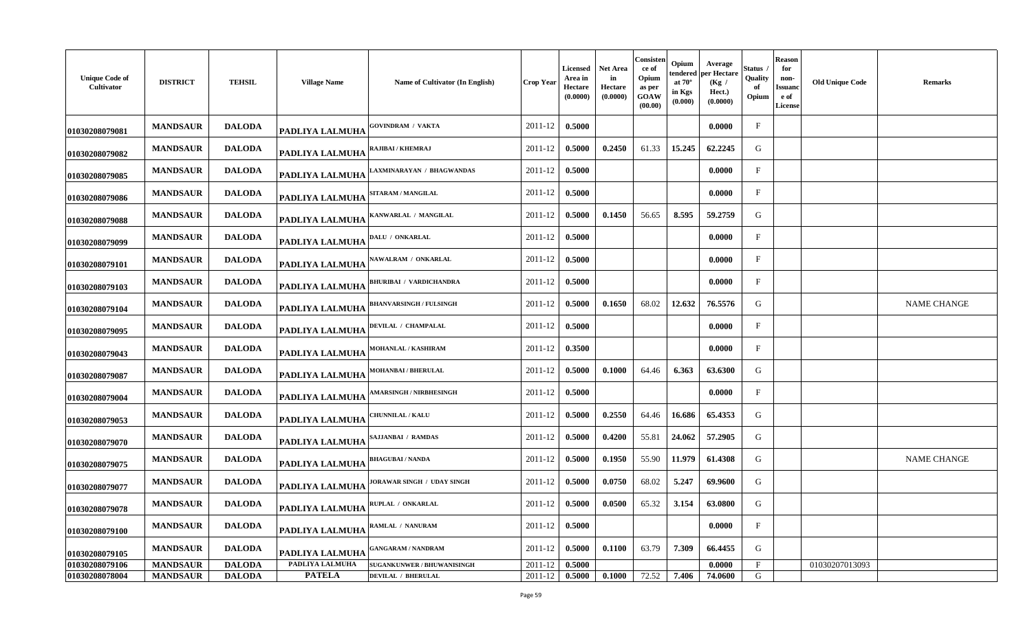| Unique Code of Cultivator | DISTRICT | TEHSIL | Village Name | Name of Cultivator (In English) | Crop Year | Licensed Area in Hectare (0.0000) | Net Area in Hectare (0.0000) | Consistence of Opium as per GOAW (00.00) | Opium tendered at 70° in Kgs (0.000) | Average per Hectare (Kg / Hect.) (0.0000) | Status / Quality of Opium | Reason for non-Issuance of License | Old Unique Code | Remarks |
|---|---|---|---|---|---|---|---|---|---|---|---|---|---|---|
| 01030208079081 | MANDSAUR | DALODA | PADLIYA LALMUHA | GOVINDRAM / VAKTA | 2011-12 | 0.5000 | | | | 0.0000 | F | | | |
| 01030208079082 | MANDSAUR | DALODA | PADLIYA LALMUHA | RAJIBAI / KHEMRAJ | 2011-12 | 0.5000 | 0.2450 | 61.33 | 15.245 | 62.2245 | G | | | |
| 01030208079085 | MANDSAUR | DALODA | PADLIYA LALMUHA | LAXMINARAYAN / BHAGWANDAS | 2011-12 | 0.5000 | | | | 0.0000 | F | | | |
| 01030208079086 | MANDSAUR | DALODA | PADLIYA LALMUHA | SITARAM / MANGILAL | 2011-12 | 0.5000 | | | | 0.0000 | F | | | |
| 01030208079088 | MANDSAUR | DALODA | PADLIYA LALMUHA | KANWARLAL / MANGILAL | 2011-12 | 0.5000 | 0.1450 | 56.65 | 8.595 | 59.2759 | G | | | |
| 01030208079099 | MANDSAUR | DALODA | PADLIYA LALMUHA | DALU / ONKARLAL | 2011-12 | 0.5000 | | | | 0.0000 | F | | | |
| 01030208079101 | MANDSAUR | DALODA | PADLIYA LALMUHA | NAWALRAM / ONKARLAL | 2011-12 | 0.5000 | | | | 0.0000 | F | | | |
| 01030208079103 | MANDSAUR | DALODA | PADLIYA LALMUHA | BHURIBAI / VARDICHANDRA | 2011-12 | 0.5000 | | | | 0.0000 | F | | | |
| 01030208079104 | MANDSAUR | DALODA | PADLIYA LALMUHA | BHANVARSINGH / FULSINGH | 2011-12 | 0.5000 | 0.1650 | 68.02 | 12.632 | 76.5576 | G | | | NAME CHANGE |
| 01030208079095 | MANDSAUR | DALODA | PADLIYA LALMUHA | DEVILAL / CHAMPALAL | 2011-12 | 0.5000 | | | | 0.0000 | F | | | |
| 01030208079043 | MANDSAUR | DALODA | PADLIYA LALMUHA | MOHANLAL / KASHIRAM | 2011-12 | 0.3500 | | | | 0.0000 | F | | | |
| 01030208079087 | MANDSAUR | DALODA | PADLIYA LALMUHA | MOHANBAI / BHERULAL | 2011-12 | 0.5000 | 0.1000 | 64.46 | 6.363 | 63.6300 | G | | | |
| 01030208079004 | MANDSAUR | DALODA | PADLIYA LALMUHA | AMARSINGH / NIRBHESINGH | 2011-12 | 0.5000 | | | | 0.0000 | F | | | |
| 01030208079053 | MANDSAUR | DALODA | PADLIYA LALMUHA | CHUNNILAL / KALU | 2011-12 | 0.5000 | 0.2550 | 64.46 | 16.686 | 65.4353 | G | | | |
| 01030208079070 | MANDSAUR | DALODA | PADLIYA LALMUHA | SAJJANBAI / RAMDAS | 2011-12 | 0.5000 | 0.4200 | 55.81 | 24.062 | 57.2905 | G | | | |
| 01030208079075 | MANDSAUR | DALODA | PADLIYA LALMUHA | BHAGUBAI / NANDA | 2011-12 | 0.5000 | 0.1950 | 55.90 | 11.979 | 61.4308 | G | | | NAME CHANGE |
| 01030208079077 | MANDSAUR | DALODA | PADLIYA LALMUHA | JORAWAR SINGH / UDAY SINGH | 2011-12 | 0.5000 | 0.0750 | 68.02 | 5.247 | 69.9600 | G | | | |
| 01030208079078 | MANDSAUR | DALODA | PADLIYA LALMUHA | RUPLAL / ONKARLAL | 2011-12 | 0.5000 | 0.0500 | 65.32 | 3.154 | 63.0800 | G | | | |
| 01030208079100 | MANDSAUR | DALODA | PADLIYA LALMUHA | RAMLAL / NANURAM | 2011-12 | 0.5000 | | | | 0.0000 | F | | | |
| 01030208079105 | MANDSAUR | DALODA | PADLIYA LALMUHA | GANGARAM / NANDRAM | 2011-12 | 0.5000 | 0.1100 | 63.79 | 7.309 | 66.4455 | G | | | |
| 01030208079106 | MANDSAUR | DALODA | PADLIYA LALMUHA | SUGANKUNWER / BHUWANISINGH | 2011-12 | 0.5000 | | | | 0.0000 | F | | 01030207013093 | |
| 01030208078004 | MANDSAUR | DALODA | PATELA | DEVILAL / BHERULAL | 2011-12 | 0.5000 | 0.1000 | 72.52 | 7.406 | 74.0600 | G | | | |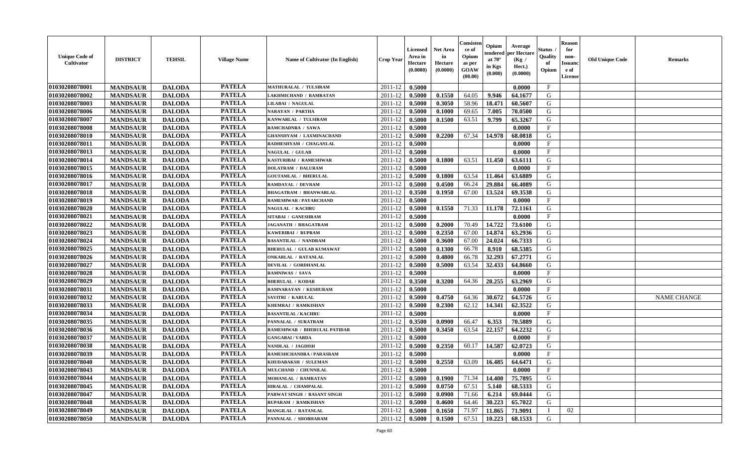| Unique Code of Cultivator | DISTRICT | TEHSIL | Village Name | Name of Cultivator (In English) | Crop Year | Licensed Area in Hectare (0.0000) | Net Area in Hectare (0.0000) | Consistence of Opium as per GOAW (00.00) | Opium tendered at 70° in Kgs (0.000) | Average per Hectare (Kg / Hect.) (0.0000) | Status / Quality of Opium | Reason for non-Issuance of License | Old Unique Code | Remarks |
|---|---|---|---|---|---|---|---|---|---|---|---|---|---|---|
| 01030208078001 | MANDSAUR | DALODA | PATELA | MATHURALAL / TULSIRAM | 2011-12 | 0.5000 | | | | 0.0000 | F | | | |
| 01030208078002 | MANDSAUR | DALODA | PATELA | LAKHMICHAND / RAMRATAN | 2011-12 | 0.5000 | 0.1550 | 64.05 | 9.946 | 64.1677 | G | | | |
| 01030208078003 | MANDSAUR | DALODA | PATELA | LILABAI / NAGULAL | 2011-12 | 0.5000 | 0.3050 | 58.96 | 18.471 | 60.5607 | G | | | |
| 01030208078006 | MANDSAUR | DALODA | PATELA | NARAYAN / PARTHA | 2011-12 | 0.5000 | 0.1000 | 69.65 | 7.005 | 70.0500 | G | | | |
| 01030208078007 | MANDSAUR | DALODA | PATELA | KANWARLAL / TULSIRAM | 2011-12 | 0.5000 | 0.1500 | 63.51 | 9.799 | 65.3267 | G | | | |
| 01030208078008 | MANDSAUR | DALODA | PATELA | RAMCHADNRA / SAWA | 2011-12 | 0.5000 | | | | 0.0000 | F | | | |
| 01030208078010 | MANDSAUR | DALODA | PATELA | GHANSHYAM / LAXMINACHAND | 2011-12 | 0.5000 | 0.2200 | 67.34 | 14.978 | 68.0818 | G | | | |
| 01030208078011 | MANDSAUR | DALODA | PATELA | RADHESHYAM / CHAGANLAL | 2011-12 | 0.5000 | | | | 0.0000 | F | | | |
| 01030208078013 | MANDSAUR | DALODA | PATELA | NAGULAL / GULAB | 2011-12 | 0.5000 | | | | 0.0000 | F | | | |
| 01030208078014 | MANDSAUR | DALODA | PATELA | KASTURIBAI / RAMESHWAR | 2011-12 | 0.5000 | 0.1800 | 63.51 | 11.450 | 63.6111 | G | | | |
| 01030208078015 | MANDSAUR | DALODA | PATELA | DOLATRAM / DALURAM | 2011-12 | 0.5000 | | | | 0.0000 | F | | | |
| 01030208078016 | MANDSAUR | DALODA | PATELA | GOUTAMLAL / BHERULAL | 2011-12 | 0.5000 | 0.1800 | 63.54 | 11.464 | 63.6889 | G | | | |
| 01030208078017 | MANDSAUR | DALODA | PATELA | RAMDAYAL / DEVRAM | 2011-12 | 0.5000 | 0.4500 | 66.24 | 29.884 | 66.4089 | G | | | |
| 01030208078018 | MANDSAUR | DALODA | PATELA | BHAGATRAM / BHANWARLAL | 2011-12 | 0.3500 | 0.1950 | 67.00 | 13.524 | 69.3538 | G | | | |
| 01030208078019 | MANDSAUR | DALODA | PATELA | RAMESHWAR / PAYARCHAND | 2011-12 | 0.5000 | | | | 0.0000 | F | | | |
| 01030208078020 | MANDSAUR | DALODA | PATELA | NAGULAL / KACHRU | 2011-12 | 0.5000 | 0.1550 | 71.33 | 11.178 | 72.1161 | G | | | |
| 01030208078021 | MANDSAUR | DALODA | PATELA | SITABAI / GANESHRAM | 2011-12 | 0.5000 | | | | 0.0000 | F | | | |
| 01030208078022 | MANDSAUR | DALODA | PATELA | JAGANATH / BHAGATRAM | 2011-12 | 0.5000 | 0.2000 | 70.49 | 14.722 | 73.6100 | G | | | |
| 01030208078023 | MANDSAUR | DALODA | PATELA | KAWERIBAI / RUPRAM | 2011-12 | 0.5000 | 0.2350 | 67.00 | 14.874 | 63.2936 | G | | | |
| 01030208078024 | MANDSAUR | DALODA | PATELA | BASANTILAL / NANDRAM | 2011-12 | 0.5000 | 0.3600 | 67.00 | 24.024 | 66.7333 | G | | | |
| 01030208078025 | MANDSAUR | DALODA | PATELA | BHERULAL / GULAB KUMAWAT | 2011-12 | 0.5000 | 0.1300 | 66.78 | 8.910 | 68.5385 | G | | | |
| 01030208078026 | MANDSAUR | DALODA | PATELA | ONKARLAL / RATANLAL | 2011-12 | 0.5000 | 0.4800 | 66.78 | 32.293 | 67.2771 | G | | | |
| 01030208078027 | MANDSAUR | DALODA | PATELA | DEVILAL / GORDHANLAL | 2011-12 | 0.5000 | 0.5000 | 63.54 | 32.433 | 64.8660 | G | | | |
| 01030208078028 | MANDSAUR | DALODA | PATELA | RAMNIWAS / SAVA | 2011-12 | 0.5000 | | | | 0.0000 | F | | | |
| 01030208078029 | MANDSAUR | DALODA | PATELA | BHERULAL / KODAR | 2011-12 | 0.3500 | 0.3200 | 64.36 | 20.255 | 63.2969 | G | | | |
| 01030208078031 | MANDSAUR | DALODA | PATELA | RAMNARAYAN / KESHURAM | 2011-12 | 0.5000 | | | | 0.0000 | F | | | |
| 01030208078032 | MANDSAUR | DALODA | PATELA | SAVITRI / KARULAL | 2011-12 | 0.5000 | 0.4750 | 64.36 | 30.672 | 64.5726 | G | | | NAME CHANGE |
| 01030208078033 | MANDSAUR | DALODA | PATELA | KHEMRAJ / RAMKISHAN | 2011-12 | 0.5000 | 0.2300 | 62.12 | 14.341 | 62.3522 | G | | | |
| 01030208078034 | MANDSAUR | DALODA | PATELA | BASANTILAL / KACHRU | 2011-12 | 0.5000 | | | | 0.0000 | F | | | |
| 01030208078035 | MANDSAUR | DALODA | PATELA | PANNALAL / SURATRAM | 2011-12 | 0.3500 | 0.0900 | 66.47 | 6.353 | 70.5889 | G | | | |
| 01030208078036 | MANDSAUR | DALODA | PATELA | RAMESHWAR / BHERULAL PATIDAR | 2011-12 | 0.5000 | 0.3450 | 63.54 | 22.157 | 64.2232 | G | | | |
| 01030208078037 | MANDSAUR | DALODA | PATELA | GANGABAI / VARDA | 2011-12 | 0.5000 | | | | 0.0000 | F | | | |
| 01030208078038 | MANDSAUR | DALODA | PATELA | NANDLAL / JAGDISH | 2011-12 | 0.5000 | 0.2350 | 60.17 | 14.587 | 62.0723 | G | | | |
| 01030208078039 | MANDSAUR | DALODA | PATELA | RAMESHCHANDRA / PARASRAM | 2011-12 | 0.5000 | | | | 0.0000 | F | | | |
| 01030208078040 | MANDSAUR | DALODA | PATELA | KHUDABAKSH / SULEMAN | 2011-12 | 0.5000 | 0.2550 | 63.09 | 16.485 | 64.6471 | G | | | |
| 01030208078043 | MANDSAUR | DALODA | PATELA | MULCHAND / CHUNNILAL | 2011-12 | 0.5000 | | | | 0.0000 | F | | | |
| 01030208078044 | MANDSAUR | DALODA | PATELA | MOHANLAL / RAMRATAN | 2011-12 | 0.5000 | 0.1900 | 71.34 | 14.400 | 75.7895 | G | | | |
| 01030208078045 | MANDSAUR | DALODA | PATELA | HIRALAL / CHAMPALAL | 2011-12 | 0.5000 | 0.0750 | 67.51 | 5.140 | 68.5333 | G | | | |
| 01030208078047 | MANDSAUR | DALODA | PATELA | PARWAT SINGH / BASANT SINGH | 2011-12 | 0.5000 | 0.0900 | 71.66 | 6.214 | 69.0444 | G | | | |
| 01030208078048 | MANDSAUR | DALODA | PATELA | RUPARAM / RAMKISHAN | 2011-12 | 0.5000 | 0.4600 | 64.46 | 30.223 | 65.7022 | G | | | |
| 01030208078049 | MANDSAUR | DALODA | PATELA | MANGILAL / RATANLAL | 2011-12 | 0.5000 | 0.1650 | 71.97 | 11.865 | 71.9091 | I | 02 | | |
| 01030208078050 | MANDSAUR | DALODA | PATELA | PANNALAL / SHOBHARAM | 2011-12 | 0.5000 | 0.1500 | 67.51 | 10.223 | 68.1533 | G | | | |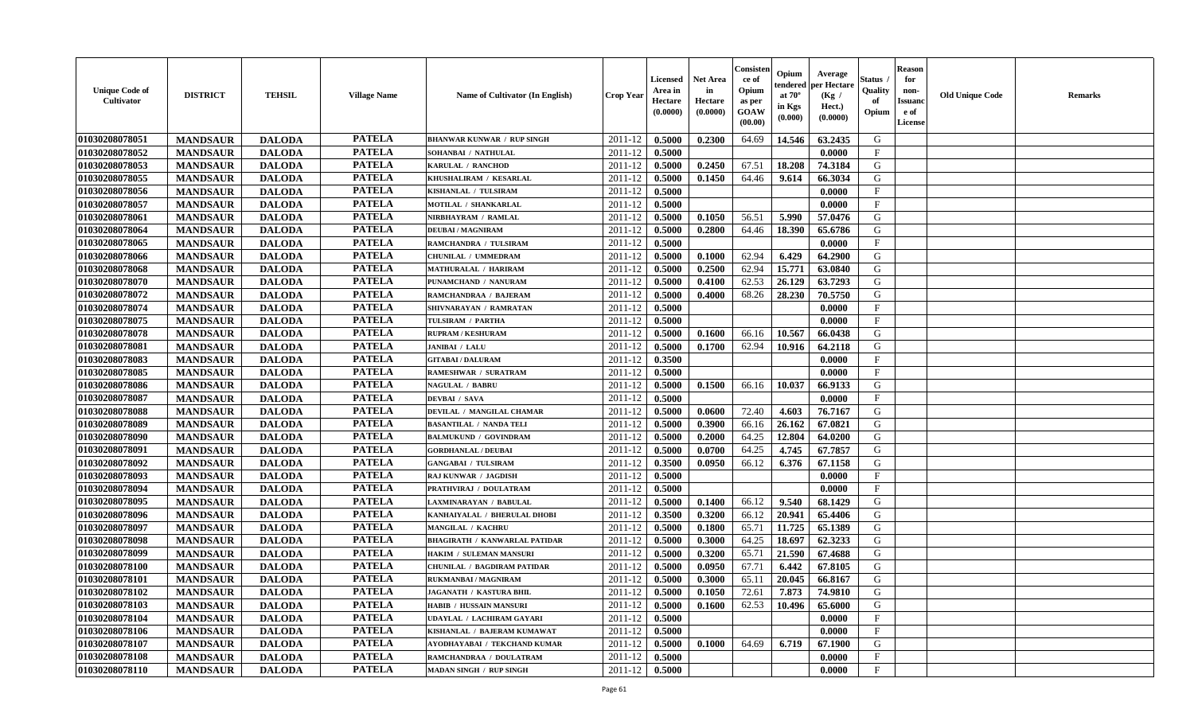| Unique Code of Cultivator | DISTRICT | TEHSIL | Village Name | Name of Cultivator (In English) | Crop Year | Licensed Area in Hectare (0.0000) | Net Area in Hectare (0.0000) | Consistence of Opium as per GOAW (00.00) | Opium tendered at 70° in Kgs (0.000) | Average per Hectare (Kg / Hect.) (0.0000) | Status / Quality of Opium | Reason for non-Issuance of License | Old Unique Code | Remarks |
|---|---|---|---|---|---|---|---|---|---|---|---|---|---|---|
| 01030208078051 | MANDSAUR | DALODA | PATELA | BHANWAR KUNWAR / RUP SINGH | 2011-12 | 0.5000 | 0.2300 | 64.69 | 14.546 | 63.2435 | G | | | |
| 01030208078052 | MANDSAUR | DALODA | PATELA | SOHANBAI / NATHULAL | 2011-12 | 0.5000 | | | | 0.0000 | F | | | |
| 01030208078053 | MANDSAUR | DALODA | PATELA | KARULAL / RANCHOD | 2011-12 | 0.5000 | 0.2450 | 67.51 | 18.208 | 74.3184 | G | | | |
| 01030208078055 | MANDSAUR | DALODA | PATELA | KHUSHALIRAM / KESARLAL | 2011-12 | 0.5000 | 0.1450 | 64.46 | 9.614 | 66.3034 | G | | | |
| 01030208078056 | MANDSAUR | DALODA | PATELA | KISHANLAL / TULSIRAM | 2011-12 | 0.5000 | | | | 0.0000 | F | | | |
| 01030208078057 | MANDSAUR | DALODA | PATELA | MOTILAL / SHANKARLAL | 2011-12 | 0.5000 | | | | 0.0000 | F | | | |
| 01030208078061 | MANDSAUR | DALODA | PATELA | NIRBHAYRAM / RAMLAL | 2011-12 | 0.5000 | 0.1050 | 56.51 | 5.990 | 57.0476 | G | | | |
| 01030208078064 | MANDSAUR | DALODA | PATELA | DEUBAI / MAGNIRAM | 2011-12 | 0.5000 | 0.2800 | 64.46 | 18.390 | 65.6786 | G | | | |
| 01030208078065 | MANDSAUR | DALODA | PATELA | RAMCHANDRA / TULSIRAM | 2011-12 | 0.5000 | | | | 0.0000 | F | | | |
| 01030208078066 | MANDSAUR | DALODA | PATELA | CHUNILAL / UMMEDRAM | 2011-12 | 0.5000 | 0.1000 | 62.94 | 6.429 | 64.2900 | G | | | |
| 01030208078068 | MANDSAUR | DALODA | PATELA | MATHURALAL / HARIRAM | 2011-12 | 0.5000 | 0.2500 | 62.94 | 15.771 | 63.0840 | G | | | |
| 01030208078070 | MANDSAUR | DALODA | PATELA | PUNAMCHAND / NANURAM | 2011-12 | 0.5000 | 0.4100 | 62.53 | 26.129 | 63.7293 | G | | | |
| 01030208078072 | MANDSAUR | DALODA | PATELA | RAMCHANDRAA / BAJERAM | 2011-12 | 0.5000 | 0.4000 | 68.26 | 28.230 | 70.5750 | G | | | |
| 01030208078074 | MANDSAUR | DALODA | PATELA | SHIVNARAYAN / RAMRATAN | 2011-12 | 0.5000 | | | | 0.0000 | F | | | |
| 01030208078075 | MANDSAUR | DALODA | PATELA | TULSIRAM / PARTHA | 2011-12 | 0.5000 | | | | 0.0000 | F | | | |
| 01030208078078 | MANDSAUR | DALODA | PATELA | RUPRAM / KESHURAM | 2011-12 | 0.5000 | 0.1600 | 66.16 | 10.567 | 66.0438 | G | | | |
| 01030208078081 | MANDSAUR | DALODA | PATELA | JANIBAI / LALU | 2011-12 | 0.5000 | 0.1700 | 62.94 | 10.916 | 64.2118 | G | | | |
| 01030208078083 | MANDSAUR | DALODA | PATELA | GITABAI / DALURAM | 2011-12 | 0.3500 | | | | 0.0000 | F | | | |
| 01030208078085 | MANDSAUR | DALODA | PATELA | RAMESHWAR / SURATRAM | 2011-12 | 0.5000 | | | | 0.0000 | F | | | |
| 01030208078086 | MANDSAUR | DALODA | PATELA | NAGULAL / BABRU | 2011-12 | 0.5000 | 0.1500 | 66.16 | 10.037 | 66.9133 | G | | | |
| 01030208078087 | MANDSAUR | DALODA | PATELA | DEVBAI / SAVA | 2011-12 | 0.5000 | | | | 0.0000 | F | | | |
| 01030208078088 | MANDSAUR | DALODA | PATELA | DEVILAL / MANGILAL CHAMAR | 2011-12 | 0.5000 | 0.0600 | 72.40 | 4.603 | 76.7167 | G | | | |
| 01030208078089 | MANDSAUR | DALODA | PATELA | BASANTILAL / NANDA TELI | 2011-12 | 0.5000 | 0.3900 | 66.16 | 26.162 | 67.0821 | G | | | |
| 01030208078090 | MANDSAUR | DALODA | PATELA | BALMUKUND / GOVINDRAM | 2011-12 | 0.5000 | 0.2000 | 64.25 | 12.804 | 64.0200 | G | | | |
| 01030208078091 | MANDSAUR | DALODA | PATELA | GORDHANLAL / DEUBAI | 2011-12 | 0.5000 | 0.0700 | 64.25 | 4.745 | 67.7857 | G | | | |
| 01030208078092 | MANDSAUR | DALODA | PATELA | GANGABAI / TULSIRAM | 2011-12 | 0.3500 | 0.0950 | 66.12 | 6.376 | 67.1158 | G | | | |
| 01030208078093 | MANDSAUR | DALODA | PATELA | RAJ KUNWAR / JAGDISH | 2011-12 | 0.5000 | | | | 0.0000 | F | | | |
| 01030208078094 | MANDSAUR | DALODA | PATELA | PRATHVIRAJ / DOULATRAM | 2011-12 | 0.5000 | | | | 0.0000 | F | | | |
| 01030208078095 | MANDSAUR | DALODA | PATELA | LAXMINARAYAN / BABULAL | 2011-12 | 0.5000 | 0.1400 | 66.12 | 9.540 | 68.1429 | G | | | |
| 01030208078096 | MANDSAUR | DALODA | PATELA | KANHAIYALAL / BHERULAL DHOBI | 2011-12 | 0.3500 | 0.3200 | 66.12 | 20.941 | 65.4406 | G | | | |
| 01030208078097 | MANDSAUR | DALODA | PATELA | MANGILAL / KACHRU | 2011-12 | 0.5000 | 0.1800 | 65.71 | 11.725 | 65.1389 | G | | | |
| 01030208078098 | MANDSAUR | DALODA | PATELA | BHAGIRATH / KANWARLAL PATIDAR | 2011-12 | 0.5000 | 0.3000 | 64.25 | 18.697 | 62.3233 | G | | | |
| 01030208078099 | MANDSAUR | DALODA | PATELA | HAKIM / SULEMAN MANSURI | 2011-12 | 0.5000 | 0.3200 | 65.71 | 21.590 | 67.4688 | G | | | |
| 01030208078100 | MANDSAUR | DALODA | PATELA | CHUNILAL / BAGDIRAM PATIDAR | 2011-12 | 0.5000 | 0.0950 | 67.71 | 6.442 | 67.8105 | G | | | |
| 01030208078101 | MANDSAUR | DALODA | PATELA | RUKMANBAI / MAGNIRAM | 2011-12 | 0.5000 | 0.3000 | 65.11 | 20.045 | 66.8167 | G | | | |
| 01030208078102 | MANDSAUR | DALODA | PATELA | JAGANATH / KASTURA BHIL | 2011-12 | 0.5000 | 0.1050 | 72.61 | 7.873 | 74.9810 | G | | | |
| 01030208078103 | MANDSAUR | DALODA | PATELA | HABIB / HUSSAIN MANSURI | 2011-12 | 0.5000 | 0.1600 | 62.53 | 10.496 | 65.6000 | G | | | |
| 01030208078104 | MANDSAUR | DALODA | PATELA | UDAYLAL / LACHIRAM GAYARI | 2011-12 | 0.5000 | | | | 0.0000 | F | | | |
| 01030208078106 | MANDSAUR | DALODA | PATELA | KISHANLAL / BAJERAM KUMAWAT | 2011-12 | 0.5000 | | | | 0.0000 | F | | | |
| 01030208078107 | MANDSAUR | DALODA | PATELA | AYODHAYABAI / TEKCHAND KUMAR | 2011-12 | 0.5000 | 0.1000 | 64.69 | 6.719 | 67.1900 | G | | | |
| 01030208078108 | MANDSAUR | DALODA | PATELA | RAMCHANDRAA / DOULATRAM | 2011-12 | 0.5000 | | | | 0.0000 | F | | | |
| 01030208078110 | MANDSAUR | DALODA | PATELA | MADAN SINGH / RUP SINGH | 2011-12 | 0.5000 | | | | 0.0000 | F | | | |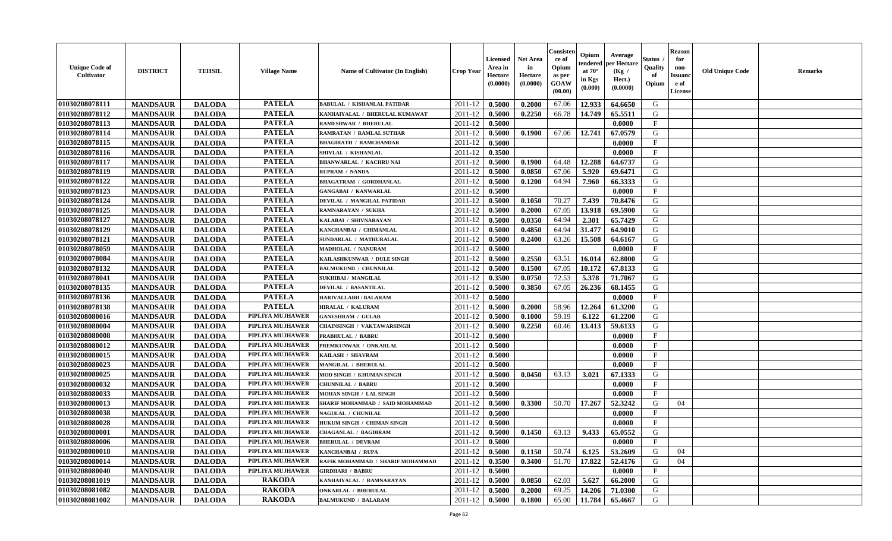| Unique Code of Cultivator | DISTRICT | TEHSIL | Village Name | Name of Cultivator (In English) | Crop Year | Licensed Area in Hectare (0.0000) | Net Area in Hectare (0.0000) | Consistence of Opium as per GOAW (00.00) | Opium tendered at 70° in Kgs (0.000) | Average per Hectare (Kg / Hect.) (0.0000) | Status / Quality of Opium | Reason for non-Issuance of License | Old Unique Code | Remarks |
|---|---|---|---|---|---|---|---|---|---|---|---|---|---|---|
| 01030208078111 | MANDSAUR | DALODA | PATELA | BABULAL / KISHANLAL PATIDAR | 2011-12 | 0.5000 | 0.2000 | 67.06 | 12.933 | 64.6650 | G | | | |
| 01030208078112 | MANDSAUR | DALODA | PATELA | KANHAIYALAL / BHERULAL KUMAWAT | 2011-12 | 0.5000 | 0.2250 | 66.78 | 14.749 | 65.5511 | G | | | |
| 01030208078113 | MANDSAUR | DALODA | PATELA | RAMESHWAR / BHERULAL | 2011-12 | 0.5000 | | | | 0.0000 | F | | | |
| 01030208078114 | MANDSAUR | DALODA | PATELA | RAMRATAN / RAMLAL SUTHAR | 2011-12 | 0.5000 | 0.1900 | 67.06 | 12.741 | 67.0579 | G | | | |
| 01030208078115 | MANDSAUR | DALODA | PATELA | BHAGIRATH / RAMCHANDAR | 2011-12 | 0.5000 | | | | 0.0000 | F | | | |
| 01030208078116 | MANDSAUR | DALODA | PATELA | SHIVLAL / KISHANLAL | 2011-12 | 0.3500 | | | | 0.0000 | F | | | |
| 01030208078117 | MANDSAUR | DALODA | PATELA | BHANWARLAL / KACHRU NAI | 2011-12 | 0.5000 | 0.1900 | 64.48 | 12.288 | 64.6737 | G | | | |
| 01030208078119 | MANDSAUR | DALODA | PATELA | RUPRAM / NANDA | 2011-12 | 0.5000 | 0.0850 | 67.06 | 5.920 | 69.6471 | G | | | |
| 01030208078122 | MANDSAUR | DALODA | PATELA | BHAGATRAM / GORDHANLAL | 2011-12 | 0.5000 | 0.1200 | 64.94 | 7.960 | 66.3333 | G | | | |
| 01030208078123 | MANDSAUR | DALODA | PATELA | GANGABAI / KANWARLAL | 2011-12 | 0.5000 | | | | 0.0000 | F | | | |
| 01030208078124 | MANDSAUR | DALODA | PATELA | DEVILAL / MANGILAL PATIDAR | 2011-12 | 0.5000 | 0.1050 | 70.27 | 7.439 | 70.8476 | G | | | |
| 01030208078125 | MANDSAUR | DALODA | PATELA | RAMNARAYAN / SUKHA | 2011-12 | 0.5000 | 0.2000 | 67.05 | 13.918 | 69.5900 | G | | | |
| 01030208078127 | MANDSAUR | DALODA | PATELA | KALABAI / SHIVNARAYAN | 2011-12 | 0.5000 | 0.0350 | 64.94 | 2.301 | 65.7429 | G | | | |
| 01030208078129 | MANDSAUR | DALODA | PATELA | KANCHANBAI / CHIMANLAL | 2011-12 | 0.5000 | 0.4850 | 64.94 | 31.477 | 64.9010 | G | | | |
| 01030208078121 | MANDSAUR | DALODA | PATELA | SUNDARLAL / MATHURALAL | 2011-12 | 0.5000 | 0.2400 | 63.26 | 15.508 | 64.6167 | G | | | |
| 01030208078059 | MANDSAUR | DALODA | PATELA | MADHOLAL / NANURAM | 2011-12 | 0.5000 | | | | 0.0000 | F | | | |
| 01030208078084 | MANDSAUR | DALODA | PATELA | KAILASHKUNWAR / DULE SINGH | 2011-12 | 0.5000 | 0.2550 | 63.51 | 16.014 | 62.8000 | G | | | |
| 01030208078132 | MANDSAUR | DALODA | PATELA | BALMUKUND / CHUNNILAL | 2011-12 | 0.5000 | 0.1500 | 67.05 | 10.172 | 67.8133 | G | | | |
| 01030208078041 | MANDSAUR | DALODA | PATELA | SUKHIBAI / MANGILAL | 2011-12 | 0.3500 | 0.0750 | 72.53 | 5.378 | 71.7067 | G | | | |
| 01030208078135 | MANDSAUR | DALODA | PATELA | DEVILAL / BASANTILAL | 2011-12 | 0.5000 | 0.3850 | 67.05 | 26.236 | 68.1455 | G | | | |
| 01030208078136 | MANDSAUR | DALODA | PATELA | HARIVALLABH / BALARAM | 2011-12 | 0.5000 | | | | 0.0000 | F | | | |
| 01030208078138 | MANDSAUR | DALODA | PATELA | HIRALAL / KALURAM | 2011-12 | 0.5000 | 0.2000 | 58.96 | 12.264 | 61.3200 | G | | | |
| 01030208080016 | MANDSAUR | DALODA | PIPLIYA MUJHAWER | GANESHRAM / GULAB | 2011-12 | 0.5000 | 0.1000 | 59.19 | 6.122 | 61.2200 | G | | | |
| 01030208080004 | MANDSAUR | DALODA | PIPLIYA MUJHAWER | CHAINSINGH / VAKTAWARSINGH | 2011-12 | 0.5000 | 0.2250 | 60.46 | 13.413 | 59.6133 | G | | | |
| 01030208080008 | MANDSAUR | DALODA | PIPLIYA MUJHAWER | PRABHULAL / BABRU | 2011-12 | 0.5000 | | | | 0.0000 | F | | | |
| 01030208080012 | MANDSAUR | DALODA | PIPLIYA MUJHAWER | PREMKUNWAR / ONKARLAL | 2011-12 | 0.5000 | | | | 0.0000 | F | | | |
| 01030208080015 | MANDSAUR | DALODA | PIPLIYA MUJHAWER | KAILASH / SHAVRAM | 2011-12 | 0.5000 | | | | 0.0000 | F | | | |
| 01030208080023 | MANDSAUR | DALODA | PIPLIYA MUJHAWER | MANGILAL / BHERULAL | 2011-12 | 0.5000 | | | | 0.0000 | F | | | |
| 01030208080025 | MANDSAUR | DALODA | PIPLIYA MUJHAWER | MOD SINGH / KHUMAN SINGH | 2011-12 | 0.5000 | 0.0450 | 63.13 | 3.021 | 67.1333 | G | | | |
| 01030208080032 | MANDSAUR | DALODA | PIPLIYA MUJHAWER | CHUNNILAL / BABRU | 2011-12 | 0.5000 | | | | 0.0000 | F | | | |
| 01030208080033 | MANDSAUR | DALODA | PIPLIYA MUJHAWER | MOHAN SINGH / LAL SINGH | 2011-12 | 0.5000 | | | | 0.0000 | F | | | |
| 01030208080013 | MANDSAUR | DALODA | PIPLIYA MUJHAWER | SHARIF MOHAMMAD / SAID MOHAMMAD | 2011-12 | 0.5000 | 0.3300 | 50.70 | 17.267 | 52.3242 | G | 04 | | |
| 01030208080038 | MANDSAUR | DALODA | PIPLIYA MUJHAWER | NAGULAL / CHUNILAL | 2011-12 | 0.5000 | | | | 0.0000 | F | | | |
| 01030208080028 | MANDSAUR | DALODA | PIPLIYA MUJHAWER | HUKUM SINGH / CHIMAN SINGH | 2011-12 | 0.5000 | | | | 0.0000 | F | | | |
| 01030208080001 | MANDSAUR | DALODA | PIPLIYA MUJHAWER | CHAGANLAL / BAGDIRAM | 2011-12 | 0.5000 | 0.1450 | 63.13 | 9.433 | 65.0552 | G | | | |
| 01030208080006 | MANDSAUR | DALODA | PIPLIYA MUJHAWER | BHERULAL / DEVRAM | 2011-12 | 0.5000 | | | | 0.0000 | F | | | |
| 01030208080018 | MANDSAUR | DALODA | PIPLIYA MUJHAWER | KANCHANBAI / RUPA | 2011-12 | 0.5000 | 0.1150 | 50.74 | 6.125 | 53.2609 | G | 04 | | |
| 01030208080014 | MANDSAUR | DALODA | PIPLIYA MUJHAWER | RAFIK MOHAMMAD / SHARIF MOHAMMAD | 2011-12 | 0.3500 | 0.3400 | 51.70 | 17.822 | 52.4176 | G | 04 | | |
| 01030208080040 | MANDSAUR | DALODA | PIPLIYA MUJHAWER | GIRDHARI / BABRU | 2011-12 | 0.5000 | | | | 0.0000 | F | | | |
| 01030208081019 | MANDSAUR | DALODA | RAKODA | KANHAIYALAL / RAMNARAYAN | 2011-12 | 0.5000 | 0.0850 | 62.03 | 5.627 | 66.2000 | G | | | |
| 01030208081082 | MANDSAUR | DALODA | RAKODA | ONKARLAL / BHERULAL | 2011-12 | 0.5000 | 0.2000 | 69.25 | 14.206 | 71.0300 | G | | | |
| 01030208081002 | MANDSAUR | DALODA | RAKODA | BALMUKUND / BALARAM | 2011-12 | 0.5000 | 0.1800 | 65.00 | 11.784 | 65.4667 | G | | | |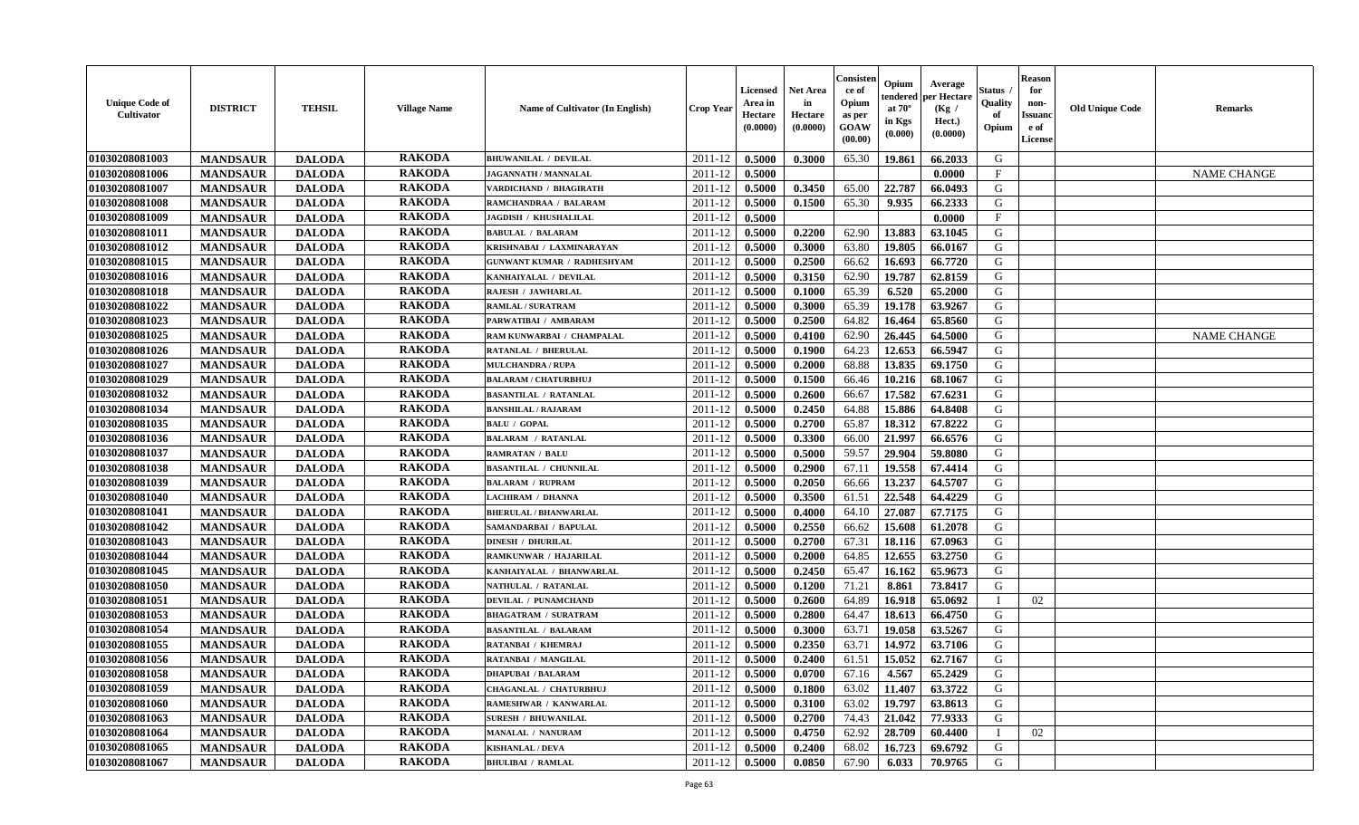| Unique Code of Cultivator | DISTRICT | TEHSIL | Village Name | Name of Cultivator (In English) | Crop Year | Licensed Area in Hectare (0.0000) | Net Area in Hectare (0.0000) | Consistence of Opium as per GOAW (00.00) | Opium tendered at 70° in Kgs (0.000) | Average per Hectare (Kg / Hect.) (0.0000) | Status / Quality of Opium | Reason for non-Issuance of License | Old Unique Code | Remarks |
|---|---|---|---|---|---|---|---|---|---|---|---|---|---|---|
| 01030208081003 | MANDSAUR | DALODA | RAKODA | BHUWANILAL / DEVILAL | 2011-12 | 0.5000 | 0.3000 | 65.30 | 19.861 | 66.2033 | G | | | |
| 01030208081006 | MANDSAUR | DALODA | RAKODA | JAGANNATH / MANNALAL | 2011-12 | 0.5000 | | | | 0.0000 | F | | | NAME CHANGE |
| 01030208081007 | MANDSAUR | DALODA | RAKODA | VARDICHAND / BHAGIRATH | 2011-12 | 0.5000 | 0.3450 | 65.00 | 22.787 | 66.0493 | G | | | |
| 01030208081008 | MANDSAUR | DALODA | RAKODA | RAMCHANDRAA / BALARAM | 2011-12 | 0.5000 | 0.1500 | 65.30 | 9.935 | 66.2333 | G | | | |
| 01030208081009 | MANDSAUR | DALODA | RAKODA | JAGDISH / KHUSHALILAL | 2011-12 | 0.5000 | | | | 0.0000 | F | | | |
| 01030208081011 | MANDSAUR | DALODA | RAKODA | BABULAL / BALARAM | 2011-12 | 0.5000 | 0.2200 | 62.90 | 13.883 | 63.1045 | G | | | |
| 01030208081012 | MANDSAUR | DALODA | RAKODA | KRISHNABAI / LAXMINARAYAN | 2011-12 | 0.5000 | 0.3000 | 63.80 | 19.805 | 66.0167 | G | | | |
| 01030208081015 | MANDSAUR | DALODA | RAKODA | GUNWANT KUMAR / RADHESHYAM | 2011-12 | 0.5000 | 0.2500 | 66.62 | 16.693 | 66.7720 | G | | | |
| 01030208081016 | MANDSAUR | DALODA | RAKODA | KANHAIYALAL / DEVILAL | 2011-12 | 0.5000 | 0.3150 | 62.90 | 19.787 | 62.8159 | G | | | |
| 01030208081018 | MANDSAUR | DALODA | RAKODA | RAJESH / JAWHARLAL | 2011-12 | 0.5000 | 0.1000 | 65.39 | 6.520 | 65.2000 | G | | | |
| 01030208081022 | MANDSAUR | DALODA | RAKODA | RAMLAL / SURATRAM | 2011-12 | 0.5000 | 0.3000 | 65.39 | 19.178 | 63.9267 | G | | | |
| 01030208081023 | MANDSAUR | DALODA | RAKODA | PARWATIBAI / AMBARAM | 2011-12 | 0.5000 | 0.2500 | 64.82 | 16.464 | 65.8560 | G | | | |
| 01030208081025 | MANDSAUR | DALODA | RAKODA | RAM KUNWARBAI / CHAMPALAL | 2011-12 | 0.5000 | 0.4100 | 62.90 | 26.445 | 64.5000 | G | | | NAME CHANGE |
| 01030208081026 | MANDSAUR | DALODA | RAKODA | RATANLAL / BHERULAL | 2011-12 | 0.5000 | 0.1900 | 64.23 | 12.653 | 66.5947 | G | | | |
| 01030208081027 | MANDSAUR | DALODA | RAKODA | MULCHANDRA / RUPA | 2011-12 | 0.5000 | 0.2000 | 68.88 | 13.835 | 69.1750 | G | | | |
| 01030208081029 | MANDSAUR | DALODA | RAKODA | BALARAM / CHATURBHUJ | 2011-12 | 0.5000 | 0.1500 | 66.46 | 10.216 | 68.1067 | G | | | |
| 01030208081032 | MANDSAUR | DALODA | RAKODA | BASANTILAL / RATANLAL | 2011-12 | 0.5000 | 0.2600 | 66.67 | 17.582 | 67.6231 | G | | | |
| 01030208081034 | MANDSAUR | DALODA | RAKODA | BANSHILAL / RAJARAM | 2011-12 | 0.5000 | 0.2450 | 64.88 | 15.886 | 64.8408 | G | | | |
| 01030208081035 | MANDSAUR | DALODA | RAKODA | BALU / GOPAL | 2011-12 | 0.5000 | 0.2700 | 65.87 | 18.312 | 67.8222 | G | | | |
| 01030208081036 | MANDSAUR | DALODA | RAKODA | BALARAM / RATANLAL | 2011-12 | 0.5000 | 0.3300 | 66.00 | 21.997 | 66.6576 | G | | | |
| 01030208081037 | MANDSAUR | DALODA | RAKODA | RAMRATAN / BALU | 2011-12 | 0.5000 | 0.5000 | 59.57 | 29.904 | 59.8080 | G | | | |
| 01030208081038 | MANDSAUR | DALODA | RAKODA | BASANTILAL / CHUNNILAL | 2011-12 | 0.5000 | 0.2900 | 67.11 | 19.558 | 67.4414 | G | | | |
| 01030208081039 | MANDSAUR | DALODA | RAKODA | BALARAM / RUPRAM | 2011-12 | 0.5000 | 0.2050 | 66.66 | 13.237 | 64.5707 | G | | | |
| 01030208081040 | MANDSAUR | DALODA | RAKODA | LACHIRAM / DHANNA | 2011-12 | 0.5000 | 0.3500 | 61.51 | 22.548 | 64.4229 | G | | | |
| 01030208081041 | MANDSAUR | DALODA | RAKODA | BHERULAL / BHANWARLAL | 2011-12 | 0.5000 | 0.4000 | 64.10 | 27.087 | 67.7175 | G | | | |
| 01030208081042 | MANDSAUR | DALODA | RAKODA | SAMANDARBAI / BAPULAL | 2011-12 | 0.5000 | 0.2550 | 66.62 | 15.608 | 61.2078 | G | | | |
| 01030208081043 | MANDSAUR | DALODA | RAKODA | DINESH / DHURILAL | 2011-12 | 0.5000 | 0.2700 | 67.31 | 18.116 | 67.0963 | G | | | |
| 01030208081044 | MANDSAUR | DALODA | RAKODA | RAMKUNWAR / HAJARILAL | 2011-12 | 0.5000 | 0.2000 | 64.85 | 12.655 | 63.2750 | G | | | |
| 01030208081045 | MANDSAUR | DALODA | RAKODA | KANHAIYALAL / BHANWARLAL | 2011-12 | 0.5000 | 0.2450 | 65.47 | 16.162 | 65.9673 | G | | | |
| 01030208081050 | MANDSAUR | DALODA | RAKODA | NATHULAL / RATANLAL | 2011-12 | 0.5000 | 0.1200 | 71.21 | 8.861 | 73.8417 | G | | | |
| 01030208081051 | MANDSAUR | DALODA | RAKODA | DEVILAL / PUNAMCHAND | 2011-12 | 0.5000 | 0.2600 | 64.89 | 16.918 | 65.0692 | I | 02 | | |
| 01030208081053 | MANDSAUR | DALODA | RAKODA | BHAGATRAM / SURATRAM | 2011-12 | 0.5000 | 0.2800 | 64.47 | 18.613 | 66.4750 | G | | | |
| 01030208081054 | MANDSAUR | DALODA | RAKODA | BASANTILAL / BALARAM | 2011-12 | 0.5000 | 0.3000 | 63.71 | 19.058 | 63.5267 | G | | | |
| 01030208081055 | MANDSAUR | DALODA | RAKODA | RATANBAI / KHEMRAJ | 2011-12 | 0.5000 | 0.2350 | 63.71 | 14.972 | 63.7106 | G | | | |
| 01030208081056 | MANDSAUR | DALODA | RAKODA | RATANBAI / MANGILAL | 2011-12 | 0.5000 | 0.2400 | 61.51 | 15.052 | 62.7167 | G | | | |
| 01030208081058 | MANDSAUR | DALODA | RAKODA | DHAPUBAI / BALARAM | 2011-12 | 0.5000 | 0.0700 | 67.16 | 4.567 | 65.2429 | G | | | |
| 01030208081059 | MANDSAUR | DALODA | RAKODA | CHAGANLAL / CHATURBHUJ | 2011-12 | 0.5000 | 0.1800 | 63.02 | 11.407 | 63.3722 | G | | | |
| 01030208081060 | MANDSAUR | DALODA | RAKODA | RAMESHWAR / KANWARLAL | 2011-12 | 0.5000 | 0.3100 | 63.02 | 19.797 | 63.8613 | G | | | |
| 01030208081063 | MANDSAUR | DALODA | RAKODA | SURESH / BHUWANILAL | 2011-12 | 0.5000 | 0.2700 | 74.43 | 21.042 | 77.9333 | G | | | |
| 01030208081064 | MANDSAUR | DALODA | RAKODA | MANALAL / NANURAM | 2011-12 | 0.5000 | 0.4750 | 62.92 | 28.709 | 60.4400 | I | 02 | | |
| 01030208081065 | MANDSAUR | DALODA | RAKODA | KISHANLAL / DEVA | 2011-12 | 0.5000 | 0.2400 | 68.02 | 16.723 | 69.6792 | G | | | |
| 01030208081067 | MANDSAUR | DALODA | RAKODA | BHULIBAI / RAMLAL | 2011-12 | 0.5000 | 0.0850 | 67.90 | 6.033 | 70.9765 | G | | | |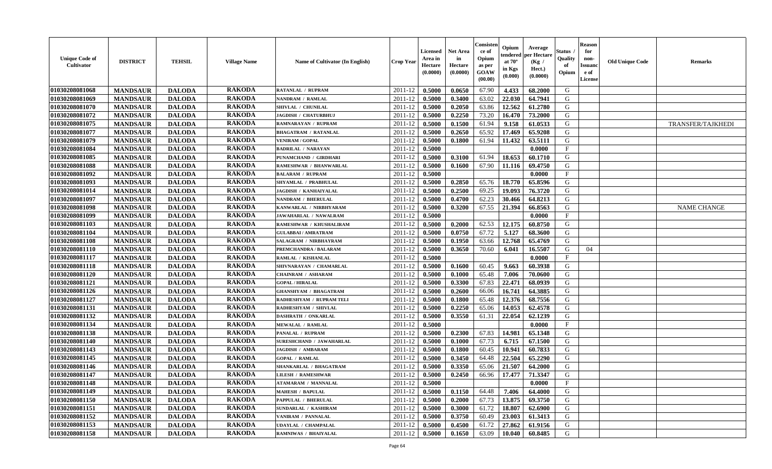| Unique Code of Cultivator | DISTRICT | TEHSIL | Village Name | Name of Cultivator (In English) | Crop Year | Licensed Area in Hectare (0.0000) | Net Area in Hectare (0.0000) | Consistence of Opium as per GOAW (00.00) | Opium tendered at 70° in Kgs (0.000) | Average per Hectare (Kg / Hect.) (0.0000) | Status / Quality of Opium | Reason for non-Issuance of License | Old Unique Code | Remarks |
|---|---|---|---|---|---|---|---|---|---|---|---|---|---|---|
| 01030208081068 | MANDSAUR | DALODA | RAKODA | RATANLAL / RUPRAM | 2011-12 | 0.5000 | 0.0650 | 67.90 | 4.433 | 68.2000 | G | | | |
| 01030208081069 | MANDSAUR | DALODA | RAKODA | NANDRAM / RAMLAL | 2011-12 | 0.5000 | 0.3400 | 63.02 | 22.030 | 64.7941 | G | | | |
| 01030208081070 | MANDSAUR | DALODA | RAKODA | SHIVLAL / CHUNILAL | 2011-12 | 0.5000 | 0.2050 | 63.86 | 12.562 | 61.2780 | G | | | |
| 01030208081072 | MANDSAUR | DALODA | RAKODA | JAGDISH / CHATURBHUJ | 2011-12 | 0.5000 | 0.2250 | 73.20 | 16.470 | 73.2000 | G | | | |
| 01030208081075 | MANDSAUR | DALODA | RAKODA | RAMNARAYAN / RUPRAM | 2011-12 | 0.5000 | 0.1500 | 61.94 | 9.158 | 61.0533 | G | | | TRANSFER/TAJKHEDI |
| 01030208081077 | MANDSAUR | DALODA | RAKODA | BHAGATRAM / RATANLAL | 2011-12 | 0.5000 | 0.2650 | 65.92 | 17.469 | 65.9208 | G | | | |
| 01030208081079 | MANDSAUR | DALODA | RAKODA | VENIRAM / GOPAL | 2011-12 | 0.5000 | 0.1800 | 61.94 | 11.432 | 63.5111 | G | | | |
| 01030208081084 | MANDSAUR | DALODA | RAKODA | BADRILAL / NARAYAN | 2011-12 | 0.5000 | | | | 0.0000 | F | | | |
| 01030208081085 | MANDSAUR | DALODA | RAKODA | PUNAMCHAND / GIRDHARI | 2011-12 | 0.5000 | 0.3100 | 61.94 | 18.653 | 60.1710 | G | | | |
| 01030208081088 | MANDSAUR | DALODA | RAKODA | RAMESHWAR / BHANWARLAL | 2011-12 | 0.5000 | 0.1600 | 67.90 | 11.116 | 69.4750 | G | | | |
| 01030208081092 | MANDSAUR | DALODA | RAKODA | BALARAM / RUPRAM | 2011-12 | 0.5000 | | | | 0.0000 | F | | | |
| 01030208081093 | MANDSAUR | DALODA | RAKODA | SHYAMLAL / PRABHULAL | 2011-12 | 0.5000 | 0.2850 | 65.76 | 18.770 | 65.8596 | G | | | |
| 01030208081014 | MANDSAUR | DALODA | RAKODA | JAGDISH / KANHAIYALAL | 2011-12 | 0.5000 | 0.2500 | 69.25 | 19.093 | 76.3720 | G | | | |
| 01030208081097 | MANDSAUR | DALODA | RAKODA | NANDRAM / BHERULAL | 2011-12 | 0.5000 | 0.4700 | 62.23 | 30.466 | 64.8213 | G | | | |
| 01030208081098 | MANDSAUR | DALODA | RAKODA | KANWARLAL / NIRBHYARAM | 2011-12 | 0.5000 | 0.3200 | 67.55 | 21.394 | 66.8563 | G | | | NAME CHANGE |
| 01030208081099 | MANDSAUR | DALODA | RAKODA | JAWAHARLAL / NAWALRAM | 2011-12 | 0.5000 | | | | 0.0000 | F | | | |
| 01030208081103 | MANDSAUR | DALODA | RAKODA | RAMESHWAR / KHUSHALIRAM | 2011-12 | 0.5000 | 0.2000 | 62.53 | 12.175 | 60.8750 | G | | | |
| 01030208081104 | MANDSAUR | DALODA | RAKODA | GULABBAI / AMRATRAM | 2011-12 | 0.5000 | 0.0750 | 67.72 | 5.127 | 68.3600 | G | | | |
| 01030208081108 | MANDSAUR | DALODA | RAKODA | SALAGRAM / NIRBHAYRAM | 2011-12 | 0.5000 | 0.1950 | 63.66 | 12.768 | 65.4769 | G | | | |
| 01030208081110 | MANDSAUR | DALODA | RAKODA | PREMCHANDRA / BALARAM | 2011-12 | 0.5000 | 0.3650 | 70.60 | 6.041 | 16.5507 | G | 04 | | |
| 01030208081117 | MANDSAUR | DALODA | RAKODA | RAMLAL / KISHANLAL | 2011-12 | 0.5000 | | | | 0.0000 | F | | | |
| 01030208081118 | MANDSAUR | DALODA | RAKODA | SHIVNARAYAN / CHAMARLAL | 2011-12 | 0.5000 | 0.1600 | 60.45 | 9.663 | 60.3938 | G | | | |
| 01030208081120 | MANDSAUR | DALODA | RAKODA | CHAINRAM / ASHARAM | 2011-12 | 0.5000 | 0.1000 | 65.48 | 7.006 | 70.0600 | G | | | |
| 01030208081121 | MANDSAUR | DALODA | RAKODA | GOPAL / HIRALAL | 2011-12 | 0.5000 | 0.3300 | 67.83 | 22.471 | 68.0939 | G | | | |
| 01030208081126 | MANDSAUR | DALODA | RAKODA | GHANSHYAM / BHAGATRAM | 2011-12 | 0.5000 | 0.2600 | 66.06 | 16.741 | 64.3885 | G | | | |
| 01030208081127 | MANDSAUR | DALODA | RAKODA | RADHESHYAM / RUPRAM TELI | 2011-12 | 0.5000 | 0.1800 | 65.48 | 12.376 | 68.7556 | G | | | |
| 01030208081131 | MANDSAUR | DALODA | RAKODA | RADHESHYAM / SHIVLAL | 2011-12 | 0.5000 | 0.2250 | 65.06 | 14.053 | 62.4578 | G | | | |
| 01030208081132 | MANDSAUR | DALODA | RAKODA | DASHRATH / ONKARLAL | 2011-12 | 0.5000 | 0.3550 | 61.31 | 22.054 | 62.1239 | G | | | |
| 01030208081134 | MANDSAUR | DALODA | RAKODA | MEWALAL / RAMLAL | 2011-12 | 0.5000 | | | | 0.0000 | F | | | |
| 01030208081138 | MANDSAUR | DALODA | RAKODA | PANALAL / RUPRAM | 2011-12 | 0.5000 | 0.2300 | 67.83 | 14.981 | 65.1348 | G | | | |
| 01030208081140 | MANDSAUR | DALODA | RAKODA | SURESHCHAND / JAWAHARLAL | 2011-12 | 0.5000 | 0.1000 | 67.73 | 6.715 | 67.1500 | G | | | |
| 01030208081143 | MANDSAUR | DALODA | RAKODA | JAGDISH / AMBARAM | 2011-12 | 0.5000 | 0.1800 | 60.45 | 10.941 | 60.7833 | G | | | |
| 01030208081145 | MANDSAUR | DALODA | RAKODA | GOPAL / RAMLAL | 2011-12 | 0.5000 | 0.3450 | 64.48 | 22.504 | 65.2290 | G | | | |
| 01030208081146 | MANDSAUR | DALODA | RAKODA | SHANKARLAL / BHAGATRAM | 2011-12 | 0.5000 | 0.3350 | 65.06 | 21.507 | 64.2000 | G | | | |
| 01030208081147 | MANDSAUR | DALODA | RAKODA | LILESH / RAMESHWAR | 2011-12 | 0.5000 | 0.2450 | 66.96 | 17.477 | 71.3347 | G | | | |
| 01030208081148 | MANDSAUR | DALODA | RAKODA | ATAMARAM / MANNALAL | 2011-12 | 0.5000 | | | | 0.0000 | F | | | |
| 01030208081149 | MANDSAUR | DALODA | RAKODA | MAHESH / BAPULAL | 2011-12 | 0.5000 | 0.1150 | 64.48 | 7.406 | 64.4000 | G | | | |
| 01030208081150 | MANDSAUR | DALODA | RAKODA | PAPPULAL / BHERULAL | 2011-12 | 0.5000 | 0.2000 | 67.73 | 13.875 | 69.3750 | G | | | |
| 01030208081151 | MANDSAUR | DALODA | RAKODA | SUNDARLAL / KASHIRAM | 2011-12 | 0.5000 | 0.3000 | 61.72 | 18.807 | 62.6900 | G | | | |
| 01030208081152 | MANDSAUR | DALODA | RAKODA | VANIRAM / PANNALAL | 2011-12 | 0.5000 | 0.3750 | 60.49 | 23.003 | 61.3413 | G | | | |
| 01030208081153 | MANDSAUR | DALODA | RAKODA | UDAYLAL / CHAMPALAL | 2011-12 | 0.5000 | 0.4500 | 61.72 | 27.862 | 61.9156 | G | | | |
| 01030208081158 | MANDSAUR | DALODA | RAKODA | RAMNIWAS / BHAIYALAL | 2011-12 | 0.5000 | 0.1650 | 63.09 | 10.040 | 60.8485 | G | | | |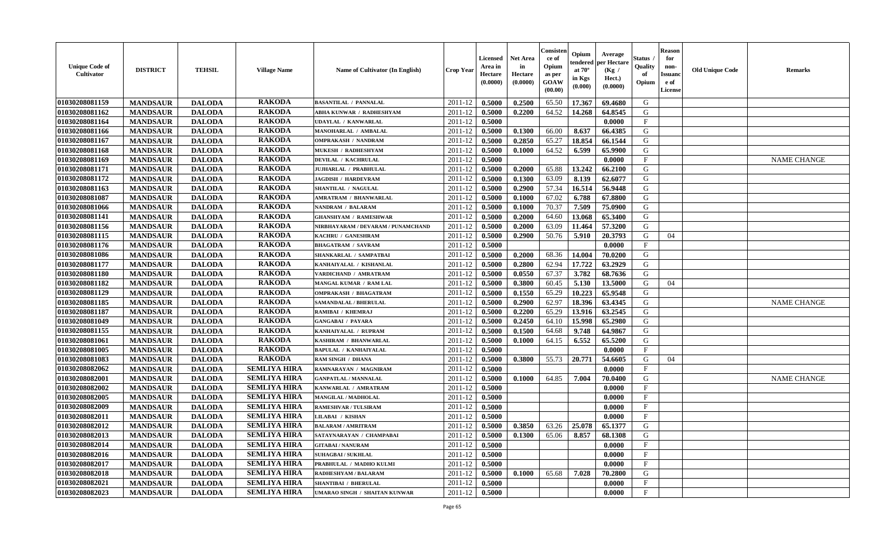| Unique Code of Cultivator | DISTRICT | TEHSIL | Village Name | Name of Cultivator (In English) | Crop Year | Licensed Area in Hectare (0.0000) | Net Area in Hectare (0.0000) | Consistence of Opium as per GOAW (00.00) | Opium tendered at 70° in Kgs (0.000) | Average per Hectare (Kg / Hect.) (0.0000) | Status / Quality of Opium | Reason for non-Issuance of License | Old Unique Code | Remarks |
|---|---|---|---|---|---|---|---|---|---|---|---|---|---|---|
| 01030208081159 | MANDSAUR | DALODA | RAKODA | BASANTILAL / PANNALAL | 2011-12 | 0.5000 | 0.2500 | 65.50 | 17.367 | 69.4680 | G | | | |
| 01030208081162 | MANDSAUR | DALODA | RAKODA | ABHA KUNWAR / RADHESHYAM | 2011-12 | 0.5000 | 0.2200 | 64.52 | 14.268 | 64.8545 | G | | | |
| 01030208081164 | MANDSAUR | DALODA | RAKODA | UDAYLAL / KANWARLAL | 2011-12 | 0.5000 | | | | 0.0000 | F | | | |
| 01030208081166 | MANDSAUR | DALODA | RAKODA | MANOHARLAL / AMBALAL | 2011-12 | 0.5000 | 0.1300 | 66.00 | 8.637 | 66.4385 | G | | | |
| 01030208081167 | MANDSAUR | DALODA | RAKODA | OMPRAKASH / NANDRAM | 2011-12 | 0.5000 | 0.2850 | 65.27 | 18.854 | 66.1544 | G | | | |
| 01030208081168 | MANDSAUR | DALODA | RAKODA | MUKESH / RADHESHYAM | 2011-12 | 0.5000 | 0.1000 | 64.52 | 6.599 | 65.9900 | G | | | |
| 01030208081169 | MANDSAUR | DALODA | RAKODA | DEVILAL / KACHRULAL | 2011-12 | 0.5000 | | | | 0.0000 | F | | | NAME CHANGE |
| 01030208081171 | MANDSAUR | DALODA | RAKODA | JUJHARLAL / PRABHULAL | 2011-12 | 0.5000 | 0.2000 | 65.88 | 13.242 | 66.2100 | G | | | |
| 01030208081172 | MANDSAUR | DALODA | RAKODA | JAGDISH / HARDEVRAM | 2011-12 | 0.5000 | 0.1300 | 63.09 | 8.139 | 62.6077 | G | | | |
| 01030208081163 | MANDSAUR | DALODA | RAKODA | SHANTILAL / NAGULAL | 2011-12 | 0.5000 | 0.2900 | 57.34 | 16.514 | 56.9448 | G | | | |
| 01030208081087 | MANDSAUR | DALODA | RAKODA | AMRATRAM / BHANWARLAL | 2011-12 | 0.5000 | 0.1000 | 67.02 | 6.788 | 67.8800 | G | | | |
| 01030208081066 | MANDSAUR | DALODA | RAKODA | NANDRAM / BALARAM | 2011-12 | 0.5000 | 0.1000 | 70.37 | 7.509 | 75.0900 | G | | | |
| 01030208081141 | MANDSAUR | DALODA | RAKODA | GHANSHYAM / RAMESHWAR | 2011-12 | 0.5000 | 0.2000 | 64.60 | 13.068 | 65.3400 | G | | | |
| 01030208081156 | MANDSAUR | DALODA | RAKODA | NIRBHAYARAM / DEVARAM / PUNAMCHAND | 2011-12 | 0.5000 | 0.2000 | 63.09 | 11.464 | 57.3200 | G | | | |
| 01030208081115 | MANDSAUR | DALODA | RAKODA | KACHRU / GANESHRAM | 2011-12 | 0.5000 | 0.2900 | 50.76 | 5.910 | 20.3793 | G | 04 | | |
| 01030208081176 | MANDSAUR | DALODA | RAKODA | BHAGATRAM / SAVRAM | 2011-12 | 0.5000 | | | | 0.0000 | F | | | |
| 01030208081086 | MANDSAUR | DALODA | RAKODA | SHANKARLAL / SAMPATBAI | 2011-12 | 0.5000 | 0.2000 | 68.36 | 14.004 | 70.0200 | G | | | |
| 01030208081177 | MANDSAUR | DALODA | RAKODA | KANHAIYALAL / KISHANLAL | 2011-12 | 0.5000 | 0.2800 | 62.94 | 17.722 | 63.2929 | G | | | |
| 01030208081180 | MANDSAUR | DALODA | RAKODA | VARDICHAND / AMRATRAM | 2011-12 | 0.5000 | 0.0550 | 67.37 | 3.782 | 68.7636 | G | | | |
| 01030208081182 | MANDSAUR | DALODA | RAKODA | MANGAL KUMAR / RAM LAL | 2011-12 | 0.5000 | 0.3800 | 60.45 | 5.130 | 13.5000 | G | 04 | | |
| 01030208081129 | MANDSAUR | DALODA | RAKODA | OMPRAKASH / BHAGATRAM | 2011-12 | 0.5000 | 0.1550 | 65.29 | 10.223 | 65.9548 | G | | | |
| 01030208081185 | MANDSAUR | DALODA | RAKODA | SAMANDALAL / BHERULAL | 2011-12 | 0.5000 | 0.2900 | 62.97 | 18.396 | 63.4345 | G | | | NAME CHANGE |
| 01030208081187 | MANDSAUR | DALODA | RAKODA | RAMIBAI / KHEMRAJ | 2011-12 | 0.5000 | 0.2200 | 65.29 | 13.916 | 63.2545 | G | | | |
| 01030208081049 | MANDSAUR | DALODA | RAKODA | GANGABAI / PAYARA | 2011-12 | 0.5000 | 0.2450 | 64.10 | 15.998 | 65.2980 | G | | | |
| 01030208081155 | MANDSAUR | DALODA | RAKODA | KANHAIYALAL / RUPRAM | 2011-12 | 0.5000 | 0.1500 | 64.68 | 9.748 | 64.9867 | G | | | |
| 01030208081061 | MANDSAUR | DALODA | RAKODA | KASHIRAM / BHANWARLAL | 2011-12 | 0.5000 | 0.1000 | 64.15 | 6.552 | 65.5200 | G | | | |
| 01030208081005 | MANDSAUR | DALODA | RAKODA | BAPULAL / KANHAIYALAL | 2011-12 | 0.5000 | | | | 0.0000 | F | | | |
| 01030208081083 | MANDSAUR | DALODA | RAKODA | RAM SINGH / DHANA | 2011-12 | 0.5000 | 0.3800 | 55.73 | 20.771 | 54.6605 | G | 04 | | |
| 01030208082062 | MANDSAUR | DALODA | SEMLIYA HIRA | RAMNARAYAN / MAGNIRAM | 2011-12 | 0.5000 | | | | 0.0000 | F | | | |
| 01030208082001 | MANDSAUR | DALODA | SEMLIYA HIRA | GANPATLAL / MANNALAL | 2011-12 | 0.5000 | 0.1000 | 64.85 | 7.004 | 70.0400 | G | | | NAME CHANGE |
| 01030208082002 | MANDSAUR | DALODA | SEMLIYA HIRA | KANWARLAL / AMRATRAM | 2011-12 | 0.5000 | | | | 0.0000 | F | | | |
| 01030208082005 | MANDSAUR | DALODA | SEMLIYA HIRA | MANGILAL / MADHOLAL | 2011-12 | 0.5000 | | | | 0.0000 | F | | | |
| 01030208082009 | MANDSAUR | DALODA | SEMLIYA HIRA | RAMESHVAR / TULSIRAM | 2011-12 | 0.5000 | | | | 0.0000 | F | | | |
| 01030208082011 | MANDSAUR | DALODA | SEMLIYA HIRA | LILABAI / KISHAN | 2011-12 | 0.5000 | | | | 0.0000 | F | | | |
| 01030208082012 | MANDSAUR | DALODA | SEMLIYA HIRA | BALARAM / AMRITRAM | 2011-12 | 0.5000 | 0.3850 | 63.26 | 25.078 | 65.1377 | G | | | |
| 01030208082013 | MANDSAUR | DALODA | SEMLIYA HIRA | SATAYNARAYAN / CHAMPABAI | 2011-12 | 0.5000 | 0.1300 | 65.06 | 8.857 | 68.1308 | G | | | |
| 01030208082014 | MANDSAUR | DALODA | SEMLIYA HIRA | GITABAI / NANURAM | 2011-12 | 0.5000 | | | | 0.0000 | F | | | |
| 01030208082016 | MANDSAUR | DALODA | SEMLIYA HIRA | SUHAGBAI / SUKHLAL | 2011-12 | 0.5000 | | | | 0.0000 | F | | | |
| 01030208082017 | MANDSAUR | DALODA | SEMLIYA HIRA | PRABHULAL / MADHO KULMI | 2011-12 | 0.5000 | | | | 0.0000 | F | | | |
| 01030208082018 | MANDSAUR | DALODA | SEMLIYA HIRA | RADHESHYAM / BALARAM | 2011-12 | 0.5000 | 0.1000 | 65.68 | 7.028 | 70.2800 | G | | | |
| 01030208082021 | MANDSAUR | DALODA | SEMLIYA HIRA | SHANTIBAI / BHERULAL | 2011-12 | 0.5000 | | | | 0.0000 | F | | | |
| 01030208082023 | MANDSAUR | DALODA | SEMLIYA HIRA | UMARAO SINGH / SHAITAN KUNWAR | 2011-12 | 0.5000 | | | | 0.0000 | F | | | |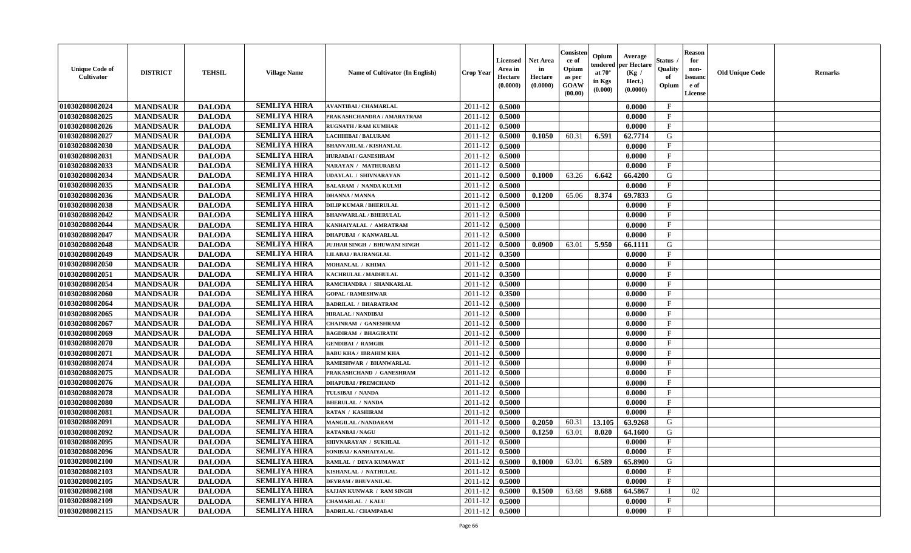| Unique Code of Cultivator | DISTRICT | TEHSIL | Village Name | Name of Cultivator (In English) | Crop Year | Licensed Area in Hectare (0.0000) | Net Area in Hectare (0.0000) | Consistence of Opium as per GOAW (00.00) | Opium tendered at 70° in Kgs (0.000) | Average per Hectare (Kg / Hect.) (0.0000) | Status / Quality of Opium | Reason for non-Issuance of License | Old Unique Code | Remarks |
|---|---|---|---|---|---|---|---|---|---|---|---|---|---|---|
| 01030208082024 | MANDSAUR | DALODA | SEMLIYA HIRA | AVANTIBAI / CHAMARLAL | 2011-12 | 0.5000 | | | | 0.0000 | F | | | |
| 01030208082025 | MANDSAUR | DALODA | SEMLIYA HIRA | PRAKASHCHANDRA / AMARATRAM | 2011-12 | 0.5000 | | | | 0.0000 | F | | | |
| 01030208082026 | MANDSAUR | DALODA | SEMLIYA HIRA | RUGNATH / RAM KUMHAR | 2011-12 | 0.5000 | | | | 0.0000 | F | | | |
| 01030208082027 | MANDSAUR | DALODA | SEMLIYA HIRA | LACHHIBAI / BALURAM | 2011-12 | 0.5000 | 0.1050 | 60.31 | 6.591 | 62.7714 | G | | | |
| 01030208082030 | MANDSAUR | DALODA | SEMLIYA HIRA | BHANVARLAL / KISHANLAL | 2011-12 | 0.5000 | | | | 0.0000 | F | | | |
| 01030208082031 | MANDSAUR | DALODA | SEMLIYA HIRA | HURJABAI / GANESHRAM | 2011-12 | 0.5000 | | | | 0.0000 | F | | | |
| 01030208082033 | MANDSAUR | DALODA | SEMLIYA HIRA | NARAYAN / MATHURABAI | 2011-12 | 0.5000 | | | | 0.0000 | F | | | |
| 01030208082034 | MANDSAUR | DALODA | SEMLIYA HIRA | UDAYLAL / SHIVNARAYAN | 2011-12 | 0.5000 | 0.1000 | 63.26 | 6.642 | 66.4200 | G | | | |
| 01030208082035 | MANDSAUR | DALODA | SEMLIYA HIRA | BALARAM / NANDA KULMI | 2011-12 | 0.5000 | | | | 0.0000 | F | | | |
| 01030208082036 | MANDSAUR | DALODA | SEMLIYA HIRA | DHANNA / MANNA | 2011-12 | 0.5000 | 0.1200 | 65.06 | 8.374 | 69.7833 | G | | | |
| 01030208082038 | MANDSAUR | DALODA | SEMLIYA HIRA | DILIP KUMAR / BHERULAL | 2011-12 | 0.5000 | | | | 0.0000 | F | | | |
| 01030208082042 | MANDSAUR | DALODA | SEMLIYA HIRA | BHANWARLAL / BHERULAL | 2011-12 | 0.5000 | | | | 0.0000 | F | | | |
| 01030208082044 | MANDSAUR | DALODA | SEMLIYA HIRA | KANHAIYALAL / AMRATRAM | 2011-12 | 0.5000 | | | | 0.0000 | F | | | |
| 01030208082047 | MANDSAUR | DALODA | SEMLIYA HIRA | DHAPUBAI / KANWARLAL | 2011-12 | 0.5000 | | | | 0.0000 | F | | | |
| 01030208082048 | MANDSAUR | DALODA | SEMLIYA HIRA | JUJHAR SINGH / BHUWANI SINGH | 2011-12 | 0.5000 | 0.0900 | 63.01 | 5.950 | 66.1111 | G | | | |
| 01030208082049 | MANDSAUR | DALODA | SEMLIYA HIRA | LILABAI / BAJRANGLAL | 2011-12 | 0.3500 | | | | 0.0000 | F | | | |
| 01030208082050 | MANDSAUR | DALODA | SEMLIYA HIRA | MOHANLAL / KHIMA | 2011-12 | 0.5000 | | | | 0.0000 | F | | | |
| 01030208082051 | MANDSAUR | DALODA | SEMLIYA HIRA | KACHRULAL / MADHULAL | 2011-12 | 0.3500 | | | | 0.0000 | F | | | |
| 01030208082054 | MANDSAUR | DALODA | SEMLIYA HIRA | RAMCHANDRA / SHANKARLAL | 2011-12 | 0.5000 | | | | 0.0000 | F | | | |
| 01030208082060 | MANDSAUR | DALODA | SEMLIYA HIRA | GOPAL / RAMESHWAR | 2011-12 | 0.3500 | | | | 0.0000 | F | | | |
| 01030208082064 | MANDSAUR | DALODA | SEMLIYA HIRA | BADRILAL / BHARATRAM | 2011-12 | 0.5000 | | | | 0.0000 | F | | | |
| 01030208082065 | MANDSAUR | DALODA | SEMLIYA HIRA | HIRALAL / NANDIBAI | 2011-12 | 0.5000 | | | | 0.0000 | F | | | |
| 01030208082067 | MANDSAUR | DALODA | SEMLIYA HIRA | CHAINRAM / GANESHRAM | 2011-12 | 0.5000 | | | | 0.0000 | F | | | |
| 01030208082069 | MANDSAUR | DALODA | SEMLIYA HIRA | BAGDIRAM / BHAGIRATH | 2011-12 | 0.5000 | | | | 0.0000 | F | | | |
| 01030208082070 | MANDSAUR | DALODA | SEMLIYA HIRA | GENDIBAI / RAMGIR | 2011-12 | 0.5000 | | | | 0.0000 | F | | | |
| 01030208082071 | MANDSAUR | DALODA | SEMLIYA HIRA | BABU KHA / IBRAHIM KHA | 2011-12 | 0.5000 | | | | 0.0000 | F | | | |
| 01030208082074 | MANDSAUR | DALODA | SEMLIYA HIRA | RAMESHWAR / BHANWARLAL | 2011-12 | 0.5000 | | | | 0.0000 | F | | | |
| 01030208082075 | MANDSAUR | DALODA | SEMLIYA HIRA | PRAKASHCHAND / GANESHRAM | 2011-12 | 0.5000 | | | | 0.0000 | F | | | |
| 01030208082076 | MANDSAUR | DALODA | SEMLIYA HIRA | DHAPUBAI / PREMCHAND | 2011-12 | 0.5000 | | | | 0.0000 | F | | | |
| 01030208082078 | MANDSAUR | DALODA | SEMLIYA HIRA | TULSIBAI / NANDA | 2011-12 | 0.5000 | | | | 0.0000 | F | | | |
| 01030208082080 | MANDSAUR | DALODA | SEMLIYA HIRA | BHERULAL / NANDA | 2011-12 | 0.5000 | | | | 0.0000 | F | | | |
| 01030208082081 | MANDSAUR | DALODA | SEMLIYA HIRA | RATAN / KASHIRAM | 2011-12 | 0.5000 | | | | 0.0000 | F | | | |
| 01030208082091 | MANDSAUR | DALODA | SEMLIYA HIRA | MANGILAL / NANDARAM | 2011-12 | 0.5000 | 0.2050 | 60.31 | 13.105 | 63.9268 | G | | | |
| 01030208082092 | MANDSAUR | DALODA | SEMLIYA HIRA | RATANBAI / NAGU | 2011-12 | 0.5000 | 0.1250 | 63.01 | 8.020 | 64.1600 | G | | | |
| 01030208082095 | MANDSAUR | DALODA | SEMLIYA HIRA | SHIVNARAYAN / SUKHLAL | 2011-12 | 0.5000 | | | | 0.0000 | F | | | |
| 01030208082096 | MANDSAUR | DALODA | SEMLIYA HIRA | SONIBAI / KANHAIYALAL | 2011-12 | 0.5000 | | | | 0.0000 | F | | | |
| 01030208082100 | MANDSAUR | DALODA | SEMLIYA HIRA | RAMLAL / DEVA KUMAWAT | 2011-12 | 0.5000 | 0.1000 | 63.01 | 6.589 | 65.8900 | G | | | |
| 01030208082103 | MANDSAUR | DALODA | SEMLIYA HIRA | KISHANLAL / NATHULAL | 2011-12 | 0.5000 | | | | 0.0000 | F | | | |
| 01030208082105 | MANDSAUR | DALODA | SEMLIYA HIRA | DEVRAM / BHUVANILAL | 2011-12 | 0.5000 | | | | 0.0000 | F | | | |
| 01030208082108 | MANDSAUR | DALODA | SEMLIYA HIRA | SAJJAN KUNWAR / RAM SINGH | 2011-12 | 0.5000 | 0.1500 | 63.68 | 9.688 | 64.5867 | I | 02 | | |
| 01030208082109 | MANDSAUR | DALODA | SEMLIYA HIRA | CHAMARLAL / KALU | 2011-12 | 0.5000 | | | | 0.0000 | F | | | |
| 01030208082115 | MANDSAUR | DALODA | SEMLIYA HIRA | BADRILAL / CHAMPABAI | 2011-12 | 0.5000 | | | | 0.0000 | F | | | |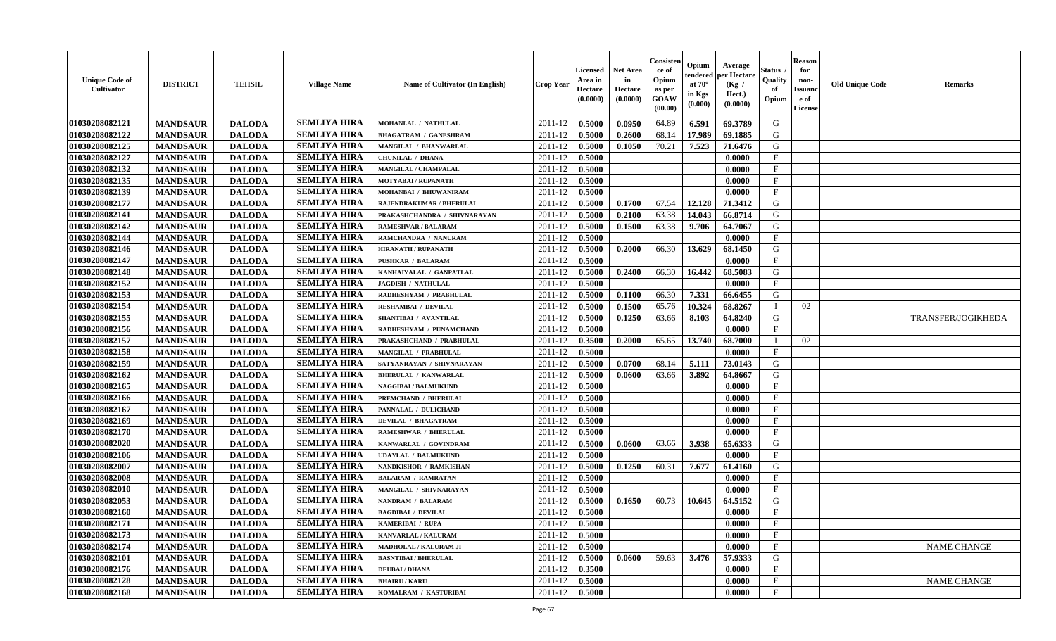| Unique Code of Cultivator | DISTRICT | TEHSIL | Village Name | Name of Cultivator (In English) | Crop Year | Licensed Area in Hectare (0.0000) | Net Area in Hectare (0.0000) | Consistence of Opium as per GOAW (00.00) | Opium tendered at 70° in Kgs (0.000) | Average per Hectare (Kg / Hect.) (0.0000) | Status / Quality of Opium | Reason for non-Issuance of License | Old Unique Code | Remarks |
|---|---|---|---|---|---|---|---|---|---|---|---|---|---|---|
| 01030208082121 | MANDSAUR | DALODA | SEMLIYA HIRA | MOHANLAL / NATHULAL | 2011-12 | 0.5000 | 0.0950 | 64.89 | 6.591 | 69.3789 | G | | | |
| 01030208082122 | MANDSAUR | DALODA | SEMLIYA HIRA | BHAGATRAM / GANESHRAM | 2011-12 | 0.5000 | 0.2600 | 68.14 | 17.989 | 69.1885 | G | | | |
| 01030208082125 | MANDSAUR | DALODA | SEMLIYA HIRA | MANGILAL / BHANWARLAL | 2011-12 | 0.5000 | 0.1050 | 70.21 | 7.523 | 71.6476 | G | | | |
| 01030208082127 | MANDSAUR | DALODA | SEMLIYA HIRA | CHUNILAL / DHANA | 2011-12 | 0.5000 | | | | 0.0000 | F | | | |
| 01030208082132 | MANDSAUR | DALODA | SEMLIYA HIRA | MANGILAL / CHAMPALAL | 2011-12 | 0.5000 | | | | 0.0000 | F | | | |
| 01030208082135 | MANDSAUR | DALODA | SEMLIYA HIRA | MOTYABAI / RUPANATH | 2011-12 | 0.5000 | | | | 0.0000 | F | | | |
| 01030208082139 | MANDSAUR | DALODA | SEMLIYA HIRA | MOHANBAI / BHUWANIRAM | 2011-12 | 0.5000 | | | | 0.0000 | F | | | |
| 01030208082177 | MANDSAUR | DALODA | SEMLIYA HIRA | RAJENDRAKUMAR / BHERULAL | 2011-12 | 0.5000 | 0.1700 | 67.54 | 12.128 | 71.3412 | G | | | |
| 01030208082141 | MANDSAUR | DALODA | SEMLIYA HIRA | PRAKASHCHANDRA / SHIVNARAYAN | 2011-12 | 0.5000 | 0.2100 | 63.38 | 14.043 | 66.8714 | G | | | |
| 01030208082142 | MANDSAUR | DALODA | SEMLIYA HIRA | RAMESHVAR / BALARAM | 2011-12 | 0.5000 | 0.1500 | 63.38 | 9.706 | 64.7067 | G | | | |
| 01030208082144 | MANDSAUR | DALODA | SEMLIYA HIRA | RAMCHANDRA / NANURAM | 2011-12 | 0.5000 | | | | 0.0000 | F | | | |
| 01030208082146 | MANDSAUR | DALODA | SEMLIYA HIRA | HIRANATH / RUPANATH | 2011-12 | 0.5000 | 0.2000 | 66.30 | 13.629 | 68.1450 | G | | | |
| 01030208082147 | MANDSAUR | DALODA | SEMLIYA HIRA | PUSHKAR / BALARAM | 2011-12 | 0.5000 | | | | 0.0000 | F | | | |
| 01030208082148 | MANDSAUR | DALODA | SEMLIYA HIRA | KANHAIYALAL / GANPATLAL | 2011-12 | 0.5000 | 0.2400 | 66.30 | 16.442 | 68.5083 | G | | | |
| 01030208082152 | MANDSAUR | DALODA | SEMLIYA HIRA | JAGDISH / NATHULAL | 2011-12 | 0.5000 | | | | 0.0000 | F | | | |
| 01030208082153 | MANDSAUR | DALODA | SEMLIYA HIRA | RADHESHYAM / PRABHULAL | 2011-12 | 0.5000 | 0.1100 | 66.30 | 7.331 | 66.6455 | G | | | |
| 01030208082154 | MANDSAUR | DALODA | SEMLIYA HIRA | RESHAMBAI / DEVILAL | 2011-12 | 0.5000 | 0.1500 | 65.76 | 10.324 | 68.8267 | I | 02 | | |
| 01030208082155 | MANDSAUR | DALODA | SEMLIYA HIRA | SHANTIBAI / AVANTILAL | 2011-12 | 0.5000 | 0.1250 | 63.66 | 8.103 | 64.8240 | G | | | TRANSFER/JOGIKHEDA |
| 01030208082156 | MANDSAUR | DALODA | SEMLIYA HIRA | RADHESHYAM / PUNAMCHAND | 2011-12 | 0.5000 | | | | 0.0000 | F | | | |
| 01030208082157 | MANDSAUR | DALODA | SEMLIYA HIRA | PRAKASHCHAND / PRABHULAL | 2011-12 | 0.3500 | 0.2000 | 65.65 | 13.740 | 68.7000 | I | 02 | | |
| 01030208082158 | MANDSAUR | DALODA | SEMLIYA HIRA | MANGILAL / PRABHULAL | 2011-12 | 0.5000 | | | | 0.0000 | F | | | |
| 01030208082159 | MANDSAUR | DALODA | SEMLIYA HIRA | SATYANRAYAN / SHIVNARAYAN | 2011-12 | 0.5000 | 0.0700 | 68.14 | 5.111 | 73.0143 | G | | | |
| 01030208082162 | MANDSAUR | DALODA | SEMLIYA HIRA | BHERULAL / KANWARLAL | 2011-12 | 0.5000 | 0.0600 | 63.66 | 3.892 | 64.8667 | G | | | |
| 01030208082165 | MANDSAUR | DALODA | SEMLIYA HIRA | NAGGIBAI / BALMUKUND | 2011-12 | 0.5000 | | | | 0.0000 | F | | | |
| 01030208082166 | MANDSAUR | DALODA | SEMLIYA HIRA | PREMCHAND / BHERULAL | 2011-12 | 0.5000 | | | | 0.0000 | F | | | |
| 01030208082167 | MANDSAUR | DALODA | SEMLIYA HIRA | PANNALAL / DULICHAND | 2011-12 | 0.5000 | | | | 0.0000 | F | | | |
| 01030208082169 | MANDSAUR | DALODA | SEMLIYA HIRA | DEVILAL / BHAGATRAM | 2011-12 | 0.5000 | | | | 0.0000 | F | | | |
| 01030208082170 | MANDSAUR | DALODA | SEMLIYA HIRA | RAMESHWAR / BHERULAL | 2011-12 | 0.5000 | | | | 0.0000 | F | | | |
| 01030208082020 | MANDSAUR | DALODA | SEMLIYA HIRA | KANWARLAL / GOVINDRAM | 2011-12 | 0.5000 | 0.0600 | 63.66 | 3.938 | 65.6333 | G | | | |
| 01030208082106 | MANDSAUR | DALODA | SEMLIYA HIRA | UDAYLAL / BALMUKUND | 2011-12 | 0.5000 | | | | 0.0000 | F | | | |
| 01030208082007 | MANDSAUR | DALODA | SEMLIYA HIRA | NANDKISHOR / RAMKISHAN | 2011-12 | 0.5000 | 0.1250 | 60.31 | 7.677 | 61.4160 | G | | | |
| 01030208082008 | MANDSAUR | DALODA | SEMLIYA HIRA | BALARAM / RAMRATAN | 2011-12 | 0.5000 | | | | 0.0000 | F | | | |
| 01030208082010 | MANDSAUR | DALODA | SEMLIYA HIRA | MANGILAL / SHIVNARAYAN | 2011-12 | 0.5000 | | | | 0.0000 | F | | | |
| 01030208082053 | MANDSAUR | DALODA | SEMLIYA HIRA | NANDRAM / BALARAM | 2011-12 | 0.5000 | 0.1650 | 60.73 | 10.645 | 64.5152 | G | | | |
| 01030208082160 | MANDSAUR | DALODA | SEMLIYA HIRA | BAGDIBAI / DEVILAL | 2011-12 | 0.5000 | | | | 0.0000 | F | | | |
| 01030208082171 | MANDSAUR | DALODA | SEMLIYA HIRA | KAMERIBAI / RUPA | 2011-12 | 0.5000 | | | | 0.0000 | F | | | |
| 01030208082173 | MANDSAUR | DALODA | SEMLIYA HIRA | KANVARLAL / KALURAM | 2011-12 | 0.5000 | | | | 0.0000 | F | | | |
| 01030208082174 | MANDSAUR | DALODA | SEMLIYA HIRA | MADHOLAL / KALURAM JI | 2011-12 | 0.5000 | | | | 0.0000 | F | | | NAME CHANGE |
| 01030208082101 | MANDSAUR | DALODA | SEMLIYA HIRA | BASNTIBAI / BHERULAL | 2011-12 | 0.5000 | 0.0600 | 59.63 | 3.476 | 57.9333 | G | | | |
| 01030208082176 | MANDSAUR | DALODA | SEMLIYA HIRA | DEUBAI / DHANA | 2011-12 | 0.3500 | | | | 0.0000 | F | | | |
| 01030208082128 | MANDSAUR | DALODA | SEMLIYA HIRA | BHAIRU / KARU | 2011-12 | 0.5000 | | | | 0.0000 | F | | | NAME CHANGE |
| 01030208082168 | MANDSAUR | DALODA | SEMLIYA HIRA | KOMALRAM / KASTURIBAI | 2011-12 | 0.5000 | | | | 0.0000 | F | | | |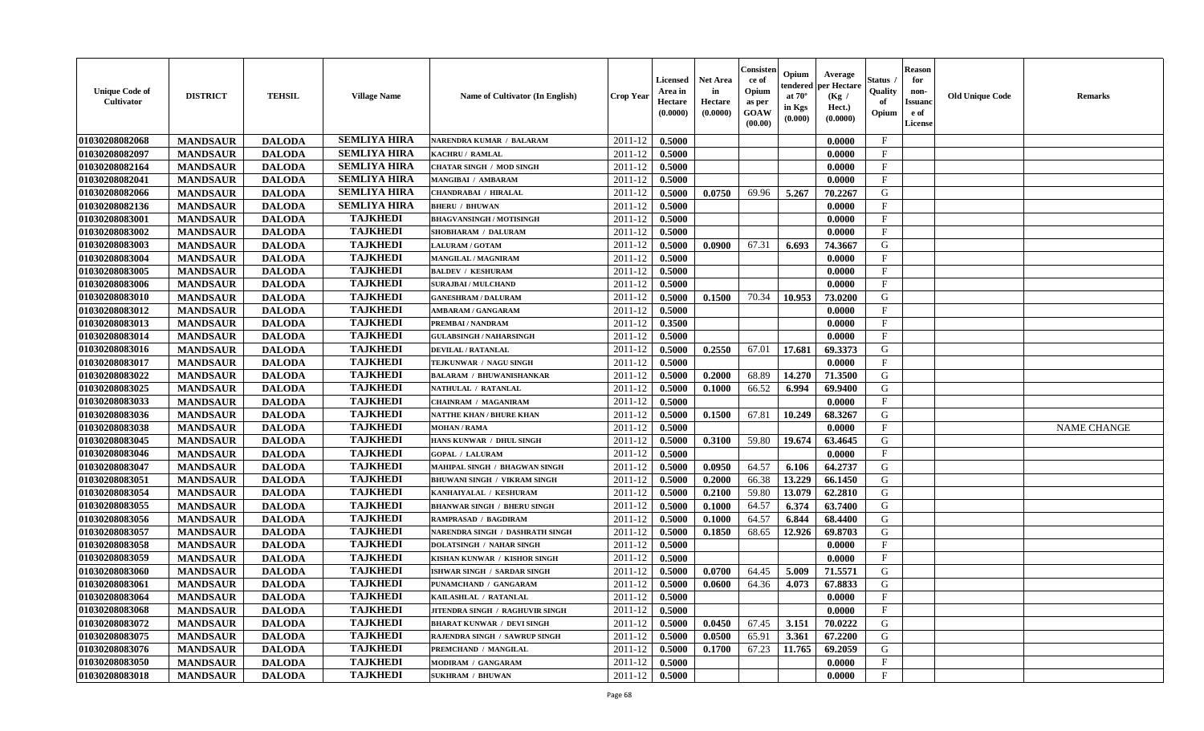| Unique Code of Cultivator | DISTRICT | TEHSIL | Village Name | Name of Cultivator (In English) | Crop Year | Licensed Area in Hectare (0.0000) | Net Area in Hectare (0.0000) | Consistence of Opium as per GOAW (00.00) | Opium tendered at 70° in Kgs (0.000) | Average per Hectare (Kg / Hect.) (0.0000) | Status / Quality of Opium | Reason for non-Issuance of License | Old Unique Code | Remarks |
|---|---|---|---|---|---|---|---|---|---|---|---|---|---|---|
| 01030208082068 | MANDSAUR | DALODA | SEMLIYA HIRA | NARENDRA KUMAR / BALARAM | 2011-12 | 0.5000 | | | | 0.0000 | F | | | |
| 01030208082097 | MANDSAUR | DALODA | SEMLIYA HIRA | KACHRU / RAMLAL | 2011-12 | 0.5000 | | | | 0.0000 | F | | | |
| 01030208082164 | MANDSAUR | DALODA | SEMLIYA HIRA | CHATAR SINGH / MOD SINGH | 2011-12 | 0.5000 | | | | 0.0000 | F | | | |
| 01030208082041 | MANDSAUR | DALODA | SEMLIYA HIRA | MANGIBAI / AMBARAM | 2011-12 | 0.5000 | | | | 0.0000 | F | | | |
| 01030208082066 | MANDSAUR | DALODA | SEMLIYA HIRA | CHANDRABAI / HIRALAL | 2011-12 | 0.5000 | 0.0750 | 69.96 | 5.267 | 70.2267 | G | | | |
| 01030208082136 | MANDSAUR | DALODA | SEMLIYA HIRA | BHERU / BHUWAN | 2011-12 | 0.5000 | | | | 0.0000 | F | | | |
| 01030208083001 | MANDSAUR | DALODA | TAJKHEDI | BHAGVANSINGH / MOTISINGH | 2011-12 | 0.5000 | | | | 0.0000 | F | | | |
| 01030208083002 | MANDSAUR | DALODA | TAJKHEDI | SHOBHARAM / DALURAM | 2011-12 | 0.5000 | | | | 0.0000 | F | | | |
| 01030208083003 | MANDSAUR | DALODA | TAJKHEDI | LALURAM / GOTAM | 2011-12 | 0.5000 | 0.0900 | 67.31 | 6.693 | 74.3667 | G | | | |
| 01030208083004 | MANDSAUR | DALODA | TAJKHEDI | MANGILAL / MAGNIRAM | 2011-12 | 0.5000 | | | | 0.0000 | F | | | |
| 01030208083005 | MANDSAUR | DALODA | TAJKHEDI | BALDEV / KESHURAM | 2011-12 | 0.5000 | | | | 0.0000 | F | | | |
| 01030208083006 | MANDSAUR | DALODA | TAJKHEDI | SURAJBAI / MULCHAND | 2011-12 | 0.5000 | | | | 0.0000 | F | | | |
| 01030208083010 | MANDSAUR | DALODA | TAJKHEDI | GANESHRAM / DALURAM | 2011-12 | 0.5000 | 0.1500 | 70.34 | 10.953 | 73.0200 | G | | | |
| 01030208083012 | MANDSAUR | DALODA | TAJKHEDI | AMBARAM / GANGARAM | 2011-12 | 0.5000 | | | | 0.0000 | F | | | |
| 01030208083013 | MANDSAUR | DALODA | TAJKHEDI | PREMBAI / NANDRAM | 2011-12 | 0.3500 | | | | 0.0000 | F | | | |
| 01030208083014 | MANDSAUR | DALODA | TAJKHEDI | GULABSINGH / NAHARSINGH | 2011-12 | 0.5000 | | | | 0.0000 | F | | | |
| 01030208083016 | MANDSAUR | DALODA | TAJKHEDI | DEVILAL / RATANLAL | 2011-12 | 0.5000 | 0.2550 | 67.01 | 17.681 | 69.3373 | G | | | |
| 01030208083017 | MANDSAUR | DALODA | TAJKHEDI | TEJKUNWAR / NAGU SINGH | 2011-12 | 0.5000 | | | | 0.0000 | F | | | |
| 01030208083022 | MANDSAUR | DALODA | TAJKHEDI | BALARAM / BHUWANISHANKAR | 2011-12 | 0.5000 | 0.2000 | 68.89 | 14.270 | 71.3500 | G | | | |
| 01030208083025 | MANDSAUR | DALODA | TAJKHEDI | NATHULAL / RATANLAL | 2011-12 | 0.5000 | 0.1000 | 66.52 | 6.994 | 69.9400 | G | | | |
| 01030208083033 | MANDSAUR | DALODA | TAJKHEDI | CHAINRAM / MAGANIRAM | 2011-12 | 0.5000 | | | | 0.0000 | F | | | |
| 01030208083036 | MANDSAUR | DALODA | TAJKHEDI | NATTHE KHAN / BHURE KHAN | 2011-12 | 0.5000 | 0.1500 | 67.81 | 10.249 | 68.3267 | G | | | |
| 01030208083038 | MANDSAUR | DALODA | TAJKHEDI | MOHAN / RAMA | 2011-12 | 0.5000 | | | | 0.0000 | F | | | NAME CHANGE |
| 01030208083045 | MANDSAUR | DALODA | TAJKHEDI | HANS KUNWAR / DHUL SINGH | 2011-12 | 0.5000 | 0.3100 | 59.80 | 19.674 | 63.4645 | G | | | |
| 01030208083046 | MANDSAUR | DALODA | TAJKHEDI | GOPAL / LALURAM | 2011-12 | 0.5000 | | | | 0.0000 | F | | | |
| 01030208083047 | MANDSAUR | DALODA | TAJKHEDI | MAHIPAL SINGH / BHAGWAN SINGH | 2011-12 | 0.5000 | 0.0950 | 64.57 | 6.106 | 64.2737 | G | | | |
| 01030208083051 | MANDSAUR | DALODA | TAJKHEDI | BHUWANI SINGH / VIKRAM SINGH | 2011-12 | 0.5000 | 0.2000 | 66.38 | 13.229 | 66.1450 | G | | | |
| 01030208083054 | MANDSAUR | DALODA | TAJKHEDI | KANHAIYALAL / KESHURAM | 2011-12 | 0.5000 | 0.2100 | 59.80 | 13.079 | 62.2810 | G | | | |
| 01030208083055 | MANDSAUR | DALODA | TAJKHEDI | BHANWAR SINGH / BHERU SINGH | 2011-12 | 0.5000 | 0.1000 | 64.57 | 6.374 | 63.7400 | G | | | |
| 01030208083056 | MANDSAUR | DALODA | TAJKHEDI | RAMPRASAD / BAGDIRAM | 2011-12 | 0.5000 | 0.1000 | 64.57 | 6.844 | 68.4400 | G | | | |
| 01030208083057 | MANDSAUR | DALODA | TAJKHEDI | NARENDRA SINGH / DASHRATH SINGH | 2011-12 | 0.5000 | 0.1850 | 68.65 | 12.926 | 69.8703 | G | | | |
| 01030208083058 | MANDSAUR | DALODA | TAJKHEDI | DOLATSINGH / NAHAR SINGH | 2011-12 | 0.5000 | | | | 0.0000 | F | | | |
| 01030208083059 | MANDSAUR | DALODA | TAJKHEDI | KISHAN KUNWAR / KISHOR SINGH | 2011-12 | 0.5000 | | | | 0.0000 | F | | | |
| 01030208083060 | MANDSAUR | DALODA | TAJKHEDI | ISHWAR SINGH / SARDAR SINGH | 2011-12 | 0.5000 | 0.0700 | 64.45 | 5.009 | 71.5571 | G | | | |
| 01030208083061 | MANDSAUR | DALODA | TAJKHEDI | PUNAMCHAND / GANGARAM | 2011-12 | 0.5000 | 0.0600 | 64.36 | 4.073 | 67.8833 | G | | | |
| 01030208083064 | MANDSAUR | DALODA | TAJKHEDI | KAILASHLAL / RATANLAL | 2011-12 | 0.5000 | | | | 0.0000 | F | | | |
| 01030208083068 | MANDSAUR | DALODA | TAJKHEDI | JITENDRA SINGH / RAGHUVIR SINGH | 2011-12 | 0.5000 | | | | 0.0000 | F | | | |
| 01030208083072 | MANDSAUR | DALODA | TAJKHEDI | BHARAT KUNWAR / DEVI SINGH | 2011-12 | 0.5000 | 0.0450 | 67.45 | 3.151 | 70.0222 | G | | | |
| 01030208083075 | MANDSAUR | DALODA | TAJKHEDI | RAJENDRA SINGH / SAWRUP SINGH | 2011-12 | 0.5000 | 0.0500 | 65.91 | 3.361 | 67.2200 | G | | | |
| 01030208083076 | MANDSAUR | DALODA | TAJKHEDI | PREMCHAND / MANGILAL | 2011-12 | 0.5000 | 0.1700 | 67.23 | 11.765 | 69.2059 | G | | | |
| 01030208083050 | MANDSAUR | DALODA | TAJKHEDI | MODIRAM / GANGARAM | 2011-12 | 0.5000 | | | | 0.0000 | F | | | |
| 01030208083018 | MANDSAUR | DALODA | TAJKHEDI | SUKHRAM / BHUWAN | 2011-12 | 0.5000 | | | | 0.0000 | F | | | |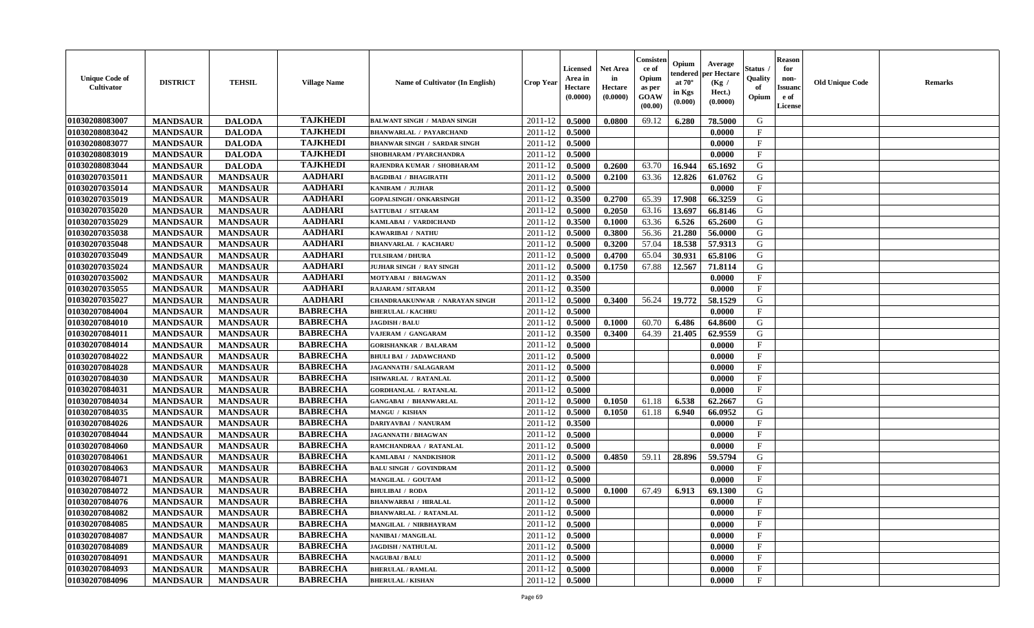| Unique Code of Cultivator | DISTRICT | TEHSIL | Village Name | Name of Cultivator (In English) | Crop Year | Licensed Area in Hectare (0.0000) | Net Area in Hectare (0.0000) | Consistence of Opium as per GOAW (00.00) | Opium tendered at 70° in Kgs (0.000) | Average per Hectare (Kg / Hect.) (0.0000) | Status / Quality of Opium | Reason for non-Issuance of License | Old Unique Code | Remarks |
|---|---|---|---|---|---|---|---|---|---|---|---|---|---|---|
| 01030208083007 | MANDSAUR | DALODA | TAJKHEDI | BALWANT SINGH / MADAN SINGH | 2011-12 | 0.5000 | 0.0800 | 69.12 | 6.280 | 78.5000 | G | | | |
| 01030208083042 | MANDSAUR | DALODA | TAJKHEDI | BHANWARLAL / PAYARCHAND | 2011-12 | 0.5000 | | | | 0.0000 | F | | | |
| 01030208083077 | MANDSAUR | DALODA | TAJKHEDI | BHANWAR SINGH / SARDAR SINGH | 2011-12 | 0.5000 | | | | 0.0000 | F | | | |
| 01030208083019 | MANDSAUR | DALODA | TAJKHEDI | SHOBHARAM / PYARCHANDRA | 2011-12 | 0.5000 | | | | 0.0000 | F | | | |
| 01030208083044 | MANDSAUR | DALODA | TAJKHEDI | RAJENDRA KUMAR / SHOBHARAM | 2011-12 | 0.5000 | 0.2600 | 63.70 | 16.944 | 65.1692 | G | | | |
| 01030207035011 | MANDSAUR | MANDSAUR | AADHARI | BAGDIBAI / BHAGIRATH | 2011-12 | 0.5000 | 0.2100 | 63.36 | 12.826 | 61.0762 | G | | | |
| 01030207035014 | MANDSAUR | MANDSAUR | AADHARI | KANIRAM / JUJHAR | 2011-12 | 0.5000 | | | | 0.0000 | F | | | |
| 01030207035019 | MANDSAUR | MANDSAUR | AADHARI | GOPALSINGH / ONKARSINGH | 2011-12 | 0.3500 | 0.2700 | 65.39 | 17.908 | 66.3259 | G | | | |
| 01030207035020 | MANDSAUR | MANDSAUR | AADHARI | SATTUBAI / SITARAM | 2011-12 | 0.5000 | 0.2050 | 63.16 | 13.697 | 66.8146 | G | | | |
| 01030207035029 | MANDSAUR | MANDSAUR | AADHARI | KAMLABAI / VARDICHAND | 2011-12 | 0.3500 | 0.1000 | 63.36 | 6.526 | 65.2600 | G | | | |
| 01030207035038 | MANDSAUR | MANDSAUR | AADHARI | KAWARIBAI / NATHU | 2011-12 | 0.5000 | 0.3800 | 56.36 | 21.280 | 56.0000 | G | | | |
| 01030207035048 | MANDSAUR | MANDSAUR | AADHARI | BHANVARLAL / KACHARU | 2011-12 | 0.5000 | 0.3200 | 57.04 | 18.538 | 57.9313 | G | | | |
| 01030207035049 | MANDSAUR | MANDSAUR | AADHARI | TULSIRAM / DHURA | 2011-12 | 0.5000 | 0.4700 | 65.04 | 30.931 | 65.8106 | G | | | |
| 01030207035024 | MANDSAUR | MANDSAUR | AADHARI | JUJHAR SINGH / RAY SINGH | 2011-12 | 0.5000 | 0.1750 | 67.88 | 12.567 | 71.8114 | G | | | |
| 01030207035002 | MANDSAUR | MANDSAUR | AADHARI | MOTYABAI / BHAGWAN | 2011-12 | 0.3500 | | | | 0.0000 | F | | | |
| 01030207035055 | MANDSAUR | MANDSAUR | AADHARI | RAJARAM / SITARAM | 2011-12 | 0.3500 | | | | 0.0000 | F | | | |
| 01030207035027 | MANDSAUR | MANDSAUR | AADHARI | CHANDRAAKUNWAR / NARAYAN SINGH | 2011-12 | 0.5000 | 0.3400 | 56.24 | 19.772 | 58.1529 | G | | | |
| 01030207084004 | MANDSAUR | MANDSAUR | BABRECHA | BHERULAL / KACHRU | 2011-12 | 0.5000 | | | | 0.0000 | F | | | |
| 01030207084010 | MANDSAUR | MANDSAUR | BABRECHA | JAGDISH / BALU | 2011-12 | 0.5000 | 0.1000 | 60.70 | 6.486 | 64.8600 | G | | | |
| 01030207084011 | MANDSAUR | MANDSAUR | BABRECHA | VAJERAM / GANGARAM | 2011-12 | 0.3500 | 0.3400 | 64.39 | 21.405 | 62.9559 | G | | | |
| 01030207084014 | MANDSAUR | MANDSAUR | BABRECHA | GORISHANKAR / BALARAM | 2011-12 | 0.5000 | | | | 0.0000 | F | | | |
| 01030207084022 | MANDSAUR | MANDSAUR | BABRECHA | BHULI BAI / JADAWCHAND | 2011-12 | 0.5000 | | | | 0.0000 | F | | | |
| 01030207084028 | MANDSAUR | MANDSAUR | BABRECHA | JAGANNATH / SALAGARAM | 2011-12 | 0.5000 | | | | 0.0000 | F | | | |
| 01030207084030 | MANDSAUR | MANDSAUR | BABRECHA | ISHWARLAL / RATANLAL | 2011-12 | 0.5000 | | | | 0.0000 | F | | | |
| 01030207084031 | MANDSAUR | MANDSAUR | BABRECHA | GORDHANLAL / RATANLAL | 2011-12 | 0.5000 | | | | 0.0000 | F | | | |
| 01030207084034 | MANDSAUR | MANDSAUR | BABRECHA | GANGABAI / BHANWARLAL | 2011-12 | 0.5000 | 0.1050 | 61.18 | 6.538 | 62.2667 | G | | | |
| 01030207084035 | MANDSAUR | MANDSAUR | BABRECHA | MANGU / KISHAN | 2011-12 | 0.5000 | 0.1050 | 61.18 | 6.940 | 66.0952 | G | | | |
| 01030207084026 | MANDSAUR | MANDSAUR | BABRECHA | DARIYAVBAI / NANURAM | 2011-12 | 0.3500 | | | | 0.0000 | F | | | |
| 01030207084044 | MANDSAUR | MANDSAUR | BABRECHA | JAGANNATH / BHAGWAN | 2011-12 | 0.5000 | | | | 0.0000 | F | | | |
| 01030207084060 | MANDSAUR | MANDSAUR | BABRECHA | RAMCHANDRAA / RATANLAL | 2011-12 | 0.5000 | | | | 0.0000 | F | | | |
| 01030207084061 | MANDSAUR | MANDSAUR | BABRECHA | KAMLABAI / NANDKISHOR | 2011-12 | 0.5000 | 0.4850 | 59.11 | 28.896 | 59.5794 | G | | | |
| 01030207084063 | MANDSAUR | MANDSAUR | BABRECHA | BALU SINGH / GOVINDRAM | 2011-12 | 0.5000 | | | | 0.0000 | F | | | |
| 01030207084071 | MANDSAUR | MANDSAUR | BABRECHA | MANGILAL / GOUTAM | 2011-12 | 0.5000 | | | | 0.0000 | F | | | |
| 01030207084072 | MANDSAUR | MANDSAUR | BABRECHA | BHULIBAI / RODA | 2011-12 | 0.5000 | 0.1000 | 67.49 | 6.913 | 69.1300 | G | | | |
| 01030207084076 | MANDSAUR | MANDSAUR | BABRECHA | BHANWARBAI / HIRALAL | 2011-12 | 0.5000 | | | | 0.0000 | F | | | |
| 01030207084082 | MANDSAUR | MANDSAUR | BABRECHA | BHANWARLAL / RATANLAL | 2011-12 | 0.5000 | | | | 0.0000 | F | | | |
| 01030207084085 | MANDSAUR | MANDSAUR | BABRECHA | MANGILAL / NIRBHAYRAM | 2011-12 | 0.5000 | | | | 0.0000 | F | | | |
| 01030207084087 | MANDSAUR | MANDSAUR | BABRECHA | NANIBAI / MANGILAL | 2011-12 | 0.5000 | | | | 0.0000 | F | | | |
| 01030207084089 | MANDSAUR | MANDSAUR | BABRECHA | JAGDISH / NATHULAL | 2011-12 | 0.5000 | | | | 0.0000 | F | | | |
| 01030207084091 | MANDSAUR | MANDSAUR | BABRECHA | NAGUBAI / BALU | 2011-12 | 0.5000 | | | | 0.0000 | F | | | |
| 01030207084093 | MANDSAUR | MANDSAUR | BABRECHA | BHERULAL / RAMLAL | 2011-12 | 0.5000 | | | | 0.0000 | F | | | |
| 01030207084096 | MANDSAUR | MANDSAUR | BABRECHA | BHERULAL / KISHAN | 2011-12 | 0.5000 | | | | 0.0000 | F | | | |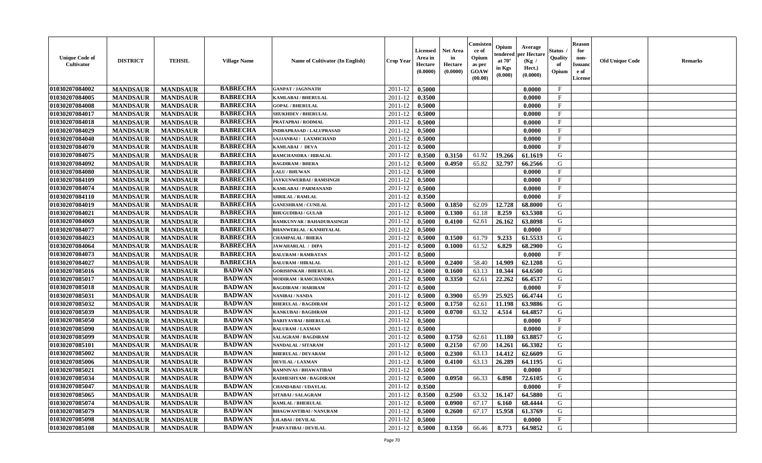| Unique Code of Cultivator | DISTRICT | TEHSIL | Village Name | Name of Cultivator (In English) | Crop Year | Licensed Area in Hectare (0.0000) | Net Area in Hectare (0.0000) | Consistence of Opium as per GOAW (00.00) | Opium tendered at 70° in Kgs (0.000) | Average per Hectare (Kg / Hect.) (0.0000) | Status / Quality of Opium | Reason for non-Issuance of License | Old Unique Code | Remarks |
|---|---|---|---|---|---|---|---|---|---|---|---|---|---|---|
| 01030207084002 | MANDSAUR | MANDSAUR | BABRECHA | GANPAT / JAGNNATH | 2011-12 | 0.5000 | | | | 0.0000 | F | | | |
| 01030207084005 | MANDSAUR | MANDSAUR | BABRECHA | KAMLABAI / BHERULAL | 2011-12 | 0.3500 | | | | 0.0000 | F | | | |
| 01030207084008 | MANDSAUR | MANDSAUR | BABRECHA | GOPAL / BHERULAL | 2011-12 | 0.5000 | | | | 0.0000 | F | | | |
| 01030207084017 | MANDSAUR | MANDSAUR | BABRECHA | SHUKHDEV / BHERULAL | 2011-12 | 0.5000 | | | | 0.0000 | F | | | |
| 01030207084018 | MANDSAUR | MANDSAUR | BABRECHA | PRATAPBAI / RODMAL | 2011-12 | 0.5000 | | | | 0.0000 | F | | | |
| 01030207084029 | MANDSAUR | MANDSAUR | BABRECHA | INDRAPRASAD / LALUPRASAD | 2011-12 | 0.5000 | | | | 0.0000 | F | | | |
| 01030207084040 | MANDSAUR | MANDSAUR | BABRECHA | SAJJANBAI / LAXMICHAND | 2011-12 | 0.5000 | | | | 0.0000 | F | | | |
| 01030207084070 | MANDSAUR | MANDSAUR | BABRECHA | KAMLABAI / DEVA | 2011-12 | 0.5000 | | | | 0.0000 | F | | | |
| 01030207084075 | MANDSAUR | MANDSAUR | BABRECHA | RAMCHANDRA / HIRALAL | 2011-12 | 0.3500 | 0.3150 | 61.92 | 19.266 | 61.1619 | G | | | |
| 01030207084092 | MANDSAUR | MANDSAUR | BABRECHA | BAGDIRAM / BHERA | 2011-12 | 0.5000 | 0.4950 | 65.82 | 32.797 | 66.2566 | G | | | |
| 01030207084080 | MANDSAUR | MANDSAUR | BABRECHA | LALU / BHUWAN | 2011-12 | 0.5000 | | | | 0.0000 | F | | | |
| 01030207084109 | MANDSAUR | MANDSAUR | BABRECHA | JAYKUNWERBAI / RAMSINGH | 2011-12 | 0.5000 | | | | 0.0000 | F | | | |
| 01030207084074 | MANDSAUR | MANDSAUR | BABRECHA | KAMLABAI / PARMANAND | 2011-12 | 0.5000 | | | | 0.0000 | F | | | |
| 01030207084110 | MANDSAUR | MANDSAUR | BABRECHA | SHRILAL / RAMLAL | 2011-12 | 0.3500 | | | | 0.0000 | F | | | |
| 01030207084019 | MANDSAUR | MANDSAUR | BABRECHA | GANESHRAM / CUNILAL | 2011-12 | 0.5000 | 0.1850 | 62.09 | 12.728 | 68.8000 | G | | | |
| 01030207084021 | MANDSAUR | MANDSAUR | BABRECHA | BHUGUDIBAI / GULAB | 2011-12 | 0.5000 | 0.1300 | 61.18 | 8.259 | 63.5308 | G | | | |
| 01030207084069 | MANDSAUR | MANDSAUR | BABRECHA | RAMKUNVAR / BAHADURASINGH | 2011-12 | 0.5000 | 0.4100 | 62.61 | 26.162 | 63.8098 | G | | | |
| 01030207084077 | MANDSAUR | MANDSAUR | BABRECHA | BHANWERLAL / KANHIYALAL | 2011-12 | 0.5000 | | | | 0.0000 | F | | | |
| 01030207084023 | MANDSAUR | MANDSAUR | BABRECHA | CHAMPALAL / BHERA | 2011-12 | 0.5000 | 0.1500 | 61.79 | 9.233 | 61.5533 | G | | | |
| 01030207084064 | MANDSAUR | MANDSAUR | BABRECHA | JAWAHARLAL / DIPA | 2011-12 | 0.5000 | 0.1000 | 61.52 | 6.829 | 68.2900 | G | | | |
| 01030207084073 | MANDSAUR | MANDSAUR | BABRECHA | BALURAM / RAMRATAN | 2011-12 | 0.5000 | | | | 0.0000 | F | | | |
| 01030207084027 | MANDSAUR | MANDSAUR | BABRECHA | BALURAM / HIRALAL | 2011-12 | 0.5000 | 0.2400 | 58.40 | 14.909 | 62.1208 | G | | | |
| 01030207085016 | MANDSAUR | MANDSAUR | BADWAN | GORISHNKAR / BHERULAL | 2011-12 | 0.5000 | 0.1600 | 63.13 | 10.344 | 64.6500 | G | | | |
| 01030207085017 | MANDSAUR | MANDSAUR | BADWAN | MODIRAM / RAMCHANDRA | 2011-12 | 0.5000 | 0.3350 | 62.61 | 22.262 | 66.4537 | G | | | |
| 01030207085018 | MANDSAUR | MANDSAUR | BADWAN | BAGDIRAM / HARIRAM | 2011-12 | 0.5000 | | | | 0.0000 | F | | | |
| 01030207085031 | MANDSAUR | MANDSAUR | BADWAN | NANIBAI / NANDA | 2011-12 | 0.5000 | 0.3900 | 65.99 | 25.925 | 66.4744 | G | | | |
| 01030207085032 | MANDSAUR | MANDSAUR | BADWAN | BHERULAL / BAGDIRAM | 2011-12 | 0.5000 | 0.1750 | 62.61 | 11.198 | 63.9886 | G | | | |
| 01030207085039 | MANDSAUR | MANDSAUR | BADWAN | KANKUBAI / BAGDIRAM | 2011-12 | 0.5000 | 0.0700 | 63.32 | 4.514 | 64.4857 | G | | | |
| 01030207085050 | MANDSAUR | MANDSAUR | BADWAN | DARIYAVBAI / BHERULAL | 2011-12 | 0.5000 | | | | 0.0000 | F | | | |
| 01030207085090 | MANDSAUR | MANDSAUR | BADWAN | BALURAM / LAXMAN | 2011-12 | 0.5000 | | | | 0.0000 | F | | | |
| 01030207085099 | MANDSAUR | MANDSAUR | BADWAN | SALAGRAM / BAGDIRAM | 2011-12 | 0.5000 | 0.1750 | 62.61 | 11.180 | 63.8857 | G | | | |
| 01030207085101 | MANDSAUR | MANDSAUR | BADWAN | NANDALAL / SITARAM | 2011-12 | 0.5000 | 0.2150 | 67.00 | 14.261 | 66.3302 | G | | | |
| 01030207085002 | MANDSAUR | MANDSAUR | BADWAN | BHERULAL / DEVARAM | 2011-12 | 0.5000 | 0.2300 | 63.13 | 14.412 | 62.6609 | G | | | |
| 01030207085006 | MANDSAUR | MANDSAUR | BADWAN | DEVILAL / LAXMAN | 2011-12 | 0.5000 | 0.4100 | 63.13 | 26.289 | 64.1195 | G | | | |
| 01030207085021 | MANDSAUR | MANDSAUR | BADWAN | RAMNIVAS / BHAWATIBAI | 2011-12 | 0.5000 | | | | 0.0000 | F | | | |
| 01030207085034 | MANDSAUR | MANDSAUR | BADWAN | RADHESHYAM / BAGDIRAM | 2011-12 | 0.5000 | 0.0950 | 66.33 | 6.898 | 72.6105 | G | | | |
| 01030207085047 | MANDSAUR | MANDSAUR | BADWAN | CHANDABAI / UDAYLAL | 2011-12 | 0.3500 | | | | 0.0000 | F | | | |
| 01030207085065 | MANDSAUR | MANDSAUR | BADWAN | SITABAI / SALAGRAM | 2011-12 | 0.3500 | 0.2500 | 63.32 | 16.147 | 64.5880 | G | | | |
| 01030207085074 | MANDSAUR | MANDSAUR | BADWAN | RAMLAL / BHERULAL | 2011-12 | 0.5000 | 0.0900 | 67.17 | 6.160 | 68.4444 | G | | | |
| 01030207085079 | MANDSAUR | MANDSAUR | BADWAN | BHAGWANTIBAI / NANURAM | 2011-12 | 0.5000 | 0.2600 | 67.17 | 15.958 | 61.3769 | G | | | |
| 01030207085098 | MANDSAUR | MANDSAUR | BADWAN | LILABAI / DEVILAL | 2011-12 | 0.5000 | | | | 0.0000 | F | | | |
| 01030207085108 | MANDSAUR | MANDSAUR | BADWAN | PARVATIBAI / DEVILAL | 2011-12 | 0.5000 | 0.1350 | 66.46 | 8.773 | 64.9852 | G | | | |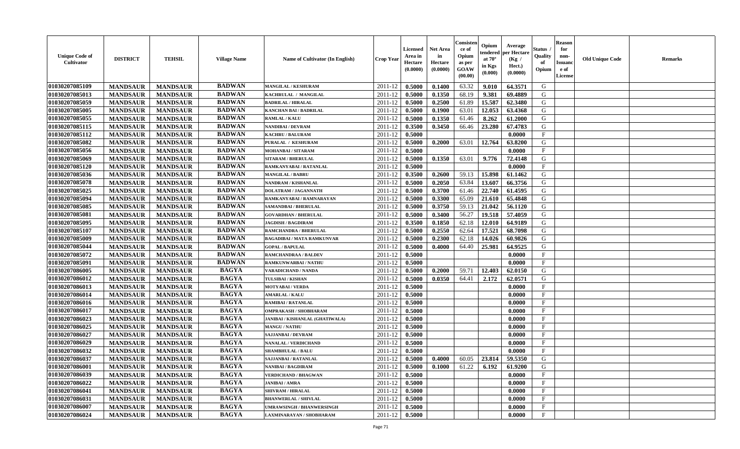| Unique Code of Cultivator | DISTRICT | TEHSIL | Village Name | Name of Cultivator (In English) | Crop Year | Licensed Area in Hectare (0.0000) | Net Area in Hectare (0.0000) | Consistence of Opium as per GOAW (00.00) | Opium tendered at 70° in Kgs (0.000) | Average per Hectare (Kg / Hect.) (0.0000) | Status / Quality of Opium | Reason for non-Issuance of License | Old Unique Code | Remarks |
|---|---|---|---|---|---|---|---|---|---|---|---|---|---|---|
| 01030207085109 | MANDSAUR | MANDSAUR | BADWAN | MANGILAL / KESHURAM | 2011-12 | 0.5000 | 0.1400 | 63.32 | 9.010 | 64.3571 | G | | | |
| 01030207085013 | MANDSAUR | MANDSAUR | BADWAN | KACHRULAL / MANGILAL | 2011-12 | 0.5000 | 0.1350 | 68.19 | 9.381 | 69.4889 | G | | | |
| 01030207085059 | MANDSAUR | MANDSAUR | BADWAN | BADRILAL / HIRALAL | 2011-12 | 0.5000 | 0.2500 | 61.89 | 15.587 | 62.3480 | G | | | |
| 01030207085005 | MANDSAUR | MANDSAUR | BADWAN | KANCHAN BAI / BADRILAL | 2011-12 | 0.5000 | 0.1900 | 63.01 | 12.053 | 63.4368 | G | | | |
| 01030207085055 | MANDSAUR | MANDSAUR | BADWAN | RAMLAL / KALU | 2011-12 | 0.5000 | 0.1350 | 61.46 | 8.262 | 61.2000 | G | | | |
| 01030207085115 | MANDSAUR | MANDSAUR | BADWAN | NANDIBAI / DEVRAM | 2011-12 | 0.3500 | 0.3450 | 66.46 | 23.280 | 67.4783 | G | | | |
| 01030207085112 | MANDSAUR | MANDSAUR | BADWAN | KACHRU / BALURAM | 2011-12 | 0.5000 | | | | 0.0000 | F | | | |
| 01030207085082 | MANDSAUR | MANDSAUR | BADWAN | PURALAL / KESHURAM | 2011-12 | 0.5000 | 0.2000 | 63.01 | 12.764 | 63.8200 | G | | | |
| 01030207085056 | MANDSAUR | MANDSAUR | BADWAN | MOHANBAI / SITARAM | 2011-12 | 0.5000 | | | | 0.0000 | F | | | |
| 01030207085069 | MANDSAUR | MANDSAUR | BADWAN | SITARAM / BHERULAL | 2011-12 | 0.5000 | 0.1350 | 63.01 | 9.776 | 72.4148 | G | | | |
| 01030207085120 | MANDSAUR | MANDSAUR | BADWAN | RAMKANYABAI / RATANLAL | 2011-12 | 0.5000 | | | | 0.0000 | F | | | |
| 01030207085036 | MANDSAUR | MANDSAUR | BADWAN | MANGILAL / BABRU | 2011-12 | 0.3500 | 0.2600 | 59.13 | 15.898 | 61.1462 | G | | | |
| 01030207085078 | MANDSAUR | MANDSAUR | BADWAN | NANDRAM / KISHANLAL | 2011-12 | 0.5000 | 0.2050 | 63.84 | 13.607 | 66.3756 | G | | | |
| 01030207085025 | MANDSAUR | MANDSAUR | BADWAN | DOLATRAM / JAGANNATH | 2011-12 | 0.5000 | 0.3700 | 61.46 | 22.740 | 61.4595 | G | | | |
| 01030207085094 | MANDSAUR | MANDSAUR | BADWAN | RAMKANYABAI / RAMNARAYAN | 2011-12 | 0.5000 | 0.3300 | 65.09 | 21.610 | 65.4848 | G | | | |
| 01030207085085 | MANDSAUR | MANDSAUR | BADWAN | SAMANDBAI / BHERULAL | 2011-12 | 0.5000 | 0.3750 | 59.13 | 21.042 | 56.1120 | G | | | |
| 01030207085081 | MANDSAUR | MANDSAUR | BADWAN | GOVARDHAN / BHERULAL | 2011-12 | 0.5000 | 0.3400 | 56.27 | 19.518 | 57.4059 | G | | | |
| 01030207085095 | MANDSAUR | MANDSAUR | BADWAN | JAGDISH / BAGDIRAM | 2011-12 | 0.3500 | 0.1850 | 62.18 | 12.010 | 64.9189 | G | | | |
| 01030207085107 | MANDSAUR | MANDSAUR | BADWAN | RAMCHANDRA / BHERULAL | 2011-12 | 0.5000 | 0.2550 | 62.64 | 17.521 | 68.7098 | G | | | |
| 01030207085009 | MANDSAUR | MANDSAUR | BADWAN | BAGADIBAI / MATA RAMKUNVAR | 2011-12 | 0.5000 | 0.2300 | 62.18 | 14.026 | 60.9826 | G | | | |
| 01030207085044 | MANDSAUR | MANDSAUR | BADWAN | GOPAL / BAPULAL | 2011-12 | 0.5000 | 0.4000 | 64.40 | 25.981 | 64.9525 | G | | | |
| 01030207085072 | MANDSAUR | MANDSAUR | BADWAN | RAMCHANDRAA / BALDEV | 2011-12 | 0.5000 | | | | 0.0000 | F | | | |
| 01030207085091 | MANDSAUR | MANDSAUR | BADWAN | RAMKUNWARBAI / NATHU | 2011-12 | 0.5000 | | | | 0.0000 | F | | | |
| 01030207086005 | MANDSAUR | MANDSAUR | BAGYA | VARADICHAND / NANDA | 2011-12 | 0.5000 | 0.2000 | 59.71 | 12.403 | 62.0150 | G | | | |
| 01030207086012 | MANDSAUR | MANDSAUR | BAGYA | TULSIBAI / KISHAN | 2011-12 | 0.5000 | 0.0350 | 64.41 | 2.172 | 62.0571 | G | | | |
| 01030207086013 | MANDSAUR | MANDSAUR | BAGYA | MOTYABAI / VERDA | 2011-12 | 0.5000 | | | | 0.0000 | F | | | |
| 01030207086014 | MANDSAUR | MANDSAUR | BAGYA | AMARLAL / KALU | 2011-12 | 0.5000 | | | | 0.0000 | F | | | |
| 01030207086016 | MANDSAUR | MANDSAUR | BAGYA | RAMIBAI / RATANLAL | 2011-12 | 0.5000 | | | | 0.0000 | F | | | |
| 01030207086017 | MANDSAUR | MANDSAUR | BAGYA | OMPRAKASH / SHOBHARAM | 2011-12 | 0.5000 | | | | 0.0000 | F | | | |
| 01030207086023 | MANDSAUR | MANDSAUR | BAGYA | JANIBAI / KISHANLAL (GHATIWALA) | 2011-12 | 0.5000 | | | | 0.0000 | F | | | |
| 01030207086025 | MANDSAUR | MANDSAUR | BAGYA | MANGU / NATHU | 2011-12 | 0.5000 | | | | 0.0000 | F | | | |
| 01030207086027 | MANDSAUR | MANDSAUR | BAGYA | SAJJANBAI / DEVRAM | 2011-12 | 0.5000 | | | | 0.0000 | F | | | |
| 01030207086029 | MANDSAUR | MANDSAUR | BAGYA | NANALAL / VERDICHAND | 2011-12 | 0.5000 | | | | 0.0000 | F | | | |
| 01030207086032 | MANDSAUR | MANDSAUR | BAGYA | SHAMBHULAL / BALU | 2011-12 | 0.5000 | | | | 0.0000 | F | | | |
| 01030207086037 | MANDSAUR | MANDSAUR | BAGYA | SAJJANBAI / RATANLAL | 2011-12 | 0.5000 | 0.4000 | 60.05 | 23.814 | 59.5350 | G | | | |
| 01030207086001 | MANDSAUR | MANDSAUR | BAGYA | NANIBAI / BAGDIRAM | 2011-12 | 0.5000 | 0.1000 | 61.22 | 6.192 | 61.9200 | G | | | |
| 01030207086039 | MANDSAUR | MANDSAUR | BAGYA | VERDICHAND / BHAGWAN | 2011-12 | 0.5000 | | | | 0.0000 | F | | | |
| 01030207086022 | MANDSAUR | MANDSAUR | BAGYA | JANIBAI / AMRA | 2011-12 | 0.5000 | | | | 0.0000 | F | | | |
| 01030207086041 | MANDSAUR | MANDSAUR | BAGYA | SHIVRAM / HIRALAL | 2011-12 | 0.5000 | | | | 0.0000 | F | | | |
| 01030207086031 | MANDSAUR | MANDSAUR | BAGYA | BHANWERLAL / SHIVLAL | 2011-12 | 0.5000 | | | | 0.0000 | F | | | |
| 01030207086007 | MANDSAUR | MANDSAUR | BAGYA | UMRAWSINGH / BHANWERSINGH | 2011-12 | 0.5000 | | | | 0.0000 | F | | | |
| 01030207086024 | MANDSAUR | MANDSAUR | BAGYA | LAXMINARAYAN / SHOBHARAM | 2011-12 | 0.5000 | | | | 0.0000 | F | | | |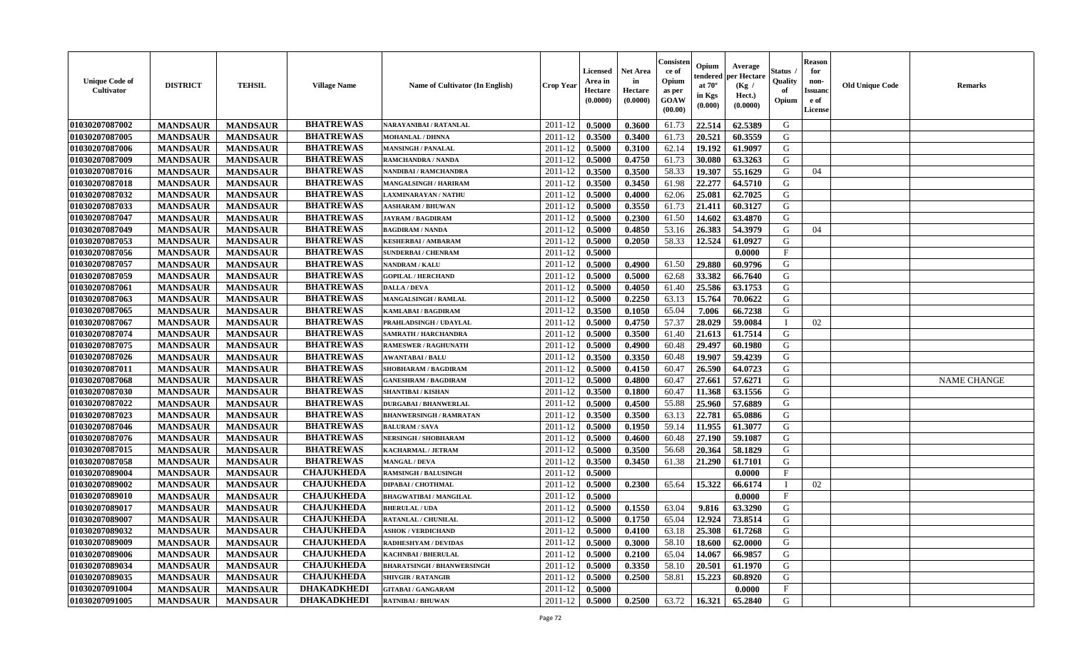| Unique Code of Cultivator | DISTRICT | TEHSIL | Village Name | Name of Cultivator (In English) | Crop Year | Licensed Area in Hectare (0.0000) | Net Area in Hectare (0.0000) | Consistence of Opium as per GOAW (00.00) | Opium tendered at 70° in Kgs (0.000) | Average per Hectare (Kg / Hect.) (0.0000) | Status / Quality of Opium | Reason for non-Issuance of License | Old Unique Code | Remarks |
|---|---|---|---|---|---|---|---|---|---|---|---|---|---|---|
| 01030207087002 | MANDSAUR | MANDSAUR | BHATREWAS | NARAYANIBAI / RATANLAL | 2011-12 | 0.5000 | 0.3600 | 61.73 | 22.514 | 62.5389 | G | | | |
| 01030207087005 | MANDSAUR | MANDSAUR | BHATREWAS | MOHANLAL / DHNNA | 2011-12 | 0.3500 | 0.3400 | 61.73 | 20.521 | 60.3559 | G | | | |
| 01030207087006 | MANDSAUR | MANDSAUR | BHATREWAS | MANSINGH / PANALAL | 2011-12 | 0.5000 | 0.3100 | 62.14 | 19.192 | 61.9097 | G | | | |
| 01030207087009 | MANDSAUR | MANDSAUR | BHATREWAS | RAMCHANDRA / NANDA | 2011-12 | 0.5000 | 0.4750 | 61.73 | 30.080 | 63.3263 | G | | | |
| 01030207087016 | MANDSAUR | MANDSAUR | BHATREWAS | NANDIBAI / RAMCHANDRA | 2011-12 | 0.3500 | 0.3500 | 58.33 | 19.307 | 55.1629 | G | 04 | | |
| 01030207087018 | MANDSAUR | MANDSAUR | BHATREWAS | MANGALSINGH / HARIRAM | 2011-12 | 0.3500 | 0.3450 | 61.98 | 22.277 | 64.5710 | G | | | |
| 01030207087032 | MANDSAUR | MANDSAUR | BHATREWAS | LAXMINARAYAN / NATHU | 2011-12 | 0.5000 | 0.4000 | 62.06 | 25.081 | 62.7025 | G | | | |
| 01030207087033 | MANDSAUR | MANDSAUR | BHATREWAS | AASHARAM / BHUWAN | 2011-12 | 0.5000 | 0.3550 | 61.73 | 21.411 | 60.3127 | G | | | |
| 01030207087047 | MANDSAUR | MANDSAUR | BHATREWAS | JAYRAM / BAGDIRAM | 2011-12 | 0.5000 | 0.2300 | 61.50 | 14.602 | 63.4870 | G | | | |
| 01030207087049 | MANDSAUR | MANDSAUR | BHATREWAS | BAGDIRAM / NANDA | 2011-12 | 0.5000 | 0.4850 | 53.16 | 26.383 | 54.3979 | G | 04 | | |
| 01030207087053 | MANDSAUR | MANDSAUR | BHATREWAS | KESHERBAI / AMBARAM | 2011-12 | 0.5000 | 0.2050 | 58.33 | 12.524 | 61.0927 | G | | | |
| 01030207087056 | MANDSAUR | MANDSAUR | BHATREWAS | SUNDERBAI / CHENRAM | 2011-12 | 0.5000 | | | | 0.0000 | F | | | |
| 01030207087057 | MANDSAUR | MANDSAUR | BHATREWAS | NANDRAM / KALU | 2011-12 | 0.5000 | 0.4900 | 61.50 | 29.880 | 60.9796 | G | | | |
| 01030207087059 | MANDSAUR | MANDSAUR | BHATREWAS | GOPILAL / HERCHAND | 2011-12 | 0.5000 | 0.5000 | 62.68 | 33.382 | 66.7640 | G | | | |
| 01030207087061 | MANDSAUR | MANDSAUR | BHATREWAS | DALLA / DEVA | 2011-12 | 0.5000 | 0.4050 | 61.40 | 25.586 | 63.1753 | G | | | |
| 01030207087063 | MANDSAUR | MANDSAUR | BHATREWAS | MANGALSINGH / RAMLAL | 2011-12 | 0.5000 | 0.2250 | 63.13 | 15.764 | 70.0622 | G | | | |
| 01030207087065 | MANDSAUR | MANDSAUR | BHATREWAS | KAMLABAI / BAGDIRAM | 2011-12 | 0.3500 | 0.1050 | 65.04 | 7.006 | 66.7238 | G | | | |
| 01030207087067 | MANDSAUR | MANDSAUR | BHATREWAS | PRAHLADSINGH / UDAYLAL | 2011-12 | 0.5000 | 0.4750 | 57.37 | 28.029 | 59.0084 | I | 02 | | |
| 01030207087074 | MANDSAUR | MANDSAUR | BHATREWAS | SAMRATH / HARCHANDRA | 2011-12 | 0.5000 | 0.3500 | 61.40 | 21.613 | 61.7514 | G | | | |
| 01030207087075 | MANDSAUR | MANDSAUR | BHATREWAS | RAMESWER / RAGHUNATH | 2011-12 | 0.5000 | 0.4900 | 60.48 | 29.497 | 60.1980 | G | | | |
| 01030207087026 | MANDSAUR | MANDSAUR | BHATREWAS | AWANTABAI / BALU | 2011-12 | 0.3500 | 0.3350 | 60.48 | 19.907 | 59.4239 | G | | | |
| 01030207087011 | MANDSAUR | MANDSAUR | BHATREWAS | SHOBHARAM / BAGDIRAM | 2011-12 | 0.5000 | 0.4150 | 60.47 | 26.590 | 64.0723 | G | | | |
| 01030207087068 | MANDSAUR | MANDSAUR | BHATREWAS | GANESHRAM / BAGDIRAM | 2011-12 | 0.5000 | 0.4800 | 60.47 | 27.661 | 57.6271 | G | | | NAME CHANGE |
| 01030207087030 | MANDSAUR | MANDSAUR | BHATREWAS | SHANTIBAI / KISHAN | 2011-12 | 0.3500 | 0.1800 | 60.47 | 11.368 | 63.1556 | G | | | |
| 01030207087022 | MANDSAUR | MANDSAUR | BHATREWAS | DURGABAI / BHANWERLAL | 2011-12 | 0.5000 | 0.4500 | 55.88 | 25.960 | 57.6889 | G | | | |
| 01030207087023 | MANDSAUR | MANDSAUR | BHATREWAS | BHANWERSINGH / RAMRATAN | 2011-12 | 0.3500 | 0.3500 | 63.13 | 22.781 | 65.0886 | G | | | |
| 01030207087046 | MANDSAUR | MANDSAUR | BHATREWAS | BALURAM / SAVA | 2011-12 | 0.5000 | 0.1950 | 59.14 | 11.955 | 61.3077 | G | | | |
| 01030207087076 | MANDSAUR | MANDSAUR | BHATREWAS | NERSINGH / SHOBHARAM | 2011-12 | 0.5000 | 0.4600 | 60.48 | 27.190 | 59.1087 | G | | | |
| 01030207087015 | MANDSAUR | MANDSAUR | BHATREWAS | KACHARMAL / JETRAM | 2011-12 | 0.5000 | 0.3500 | 56.68 | 20.364 | 58.1829 | G | | | |
| 01030207087058 | MANDSAUR | MANDSAUR | BHATREWAS | MANGAL / DEVA | 2011-12 | 0.3500 | 0.3450 | 61.38 | 21.290 | 61.7101 | G | | | |
| 01030207089004 | MANDSAUR | MANDSAUR | CHAJUKHEDA | RAMSINGH / BALUSINGH | 2011-12 | 0.5000 | | | | 0.0000 | F | | | |
| 01030207089002 | MANDSAUR | MANDSAUR | CHAJUKHEDA | DIPABAI / CHOTHMAL | 2011-12 | 0.5000 | 0.2300 | 65.64 | 15.322 | 66.6174 | I | 02 | | |
| 01030207089010 | MANDSAUR | MANDSAUR | CHAJUKHEDA | BHAGWATIBAI / MANGILAL | 2011-12 | 0.5000 | | | | 0.0000 | F | | | |
| 01030207089017 | MANDSAUR | MANDSAUR | CHAJUKHEDA | BHERULAL / UDA | 2011-12 | 0.5000 | 0.1550 | 63.04 | 9.816 | 63.3290 | G | | | |
| 01030207089007 | MANDSAUR | MANDSAUR | CHAJUKHEDA | RATANLAL / CHUNILAL | 2011-12 | 0.5000 | 0.1750 | 65.04 | 12.924 | 73.8514 | G | | | |
| 01030207089032 | MANDSAUR | MANDSAUR | CHAJUKHEDA | ASHOK / VERDICHAND | 2011-12 | 0.5000 | 0.4100 | 63.18 | 25.308 | 61.7268 | G | | | |
| 01030207089009 | MANDSAUR | MANDSAUR | CHAJUKHEDA | RADHESHYAM / DEVIDAS | 2011-12 | 0.5000 | 0.3000 | 58.10 | 18.600 | 62.0000 | G | | | |
| 01030207089006 | MANDSAUR | MANDSAUR | CHAJUKHEDA | KACHNBAI / BHERULAL | 2011-12 | 0.5000 | 0.2100 | 65.04 | 14.067 | 66.9857 | G | | | |
| 01030207089034 | MANDSAUR | MANDSAUR | CHAJUKHEDA | BHARATSINGH / BHANWERSINGH | 2011-12 | 0.5000 | 0.3350 | 58.10 | 20.501 | 61.1970 | G | | | |
| 01030207089035 | MANDSAUR | MANDSAUR | CHAJUKHEDA | SHIVGIR / RATANGIR | 2011-12 | 0.5000 | 0.2500 | 58.81 | 15.223 | 60.8920 | G | | | |
| 01030207091004 | MANDSAUR | MANDSAUR | DHAKADKHEDI | GITABAI / GANGARAM | 2011-12 | 0.5000 | | | | 0.0000 | F | | | |
| 01030207091005 | MANDSAUR | MANDSAUR | DHAKADKHEDI | RATNIBAI / BHUWAN | 2011-12 | 0.5000 | 0.2500 | 63.72 | 16.321 | 65.2840 | G | | | |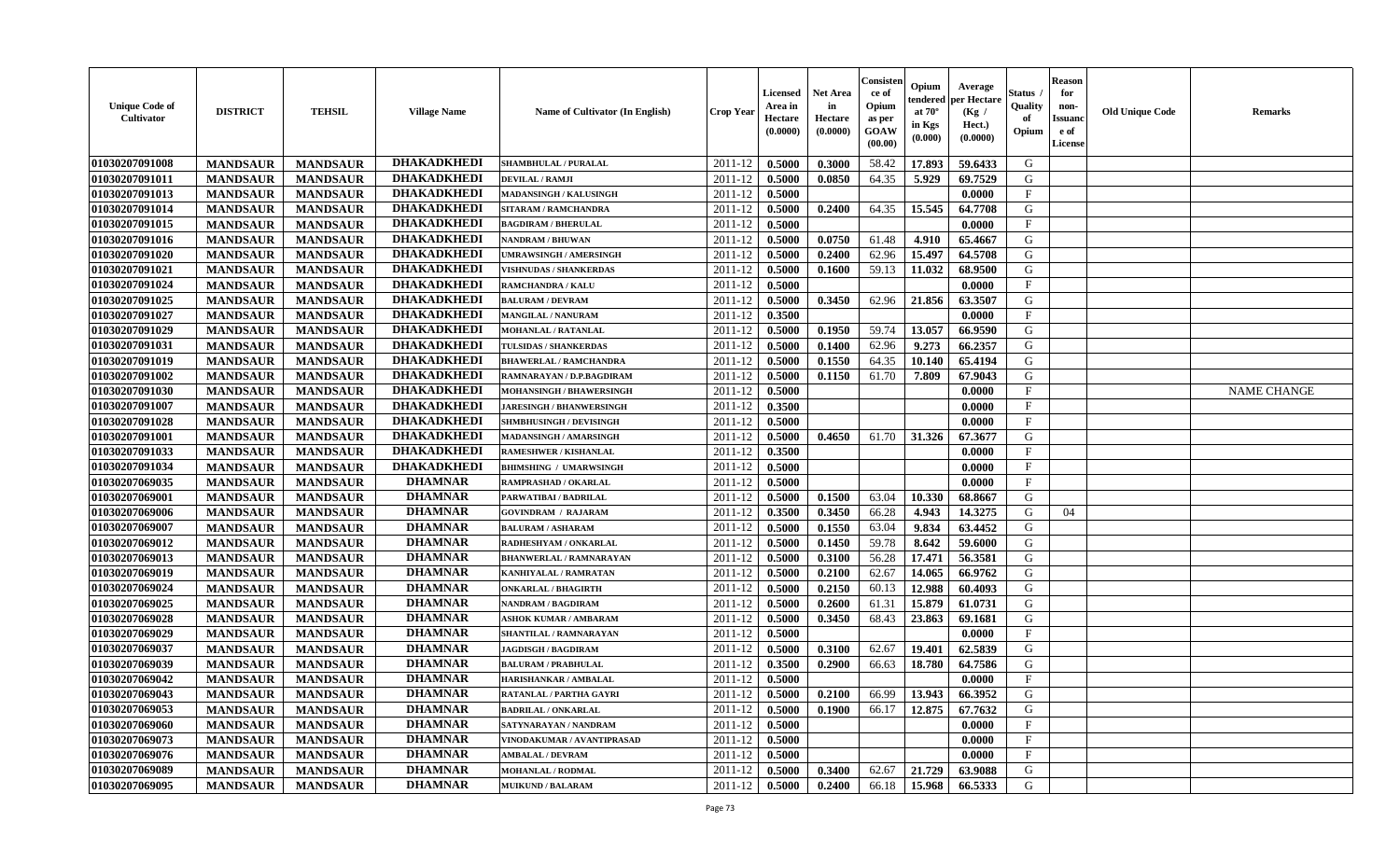| Unique Code of Cultivator | DISTRICT | TEHSIL | Village Name | Name of Cultivator (In English) | Crop Year | Licensed Area in Hectare (0.0000) | Net Area in Hectare (0.0000) | Consistence of Opium as per GOAW (00.00) | Opium tendered at 70° in Kgs (0.000) | Average per Hectare (Kg / Hect.) (0.0000) | Status / Quality of Opium | Reason for non-Issuance of License | Old Unique Code | Remarks |
|---|---|---|---|---|---|---|---|---|---|---|---|---|---|---|
| 01030207091008 | MANDSAUR | MANDSAUR | DHAKADKHEDI | SHAMBHULAL / PURALAL | 2011-12 | 0.5000 | 0.3000 | 58.42 | 17.893 | 59.6433 | G | | | |
| 01030207091011 | MANDSAUR | MANDSAUR | DHAKADKHEDI | DEVILAL / RAMJI | 2011-12 | 0.5000 | 0.0850 | 64.35 | 5.929 | 69.7529 | G | | | |
| 01030207091013 | MANDSAUR | MANDSAUR | DHAKADKHEDI | MADANSINGH / KALUSINGH | 2011-12 | 0.5000 | | | | 0.0000 | F | | | |
| 01030207091014 | MANDSAUR | MANDSAUR | DHAKADKHEDI | SITARAM / RAMCHANDRA | 2011-12 | 0.5000 | 0.2400 | 64.35 | 15.545 | 64.7708 | G | | | |
| 01030207091015 | MANDSAUR | MANDSAUR | DHAKADKHEDI | BAGDIRAM / BHERULAL | 2011-12 | 0.5000 | | | | 0.0000 | F | | | |
| 01030207091016 | MANDSAUR | MANDSAUR | DHAKADKHEDI | NANDRAM / BHUWAN | 2011-12 | 0.5000 | 0.0750 | 61.48 | 4.910 | 65.4667 | G | | | |
| 01030207091020 | MANDSAUR | MANDSAUR | DHAKADKHEDI | UMRAWSINGH / AMERSINGH | 2011-12 | 0.5000 | 0.2400 | 62.96 | 15.497 | 64.5708 | G | | | |
| 01030207091021 | MANDSAUR | MANDSAUR | DHAKADKHEDI | VISHNUDAS / SHANKERDAS | 2011-12 | 0.5000 | 0.1600 | 59.13 | 11.032 | 68.9500 | G | | | |
| 01030207091024 | MANDSAUR | MANDSAUR | DHAKADKHEDI | RAMCHANDRA / KALU | 2011-12 | 0.5000 | | | | 0.0000 | F | | | |
| 01030207091025 | MANDSAUR | MANDSAUR | DHAKADKHEDI | BALURAM / DEVRAM | 2011-12 | 0.5000 | 0.3450 | 62.96 | 21.856 | 63.3507 | G | | | |
| 01030207091027 | MANDSAUR | MANDSAUR | DHAKADKHEDI | MANGILAL / NANURAM | 2011-12 | 0.3500 | | | | 0.0000 | F | | | |
| 01030207091029 | MANDSAUR | MANDSAUR | DHAKADKHEDI | MOHANLAL / RATANLAL | 2011-12 | 0.5000 | 0.1950 | 59.74 | 13.057 | 66.9590 | G | | | |
| 01030207091031 | MANDSAUR | MANDSAUR | DHAKADKHEDI | TULSIDAS / SHANKERDAS | 2011-12 | 0.5000 | 0.1400 | 62.96 | 9.273 | 66.2357 | G | | | |
| 01030207091019 | MANDSAUR | MANDSAUR | DHAKADKHEDI | BHAWERLAL / RAMCHANDRA | 2011-12 | 0.5000 | 0.1550 | 64.35 | 10.140 | 65.4194 | G | | | |
| 01030207091002 | MANDSAUR | MANDSAUR | DHAKADKHEDI | RAMNARAYAN / D.P.BAGDIRAM | 2011-12 | 0.5000 | 0.1150 | 61.70 | 7.809 | 67.9043 | G | | | |
| 01030207091030 | MANDSAUR | MANDSAUR | DHAKADKHEDI | MOHANSINGH / BHAWERSINGH | 2011-12 | 0.5000 | | | | 0.0000 | F | | | NAME CHANGE |
| 01030207091007 | MANDSAUR | MANDSAUR | DHAKADKHEDI | JARESINGH / BHANWERSINGH | 2011-12 | 0.3500 | | | | 0.0000 | F | | | |
| 01030207091028 | MANDSAUR | MANDSAUR | DHAKADKHEDI | SHMBHUSINGH / DEVISINGH | 2011-12 | 0.5000 | | | | 0.0000 | F | | | |
| 01030207091001 | MANDSAUR | MANDSAUR | DHAKADKHEDI | MADANSINGH / AMARSINGH | 2011-12 | 0.5000 | 0.4650 | 61.70 | 31.326 | 67.3677 | G | | | |
| 01030207091033 | MANDSAUR | MANDSAUR | DHAKADKHEDI | RAMESHWER / KISHANLAL | 2011-12 | 0.3500 | | | | 0.0000 | F | | | |
| 01030207091034 | MANDSAUR | MANDSAUR | DHAKADKHEDI | BHIMSHING / UMARWSINGH | 2011-12 | 0.5000 | | | | 0.0000 | F | | | |
| 01030207069035 | MANDSAUR | MANDSAUR | DHAMNAR | RAMPRASHAD / OKARLAL | 2011-12 | 0.5000 | | | | 0.0000 | F | | | |
| 01030207069001 | MANDSAUR | MANDSAUR | DHAMNAR | PARWATIBAI / BADRILAL | 2011-12 | 0.5000 | 0.1500 | 63.04 | 10.330 | 68.8667 | G | | | |
| 01030207069006 | MANDSAUR | MANDSAUR | DHAMNAR | GOVINDRAM / RAJARAM | 2011-12 | 0.3500 | 0.3450 | 66.28 | 4.943 | 14.3275 | G | 04 | | |
| 01030207069007 | MANDSAUR | MANDSAUR | DHAMNAR | BALURAM / ASHARAM | 2011-12 | 0.5000 | 0.1550 | 63.04 | 9.834 | 63.4452 | G | | | |
| 01030207069012 | MANDSAUR | MANDSAUR | DHAMNAR | RADHESHYAM / ONKARLAL | 2011-12 | 0.5000 | 0.1450 | 59.78 | 8.642 | 59.6000 | G | | | |
| 01030207069013 | MANDSAUR | MANDSAUR | DHAMNAR | BHANWERLAL / RAMNARAYAN | 2011-12 | 0.5000 | 0.3100 | 56.28 | 17.471 | 56.3581 | G | | | |
| 01030207069019 | MANDSAUR | MANDSAUR | DHAMNAR | KANHIYALAL / RAMRATAN | 2011-12 | 0.5000 | 0.2100 | 62.67 | 14.065 | 66.9762 | G | | | |
| 01030207069024 | MANDSAUR | MANDSAUR | DHAMNAR | ONKARLAL / BHAGIRTH | 2011-12 | 0.5000 | 0.2150 | 60.13 | 12.988 | 60.4093 | G | | | |
| 01030207069025 | MANDSAUR | MANDSAUR | DHAMNAR | NANDRAM / BAGDIRAM | 2011-12 | 0.5000 | 0.2600 | 61.31 | 15.879 | 61.0731 | G | | | |
| 01030207069028 | MANDSAUR | MANDSAUR | DHAMNAR | ASHOK KUMAR / AMBARAM | 2011-12 | 0.5000 | 0.3450 | 68.43 | 23.863 | 69.1681 | G | | | |
| 01030207069029 | MANDSAUR | MANDSAUR | DHAMNAR | SHANTILAL / RAMNARAYAN | 2011-12 | 0.5000 | | | | 0.0000 | F | | | |
| 01030207069037 | MANDSAUR | MANDSAUR | DHAMNAR | JAGDISGH / BAGDIRAM | 2011-12 | 0.5000 | 0.3100 | 62.67 | 19.401 | 62.5839 | G | | | |
| 01030207069039 | MANDSAUR | MANDSAUR | DHAMNAR | BALURAM / PRABHULAL | 2011-12 | 0.3500 | 0.2900 | 66.63 | 18.780 | 64.7586 | G | | | |
| 01030207069042 | MANDSAUR | MANDSAUR | DHAMNAR | HARISHANKAR / AMBALAL | 2011-12 | 0.5000 | | | | 0.0000 | F | | | |
| 01030207069043 | MANDSAUR | MANDSAUR | DHAMNAR | RATANLAL / PARTHA GAYRI | 2011-12 | 0.5000 | 0.2100 | 66.99 | 13.943 | 66.3952 | G | | | |
| 01030207069053 | MANDSAUR | MANDSAUR | DHAMNAR | BADRILAL / ONKARLAL | 2011-12 | 0.5000 | 0.1900 | 66.17 | 12.875 | 67.7632 | G | | | |
| 01030207069060 | MANDSAUR | MANDSAUR | DHAMNAR | SATYNARAYAN / NANDRAM | 2011-12 | 0.5000 | | | | 0.0000 | F | | | |
| 01030207069073 | MANDSAUR | MANDSAUR | DHAMNAR | VINODAKUMAR / AVANTIPRASAD | 2011-12 | 0.5000 | | | | 0.0000 | F | | | |
| 01030207069076 | MANDSAUR | MANDSAUR | DHAMNAR | AMBALAL / DEVRAM | 2011-12 | 0.5000 | | | | 0.0000 | F | | | |
| 01030207069089 | MANDSAUR | MANDSAUR | DHAMNAR | MOHANLAL / RODMAL | 2011-12 | 0.5000 | 0.3400 | 62.67 | 21.729 | 63.9088 | G | | | |
| 01030207069095 | MANDSAUR | MANDSAUR | DHAMNAR | MUIKUND / BALARAM | 2011-12 | 0.5000 | 0.2400 | 66.18 | 15.968 | 66.5333 | G | | | |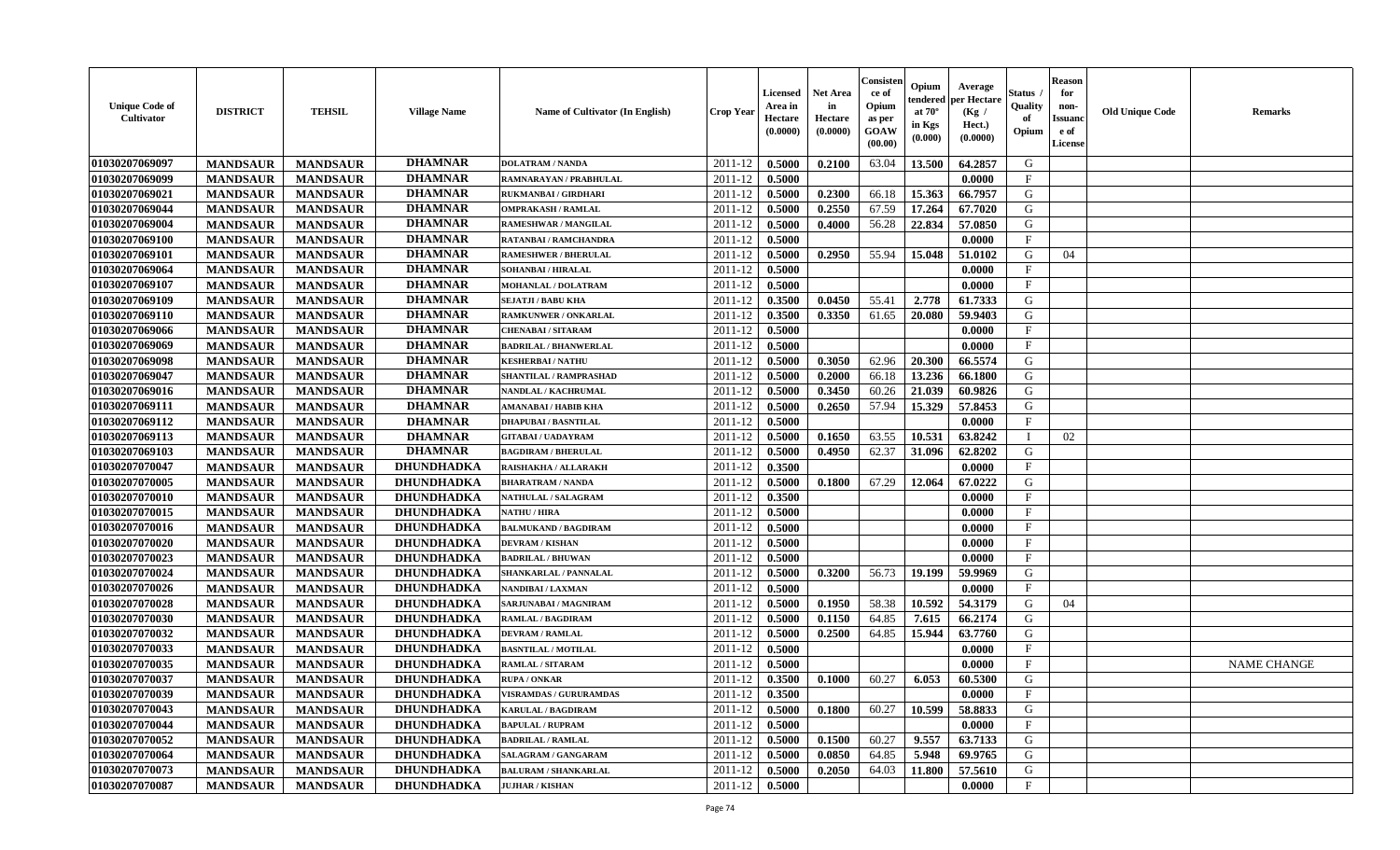| Unique Code of Cultivator | DISTRICT | TEHSIL | Village Name | Name of Cultivator (In English) | Crop Year | Licensed Area in Hectare (0.0000) | Net Area in Hectare (0.0000) | Consistence of Opium as per GOAW (00.00) | Opium tendered at 70° in Kgs (0.000) | Average per Hectare (Kg / Hect.) (0.0000) | Status / Quality of Opium | Reason for non-Issuance of License | Old Unique Code | Remarks |
|---|---|---|---|---|---|---|---|---|---|---|---|---|---|---|
| 01030207069097 | MANDSAUR | MANDSAUR | DHAMNAR | DOLATRAM / NANDA | 2011-12 | 0.5000 | 0.2100 | 63.04 | 13.500 | 64.2857 | G | | | |
| 01030207069099 | MANDSAUR | MANDSAUR | DHAMNAR | RAMNARAYAN / PRABHULAL | 2011-12 | 0.5000 | | | | 0.0000 | F | | | |
| 01030207069021 | MANDSAUR | MANDSAUR | DHAMNAR | RUKMANBAI / GIRDHARI | 2011-12 | 0.5000 | 0.2300 | 66.18 | 15.363 | 66.7957 | G | | | |
| 01030207069044 | MANDSAUR | MANDSAUR | DHAMNAR | OMPRAKASH / RAMLAL | 2011-12 | 0.5000 | 0.2550 | 67.59 | 17.264 | 67.7020 | G | | | |
| 01030207069004 | MANDSAUR | MANDSAUR | DHAMNAR | RAMESHWAR / MANGILAL | 2011-12 | 0.5000 | 0.4000 | 56.28 | 22.834 | 57.0850 | G | | | |
| 01030207069100 | MANDSAUR | MANDSAUR | DHAMNAR | RATANBAI / RAMCHANDRA | 2011-12 | 0.5000 | | | | 0.0000 | F | | | |
| 01030207069101 | MANDSAUR | MANDSAUR | DHAMNAR | RAMESHWER / BHERULAL | 2011-12 | 0.5000 | 0.2950 | 55.94 | 15.048 | 51.0102 | G | 04 | | |
| 01030207069064 | MANDSAUR | MANDSAUR | DHAMNAR | SOHANBAI / HIRALAL | 2011-12 | 0.5000 | | | | 0.0000 | F | | | |
| 01030207069107 | MANDSAUR | MANDSAUR | DHAMNAR | MOHANLAL / DOLATRAM | 2011-12 | 0.5000 | | | | 0.0000 | F | | | |
| 01030207069109 | MANDSAUR | MANDSAUR | DHAMNAR | SEJATJI / BABU KHA | 2011-12 | 0.3500 | 0.0450 | 55.41 | 2.778 | 61.7333 | G | | | |
| 01030207069110 | MANDSAUR | MANDSAUR | DHAMNAR | RAMKUNWER / ONKARLAL | 2011-12 | 0.3500 | 0.3350 | 61.65 | 20.080 | 59.9403 | G | | | |
| 01030207069066 | MANDSAUR | MANDSAUR | DHAMNAR | CHENABAI / SITARAM | 2011-12 | 0.5000 | | | | 0.0000 | F | | | |
| 01030207069069 | MANDSAUR | MANDSAUR | DHAMNAR | BADRILAL / BHANWERLAL | 2011-12 | 0.5000 | | | | 0.0000 | F | | | |
| 01030207069098 | MANDSAUR | MANDSAUR | DHAMNAR | KESHERBAI / NATHU | 2011-12 | 0.5000 | 0.3050 | 62.96 | 20.300 | 66.5574 | G | | | |
| 01030207069047 | MANDSAUR | MANDSAUR | DHAMNAR | SHANTILAL / RAMPRASHAD | 2011-12 | 0.5000 | 0.2000 | 66.18 | 13.236 | 66.1800 | G | | | |
| 01030207069016 | MANDSAUR | MANDSAUR | DHAMNAR | NANDLAL / KACHRUMAL | 2011-12 | 0.5000 | 0.3450 | 60.26 | 21.039 | 60.9826 | G | | | |
| 01030207069111 | MANDSAUR | MANDSAUR | DHAMNAR | AMANABAI / HABIB KHA | 2011-12 | 0.5000 | 0.2650 | 57.94 | 15.329 | 57.8453 | G | | | |
| 01030207069112 | MANDSAUR | MANDSAUR | DHAMNAR | DHAPUBAI / BASNTILAL | 2011-12 | 0.5000 | | | | 0.0000 | F | | | |
| 01030207069113 | MANDSAUR | MANDSAUR | DHAMNAR | GITABAI / UADAYRAM | 2011-12 | 0.5000 | 0.1650 | 63.55 | 10.531 | 63.8242 | I | 02 | | |
| 01030207069103 | MANDSAUR | MANDSAUR | DHAMNAR | BAGDIRAM / BHERULAL | 2011-12 | 0.5000 | 0.4950 | 62.37 | 31.096 | 62.8202 | G | | | |
| 01030207070047 | MANDSAUR | MANDSAUR | DHUNDHADKA | RAISHAKHA / ALLARAKH | 2011-12 | 0.3500 | | | | 0.0000 | F | | | |
| 01030207070005 | MANDSAUR | MANDSAUR | DHUNDHADKA | BHARATRAM / NANDA | 2011-12 | 0.5000 | 0.1800 | 67.29 | 12.064 | 67.0222 | G | | | |
| 01030207070010 | MANDSAUR | MANDSAUR | DHUNDHADKA | NATHULAL / SALAGRAM | 2011-12 | 0.3500 | | | | 0.0000 | F | | | |
| 01030207070015 | MANDSAUR | MANDSAUR | DHUNDHADKA | NATHU / HIRA | 2011-12 | 0.5000 | | | | 0.0000 | F | | | |
| 01030207070016 | MANDSAUR | MANDSAUR | DHUNDHADKA | BALMUKAND / BAGDIRAM | 2011-12 | 0.5000 | | | | 0.0000 | F | | | |
| 01030207070020 | MANDSAUR | MANDSAUR | DHUNDHADKA | DEVRAM / KISHAN | 2011-12 | 0.5000 | | | | 0.0000 | F | | | |
| 01030207070023 | MANDSAUR | MANDSAUR | DHUNDHADKA | BADRILAL / BHUWAN | 2011-12 | 0.5000 | | | | 0.0000 | F | | | |
| 01030207070024 | MANDSAUR | MANDSAUR | DHUNDHADKA | SHANKARLAL / PANNALAL | 2011-12 | 0.5000 | 0.3200 | 56.73 | 19.199 | 59.9969 | G | | | |
| 01030207070026 | MANDSAUR | MANDSAUR | DHUNDHADKA | NANDIBAI / LAXMAN | 2011-12 | 0.5000 | | | | 0.0000 | F | | | |
| 01030207070028 | MANDSAUR | MANDSAUR | DHUNDHADKA | SARJUNABAI / MAGNIRAM | 2011-12 | 0.5000 | 0.1950 | 58.38 | 10.592 | 54.3179 | G | 04 | | |
| 01030207070030 | MANDSAUR | MANDSAUR | DHUNDHADKA | RAMLAL / BAGDIRAM | 2011-12 | 0.5000 | 0.1150 | 64.85 | 7.615 | 66.2174 | G | | | |
| 01030207070032 | MANDSAUR | MANDSAUR | DHUNDHADKA | DEVRAM / RAMLAL | 2011-12 | 0.5000 | 0.2500 | 64.85 | 15.944 | 63.7760 | G | | | |
| 01030207070033 | MANDSAUR | MANDSAUR | DHUNDHADKA | BASNTILAL / MOTILAL | 2011-12 | 0.5000 | | | | 0.0000 | F | | | |
| 01030207070035 | MANDSAUR | MANDSAUR | DHUNDHADKA | RAMLAL / SITARAM | 2011-12 | 0.5000 | | | | 0.0000 | F | | | NAME CHANGE |
| 01030207070037 | MANDSAUR | MANDSAUR | DHUNDHADKA | RUPA / ONKAR | 2011-12 | 0.3500 | 0.1000 | 60.27 | 6.053 | 60.5300 | G | | | |
| 01030207070039 | MANDSAUR | MANDSAUR | DHUNDHADKA | VISRAMDAS / GURURAMDAS | 2011-12 | 0.3500 | | | | 0.0000 | F | | | |
| 01030207070043 | MANDSAUR | MANDSAUR | DHUNDHADKA | KARULAL / BAGDIRAM | 2011-12 | 0.5000 | 0.1800 | 60.27 | 10.599 | 58.8833 | G | | | |
| 01030207070044 | MANDSAUR | MANDSAUR | DHUNDHADKA | BAPULAL / RUPRAM | 2011-12 | 0.5000 | | | | 0.0000 | F | | | |
| 01030207070052 | MANDSAUR | MANDSAUR | DHUNDHADKA | BADRILAL / RAMLAL | 2011-12 | 0.5000 | 0.1500 | 60.27 | 9.557 | 63.7133 | G | | | |
| 01030207070064 | MANDSAUR | MANDSAUR | DHUNDHADKA | SALAGRAM / GANGARAM | 2011-12 | 0.5000 | 0.0850 | 64.85 | 5.948 | 69.9765 | G | | | |
| 01030207070073 | MANDSAUR | MANDSAUR | DHUNDHADKA | BALURAM / SHANKARLAL | 2011-12 | 0.5000 | 0.2050 | 64.03 | 11.800 | 57.5610 | G | | | |
| 01030207070087 | MANDSAUR | MANDSAUR | DHUNDHADKA | JUJHAR / KISHAN | 2011-12 | 0.5000 | | | | 0.0000 | F | | | |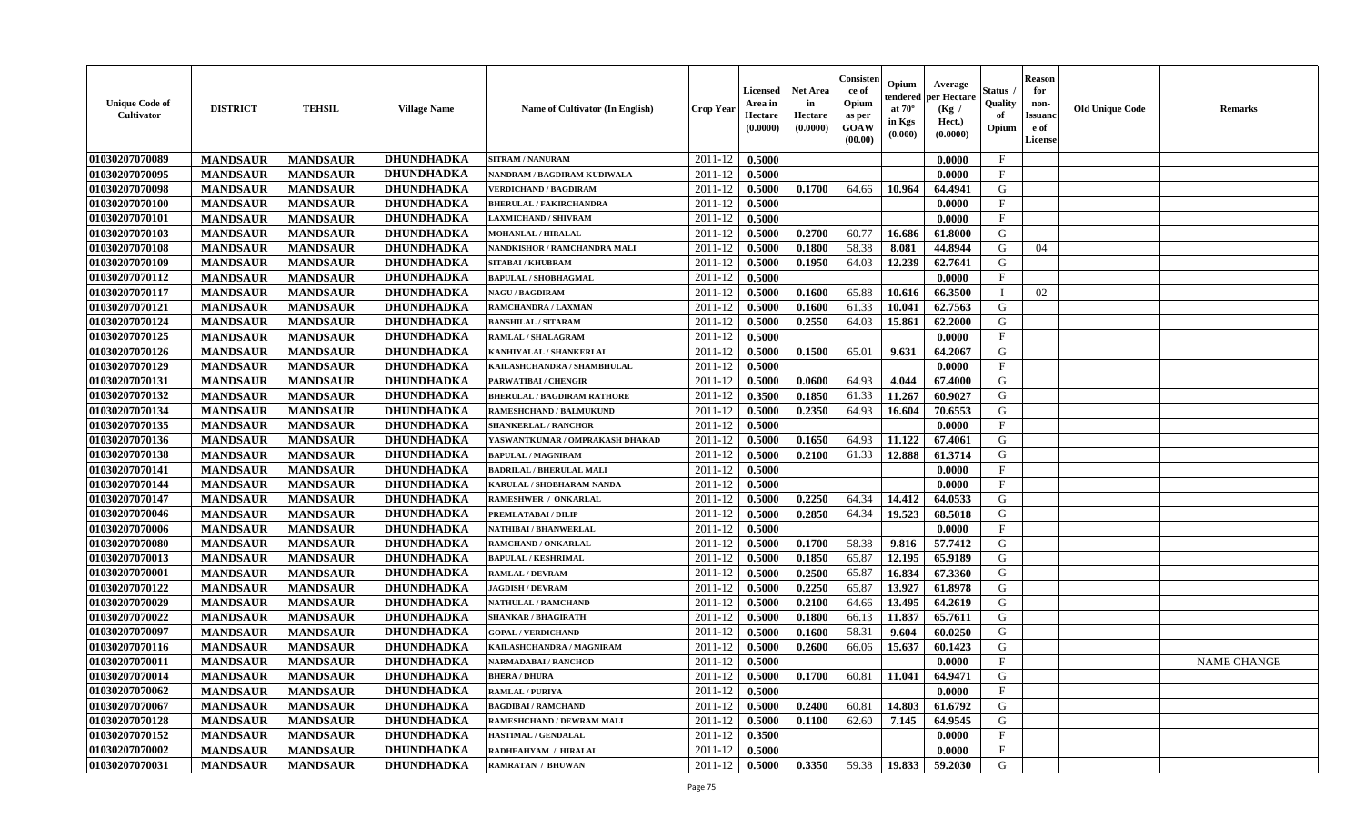| Unique Code of Cultivator | DISTRICT | TEHSIL | Village Name | Name of Cultivator (In English) | Crop Year | Licensed Area in Hectare (0.0000) | Net Area in Hectare (0.0000) | Consistence of Opium as per GOAW (00.00) | Opium tendered at 70° in Kgs (0.000) | Average per Hectare (Kg / Hect.) (0.0000) | Status / Quality of Opium | Reason for non-Issuance of License | Old Unique Code | Remarks |
|---|---|---|---|---|---|---|---|---|---|---|---|---|---|---|
| 01030207070089 | MANDSAUR | MANDSAUR | DHUNDHADKA | SITRAM / NANURAM | 2011-12 | 0.5000 | | | | 0.0000 | F | | | |
| 01030207070095 | MANDSAUR | MANDSAUR | DHUNDHADKA | NANDRAM / BAGDIRAM KUDIWALA | 2011-12 | 0.5000 | | | | 0.0000 | F | | | |
| 01030207070098 | MANDSAUR | MANDSAUR | DHUNDHADKA | VERDICHAND / BAGDIRAM | 2011-12 | 0.5000 | 0.1700 | 64.66 | 10.964 | 64.4941 | G | | | |
| 01030207070100 | MANDSAUR | MANDSAUR | DHUNDHADKA | BHERULAL / FAKIRCHANDRA | 2011-12 | 0.5000 | | | | 0.0000 | F | | | |
| 01030207070101 | MANDSAUR | MANDSAUR | DHUNDHADKA | LAXMICHAND / SHIVRAM | 2011-12 | 0.5000 | | | | 0.0000 | F | | | |
| 01030207070103 | MANDSAUR | MANDSAUR | DHUNDHADKA | MOHANLAL / HIRALAL | 2011-12 | 0.5000 | 0.2700 | 60.77 | 16.686 | 61.8000 | G | | | |
| 01030207070108 | MANDSAUR | MANDSAUR | DHUNDHADKA | NANDKISHOR / RAMCHANDRA MALI | 2011-12 | 0.5000 | 0.1800 | 58.38 | 8.081 | 44.8944 | G | 04 | | |
| 01030207070109 | MANDSAUR | MANDSAUR | DHUNDHADKA | SITABAI / KHUBRAM | 2011-12 | 0.5000 | 0.1950 | 64.03 | 12.239 | 62.7641 | G | | | |
| 01030207070112 | MANDSAUR | MANDSAUR | DHUNDHADKA | BAPULAL / SHOBHAGMAL | 2011-12 | 0.5000 | | | | 0.0000 | F | | | |
| 01030207070117 | MANDSAUR | MANDSAUR | DHUNDHADKA | NAGU / BAGDIRAM | 2011-12 | 0.5000 | 0.1600 | 65.88 | 10.616 | 66.3500 | I | 02 | | |
| 01030207070121 | MANDSAUR | MANDSAUR | DHUNDHADKA | RAMCHANDRA / LAXMAN | 2011-12 | 0.5000 | 0.1600 | 61.33 | 10.041 | 62.7563 | G | | | |
| 01030207070124 | MANDSAUR | MANDSAUR | DHUNDHADKA | BANSHILAL / SITARAM | 2011-12 | 0.5000 | 0.2550 | 64.03 | 15.861 | 62.2000 | G | | | |
| 01030207070125 | MANDSAUR | MANDSAUR | DHUNDHADKA | RAMLAL / SHALAGRAM | 2011-12 | 0.5000 | | | | 0.0000 | F | | | |
| 01030207070126 | MANDSAUR | MANDSAUR | DHUNDHADKA | KANHIYALAL / SHANKERLAL | 2011-12 | 0.5000 | 0.1500 | 65.01 | 9.631 | 64.2067 | G | | | |
| 01030207070129 | MANDSAUR | MANDSAUR | DHUNDHADKA | KAILASHCHANDRA / SHAMBHULAL | 2011-12 | 0.5000 | | | | 0.0000 | F | | | |
| 01030207070131 | MANDSAUR | MANDSAUR | DHUNDHADKA | PARWATIBAI / CHENGIR | 2011-12 | 0.5000 | 0.0600 | 64.93 | 4.044 | 67.4000 | G | | | |
| 01030207070132 | MANDSAUR | MANDSAUR | DHUNDHADKA | BHERULAL / BAGDIRAM RATHORE | 2011-12 | 0.3500 | 0.1850 | 61.33 | 11.267 | 60.9027 | G | | | |
| 01030207070134 | MANDSAUR | MANDSAUR | DHUNDHADKA | RAMESHCHAND / BALMUKUND | 2011-12 | 0.5000 | 0.2350 | 64.93 | 16.604 | 70.6553 | G | | | |
| 01030207070135 | MANDSAUR | MANDSAUR | DHUNDHADKA | SHANKERLAL / RANCHOR | 2011-12 | 0.5000 | | | | 0.0000 | F | | | |
| 01030207070136 | MANDSAUR | MANDSAUR | DHUNDHADKA | YASWANTKUMAR / OMPRAKASH DHAKAD | 2011-12 | 0.5000 | 0.1650 | 64.93 | 11.122 | 67.4061 | G | | | |
| 01030207070138 | MANDSAUR | MANDSAUR | DHUNDHADKA | BAPULAL / MAGNIRAM | 2011-12 | 0.5000 | 0.2100 | 61.33 | 12.888 | 61.3714 | G | | | |
| 01030207070141 | MANDSAUR | MANDSAUR | DHUNDHADKA | BADRILAL / BHERULAL MALI | 2011-12 | 0.5000 | | | | 0.0000 | F | | | |
| 01030207070144 | MANDSAUR | MANDSAUR | DHUNDHADKA | KARULAL / SHOBHARAM NANDA | 2011-12 | 0.5000 | | | | 0.0000 | F | | | |
| 01030207070147 | MANDSAUR | MANDSAUR | DHUNDHADKA | RAMESHWER / ONKARLAL | 2011-12 | 0.5000 | 0.2250 | 64.34 | 14.412 | 64.0533 | G | | | |
| 01030207070046 | MANDSAUR | MANDSAUR | DHUNDHADKA | PREMLATABAI / DILIP | 2011-12 | 0.5000 | 0.2850 | 64.34 | 19.523 | 68.5018 | G | | | |
| 01030207070006 | MANDSAUR | MANDSAUR | DHUNDHADKA | NATHIBAI / BHANWERLAL | 2011-12 | 0.5000 | | | | 0.0000 | F | | | |
| 01030207070080 | MANDSAUR | MANDSAUR | DHUNDHADKA | RAMCHAND / ONKARLAL | 2011-12 | 0.5000 | 0.1700 | 58.38 | 9.816 | 57.7412 | G | | | |
| 01030207070013 | MANDSAUR | MANDSAUR | DHUNDHADKA | BAPULAL / KESHRIMAL | 2011-12 | 0.5000 | 0.1850 | 65.87 | 12.195 | 65.9189 | G | | | |
| 01030207070001 | MANDSAUR | MANDSAUR | DHUNDHADKA | RAMLAL / DEVRAM | 2011-12 | 0.5000 | 0.2500 | 65.87 | 16.834 | 67.3360 | G | | | |
| 01030207070122 | MANDSAUR | MANDSAUR | DHUNDHADKA | JAGDISH / DEVRAM | 2011-12 | 0.5000 | 0.2250 | 65.87 | 13.927 | 61.8978 | G | | | |
| 01030207070029 | MANDSAUR | MANDSAUR | DHUNDHADKA | NATHULAL / RAMCHAND | 2011-12 | 0.5000 | 0.2100 | 64.66 | 13.495 | 64.2619 | G | | | |
| 01030207070022 | MANDSAUR | MANDSAUR | DHUNDHADKA | SHANKAR / BHAGIRATH | 2011-12 | 0.5000 | 0.1800 | 66.13 | 11.837 | 65.7611 | G | | | |
| 01030207070097 | MANDSAUR | MANDSAUR | DHUNDHADKA | GOPAL / VERDICHAND | 2011-12 | 0.5000 | 0.1600 | 58.31 | 9.604 | 60.0250 | G | | | |
| 01030207070116 | MANDSAUR | MANDSAUR | DHUNDHADKA | KAILASHCHANDRA / MAGNIRAM | 2011-12 | 0.5000 | 0.2600 | 66.06 | 15.637 | 60.1423 | G | | | |
| 01030207070011 | MANDSAUR | MANDSAUR | DHUNDHADKA | NARMADABAI / RANCHOD | 2011-12 | 0.5000 | | | | 0.0000 | F | | | NAME CHANGE |
| 01030207070014 | MANDSAUR | MANDSAUR | DHUNDHADKA | BHERA / DHURA | 2011-12 | 0.5000 | 0.1700 | 60.81 | 11.041 | 64.9471 | G | | | |
| 01030207070062 | MANDSAUR | MANDSAUR | DHUNDHADKA | RAMLAL / PURIYA | 2011-12 | 0.5000 | | | | 0.0000 | F | | | |
| 01030207070067 | MANDSAUR | MANDSAUR | DHUNDHADKA | BAGDIBAI / RAMCHAND | 2011-12 | 0.5000 | 0.2400 | 60.81 | 14.803 | 61.6792 | G | | | |
| 01030207070128 | MANDSAUR | MANDSAUR | DHUNDHADKA | RAMESHCHAND / DEWRAM MALI | 2011-12 | 0.5000 | 0.1100 | 62.60 | 7.145 | 64.9545 | G | | | |
| 01030207070152 | MANDSAUR | MANDSAUR | DHUNDHADKA | HASTIMAL / GENDALAL | 2011-12 | 0.3500 | | | | 0.0000 | F | | | |
| 01030207070002 | MANDSAUR | MANDSAUR | DHUNDHADKA | RADHEAHYAM / HIRALAL | 2011-12 | 0.5000 | | | | 0.0000 | F | | | |
| 01030207070031 | MANDSAUR | MANDSAUR | DHUNDHADKA | RAMRATAN / BHUWAN | 2011-12 | 0.5000 | 0.3350 | 59.38 | 19.833 | 59.2030 | G | | | |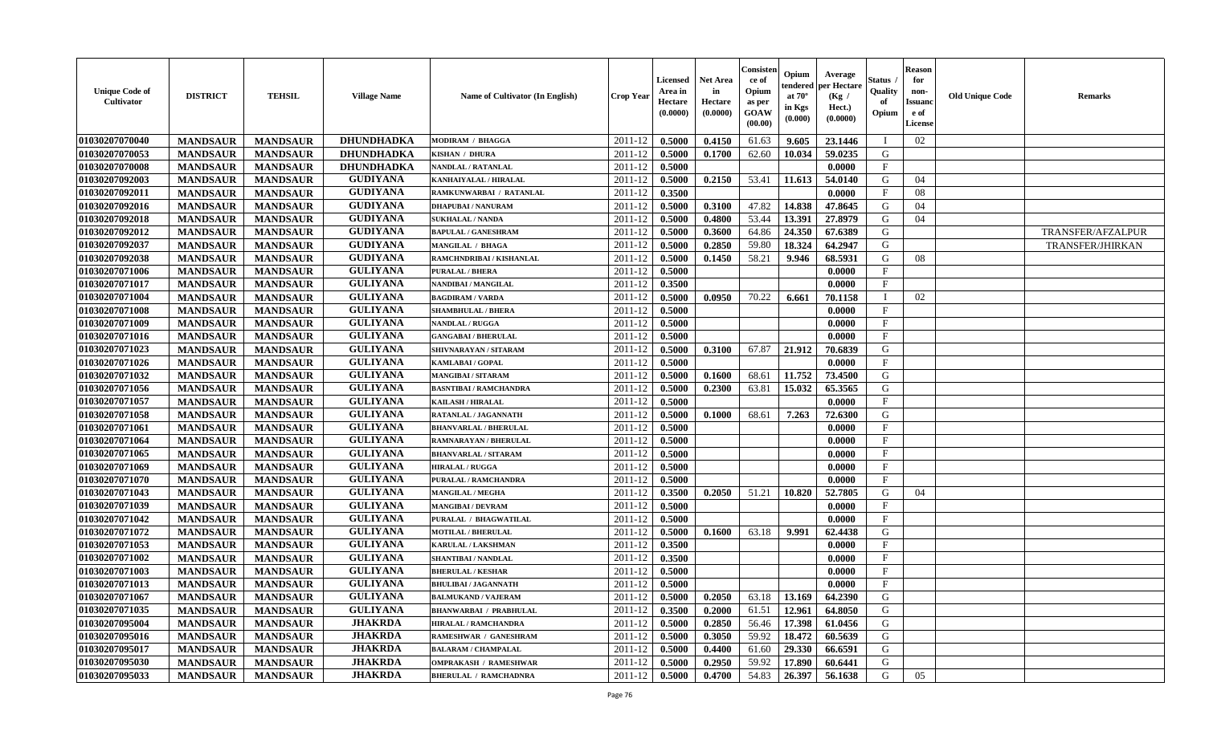| Unique Code of Cultivator | DISTRICT | TEHSIL | Village Name | Name of Cultivator (In English) | Crop Year | Licensed Area in Hectare (0.0000) | Net Area in Hectare (0.0000) | Consistence of Opium as per GOAW (00.00) | Opium tendered at 70° in Kgs (0.000) | Average per Hectare (Kg / Hect.) (0.0000) | Status / Quality of Opium | Reason for non-Issuance of License | Old Unique Code | Remarks |
|---|---|---|---|---|---|---|---|---|---|---|---|---|---|---|
| 01030207070040 | MANDSAUR | MANDSAUR | DHUNDHADKA | MODIRAM / BHAGGA | 2011-12 | 0.5000 | 0.4150 | 61.63 | 9.605 | 23.1446 | I | 02 | | |
| 01030207070053 | MANDSAUR | MANDSAUR | DHUNDHADKA | KISHAN / DHURA | 2011-12 | 0.5000 | 0.1700 | 62.60 | 10.034 | 59.0235 | G | | | |
| 01030207070008 | MANDSAUR | MANDSAUR | DHUNDHADKA | NANDLAL / RATANLAL | 2011-12 | 0.5000 | | | | 0.0000 | F | | | |
| 01030207092003 | MANDSAUR | MANDSAUR | GUDIYANA | KANHAIYALAL / HIRALAL | 2011-12 | 0.5000 | 0.2150 | 53.41 | 11.613 | 54.0140 | G | 04 | | |
| 01030207092011 | MANDSAUR | MANDSAUR | GUDIYANA | RAMKUNWARBAI / RATANLAL | 2011-12 | 0.3500 | | | | 0.0000 | F | 08 | | |
| 01030207092016 | MANDSAUR | MANDSAUR | GUDIYANA | DHAPUBAI / NANURAM | 2011-12 | 0.5000 | 0.3100 | 47.82 | 14.838 | 47.8645 | G | 04 | | |
| 01030207092018 | MANDSAUR | MANDSAUR | GUDIYANA | SUKHALAL / NANDA | 2011-12 | 0.5000 | 0.4800 | 53.44 | 13.391 | 27.8979 | G | 04 | | |
| 01030207092012 | MANDSAUR | MANDSAUR | GUDIYANA | BAPULAL / GANESHRAM | 2011-12 | 0.5000 | 0.3600 | 64.86 | 24.350 | 67.6389 | G | | | TRANSFER/AFZALPUR |
| 01030207092037 | MANDSAUR | MANDSAUR | GUDIYANA | MANGILAL / BHAGA | 2011-12 | 0.5000 | 0.2850 | 59.80 | 18.324 | 64.2947 | G | | | TRANSFER/JHIRKAN |
| 01030207092038 | MANDSAUR | MANDSAUR | GUDIYANA | RAMCHNDRIBAI / KISHANLAL | 2011-12 | 0.5000 | 0.1450 | 58.21 | 9.946 | 68.5931 | G | 08 | | |
| 01030207071006 | MANDSAUR | MANDSAUR | GULIYANA | PURALAL / BHERA | 2011-12 | 0.5000 | | | | 0.0000 | F | | | |
| 01030207071017 | MANDSAUR | MANDSAUR | GULIYANA | NANDIBAI / MANGILAL | 2011-12 | 0.3500 | | | | 0.0000 | F | | | |
| 01030207071004 | MANDSAUR | MANDSAUR | GULIYANA | BAGDIRAM / VARDA | 2011-12 | 0.5000 | 0.0950 | 70.22 | 6.661 | 70.1158 | I | 02 | | |
| 01030207071008 | MANDSAUR | MANDSAUR | GULIYANA | SHAMBHULAL / BHERA | 2011-12 | 0.5000 | | | | 0.0000 | F | | | |
| 01030207071009 | MANDSAUR | MANDSAUR | GULIYANA | NANDLAL / RUGGA | 2011-12 | 0.5000 | | | | 0.0000 | F | | | |
| 01030207071016 | MANDSAUR | MANDSAUR | GULIYANA | GANGABAI / BHERULAL | 2011-12 | 0.5000 | | | | 0.0000 | F | | | |
| 01030207071023 | MANDSAUR | MANDSAUR | GULIYANA | SHIVNARAYAN / SITARAM | 2011-12 | 0.5000 | 0.3100 | 67.87 | 21.912 | 70.6839 | G | | | |
| 01030207071026 | MANDSAUR | MANDSAUR | GULIYANA | KAMLABAI / GOPAL | 2011-12 | 0.5000 | | | | 0.0000 | F | | | |
| 01030207071032 | MANDSAUR | MANDSAUR | GULIYANA | MANGIBAI / SITARAM | 2011-12 | 0.5000 | 0.1600 | 68.61 | 11.752 | 73.4500 | G | | | |
| 01030207071056 | MANDSAUR | MANDSAUR | GULIYANA | BASNTIBAI / RAMCHANDRA | 2011-12 | 0.5000 | 0.2300 | 63.81 | 15.032 | 65.3565 | G | | | |
| 01030207071057 | MANDSAUR | MANDSAUR | GULIYANA | KAILASH / HIRALAL | 2011-12 | 0.5000 | | | | 0.0000 | F | | | |
| 01030207071058 | MANDSAUR | MANDSAUR | GULIYANA | RATANLAL / JAGANNATH | 2011-12 | 0.5000 | 0.1000 | 68.61 | 7.263 | 72.6300 | G | | | |
| 01030207071061 | MANDSAUR | MANDSAUR | GULIYANA | BHANVARLAL / BHERULAL | 2011-12 | 0.5000 | | | | 0.0000 | F | | | |
| 01030207071064 | MANDSAUR | MANDSAUR | GULIYANA | RAMNARAYAN / BHERULAL | 2011-12 | 0.5000 | | | | 0.0000 | F | | | |
| 01030207071065 | MANDSAUR | MANDSAUR | GULIYANA | BHANVARLAL / SITARAM | 2011-12 | 0.5000 | | | | 0.0000 | F | | | |
| 01030207071069 | MANDSAUR | MANDSAUR | GULIYANA | HIRALAL / RUGGA | 2011-12 | 0.5000 | | | | 0.0000 | F | | | |
| 01030207071070 | MANDSAUR | MANDSAUR | GULIYANA | PURALAL / RAMCHANDRA | 2011-12 | 0.5000 | | | | 0.0000 | F | | | |
| 01030207071043 | MANDSAUR | MANDSAUR | GULIYANA | MANGILAL / MEGHA | 2011-12 | 0.3500 | 0.2050 | 51.21 | 10.820 | 52.7805 | G | 04 | | |
| 01030207071039 | MANDSAUR | MANDSAUR | GULIYANA | MANGIBAI / DEVRAM | 2011-12 | 0.5000 | | | | 0.0000 | F | | | |
| 01030207071042 | MANDSAUR | MANDSAUR | GULIYANA | PURALAL / BHAGWATILAL | 2011-12 | 0.5000 | | | | 0.0000 | F | | | |
| 01030207071072 | MANDSAUR | MANDSAUR | GULIYANA | MOTILAL / BHERULAL | 2011-12 | 0.5000 | 0.1600 | 63.18 | 9.991 | 62.4438 | G | | | |
| 01030207071053 | MANDSAUR | MANDSAUR | GULIYANA | KARULAL / LAKSHMAN | 2011-12 | 0.3500 | | | | 0.0000 | F | | | |
| 01030207071002 | MANDSAUR | MANDSAUR | GULIYANA | SHANTIBAI / NANDLAL | 2011-12 | 0.3500 | | | | 0.0000 | F | | | |
| 01030207071003 | MANDSAUR | MANDSAUR | GULIYANA | BHERULAL / KESHAR | 2011-12 | 0.5000 | | | | 0.0000 | F | | | |
| 01030207071013 | MANDSAUR | MANDSAUR | GULIYANA | BHULIBAI / JAGANNATH | 2011-12 | 0.5000 | | | | 0.0000 | F | | | |
| 01030207071067 | MANDSAUR | MANDSAUR | GULIYANA | BALMUKAND / VAJERAM | 2011-12 | 0.5000 | 0.2050 | 63.18 | 13.169 | 64.2390 | G | | | |
| 01030207071035 | MANDSAUR | MANDSAUR | GULIYANA | BHANWARBAI / PRABHULAL | 2011-12 | 0.3500 | 0.2000 | 61.51 | 12.961 | 64.8050 | G | | | |
| 01030207095004 | MANDSAUR | MANDSAUR | JHAKRDA | HIRALAL / RAMCHANDRA | 2011-12 | 0.5000 | 0.2850 | 56.46 | 17.398 | 61.0456 | G | | | |
| 01030207095016 | MANDSAUR | MANDSAUR | JHAKRDA | RAMESHWAR / GANESHRAM | 2011-12 | 0.5000 | 0.3050 | 59.92 | 18.472 | 60.5639 | G | | | |
| 01030207095017 | MANDSAUR | MANDSAUR | JHAKRDA | BALARAM / CHAMPALAL | 2011-12 | 0.5000 | 0.4400 | 61.60 | 29.330 | 66.6591 | G | | | |
| 01030207095030 | MANDSAUR | MANDSAUR | JHAKRDA | OMPRAKASH / RAMESHWAR | 2011-12 | 0.5000 | 0.2950 | 59.92 | 17.890 | 60.6441 | G | | | |
| 01030207095033 | MANDSAUR | MANDSAUR | JHAKRDA | BHERULAL / RAMCHADNRA | 2011-12 | 0.5000 | 0.4700 | 54.83 | 26.397 | 56.1638 | G | 05 | | |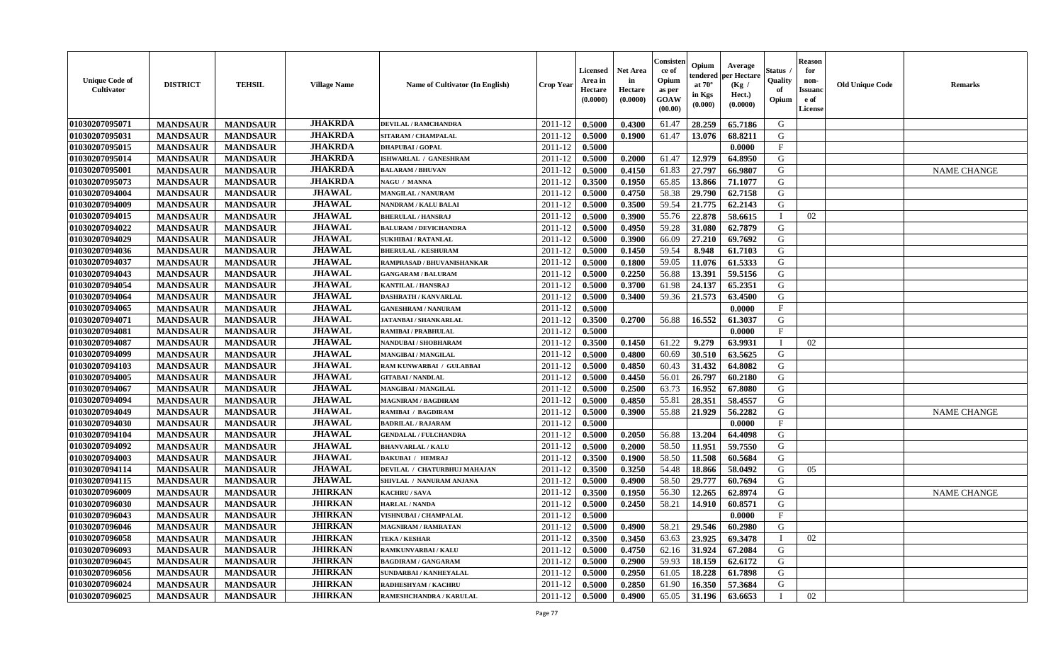| Unique Code of Cultivator | DISTRICT | TEHSIL | Village Name | Name of Cultivator (In English) | Crop Year | Licensed Area in Hectare (0.0000) | Net Area in Hectare (0.0000) | Consistence of Opium as per GOAW (00.00) | Opium tendered at 70° in Kgs (0.000) | Average per Hectare (Kg / Hect.) (0.0000) | Status / Quality of Opium | Reason for non-Issuance of License | Old Unique Code | Remarks |
|---|---|---|---|---|---|---|---|---|---|---|---|---|---|---|
| 01030207095071 | MANDSAUR | MANDSAUR | JHAKRDA | DEVILAL / RAMCHANDRA | 2011-12 | 0.5000 | 0.4300 | 61.47 | 28.259 | 65.7186 | G | | | |
| 01030207095031 | MANDSAUR | MANDSAUR | JHAKRDA | SITARAM / CHAMPALAL | 2011-12 | 0.5000 | 0.1900 | 61.47 | 13.076 | 68.8211 | G | | | |
| 01030207095015 | MANDSAUR | MANDSAUR | JHAKRDA | DHAPUBAI / GOPAL | 2011-12 | 0.5000 | | | | 0.0000 | F | | | |
| 01030207095014 | MANDSAUR | MANDSAUR | JHAKRDA | ISHWARLAL / GANESHRAM | 2011-12 | 0.5000 | 0.2000 | 61.47 | 12.979 | 64.8950 | G | | | |
| 01030207095001 | MANDSAUR | MANDSAUR | JHAKRDA | BALARAM / BHUVAN | 2011-12 | 0.5000 | 0.4150 | 61.83 | 27.797 | 66.9807 | G | | | NAME CHANGE |
| 01030207095073 | MANDSAUR | MANDSAUR | JHAKRDA | NAGU / MANNA | 2011-12 | 0.3500 | 0.1950 | 65.85 | 13.866 | 71.1077 | G | | | |
| 01030207094004 | MANDSAUR | MANDSAUR | JHAWAL | MANGILAL / NANURAM | 2011-12 | 0.5000 | 0.4750 | 58.38 | 29.790 | 62.7158 | G | | | |
| 01030207094009 | MANDSAUR | MANDSAUR | JHAWAL | NANDRAM / KALU BALAI | 2011-12 | 0.5000 | 0.3500 | 59.54 | 21.775 | 62.2143 | G | | | |
| 01030207094015 | MANDSAUR | MANDSAUR | JHAWAL | BHERULAL / HANSRAJ | 2011-12 | 0.5000 | 0.3900 | 55.76 | 22.878 | 58.6615 | I | 02 | | |
| 01030207094022 | MANDSAUR | MANDSAUR | JHAWAL | BALURAM / DEVICHANDRA | 2011-12 | 0.5000 | 0.4950 | 59.28 | 31.080 | 62.7879 | G | | | |
| 01030207094029 | MANDSAUR | MANDSAUR | JHAWAL | SUKHIBAI / RATANLAL | 2011-12 | 0.5000 | 0.3900 | 66.09 | 27.210 | 69.7692 | G | | | |
| 01030207094036 | MANDSAUR | MANDSAUR | JHAWAL | BHERULAL / KESHURAM | 2011-12 | 0.5000 | 0.1450 | 59.54 | 8.948 | 61.7103 | G | | | |
| 01030207094037 | MANDSAUR | MANDSAUR | JHAWAL | RAMPRASAD / BHUVANISHANKAR | 2011-12 | 0.5000 | 0.1800 | 59.05 | 11.076 | 61.5333 | G | | | |
| 01030207094043 | MANDSAUR | MANDSAUR | JHAWAL | GANGARAM / BALURAM | 2011-12 | 0.5000 | 0.2250 | 56.88 | 13.391 | 59.5156 | G | | | |
| 01030207094054 | MANDSAUR | MANDSAUR | JHAWAL | KANTILAL / HANSRAJ | 2011-12 | 0.5000 | 0.3700 | 61.98 | 24.137 | 65.2351 | G | | | |
| 01030207094064 | MANDSAUR | MANDSAUR | JHAWAL | DASHRATH / KANVARLAL | 2011-12 | 0.5000 | 0.3400 | 59.36 | 21.573 | 63.4500 | G | | | |
| 01030207094065 | MANDSAUR | MANDSAUR | JHAWAL | GANESHRAM / NANURAM | 2011-12 | 0.5000 | | | | 0.0000 | F | | | |
| 01030207094071 | MANDSAUR | MANDSAUR | JHAWAL | JATANBAI / SHANKARLAL | 2011-12 | 0.3500 | 0.2700 | 56.88 | 16.552 | 61.3037 | G | | | |
| 01030207094081 | MANDSAUR | MANDSAUR | JHAWAL | RAMIBAI / PRABHULAL | 2011-12 | 0.5000 | | | | 0.0000 | F | | | |
| 01030207094087 | MANDSAUR | MANDSAUR | JHAWAL | NANDUBAI / SHOBHARAM | 2011-12 | 0.3500 | 0.1450 | 61.22 | 9.279 | 63.9931 | I | 02 | | |
| 01030207094099 | MANDSAUR | MANDSAUR | JHAWAL | MANGIBAI / MANGILAL | 2011-12 | 0.5000 | 0.4800 | 60.69 | 30.510 | 63.5625 | G | | | |
| 01030207094103 | MANDSAUR | MANDSAUR | JHAWAL | RAM KUNWARBAI / GULABBAI | 2011-12 | 0.5000 | 0.4850 | 60.43 | 31.432 | 64.8082 | G | | | |
| 01030207094005 | MANDSAUR | MANDSAUR | JHAWAL | GITABAI / NANDLAL | 2011-12 | 0.5000 | 0.4450 | 56.01 | 26.797 | 60.2180 | G | | | |
| 01030207094067 | MANDSAUR | MANDSAUR | JHAWAL | MANGIBAI / MANGILAL | 2011-12 | 0.5000 | 0.2500 | 63.73 | 16.952 | 67.8080 | G | | | |
| 01030207094094 | MANDSAUR | MANDSAUR | JHAWAL | MAGNIRAM / BAGDIRAM | 2011-12 | 0.5000 | 0.4850 | 55.81 | 28.351 | 58.4557 | G | | | |
| 01030207094049 | MANDSAUR | MANDSAUR | JHAWAL | RAMIBAI / BAGDIRAM | 2011-12 | 0.5000 | 0.3900 | 55.88 | 21.929 | 56.2282 | G | | | NAME CHANGE |
| 01030207094030 | MANDSAUR | MANDSAUR | JHAWAL | BADRILAL / RAJARAM | 2011-12 | 0.5000 | | | | 0.0000 | F | | | |
| 01030207094104 | MANDSAUR | MANDSAUR | JHAWAL | GENDALAL / FULCHANDRA | 2011-12 | 0.5000 | 0.2050 | 56.88 | 13.204 | 64.4098 | G | | | |
| 01030207094092 | MANDSAUR | MANDSAUR | JHAWAL | BHANVARLAL / KALU | 2011-12 | 0.5000 | 0.2000 | 58.50 | 11.951 | 59.7550 | G | | | |
| 01030207094003 | MANDSAUR | MANDSAUR | JHAWAL | DAKUBAI / HEMRAJ | 2011-12 | 0.3500 | 0.1900 | 58.50 | 11.508 | 60.5684 | G | | | |
| 01030207094114 | MANDSAUR | MANDSAUR | JHAWAL | DEVILAL / CHATURBHUJ MAHAJAN | 2011-12 | 0.3500 | 0.3250 | 54.48 | 18.866 | 58.0492 | G | 05 | | |
| 01030207094115 | MANDSAUR | MANDSAUR | JHAWAL | SHIVLAL / NANURAM ANJANA | 2011-12 | 0.5000 | 0.4900 | 58.50 | 29.777 | 60.7694 | G | | | |
| 01030207096009 | MANDSAUR | MANDSAUR | JHIRKAN | KACHRU / SAVA | 2011-12 | 0.3500 | 0.1950 | 56.30 | 12.265 | 62.8974 | G | | | NAME CHANGE |
| 01030207096030 | MANDSAUR | MANDSAUR | JHIRKAN | HARLAL / NANDA | 2011-12 | 0.5000 | 0.2450 | 58.21 | 14.910 | 60.8571 | G | | | |
| 01030207096043 | MANDSAUR | MANDSAUR | JHIRKAN | VISHNUBAI / CHAMPALAL | 2011-12 | 0.5000 | | | | 0.0000 | F | | | |
| 01030207096046 | MANDSAUR | MANDSAUR | JHIRKAN | MAGNIRAM / RAMRATAN | 2011-12 | 0.5000 | 0.4900 | 58.21 | 29.546 | 60.2980 | G | | | |
| 01030207096058 | MANDSAUR | MANDSAUR | JHIRKAN | TEKA / KESHAR | 2011-12 | 0.3500 | 0.3450 | 63.63 | 23.925 | 69.3478 | I | 02 | | |
| 01030207096093 | MANDSAUR | MANDSAUR | JHIRKAN | RAMKUNVARBAI / KALU | 2011-12 | 0.5000 | 0.4750 | 62.16 | 31.924 | 67.2084 | G | | | |
| 01030207096045 | MANDSAUR | MANDSAUR | JHIRKAN | BAGDIRAM / GANGARAM | 2011-12 | 0.5000 | 0.2900 | 59.93 | 18.159 | 62.6172 | G | | | |
| 01030207096056 | MANDSAUR | MANDSAUR | JHIRKAN | SUNDARBAI / KANHEYALAL | 2011-12 | 0.5000 | 0.2950 | 61.05 | 18.228 | 61.7898 | G | | | |
| 01030207096024 | MANDSAUR | MANDSAUR | JHIRKAN | RADHESHYAM / KACHRU | 2011-12 | 0.5000 | 0.2850 | 61.90 | 16.350 | 57.3684 | G | | | |
| 01030207096025 | MANDSAUR | MANDSAUR | JHIRKAN | RAMESHCHANDRA / KARULAL | 2011-12 | 0.5000 | 0.4900 | 65.05 | 31.196 | 63.6653 | I | 02 | | |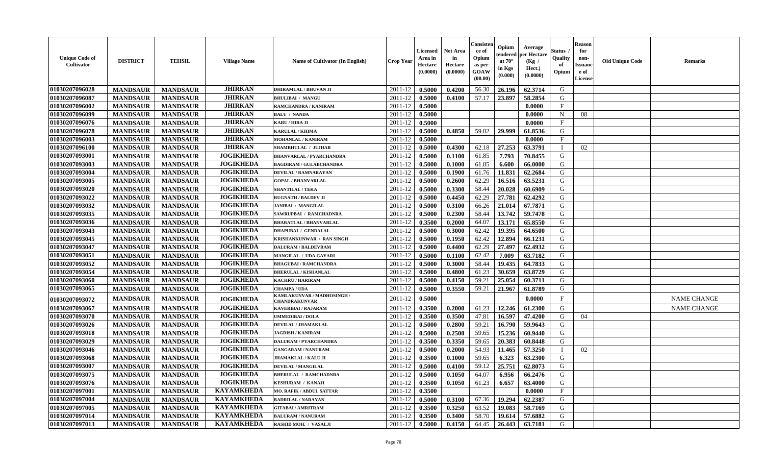| Unique Code of Cultivator | DISTRICT | TEHSIL | Village Name | Name of Cultivator (In English) | Crop Year | Licensed Area in Hectare (0.0000) | Net Area in Hectare (0.0000) | Consistence of Opium as per GOAW (00.00) | Opium tendered at 70° in Kgs (0.000) | Average per Hectare (Kg / Hect.) (0.0000) | Status / Quality of Opium | Reason for non-Issuance of License | Old Unique Code | Remarks |
|---|---|---|---|---|---|---|---|---|---|---|---|---|---|---|
| 01030207096028 | MANDSAUR | MANDSAUR | JHIRKAN | DHIRAMLAL / BHUVAN JI | 2011-12 | 0.5000 | 0.4200 | 56.30 | 26.196 | 62.3714 | G | | | |
| 01030207096087 | MANDSAUR | MANDSAUR | JHIRKAN | BHULIBAI / MANGU | 2011-12 | 0.5000 | 0.4100 | 57.17 | 23.897 | 58.2854 | G | | | |
| 01030207096002 | MANDSAUR | MANDSAUR | JHIRKAN | RAMCHANDRA / KANIRAM | 2011-12 | 0.5000 | | | | 0.0000 | F | | | |
| 01030207096099 | MANDSAUR | MANDSAUR | JHIRKAN | BALU / NANDA | 2011-12 | 0.5000 | | | | 0.0000 | N | 08 | | |
| 01030207096076 | MANDSAUR | MANDSAUR | JHIRKAN | KARU / HIRA JI | 2011-12 | 0.5000 | | | | 0.0000 | F | | | |
| 01030207096078 | MANDSAUR | MANDSAUR | JHIRKAN | KARULAL / KHIMA | 2011-12 | 0.5000 | 0.4850 | 59.02 | 29.999 | 61.8536 | G | | | |
| 01030207096003 | MANDSAUR | MANDSAUR | JHIRKAN | MOHANLAL / KANIRAM | 2011-12 | 0.5000 | | | | 0.0000 | F | | | |
| 01030207096100 | MANDSAUR | MANDSAUR | JHIRKAN | SHAMBHULAL / JUJHAR | 2011-12 | 0.5000 | 0.4300 | 62.18 | 27.253 | 63.3791 | I | 02 | | |
| 01030207093001 | MANDSAUR | MANDSAUR | JOGIKHEDA | BHANVARLAL / PYARCHANDRA | 2011-12 | 0.5000 | 0.1100 | 61.85 | 7.793 | 70.8455 | G | | | |
| 01030207093003 | MANDSAUR | MANDSAUR | JOGIKHEDA | BAGDIRAM / GULABCHANDRA | 2011-12 | 0.5000 | 0.1000 | 61.85 | 6.600 | 66.0000 | G | | | |
| 01030207093004 | MANDSAUR | MANDSAUR | JOGIKHEDA | DEVILAL / RAMNARAYAN | 2011-12 | 0.5000 | 0.1900 | 61.76 | 11.831 | 62.2684 | G | | | |
| 01030207093005 | MANDSAUR | MANDSAUR | JOGIKHEDA | GOPAL / BHANVARLAL | 2011-12 | 0.5000 | 0.2600 | 62.29 | 16.516 | 63.5231 | G | | | |
| 01030207093020 | MANDSAUR | MANDSAUR | JOGIKHEDA | SHANTILAL / TEKA | 2011-12 | 0.5000 | 0.3300 | 58.44 | 20.028 | 60.6909 | G | | | |
| 01030207093022 | MANDSAUR | MANDSAUR | JOGIKHEDA | RUGNATH / BALDEV JI | 2011-12 | 0.5000 | 0.4450 | 62.29 | 27.781 | 62.4292 | G | | | |
| 01030207093032 | MANDSAUR | MANDSAUR | JOGIKHEDA | JANIBAI / MANGILAL | 2011-12 | 0.5000 | 0.3100 | 66.26 | 21.014 | 67.7871 | G | | | |
| 01030207093035 | MANDSAUR | MANDSAUR | JOGIKHEDA | SAWRUPBAI / RAMCHADNRA | 2011-12 | 0.5000 | 0.2300 | 58.44 | 13.742 | 59.7478 | G | | | |
| 01030207093036 | MANDSAUR | MANDSAUR | JOGIKHEDA | BHARATLAL / BHANVARLAL | 2011-12 | 0.3500 | 0.2000 | 64.07 | 13.171 | 65.8550 | G | | | |
| 01030207093043 | MANDSAUR | MANDSAUR | JOGIKHEDA | DHAPUBAI / GENDALAL | 2011-12 | 0.5000 | 0.3000 | 62.42 | 19.395 | 64.6500 | G | | | |
| 01030207093045 | MANDSAUR | MANDSAUR | JOGIKHEDA | KRISHANKUNWAR / RAN SINGH | 2011-12 | 0.5000 | 0.1950 | 62.42 | 12.894 | 66.1231 | G | | | |
| 01030207093047 | MANDSAUR | MANDSAUR | JOGIKHEDA | DALURAM / BALDEVRAM | 2011-12 | 0.5000 | 0.4400 | 62.29 | 27.497 | 62.4932 | G | | | |
| 01030207093051 | MANDSAUR | MANDSAUR | JOGIKHEDA | MANGILAL / UDA GAYARI | 2011-12 | 0.5000 | 0.1100 | 62.42 | 7.009 | 63.7182 | G | | | |
| 01030207093052 | MANDSAUR | MANDSAUR | JOGIKHEDA | BHAGUBAI / RAMCHANDRA | 2011-12 | 0.5000 | 0.3000 | 58.44 | 19.435 | 64.7833 | G | | | |
| 01030207093054 | MANDSAUR | MANDSAUR | JOGIKHEDA | BHERULAL / KISHANLAL | 2011-12 | 0.5000 | 0.4800 | 61.23 | 30.659 | 63.8729 | G | | | |
| 01030207093060 | MANDSAUR | MANDSAUR | JOGIKHEDA | KACHRU / HARIRAM | 2011-12 | 0.5000 | 0.4150 | 59.21 | 25.054 | 60.3711 | G | | | |
| 01030207093065 | MANDSAUR | MANDSAUR | JOGIKHEDA | CHAMPA / UDA | 2011-12 | 0.5000 | 0.3550 | 59.21 | 21.967 | 61.8789 | G | | | |
| 01030207093072 | MANDSAUR | MANDSAUR | JOGIKHEDA | KAMLAKUNVAR / MADHOSINGH / CHANDRAKUNVAR | 2011-12 | 0.5000 | | | | 0.0000 | F | | | NAME CHANGE |
| 01030207093067 | MANDSAUR | MANDSAUR | JOGIKHEDA | KAVERIBAI / RAJARAM | 2011-12 | 0.3500 | 0.2000 | 61.23 | 12.246 | 61.2300 | G | | | NAME CHANGE |
| 01030207093070 | MANDSAUR | MANDSAUR | JOGIKHEDA | UMMEDIBAI / DOLA | 2011-12 | 0.3500 | 0.3500 | 47.81 | 16.597 | 47.4200 | G | 04 | | |
| 01030207093026 | MANDSAUR | MANDSAUR | JOGIKHEDA | DEVILAL / JHAMAKLAL | 2011-12 | 0.5000 | 0.2800 | 59.21 | 16.790 | 59.9643 | G | | | |
| 01030207093018 | MANDSAUR | MANDSAUR | JOGIKHEDA | JAGDISH / KANIRAM | 2011-12 | 0.5000 | 0.2500 | 59.65 | 15.236 | 60.9440 | G | | | |
| 01030207093029 | MANDSAUR | MANDSAUR | JOGIKHEDA | DALURAM / PYARCHANDRA | 2011-12 | 0.3500 | 0.3350 | 59.65 | 20.383 | 60.8448 | G | | | |
| 01030207093046 | MANDSAUR | MANDSAUR | JOGIKHEDA | GANGARAM / NANURAM | 2011-12 | 0.5000 | 0.2000 | 54.93 | 11.465 | 57.3250 | I | 02 | | |
| 01030207093068 | MANDSAUR | MANDSAUR | JOGIKHEDA | JHAMAKLAL / KALU JI | 2011-12 | 0.3500 | 0.1000 | 59.65 | 6.323 | 63.2300 | G | | | |
| 01030207093007 | MANDSAUR | MANDSAUR | JOGIKHEDA | DEVILAL / MANGILAL | 2011-12 | 0.5000 | 0.4100 | 59.12 | 25.751 | 62.8073 | G | | | |
| 01030207093075 | MANDSAUR | MANDSAUR | JOGIKHEDA | BHERULAL / RAMCHADNRA | 2011-12 | 0.5000 | 0.1050 | 64.07 | 6.956 | 66.2476 | G | | | |
| 01030207093076 | MANDSAUR | MANDSAUR | JOGIKHEDA | KESHURAM / KANAJI | 2011-12 | 0.3500 | 0.1050 | 61.23 | 6.657 | 63.4000 | G | | | |
| 01030207097001 | MANDSAUR | MANDSAUR | KAYAMKHEDA | MO. RAFIK / ABDUL SATTAR | 2011-12 | 0.3500 | | | | 0.0000 | F | | | |
| 01030207097004 | MANDSAUR | MANDSAUR | KAYAMKHEDA | BADRILAL / NARAYAN | 2011-12 | 0.5000 | 0.3100 | 67.36 | 19.294 | 62.2387 | G | | | |
| 01030207097005 | MANDSAUR | MANDSAUR | KAYAMKHEDA | GITABAI / AMRITRAM | 2011-12 | 0.3500 | 0.3250 | 63.52 | 19.083 | 58.7169 | G | | | |
| 01030207097014 | MANDSAUR | MANDSAUR | KAYAMKHEDA | BALURAM / NANURAM | 2011-12 | 0.3500 | 0.3400 | 58.70 | 19.614 | 57.6882 | G | | | |
| 01030207097013 | MANDSAUR | MANDSAUR | KAYAMKHEDA | RASHID MOH. / VASALJI | 2011-12 | 0.5000 | 0.4150 | 64.45 | 26.443 | 63.7181 | G | | | |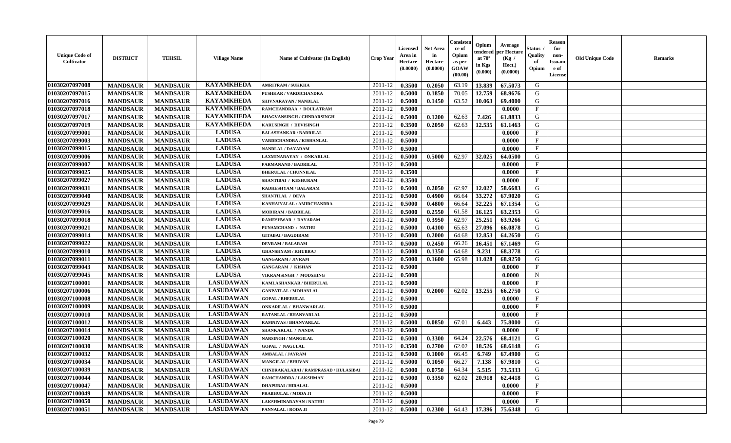| Unique Code of Cultivator | DISTRICT | TEHSIL | Village Name | Name of Cultivator (In English) | Crop Year | Licensed Area in Hectare (0.0000) | Net Area in Hectare (0.0000) | Consistence of Opium as per GOAW (00.00) | Opium tendered at 70° in Kgs (0.000) | Average per Hectare (Kg / Hect.) (0.0000) | Status / Quality of Opium | Reason for non-Issuance of License | Old Unique Code | Remarks |
|---|---|---|---|---|---|---|---|---|---|---|---|---|---|---|
| 01030207097008 | MANDSAUR | MANDSAUR | KAYAMKHEDA | AMRITRAM / SUKKHA | 2011-12 | 0.3500 | 0.2050 | 63.19 | 13.839 | 67.5073 | G | | | |
| 01030207097015 | MANDSAUR | MANDSAUR | KAYAMKHEDA | PUSHKAR / VARDICHANDRA | 2011-12 | 0.5000 | 0.1850 | 70.05 | 12.759 | 68.9676 | G | | | |
| 01030207097016 | MANDSAUR | MANDSAUR | KAYAMKHEDA | SHIVNARAYAN / NANDLAL | 2011-12 | 0.5000 | 0.1450 | 63.52 | 10.063 | 69.4000 | G | | | |
| 01030207097018 | MANDSAUR | MANDSAUR | KAYAMKHEDA | RAMCHANDRAA / DOULATRAM | 2011-12 | 0.5000 | | | | 0.0000 | F | | | |
| 01030207097017 | MANDSAUR | MANDSAUR | KAYAMKHEDA | BHAGVANSINGH / CHNDARSINGH | 2011-12 | 0.5000 | 0.1200 | 62.63 | 7.426 | 61.8833 | G | | | |
| 01030207097019 | MANDSAUR | MANDSAUR | KAYAMKHEDA | KARUSINGH / DEVISINGH | 2011-12 | 0.3500 | 0.2050 | 62.63 | 12.535 | 61.1463 | G | | | |
| 01030207099001 | MANDSAUR | MANDSAUR | LADUSA | BALASHANKAR / BADRILAL | 2011-12 | 0.5000 | | | | 0.0000 | F | | | |
| 01030207099003 | MANDSAUR | MANDSAUR | LADUSA | VARDICHANDRA / KISHANLAL | 2011-12 | 0.5000 | | | | 0.0000 | F | | | |
| 01030207099015 | MANDSAUR | MANDSAUR | LADUSA | NANDLAL / DAYARAM | 2011-12 | 0.5000 | | | | 0.0000 | F | | | |
| 01030207099006 | MANDSAUR | MANDSAUR | LADUSA | LAXMINARAYAN / ONKARLAL | 2011-12 | 0.5000 | 0.5000 | 62.97 | 32.025 | 64.0500 | G | | | |
| 01030207099007 | MANDSAUR | MANDSAUR | LADUSA | PARMANAND / BADRILAL | 2011-12 | 0.5000 | | | | 0.0000 | F | | | |
| 01030207099025 | MANDSAUR | MANDSAUR | LADUSA | BHERULAL / CHUNNILAL | 2011-12 | 0.3500 | | | | 0.0000 | F | | | |
| 01030207099027 | MANDSAUR | MANDSAUR | LADUSA | SHANTIBAI / KESHURAM | 2011-12 | 0.3500 | | | | 0.0000 | F | | | |
| 01030207099031 | MANDSAUR | MANDSAUR | LADUSA | RADHESHYAM / BALARAM | 2011-12 | 0.5000 | 0.2050 | 62.97 | 12.027 | 58.6683 | G | | | |
| 01030207099040 | MANDSAUR | MANDSAUR | LADUSA | SHANTILAL / DEVA | 2011-12 | 0.5000 | 0.4900 | 66.64 | 33.272 | 67.9020 | G | | | |
| 01030207099029 | MANDSAUR | MANDSAUR | LADUSA | KANHAIYALAL / AMIRCHANDRA | 2011-12 | 0.5000 | 0.4800 | 66.64 | 32.225 | 67.1354 | G | | | |
| 01030207099016 | MANDSAUR | MANDSAUR | LADUSA | MODIRAM / BADRILAL | 2011-12 | 0.5000 | 0.2550 | 61.58 | 16.125 | 63.2353 | G | | | |
| 01030207099018 | MANDSAUR | MANDSAUR | LADUSA | RAMESHWAR / DAYARAM | 2011-12 | 0.5000 | 0.3950 | 62.97 | 25.251 | 63.9266 | G | | | |
| 01030207099021 | MANDSAUR | MANDSAUR | LADUSA | PUNAMCHAND / NATHU | 2011-12 | 0.5000 | 0.4100 | 65.63 | 27.096 | 66.0878 | G | | | |
| 01030207099014 | MANDSAUR | MANDSAUR | LADUSA | GITABAI / BAGDIRAM | 2011-12 | 0.5000 | 0.2000 | 64.68 | 12.853 | 64.2650 | G | | | |
| 01030207099022 | MANDSAUR | MANDSAUR | LADUSA | DEVRAM / BALARAM | 2011-12 | 0.5000 | 0.2450 | 66.26 | 16.451 | 67.1469 | G | | | |
| 01030207099010 | MANDSAUR | MANDSAUR | LADUSA | GHANSHYAM / KHUBRAJ | 2011-12 | 0.5000 | 0.1350 | 64.68 | 9.231 | 68.3778 | G | | | |
| 01030207099011 | MANDSAUR | MANDSAUR | LADUSA | GANGARAM / JIVRAM | 2011-12 | 0.5000 | 0.1600 | 65.98 | 11.028 | 68.9250 | G | | | |
| 01030207099043 | MANDSAUR | MANDSAUR | LADUSA | GANGARAM / KISHAN | 2011-12 | 0.5000 | | | | 0.0000 | F | | | |
| 01030207099045 | MANDSAUR | MANDSAUR | LADUSA | VIKRAMSINGH / MODSHING | 2011-12 | 0.5000 | | | | 0.0000 | N | | | |
| 01030207100001 | MANDSAUR | MANDSAUR | LASUDAWAN | KAMLASHANKAR / BHERULAL | 2011-12 | 0.5000 | | | | 0.0000 | F | | | |
| 01030207100006 | MANDSAUR | MANDSAUR | LASUDAWAN | GANPATLAL / MOHANLAL | 2011-12 | 0.5000 | 0.2000 | 62.02 | 13.255 | 66.2750 | G | | | |
| 01030207100008 | MANDSAUR | MANDSAUR | LASUDAWAN | GOPAL / BHERULAL | 2011-12 | 0.5000 | | | | 0.0000 | F | | | |
| 01030207100009 | MANDSAUR | MANDSAUR | LASUDAWAN | ONKARILAL / BHANWARLAL | 2011-12 | 0.5000 | | | | 0.0000 | F | | | |
| 01030207100010 | MANDSAUR | MANDSAUR | LASUDAWAN | RATANLAL / BHANVARLAL | 2011-12 | 0.5000 | | | | 0.0000 | F | | | |
| 01030207100012 | MANDSAUR | MANDSAUR | LASUDAWAN | RAMNIVAS / BHANVARLAL | 2011-12 | 0.5000 | 0.0850 | 67.01 | 6.443 | 75.8000 | G | | | |
| 01030207100014 | MANDSAUR | MANDSAUR | LASUDAWAN | SHANKARLAL / NANDA | 2011-12 | 0.5000 | | | | 0.0000 | F | | | |
| 01030207100020 | MANDSAUR | MANDSAUR | LASUDAWAN | NARSINGH / MANGILAL | 2011-12 | 0.5000 | 0.3300 | 64.24 | 22.576 | 68.4121 | G | | | |
| 01030207100030 | MANDSAUR | MANDSAUR | LASUDAWAN | GOPAL / NAGULAL | 2011-12 | 0.3500 | 0.2700 | 62.02 | 18.526 | 68.6148 | G | | | |
| 01030207100032 | MANDSAUR | MANDSAUR | LASUDAWAN | AMBALAL / JAYRAM | 2011-12 | 0.5000 | 0.1000 | 66.45 | 6.749 | 67.4900 | G | | | |
| 01030207100034 | MANDSAUR | MANDSAUR | LASUDAWAN | MANGILAL / BHUVAN | 2011-12 | 0.5000 | 0.1050 | 66.27 | 7.138 | 67.9810 | G | | | |
| 01030207100039 | MANDSAUR | MANDSAUR | LASUDAWAN | CHNDRAKALABAI / RAMPRASAD / HULASIBAI | 2011-12 | 0.5000 | 0.0750 | 64.34 | 5.515 | 73.5333 | G | | | |
| 01030207100044 | MANDSAUR | MANDSAUR | LASUDAWAN | RAMCHANDRA / LAKSHMAN | 2011-12 | 0.5000 | 0.3350 | 62.02 | 20.918 | 62.4418 | G | | | |
| 01030207100047 | MANDSAUR | MANDSAUR | LASUDAWAN | DHAPUBAI / HIRALAL | 2011-12 | 0.5000 | | | | 0.0000 | F | | | |
| 01030207100049 | MANDSAUR | MANDSAUR | LASUDAWAN | PRABHULAL / MODA JI | 2011-12 | 0.5000 | | | | 0.0000 | F | | | |
| 01030207100050 | MANDSAUR | MANDSAUR | LASUDAWAN | LAKSHMINARAYAN / NATHU | 2011-12 | 0.5000 | | | | 0.0000 | F | | | |
| 01030207100051 | MANDSAUR | MANDSAUR | LASUDAWAN | PANNALAL / RODA JI | 2011-12 | 0.5000 | 0.2300 | 64.43 | 17.396 | 75.6348 | G | | | |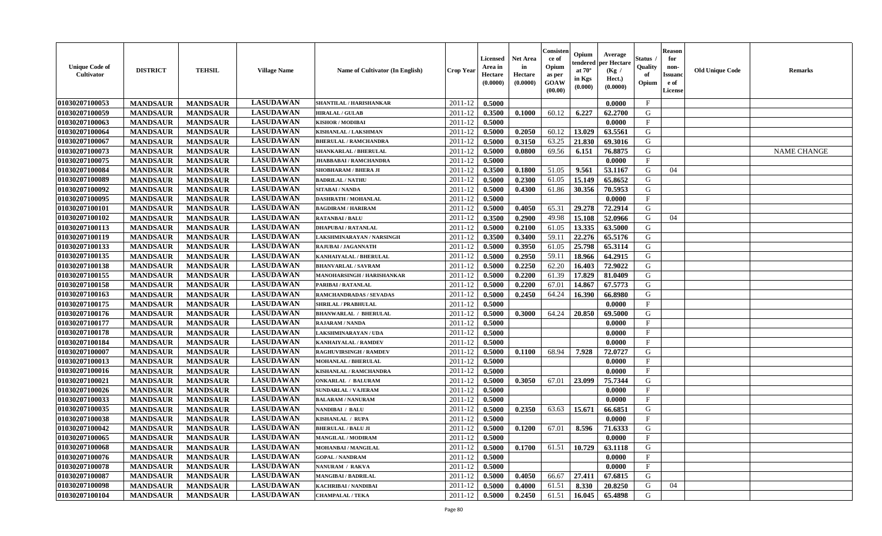| Unique Code of Cultivator | DISTRICT | TEHSIL | Village Name | Name of Cultivator (In English) | Crop Year | Licensed Area in Hectare (0.0000) | Net Area in Hectare (0.0000) | Consistence of Opium as per GOAW (00.00) | Opium tendered at 70° in Kgs (0.000) | Average per Hectare (Kg / Hect.) (0.0000) | Status / Quality of Opium | Reason for non-Issuance of License | Old Unique Code | Remarks |
|---|---|---|---|---|---|---|---|---|---|---|---|---|---|---|
| 01030207100053 | MANDSAUR | MANDSAUR | LASUDAWAN | SHANTILAL / HARISHANKAR | 2011-12 | 0.5000 | | | | 0.0000 | F | | | |
| 01030207100059 | MANDSAUR | MANDSAUR | LASUDAWAN | HIRALAL / GULAB | 2011-12 | 0.3500 | 0.1000 | 60.12 | 6.227 | 62.2700 | G | | | |
| 01030207100063 | MANDSAUR | MANDSAUR | LASUDAWAN | KISHOR / MODIBAI | 2011-12 | 0.5000 | | | | 0.0000 | F | | | |
| 01030207100064 | MANDSAUR | MANDSAUR | LASUDAWAN | KISHANLAL / LAKSHMAN | 2011-12 | 0.5000 | 0.2050 | 60.12 | 13.029 | 63.5561 | G | | | |
| 01030207100067 | MANDSAUR | MANDSAUR | LASUDAWAN | BHERULAL / RAMCHANDRA | 2011-12 | 0.5000 | 0.3150 | 63.25 | 21.830 | 69.3016 | G | | | |
| 01030207100073 | MANDSAUR | MANDSAUR | LASUDAWAN | SHANKARLAL / BHERULAL | 2011-12 | 0.5000 | 0.0800 | 69.56 | 6.151 | 76.8875 | G | | | NAME CHANGE |
| 01030207100075 | MANDSAUR | MANDSAUR | LASUDAWAN | JHABBABAI / RAMCHANDRA | 2011-12 | 0.5000 | | | | 0.0000 | F | | | |
| 01030207100084 | MANDSAUR | MANDSAUR | LASUDAWAN | SHOBHARAM / BHERA JI | 2011-12 | 0.3500 | 0.1800 | 51.05 | 9.561 | 53.1167 | G | 04 | | |
| 01030207100089 | MANDSAUR | MANDSAUR | LASUDAWAN | BADRILAL / NATHU | 2011-12 | 0.5000 | 0.2300 | 61.05 | 15.149 | 65.8652 | G | | | |
| 01030207100092 | MANDSAUR | MANDSAUR | LASUDAWAN | SITABAI / NANDA | 2011-12 | 0.5000 | 0.4300 | 61.86 | 30.356 | 70.5953 | G | | | |
| 01030207100095 | MANDSAUR | MANDSAUR | LASUDAWAN | DASHRATH / MOHANLAL | 2011-12 | 0.5000 | | | | 0.0000 | F | | | |
| 01030207100101 | MANDSAUR | MANDSAUR | LASUDAWAN | BAGDIRAM / HARIRAM | 2011-12 | 0.5000 | 0.4050 | 65.31 | 29.278 | 72.2914 | G | | | |
| 01030207100102 | MANDSAUR | MANDSAUR | LASUDAWAN | RATANBAI / BALU | 2011-12 | 0.3500 | 0.2900 | 49.98 | 15.108 | 52.0966 | G | 04 | | |
| 01030207100113 | MANDSAUR | MANDSAUR | LASUDAWAN | DHAPUBAI / RATANLAL | 2011-12 | 0.5000 | 0.2100 | 61.05 | 13.335 | 63.5000 | G | | | |
| 01030207100119 | MANDSAUR | MANDSAUR | LASUDAWAN | LAKSHMINARAYAN / NARSINGH | 2011-12 | 0.3500 | 0.3400 | 59.11 | 22.276 | 65.5176 | G | | | |
| 01030207100133 | MANDSAUR | MANDSAUR | LASUDAWAN | RAJUBAI / JAGANNATH | 2011-12 | 0.5000 | 0.3950 | 61.05 | 25.798 | 65.3114 | G | | | |
| 01030207100135 | MANDSAUR | MANDSAUR | LASUDAWAN | KANHAIYALAL / BHERULAL | 2011-12 | 0.5000 | 0.2950 | 59.11 | 18.966 | 64.2915 | G | | | |
| 01030207100138 | MANDSAUR | MANDSAUR | LASUDAWAN | BHANVARLAL / SAVRAM | 2011-12 | 0.5000 | 0.2250 | 62.20 | 16.403 | 72.9022 | G | | | |
| 01030207100155 | MANDSAUR | MANDSAUR | LASUDAWAN | MANOHARSINGH / HARISHANKAR | 2011-12 | 0.5000 | 0.2200 | 61.39 | 17.829 | 81.0409 | G | | | |
| 01030207100158 | MANDSAUR | MANDSAUR | LASUDAWAN | PARIBAI / RATANLAL | 2011-12 | 0.5000 | 0.2200 | 67.01 | 14.867 | 67.5773 | G | | | |
| 01030207100163 | MANDSAUR | MANDSAUR | LASUDAWAN | RAMCHANDRADAS / SEVADAS | 2011-12 | 0.5000 | 0.2450 | 64.24 | 16.390 | 66.8980 | G | | | |
| 01030207100175 | MANDSAUR | MANDSAUR | LASUDAWAN | SHRILAL / PRABHULAL | 2011-12 | 0.5000 | | | | 0.0000 | F | | | |
| 01030207100176 | MANDSAUR | MANDSAUR | LASUDAWAN | BHANWARLAL / BHERULAL | 2011-12 | 0.5000 | 0.3000 | 64.24 | 20.850 | 69.5000 | G | | | |
| 01030207100177 | MANDSAUR | MANDSAUR | LASUDAWAN | RAJARAM / NANDA | 2011-12 | 0.5000 | | | | 0.0000 | F | | | |
| 01030207100178 | MANDSAUR | MANDSAUR | LASUDAWAN | LAKSHMINARAYAN / UDA | 2011-12 | 0.5000 | | | | 0.0000 | F | | | |
| 01030207100184 | MANDSAUR | MANDSAUR | LASUDAWAN | KANHAIYALAL / RAMDEV | 2011-12 | 0.5000 | | | | 0.0000 | F | | | |
| 01030207100007 | MANDSAUR | MANDSAUR | LASUDAWAN | RAGHUVIRSINGH / RAMDEV | 2011-12 | 0.5000 | 0.1100 | 68.94 | 7.928 | 72.0727 | G | | | |
| 01030207100013 | MANDSAUR | MANDSAUR | LASUDAWAN | MOHANLAL / BHERULAL | 2011-12 | 0.5000 | | | | 0.0000 | F | | | |
| 01030207100016 | MANDSAUR | MANDSAUR | LASUDAWAN | KISHANLAL / RAMCHANDRA | 2011-12 | 0.5000 | | | | 0.0000 | F | | | |
| 01030207100021 | MANDSAUR | MANDSAUR | LASUDAWAN | ONKARLAL / BALURAM | 2011-12 | 0.5000 | 0.3050 | 67.01 | 23.099 | 75.7344 | G | | | |
| 01030207100026 | MANDSAUR | MANDSAUR | LASUDAWAN | SUNDARLAL / VAJERAM | 2011-12 | 0.5000 | | | | 0.0000 | F | | | |
| 01030207100033 | MANDSAUR | MANDSAUR | LASUDAWAN | BALARAM / NANURAM | 2011-12 | 0.5000 | | | | 0.0000 | F | | | |
| 01030207100035 | MANDSAUR | MANDSAUR | LASUDAWAN | NANDIBAI / BALU | 2011-12 | 0.5000 | 0.2350 | 63.63 | 15.671 | 66.6851 | G | | | |
| 01030207100038 | MANDSAUR | MANDSAUR | LASUDAWAN | KISHANLAL / RUPA | 2011-12 | 0.5000 | | | | 0.0000 | F | | | |
| 01030207100042 | MANDSAUR | MANDSAUR | LASUDAWAN | BHERULAL / BALU JI | 2011-12 | 0.5000 | 0.1200 | 67.01 | 8.596 | 71.6333 | G | | | |
| 01030207100065 | MANDSAUR | MANDSAUR | LASUDAWAN | MANGILAL / MODIRAM | 2011-12 | 0.5000 | | | | 0.0000 | F | | | |
| 01030207100068 | MANDSAUR | MANDSAUR | LASUDAWAN | MOHANBAI / MANGILAL | 2011-12 | 0.5000 | 0.1700 | 61.51 | 10.729 | 63.1118 | G | | | |
| 01030207100076 | MANDSAUR | MANDSAUR | LASUDAWAN | GOPAL / NANDRAM | 2011-12 | 0.5000 | | | | 0.0000 | F | | | |
| 01030207100078 | MANDSAUR | MANDSAUR | LASUDAWAN | NANURAM / RAKVA | 2011-12 | 0.5000 | | | | 0.0000 | F | | | |
| 01030207100087 | MANDSAUR | MANDSAUR | LASUDAWAN | MANGIBAI / BADRILAL | 2011-12 | 0.5000 | 0.4050 | 66.67 | 27.411 | 67.6815 | G | | | |
| 01030207100098 | MANDSAUR | MANDSAUR | LASUDAWAN | KACHRIBAI / NANDIBAI | 2011-12 | 0.5000 | 0.4000 | 61.51 | 8.330 | 20.8250 | G | 04 | | |
| 01030207100104 | MANDSAUR | MANDSAUR | LASUDAWAN | CHAMPALAL / TEKA | 2011-12 | 0.5000 | 0.2450 | 61.51 | 16.045 | 65.4898 | G | | | |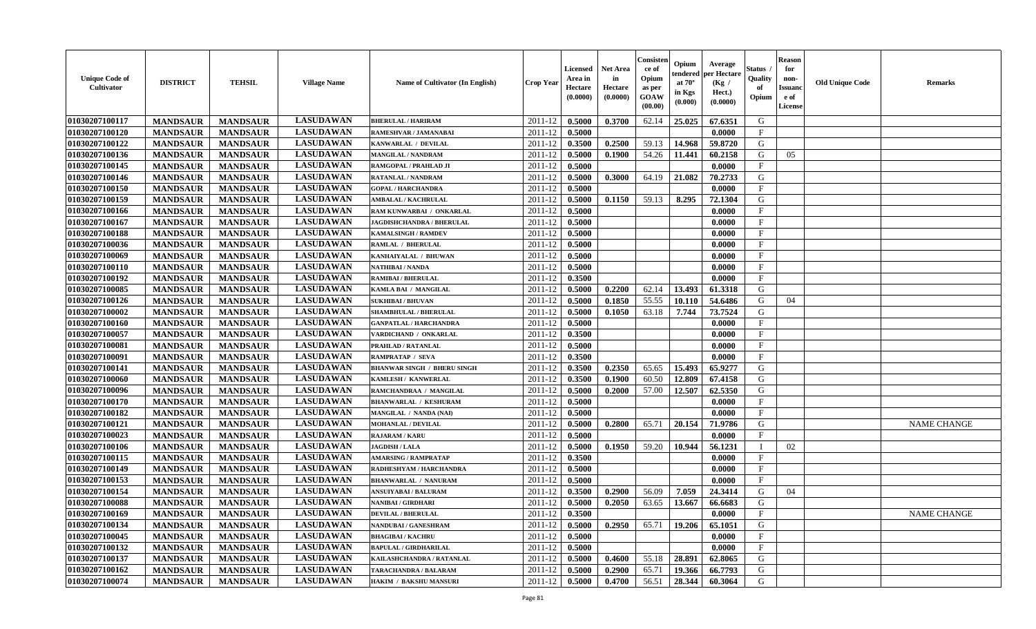| Unique Code of Cultivator | DISTRICT | TEHSIL | Village Name | Name of Cultivator (In English) | Crop Year | Licensed Area in Hectare (0.0000) | Net Area in Hectare (0.0000) | Consistence of Opium as per GOAW (00.00) | Opium tendered at 70° in Kgs (0.000) | Average per Hectare (Kg / Hect.) (0.0000) | Status / Quality of Opium | Reason for non-Issuance of License | Old Unique Code | Remarks |
|---|---|---|---|---|---|---|---|---|---|---|---|---|---|---|
| 01030207100117 | MANDSAUR | MANDSAUR | LASUDAWAN | BHERULAL / HARIRAM | 2011-12 | 0.5000 | 0.3700 | 62.14 | 25.025 | 67.6351 | G | | | |
| 01030207100120 | MANDSAUR | MANDSAUR | LASUDAWAN | RAMESHVAR / JAMANABAI | 2011-12 | 0.5000 | | | | 0.0000 | F | | | |
| 01030207100122 | MANDSAUR | MANDSAUR | LASUDAWAN | KANWARLAL / DEVILAL | 2011-12 | 0.3500 | 0.2500 | 59.13 | 14.968 | 59.8720 | G | | | |
| 01030207100136 | MANDSAUR | MANDSAUR | LASUDAWAN | MANGILAL / NANDRAM | 2011-12 | 0.5000 | 0.1900 | 54.26 | 11.441 | 60.2158 | G | 05 | | |
| 01030207100145 | MANDSAUR | MANDSAUR | LASUDAWAN | RAMGOPAL / PRAHLAD JI | 2011-12 | 0.5000 | | | | 0.0000 | F | | | |
| 01030207100146 | MANDSAUR | MANDSAUR | LASUDAWAN | RATANLAL / NANDRAM | 2011-12 | 0.5000 | 0.3000 | 64.19 | 21.082 | 70.2733 | G | | | |
| 01030207100150 | MANDSAUR | MANDSAUR | LASUDAWAN | GOPAL / HARCHANDRA | 2011-12 | 0.5000 | | | | 0.0000 | F | | | |
| 01030207100159 | MANDSAUR | MANDSAUR | LASUDAWAN | AMBALAL / KACHRULAL | 2011-12 | 0.5000 | 0.1150 | 59.13 | 8.295 | 72.1304 | G | | | |
| 01030207100166 | MANDSAUR | MANDSAUR | LASUDAWAN | RAM KUNWARBAI / ONKARLAL | 2011-12 | 0.5000 | | | | 0.0000 | F | | | |
| 01030207100167 | MANDSAUR | MANDSAUR | LASUDAWAN | JAGDISHCHANDRA / BHERULAL | 2011-12 | 0.5000 | | | | 0.0000 | F | | | |
| 01030207100188 | MANDSAUR | MANDSAUR | LASUDAWAN | KAMALSINGH / RAMDEV | 2011-12 | 0.5000 | | | | 0.0000 | F | | | |
| 01030207100036 | MANDSAUR | MANDSAUR | LASUDAWAN | RAMLAL / BHERULAL | 2011-12 | 0.5000 | | | | 0.0000 | F | | | |
| 01030207100069 | MANDSAUR | MANDSAUR | LASUDAWAN | KANHAIYALAL / BHUWAN | 2011-12 | 0.5000 | | | | 0.0000 | F | | | |
| 01030207100110 | MANDSAUR | MANDSAUR | LASUDAWAN | NATHIBAI / NANDA | 2011-12 | 0.5000 | | | | 0.0000 | F | | | |
| 01030207100192 | MANDSAUR | MANDSAUR | LASUDAWAN | RAMIBAI / BHERULAL | 2011-12 | 0.3500 | | | | 0.0000 | F | | | |
| 01030207100085 | MANDSAUR | MANDSAUR | LASUDAWAN | KAMLA BAI / MANGILAL | 2011-12 | 0.5000 | 0.2200 | 62.14 | 13.493 | 61.3318 | G | | | |
| 01030207100126 | MANDSAUR | MANDSAUR | LASUDAWAN | SUKHIBAI / BHUVAN | 2011-12 | 0.5000 | 0.1850 | 55.55 | 10.110 | 54.6486 | G | 04 | | |
| 01030207100002 | MANDSAUR | MANDSAUR | LASUDAWAN | SHAMBHULAL / BHERULAL | 2011-12 | 0.5000 | 0.1050 | 63.18 | 7.744 | 73.7524 | G | | | |
| 01030207100160 | MANDSAUR | MANDSAUR | LASUDAWAN | GANPATLAL / HARCHANDRA | 2011-12 | 0.5000 | | | | 0.0000 | F | | | |
| 01030207100057 | MANDSAUR | MANDSAUR | LASUDAWAN | VARDICHAND / ONKARLAL | 2011-12 | 0.3500 | | | | 0.0000 | F | | | |
| 01030207100081 | MANDSAUR | MANDSAUR | LASUDAWAN | PRAHLAD / RATANLAL | 2011-12 | 0.5000 | | | | 0.0000 | F | | | |
| 01030207100091 | MANDSAUR | MANDSAUR | LASUDAWAN | RAMPRATAP / SEVA | 2011-12 | 0.3500 | | | | 0.0000 | F | | | |
| 01030207100141 | MANDSAUR | MANDSAUR | LASUDAWAN | BHANWAR SINGH / BHERU SINGH | 2011-12 | 0.3500 | 0.2350 | 65.65 | 15.493 | 65.9277 | G | | | |
| 01030207100060 | MANDSAUR | MANDSAUR | LASUDAWAN | KAMLESH / KANWERLAL | 2011-12 | 0.3500 | 0.1900 | 60.50 | 12.809 | 67.4158 | G | | | |
| 01030207100096 | MANDSAUR | MANDSAUR | LASUDAWAN | RAMCHANDRAA / MANGILAL | 2011-12 | 0.5000 | 0.2000 | 57.00 | 12.507 | 62.5350 | G | | | |
| 01030207100170 | MANDSAUR | MANDSAUR | LASUDAWAN | BHANWARLAL / KESHURAM | 2011-12 | 0.5000 | | | | 0.0000 | F | | | |
| 01030207100182 | MANDSAUR | MANDSAUR | LASUDAWAN | MANGILAL / NANDA (NAI) | 2011-12 | 0.5000 | | | | 0.0000 | F | | | |
| 01030207100121 | MANDSAUR | MANDSAUR | LASUDAWAN | MOHANLAL / DEVILAL | 2011-12 | 0.5000 | 0.2800 | 65.71 | 20.154 | 71.9786 | G | | | NAME CHANGE |
| 01030207100023 | MANDSAUR | MANDSAUR | LASUDAWAN | RAJARAM / KARU | 2011-12 | 0.5000 | | | | 0.0000 | F | | | |
| 01030207100106 | MANDSAUR | MANDSAUR | LASUDAWAN | JAGDISH / LALA | 2011-12 | 0.5000 | 0.1950 | 59.20 | 10.944 | 56.1231 | I | 02 | | |
| 01030207100115 | MANDSAUR | MANDSAUR | LASUDAWAN | AMARSING / RAMPRATAP | 2011-12 | 0.3500 | | | | 0.0000 | F | | | |
| 01030207100149 | MANDSAUR | MANDSAUR | LASUDAWAN | RADHESHYAM / HARCHANDRA | 2011-12 | 0.5000 | | | | 0.0000 | F | | | |
| 01030207100153 | MANDSAUR | MANDSAUR | LASUDAWAN | BHANWARLAL / NANURAM | 2011-12 | 0.5000 | | | | 0.0000 | F | | | |
| 01030207100154 | MANDSAUR | MANDSAUR | LASUDAWAN | ANSUIYABAI / BALURAM | 2011-12 | 0.3500 | 0.2900 | 56.09 | 7.059 | 24.3414 | G | 04 | | |
| 01030207100088 | MANDSAUR | MANDSAUR | LASUDAWAN | NANIBAI / GIRDHARI | 2011-12 | 0.5000 | 0.2050 | 63.65 | 13.667 | 66.6683 | G | | | |
| 01030207100169 | MANDSAUR | MANDSAUR | LASUDAWAN | DEVILAL / BHERULAL | 2011-12 | 0.3500 | | | | 0.0000 | F | | | NAME CHANGE |
| 01030207100134 | MANDSAUR | MANDSAUR | LASUDAWAN | NANDUBAI / GANESHRAM | 2011-12 | 0.5000 | 0.2950 | 65.71 | 19.206 | 65.1051 | G | | | |
| 01030207100045 | MANDSAUR | MANDSAUR | LASUDAWAN | BHAGIBAI / KACHRU | 2011-12 | 0.5000 | | | | 0.0000 | F | | | |
| 01030207100132 | MANDSAUR | MANDSAUR | LASUDAWAN | BAPULAL / GIRDHARILAL | 2011-12 | 0.5000 | | | | 0.0000 | F | | | |
| 01030207100137 | MANDSAUR | MANDSAUR | LASUDAWAN | KAILASHCHANDRA / RATANLAL | 2011-12 | 0.5000 | 0.4600 | 55.18 | 28.891 | 62.8065 | G | | | |
| 01030207100162 | MANDSAUR | MANDSAUR | LASUDAWAN | TARACHANDRA / BALARAM | 2011-12 | 0.5000 | 0.2900 | 65.71 | 19.366 | 66.7793 | G | | | |
| 01030207100074 | MANDSAUR | MANDSAUR | LASUDAWAN | HAKIM / BAKSHU MANSURI | 2011-12 | 0.5000 | 0.4700 | 56.51 | 28.344 | 60.3064 | G | | | |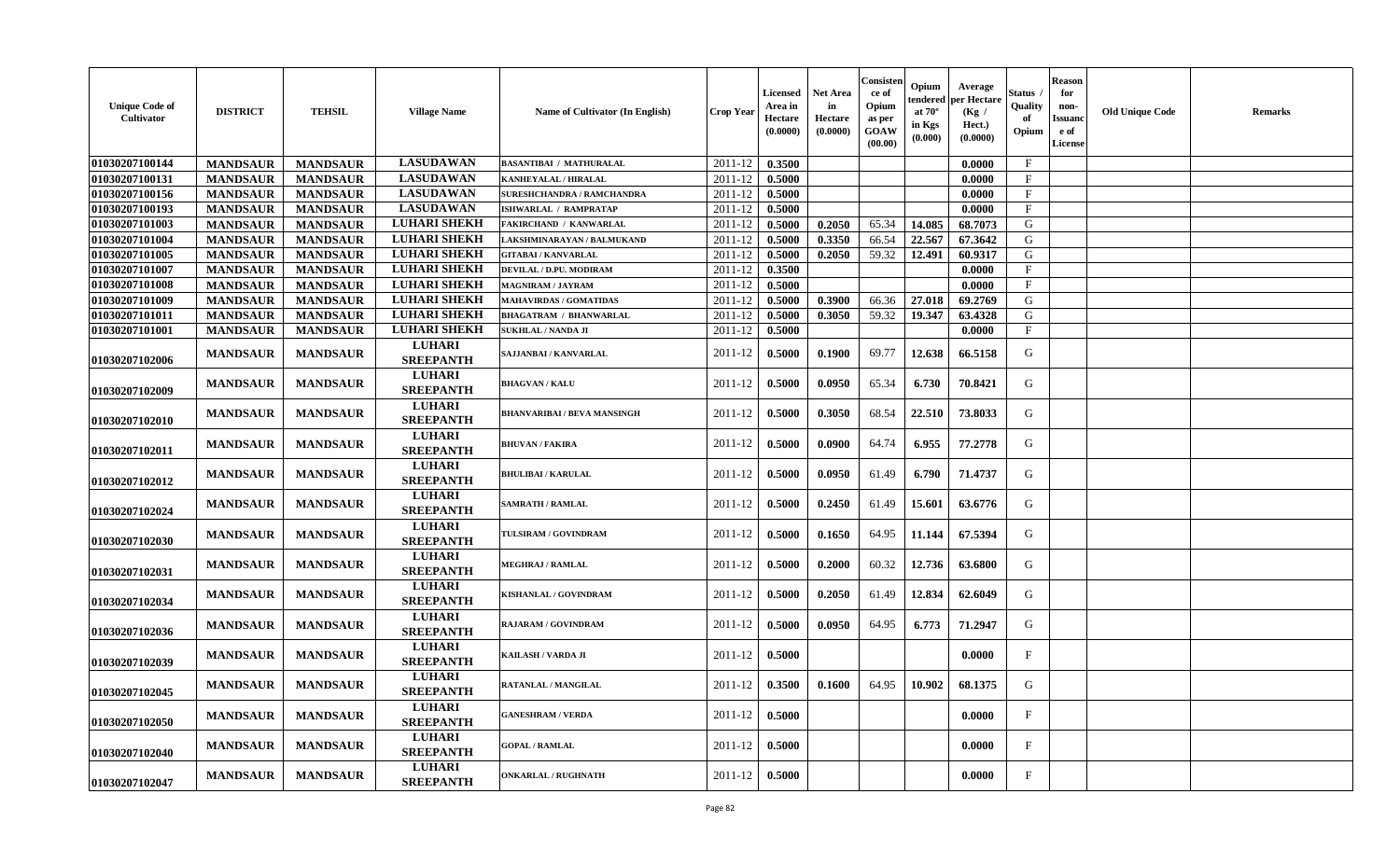| Unique Code of Cultivator | DISTRICT | TEHSIL | Village Name | Name of Cultivator (In English) | Crop Year | Licensed Area in Hectare (0.0000) | Net Area in Hectare (0.0000) | Consistence of Opium as per GOAW (00.00) | Opium tendered at 70° in Kgs (0.000) | Average per Hectare (Kg / Hect.) (0.0000) | Status / Quality of Opium | Reason for non-Issuance of License | Old Unique Code | Remarks |
|---|---|---|---|---|---|---|---|---|---|---|---|---|---|---|
| 01030207100144 | MANDSAUR | MANDSAUR | LASUDAWAN | BASANTIBAI / MATHURALAL | 2011-12 | 0.3500 | | | | 0.0000 | F | | | |
| 01030207100131 | MANDSAUR | MANDSAUR | LASUDAWAN | KANHEYALAL / HIRALAL | 2011-12 | 0.5000 | | | | 0.0000 | F | | | |
| 01030207100156 | MANDSAUR | MANDSAUR | LASUDAWAN | SURESHCHANDRA / RAMCHANDRA | 2011-12 | 0.5000 | | | | 0.0000 | F | | | |
| 01030207100193 | MANDSAUR | MANDSAUR | LASUDAWAN | ISHWARLAL / RAMPRATAP | 2011-12 | 0.5000 | | | | 0.0000 | F | | | |
| 01030207101003 | MANDSAUR | MANDSAUR | LUHARI SHEKH | FAKIRCHAND / KANWARLAL | 2011-12 | 0.5000 | 0.2050 | 65.34 | 14.085 | 68.7073 | G | | | |
| 01030207101004 | MANDSAUR | MANDSAUR | LUHARI SHEKH | LAKSHMINARAYAN / BALMUKAND | 2011-12 | 0.5000 | 0.3350 | 66.54 | 22.567 | 67.3642 | G | | | |
| 01030207101005 | MANDSAUR | MANDSAUR | LUHARI SHEKH | GITABAI / KANVARLAL | 2011-12 | 0.5000 | 0.2050 | 59.32 | 12.491 | 60.9317 | G | | | |
| 01030207101007 | MANDSAUR | MANDSAUR | LUHARI SHEKH | DEVILAL / D.PU. MODIRAM | 2011-12 | 0.3500 | | | | 0.0000 | F | | | |
| 01030207101008 | MANDSAUR | MANDSAUR | LUHARI SHEKH | MAGNIRAM / JAYRAM | 2011-12 | 0.5000 | | | | 0.0000 | F | | | |
| 01030207101009 | MANDSAUR | MANDSAUR | LUHARI SHEKH | MAHAVIRDAS / GOMATIDAS | 2011-12 | 0.5000 | 0.3900 | 66.36 | 27.018 | 69.2769 | G | | | |
| 01030207101011 | MANDSAUR | MANDSAUR | LUHARI SHEKH | BHAGATRAM / BHANWARLAL | 2011-12 | 0.5000 | 0.3050 | 59.32 | 19.347 | 63.4328 | G | | | |
| 01030207101001 | MANDSAUR | MANDSAUR | LUHARI SHEKH | SUKHLAL / NANDA JI | 2011-12 | 0.5000 | | | | 0.0000 | F | | | |
| 01030207102006 | MANDSAUR | MANDSAUR | LUHARI SREEPANTH | SAJJANBAI / KANVARLAL | 2011-12 | 0.5000 | 0.1900 | 69.77 | 12.638 | 66.5158 | G | | | |
| 01030207102009 | MANDSAUR | MANDSAUR | LUHARI SREEPANTH | BHAGVAN / KALU | 2011-12 | 0.5000 | 0.0950 | 65.34 | 6.730 | 70.8421 | G | | | |
| 01030207102010 | MANDSAUR | MANDSAUR | LUHARI SREEPANTH | BHANVARIBAI / BEVA MANSINGH | 2011-12 | 0.5000 | 0.3050 | 68.54 | 22.510 | 73.8033 | G | | | |
| 01030207102011 | MANDSAUR | MANDSAUR | LUHARI SREEPANTH | BHUVAN / FAKIRA | 2011-12 | 0.5000 | 0.0900 | 64.74 | 6.955 | 77.2778 | G | | | |
| 01030207102012 | MANDSAUR | MANDSAUR | LUHARI SREEPANTH | BHULIBAI / KARULAL | 2011-12 | 0.5000 | 0.0950 | 61.49 | 6.790 | 71.4737 | G | | | |
| 01030207102024 | MANDSAUR | MANDSAUR | LUHARI SREEPANTH | SAMRATH / RAMLAL | 2011-12 | 0.5000 | 0.2450 | 61.49 | 15.601 | 63.6776 | G | | | |
| 01030207102030 | MANDSAUR | MANDSAUR | LUHARI SREEPANTH | TULSIRAM / GOVINDRAM | 2011-12 | 0.5000 | 0.1650 | 64.95 | 11.144 | 67.5394 | G | | | |
| 01030207102031 | MANDSAUR | MANDSAUR | LUHARI SREEPANTH | MEGHRAJ / RAMLAL | 2011-12 | 0.5000 | 0.2000 | 60.32 | 12.736 | 63.6800 | G | | | |
| 01030207102034 | MANDSAUR | MANDSAUR | LUHARI SREEPANTH | KISHANLAL / GOVINDRAM | 2011-12 | 0.5000 | 0.2050 | 61.49 | 12.834 | 62.6049 | G | | | |
| 01030207102036 | MANDSAUR | MANDSAUR | LUHARI SREEPANTH | RAJARAM / GOVINDRAM | 2011-12 | 0.5000 | 0.0950 | 64.95 | 6.773 | 71.2947 | G | | | |
| 01030207102039 | MANDSAUR | MANDSAUR | LUHARI SREEPANTH | KAILASH / VARDA JI | 2011-12 | 0.5000 | | | | 0.0000 | F | | | |
| 01030207102045 | MANDSAUR | MANDSAUR | LUHARI SREEPANTH | RATANLAL / MANGILAL | 2011-12 | 0.3500 | 0.1600 | 64.95 | 10.902 | 68.1375 | G | | | |
| 01030207102050 | MANDSAUR | MANDSAUR | LUHARI SREEPANTH | GANESHRAM / VERDA | 2011-12 | 0.5000 | | | | 0.0000 | F | | | |
| 01030207102040 | MANDSAUR | MANDSAUR | LUHARI SREEPANTH | GOPAL / RAMLAL | 2011-12 | 0.5000 | | | | 0.0000 | F | | | |
| 01030207102047 | MANDSAUR | MANDSAUR | LUHARI SREEPANTH | ONKARLAL / RUGHNATH | 2011-12 | 0.5000 | | | | 0.0000 | F | | | |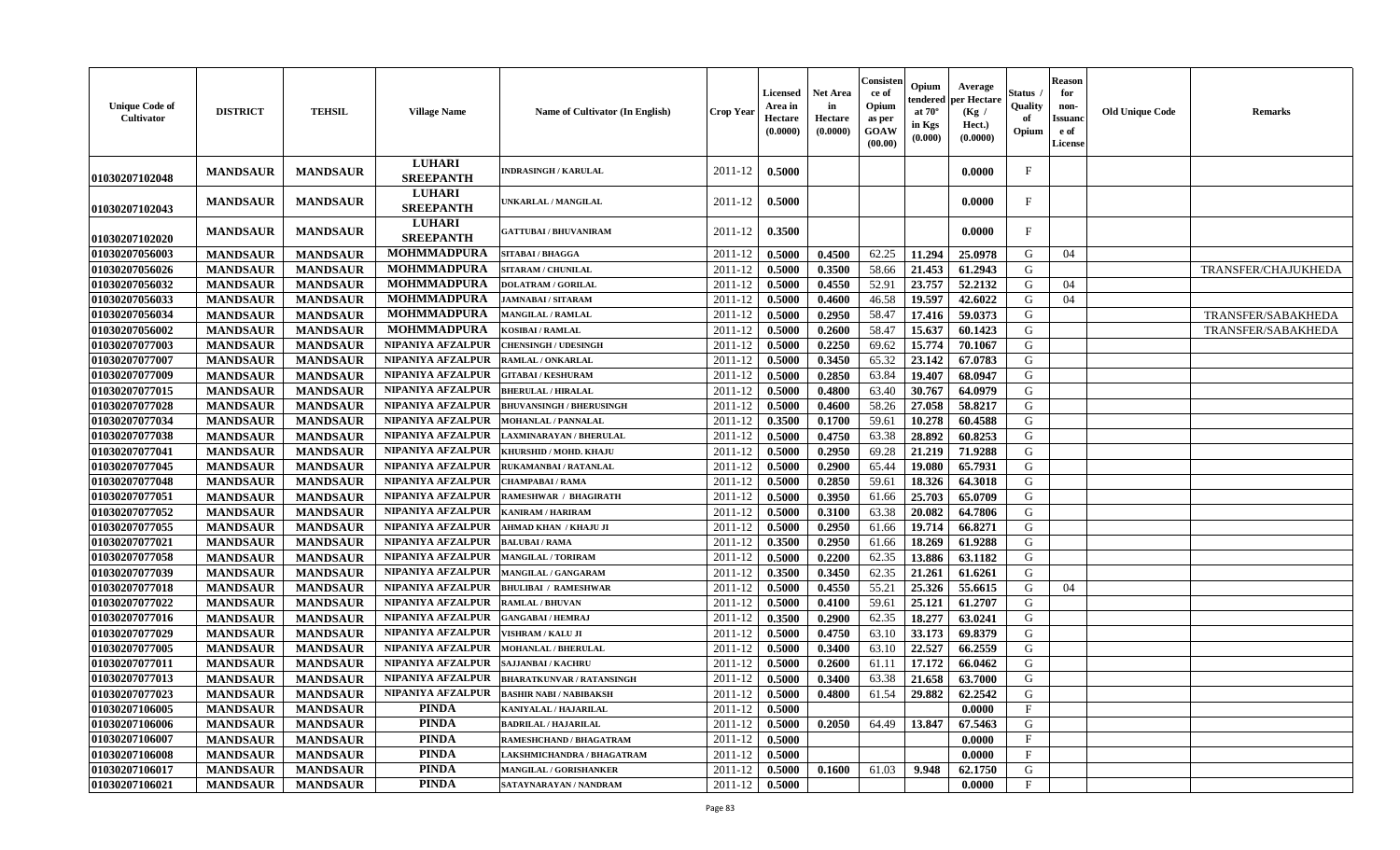| Unique Code of Cultivator | DISTRICT | TEHSIL | Village Name | Name of Cultivator (In English) | Crop Year | Licensed Area in Hectare (0.0000) | Net Area in Hectare (0.0000) | Consistence of Opium as per GOAW (00.00) | Opium tendered at 70° in Kgs (0.000) | Average per Hectare (Kg / Hect.) (0.0000) | Status / Quality of Opium | Reason for non-Issuance of License | Old Unique Code | Remarks |
|---|---|---|---|---|---|---|---|---|---|---|---|---|---|---|
| 01030207102048 | MANDSAUR | MANDSAUR | LUHARI SREEPANTH | INDRASINGH / KARULAL | 2011-12 | 0.5000 | | | | 0.0000 | F | | | |
| 01030207102043 | MANDSAUR | MANDSAUR | LUHARI SREEPANTH | UNKARLAL / MANGILAL | 2011-12 | 0.5000 | | | | 0.0000 | F | | | |
| 01030207102020 | MANDSAUR | MANDSAUR | LUHARI SREEPANTH | GATTUBAI / BHUVANIRAM | 2011-12 | 0.3500 | | | | 0.0000 | F | | | |
| 01030207056003 | MANDSAUR | MANDSAUR | MOHMMADPURA | SITABAI / BHAGGA | 2011-12 | 0.5000 | 0.4500 | 62.25 | 11.294 | 25.0978 | G | 04 | | |
| 01030207056026 | MANDSAUR | MANDSAUR | MOHMMADPURA | SITARAM / CHUNILAL | 2011-12 | 0.5000 | 0.3500 | 58.66 | 21.453 | 61.2943 | G | | | TRANSFER/CHAJUKHEDA |
| 01030207056032 | MANDSAUR | MANDSAUR | MOHMMADPURA | DOLATRAM / GORILAL | 2011-12 | 0.5000 | 0.4550 | 52.91 | 23.757 | 52.2132 | G | 04 | | |
| 01030207056033 | MANDSAUR | MANDSAUR | MOHMMADPURA | JAMNABAI / SITARAM | 2011-12 | 0.5000 | 0.4600 | 46.58 | 19.597 | 42.6022 | G | 04 | | |
| 01030207056034 | MANDSAUR | MANDSAUR | MOHMMADPURA | MANGILAL / RAMLAL | 2011-12 | 0.5000 | 0.2950 | 58.47 | 17.416 | 59.0373 | G | | | TRANSFER/SABAKHEDA |
| 01030207056002 | MANDSAUR | MANDSAUR | MOHMMADPURA | KOSIBAI / RAMLAL | 2011-12 | 0.5000 | 0.2600 | 58.47 | 15.637 | 60.1423 | G | | | TRANSFER/SABAKHEDA |
| 01030207077003 | MANDSAUR | MANDSAUR | NIPANIYA AFZALPUR | CHENSINGH / UDESINGH | 2011-12 | 0.5000 | 0.2250 | 69.62 | 15.774 | 70.1067 | G | | | |
| 01030207077007 | MANDSAUR | MANDSAUR | NIPANIYA AFZALPUR | RAMLAL / ONKARLAL | 2011-12 | 0.5000 | 0.3450 | 65.32 | 23.142 | 67.0783 | G | | | |
| 01030207077009 | MANDSAUR | MANDSAUR | NIPANIYA AFZALPUR | GITABAI / KESHURAM | 2011-12 | 0.5000 | 0.2850 | 63.84 | 19.407 | 68.0947 | G | | | |
| 01030207077015 | MANDSAUR | MANDSAUR | NIPANIYA AFZALPUR | BHERULAL / HIRALAL | 2011-12 | 0.5000 | 0.4800 | 63.40 | 30.767 | 64.0979 | G | | | |
| 01030207077028 | MANDSAUR | MANDSAUR | NIPANIYA AFZALPUR | BHUVANSINGH / BHERUSINGH | 2011-12 | 0.5000 | 0.4600 | 58.26 | 27.058 | 58.8217 | G | | | |
| 01030207077034 | MANDSAUR | MANDSAUR | NIPANIYA AFZALPUR | MOHANLAL / PANNALAL | 2011-12 | 0.3500 | 0.1700 | 59.61 | 10.278 | 60.4588 | G | | | |
| 01030207077038 | MANDSAUR | MANDSAUR | NIPANIYA AFZALPUR | LAXMINARAYAN / BHERULAL | 2011-12 | 0.5000 | 0.4750 | 63.38 | 28.892 | 60.8253 | G | | | |
| 01030207077041 | MANDSAUR | MANDSAUR | NIPANIYA AFZALPUR | KHURSHID / MOHD. KHAJU | 2011-12 | 0.5000 | 0.2950 | 69.28 | 21.219 | 71.9288 | G | | | |
| 01030207077045 | MANDSAUR | MANDSAUR | NIPANIYA AFZALPUR | RUKAMANBAI / RATANLAL | 2011-12 | 0.5000 | 0.2900 | 65.44 | 19.080 | 65.7931 | G | | | |
| 01030207077048 | MANDSAUR | MANDSAUR | NIPANIYA AFZALPUR | CHAMPABAI / RAMA | 2011-12 | 0.5000 | 0.2850 | 59.61 | 18.326 | 64.3018 | G | | | |
| 01030207077051 | MANDSAUR | MANDSAUR | NIPANIYA AFZALPUR | RAMESHWAR / BHAGIRATH | 2011-12 | 0.5000 | 0.3950 | 61.66 | 25.703 | 65.0709 | G | | | |
| 01030207077052 | MANDSAUR | MANDSAUR | NIPANIYA AFZALPUR | KANIRAM / HARIRAM | 2011-12 | 0.5000 | 0.3100 | 63.38 | 20.082 | 64.7806 | G | | | |
| 01030207077055 | MANDSAUR | MANDSAUR | NIPANIYA AFZALPUR | AHMAD KHAN / KHAJU JI | 2011-12 | 0.5000 | 0.2950 | 61.66 | 19.714 | 66.8271 | G | | | |
| 01030207077021 | MANDSAUR | MANDSAUR | NIPANIYA AFZALPUR | BALUBAI / RAMA | 2011-12 | 0.3500 | 0.2950 | 61.66 | 18.269 | 61.9288 | G | | | |
| 01030207077058 | MANDSAUR | MANDSAUR | NIPANIYA AFZALPUR | MANGILAL / TORIRAM | 2011-12 | 0.5000 | 0.2200 | 62.35 | 13.886 | 63.1182 | G | | | |
| 01030207077039 | MANDSAUR | MANDSAUR | NIPANIYA AFZALPUR | MANGILAL / GANGARAM | 2011-12 | 0.3500 | 0.3450 | 62.35 | 21.261 | 61.6261 | G | | | |
| 01030207077018 | MANDSAUR | MANDSAUR | NIPANIYA AFZALPUR | BHULIBAI / RAMESHWAR | 2011-12 | 0.5000 | 0.4550 | 55.21 | 25.326 | 55.6615 | G | 04 | | |
| 01030207077022 | MANDSAUR | MANDSAUR | NIPANIYA AFZALPUR | RAMLAL / BHUVAN | 2011-12 | 0.5000 | 0.4100 | 59.61 | 25.121 | 61.2707 | G | | | |
| 01030207077016 | MANDSAUR | MANDSAUR | NIPANIYA AFZALPUR | GANGABAI / HEMRAJ | 2011-12 | 0.3500 | 0.2900 | 62.35 | 18.277 | 63.0241 | G | | | |
| 01030207077029 | MANDSAUR | MANDSAUR | NIPANIYA AFZALPUR | VISHRAM / KALU JI | 2011-12 | 0.5000 | 0.4750 | 63.10 | 33.173 | 69.8379 | G | | | |
| 01030207077005 | MANDSAUR | MANDSAUR | NIPANIYA AFZALPUR | MOHANLAL / BHERULAL | 2011-12 | 0.5000 | 0.3400 | 63.10 | 22.527 | 66.2559 | G | | | |
| 01030207077011 | MANDSAUR | MANDSAUR | NIPANIYA AFZALPUR | SAJJANBAI / KACHRU | 2011-12 | 0.5000 | 0.2600 | 61.11 | 17.172 | 66.0462 | G | | | |
| 01030207077013 | MANDSAUR | MANDSAUR | NIPANIYA AFZALPUR | BHARATKUNVAR / RATANSINGH | 2011-12 | 0.5000 | 0.3400 | 63.38 | 21.658 | 63.7000 | G | | | |
| 01030207077023 | MANDSAUR | MANDSAUR | NIPANIYA AFZALPUR | BASHIR NABI / NABIBAKSH | 2011-12 | 0.5000 | 0.4800 | 61.54 | 29.882 | 62.2542 | G | | | |
| 01030207106005 | MANDSAUR | MANDSAUR | PINDA | KANIYALAL / HAJARILAL | 2011-12 | 0.5000 | | | | 0.0000 | F | | | |
| 01030207106006 | MANDSAUR | MANDSAUR | PINDA | BADRILAL / HAJARILAL | 2011-12 | 0.5000 | 0.2050 | 64.49 | 13.847 | 67.5463 | G | | | |
| 01030207106007 | MANDSAUR | MANDSAUR | PINDA | RAMESHCHAND / BHAGATRAM | 2011-12 | 0.5000 | | | | 0.0000 | F | | | |
| 01030207106008 | MANDSAUR | MANDSAUR | PINDA | LAKSHMICHANDRA / BHAGATRAM | 2011-12 | 0.5000 | | | | 0.0000 | F | | | |
| 01030207106017 | MANDSAUR | MANDSAUR | PINDA | MANGILAL / GORISHANKER | 2011-12 | 0.5000 | 0.1600 | 61.03 | 9.948 | 62.1750 | G | | | |
| 01030207106021 | MANDSAUR | MANDSAUR | PINDA | SATAYNARAYAN / NANDRAM | 2011-12 | 0.5000 | | | | 0.0000 | F | | | |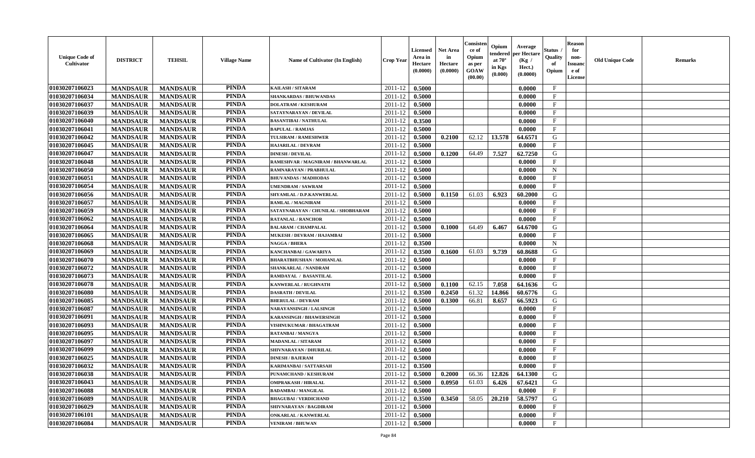| Unique Code of Cultivator | DISTRICT | TEHSIL | Village Name | Name of Cultivator (In English) | Crop Year | Licensed Area in Hectare (0.0000) | Net Area in Hectare (0.0000) | Consistence of Opium as per GOAW (00.00) | Opium tendered at 70° in Kgs (0.000) | Average per Hectare (Kg / Hect.) (0.0000) | Status / Quality of Opium | Reason for non-Issuance of License | Old Unique Code | Remarks |
|---|---|---|---|---|---|---|---|---|---|---|---|---|---|---|
| 01030207106023 | MANDSAUR | MANDSAUR | PINDA | KAILASH / SITARAM | 2011-12 | 0.5000 | | | | 0.0000 | F | | | |
| 01030207106034 | MANDSAUR | MANDSAUR | PINDA | SHANKARDAS / BHUWANDAS | 2011-12 | 0.5000 | | | | 0.0000 | F | | | |
| 01030207106037 | MANDSAUR | MANDSAUR | PINDA | DOLATRAM / KESHURAM | 2011-12 | 0.5000 | | | | 0.0000 | F | | | |
| 01030207106039 | MANDSAUR | MANDSAUR | PINDA | SATAYNARAYAN / DEVILAL | 2011-12 | 0.5000 | | | | 0.0000 | F | | | |
| 01030207106040 | MANDSAUR | MANDSAUR | PINDA | BASANTIBAI / NATHULAL | 2011-12 | 0.3500 | | | | 0.0000 | F | | | |
| 01030207106041 | MANDSAUR | MANDSAUR | PINDA | BAPULAL / RAMJAS | 2011-12 | 0.5000 | | | | 0.0000 | F | | | |
| 01030207106042 | MANDSAUR | MANDSAUR | PINDA | TULSIRAM / RAMESHWER | 2011-12 | 0.5000 | 0.2100 | 62.12 | 13.578 | 64.6571 | G | | | |
| 01030207106045 | MANDSAUR | MANDSAUR | PINDA | HAJARILAL / DEVRAM | 2011-12 | 0.5000 | | | | 0.0000 | F | | | |
| 01030207106047 | MANDSAUR | MANDSAUR | PINDA | DINESH / DEVILAL | 2011-12 | 0.5000 | 0.1200 | 64.49 | 7.527 | 62.7250 | G | | | |
| 01030207106048 | MANDSAUR | MANDSAUR | PINDA | RAMESHVAR / MAGNIRAM / BHANWARLAL | 2011-12 | 0.5000 | | | | 0.0000 | F | | | |
| 01030207106050 | MANDSAUR | MANDSAUR | PINDA | RAMNARAYAN / PRABHULAL | 2011-12 | 0.5000 | | | | 0.0000 | N | | | |
| 01030207106051 | MANDSAUR | MANDSAUR | PINDA | BHUVANDAS / MADHODAS | 2011-12 | 0.5000 | | | | 0.0000 | F | | | |
| 01030207106054 | MANDSAUR | MANDSAUR | PINDA | UMENDRAM / SAWRAM | 2011-12 | 0.5000 | | | | 0.0000 | F | | | |
| 01030207106056 | MANDSAUR | MANDSAUR | PINDA | SHYAMLAL / D.P.KANWERLAL | 2011-12 | 0.5000 | 0.1150 | 61.03 | 6.923 | 60.2000 | G | | | |
| 01030207106057 | MANDSAUR | MANDSAUR | PINDA | RAMLAL / MAGNIRAM | 2011-12 | 0.5000 | | | | 0.0000 | F | | | |
| 01030207106059 | MANDSAUR | MANDSAUR | PINDA | SATAYNARAYAN / CHUNILAL / SHOBHARAM | 2011-12 | 0.5000 | | | | 0.0000 | F | | | |
| 01030207106062 | MANDSAUR | MANDSAUR | PINDA | RATANLAL / RANCHOR | 2011-12 | 0.5000 | | | | 0.0000 | F | | | |
| 01030207106064 | MANDSAUR | MANDSAUR | PINDA | BALARAM / CHAMPALAL | 2011-12 | 0.5000 | 0.1000 | 64.49 | 6.467 | 64.6700 | G | | | |
| 01030207106065 | MANDSAUR | MANDSAUR | PINDA | MUKESH / DEVRAM / HAJAMBAI | 2011-12 | 0.5000 | | | | 0.0000 | F | | | |
| 01030207106068 | MANDSAUR | MANDSAUR | PINDA | NAGGA / BHERA | 2011-12 | 0.3500 | | | | 0.0000 | N | | | |
| 01030207106069 | MANDSAUR | MANDSAUR | PINDA | KANCHANBAI / GAWARIYA | 2011-12 | 0.3500 | 0.1600 | 61.03 | 9.739 | 60.8688 | G | | | |
| 01030207106070 | MANDSAUR | MANDSAUR | PINDA | BHARATBHUSHAN / MOHANLAL | 2011-12 | 0.5000 | | | | 0.0000 | F | | | |
| 01030207106072 | MANDSAUR | MANDSAUR | PINDA | SHANKARLAL / NANDRAM | 2011-12 | 0.5000 | | | | 0.0000 | F | | | |
| 01030207106073 | MANDSAUR | MANDSAUR | PINDA | RAMDAYAL / BASANTILAL | 2011-12 | 0.5000 | | | | 0.0000 | F | | | |
| 01030207106078 | MANDSAUR | MANDSAUR | PINDA | KANWERLAL / RUGHNATH | 2011-12 | 0.5000 | 0.1100 | 62.15 | 7.058 | 64.1636 | G | | | |
| 01030207106080 | MANDSAUR | MANDSAUR | PINDA | DASRATH / DEVILAL | 2011-12 | 0.3500 | 0.2450 | 61.32 | 14.866 | 60.6776 | G | | | |
| 01030207106085 | MANDSAUR | MANDSAUR | PINDA | BHERULAL / DEVRAM | 2011-12 | 0.5000 | 0.1300 | 66.81 | 8.657 | 66.5923 | G | | | |
| 01030207106087 | MANDSAUR | MANDSAUR | PINDA | NARAYANSINGH / LALSINGH | 2011-12 | 0.5000 | | | | 0.0000 | F | | | |
| 01030207106091 | MANDSAUR | MANDSAUR | PINDA | KARANSINGH / BHAWERSINGH | 2011-12 | 0.5000 | | | | 0.0000 | F | | | |
| 01030207106093 | MANDSAUR | MANDSAUR | PINDA | VISHNUKUMAR / BHAGATRAM | 2011-12 | 0.5000 | | | | 0.0000 | F | | | |
| 01030207106095 | MANDSAUR | MANDSAUR | PINDA | RATANBAI / MANGYA | 2011-12 | 0.5000 | | | | 0.0000 | F | | | |
| 01030207106097 | MANDSAUR | MANDSAUR | PINDA | MADANLAL / SITARAM | 2011-12 | 0.5000 | | | | 0.0000 | F | | | |
| 01030207106099 | MANDSAUR | MANDSAUR | PINDA | SHIVNARAYAN / DHURILAL | 2011-12 | 0.5000 | | | | 0.0000 | F | | | |
| 01030207106025 | MANDSAUR | MANDSAUR | PINDA | DINESH / BAJERAM | 2011-12 | 0.5000 | | | | 0.0000 | F | | | |
| 01030207106032 | MANDSAUR | MANDSAUR | PINDA | KARIMANBAI / SATTARSAH | 2011-12 | 0.3500 | | | | 0.0000 | F | | | |
| 01030207106038 | MANDSAUR | MANDSAUR | PINDA | PUNAMCHAND / KESHURAM | 2011-12 | 0.5000 | 0.2000 | 66.36 | 12.826 | 64.1300 | G | | | |
| 01030207106043 | MANDSAUR | MANDSAUR | PINDA | OMPRAKASH / HIRALAL | 2011-12 | 0.5000 | 0.0950 | 61.03 | 6.426 | 67.6421 | G | | | |
| 01030207106088 | MANDSAUR | MANDSAUR | PINDA | BADAMBAI / MANGILAL | 2011-12 | 0.5000 | | | | 0.0000 | F | | | |
| 01030207106089 | MANDSAUR | MANDSAUR | PINDA | BHAGUBAI / VERDICHAND | 2011-12 | 0.3500 | 0.3450 | 58.05 | 20.210 | 58.5797 | G | | | |
| 01030207106029 | MANDSAUR | MANDSAUR | PINDA | SHIVNARAYAN / BAGDIRAM | 2011-12 | 0.5000 | | | | 0.0000 | F | | | |
| 01030207106101 | MANDSAUR | MANDSAUR | PINDA | ONKARLAL / KANWERLAL | 2011-12 | 0.5000 | | | | 0.0000 | F | | | |
| 01030207106084 | MANDSAUR | MANDSAUR | PINDA | VENIRAM / BHUWAN | 2011-12 | 0.5000 | | | | 0.0000 | F | | | |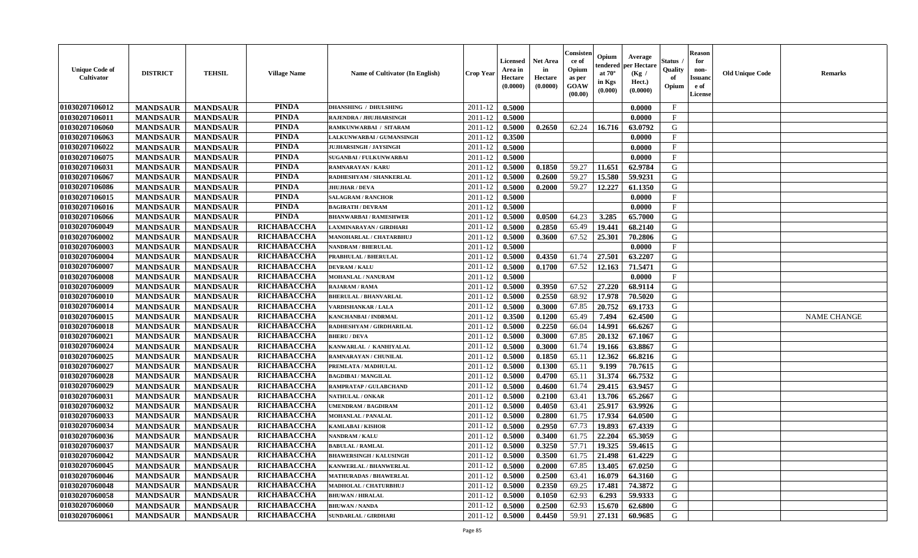| Unique Code of Cultivator | DISTRICT | TEHSIL | Village Name | Name of Cultivator (In English) | Crop Year | Licensed Area in Hectare (0.0000) | Net Area in Hectare (0.0000) | Consistence of Opium as per GOAW (00.00) | Opium tendered at 70° in Kgs (0.000) | Average per Hectare (Kg / Hect.) (0.0000) | Status / Quality of Opium | Reason for non-Issuance of License | Old Unique Code | Remarks |
|---|---|---|---|---|---|---|---|---|---|---|---|---|---|---|
| 01030207106012 | MANDSAUR | MANDSAUR | PINDA | DHANSHING / DHULSHING | 2011-12 | 0.5000 | | | | 0.0000 | F | | | |
| 01030207106011 | MANDSAUR | MANDSAUR | PINDA | RAJENDRA / JHUJHARSINGH | 2011-12 | 0.5000 | | | | 0.0000 | F | | | |
| 01030207106060 | MANDSAUR | MANDSAUR | PINDA | RAMKUNWARBAI / SITARAM | 2011-12 | 0.5000 | 0.2650 | 62.24 | 16.716 | 63.0792 | G | | | |
| 01030207106063 | MANDSAUR | MANDSAUR | PINDA | LALKUNWARBAI / GUMANSINGH | 2011-12 | 0.3500 | | | | 0.0000 | F | | | |
| 01030207106022 | MANDSAUR | MANDSAUR | PINDA | JUJHARSINGH / JAYSINGH | 2011-12 | 0.5000 | | | | 0.0000 | F | | | |
| 01030207106075 | MANDSAUR | MANDSAUR | PINDA | SUGANBAI / FULKUNWARBAI | 2011-12 | 0.5000 | | | | 0.0000 | F | | | |
| 01030207106031 | MANDSAUR | MANDSAUR | PINDA | RAMNARAYAN / KARU | 2011-12 | 0.5000 | 0.1850 | 59.27 | 11.651 | 62.9784 | G | | | |
| 01030207106067 | MANDSAUR | MANDSAUR | PINDA | RADHESHYAM / SHANKERLAL | 2011-12 | 0.5000 | 0.2600 | 59.27 | 15.580 | 59.9231 | G | | | |
| 01030207106086 | MANDSAUR | MANDSAUR | PINDA | JHUJHAR / DEVA | 2011-12 | 0.5000 | 0.2000 | 59.27 | 12.227 | 61.1350 | G | | | |
| 01030207106015 | MANDSAUR | MANDSAUR | PINDA | SALAGRAM / RANCHOR | 2011-12 | 0.5000 | | | | 0.0000 | F | | | |
| 01030207106016 | MANDSAUR | MANDSAUR | PINDA | BAGIRATH / DEVRAM | 2011-12 | 0.5000 | | | | 0.0000 | F | | | |
| 01030207106066 | MANDSAUR | MANDSAUR | PINDA | BHANWARBAI / RAMESHWER | 2011-12 | 0.5000 | 0.0500 | 64.23 | 3.285 | 65.7000 | G | | | |
| 01030207060049 | MANDSAUR | MANDSAUR | RICHABACCHA | LAXMINARAYAN / GIRDHARI | 2011-12 | 0.5000 | 0.2850 | 65.49 | 19.441 | 68.2140 | G | | | |
| 01030207060002 | MANDSAUR | MANDSAUR | RICHABACCHA | MANOHARLAL / CHATARBHUJ | 2011-12 | 0.5000 | 0.3600 | 67.52 | 25.301 | 70.2806 | G | | | |
| 01030207060003 | MANDSAUR | MANDSAUR | RICHABACCHA | NANDRAM / BHERULAL | 2011-12 | 0.5000 | | | | 0.0000 | F | | | |
| 01030207060004 | MANDSAUR | MANDSAUR | RICHABACCHA | PRABHULAL / BHERULAL | 2011-12 | 0.5000 | 0.4350 | 61.74 | 27.501 | 63.2207 | G | | | |
| 01030207060007 | MANDSAUR | MANDSAUR | RICHABACCHA | DEVRAM / KALU | 2011-12 | 0.5000 | 0.1700 | 67.52 | 12.163 | 71.5471 | G | | | |
| 01030207060008 | MANDSAUR | MANDSAUR | RICHABACCHA | MOHANLAL / NANURAM | 2011-12 | 0.5000 | | | | 0.0000 | F | | | |
| 01030207060009 | MANDSAUR | MANDSAUR | RICHABACCHA | RAJARAM / RAMA | 2011-12 | 0.5000 | 0.3950 | 67.52 | 27.220 | 68.9114 | G | | | |
| 01030207060010 | MANDSAUR | MANDSAUR | RICHABACCHA | BHERULAL / BHANVARLAL | 2011-12 | 0.5000 | 0.2550 | 68.92 | 17.978 | 70.5020 | G | | | |
| 01030207060014 | MANDSAUR | MANDSAUR | RICHABACCHA | VARDISHANKAR / LALA | 2011-12 | 0.5000 | 0.3000 | 67.85 | 20.752 | 69.1733 | G | | | |
| 01030207060015 | MANDSAUR | MANDSAUR | RICHABACCHA | KANCHANBAI / INDRMAL | 2011-12 | 0.3500 | 0.1200 | 65.49 | 7.494 | 62.4500 | G | | | NAME CHANGE |
| 01030207060018 | MANDSAUR | MANDSAUR | RICHABACCHA | RADHESHYAM / GIRDHARILAL | 2011-12 | 0.5000 | 0.2250 | 66.04 | 14.991 | 66.6267 | G | | | |
| 01030207060021 | MANDSAUR | MANDSAUR | RICHABACCHA | BHERU / DEVA | 2011-12 | 0.5000 | 0.3000 | 67.85 | 20.132 | 67.1067 | G | | | |
| 01030207060024 | MANDSAUR | MANDSAUR | RICHABACCHA | KANWARLAL / KANHIYALAL | 2011-12 | 0.5000 | 0.3000 | 61.74 | 19.166 | 63.8867 | G | | | |
| 01030207060025 | MANDSAUR | MANDSAUR | RICHABACCHA | RAMNARAYAN / CHUNILAL | 2011-12 | 0.5000 | 0.1850 | 65.11 | 12.362 | 66.8216 | G | | | |
| 01030207060027 | MANDSAUR | MANDSAUR | RICHABACCHA | PREMLATA / MADHULAL | 2011-12 | 0.5000 | 0.1300 | 65.11 | 9.199 | 70.7615 | G | | | |
| 01030207060028 | MANDSAUR | MANDSAUR | RICHABACCHA | BAGDIBAI / MANGILAL | 2011-12 | 0.5000 | 0.4700 | 65.11 | 31.374 | 66.7532 | G | | | |
| 01030207060029 | MANDSAUR | MANDSAUR | RICHABACCHA | RAMPRATAP / GULABCHAND | 2011-12 | 0.5000 | 0.4600 | 61.74 | 29.415 | 63.9457 | G | | | |
| 01030207060031 | MANDSAUR | MANDSAUR | RICHABACCHA | NATHULAL / ONKAR | 2011-12 | 0.5000 | 0.2100 | 63.41 | 13.706 | 65.2667 | G | | | |
| 01030207060032 | MANDSAUR | MANDSAUR | RICHABACCHA | UMENDRAM / BAGDIRAM | 2011-12 | 0.5000 | 0.4050 | 63.41 | 25.917 | 63.9926 | G | | | |
| 01030207060033 | MANDSAUR | MANDSAUR | RICHABACCHA | MOHANLAL / PANALAL | 2011-12 | 0.5000 | 0.2800 | 61.75 | 17.934 | 64.0500 | G | | | |
| 01030207060034 | MANDSAUR | MANDSAUR | RICHABACCHA | KAMLABAI / KISHOR | 2011-12 | 0.5000 | 0.2950 | 67.73 | 19.893 | 67.4339 | G | | | |
| 01030207060036 | MANDSAUR | MANDSAUR | RICHABACCHA | NANDRAM / KALU | 2011-12 | 0.5000 | 0.3400 | 61.75 | 22.204 | 65.3059 | G | | | |
| 01030207060037 | MANDSAUR | MANDSAUR | RICHABACCHA | BABULAL / RAMLAL | 2011-12 | 0.5000 | 0.3250 | 57.71 | 19.325 | 59.4615 | G | | | |
| 01030207060042 | MANDSAUR | MANDSAUR | RICHABACCHA | BHAWERSINGH / KALUSINGH | 2011-12 | 0.5000 | 0.3500 | 61.75 | 21.498 | 61.4229 | G | | | |
| 01030207060045 | MANDSAUR | MANDSAUR | RICHABACCHA | KANWERLAL / BHANWERLAL | 2011-12 | 0.5000 | 0.2000 | 67.85 | 13.405 | 67.0250 | G | | | |
| 01030207060046 | MANDSAUR | MANDSAUR | RICHABACCHA | MATHURADAS / BHAWERLAL | 2011-12 | 0.5000 | 0.2500 | 63.41 | 16.079 | 64.3160 | G | | | |
| 01030207060048 | MANDSAUR | MANDSAUR | RICHABACCHA | MADHOLAL / CHATURBHUJ | 2011-12 | 0.5000 | 0.2350 | 69.25 | 17.481 | 74.3872 | G | | | |
| 01030207060058 | MANDSAUR | MANDSAUR | RICHABACCHA | BHUWAN / HIRALAL | 2011-12 | 0.5000 | 0.1050 | 62.93 | 6.293 | 59.9333 | G | | | |
| 01030207060060 | MANDSAUR | MANDSAUR | RICHABACCHA | BHUWAN / NANDA | 2011-12 | 0.5000 | 0.2500 | 62.93 | 15.670 | 62.6800 | G | | | |
| 01030207060061 | MANDSAUR | MANDSAUR | RICHABACCHA | SUNDARLAL / GIRDHARI | 2011-12 | 0.5000 | 0.4450 | 59.91 | 27.131 | 60.9685 | G | | | |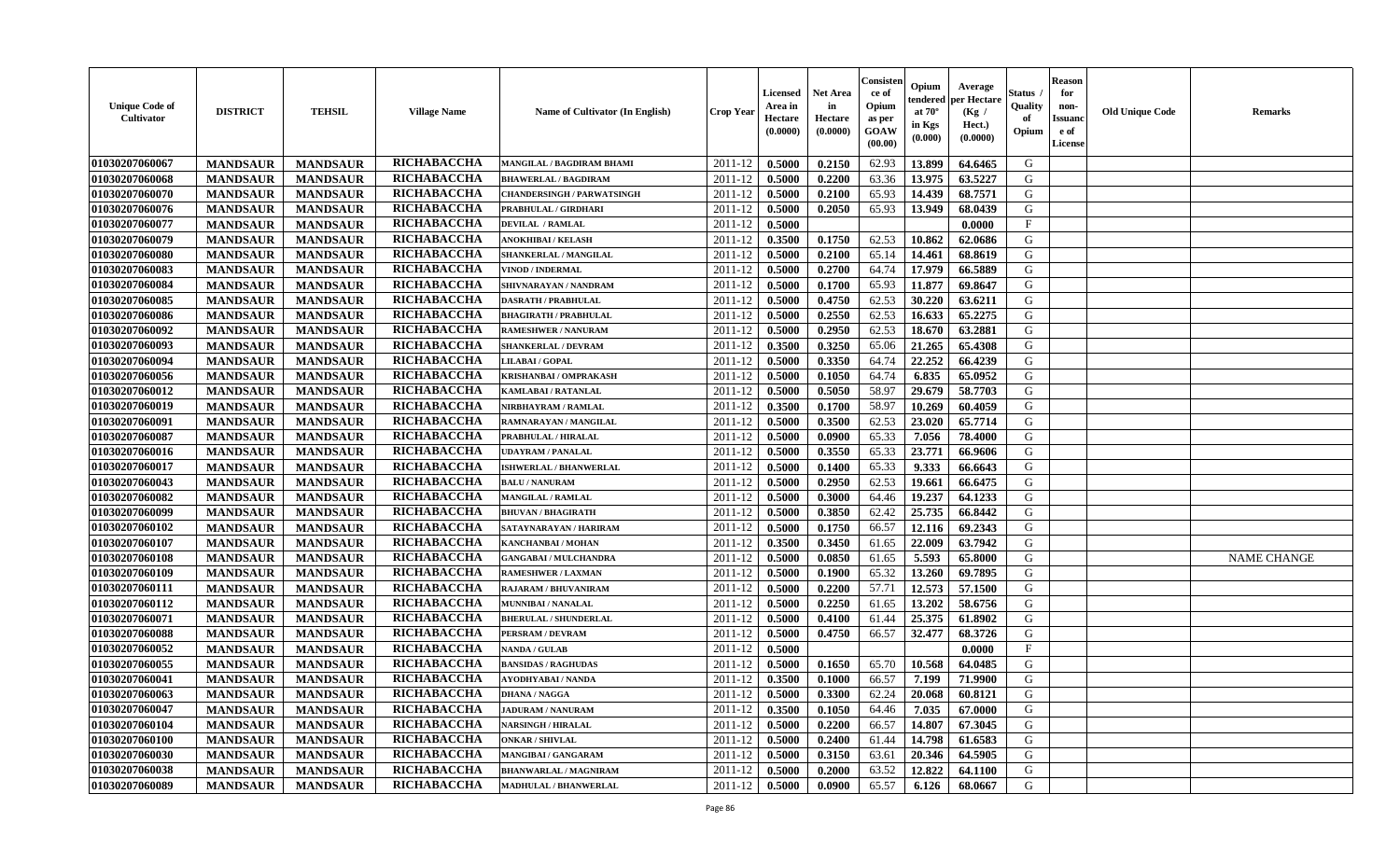| Unique Code of Cultivator | DISTRICT | TEHSIL | Village Name | Name of Cultivator (In English) | Crop Year | Licensed Area in Hectare (0.0000) | Net Area in Hectare (0.0000) | Consistence of Opium as per GOAW (00.00) | Opium tendered at 70° in Kgs (0.000) | Average per Hectare (Kg / Hect.) (0.0000) | Status / Quality of Opium | Reason for non-Issuance of License | Old Unique Code | Remarks |
|---|---|---|---|---|---|---|---|---|---|---|---|---|---|---|
| 01030207060067 | MANDSAUR | MANDSAUR | RICHABACCHA | MANGILAL / BAGDIRAM BHAMI | 2011-12 | 0.5000 | 0.2150 | 62.93 | 13.899 | 64.6465 | G | | | |
| 01030207060068 | MANDSAUR | MANDSAUR | RICHABACCHA | BHAWERLAL / BAGDIRAM | 2011-12 | 0.5000 | 0.2200 | 63.36 | 13.975 | 63.5227 | G | | | |
| 01030207060070 | MANDSAUR | MANDSAUR | RICHABACCHA | CHANDERSINGH / PARWATSINGH | 2011-12 | 0.5000 | 0.2100 | 65.93 | 14.439 | 68.7571 | G | | | |
| 01030207060076 | MANDSAUR | MANDSAUR | RICHABACCHA | PRABHULAL / GIRDHARI | 2011-12 | 0.5000 | 0.2050 | 65.93 | 13.949 | 68.0439 | G | | | |
| 01030207060077 | MANDSAUR | MANDSAUR | RICHABACCHA | DEVILAL / RAMLAL | 2011-12 | 0.5000 | | | | 0.0000 | F | | | |
| 01030207060079 | MANDSAUR | MANDSAUR | RICHABACCHA | ANOKHIBAI / KELASH | 2011-12 | 0.3500 | 0.1750 | 62.53 | 10.862 | 62.0686 | G | | | |
| 01030207060080 | MANDSAUR | MANDSAUR | RICHABACCHA | SHANKERLAL / MANGILAL | 2011-12 | 0.5000 | 0.2100 | 65.14 | 14.461 | 68.8619 | G | | | |
| 01030207060083 | MANDSAUR | MANDSAUR | RICHABACCHA | VINOD / INDERMAL | 2011-12 | 0.5000 | 0.2700 | 64.74 | 17.979 | 66.5889 | G | | | |
| 01030207060084 | MANDSAUR | MANDSAUR | RICHABACCHA | SHIVNARAYAN / NANDRAM | 2011-12 | 0.5000 | 0.1700 | 65.93 | 11.877 | 69.8647 | G | | | |
| 01030207060085 | MANDSAUR | MANDSAUR | RICHABACCHA | DASRATH / PRABHULAL | 2011-12 | 0.5000 | 0.4750 | 62.53 | 30.220 | 63.6211 | G | | | |
| 01030207060086 | MANDSAUR | MANDSAUR | RICHABACCHA | BHAGIRATH / PRABHULAL | 2011-12 | 0.5000 | 0.2550 | 62.53 | 16.633 | 65.2275 | G | | | |
| 01030207060092 | MANDSAUR | MANDSAUR | RICHABACCHA | RAMESHWER / NANURAM | 2011-12 | 0.5000 | 0.2950 | 62.53 | 18.670 | 63.2881 | G | | | |
| 01030207060093 | MANDSAUR | MANDSAUR | RICHABACCHA | SHANKERLAL / DEVRAM | 2011-12 | 0.3500 | 0.3250 | 65.06 | 21.265 | 65.4308 | G | | | |
| 01030207060094 | MANDSAUR | MANDSAUR | RICHABACCHA | LILABAI / GOPAL | 2011-12 | 0.5000 | 0.3350 | 64.74 | 22.252 | 66.4239 | G | | | |
| 01030207060056 | MANDSAUR | MANDSAUR | RICHABACCHA | KRISHANBAI / OMPRAKASH | 2011-12 | 0.5000 | 0.1050 | 64.74 | 6.835 | 65.0952 | G | | | |
| 01030207060012 | MANDSAUR | MANDSAUR | RICHABACCHA | KAMLABAI / RATANLAL | 2011-12 | 0.5000 | 0.5050 | 58.97 | 29.679 | 58.7703 | G | | | |
| 01030207060019 | MANDSAUR | MANDSAUR | RICHABACCHA | NIRBHAYRAM / RAMLAL | 2011-12 | 0.3500 | 0.1700 | 58.97 | 10.269 | 60.4059 | G | | | |
| 01030207060091 | MANDSAUR | MANDSAUR | RICHABACCHA | RAMNARAYAN / MANGILAL | 2011-12 | 0.5000 | 0.3500 | 62.53 | 23.020 | 65.7714 | G | | | |
| 01030207060087 | MANDSAUR | MANDSAUR | RICHABACCHA | PRABHULAL / HIRALAL | 2011-12 | 0.5000 | 0.0900 | 65.33 | 7.056 | 78.4000 | G | | | |
| 01030207060016 | MANDSAUR | MANDSAUR | RICHABACCHA | UDAYRAM / PANALAL | 2011-12 | 0.5000 | 0.3550 | 65.33 | 23.771 | 66.9606 | G | | | |
| 01030207060017 | MANDSAUR | MANDSAUR | RICHABACCHA | ISHWERLAL / BHANWERLAL | 2011-12 | 0.5000 | 0.1400 | 65.33 | 9.333 | 66.6643 | G | | | |
| 01030207060043 | MANDSAUR | MANDSAUR | RICHABACCHA | BALU / NANURAM | 2011-12 | 0.5000 | 0.2950 | 62.53 | 19.661 | 66.6475 | G | | | |
| 01030207060082 | MANDSAUR | MANDSAUR | RICHABACCHA | MANGILAL / RAMLAL | 2011-12 | 0.5000 | 0.3000 | 64.46 | 19.237 | 64.1233 | G | | | |
| 01030207060099 | MANDSAUR | MANDSAUR | RICHABACCHA | BHUVAN / BHAGIRATH | 2011-12 | 0.5000 | 0.3850 | 62.42 | 25.735 | 66.8442 | G | | | |
| 01030207060102 | MANDSAUR | MANDSAUR | RICHABACCHA | SATAYNARAYAN / HARIRAM | 2011-12 | 0.5000 | 0.1750 | 66.57 | 12.116 | 69.2343 | G | | | |
| 01030207060107 | MANDSAUR | MANDSAUR | RICHABACCHA | KANCHANBAI / MOHAN | 2011-12 | 0.3500 | 0.3450 | 61.65 | 22.009 | 63.7942 | G | | | |
| 01030207060108 | MANDSAUR | MANDSAUR | RICHABACCHA | GANGABAI / MULCHANDRA | 2011-12 | 0.5000 | 0.0850 | 61.65 | 5.593 | 65.8000 | G | | | NAME CHANGE |
| 01030207060109 | MANDSAUR | MANDSAUR | RICHABACCHA | RAMESHWER / LAXMAN | 2011-12 | 0.5000 | 0.1900 | 65.32 | 13.260 | 69.7895 | G | | | |
| 01030207060111 | MANDSAUR | MANDSAUR | RICHABACCHA | RAJARAM / BHUVANIRAM | 2011-12 | 0.5000 | 0.2200 | 57.71 | 12.573 | 57.1500 | G | | | |
| 01030207060112 | MANDSAUR | MANDSAUR | RICHABACCHA | MUNNIBAI / NANALAL | 2011-12 | 0.5000 | 0.2250 | 61.65 | 13.202 | 58.6756 | G | | | |
| 01030207060071 | MANDSAUR | MANDSAUR | RICHABACCHA | BHERULAL / SHUNDERLAL | 2011-12 | 0.5000 | 0.4100 | 61.44 | 25.375 | 61.8902 | G | | | |
| 01030207060088 | MANDSAUR | MANDSAUR | RICHABACCHA | PERSRAM / DEVRAM | 2011-12 | 0.5000 | 0.4750 | 66.57 | 32.477 | 68.3726 | G | | | |
| 01030207060052 | MANDSAUR | MANDSAUR | RICHABACCHA | NANDA / GULAB | 2011-12 | 0.5000 | | | | 0.0000 | F | | | |
| 01030207060055 | MANDSAUR | MANDSAUR | RICHABACCHA | BANSIDAS / RAGHUDAS | 2011-12 | 0.5000 | 0.1650 | 65.70 | 10.568 | 64.0485 | G | | | |
| 01030207060041 | MANDSAUR | MANDSAUR | RICHABACCHA | AYODHYABAI / NANDA | 2011-12 | 0.3500 | 0.1000 | 66.57 | 7.199 | 71.9900 | G | | | |
| 01030207060063 | MANDSAUR | MANDSAUR | RICHABACCHA | DHANA / NAGGA | 2011-12 | 0.5000 | 0.3300 | 62.24 | 20.068 | 60.8121 | G | | | |
| 01030207060047 | MANDSAUR | MANDSAUR | RICHABACCHA | JADURAM / NANURAM | 2011-12 | 0.3500 | 0.1050 | 64.46 | 7.035 | 67.0000 | G | | | |
| 01030207060104 | MANDSAUR | MANDSAUR | RICHABACCHA | NARSINGH / HIRALAL | 2011-12 | 0.5000 | 0.2200 | 66.57 | 14.807 | 67.3045 | G | | | |
| 01030207060100 | MANDSAUR | MANDSAUR | RICHABACCHA | ONKAR / SHIVLAL | 2011-12 | 0.5000 | 0.2400 | 61.44 | 14.798 | 61.6583 | G | | | |
| 01030207060030 | MANDSAUR | MANDSAUR | RICHABACCHA | MANGIBAI / GANGARAM | 2011-12 | 0.5000 | 0.3150 | 63.61 | 20.346 | 64.5905 | G | | | |
| 01030207060038 | MANDSAUR | MANDSAUR | RICHABACCHA | BHANWARLAL / MAGNIRAM | 2011-12 | 0.5000 | 0.2000 | 63.52 | 12.822 | 64.1100 | G | | | |
| 01030207060089 | MANDSAUR | MANDSAUR | RICHABACCHA | MADHULAL / BHANWERLAL | 2011-12 | 0.5000 | 0.0900 | 65.57 | 6.126 | 68.0667 | G | | | |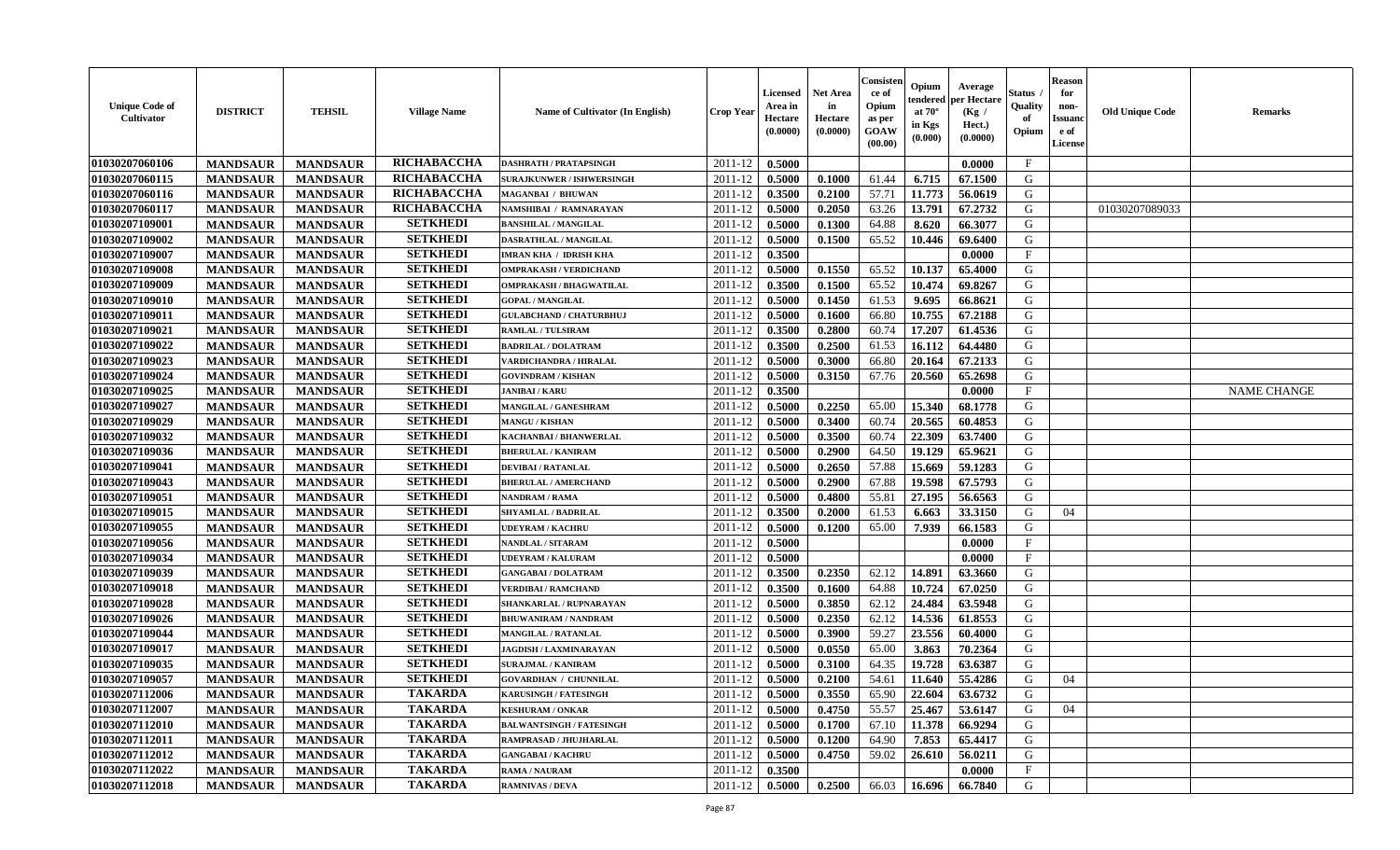| Unique Code of Cultivator | DISTRICT | TEHSIL | Village Name | Name of Cultivator (In English) | Crop Year | Licensed Area in Hectare (0.0000) | Net Area in Hectare (0.0000) | Consistence of Opium as per GOAW (00.00) | Opium tendered at 70° in Kgs (0.000) | Average per Hectare (Kg / Hect.) (0.0000) | Status / Quality of Opium | Reason for non-Issuance of License | Old Unique Code | Remarks |
|---|---|---|---|---|---|---|---|---|---|---|---|---|---|---|
| 01030207060106 | MANDSAUR | MANDSAUR | RICHABACCHA | DASHRATH / PRATAPSINGH | 2011-12 | 0.5000 | | | | 0.0000 | F | | | |
| 01030207060115 | MANDSAUR | MANDSAUR | RICHABACCHA | SURAJKUNWER / ISHWERSINGH | 2011-12 | 0.5000 | 0.1000 | 61.44 | 6.715 | 67.1500 | G | | | |
| 01030207060116 | MANDSAUR | MANDSAUR | RICHABACCHA | MAGANBAI / BHUWAN | 2011-12 | 0.3500 | 0.2100 | 57.71 | 11.773 | 56.0619 | G | | | |
| 01030207060117 | MANDSAUR | MANDSAUR | RICHABACCHA | NAMSHIBAI / RAMNARAYAN | 2011-12 | 0.5000 | 0.2050 | 63.26 | 13.791 | 67.2732 | G | | 01030207089033 | |
| 01030207109001 | MANDSAUR | MANDSAUR | SETKHEDI | BANSHILAL / MANGILAL | 2011-12 | 0.5000 | 0.1300 | 64.88 | 8.620 | 66.3077 | G | | | |
| 01030207109002 | MANDSAUR | MANDSAUR | SETKHEDI | DASRATHLAL / MANGILAL | 2011-12 | 0.5000 | 0.1500 | 65.52 | 10.446 | 69.6400 | G | | | |
| 01030207109007 | MANDSAUR | MANDSAUR | SETKHEDI | IMRAN KHA / IDRISH KHA | 2011-12 | 0.3500 | | | | 0.0000 | F | | | |
| 01030207109008 | MANDSAUR | MANDSAUR | SETKHEDI | OMPRAKASH / VERDICHAND | 2011-12 | 0.5000 | 0.1550 | 65.52 | 10.137 | 65.4000 | G | | | |
| 01030207109009 | MANDSAUR | MANDSAUR | SETKHEDI | OMPRAKASH / BHAGWATILAL | 2011-12 | 0.3500 | 0.1500 | 65.52 | 10.474 | 69.8267 | G | | | |
| 01030207109010 | MANDSAUR | MANDSAUR | SETKHEDI | GOPAL / MANGILAL | 2011-12 | 0.5000 | 0.1450 | 61.53 | 9.695 | 66.8621 | G | | | |
| 01030207109011 | MANDSAUR | MANDSAUR | SETKHEDI | GULABCHAND / CHATURBHUJ | 2011-12 | 0.5000 | 0.1600 | 66.80 | 10.755 | 67.2188 | G | | | |
| 01030207109021 | MANDSAUR | MANDSAUR | SETKHEDI | RAMLAL / TULSIRAM | 2011-12 | 0.3500 | 0.2800 | 60.74 | 17.207 | 61.4536 | G | | | |
| 01030207109022 | MANDSAUR | MANDSAUR | SETKHEDI | BADRILAL / DOLATRAM | 2011-12 | 0.3500 | 0.2500 | 61.53 | 16.112 | 64.4480 | G | | | |
| 01030207109023 | MANDSAUR | MANDSAUR | SETKHEDI | VARDICHANDRA / HIRALAL | 2011-12 | 0.5000 | 0.3000 | 66.80 | 20.164 | 67.2133 | G | | | |
| 01030207109024 | MANDSAUR | MANDSAUR | SETKHEDI | GOVINDRAM / KISHAN | 2011-12 | 0.5000 | 0.3150 | 67.76 | 20.560 | 65.2698 | G | | | |
| 01030207109025 | MANDSAUR | MANDSAUR | SETKHEDI | JANIBAI / KARU | 2011-12 | 0.3500 | | | | 0.0000 | F | | | NAME CHANGE |
| 01030207109027 | MANDSAUR | MANDSAUR | SETKHEDI | MANGILAL / GANESHRAM | 2011-12 | 0.5000 | 0.2250 | 65.00 | 15.340 | 68.1778 | G | | | |
| 01030207109029 | MANDSAUR | MANDSAUR | SETKHEDI | MANGU / KISHAN | 2011-12 | 0.5000 | 0.3400 | 60.74 | 20.565 | 60.4853 | G | | | |
| 01030207109032 | MANDSAUR | MANDSAUR | SETKHEDI | KACHANBAI / BHANWERLAL | 2011-12 | 0.5000 | 0.3500 | 60.74 | 22.309 | 63.7400 | G | | | |
| 01030207109036 | MANDSAUR | MANDSAUR | SETKHEDI | BHERULAL / KANIRAM | 2011-12 | 0.5000 | 0.2900 | 64.50 | 19.129 | 65.9621 | G | | | |
| 01030207109041 | MANDSAUR | MANDSAUR | SETKHEDI | DEVIBAI / RATANLAL | 2011-12 | 0.5000 | 0.2650 | 57.88 | 15.669 | 59.1283 | G | | | |
| 01030207109043 | MANDSAUR | MANDSAUR | SETKHEDI | BHERULAL / AMERCHAND | 2011-12 | 0.5000 | 0.2900 | 67.88 | 19.598 | 67.5793 | G | | | |
| 01030207109051 | MANDSAUR | MANDSAUR | SETKHEDI | NANDRAM / RAMA | 2011-12 | 0.5000 | 0.4800 | 55.81 | 27.195 | 56.6563 | G | | | |
| 01030207109015 | MANDSAUR | MANDSAUR | SETKHEDI | SHYAMLAL / BADRILAL | 2011-12 | 0.3500 | 0.2000 | 61.53 | 6.663 | 33.3150 | G | 04 | | |
| 01030207109055 | MANDSAUR | MANDSAUR | SETKHEDI | UDEYRAM / KACHRU | 2011-12 | 0.5000 | 0.1200 | 65.00 | 7.939 | 66.1583 | G | | | |
| 01030207109056 | MANDSAUR | MANDSAUR | SETKHEDI | NANDLAL / SITARAM | 2011-12 | 0.5000 | | | | 0.0000 | F | | | |
| 01030207109034 | MANDSAUR | MANDSAUR | SETKHEDI | UDEYRAM / KALURAM | 2011-12 | 0.5000 | | | | 0.0000 | F | | | |
| 01030207109039 | MANDSAUR | MANDSAUR | SETKHEDI | GANGABAI / DOLATRAM | 2011-12 | 0.3500 | 0.2350 | 62.12 | 14.891 | 63.3660 | G | | | |
| 01030207109018 | MANDSAUR | MANDSAUR | SETKHEDI | VERDIBAI / RAMCHAND | 2011-12 | 0.3500 | 0.1600 | 64.88 | 10.724 | 67.0250 | G | | | |
| 01030207109028 | MANDSAUR | MANDSAUR | SETKHEDI | SHANKARLAL / RUPNARAYAN | 2011-12 | 0.5000 | 0.3850 | 62.12 | 24.484 | 63.5948 | G | | | |
| 01030207109026 | MANDSAUR | MANDSAUR | SETKHEDI | BHUWANIRAM / NANDRAM | 2011-12 | 0.5000 | 0.2350 | 62.12 | 14.536 | 61.8553 | G | | | |
| 01030207109044 | MANDSAUR | MANDSAUR | SETKHEDI | MANGILAL / RATANLAL | 2011-12 | 0.5000 | 0.3900 | 59.27 | 23.556 | 60.4000 | G | | | |
| 01030207109017 | MANDSAUR | MANDSAUR | SETKHEDI | JAGDISH / LAXMINARAYAN | 2011-12 | 0.5000 | 0.0550 | 65.00 | 3.863 | 70.2364 | G | | | |
| 01030207109035 | MANDSAUR | MANDSAUR | SETKHEDI | SURAJMAL / KANIRAM | 2011-12 | 0.5000 | 0.3100 | 64.35 | 19.728 | 63.6387 | G | | | |
| 01030207109057 | MANDSAUR | MANDSAUR | SETKHEDI | GOVARDHAN / CHUNNILAL | 2011-12 | 0.5000 | 0.2100 | 54.61 | 11.640 | 55.4286 | G | 04 | | |
| 01030207112006 | MANDSAUR | MANDSAUR | TAKARDA | KARUSINGH / FATESINGH | 2011-12 | 0.5000 | 0.3550 | 65.90 | 22.604 | 63.6732 | G | | | |
| 01030207112007 | MANDSAUR | MANDSAUR | TAKARDA | KESHURAM / ONKAR | 2011-12 | 0.5000 | 0.4750 | 55.57 | 25.467 | 53.6147 | G | 04 | | |
| 01030207112010 | MANDSAUR | MANDSAUR | TAKARDA | BALWANTSINGH / FATESINGH | 2011-12 | 0.5000 | 0.1700 | 67.10 | 11.378 | 66.9294 | G | | | |
| 01030207112011 | MANDSAUR | MANDSAUR | TAKARDA | RAMPRASAD / JHUJHARLAL | 2011-12 | 0.5000 | 0.1200 | 64.90 | 7.853 | 65.4417 | G | | | |
| 01030207112012 | MANDSAUR | MANDSAUR | TAKARDA | GANGABAI / KACHRU | 2011-12 | 0.5000 | 0.4750 | 59.02 | 26.610 | 56.0211 | G | | | |
| 01030207112022 | MANDSAUR | MANDSAUR | TAKARDA | RAMA / NAURAM | 2011-12 | 0.3500 | | | | 0.0000 | F | | | |
| 01030207112018 | MANDSAUR | MANDSAUR | TAKARDA | RAMNIVAS / DEVA | 2011-12 | 0.5000 | 0.2500 | 66.03 | 16.696 | 66.7840 | G | | | |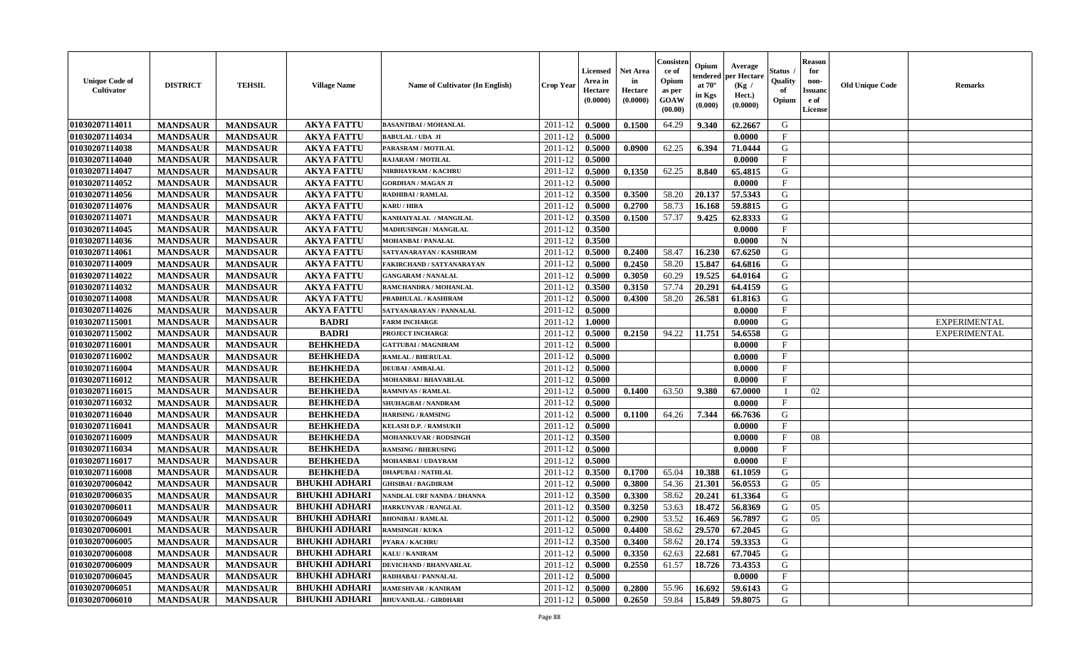| Unique Code of Cultivator | DISTRICT | TEHSIL | Village Name | Name of Cultivator (In English) | Crop Year | Licensed Area in Hectare (0.0000) | Net Area in Hectare (0.0000) | Consistence of Opium as per GOAW (00.00) | Opium tendered at 70° in Kgs (0.000) | Average per Hectare (Kg / Hect.) (0.0000) | Status / Quality of Opium | Reason for non-Issuance of License | Old Unique Code | Remarks |
|---|---|---|---|---|---|---|---|---|---|---|---|---|---|---|
| 01030207114011 | MANDSAUR | MANDSAUR | AKYA FATTU | BASANTIBAI / MOHANLAL | 2011-12 | 0.5000 | 0.1500 | 64.29 | 9.340 | 62.2667 | G | | | |
| 01030207114034 | MANDSAUR | MANDSAUR | AKYA FATTU | BABULAL / UDA JI | 2011-12 | 0.5000 | | | | 0.0000 | F | | | |
| 01030207114038 | MANDSAUR | MANDSAUR | AKYA FATTU | PARASRAM / MOTILAL | 2011-12 | 0.5000 | 0.0900 | 62.25 | 6.394 | 71.0444 | G | | | |
| 01030207114040 | MANDSAUR | MANDSAUR | AKYA FATTU | RAJARAM / MOTILAL | 2011-12 | 0.5000 | | | | 0.0000 | F | | | |
| 01030207114047 | MANDSAUR | MANDSAUR | AKYA FATTU | NIRBHAYRAM / KACHRU | 2011-12 | 0.5000 | 0.1350 | 62.25 | 8.840 | 65.4815 | G | | | |
| 01030207114052 | MANDSAUR | MANDSAUR | AKYA FATTU | GORDHAN / MAGAN JI | 2011-12 | 0.5000 | | | | 0.0000 | F | | | |
| 01030207114056 | MANDSAUR | MANDSAUR | AKYA FATTU | RADHIBAI / RAMLAL | 2011-12 | 0.3500 | 0.3500 | 58.20 | 20.137 | 57.5343 | G | | | |
| 01030207114076 | MANDSAUR | MANDSAUR | AKYA FATTU | KARU / HIRA | 2011-12 | 0.5000 | 0.2700 | 58.73 | 16.168 | 59.8815 | G | | | |
| 01030207114071 | MANDSAUR | MANDSAUR | AKYA FATTU | KANHAIYALAL / MANGILAL | 2011-12 | 0.3500 | 0.1500 | 57.37 | 9.425 | 62.8333 | G | | | |
| 01030207114045 | MANDSAUR | MANDSAUR | AKYA FATTU | MADHUSINGH / MANGILAL | 2011-12 | 0.3500 | | | | 0.0000 | F | | | |
| 01030207114036 | MANDSAUR | MANDSAUR | AKYA FATTU | MOHANBAI / PANALAL | 2011-12 | 0.3500 | | | | 0.0000 | N | | | |
| 01030207114061 | MANDSAUR | MANDSAUR | AKYA FATTU | SATYANARAYAN / KASHIRAM | 2011-12 | 0.5000 | 0.2400 | 58.47 | 16.230 | 67.6250 | G | | | |
| 01030207114009 | MANDSAUR | MANDSAUR | AKYA FATTU | FAKIRCHAND / SATYANARAYAN | 2011-12 | 0.5000 | 0.2450 | 58.20 | 15.847 | 64.6816 | G | | | |
| 01030207114022 | MANDSAUR | MANDSAUR | AKYA FATTU | GANGARAM / NANALAL | 2011-12 | 0.5000 | 0.3050 | 60.29 | 19.525 | 64.0164 | G | | | |
| 01030207114032 | MANDSAUR | MANDSAUR | AKYA FATTU | RAMCHANDRA / MOHANLAL | 2011-12 | 0.3500 | 0.3150 | 57.74 | 20.291 | 64.4159 | G | | | |
| 01030207114008 | MANDSAUR | MANDSAUR | AKYA FATTU | PRABHULAL / KASHIRAM | 2011-12 | 0.5000 | 0.4300 | 58.20 | 26.581 | 61.8163 | G | | | |
| 01030207114026 | MANDSAUR | MANDSAUR | AKYA FATTU | SATYANARAYAN / PANNALAL | 2011-12 | 0.5000 | | | | 0.0000 | F | | | |
| 01030207115001 | MANDSAUR | MANDSAUR | BADRI | FARM INCHARGE | 2011-12 | 1.0000 | | | | 0.0000 | G | | | EXPERIMENTAL |
| 01030207115002 | MANDSAUR | MANDSAUR | BADRI | PROJECT INCHARGE | 2011-12 | 0.5000 | 0.2150 | 94.22 | 11.751 | 54.6558 | G | | | EXPERIMENTAL |
| 01030207116001 | MANDSAUR | MANDSAUR | BEHKHEDA | GATTUBAI / MAGNIRAM | 2011-12 | 0.5000 | | | | 0.0000 | F | | | |
| 01030207116002 | MANDSAUR | MANDSAUR | BEHKHEDA | RAMLAL / BHERULAL | 2011-12 | 0.5000 | | | | 0.0000 | F | | | |
| 01030207116004 | MANDSAUR | MANDSAUR | BEHKHEDA | DEUBAI / AMBALAL | 2011-12 | 0.5000 | | | | 0.0000 | F | | | |
| 01030207116012 | MANDSAUR | MANDSAUR | BEHKHEDA | MOHANBAI / BHAVARLAL | 2011-12 | 0.5000 | | | | 0.0000 | F | | | |
| 01030207116015 | MANDSAUR | MANDSAUR | BEHKHEDA | RAMNIVAS / RAMLAL | 2011-12 | 0.5000 | 0.1400 | 63.50 | 9.380 | 67.0000 | I | 02 | | |
| 01030207116032 | MANDSAUR | MANDSAUR | BEHKHEDA | SHUHAGBAI / NANDRAM | 2011-12 | 0.5000 | | | | 0.0000 | F | | | |
| 01030207116040 | MANDSAUR | MANDSAUR | BEHKHEDA | HARISING / RAMSING | 2011-12 | 0.5000 | 0.1100 | 64.26 | 7.344 | 66.7636 | G | | | |
| 01030207116041 | MANDSAUR | MANDSAUR | BEHKHEDA | KELASH D.P. / RAMSUKH | 2011-12 | 0.5000 | | | | 0.0000 | F | | | |
| 01030207116009 | MANDSAUR | MANDSAUR | BEHKHEDA | MOHANKUVAR / RODSINGH | 2011-12 | 0.3500 | | | | 0.0000 | F | 08 | | |
| 01030207116034 | MANDSAUR | MANDSAUR | BEHKHEDA | RAMSING / BHERUSING | 2011-12 | 0.5000 | | | | 0.0000 | F | | | |
| 01030207116017 | MANDSAUR | MANDSAUR | BEHKHEDA | MOHANBAI / UDAYRAM | 2011-12 | 0.5000 | | | | 0.0000 | F | | | |
| 01030207116008 | MANDSAUR | MANDSAUR | BEHKHEDA | DHAPUBAI / NATHLAL | 2011-12 | 0.3500 | 0.1700 | 65.04 | 10.388 | 61.1059 | G | | | |
| 01030207006042 | MANDSAUR | MANDSAUR | BHUKHI ADHARI | GHISIBAI / BAGDIRAM | 2011-12 | 0.5000 | 0.3800 | 54.36 | 21.301 | 56.0553 | G | 05 | | |
| 01030207006035 | MANDSAUR | MANDSAUR | BHUKHI ADHARI | NANDLAL URF NANDA / DHANNA | 2011-12 | 0.3500 | 0.3300 | 58.62 | 20.241 | 61.3364 | G | | | |
| 01030207006011 | MANDSAUR | MANDSAUR | BHUKHI ADHARI | HARKUNVAR / RANGLAL | 2011-12 | 0.3500 | 0.3250 | 53.63 | 18.472 | 56.8369 | G | 05 | | |
| 01030207006049 | MANDSAUR | MANDSAUR | BHUKHI ADHARI | BHONIBAI / RAMLAL | 2011-12 | 0.5000 | 0.2900 | 53.52 | 16.469 | 56.7897 | G | 05 | | |
| 01030207006001 | MANDSAUR | MANDSAUR | BHUKHI ADHARI | RAMSINGH / KUKA | 2011-12 | 0.5000 | 0.4400 | 58.62 | 29.570 | 67.2045 | G | | | |
| 01030207006005 | MANDSAUR | MANDSAUR | BHUKHI ADHARI | PYARA / KACHRU | 2011-12 | 0.3500 | 0.3400 | 58.62 | 20.174 | 59.3353 | G | | | |
| 01030207006008 | MANDSAUR | MANDSAUR | BHUKHI ADHARI | KALU / KANIRAM | 2011-12 | 0.5000 | 0.3350 | 62.63 | 22.681 | 67.7045 | G | | | |
| 01030207006009 | MANDSAUR | MANDSAUR | BHUKHI ADHARI | DEVICHAND / BHANVARLAL | 2011-12 | 0.5000 | 0.2550 | 61.57 | 18.726 | 73.4353 | G | | | |
| 01030207006045 | MANDSAUR | MANDSAUR | BHUKHI ADHARI | RADHABAI / PANNALAL | 2011-12 | 0.5000 | | | | 0.0000 | F | | | |
| 01030207006051 | MANDSAUR | MANDSAUR | BHUKHI ADHARI | RAMESHVAR / KANIRAM | 2011-12 | 0.5000 | 0.2800 | 55.96 | 16.692 | 59.6143 | G | | | |
| 01030207006010 | MANDSAUR | MANDSAUR | BHUKHI ADHARI | BHUVANILAL / GIRDHARI | 2011-12 | 0.5000 | 0.2650 | 59.84 | 15.849 | 59.8075 | G | | | |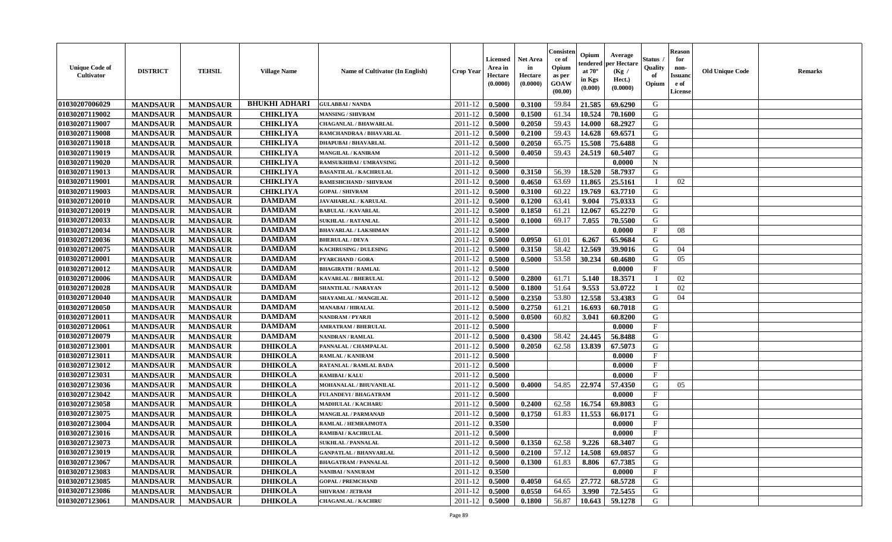| Unique Code of Cultivator | DISTRICT | TEHSIL | Village Name | Name of Cultivator (In English) | Crop Year | Licensed Area in Hectare (0.0000) | Net Area in Hectare (0.0000) | Consistence of Opium as per GOAW (00.00) | Opium tendered at 70° in Kgs (0.000) | Average per Hectare (Kg / Hect.) (0.0000) | Status / Quality of Opium | Reason for non-Issuance of License | Old Unique Code | Remarks |
|---|---|---|---|---|---|---|---|---|---|---|---|---|---|---|
| 01030207006029 | MANDSAUR | MANDSAUR | BHUKHI ADHARI | GULABBAI / NANDA | 2011-12 | 0.5000 | 0.3100 | 59.84 | 21.585 | 69.6290 | G | | | |
| 01030207119002 | MANDSAUR | MANDSAUR | CHIKLIYA | MANSING / SHIVRAM | 2011-12 | 0.5000 | 0.1500 | 61.34 | 10.524 | 70.1600 | G | | | |
| 01030207119007 | MANDSAUR | MANDSAUR | CHIKLIYA | CHAGANLAL / BHAWARLAL | 2011-12 | 0.5000 | 0.2050 | 59.43 | 14.000 | 68.2927 | G | | | |
| 01030207119008 | MANDSAUR | MANDSAUR | CHIKLIYA | RAMCHANDRAA / BHAVARLAL | 2011-12 | 0.5000 | 0.2100 | 59.43 | 14.628 | 69.6571 | G | | | |
| 01030207119018 | MANDSAUR | MANDSAUR | CHIKLIYA | DHAPUBAI / BHAVARLAL | 2011-12 | 0.5000 | 0.2050 | 65.75 | 15.508 | 75.6488 | G | | | |
| 01030207119019 | MANDSAUR | MANDSAUR | CHIKLIYA | MANGILAL / KANIRAM | 2011-12 | 0.5000 | 0.4050 | 59.43 | 24.519 | 60.5407 | G | | | |
| 01030207119020 | MANDSAUR | MANDSAUR | CHIKLIYA | RAMSUKHIBAI / UMRAVSING | 2011-12 | 0.5000 | | | | 0.0000 | N | | | |
| 01030207119013 | MANDSAUR | MANDSAUR | CHIKLIYA | BASANTILAL / KACHRULAL | 2011-12 | 0.5000 | 0.3150 | 56.39 | 18.520 | 58.7937 | G | | | |
| 01030207119001 | MANDSAUR | MANDSAUR | CHIKLIYA | RAMESHCHAND / SHIVRAM | 2011-12 | 0.5000 | 0.4650 | 63.69 | 11.865 | 25.5161 | I | 02 | | |
| 01030207119003 | MANDSAUR | MANDSAUR | CHIKLIYA | GOPAL / SHIVRAM | 2011-12 | 0.5000 | 0.3100 | 60.22 | 19.769 | 63.7710 | G | | | |
| 01030207120010 | MANDSAUR | MANDSAUR | DAMDAM | JAVAHARLAL / KARULAL | 2011-12 | 0.5000 | 0.1200 | 63.41 | 9.004 | 75.0333 | G | | | |
| 01030207120019 | MANDSAUR | MANDSAUR | DAMDAM | BABULAL / KAVARLAL | 2011-12 | 0.5000 | 0.1850 | 61.21 | 12.067 | 65.2270 | G | | | |
| 01030207120033 | MANDSAUR | MANDSAUR | DAMDAM | SUKHLAL / RATANLAL | 2011-12 | 0.5000 | 0.1000 | 69.17 | 7.055 | 70.5500 | G | | | |
| 01030207120034 | MANDSAUR | MANDSAUR | DAMDAM | BHAVARLAL / LAKSHMAN | 2011-12 | 0.5000 | | | | 0.0000 | F | 08 | | |
| 01030207120036 | MANDSAUR | MANDSAUR | DAMDAM | BHERULAL / DEVA | 2011-12 | 0.5000 | 0.0950 | 61.01 | 6.267 | 65.9684 | G | | | |
| 01030207120075 | MANDSAUR | MANDSAUR | DAMDAM | KACHRUSING / DULESING | 2011-12 | 0.5000 | 0.3150 | 58.42 | 12.569 | 39.9016 | G | 04 | | |
| 01030207120001 | MANDSAUR | MANDSAUR | DAMDAM | PYARCHAND / GORA | 2011-12 | 0.5000 | 0.5000 | 53.58 | 30.234 | 60.4680 | G | 05 | | |
| 01030207120012 | MANDSAUR | MANDSAUR | DAMDAM | BHAGIRATH / RAMLAL | 2011-12 | 0.5000 | | | | 0.0000 | F | | | |
| 01030207120006 | MANDSAUR | MANDSAUR | DAMDAM | KAVARLAL / BHERULAL | 2011-12 | 0.5000 | 0.2800 | 61.71 | 5.140 | 18.3571 | I | 02 | | |
| 01030207120028 | MANDSAUR | MANDSAUR | DAMDAM | SHANTILAL / NARAYAN | 2011-12 | 0.5000 | 0.1800 | 51.64 | 9.553 | 53.0722 | I | 02 | | |
| 01030207120040 | MANDSAUR | MANDSAUR | DAMDAM | SHAYAMLAL / MANGILAL | 2011-12 | 0.5000 | 0.2350 | 53.80 | 12.558 | 53.4383 | G | 04 | | |
| 01030207120050 | MANDSAUR | MANDSAUR | DAMDAM | MANABAI / HIRALAL | 2011-12 | 0.5000 | 0.2750 | 61.21 | 16.693 | 60.7018 | G | | | |
| 01030207120011 | MANDSAUR | MANDSAUR | DAMDAM | NANDRAM / PYARJI | 2011-12 | 0.5000 | 0.0500 | 60.82 | 3.041 | 60.8200 | G | | | |
| 01030207120061 | MANDSAUR | MANDSAUR | DAMDAM | AMRATRAM / BHERULAL | 2011-12 | 0.5000 | | | | 0.0000 | F | | | |
| 01030207120079 | MANDSAUR | MANDSAUR | DAMDAM | NANDRAN / RAMLAL | 2011-12 | 0.5000 | 0.4300 | 58.42 | 24.445 | 56.8488 | G | | | |
| 01030207123001 | MANDSAUR | MANDSAUR | DHIKOLA | PANNALAL / CHAMPALAL | 2011-12 | 0.5000 | 0.2050 | 62.58 | 13.839 | 67.5073 | G | | | |
| 01030207123011 | MANDSAUR | MANDSAUR | DHIKOLA | RAMLAL / KANIRAM | 2011-12 | 0.5000 | | | | 0.0000 | F | | | |
| 01030207123012 | MANDSAUR | MANDSAUR | DHIKOLA | RATANLAL / RAMLAL BADA | 2011-12 | 0.5000 | | | | 0.0000 | F | | | |
| 01030207123031 | MANDSAUR | MANDSAUR | DHIKOLA | RAMIBAI / KALU | 2011-12 | 0.5000 | | | | 0.0000 | F | | | |
| 01030207123036 | MANDSAUR | MANDSAUR | DHIKOLA | MOHANALAL / BHUVANILAL | 2011-12 | 0.5000 | 0.4000 | 54.85 | 22.974 | 57.4350 | G | 05 | | |
| 01030207123042 | MANDSAUR | MANDSAUR | DHIKOLA | FULANDEVI / BHAGATRAM | 2011-12 | 0.5000 | | | | 0.0000 | F | | | |
| 01030207123058 | MANDSAUR | MANDSAUR | DHIKOLA | MADHULAL / KACHARU | 2011-12 | 0.5000 | 0.2400 | 62.58 | 16.754 | 69.8083 | G | | | |
| 01030207123075 | MANDSAUR | MANDSAUR | DHIKOLA | MANGILAL / PARMANAD | 2011-12 | 0.5000 | 0.1750 | 61.83 | 11.553 | 66.0171 | G | | | |
| 01030207123004 | MANDSAUR | MANDSAUR | DHIKOLA | RAMLAL / HEMRAJMOTA | 2011-12 | 0.3500 | | | | 0.0000 | F | | | |
| 01030207123016 | MANDSAUR | MANDSAUR | DHIKOLA | RAMIBAI / KACHRULAL | 2011-12 | 0.5000 | | | | 0.0000 | F | | | |
| 01030207123073 | MANDSAUR | MANDSAUR | DHIKOLA | SUKHLAL / PANNALAL | 2011-12 | 0.5000 | 0.1350 | 62.58 | 9.226 | 68.3407 | G | | | |
| 01030207123019 | MANDSAUR | MANDSAUR | DHIKOLA | GANPATLAL / BHANVARLAL | 2011-12 | 0.5000 | 0.2100 | 57.12 | 14.508 | 69.0857 | G | | | |
| 01030207123067 | MANDSAUR | MANDSAUR | DHIKOLA | BHAGATRAM / PANNALAL | 2011-12 | 0.5000 | 0.1300 | 61.83 | 8.806 | 67.7385 | G | | | |
| 01030207123083 | MANDSAUR | MANDSAUR | DHIKOLA | NANIBAI / NANURAM | 2011-12 | 0.3500 | | | | 0.0000 | F | | | |
| 01030207123085 | MANDSAUR | MANDSAUR | DHIKOLA | GOPAL / PREMCHAND | 2011-12 | 0.5000 | 0.4050 | 64.65 | 27.772 | 68.5728 | G | | | |
| 01030207123086 | MANDSAUR | MANDSAUR | DHIKOLA | SHIVRAM / JETRAM | 2011-12 | 0.5000 | 0.0550 | 64.65 | 3.990 | 72.5455 | G | | | |
| 01030207123061 | MANDSAUR | MANDSAUR | DHIKOLA | CHAGANLAL / KACHRU | 2011-12 | 0.5000 | 0.1800 | 56.87 | 10.643 | 59.1278 | G | | | |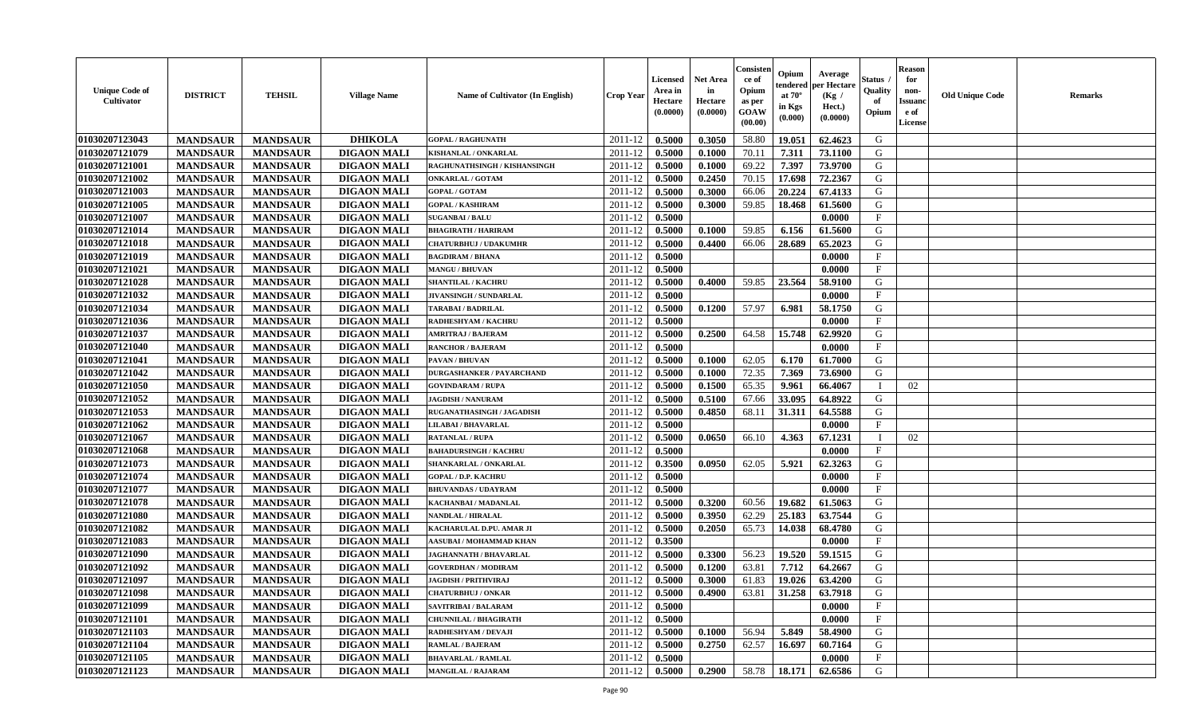| Unique Code of Cultivator | DISTRICT | TEHSIL | Village Name | Name of Cultivator (In English) | Crop Year | Licensed Area in Hectare (0.0000) | Net Area in Hectare (0.0000) | Consistence of Opium as per GOAW (00.00) | Opium tendered at 70° in Kgs (0.000) | Average per Hectare (Kg / Hect.) (0.0000) | Status / Quality of Opium | Reason for non-Issuance of License | Old Unique Code | Remarks |
|---|---|---|---|---|---|---|---|---|---|---|---|---|---|---|
| 01030207123043 | MANDSAUR | MANDSAUR | DHIKOLA | GOPAL / RAGHUNATH | 2011-12 | 0.5000 | 0.3050 | 58.80 | 19.051 | 62.4623 | G | | | |
| 01030207121079 | MANDSAUR | MANDSAUR | DIGAON MALI | KISHANLAL / ONKARLAL | 2011-12 | 0.5000 | 0.1000 | 70.11 | 7.311 | 73.1100 | G | | | |
| 01030207121001 | MANDSAUR | MANDSAUR | DIGAON MALI | RAGHUNATHSINGH / KISHANSINGH | 2011-12 | 0.5000 | 0.1000 | 69.22 | 7.397 | 73.9700 | G | | | |
| 01030207121002 | MANDSAUR | MANDSAUR | DIGAON MALI | ONKARLAL / GOTAM | 2011-12 | 0.5000 | 0.2450 | 70.15 | 17.698 | 72.2367 | G | | | |
| 01030207121003 | MANDSAUR | MANDSAUR | DIGAON MALI | GOPAL / GOTAM | 2011-12 | 0.5000 | 0.3000 | 66.06 | 20.224 | 67.4133 | G | | | |
| 01030207121005 | MANDSAUR | MANDSAUR | DIGAON MALI | GOPAL / KASHIRAM | 2011-12 | 0.5000 | 0.3000 | 59.85 | 18.468 | 61.5600 | G | | | |
| 01030207121007 | MANDSAUR | MANDSAUR | DIGAON MALI | SUGANBAI / BALU | 2011-12 | 0.5000 | | | | 0.0000 | F | | | |
| 01030207121014 | MANDSAUR | MANDSAUR | DIGAON MALI | BHAGIRATH / HARIRAM | 2011-12 | 0.5000 | 0.1000 | 59.85 | 6.156 | 61.5600 | G | | | |
| 01030207121018 | MANDSAUR | MANDSAUR | DIGAON MALI | CHATURBHUJ / UDAKUMHR | 2011-12 | 0.5000 | 0.4400 | 66.06 | 28.689 | 65.2023 | G | | | |
| 01030207121019 | MANDSAUR | MANDSAUR | DIGAON MALI | BAGDIRAM / BHANA | 2011-12 | 0.5000 | | | | 0.0000 | F | | | |
| 01030207121021 | MANDSAUR | MANDSAUR | DIGAON MALI | MANGU / BHUVAN | 2011-12 | 0.5000 | | | | 0.0000 | F | | | |
| 01030207121028 | MANDSAUR | MANDSAUR | DIGAON MALI | SHANTILAL / KACHRU | 2011-12 | 0.5000 | 0.4000 | 59.85 | 23.564 | 58.9100 | G | | | |
| 01030207121032 | MANDSAUR | MANDSAUR | DIGAON MALI | JIVANSINGH / SUNDARLAL | 2011-12 | 0.5000 | | | | 0.0000 | F | | | |
| 01030207121034 | MANDSAUR | MANDSAUR | DIGAON MALI | TARABAI / BADRILAL | 2011-12 | 0.5000 | 0.1200 | 57.97 | 6.981 | 58.1750 | G | | | |
| 01030207121036 | MANDSAUR | MANDSAUR | DIGAON MALI | RADHESHYAM / KACHRU | 2011-12 | 0.5000 | | | | 0.0000 | F | | | |
| 01030207121037 | MANDSAUR | MANDSAUR | DIGAON MALI | AMRITRAJ / BAJERAM | 2011-12 | 0.5000 | 0.2500 | 64.58 | 15.748 | 62.9920 | G | | | |
| 01030207121040 | MANDSAUR | MANDSAUR | DIGAON MALI | RANCHOR / BAJERAM | 2011-12 | 0.5000 | | | | 0.0000 | F | | | |
| 01030207121041 | MANDSAUR | MANDSAUR | DIGAON MALI | PAVAN / BHUVAN | 2011-12 | 0.5000 | 0.1000 | 62.05 | 6.170 | 61.7000 | G | | | |
| 01030207121042 | MANDSAUR | MANDSAUR | DIGAON MALI | DURGASHANKER / PAYARCHAND | 2011-12 | 0.5000 | 0.1000 | 72.35 | 7.369 | 73.6900 | G | | | |
| 01030207121050 | MANDSAUR | MANDSAUR | DIGAON MALI | GOVINDARAM / RUPA | 2011-12 | 0.5000 | 0.1500 | 65.35 | 9.961 | 66.4067 | I | 02 | | |
| 01030207121052 | MANDSAUR | MANDSAUR | DIGAON MALI | JAGDISH / NANURAM | 2011-12 | 0.5000 | 0.5100 | 67.66 | 33.095 | 64.8922 | G | | | |
| 01030207121053 | MANDSAUR | MANDSAUR | DIGAON MALI | RUGANATHASINGH / JAGADISH | 2011-12 | 0.5000 | 0.4850 | 68.11 | 31.311 | 64.5588 | G | | | |
| 01030207121062 | MANDSAUR | MANDSAUR | DIGAON MALI | LILABAI / BHAVARLAL | 2011-12 | 0.5000 | | | | 0.0000 | F | | | |
| 01030207121067 | MANDSAUR | MANDSAUR | DIGAON MALI | RATANLAL / RUPA | 2011-12 | 0.5000 | 0.0650 | 66.10 | 4.363 | 67.1231 | I | 02 | | |
| 01030207121068 | MANDSAUR | MANDSAUR | DIGAON MALI | BAHADURSINGH / KACHRU | 2011-12 | 0.5000 | | | | 0.0000 | F | | | |
| 01030207121073 | MANDSAUR | MANDSAUR | DIGAON MALI | SHANKARLAL / ONKARLAL | 2011-12 | 0.3500 | 0.0950 | 62.05 | 5.921 | 62.3263 | G | | | |
| 01030207121074 | MANDSAUR | MANDSAUR | DIGAON MALI | GOPAL / D.P. KACHRU | 2011-12 | 0.5000 | | | | 0.0000 | F | | | |
| 01030207121077 | MANDSAUR | MANDSAUR | DIGAON MALI | BHUVANDAS / UDAYRAM | 2011-12 | 0.5000 | | | | 0.0000 | F | | | |
| 01030207121078 | MANDSAUR | MANDSAUR | DIGAON MALI | KACHANBAI / MADANLAL | 2011-12 | 0.5000 | 0.3200 | 60.56 | 19.682 | 61.5063 | G | | | |
| 01030207121080 | MANDSAUR | MANDSAUR | DIGAON MALI | NANDLAL / HIRALAL | 2011-12 | 0.5000 | 0.3950 | 62.29 | 25.183 | 63.7544 | G | | | |
| 01030207121082 | MANDSAUR | MANDSAUR | DIGAON MALI | KACHARULAL D.PU. AMAR JI | 2011-12 | 0.5000 | 0.2050 | 65.73 | 14.038 | 68.4780 | G | | | |
| 01030207121083 | MANDSAUR | MANDSAUR | DIGAON MALI | AASUBAI / MOHAMMAD KHAN | 2011-12 | 0.3500 | | | | 0.0000 | F | | | |
| 01030207121090 | MANDSAUR | MANDSAUR | DIGAON MALI | JAGHANNATH / BHAVARLAL | 2011-12 | 0.5000 | 0.3300 | 56.23 | 19.520 | 59.1515 | G | | | |
| 01030207121092 | MANDSAUR | MANDSAUR | DIGAON MALI | GOVERDHAN / MODIRAM | 2011-12 | 0.5000 | 0.1200 | 63.81 | 7.712 | 64.2667 | G | | | |
| 01030207121097 | MANDSAUR | MANDSAUR | DIGAON MALI | JAGDISH / PRITHVIRAJ | 2011-12 | 0.5000 | 0.3000 | 61.83 | 19.026 | 63.4200 | G | | | |
| 01030207121098 | MANDSAUR | MANDSAUR | DIGAON MALI | CHATURBHUJ / ONKAR | 2011-12 | 0.5000 | 0.4900 | 63.81 | 31.258 | 63.7918 | G | | | |
| 01030207121099 | MANDSAUR | MANDSAUR | DIGAON MALI | SAVITRIBAI / BALARAM | 2011-12 | 0.5000 | | | | 0.0000 | F | | | |
| 01030207121101 | MANDSAUR | MANDSAUR | DIGAON MALI | CHUNNILAL / BHAGIRATH | 2011-12 | 0.5000 | | | | 0.0000 | F | | | |
| 01030207121103 | MANDSAUR | MANDSAUR | DIGAON MALI | RADHESHYAM / DEVAJI | 2011-12 | 0.5000 | 0.1000 | 56.94 | 5.849 | 58.4900 | G | | | |
| 01030207121104 | MANDSAUR | MANDSAUR | DIGAON MALI | RAMLAL / BAJERAM | 2011-12 | 0.5000 | 0.2750 | 62.57 | 16.697 | 60.7164 | G | | | |
| 01030207121105 | MANDSAUR | MANDSAUR | DIGAON MALI | BHAVARLAL / RAMLAL | 2011-12 | 0.5000 | | | | 0.0000 | F | | | |
| 01030207121123 | MANDSAUR | MANDSAUR | DIGAON MALI | MANGILAL / RAJARAM | 2011-12 | 0.5000 | 0.2900 | 58.78 | 18.171 | 62.6586 | G | | | |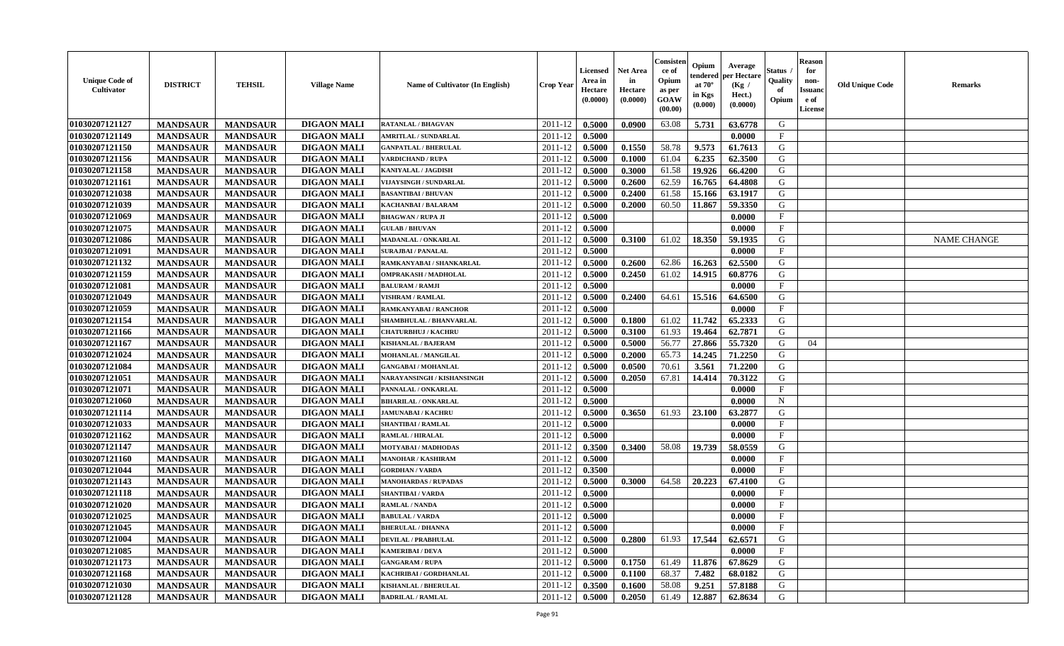| Unique Code of Cultivator | DISTRICT | TEHSIL | Village Name | Name of Cultivator (In English) | Crop Year | Licensed Area in Hectare (0.0000) | Net Area in Hectare (0.0000) | Consistence of Opium as per GOAW (00.00) | Opium tendered at 70° in Kgs (0.000) | Average per Hectare (Kg / Hect.) (0.0000) | Status / Quality of Opium | Reason for non-Issuance of License | Old Unique Code | Remarks |
|---|---|---|---|---|---|---|---|---|---|---|---|---|---|---|
| 01030207121127 | MANDSAUR | MANDSAUR | DIGAON MALI | RATANLAL / BHAGVAN | 2011-12 | 0.5000 | 0.0900 | 63.08 | 5.731 | 63.6778 | G | | | |
| 01030207121149 | MANDSAUR | MANDSAUR | DIGAON MALI | AMRITLAL / SUNDARLAL | 2011-12 | 0.5000 | | | | 0.0000 | F | | | |
| 01030207121150 | MANDSAUR | MANDSAUR | DIGAON MALI | GANPATLAL / BHERULAL | 2011-12 | 0.5000 | 0.1550 | 58.78 | 9.573 | 61.7613 | G | | | |
| 01030207121156 | MANDSAUR | MANDSAUR | DIGAON MALI | VARDICHAND / RUPA | 2011-12 | 0.5000 | 0.1000 | 61.04 | 6.235 | 62.3500 | G | | | |
| 01030207121158 | MANDSAUR | MANDSAUR | DIGAON MALI | KANIYALAL / JAGDISH | 2011-12 | 0.5000 | 0.3000 | 61.58 | 19.926 | 66.4200 | G | | | |
| 01030207121161 | MANDSAUR | MANDSAUR | DIGAON MALI | VIJAYSINGH / SUNDARLAL | 2011-12 | 0.5000 | 0.2600 | 62.59 | 16.765 | 64.4808 | G | | | |
| 01030207121038 | MANDSAUR | MANDSAUR | DIGAON MALI | BASANTIBAI / BHUVAN | 2011-12 | 0.5000 | 0.2400 | 61.58 | 15.166 | 63.1917 | G | | | |
| 01030207121039 | MANDSAUR | MANDSAUR | DIGAON MALI | KACHANBAI / BALARAM | 2011-12 | 0.5000 | 0.2000 | 60.50 | 11.867 | 59.3350 | G | | | |
| 01030207121069 | MANDSAUR | MANDSAUR | DIGAON MALI | BHAGWAN / RUPA JI | 2011-12 | 0.5000 | | | | 0.0000 | F | | | |
| 01030207121075 | MANDSAUR | MANDSAUR | DIGAON MALI | GULAB / BHUVAN | 2011-12 | 0.5000 | | | | 0.0000 | F | | | |
| 01030207121086 | MANDSAUR | MANDSAUR | DIGAON MALI | MADANLAL / ONKARLAL | 2011-12 | 0.5000 | 0.3100 | 61.02 | 18.350 | 59.1935 | G | | | NAME CHANGE |
| 01030207121091 | MANDSAUR | MANDSAUR | DIGAON MALI | SURAJBAI / PANALAL | 2011-12 | 0.5000 | | | | 0.0000 | F | | | |
| 01030207121132 | MANDSAUR | MANDSAUR | DIGAON MALI | RAMKANYABAI / SHANKARLAL | 2011-12 | 0.5000 | 0.2600 | 62.86 | 16.263 | 62.5500 | G | | | |
| 01030207121159 | MANDSAUR | MANDSAUR | DIGAON MALI | OMPRAKASH / MADHOLAL | 2011-12 | 0.5000 | 0.2450 | 61.02 | 14.915 | 60.8776 | G | | | |
| 01030207121081 | MANDSAUR | MANDSAUR | DIGAON MALI | BALURAM / RAMJI | 2011-12 | 0.5000 | | | | 0.0000 | F | | | |
| 01030207121049 | MANDSAUR | MANDSAUR | DIGAON MALI | VISHRAM / RAMLAL | 2011-12 | 0.5000 | 0.2400 | 64.61 | 15.516 | 64.6500 | G | | | |
| 01030207121059 | MANDSAUR | MANDSAUR | DIGAON MALI | RAMKANYABAI / RANCHOR | 2011-12 | 0.5000 | | | | 0.0000 | F | | | |
| 01030207121154 | MANDSAUR | MANDSAUR | DIGAON MALI | SHAMBHULAL / BHANVARLAL | 2011-12 | 0.5000 | 0.1800 | 61.02 | 11.742 | 65.2333 | G | | | |
| 01030207121166 | MANDSAUR | MANDSAUR | DIGAON MALI | CHATURBHUJ / KACHRU | 2011-12 | 0.5000 | 0.3100 | 61.93 | 19.464 | 62.7871 | G | | | |
| 01030207121167 | MANDSAUR | MANDSAUR | DIGAON MALI | KISHANLAL / BAJERAM | 2011-12 | 0.5000 | 0.5000 | 56.77 | 27.866 | 55.7320 | G | 04 | | |
| 01030207121024 | MANDSAUR | MANDSAUR | DIGAON MALI | MOHANLAL / MANGILAL | 2011-12 | 0.5000 | 0.2000 | 65.73 | 14.245 | 71.2250 | G | | | |
| 01030207121084 | MANDSAUR | MANDSAUR | DIGAON MALI | GANGABAI / MOHANLAL | 2011-12 | 0.5000 | 0.0500 | 70.61 | 3.561 | 71.2200 | G | | | |
| 01030207121051 | MANDSAUR | MANDSAUR | DIGAON MALI | NARAYANSINGH / KISHANSINGH | 2011-12 | 0.5000 | 0.2050 | 67.81 | 14.414 | 70.3122 | G | | | |
| 01030207121071 | MANDSAUR | MANDSAUR | DIGAON MALI | PANNALAL / ONKARLAL | 2011-12 | 0.5000 | | | | 0.0000 | F | | | |
| 01030207121060 | MANDSAUR | MANDSAUR | DIGAON MALI | BIHARILAL / ONKARLAL | 2011-12 | 0.5000 | | | | 0.0000 | N | | | |
| 01030207121114 | MANDSAUR | MANDSAUR | DIGAON MALI | JAMUNABAI / KACHRU | 2011-12 | 0.5000 | 0.3650 | 61.93 | 23.100 | 63.2877 | G | | | |
| 01030207121033 | MANDSAUR | MANDSAUR | DIGAON MALI | SHANTIBAI / RAMLAL | 2011-12 | 0.5000 | | | | 0.0000 | F | | | |
| 01030207121162 | MANDSAUR | MANDSAUR | DIGAON MALI | RAMLAL / HIRALAL | 2011-12 | 0.5000 | | | | 0.0000 | F | | | |
| 01030207121147 | MANDSAUR | MANDSAUR | DIGAON MALI | MOTYABAI / MADHODAS | 2011-12 | 0.3500 | 0.3400 | 58.08 | 19.739 | 58.0559 | G | | | |
| 01030207121160 | MANDSAUR | MANDSAUR | DIGAON MALI | MANOHAR / KASHIRAM | 2011-12 | 0.5000 | | | | 0.0000 | F | | | |
| 01030207121044 | MANDSAUR | MANDSAUR | DIGAON MALI | GORDHAN / VARDA | 2011-12 | 0.3500 | | | | 0.0000 | F | | | |
| 01030207121143 | MANDSAUR | MANDSAUR | DIGAON MALI | MANOHARDAS / RUPADAS | 2011-12 | 0.5000 | 0.3000 | 64.58 | 20.223 | 67.4100 | G | | | |
| 01030207121118 | MANDSAUR | MANDSAUR | DIGAON MALI | SHANTIBAI / VARDA | 2011-12 | 0.5000 | | | | 0.0000 | F | | | |
| 01030207121020 | MANDSAUR | MANDSAUR | DIGAON MALI | RAMLAL / NANDA | 2011-12 | 0.5000 | | | | 0.0000 | F | | | |
| 01030207121025 | MANDSAUR | MANDSAUR | DIGAON MALI | BABULAL / VARDA | 2011-12 | 0.5000 | | | | 0.0000 | F | | | |
| 01030207121045 | MANDSAUR | MANDSAUR | DIGAON MALI | BHERULAL / DHANNA | 2011-12 | 0.5000 | | | | 0.0000 | F | | | |
| 01030207121004 | MANDSAUR | MANDSAUR | DIGAON MALI | DEVILAL / PRABHULAL | 2011-12 | 0.5000 | 0.2800 | 61.93 | 17.544 | 62.6571 | G | | | |
| 01030207121085 | MANDSAUR | MANDSAUR | DIGAON MALI | KAMERIBAI / DEVA | 2011-12 | 0.5000 | | | | 0.0000 | F | | | |
| 01030207121173 | MANDSAUR | MANDSAUR | DIGAON MALI | GANGARAM / RUPA | 2011-12 | 0.5000 | 0.1750 | 61.49 | 11.876 | 67.8629 | G | | | |
| 01030207121168 | MANDSAUR | MANDSAUR | DIGAON MALI | KACHRIBAI / GORDHANLAL | 2011-12 | 0.5000 | 0.1100 | 68.37 | 7.482 | 68.0182 | G | | | |
| 01030207121030 | MANDSAUR | MANDSAUR | DIGAON MALI | KISHANLAL / BHERULAL | 2011-12 | 0.3500 | 0.1600 | 58.08 | 9.251 | 57.8188 | G | | | |
| 01030207121128 | MANDSAUR | MANDSAUR | DIGAON MALI | BADRILAL / RAMLAL | 2011-12 | 0.5000 | 0.2050 | 61.49 | 12.887 | 62.8634 | G | | | |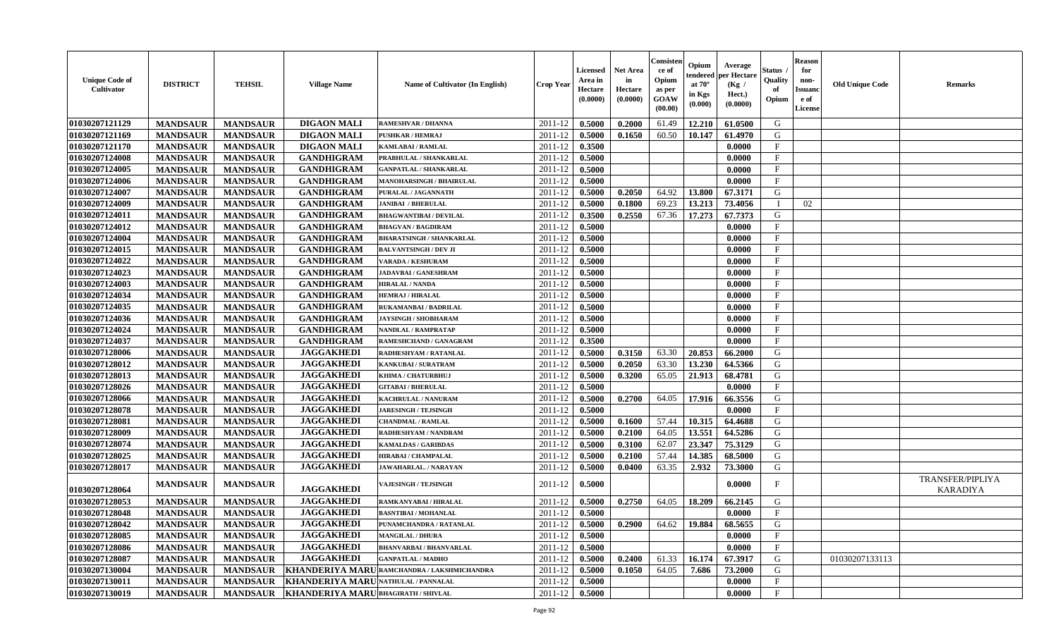| Unique Code of Cultivator | DISTRICT | TEHSIL | Village Name | Name of Cultivator (In English) | Crop Year | Licensed Area in Hectare (0.0000) | Net Area in Hectare (0.0000) | Consistence of Opium as per GOAW (00.00) | Opium tendered at 70° in Kgs (0.000) | Average per Hectare (Kg / Hect.) (0.0000) | Status / Quality of Opium | Reason for non-Issuance of License | Old Unique Code | Remarks |
|---|---|---|---|---|---|---|---|---|---|---|---|---|---|---|
| 01030207121129 | MANDSAUR | MANDSAUR | DIGAON MALI | RAMESHVAR / DHANNA | 2011-12 | 0.5000 | 0.2000 | 61.49 | 12.210 | 61.0500 | G | | | |
| 01030207121169 | MANDSAUR | MANDSAUR | DIGAON MALI | PUSHKAR / HEMRAJ | 2011-12 | 0.5000 | 0.1650 | 60.50 | 10.147 | 61.4970 | G | | | |
| 01030207121170 | MANDSAUR | MANDSAUR | DIGAON MALI | KAMLABAI / RAMLAL | 2011-12 | 0.3500 | | | | 0.0000 | F | | | |
| 01030207124008 | MANDSAUR | MANDSAUR | GANDHIGRAM | PRABHULAL / SHANKARLAL | 2011-12 | 0.5000 | | | | 0.0000 | F | | | |
| 01030207124005 | MANDSAUR | MANDSAUR | GANDHIGRAM | GANPATLAL / SHANKARLAL | 2011-12 | 0.5000 | | | | 0.0000 | F | | | |
| 01030207124006 | MANDSAUR | MANDSAUR | GANDHIGRAM | MANOHARSINGH / BHAIRULAL | 2011-12 | 0.5000 | | | | 0.0000 | F | | | |
| 01030207124007 | MANDSAUR | MANDSAUR | GANDHIGRAM | PURALAL / JAGANNATH | 2011-12 | 0.5000 | 0.2050 | 64.92 | 13.800 | 67.3171 | G | | | |
| 01030207124009 | MANDSAUR | MANDSAUR | GANDHIGRAM | JANIBAI / BHERULAL | 2011-12 | 0.5000 | 0.1800 | 69.23 | 13.213 | 73.4056 | I | 02 | | |
| 01030207124011 | MANDSAUR | MANDSAUR | GANDHIGRAM | BHAGWANTIBAI / DEVILAL | 2011-12 | 0.3500 | 0.2550 | 67.36 | 17.273 | 67.7373 | G | | | |
| 01030207124012 | MANDSAUR | MANDSAUR | GANDHIGRAM | BHAGVAN / BAGDIRAM | 2011-12 | 0.5000 | | | | 0.0000 | F | | | |
| 01030207124004 | MANDSAUR | MANDSAUR | GANDHIGRAM | BHARATSINGH / SHANKARLAL | 2011-12 | 0.5000 | | | | 0.0000 | F | | | |
| 01030207124015 | MANDSAUR | MANDSAUR | GANDHIGRAM | BALVANTSINGH / DEV JI | 2011-12 | 0.5000 | | | | 0.0000 | F | | | |
| 01030207124022 | MANDSAUR | MANDSAUR | GANDHIGRAM | VARADA / KESHURAM | 2011-12 | 0.5000 | | | | 0.0000 | F | | | |
| 01030207124023 | MANDSAUR | MANDSAUR | GANDHIGRAM | JADAVBAI / GANESHRAM | 2011-12 | 0.5000 | | | | 0.0000 | F | | | |
| 01030207124003 | MANDSAUR | MANDSAUR | GANDHIGRAM | HIRALAL / NANDA | 2011-12 | 0.5000 | | | | 0.0000 | F | | | |
| 01030207124034 | MANDSAUR | MANDSAUR | GANDHIGRAM | HEMRAJ / HIRALAL | 2011-12 | 0.5000 | | | | 0.0000 | F | | | |
| 01030207124035 | MANDSAUR | MANDSAUR | GANDHIGRAM | RUKAMANBAI / BADRILAL | 2011-12 | 0.5000 | | | | 0.0000 | F | | | |
| 01030207124036 | MANDSAUR | MANDSAUR | GANDHIGRAM | JAYSINGH / SHOBHARAM | 2011-12 | 0.5000 | | | | 0.0000 | F | | | |
| 01030207124024 | MANDSAUR | MANDSAUR | GANDHIGRAM | NANDLAL / RAMPRATAP | 2011-12 | 0.5000 | | | | 0.0000 | F | | | |
| 01030207124037 | MANDSAUR | MANDSAUR | GANDHIGRAM | RAMESHCHAND / GANAGRAM | 2011-12 | 0.3500 | | | | 0.0000 | F | | | |
| 01030207128006 | MANDSAUR | MANDSAUR | JAGGAKHEDI | RADHESHYAM / RATANLAL | 2011-12 | 0.5000 | 0.3150 | 63.30 | 20.853 | 66.2000 | G | | | |
| 01030207128012 | MANDSAUR | MANDSAUR | JAGGAKHEDI | KANKUBAI / SURATRAM | 2011-12 | 0.5000 | 0.2050 | 63.30 | 13.230 | 64.5366 | G | | | |
| 01030207128013 | MANDSAUR | MANDSAUR | JAGGAKHEDI | KHIMA / CHATURBHUJ | 2011-12 | 0.5000 | 0.3200 | 65.05 | 21.913 | 68.4781 | G | | | |
| 01030207128026 | MANDSAUR | MANDSAUR | JAGGAKHEDI | GITABAI / BHERULAL | 2011-12 | 0.5000 | | | | 0.0000 | F | | | |
| 01030207128066 | MANDSAUR | MANDSAUR | JAGGAKHEDI | KACHRULAL / NANURAM | 2011-12 | 0.5000 | 0.2700 | 64.05 | 17.916 | 66.3556 | G | | | |
| 01030207128078 | MANDSAUR | MANDSAUR | JAGGAKHEDI | JARESINGH / TEJSINGH | 2011-12 | 0.5000 | | | | 0.0000 | F | | | |
| 01030207128081 | MANDSAUR | MANDSAUR | JAGGAKHEDI | CHANDMAL / RAMLAL | 2011-12 | 0.5000 | 0.1600 | 57.44 | 10.315 | 64.4688 | G | | | |
| 01030207128009 | MANDSAUR | MANDSAUR | JAGGAKHEDI | RADHESHYAM / NANDRAM | 2011-12 | 0.5000 | 0.2100 | 64.05 | 13.551 | 64.5286 | G | | | |
| 01030207128074 | MANDSAUR | MANDSAUR | JAGGAKHEDI | KAMALDAS / GARIBDAS | 2011-12 | 0.5000 | 0.3100 | 62.07 | 23.347 | 75.3129 | G | | | |
| 01030207128025 | MANDSAUR | MANDSAUR | JAGGAKHEDI | HIRABAI / CHAMPALAL | 2011-12 | 0.5000 | 0.2100 | 57.44 | 14.385 | 68.5000 | G | | | |
| 01030207128017 | MANDSAUR | MANDSAUR | JAGGAKHEDI | JAWAHARLAL. / NARAYAN | 2011-12 | 0.5000 | 0.0400 | 63.35 | 2.932 | 73.3000 | G | | | |
| 01030207128064 | MANDSAUR | MANDSAUR | JAGGAKHEDI | VAJESINGH / TEJSINGH | 2011-12 | 0.5000 | | | | 0.0000 | F | | | TRANSFER/PIPLIYA KARADIYA |
| 01030207128053 | MANDSAUR | MANDSAUR | JAGGAKHEDI | RAMKANYABAI / HIRALAL | 2011-12 | 0.5000 | 0.2750 | 64.05 | 18.209 | 66.2145 | G | | | |
| 01030207128048 | MANDSAUR | MANDSAUR | JAGGAKHEDI | BASNTIBAI / MOHANLAL | 2011-12 | 0.5000 | | | | 0.0000 | F | | | |
| 01030207128042 | MANDSAUR | MANDSAUR | JAGGAKHEDI | PUNAMCHANDRA / RATANLAL | 2011-12 | 0.5000 | 0.2900 | 64.62 | 19.884 | 68.5655 | G | | | |
| 01030207128085 | MANDSAUR | MANDSAUR | JAGGAKHEDI | MANGILAL / DHURA | 2011-12 | 0.5000 | | | | 0.0000 | F | | | |
| 01030207128086 | MANDSAUR | MANDSAUR | JAGGAKHEDI | BHANVARBAI / BHANVARLAL | 2011-12 | 0.5000 | | | | 0.0000 | F | | | |
| 01030207128087 | MANDSAUR | MANDSAUR | JAGGAKHEDI | GANPATLAL / MADHO | 2011-12 | 0.5000 | 0.2400 | 61.33 | 16.174 | 67.3917 | G | | 01030207133113 | |
| 01030207130004 | MANDSAUR | MANDSAUR | KHANDERIYA MARU | RAMCHANDRA / LAKSHMICHANDRA | 2011-12 | 0.5000 | 0.1050 | 64.05 | 7.686 | 73.2000 | G | | | |
| 01030207130011 | MANDSAUR | MANDSAUR | KHANDERIYA MARU | NATHULAL / PANNALAL | 2011-12 | 0.5000 | | | | 0.0000 | F | | | |
| 01030207130019 | MANDSAUR | MANDSAUR | KHANDERIYA MARU | BHAGIRATH / SHIVLAL | 2011-12 | 0.5000 | | | | 0.0000 | F | | | |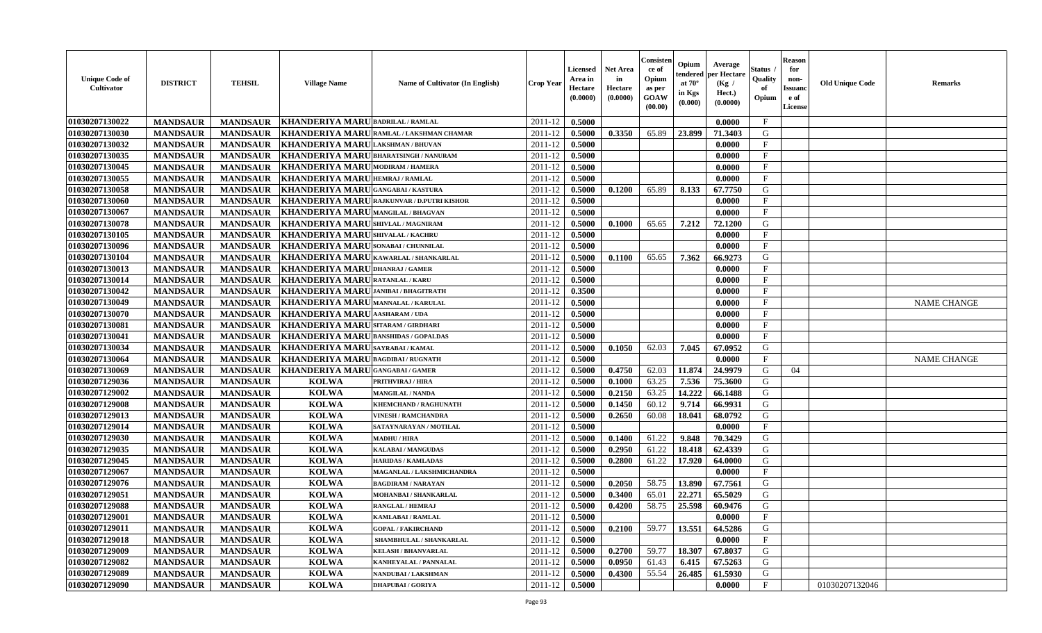| Unique Code of Cultivator | DISTRICT | TEHSIL | Village Name | Name of Cultivator (In English) | Crop Year | Licensed Area in Hectare (0.0000) | Net Area in Hectare (0.0000) | Consistence of Opium as per GOAW (00.00) | Opium tendered at 70° in Kgs (0.000) | Average per Hectare (Kg / Hect.) (0.0000) | Status / Quality of Opium | Reason for non-Issuance of License | Old Unique Code | Remarks |
|---|---|---|---|---|---|---|---|---|---|---|---|---|---|---|
| 01030207130022 | MANDSAUR | MANDSAUR | KHANDERIYA MARU | BADRILAL / RAMLAL | 2011-12 | 0.5000 | | | | 0.0000 | F | | | |
| 01030207130030 | MANDSAUR | MANDSAUR | KHANDERIYA MARU | RAMLAL / LAKSHMAN CHAMAR | 2011-12 | 0.5000 | 0.3350 | 65.89 | 23.899 | 71.3403 | G | | | |
| 01030207130032 | MANDSAUR | MANDSAUR | KHANDERIYA MARU | LAKSHMAN / BHUVAN | 2011-12 | 0.5000 | | | | 0.0000 | F | | | |
| 01030207130035 | MANDSAUR | MANDSAUR | KHANDERIYA MARU | BHARATSINGH / NANURAM | 2011-12 | 0.5000 | | | | 0.0000 | F | | | |
| 01030207130045 | MANDSAUR | MANDSAUR | KHANDERIYA MARU | MODIRAM / HAMERA | 2011-12 | 0.5000 | | | | 0.0000 | F | | | |
| 01030207130055 | MANDSAUR | MANDSAUR | KHANDERIYA MARU | HEMRAJ / RAMLAL | 2011-12 | 0.5000 | | | | 0.0000 | F | | | |
| 01030207130058 | MANDSAUR | MANDSAUR | KHANDERIYA MARU | GANGABAI / KASTURA | 2011-12 | 0.5000 | 0.1200 | 65.89 | 8.133 | 67.7750 | G | | | |
| 01030207130060 | MANDSAUR | MANDSAUR | KHANDERIYA MARU | RAJKUNVAR / D.PUTRI KISHOR | 2011-12 | 0.5000 | | | | 0.0000 | F | | | |
| 01030207130067 | MANDSAUR | MANDSAUR | KHANDERIYA MARU | MANGILAL / BHAGVAN | 2011-12 | 0.5000 | | | | 0.0000 | F | | | |
| 01030207130078 | MANDSAUR | MANDSAUR | KHANDERIYA MARU | SHIVLAL / MAGNIRAM | 2011-12 | 0.5000 | 0.1000 | 65.65 | 7.212 | 72.1200 | G | | | |
| 01030207130105 | MANDSAUR | MANDSAUR | KHANDERIYA MARU | SHIVALAL / KACHRU | 2011-12 | 0.5000 | | | | 0.0000 | F | | | |
| 01030207130096 | MANDSAUR | MANDSAUR | KHANDERIYA MARU | SONABAI / CHUNNILAL | 2011-12 | 0.5000 | | | | 0.0000 | F | | | |
| 01030207130104 | MANDSAUR | MANDSAUR | KHANDERIYA MARU | KAWARLAL / SHANKARLAL | 2011-12 | 0.5000 | 0.1100 | 65.65 | 7.362 | 66.9273 | G | | | |
| 01030207130013 | MANDSAUR | MANDSAUR | KHANDERIYA MARU | DHANRAJ / GAMER | 2011-12 | 0.5000 | | | | 0.0000 | F | | | |
| 01030207130014 | MANDSAUR | MANDSAUR | KHANDERIYA MARU | RATANLAL / KARU | 2011-12 | 0.5000 | | | | 0.0000 | F | | | |
| 01030207130042 | MANDSAUR | MANDSAUR | KHANDERIYA MARU | JANIBAI / BHAGITRATH | 2011-12 | 0.3500 | | | | 0.0000 | F | | | |
| 01030207130049 | MANDSAUR | MANDSAUR | KHANDERIYA MARU | MANNALAL / KARULAL | 2011-12 | 0.5000 | | | | 0.0000 | F | | | NAME CHANGE |
| 01030207130070 | MANDSAUR | MANDSAUR | KHANDERIYA MARU | AASHARAM / UDA | 2011-12 | 0.5000 | | | | 0.0000 | F | | | |
| 01030207130081 | MANDSAUR | MANDSAUR | KHANDERIYA MARU | SITARAM / GIRDHARI | 2011-12 | 0.5000 | | | | 0.0000 | F | | | |
| 01030207130041 | MANDSAUR | MANDSAUR | KHANDERIYA MARU | BANSHIDAS / GOPALDAS | 2011-12 | 0.5000 | | | | 0.0000 | F | | | |
| 01030207130034 | MANDSAUR | MANDSAUR | KHANDERIYA MARU | SAYRABAI / KAMAL | 2011-12 | 0.5000 | 0.1050 | 62.03 | 7.045 | 67.0952 | G | | | |
| 01030207130064 | MANDSAUR | MANDSAUR | KHANDERIYA MARU | BAGDIBAI / RUGNATH | 2011-12 | 0.5000 | | | | 0.0000 | F | | | NAME CHANGE |
| 01030207130069 | MANDSAUR | MANDSAUR | KHANDERIYA MARU | GANGABAI / GAMER | 2011-12 | 0.5000 | 0.4750 | 62.03 | 11.874 | 24.9979 | G | 04 | | |
| 01030207129036 | MANDSAUR | MANDSAUR | KOLWA | PRITHVIRAJ / HIRA | 2011-12 | 0.5000 | 0.1000 | 63.25 | 7.536 | 75.3600 | G | | | |
| 01030207129002 | MANDSAUR | MANDSAUR | KOLWA | MANGILAL / NANDA | 2011-12 | 0.5000 | 0.2150 | 63.25 | 14.222 | 66.1488 | G | | | |
| 01030207129008 | MANDSAUR | MANDSAUR | KOLWA | KHEMCHAND / RAGHUNATH | 2011-12 | 0.5000 | 0.1450 | 60.12 | 9.714 | 66.9931 | G | | | |
| 01030207129013 | MANDSAUR | MANDSAUR | KOLWA | VINESH / RAMCHANDRA | 2011-12 | 0.5000 | 0.2650 | 60.08 | 18.041 | 68.0792 | G | | | |
| 01030207129014 | MANDSAUR | MANDSAUR | KOLWA | SATAYNARAYAN / MOTILAL | 2011-12 | 0.5000 | | | | 0.0000 | F | | | |
| 01030207129030 | MANDSAUR | MANDSAUR | KOLWA | MADHU / HIRA | 2011-12 | 0.5000 | 0.1400 | 61.22 | 9.848 | 70.3429 | G | | | |
| 01030207129035 | MANDSAUR | MANDSAUR | KOLWA | KALABAI / MANGUDAS | 2011-12 | 0.5000 | 0.2950 | 61.22 | 18.418 | 62.4339 | G | | | |
| 01030207129045 | MANDSAUR | MANDSAUR | KOLWA | HARIDAS / KAMLADAS | 2011-12 | 0.5000 | 0.2800 | 61.22 | 17.920 | 64.0000 | G | | | |
| 01030207129067 | MANDSAUR | MANDSAUR | KOLWA | MAGANLAL / LAKSHMICHANDRA | 2011-12 | 0.5000 | | | | 0.0000 | F | | | |
| 01030207129076 | MANDSAUR | MANDSAUR | KOLWA | BAGDIRAM / NARAYAN | 2011-12 | 0.5000 | 0.2050 | 58.75 | 13.890 | 67.7561 | G | | | |
| 01030207129051 | MANDSAUR | MANDSAUR | KOLWA | MOHANBAI / SHANKARLAL | 2011-12 | 0.5000 | 0.3400 | 65.01 | 22.271 | 65.5029 | G | | | |
| 01030207129088 | MANDSAUR | MANDSAUR | KOLWA | RANGLAL / HEMRAJ | 2011-12 | 0.5000 | 0.4200 | 58.75 | 25.598 | 60.9476 | G | | | |
| 01030207129001 | MANDSAUR | MANDSAUR | KOLWA | KAMLABAI / RAMLAL | 2011-12 | 0.5000 | | | | 0.0000 | F | | | |
| 01030207129011 | MANDSAUR | MANDSAUR | KOLWA | GOPAL / FAKIRCHAND | 2011-12 | 0.5000 | 0.2100 | 59.77 | 13.551 | 64.5286 | G | | | |
| 01030207129018 | MANDSAUR | MANDSAUR | KOLWA | SHAMBHULAL / SHANKARLAL | 2011-12 | 0.5000 | | | | 0.0000 | F | | | |
| 01030207129009 | MANDSAUR | MANDSAUR | KOLWA | KELASH / BHANVARLAL | 2011-12 | 0.5000 | 0.2700 | 59.77 | 18.307 | 67.8037 | G | | | |
| 01030207129082 | MANDSAUR | MANDSAUR | KOLWA | KANHEYALAL / PANNALAL | 2011-12 | 0.5000 | 0.0950 | 61.43 | 6.415 | 67.5263 | G | | | |
| 01030207129089 | MANDSAUR | MANDSAUR | KOLWA | NANDUBAI / LAKSHMAN | 2011-12 | 0.5000 | 0.4300 | 55.54 | 26.485 | 61.5930 | G | | | |
| 01030207129090 | MANDSAUR | MANDSAUR | KOLWA | DHAPUBAI / GORIYA | 2011-12 | 0.5000 | | | | 0.0000 | F | | 01030207132046 | |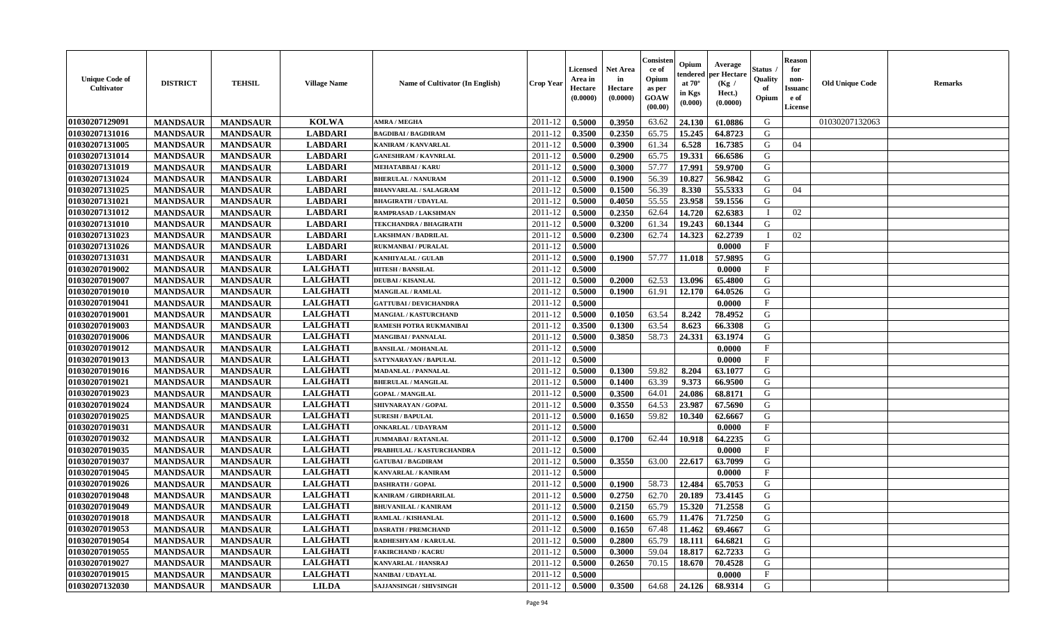| Unique Code of Cultivator | DISTRICT | TEHSIL | Village Name | Name of Cultivator (In English) | Crop Year | Licensed Area in Hectare (0.0000) | Net Area in Hectare (0.0000) | Consistence of Opium as per GOAW (00.00) | Opium tendered at 70° in Kgs (0.000) | Average per Hectare (Kg / Hect.) (0.0000) | Status / Quality of Opium | Reason for non-Issuance of License | Old Unique Code | Remarks |
|---|---|---|---|---|---|---|---|---|---|---|---|---|---|---|
| 01030207129091 | MANDSAUR | MANDSAUR | KOLWA | AMRA / MEGHA | 2011-12 | 0.5000 | 0.3950 | 63.62 | 24.130 | 61.0886 | G | | 01030207132063 | |
| 01030207131016 | MANDSAUR | MANDSAUR | LABDARI | BAGDIBAI / BAGDIRAM | 2011-12 | 0.3500 | 0.2350 | 65.75 | 15.245 | 64.8723 | G | | | |
| 01030207131005 | MANDSAUR | MANDSAUR | LABDARI | KANIRAM / KANVARLAL | 2011-12 | 0.5000 | 0.3900 | 61.34 | 6.528 | 16.7385 | G | 04 | | |
| 01030207131014 | MANDSAUR | MANDSAUR | LABDARI | GANESHRAM / KAVNRLAL | 2011-12 | 0.5000 | 0.2900 | 65.75 | 19.331 | 66.6586 | G | | | |
| 01030207131019 | MANDSAUR | MANDSAUR | LABDARI | MEHATABBAI / KARU | 2011-12 | 0.5000 | 0.3000 | 57.77 | 17.991 | 59.9700 | G | | | |
| 01030207131024 | MANDSAUR | MANDSAUR | LABDARI | BHERULAL / NANURAM | 2011-12 | 0.5000 | 0.1900 | 56.39 | 10.827 | 56.9842 | G | | | |
| 01030207131025 | MANDSAUR | MANDSAUR | LABDARI | BHANVARLAL / SALAGRAM | 2011-12 | 0.5000 | 0.1500 | 56.39 | 8.330 | 55.5333 | G | 04 | | |
| 01030207131021 | MANDSAUR | MANDSAUR | LABDARI | BHAGIRATH / UDAYLAL | 2011-12 | 0.5000 | 0.4050 | 55.55 | 23.958 | 59.1556 | G | | | |
| 01030207131012 | MANDSAUR | MANDSAUR | LABDARI | RAMPRASAD / LAKSHMAN | 2011-12 | 0.5000 | 0.2350 | 62.64 | 14.720 | 62.6383 | I | 02 | | |
| 01030207131010 | MANDSAUR | MANDSAUR | LABDARI | TEKCHANDRA / BHAGIRATH | 2011-12 | 0.5000 | 0.3200 | 61.34 | 19.243 | 60.1344 | G | | | |
| 01030207131023 | MANDSAUR | MANDSAUR | LABDARI | LAKSHMAN / BADRILAL | 2011-12 | 0.5000 | 0.2300 | 62.74 | 14.323 | 62.2739 | I | 02 | | |
| 01030207131026 | MANDSAUR | MANDSAUR | LABDARI | RUKMANBAI / PURALAL | 2011-12 | 0.5000 | | | | 0.0000 | F | | | |
| 01030207131031 | MANDSAUR | MANDSAUR | LABDARI | KANHIYALAL / GULAB | 2011-12 | 0.5000 | 0.1900 | 57.77 | 11.018 | 57.9895 | G | | | |
| 01030207019002 | MANDSAUR | MANDSAUR | LALGHATI | HITESH / BANSILAL | 2011-12 | 0.5000 | | | | 0.0000 | F | | | |
| 01030207019007 | MANDSAUR | MANDSAUR | LALGHATI | DEUBAI / KISANLAL | 2011-12 | 0.5000 | 0.2000 | 62.53 | 13.096 | 65.4800 | G | | | |
| 01030207019010 | MANDSAUR | MANDSAUR | LALGHATI | MANGILAL / RAMLAL | 2011-12 | 0.5000 | 0.1900 | 61.91 | 12.170 | 64.0526 | G | | | |
| 01030207019041 | MANDSAUR | MANDSAUR | LALGHATI | GATTUBAI / DEVICHANDRA | 2011-12 | 0.5000 | | | | 0.0000 | F | | | |
| 01030207019001 | MANDSAUR | MANDSAUR | LALGHATI | MANGIAL / KASTURCHAND | 2011-12 | 0.5000 | 0.1050 | 63.54 | 8.242 | 78.4952 | G | | | |
| 01030207019003 | MANDSAUR | MANDSAUR | LALGHATI | RAMESH POTRA RUKMANIBAI | 2011-12 | 0.3500 | 0.1300 | 63.54 | 8.623 | 66.3308 | G | | | |
| 01030207019006 | MANDSAUR | MANDSAUR | LALGHATI | MANGIBAI / PANNALAL | 2011-12 | 0.5000 | 0.3850 | 58.73 | 24.331 | 63.1974 | G | | | |
| 01030207019012 | MANDSAUR | MANDSAUR | LALGHATI | BANSILAL / MOHANLAL | 2011-12 | 0.5000 | | | | 0.0000 | F | | | |
| 01030207019013 | MANDSAUR | MANDSAUR | LALGHATI | SATYNARAYAN / BAPULAL | 2011-12 | 0.5000 | | | | 0.0000 | F | | | |
| 01030207019016 | MANDSAUR | MANDSAUR | LALGHATI | MADANLAL / PANNALAL | 2011-12 | 0.5000 | 0.1300 | 59.82 | 8.204 | 63.1077 | G | | | |
| 01030207019021 | MANDSAUR | MANDSAUR | LALGHATI | BHERULAL / MANGILAL | 2011-12 | 0.5000 | 0.1400 | 63.39 | 9.373 | 66.9500 | G | | | |
| 01030207019023 | MANDSAUR | MANDSAUR | LALGHATI | GOPAL / MANGILAL | 2011-12 | 0.5000 | 0.3500 | 64.01 | 24.086 | 68.8171 | G | | | |
| 01030207019024 | MANDSAUR | MANDSAUR | LALGHATI | SHIVNARAYAN / GOPAL | 2011-12 | 0.5000 | 0.3550 | 64.53 | 23.987 | 67.5690 | G | | | |
| 01030207019025 | MANDSAUR | MANDSAUR | LALGHATI | SURESH / BAPULAL | 2011-12 | 0.5000 | 0.1650 | 59.82 | 10.340 | 62.6667 | G | | | |
| 01030207019031 | MANDSAUR | MANDSAUR | LALGHATI | ONKARLAL / UDAYRAM | 2011-12 | 0.5000 | | | | 0.0000 | F | | | |
| 01030207019032 | MANDSAUR | MANDSAUR | LALGHATI | JUMMABAI / RATANLAL | 2011-12 | 0.5000 | 0.1700 | 62.44 | 10.918 | 64.2235 | G | | | |
| 01030207019035 | MANDSAUR | MANDSAUR | LALGHATI | PRABHULAL / KASTURCHANDRA | 2011-12 | 0.5000 | | | | 0.0000 | F | | | |
| 01030207019037 | MANDSAUR | MANDSAUR | LALGHATI | GATUBAI / BAGDIRAM | 2011-12 | 0.5000 | 0.3550 | 63.00 | 22.617 | 63.7099 | G | | | |
| 01030207019045 | MANDSAUR | MANDSAUR | LALGHATI | KANVARLAL / KANIRAM | 2011-12 | 0.5000 | | | | 0.0000 | F | | | |
| 01030207019026 | MANDSAUR | MANDSAUR | LALGHATI | DASHRATH / GOPAL | 2011-12 | 0.5000 | 0.1900 | 58.73 | 12.484 | 65.7053 | G | | | |
| 01030207019048 | MANDSAUR | MANDSAUR | LALGHATI | KANIRAM / GIRDHARILAL | 2011-12 | 0.5000 | 0.2750 | 62.70 | 20.189 | 73.4145 | G | | | |
| 01030207019049 | MANDSAUR | MANDSAUR | LALGHATI | BHUVANILAL / KANIRAM | 2011-12 | 0.5000 | 0.2150 | 65.79 | 15.320 | 71.2558 | G | | | |
| 01030207019018 | MANDSAUR | MANDSAUR | LALGHATI | RAMLAL / KISHANLAL | 2011-12 | 0.5000 | 0.1600 | 65.79 | 11.476 | 71.7250 | G | | | |
| 01030207019053 | MANDSAUR | MANDSAUR | LALGHATI | DASRATH / PREMCHAND | 2011-12 | 0.5000 | 0.1650 | 67.48 | 11.462 | 69.4667 | G | | | |
| 01030207019054 | MANDSAUR | MANDSAUR | LALGHATI | RADHESHYAM / KARULAL | 2011-12 | 0.5000 | 0.2800 | 65.79 | 18.111 | 64.6821 | G | | | |
| 01030207019055 | MANDSAUR | MANDSAUR | LALGHATI | FAKIRCHAND / KACRU | 2011-12 | 0.5000 | 0.3000 | 59.04 | 18.817 | 62.7233 | G | | | |
| 01030207019027 | MANDSAUR | MANDSAUR | LALGHATI | KANVARLAL / HANSRAJ | 2011-12 | 0.5000 | 0.2650 | 70.15 | 18.670 | 70.4528 | G | | | |
| 01030207019015 | MANDSAUR | MANDSAUR | LALGHATI | NANIBAI / UDAYLAL | 2011-12 | 0.5000 | | | | 0.0000 | F | | | |
| 01030207132030 | MANDSAUR | MANDSAUR | LILDA | SAJJANSINGH / SHIVSINGH | 2011-12 | 0.5000 | 0.3500 | 64.68 | 24.126 | 68.9314 | G | | | |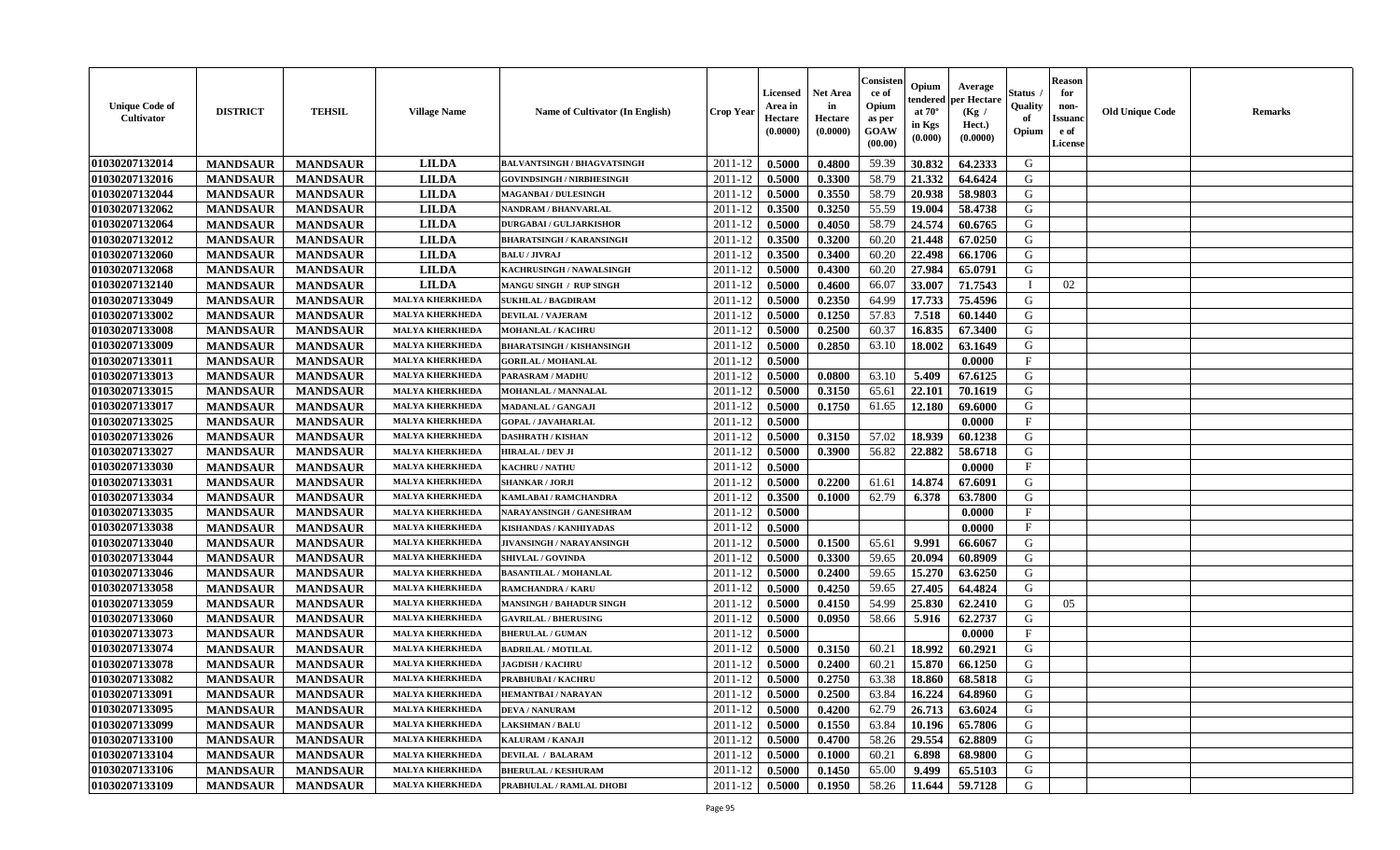| Unique Code of Cultivator | DISTRICT | TEHSIL | Village Name | Name of Cultivator (In English) | Crop Year | Licensed Area in Hectare (0.0000) | Net Area in Hectare (0.0000) | Consistence of Opium as per GOAW (00.00) | Opium tendered at 70° in Kgs (0.000) | Average per Hectare (Kg / Hect.) (0.0000) | Status / Quality of Opium | Reason for non-Issuance of License | Old Unique Code | Remarks |
|---|---|---|---|---|---|---|---|---|---|---|---|---|---|---|
| 01030207132014 | MANDSAUR | MANDSAUR | LILDA | BALVANTSINGH / BHAGVATSINGH | 2011-12 | 0.5000 | 0.4800 | 59.39 | 30.832 | 64.2333 | G | | | |
| 01030207132016 | MANDSAUR | MANDSAUR | LILDA | GOVINDSINGH / NIRBHESINGH | 2011-12 | 0.5000 | 0.3300 | 58.79 | 21.332 | 64.6424 | G | | | |
| 01030207132044 | MANDSAUR | MANDSAUR | LILDA | MAGANBAI / DULESINGH | 2011-12 | 0.5000 | 0.3550 | 58.79 | 20.938 | 58.9803 | G | | | |
| 01030207132062 | MANDSAUR | MANDSAUR | LILDA | NANDRAM / BHANVARLAL | 2011-12 | 0.3500 | 0.3250 | 55.59 | 19.004 | 58.4738 | G | | | |
| 01030207132064 | MANDSAUR | MANDSAUR | LILDA | DURGABAI / GULJARKISHOR | 2011-12 | 0.5000 | 0.4050 | 58.79 | 24.574 | 60.6765 | G | | | |
| 01030207132012 | MANDSAUR | MANDSAUR | LILDA | BHARATSINGH / KARANSINGH | 2011-12 | 0.3500 | 0.3200 | 60.20 | 21.448 | 67.0250 | G | | | |
| 01030207132060 | MANDSAUR | MANDSAUR | LILDA | BALU / JIVRAJ | 2011-12 | 0.3500 | 0.3400 | 60.20 | 22.498 | 66.1706 | G | | | |
| 01030207132068 | MANDSAUR | MANDSAUR | LILDA | KACHRUSINGH / NAWALSINGH | 2011-12 | 0.5000 | 0.4300 | 60.20 | 27.984 | 65.0791 | G | | | |
| 01030207132140 | MANDSAUR | MANDSAUR | LILDA | MANGU SINGH / RUP SINGH | 2011-12 | 0.5000 | 0.4600 | 66.07 | 33.007 | 71.7543 | I | 02 | | |
| 01030207133049 | MANDSAUR | MANDSAUR | MALYA KHERKHEDA | SUKHLAL / BAGDIRAM | 2011-12 | 0.5000 | 0.2350 | 64.99 | 17.733 | 75.4596 | G | | | |
| 01030207133002 | MANDSAUR | MANDSAUR | MALYA KHERKHEDA | DEVILAL / VAJERAM | 2011-12 | 0.5000 | 0.1250 | 57.83 | 7.518 | 60.1440 | G | | | |
| 01030207133008 | MANDSAUR | MANDSAUR | MALYA KHERKHEDA | MOHANLAL / KACHRU | 2011-12 | 0.5000 | 0.2500 | 60.37 | 16.835 | 67.3400 | G | | | |
| 01030207133009 | MANDSAUR | MANDSAUR | MALYA KHERKHEDA | BHARATSINGH / KISHANSINGH | 2011-12 | 0.5000 | 0.2850 | 63.10 | 18.002 | 63.1649 | G | | | |
| 01030207133011 | MANDSAUR | MANDSAUR | MALYA KHERKHEDA | GORILAL / MOHANLAL | 2011-12 | 0.5000 | | | | 0.0000 | F | | | |
| 01030207133013 | MANDSAUR | MANDSAUR | MALYA KHERKHEDA | PARASRAM / MADHU | 2011-12 | 0.5000 | 0.0800 | 63.10 | 5.409 | 67.6125 | G | | | |
| 01030207133015 | MANDSAUR | MANDSAUR | MALYA KHERKHEDA | MOHANLAL / MANNALAL | 2011-12 | 0.5000 | 0.3150 | 65.61 | 22.101 | 70.1619 | G | | | |
| 01030207133017 | MANDSAUR | MANDSAUR | MALYA KHERKHEDA | MADANLAL / GANGAJI | 2011-12 | 0.5000 | 0.1750 | 61.65 | 12.180 | 69.6000 | G | | | |
| 01030207133025 | MANDSAUR | MANDSAUR | MALYA KHERKHEDA | GOPAL / JAVAHARLAL | 2011-12 | 0.5000 | | | | 0.0000 | F | | | |
| 01030207133026 | MANDSAUR | MANDSAUR | MALYA KHERKHEDA | DASHRATH / KISHAN | 2011-12 | 0.5000 | 0.3150 | 57.02 | 18.939 | 60.1238 | G | | | |
| 01030207133027 | MANDSAUR | MANDSAUR | MALYA KHERKHEDA | HIRALAL / DEV JI | 2011-12 | 0.5000 | 0.3900 | 56.82 | 22.882 | 58.6718 | G | | | |
| 01030207133030 | MANDSAUR | MANDSAUR | MALYA KHERKHEDA | KACHRU / NATHU | 2011-12 | 0.5000 | | | | 0.0000 | F | | | |
| 01030207133031 | MANDSAUR | MANDSAUR | MALYA KHERKHEDA | SHANKAR / JORJI | 2011-12 | 0.5000 | 0.2200 | 61.61 | 14.874 | 67.6091 | G | | | |
| 01030207133034 | MANDSAUR | MANDSAUR | MALYA KHERKHEDA | KAMLABAI / RAMCHANDRA | 2011-12 | 0.3500 | 0.1000 | 62.79 | 6.378 | 63.7800 | G | | | |
| 01030207133035 | MANDSAUR | MANDSAUR | MALYA KHERKHEDA | NARAYANSINGH / GANESHRAM | 2011-12 | 0.5000 | | | | 0.0000 | F | | | |
| 01030207133038 | MANDSAUR | MANDSAUR | MALYA KHERKHEDA | KISHANDAS / KANHIYADAS | 2011-12 | 0.5000 | | | | 0.0000 | F | | | |
| 01030207133040 | MANDSAUR | MANDSAUR | MALYA KHERKHEDA | JIVANSINGH / NARAYANSINGH | 2011-12 | 0.5000 | 0.1500 | 65.61 | 9.991 | 66.6067 | G | | | |
| 01030207133044 | MANDSAUR | MANDSAUR | MALYA KHERKHEDA | SHIVLAL / GOVINDA | 2011-12 | 0.5000 | 0.3300 | 59.65 | 20.094 | 60.8909 | G | | | |
| 01030207133046 | MANDSAUR | MANDSAUR | MALYA KHERKHEDA | BASANTILAL / MOHANLAL | 2011-12 | 0.5000 | 0.2400 | 59.65 | 15.270 | 63.6250 | G | | | |
| 01030207133058 | MANDSAUR | MANDSAUR | MALYA KHERKHEDA | RAMCHANDRA / KARU | 2011-12 | 0.5000 | 0.4250 | 59.65 | 27.405 | 64.4824 | G | | | |
| 01030207133059 | MANDSAUR | MANDSAUR | MALYA KHERKHEDA | MANSINGH / BAHADUR SINGH | 2011-12 | 0.5000 | 0.4150 | 54.99 | 25.830 | 62.2410 | G | 05 | | |
| 01030207133060 | MANDSAUR | MANDSAUR | MALYA KHERKHEDA | GAVRILAL / BHERUSING | 2011-12 | 0.5000 | 0.0950 | 58.66 | 5.916 | 62.2737 | G | | | |
| 01030207133073 | MANDSAUR | MANDSAUR | MALYA KHERKHEDA | BHERULAL / GUMAN | 2011-12 | 0.5000 | | | | 0.0000 | F | | | |
| 01030207133074 | MANDSAUR | MANDSAUR | MALYA KHERKHEDA | BADRILAL / MOTILAL | 2011-12 | 0.5000 | 0.3150 | 60.21 | 18.992 | 60.2921 | G | | | |
| 01030207133078 | MANDSAUR | MANDSAUR | MALYA KHERKHEDA | JAGDISH / KACHRU | 2011-12 | 0.5000 | 0.2400 | 60.21 | 15.870 | 66.1250 | G | | | |
| 01030207133082 | MANDSAUR | MANDSAUR | MALYA KHERKHEDA | PRABHUBAI / KACHRU | 2011-12 | 0.5000 | 0.2750 | 63.38 | 18.860 | 68.5818 | G | | | |
| 01030207133091 | MANDSAUR | MANDSAUR | MALYA KHERKHEDA | HEMANTBAI / NARAYAN | 2011-12 | 0.5000 | 0.2500 | 63.84 | 16.224 | 64.8960 | G | | | |
| 01030207133095 | MANDSAUR | MANDSAUR | MALYA KHERKHEDA | DEVA / NANURAM | 2011-12 | 0.5000 | 0.4200 | 62.79 | 26.713 | 63.6024 | G | | | |
| 01030207133099 | MANDSAUR | MANDSAUR | MALYA KHERKHEDA | LAKSHMAN / BALU | 2011-12 | 0.5000 | 0.1550 | 63.84 | 10.196 | 65.7806 | G | | | |
| 01030207133100 | MANDSAUR | MANDSAUR | MALYA KHERKHEDA | KALURAM / KANAJI | 2011-12 | 0.5000 | 0.4700 | 58.26 | 29.554 | 62.8809 | G | | | |
| 01030207133104 | MANDSAUR | MANDSAUR | MALYA KHERKHEDA | DEVILAL / BALARAM | 2011-12 | 0.5000 | 0.1000 | 60.21 | 6.898 | 68.9800 | G | | | |
| 01030207133106 | MANDSAUR | MANDSAUR | MALYA KHERKHEDA | BHERULAL / KESHURAM | 2011-12 | 0.5000 | 0.1450 | 65.00 | 9.499 | 65.5103 | G | | | |
| 01030207133109 | MANDSAUR | MANDSAUR | MALYA KHERKHEDA | PRABHULAL / RAMLAL DHOBI | 2011-12 | 0.5000 | 0.1950 | 58.26 | 11.644 | 59.7128 | G | | | |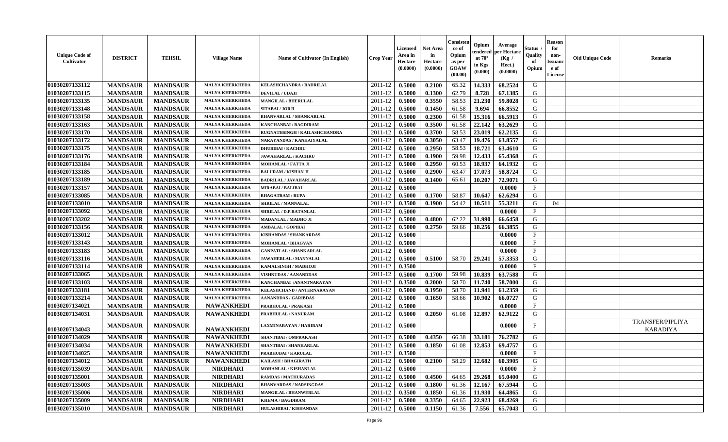| Unique Code of Cultivator | DISTRICT | TEHSIL | Village Name | Name of Cultivator (In English) | Crop Year | Licensed Area in Hectare (0.0000) | Net Area in Hectare (0.0000) | Consistence of Opium as per GOAW (00.00) | Opium tendered at 70° in Kgs (0.000) | Average per Hectare (Kg / Hect.) (0.0000) | Status / Quality of Opium | Reason for non-Issuance of License | Old Unique Code | Remarks |
|---|---|---|---|---|---|---|---|---|---|---|---|---|---|---|
| 01030207133112 | MANDSAUR | MANDSAUR | MALYA KHERKHEDA | KELASHCHANDRA / BADRILAL | 2011-12 | 0.5000 | 0.2100 | 65.32 | 14.333 | 68.2524 | G | | | |
| 01030207133115 | MANDSAUR | MANDSAUR | MALYA KHERKHEDA | DEVILAL / UDAJI | 2011-12 | 0.5000 | 0.1300 | 62.79 | 8.728 | 67.1385 | G | | | |
| 01030207133135 | MANDSAUR | MANDSAUR | MALYA KHERKHEDA | MANGILAL / BHERULAL | 2011-12 | 0.5000 | 0.3550 | 58.53 | 21.230 | 59.8028 | G | | | |
| 01030207133148 | MANDSAUR | MANDSAUR | MALYA KHERKHEDA | SITABAI / JORJI | 2011-12 | 0.5000 | 0.1450 | 61.58 | 9.694 | 66.8552 | G | | | |
| 01030207133158 | MANDSAUR | MANDSAUR | MALYA KHERKHEDA | BHANVARLAL / SHANKARLAL | 2011-12 | 0.5000 | 0.2300 | 61.58 | 15.316 | 66.5913 | G | | | |
| 01030207133163 | MANDSAUR | MANDSAUR | MALYA KHERKHEDA | KANCHANBAI / BAGDIRAM | 2011-12 | 0.5000 | 0.3500 | 61.58 | 22.142 | 63.2629 | G | | | |
| 01030207133170 | MANDSAUR | MANDSAUR | MALYA KHERKHEDA | RUGNATHSINGH / KAILASHCHANDRA | 2011-12 | 0.5000 | 0.3700 | 58.53 | 23.019 | 62.2135 | G | | | |
| 01030207133172 | MANDSAUR | MANDSAUR | MALYA KHERKHEDA | NARAYANDAS / KANHAIYALAL | 2011-12 | 0.5000 | 0.3050 | 63.47 | 19.476 | 63.8557 | G | | | |
| 01030207133175 | MANDSAUR | MANDSAUR | MALYA KHERKHEDA | DHURIBAI / KACHRU | 2011-12 | 0.5000 | 0.2950 | 58.53 | 18.721 | 63.4610 | G | | | |
| 01030207133176 | MANDSAUR | MANDSAUR | MALYA KHERKHEDA | JAWAHARLAL / KACHRU | 2011-12 | 0.5000 | 0.1900 | 59.98 | 12.433 | 65.4368 | G | | | |
| 01030207133184 | MANDSAUR | MANDSAUR | MALYA KHERKHEDA | MOHANLAL / FATTA JI | 2011-12 | 0.5000 | 0.2950 | 60.53 | 18.937 | 64.1932 | G | | | |
| 01030207133185 | MANDSAUR | MANDSAUR | MALYA KHERKHEDA | BALURAM / KISHAN JI | 2011-12 | 0.5000 | 0.2900 | 63.47 | 17.073 | 58.8724 | G | | | |
| 01030207133189 | MANDSAUR | MANDSAUR | MALYA KHERKHEDA | BADRILAL / JAVAHARLAL | 2011-12 | 0.5000 | 0.1400 | 65.61 | 10.207 | 72.9071 | G | | | |
| 01030207133157 | MANDSAUR | MANDSAUR | MALYA KHERKHEDA | MIRABAI / BALIBAI | 2011-12 | 0.5000 | | | | 0.0000 | F | | | |
| 01030207133085 | MANDSAUR | MANDSAUR | MALYA KHERKHEDA | BHAGATRAM / RUPA | 2011-12 | 0.5000 | 0.1700 | 58.87 | 10.647 | 62.6294 | G | | | |
| 01030207133010 | MANDSAUR | MANDSAUR | MALYA KHERKHEDA | SHRILAL / MANNALAL | 2011-12 | 0.3500 | 0.1900 | 54.42 | 10.511 | 55.3211 | G | 04 | | |
| 01030207133092 | MANDSAUR | MANDSAUR | MALYA KHERKHEDA | SHRILAL / D.P.RATANLAL | 2011-12 | 0.5000 | | | | 0.0000 | F | | | |
| 01030207133202 | MANDSAUR | MANDSAUR | MALYA KHERKHEDA | MADANLAL / MADHO JI | 2011-12 | 0.5000 | 0.4800 | 62.22 | 31.990 | 66.6458 | G | | | |
| 01030207133156 | MANDSAUR | MANDSAUR | MALYA KHERKHEDA | AMBALAL / GOPIBAI | 2011-12 | 0.5000 | 0.2750 | 59.66 | 18.256 | 66.3855 | G | | | |
| 01030207133012 | MANDSAUR | MANDSAUR | MALYA KHERKHEDA | KISHANDAS / SHANKARDAS | 2011-12 | 0.5000 | | | | 0.0000 | F | | | |
| 01030207133143 | MANDSAUR | MANDSAUR | MALYA KHERKHEDA | MOHANLAL / BHAGVAN | 2011-12 | 0.5000 | | | | 0.0000 | F | | | |
| 01030207133183 | MANDSAUR | MANDSAUR | MALYA KHERKHEDA | GANPATLAL / SHANKARLAL | 2011-12 | 0.5000 | | | | 0.0000 | F | | | |
| 01030207133116 | MANDSAUR | MANDSAUR | MALYA KHERKHEDA | JAWAHERLAL / MANNALAL | 2011-12 | 0.5000 | 0.5100 | 58.70 | 29.241 | 57.3353 | G | | | |
| 01030207133114 | MANDSAUR | MANDSAUR | MALYA KHERKHEDA | KAMALSINGH / MADHOJI | 2011-12 | 0.3500 | | | | 0.0000 | F | | | |
| 01030207133065 | MANDSAUR | MANDSAUR | MALYA KHERKHEDA | VISHNUDAS / AANANDDAS | 2011-12 | 0.5000 | 0.1700 | 59.98 | 10.839 | 63.7588 | G | | | |
| 01030207133103 | MANDSAUR | MANDSAUR | MALYA KHERKHEDA | KANCHANBAI /ANANTNARAYAN | 2011-12 | 0.3500 | 0.2000 | 58.70 | 11.740 | 58.7000 | G | | | |
| 01030207133181 | MANDSAUR | MANDSAUR | MALYA KHERKHEDA | KELASHCHAND / ANTERNARAYAN | 2011-12 | 0.5000 | 0.1950 | 58.70 | 11.941 | 61.2359 | G | | | |
| 01030207133214 | MANDSAUR | MANDSAUR | MALYA KHERKHEDA | AANANDDAS / GARIBDAS | 2011-12 | 0.5000 | 0.1650 | 58.66 | 10.902 | 66.0727 | G | | | |
| 01030207134021 | MANDSAUR | MANDSAUR | NAWANKHEDI | PRABHULAL / PRAKASH | 2011-12 | 0.5000 | | | | 0.0000 | F | | | |
| 01030207134031 | MANDSAUR | MANDSAUR | NAWANKHEDI | PRABHULAL / NANURAM | 2011-12 | 0.5000 | 0.2050 | 61.08 | 12.897 | 62.9122 | G | | | |
| 01030207134043 | MANDSAUR | MANDSAUR | NAWANKHEDI | LAXMINARAYAN / HARIRAM | 2011-12 | 0.5000 | | | | 0.0000 | F | | | TRANSFER/PIPLIYA KARADIYA |
| 01030207134029 | MANDSAUR | MANDSAUR | NAWANKHEDI | SHANTIBAI / OMPRAKASH | 2011-12 | 0.5000 | 0.4350 | 66.38 | 33.181 | 76.2782 | G | | | |
| 01030207134034 | MANDSAUR | MANDSAUR | NAWANKHEDI | SHANTIBAI / SHANKARLAL | 2011-12 | 0.5000 | 0.1850 | 61.08 | 12.853 | 69.4757 | G | | | |
| 01030207134025 | MANDSAUR | MANDSAUR | NAWANKHEDI | PRABHUBAI / KARULAL | 2011-12 | 0.3500 | | | | 0.0000 | F | | | |
| 01030207134012 | MANDSAUR | MANDSAUR | NAWANKHEDI | KAILASH / BHAGIRATH | 2011-12 | 0.5000 | 0.2100 | 58.29 | 12.682 | 60.3905 | G | | | |
| 01030207135039 | MANDSAUR | MANDSAUR | NIRDHARI | MOHANLAL / KISHANLAL | 2011-12 | 0.5000 | | | | 0.0000 | F | | | |
| 01030207135001 | MANDSAUR | MANDSAUR | NIRDHARI | RAMDAS / MATHURADAS | 2011-12 | 0.5000 | 0.4500 | 64.65 | 29.268 | 65.0400 | G | | | |
| 01030207135003 | MANDSAUR | MANDSAUR | NIRDHARI | BHANVARDAS / NARSINGDAS | 2011-12 | 0.5000 | 0.1800 | 61.36 | 12.167 | 67.5944 | G | | | |
| 01030207135006 | MANDSAUR | MANDSAUR | NIRDHARI | MANGILAL / BHANWERLAL | 2011-12 | 0.3500 | 0.1850 | 61.36 | 11.930 | 64.4865 | G | | | |
| 01030207135009 | MANDSAUR | MANDSAUR | NIRDHARI | KHEMA / BAGDIRAM | 2011-12 | 0.5000 | 0.3350 | 64.65 | 22.923 | 68.4269 | G | | | |
| 01030207135010 | MANDSAUR | MANDSAUR | NIRDHARI | HULASHIBAI / KISHANDAS | 2011-12 | 0.5000 | 0.1150 | 61.36 | 7.556 | 65.7043 | G | | | |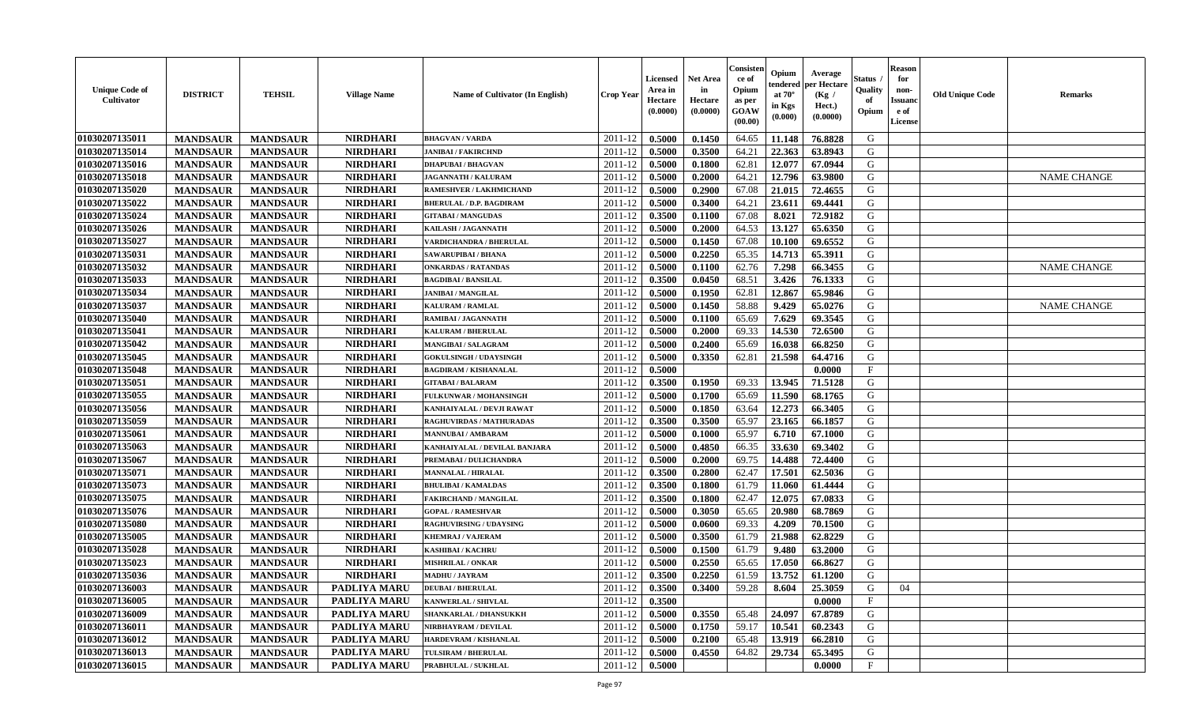| Unique Code of Cultivator | DISTRICT | TEHSIL | Village Name | Name of Cultivator (In English) | Crop Year | Licensed Area in Hectare (0.0000) | Net Area in Hectare (0.0000) | Consisten ce of Opium as per GOAW (00.00) | Opium tendered at 70° in Kgs (0.000) | Average per Hectare (Kg / Hect.) (0.0000) | Status / Quality of Opium | Reason for non-Issuanc e of License | Old Unique Code | Remarks |
|---|---|---|---|---|---|---|---|---|---|---|---|---|---|---|
| 01030207135011 | MANDSAUR | MANDSAUR | NIRDHARI | BHAGVAN / VARDA | 2011-12 | 0.5000 | 0.1450 | 64.65 | 11.148 | 76.8828 | G | | | |
| 01030207135014 | MANDSAUR | MANDSAUR | NIRDHARI | JANIBAI / FAKIRCHND | 2011-12 | 0.5000 | 0.3500 | 64.21 | 22.363 | 63.8943 | G | | | |
| 01030207135016 | MANDSAUR | MANDSAUR | NIRDHARI | DHAPUBAI / BHAGVAN | 2011-12 | 0.5000 | 0.1800 | 62.81 | 12.077 | 67.0944 | G | | | |
| 01030207135018 | MANDSAUR | MANDSAUR | NIRDHARI | JAGANNATH / KALURAM | 2011-12 | 0.5000 | 0.2000 | 64.21 | 12.796 | 63.9800 | G | | | NAME CHANGE |
| 01030207135020 | MANDSAUR | MANDSAUR | NIRDHARI | RAMESHVER / LAKHMICHAND | 2011-12 | 0.5000 | 0.2900 | 67.08 | 21.015 | 72.4655 | G | | | |
| 01030207135022 | MANDSAUR | MANDSAUR | NIRDHARI | BHERULAL / D.P. BAGDIRAM | 2011-12 | 0.5000 | 0.3400 | 64.21 | 23.611 | 69.4441 | G | | | |
| 01030207135024 | MANDSAUR | MANDSAUR | NIRDHARI | GITABAI / MANGUDAS | 2011-12 | 0.3500 | 0.1100 | 67.08 | 8.021 | 72.9182 | G | | | |
| 01030207135026 | MANDSAUR | MANDSAUR | NIRDHARI | KAILASH / JAGANNATH | 2011-12 | 0.5000 | 0.2000 | 64.53 | 13.127 | 65.6350 | G | | | |
| 01030207135027 | MANDSAUR | MANDSAUR | NIRDHARI | VARDICHANDRA / BHERULAL | 2011-12 | 0.5000 | 0.1450 | 67.08 | 10.100 | 69.6552 | G | | | |
| 01030207135031 | MANDSAUR | MANDSAUR | NIRDHARI | SAWARUPIBAI / BHANA | 2011-12 | 0.5000 | 0.2250 | 65.35 | 14.713 | 65.3911 | G | | | |
| 01030207135032 | MANDSAUR | MANDSAUR | NIRDHARI | ONKARDAS / RATANDAS | 2011-12 | 0.5000 | 0.1100 | 62.76 | 7.298 | 66.3455 | G | | | NAME CHANGE |
| 01030207135033 | MANDSAUR | MANDSAUR | NIRDHARI | BAGDIBAI / BANSILAL | 2011-12 | 0.3500 | 0.0450 | 68.51 | 3.426 | 76.1333 | G | | | |
| 01030207135034 | MANDSAUR | MANDSAUR | NIRDHARI | JANIBAI / MANGILAL | 2011-12 | 0.5000 | 0.1950 | 62.81 | 12.867 | 65.9846 | G | | | |
| 01030207135037 | MANDSAUR | MANDSAUR | NIRDHARI | KALURAM / RAMLAL | 2011-12 | 0.5000 | 0.1450 | 58.88 | 9.429 | 65.0276 | G | | | NAME CHANGE |
| 01030207135040 | MANDSAUR | MANDSAUR | NIRDHARI | RAMIBAI / JAGANNATH | 2011-12 | 0.5000 | 0.1100 | 65.69 | 7.629 | 69.3545 | G | | | |
| 01030207135041 | MANDSAUR | MANDSAUR | NIRDHARI | KALURAM / BHERULAL | 2011-12 | 0.5000 | 0.2000 | 69.33 | 14.530 | 72.6500 | G | | | |
| 01030207135042 | MANDSAUR | MANDSAUR | NIRDHARI | MANGIBAI / SALAGRAM | 2011-12 | 0.5000 | 0.2400 | 65.69 | 16.038 | 66.8250 | G | | | |
| 01030207135045 | MANDSAUR | MANDSAUR | NIRDHARI | GOKULSINGH / UDAYSINGH | 2011-12 | 0.5000 | 0.3350 | 62.81 | 21.598 | 64.4716 | G | | | |
| 01030207135048 | MANDSAUR | MANDSAUR | NIRDHARI | BAGDIRAM / KISHANALAL | 2011-12 | 0.5000 | | | | 0.0000 | F | | | |
| 01030207135051 | MANDSAUR | MANDSAUR | NIRDHARI | GITABAI / BALARAM | 2011-12 | 0.3500 | 0.1950 | 69.33 | 13.945 | 71.5128 | G | | | |
| 01030207135055 | MANDSAUR | MANDSAUR | NIRDHARI | FULKUNWAR / MOHANSINGH | 2011-12 | 0.5000 | 0.1700 | 65.69 | 11.590 | 68.1765 | G | | | |
| 01030207135056 | MANDSAUR | MANDSAUR | NIRDHARI | KANHAIYALAL / DEVJI RAWAT | 2011-12 | 0.5000 | 0.1850 | 63.64 | 12.273 | 66.3405 | G | | | |
| 01030207135059 | MANDSAUR | MANDSAUR | NIRDHARI | RAGHUVIRDAS / MATHURADAS | 2011-12 | 0.3500 | 0.3500 | 65.97 | 23.165 | 66.1857 | G | | | |
| 01030207135061 | MANDSAUR | MANDSAUR | NIRDHARI | MANNUBAI / AMBARAM | 2011-12 | 0.5000 | 0.1000 | 65.97 | 6.710 | 67.1000 | G | | | |
| 01030207135063 | MANDSAUR | MANDSAUR | NIRDHARI | KANHAIYALAL / DEVILAL BANJARA | 2011-12 | 0.5000 | 0.4850 | 66.35 | 33.630 | 69.3402 | G | | | |
| 01030207135067 | MANDSAUR | MANDSAUR | NIRDHARI | PREMABAI / DULICHANDRA | 2011-12 | 0.5000 | 0.2000 | 69.75 | 14.488 | 72.4400 | G | | | |
| 01030207135071 | MANDSAUR | MANDSAUR | NIRDHARI | MANNALAL / HIRALAL | 2011-12 | 0.3500 | 0.2800 | 62.47 | 17.501 | 62.5036 | G | | | |
| 01030207135073 | MANDSAUR | MANDSAUR | NIRDHARI | BHULIBAI / KAMALDAS | 2011-12 | 0.3500 | 0.1800 | 61.79 | 11.060 | 61.4444 | G | | | |
| 01030207135075 | MANDSAUR | MANDSAUR | NIRDHARI | FAKIRCHAND / MANGILAL | 2011-12 | 0.3500 | 0.1800 | 62.47 | 12.075 | 67.0833 | G | | | |
| 01030207135076 | MANDSAUR | MANDSAUR | NIRDHARI | GOPAL / RAMESHVAR | 2011-12 | 0.5000 | 0.3050 | 65.65 | 20.980 | 68.7869 | G | | | |
| 01030207135080 | MANDSAUR | MANDSAUR | NIRDHARI | RAGHUVIRSING / UDAYSING | 2011-12 | 0.5000 | 0.0600 | 69.33 | 4.209 | 70.1500 | G | | | |
| 01030207135005 | MANDSAUR | MANDSAUR | NIRDHARI | KHEMRAJ / VAJERAM | 2011-12 | 0.5000 | 0.3500 | 61.79 | 21.988 | 62.8229 | G | | | |
| 01030207135028 | MANDSAUR | MANDSAUR | NIRDHARI | KASHIBAI / KACHRU | 2011-12 | 0.5000 | 0.1500 | 61.79 | 9.480 | 63.2000 | G | | | |
| 01030207135023 | MANDSAUR | MANDSAUR | NIRDHARI | MISHRILAL / ONKAR | 2011-12 | 0.5000 | 0.2550 | 65.65 | 17.050 | 66.8627 | G | | | |
| 01030207135036 | MANDSAUR | MANDSAUR | NIRDHARI | MADHU / JAYRAM | 2011-12 | 0.3500 | 0.2250 | 61.59 | 13.752 | 61.1200 | G | | | |
| 01030207136003 | MANDSAUR | MANDSAUR | PADLIYA MARU | DEUBAI / BHERULAL | 2011-12 | 0.3500 | 0.3400 | 59.28 | 8.604 | 25.3059 | G | 04 | | |
| 01030207136005 | MANDSAUR | MANDSAUR | PADLIYA MARU | KANWERLAL / SHIVLAL | 2011-12 | 0.3500 | | | | 0.0000 | F | | | |
| 01030207136009 | MANDSAUR | MANDSAUR | PADLIYA MARU | SHANKARLAL / DHANSUKKH | 2011-12 | 0.5000 | 0.3550 | 65.48 | 24.097 | 67.8789 | G | | | |
| 01030207136011 | MANDSAUR | MANDSAUR | PADLIYA MARU | NIRBHAYRAM / DEVILAL | 2011-12 | 0.5000 | 0.1750 | 59.17 | 10.541 | 60.2343 | G | | | |
| 01030207136012 | MANDSAUR | MANDSAUR | PADLIYA MARU | HARDEVRAM / KISHANLAL | 2011-12 | 0.5000 | 0.2100 | 65.48 | 13.919 | 66.2810 | G | | | |
| 01030207136013 | MANDSAUR | MANDSAUR | PADLIYA MARU | TULSIRAM / BHERULAL | 2011-12 | 0.5000 | 0.4550 | 64.82 | 29.734 | 65.3495 | G | | | |
| 01030207136015 | MANDSAUR | MANDSAUR | PADLIYA MARU | PRABHULAL / SUKHLAL | 2011-12 | 0.5000 | | | | 0.0000 | F | | | |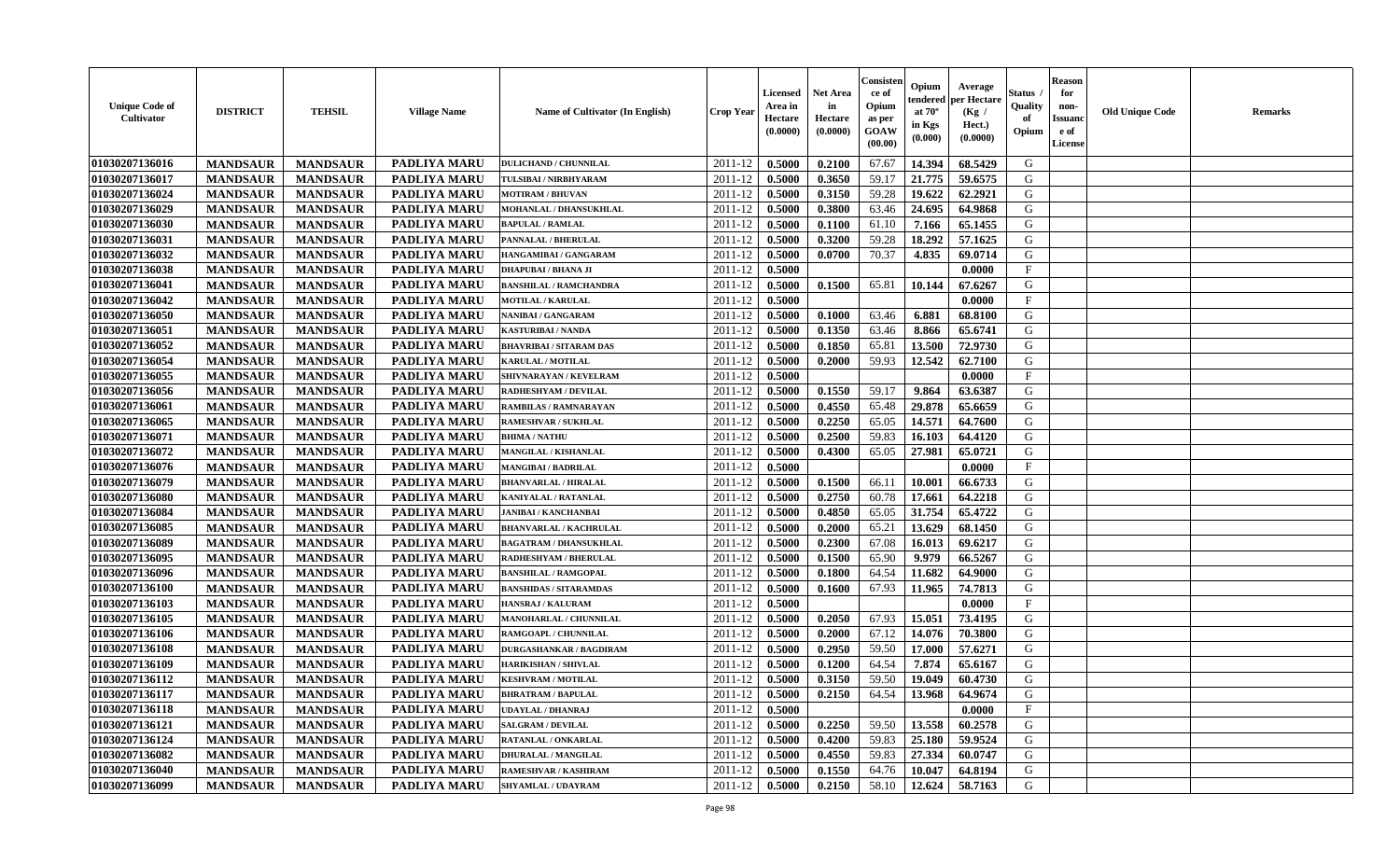| Unique Code of Cultivator | DISTRICT | TEHSIL | Village Name | Name of Cultivator (In English) | Crop Year | Licensed Area in Hectare (0.0000) | Net Area in Hectare (0.0000) | Consistence of Opium as per GOAW (00.00) | Opium tendered at 70° in Kgs (0.000) | Average per Hectare (Kg / Hect.) (0.0000) | Status / Quality of Opium | Reason for non-Issuance of License | Old Unique Code | Remarks |
|---|---|---|---|---|---|---|---|---|---|---|---|---|---|---|
| 01030207136016 | MANDSAUR | MANDSAUR | PADLIYA MARU | DULICHAND / CHUNNILAL | 2011-12 | 0.5000 | 0.2100 | 67.67 | 14.394 | 68.5429 | G | | | |
| 01030207136017 | MANDSAUR | MANDSAUR | PADLIYA MARU | TULSIBAI / NIRBHYARAM | 2011-12 | 0.5000 | 0.3650 | 59.17 | 21.775 | 59.6575 | G | | | |
| 01030207136024 | MANDSAUR | MANDSAUR | PADLIYA MARU | MOTIRAM / BHUVAN | 2011-12 | 0.5000 | 0.3150 | 59.28 | 19.622 | 62.2921 | G | | | |
| 01030207136029 | MANDSAUR | MANDSAUR | PADLIYA MARU | MOHANLAL / DHANSUKHLAL | 2011-12 | 0.5000 | 0.3800 | 63.46 | 24.695 | 64.9868 | G | | | |
| 01030207136030 | MANDSAUR | MANDSAUR | PADLIYA MARU | BAPULAL / RAMLAL | 2011-12 | 0.5000 | 0.1100 | 61.10 | 7.166 | 65.1455 | G | | | |
| 01030207136031 | MANDSAUR | MANDSAUR | PADLIYA MARU | PANNALAL / BHERULAL | 2011-12 | 0.5000 | 0.3200 | 59.28 | 18.292 | 57.1625 | G | | | |
| 01030207136032 | MANDSAUR | MANDSAUR | PADLIYA MARU | HANGAMIBAI / GANGARAM | 2011-12 | 0.5000 | 0.0700 | 70.37 | 4.835 | 69.0714 | G | | | |
| 01030207136038 | MANDSAUR | MANDSAUR | PADLIYA MARU | DHAPUBAI / BHANA JI | 2011-12 | 0.5000 | | | | 0.0000 | F | | | |
| 01030207136041 | MANDSAUR | MANDSAUR | PADLIYA MARU | BANSHILAL / RAMCHANDRA | 2011-12 | 0.5000 | 0.1500 | 65.81 | 10.144 | 67.6267 | G | | | |
| 01030207136042 | MANDSAUR | MANDSAUR | PADLIYA MARU | MOTILAL / KARULAL | 2011-12 | 0.5000 | | | | 0.0000 | F | | | |
| 01030207136050 | MANDSAUR | MANDSAUR | PADLIYA MARU | NANIBAI / GANGARAM | 2011-12 | 0.5000 | 0.1000 | 63.46 | 6.881 | 68.8100 | G | | | |
| 01030207136051 | MANDSAUR | MANDSAUR | PADLIYA MARU | KASTURIBAI / NANDA | 2011-12 | 0.5000 | 0.1350 | 63.46 | 8.866 | 65.6741 | G | | | |
| 01030207136052 | MANDSAUR | MANDSAUR | PADLIYA MARU | BHAVRIBAI / SITARAM DAS | 2011-12 | 0.5000 | 0.1850 | 65.81 | 13.500 | 72.9730 | G | | | |
| 01030207136054 | MANDSAUR | MANDSAUR | PADLIYA MARU | KARULAL / MOTILAL | 2011-12 | 0.5000 | 0.2000 | 59.93 | 12.542 | 62.7100 | G | | | |
| 01030207136055 | MANDSAUR | MANDSAUR | PADLIYA MARU | SHIVNARAYAN / KEVELRAM | 2011-12 | 0.5000 | | | | 0.0000 | F | | | |
| 01030207136056 | MANDSAUR | MANDSAUR | PADLIYA MARU | RADHESHYAM / DEVILAL | 2011-12 | 0.5000 | 0.1550 | 59.17 | 9.864 | 63.6387 | G | | | |
| 01030207136061 | MANDSAUR | MANDSAUR | PADLIYA MARU | RAMBILAS / RAMNARAYAN | 2011-12 | 0.5000 | 0.4550 | 65.48 | 29.878 | 65.6659 | G | | | |
| 01030207136065 | MANDSAUR | MANDSAUR | PADLIYA MARU | RAMESHVAR / SUKHLAL | 2011-12 | 0.5000 | 0.2250 | 65.05 | 14.571 | 64.7600 | G | | | |
| 01030207136071 | MANDSAUR | MANDSAUR | PADLIYA MARU | BHIMA / NATHU | 2011-12 | 0.5000 | 0.2500 | 59.83 | 16.103 | 64.4120 | G | | | |
| 01030207136072 | MANDSAUR | MANDSAUR | PADLIYA MARU | MANGILAL / KISHANLAL | 2011-12 | 0.5000 | 0.4300 | 65.05 | 27.981 | 65.0721 | G | | | |
| 01030207136076 | MANDSAUR | MANDSAUR | PADLIYA MARU | MANGIBAI / BADRILAL | 2011-12 | 0.5000 | | | | 0.0000 | F | | | |
| 01030207136079 | MANDSAUR | MANDSAUR | PADLIYA MARU | BHANVARLAL / HIRALAL | 2011-12 | 0.5000 | 0.1500 | 66.11 | 10.001 | 66.6733 | G | | | |
| 01030207136080 | MANDSAUR | MANDSAUR | PADLIYA MARU | KANIYALAL / RATANLAL | 2011-12 | 0.5000 | 0.2750 | 60.78 | 17.661 | 64.2218 | G | | | |
| 01030207136084 | MANDSAUR | MANDSAUR | PADLIYA MARU | JANIBAI / KANCHANBAI | 2011-12 | 0.5000 | 0.4850 | 65.05 | 31.754 | 65.4722 | G | | | |
| 01030207136085 | MANDSAUR | MANDSAUR | PADLIYA MARU | BHANVARLAL / KACHRULAL | 2011-12 | 0.5000 | 0.2000 | 65.21 | 13.629 | 68.1450 | G | | | |
| 01030207136089 | MANDSAUR | MANDSAUR | PADLIYA MARU | BAGATRAM / DHANSUKHLAL | 2011-12 | 0.5000 | 0.2300 | 67.08 | 16.013 | 69.6217 | G | | | |
| 01030207136095 | MANDSAUR | MANDSAUR | PADLIYA MARU | RADHESHYAM / BHERULAL | 2011-12 | 0.5000 | 0.1500 | 65.90 | 9.979 | 66.5267 | G | | | |
| 01030207136096 | MANDSAUR | MANDSAUR | PADLIYA MARU | BANSHILAL / RAMGOPAL | 2011-12 | 0.5000 | 0.1800 | 64.54 | 11.682 | 64.9000 | G | | | |
| 01030207136100 | MANDSAUR | MANDSAUR | PADLIYA MARU | BANSHIDAS / SITARAMDAS | 2011-12 | 0.5000 | 0.1600 | 67.93 | 11.965 | 74.7813 | G | | | |
| 01030207136103 | MANDSAUR | MANDSAUR | PADLIYA MARU | HANSRAJ / KALURAM | 2011-12 | 0.5000 | | | | 0.0000 | F | | | |
| 01030207136105 | MANDSAUR | MANDSAUR | PADLIYA MARU | MANOHARLAL / CHUNNILAL | 2011-12 | 0.5000 | 0.2050 | 67.93 | 15.051 | 73.4195 | G | | | |
| 01030207136106 | MANDSAUR | MANDSAUR | PADLIYA MARU | RAMGOAPL / CHUNNILAL | 2011-12 | 0.5000 | 0.2000 | 67.12 | 14.076 | 70.3800 | G | | | |
| 01030207136108 | MANDSAUR | MANDSAUR | PADLIYA MARU | DURGASHANKAR / BAGDIRAM | 2011-12 | 0.5000 | 0.2950 | 59.50 | 17.000 | 57.6271 | G | | | |
| 01030207136109 | MANDSAUR | MANDSAUR | PADLIYA MARU | HARIKISHAN / SHIVLAL | 2011-12 | 0.5000 | 0.1200 | 64.54 | 7.874 | 65.6167 | G | | | |
| 01030207136112 | MANDSAUR | MANDSAUR | PADLIYA MARU | KESHVRAM / MOTILAL | 2011-12 | 0.5000 | 0.3150 | 59.50 | 19.049 | 60.4730 | G | | | |
| 01030207136117 | MANDSAUR | MANDSAUR | PADLIYA MARU | BHRATRAM / BAPULAL | 2011-12 | 0.5000 | 0.2150 | 64.54 | 13.968 | 64.9674 | G | | | |
| 01030207136118 | MANDSAUR | MANDSAUR | PADLIYA MARU | UDAYLAL / DHANRAJ | 2011-12 | 0.5000 | | | | 0.0000 | F | | | |
| 01030207136121 | MANDSAUR | MANDSAUR | PADLIYA MARU | SALGRAM / DEVILAL | 2011-12 | 0.5000 | 0.2250 | 59.50 | 13.558 | 60.2578 | G | | | |
| 01030207136124 | MANDSAUR | MANDSAUR | PADLIYA MARU | RATANLAL / ONKARLAL | 2011-12 | 0.5000 | 0.4200 | 59.83 | 25.180 | 59.9524 | G | | | |
| 01030207136082 | MANDSAUR | MANDSAUR | PADLIYA MARU | DHURALAL / MANGILAL | 2011-12 | 0.5000 | 0.4550 | 59.83 | 27.334 | 60.0747 | G | | | |
| 01030207136040 | MANDSAUR | MANDSAUR | PADLIYA MARU | RAMESHVAR / KASHIRAM | 2011-12 | 0.5000 | 0.1550 | 64.76 | 10.047 | 64.8194 | G | | | |
| 01030207136099 | MANDSAUR | MANDSAUR | PADLIYA MARU | SHYAMLAL / UDAYRAM | 2011-12 | 0.5000 | 0.2150 | 58.10 | 12.624 | 58.7163 | G | | | |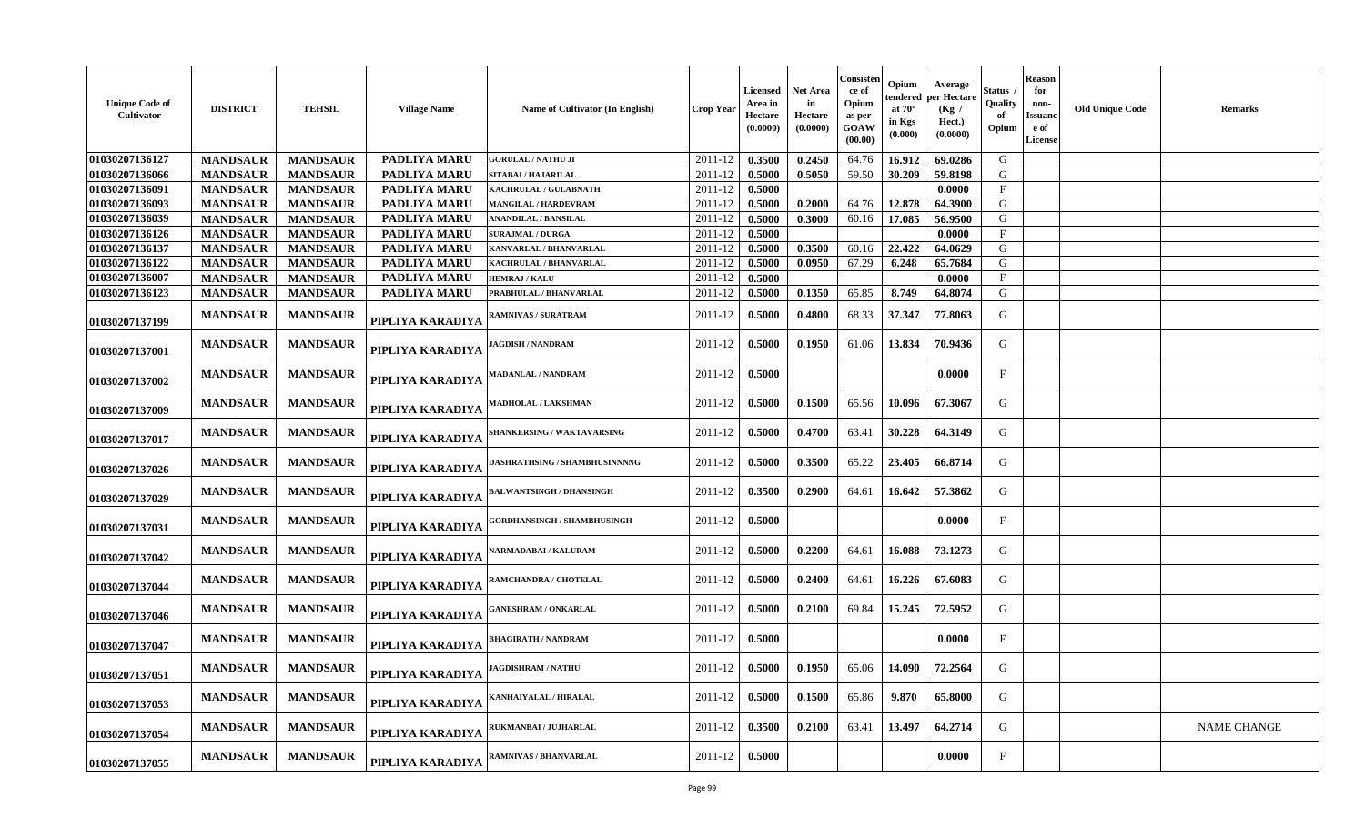| Unique Code of Cultivator | DISTRICT | TEHSIL | Village Name | Name of Cultivator (In English) | Crop Year | Licensed Area in Hectare (0.0000) | Net Area in Hectare (0.0000) | Consistence of Opium as per GOAW (00.00) | Opium tendered at 70° in Kgs (0.000) | Average per Hectare (Kg / Hect.) (0.0000) | Status / Quality of Opium | Reason for non-Issuance of License | Old Unique Code | Remarks |
|---|---|---|---|---|---|---|---|---|---|---|---|---|---|---|
| 01030207136127 | MANDSAUR | MANDSAUR | PADLIYA MARU | GORULAL / NATHU JI | 2011-12 | 0.3500 | 0.2450 | 64.76 | 16.912 | 69.0286 | G | | | |
| 01030207136066 | MANDSAUR | MANDSAUR | PADLIYA MARU | SITABAI / HAJARILAL | 2011-12 | 0.5000 | 0.5050 | 59.50 | 30.209 | 59.8198 | G | | | |
| 01030207136091 | MANDSAUR | MANDSAUR | PADLIYA MARU | KACHRULAL / GULABNATH | 2011-12 | 0.5000 | | | | 0.0000 | F | | | |
| 01030207136093 | MANDSAUR | MANDSAUR | PADLIYA MARU | MANGILAL / HARDEVRAM | 2011-12 | 0.5000 | 0.2000 | 64.76 | 12.878 | 64.3900 | G | | | |
| 01030207136039 | MANDSAUR | MANDSAUR | PADLIYA MARU | ANANDILAL / BANSILAL | 2011-12 | 0.5000 | 0.3000 | 60.16 | 17.085 | 56.9500 | G | | | |
| 01030207136126 | MANDSAUR | MANDSAUR | PADLIYA MARU | SURAJMAL / DURGA | 2011-12 | 0.5000 | | | | 0.0000 | F | | | |
| 01030207136137 | MANDSAUR | MANDSAUR | PADLIYA MARU | KANVARLAL / BHANVARLAL | 2011-12 | 0.5000 | 0.3500 | 60.16 | 22.422 | 64.0629 | G | | | |
| 01030207136122 | MANDSAUR | MANDSAUR | PADLIYA MARU | KACHRULAL / BHANVARLAL | 2011-12 | 0.5000 | 0.0950 | 67.29 | 6.248 | 65.7684 | G | | | |
| 01030207136007 | MANDSAUR | MANDSAUR | PADLIYA MARU | HEMRAJ / KALU | 2011-12 | 0.5000 | | | | 0.0000 | F | | | |
| 01030207136123 | MANDSAUR | MANDSAUR | PADLIYA MARU | PRABHULAL / BHANVARLAL | 2011-12 | 0.5000 | 0.1350 | 65.85 | 8.749 | 64.8074 | G | | | |
| 01030207137199 | MANDSAUR | MANDSAUR | PIPLIYA KARADIYA | RAMNIVAS / SURATRAM | 2011-12 | 0.5000 | 0.4800 | 68.33 | 37.347 | 77.8063 | G | | | |
| 01030207137001 | MANDSAUR | MANDSAUR | PIPLIYA KARADIYA | JAGDISH / NANDRAM | 2011-12 | 0.5000 | 0.1950 | 61.06 | 13.834 | 70.9436 | G | | | |
| 01030207137002 | MANDSAUR | MANDSAUR | PIPLIYA KARADIYA | MADANLAL / NANDRAM | 2011-12 | 0.5000 | | | | 0.0000 | F | | | |
| 01030207137009 | MANDSAUR | MANDSAUR | PIPLIYA KARADIYA | MADHOLAL / LAKSHMAN | 2011-12 | 0.5000 | 0.1500 | 65.56 | 10.096 | 67.3067 | G | | | |
| 01030207137017 | MANDSAUR | MANDSAUR | PIPLIYA KARADIYA | SHANKERSING / WAKTAVARSING | 2011-12 | 0.5000 | 0.4700 | 63.41 | 30.228 | 64.3149 | G | | | |
| 01030207137026 | MANDSAUR | MANDSAUR | PIPLIYA KARADIYA | DASHRATHSING / SHAMBHUSINNNNG | 2011-12 | 0.5000 | 0.3500 | 65.22 | 23.405 | 66.8714 | G | | | |
| 01030207137029 | MANDSAUR | MANDSAUR | PIPLIYA KARADIYA | BALWANTSINGH / DHANSINGH | 2011-12 | 0.3500 | 0.2900 | 64.61 | 16.642 | 57.3862 | G | | | |
| 01030207137031 | MANDSAUR | MANDSAUR | PIPLIYA KARADIYA | GORDHANSINGH / SHAMBHUSINGH | 2011-12 | 0.5000 | | | | 0.0000 | F | | | |
| 01030207137042 | MANDSAUR | MANDSAUR | PIPLIYA KARADIYA | NARMADABAI / KALURAM | 2011-12 | 0.5000 | 0.2200 | 64.61 | 16.088 | 73.1273 | G | | | |
| 01030207137044 | MANDSAUR | MANDSAUR | PIPLIYA KARADIYA | RAMCHANDRA / CHOTELAL | 2011-12 | 0.5000 | 0.2400 | 64.61 | 16.226 | 67.6083 | G | | | |
| 01030207137046 | MANDSAUR | MANDSAUR | PIPLIYA KARADIYA | GANESHRAM / ONKARLAL | 2011-12 | 0.5000 | 0.2100 | 69.84 | 15.245 | 72.5952 | G | | | |
| 01030207137047 | MANDSAUR | MANDSAUR | PIPLIYA KARADIYA | BHAGIRATH / NANDRAM | 2011-12 | 0.5000 | | | | 0.0000 | F | | | |
| 01030207137051 | MANDSAUR | MANDSAUR | PIPLIYA KARADIYA | JAGDISHRAM / NATHU | 2011-12 | 0.5000 | 0.1950 | 65.06 | 14.090 | 72.2564 | G | | | |
| 01030207137053 | MANDSAUR | MANDSAUR | PIPLIYA KARADIYA | KANHAIYALAL / HIRALAL | 2011-12 | 0.5000 | 0.1500 | 65.86 | 9.870 | 65.8000 | G | | | |
| 01030207137054 | MANDSAUR | MANDSAUR | PIPLIYA KARADIYA | RUKMANBAI / JUJHARLAL | 2011-12 | 0.3500 | 0.2100 | 63.41 | 13.497 | 64.2714 | G | | | NAME CHANGE |
| 01030207137055 | MANDSAUR | MANDSAUR | PIPLIYA KARADIYA | RAMNIVAS / BHANVARLAL | 2011-12 | 0.5000 | | | | 0.0000 | F | | | |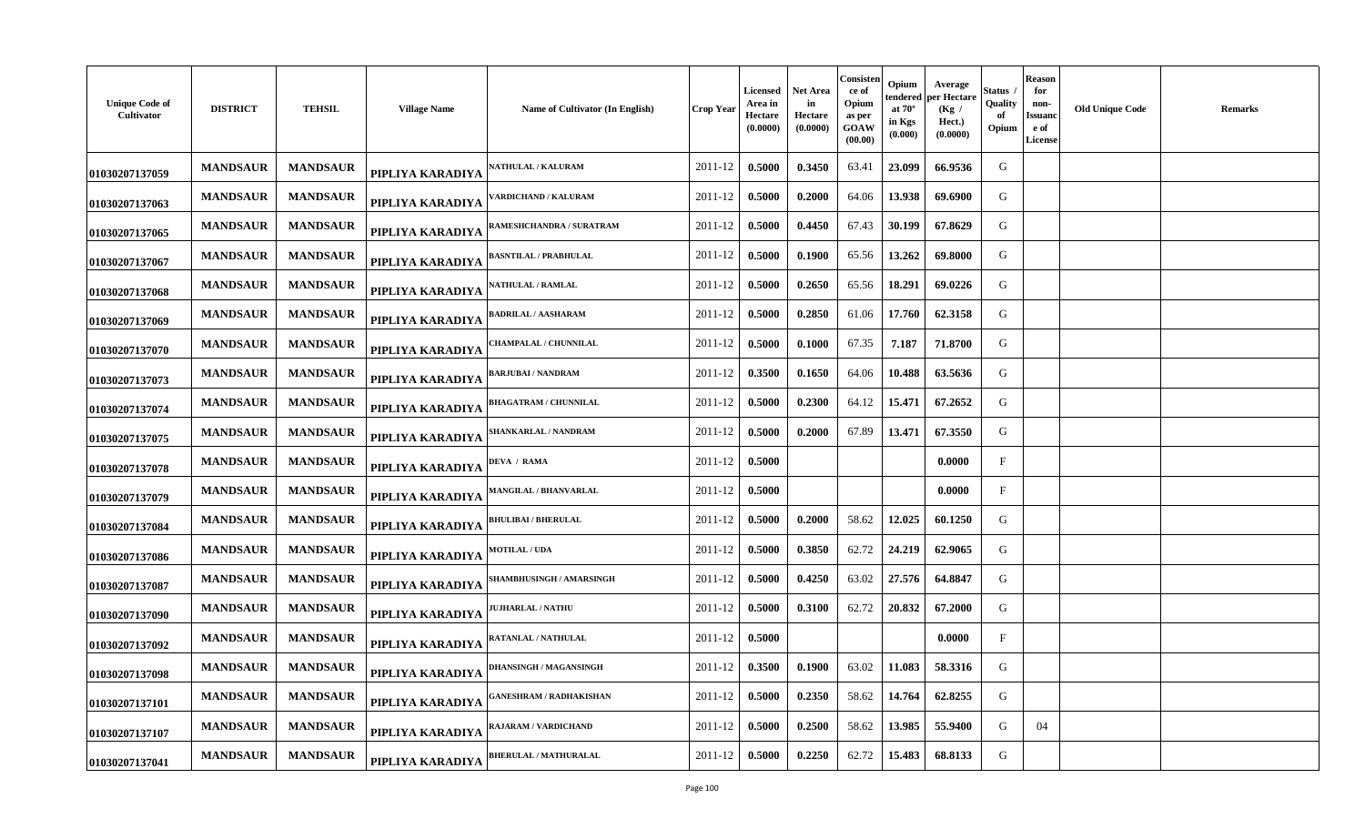| Unique Code of Cultivator | DISTRICT | TEHSIL | Village Name | Name of Cultivator (In English) | Crop Year | Licensed Area in Hectare (0.0000) | Net Area in Hectare (0.0000) | Consistence of Opium as per GOAW (00.00) | Opium tendered at 70° in Kgs (0.000) | Average per Hectare (Kg / Hect.) (0.0000) | Status / Quality of Opium | Reason for non-Issuance of License | Old Unique Code | Remarks |
|---|---|---|---|---|---|---|---|---|---|---|---|---|---|---|
| 01030207137059 | MANDSAUR | MANDSAUR | PIPLIYA KARADIYA | NATHULAL / KALURAM | 2011-12 | 0.5000 | 0.3450 | 63.41 | 23.099 | 66.9536 | G | | | |
| 01030207137063 | MANDSAUR | MANDSAUR | PIPLIYA KARADIYA | VARDICHAND / KALURAM | 2011-12 | 0.5000 | 0.2000 | 64.06 | 13.938 | 69.6900 | G | | | |
| 01030207137065 | MANDSAUR | MANDSAUR | PIPLIYA KARADIYA | RAMESHCHANDRA / SURATRAM | 2011-12 | 0.5000 | 0.4450 | 67.43 | 30.199 | 67.8629 | G | | | |
| 01030207137067 | MANDSAUR | MANDSAUR | PIPLIYA KARADIYA | BASNTILAL / PRABHULAL | 2011-12 | 0.5000 | 0.1900 | 65.56 | 13.262 | 69.8000 | G | | | |
| 01030207137068 | MANDSAUR | MANDSAUR | PIPLIYA KARADIYA | NATHULAL / RAMLAL | 2011-12 | 0.5000 | 0.2650 | 65.56 | 18.291 | 69.0226 | G | | | |
| 01030207137069 | MANDSAUR | MANDSAUR | PIPLIYA KARADIYA | BADRILAL / AASHARAM | 2011-12 | 0.5000 | 0.2850 | 61.06 | 17.760 | 62.3158 | G | | | |
| 01030207137070 | MANDSAUR | MANDSAUR | PIPLIYA KARADIYA | CHAMPALAL / CHUNNILAL | 2011-12 | 0.5000 | 0.1000 | 67.35 | 7.187 | 71.8700 | G | | | |
| 01030207137073 | MANDSAUR | MANDSAUR | PIPLIYA KARADIYA | BARJUBAI / NANDRAM | 2011-12 | 0.3500 | 0.1650 | 64.06 | 10.488 | 63.5636 | G | | | |
| 01030207137074 | MANDSAUR | MANDSAUR | PIPLIYA KARADIYA | BHAGATRAM / CHUNNILAL | 2011-12 | 0.5000 | 0.2300 | 64.12 | 15.471 | 67.2652 | G | | | |
| 01030207137075 | MANDSAUR | MANDSAUR | PIPLIYA KARADIYA | SHANKARLAL / NANDRAM | 2011-12 | 0.5000 | 0.2000 | 67.89 | 13.471 | 67.3550 | G | | | |
| 01030207137078 | MANDSAUR | MANDSAUR | PIPLIYA KARADIYA | DEVA / RAMA | 2011-12 | 0.5000 | | | | 0.0000 | F | | | |
| 01030207137079 | MANDSAUR | MANDSAUR | PIPLIYA KARADIYA | MANGILAL / BHANVARLAL | 2011-12 | 0.5000 | | | | 0.0000 | F | | | |
| 01030207137084 | MANDSAUR | MANDSAUR | PIPLIYA KARADIYA | BHULIBAI / BHERULAL | 2011-12 | 0.5000 | 0.2000 | 58.62 | 12.025 | 60.1250 | G | | | |
| 01030207137086 | MANDSAUR | MANDSAUR | PIPLIYA KARADIYA | MOTILAL / UDA | 2011-12 | 0.5000 | 0.3850 | 62.72 | 24.219 | 62.9065 | G | | | |
| 01030207137087 | MANDSAUR | MANDSAUR | PIPLIYA KARADIYA | SHAMBHUSINGH / AMARSINGH | 2011-12 | 0.5000 | 0.4250 | 63.02 | 27.576 | 64.8847 | G | | | |
| 01030207137090 | MANDSAUR | MANDSAUR | PIPLIYA KARADIYA | JUJHARLAL / NATHU | 2011-12 | 0.5000 | 0.3100 | 62.72 | 20.832 | 67.2000 | G | | | |
| 01030207137092 | MANDSAUR | MANDSAUR | PIPLIYA KARADIYA | RATANLAL / NATHULAL | 2011-12 | 0.5000 | | | | 0.0000 | F | | | |
| 01030207137098 | MANDSAUR | MANDSAUR | PIPLIYA KARADIYA | DHANSINGH / MAGANSINGH | 2011-12 | 0.3500 | 0.1900 | 63.02 | 11.083 | 58.3316 | G | | | |
| 01030207137101 | MANDSAUR | MANDSAUR | PIPLIYA KARADIYA | GANESHRAM / RADHAKISHAN | 2011-12 | 0.5000 | 0.2350 | 58.62 | 14.764 | 62.8255 | G | | | |
| 01030207137107 | MANDSAUR | MANDSAUR | PIPLIYA KARADIYA | RAJARAM / VARDICHAND | 2011-12 | 0.5000 | 0.2500 | 58.62 | 13.985 | 55.9400 | G | 04 | | |
| 01030207137041 | MANDSAUR | MANDSAUR | PIPLIYA KARADIYA | BHERULAL / MATHURALAL | 2011-12 | 0.5000 | 0.2250 | 62.72 | 15.483 | 68.8133 | G | | | |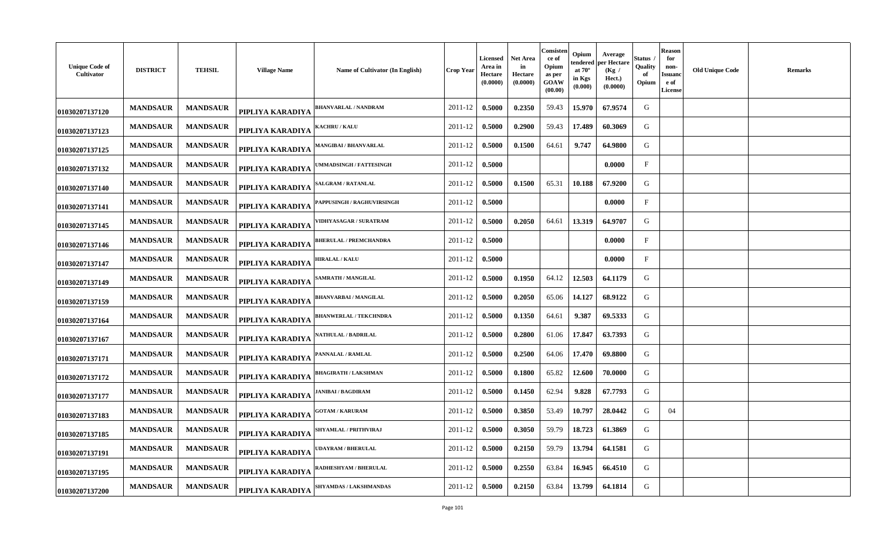| Unique Code of Cultivator | DISTRICT | TEHSIL | Village Name | Name of Cultivator (In English) | Crop Year | Licensed Area in Hectare (0.0000) | Net Area in Hectare (0.0000) | Consistence of Opium as per GOAW (00.00) | Opium tendered at 70° in Kgs (0.000) | Average per Hectare (Kg / Hect.) (0.0000) | Status / Quality of Opium | Reason for non-Issuance of License | Old Unique Code | Remarks |
|---|---|---|---|---|---|---|---|---|---|---|---|---|---|---|
| 01030207137120 | MANDSAUR | MANDSAUR | PIPLIYA KARADIYA | BHANVARLAL / NANDRAM | 2011-12 | 0.5000 | 0.2350 | 59.43 | 15.970 | 67.9574 | G | | | |
| 01030207137123 | MANDSAUR | MANDSAUR | PIPLIYA KARADIYA | KACHRU / KALU | 2011-12 | 0.5000 | 0.2900 | 59.43 | 17.489 | 60.3069 | G | | | |
| 01030207137125 | MANDSAUR | MANDSAUR | PIPLIYA KARADIYA | MANGIBAI / BHANVARLAL | 2011-12 | 0.5000 | 0.1500 | 64.61 | 9.747 | 64.9800 | G | | | |
| 01030207137132 | MANDSAUR | MANDSAUR | PIPLIYA KARADIYA | UMMADSINGH / FATTESINGH | 2011-12 | 0.5000 | | | | 0.0000 | F | | | |
| 01030207137140 | MANDSAUR | MANDSAUR | PIPLIYA KARADIYA | SALGRAM / RATANLAL | 2011-12 | 0.5000 | 0.1500 | 65.31 | 10.188 | 67.9200 | G | | | |
| 01030207137141 | MANDSAUR | MANDSAUR | PIPLIYA KARADIYA | PAPPUSINGH / RAGHUVIRSINGH | 2011-12 | 0.5000 | | | | 0.0000 | F | | | |
| 01030207137145 | MANDSAUR | MANDSAUR | PIPLIYA KARADIYA | VIDHYASAGAR / SURATRAM | 2011-12 | 0.5000 | 0.2050 | 64.61 | 13.319 | 64.9707 | G | | | |
| 01030207137146 | MANDSAUR | MANDSAUR | PIPLIYA KARADIYA | BHERULAL / PREMCHANDRA | 2011-12 | 0.5000 | | | | 0.0000 | F | | | |
| 01030207137147 | MANDSAUR | MANDSAUR | PIPLIYA KARADIYA | HIRALAL / KALU | 2011-12 | 0.5000 | | | | 0.0000 | F | | | |
| 01030207137149 | MANDSAUR | MANDSAUR | PIPLIYA KARADIYA | SAMRATH / MANGILAL | 2011-12 | 0.5000 | 0.1950 | 64.12 | 12.503 | 64.1179 | G | | | |
| 01030207137159 | MANDSAUR | MANDSAUR | PIPLIYA KARADIYA | BHANVARBAI / MANGILAL | 2011-12 | 0.5000 | 0.2050 | 65.06 | 14.127 | 68.9122 | G | | | |
| 01030207137164 | MANDSAUR | MANDSAUR | PIPLIYA KARADIYA | BHANWERLAL / TEKCHNDRA | 2011-12 | 0.5000 | 0.1350 | 64.61 | 9.387 | 69.5333 | G | | | |
| 01030207137167 | MANDSAUR | MANDSAUR | PIPLIYA KARADIYA | NATHULAL / BADRILAL | 2011-12 | 0.5000 | 0.2800 | 61.06 | 17.847 | 63.7393 | G | | | |
| 01030207137171 | MANDSAUR | MANDSAUR | PIPLIYA KARADIYA | PANNALAL / RAMLAL | 2011-12 | 0.5000 | 0.2500 | 64.06 | 17.470 | 69.8800 | G | | | |
| 01030207137172 | MANDSAUR | MANDSAUR | PIPLIYA KARADIYA | BHAGIRATH / LAKSHMAN | 2011-12 | 0.5000 | 0.1800 | 65.82 | 12.600 | 70.0000 | G | | | |
| 01030207137177 | MANDSAUR | MANDSAUR | PIPLIYA KARADIYA | JANIBAI / BAGDIRAM | 2011-12 | 0.5000 | 0.1450 | 62.94 | 9.828 | 67.7793 | G | | | |
| 01030207137183 | MANDSAUR | MANDSAUR | PIPLIYA KARADIYA | GOTAM / KARURAM | 2011-12 | 0.5000 | 0.3850 | 53.49 | 10.797 | 28.0442 | G | 04 | | |
| 01030207137185 | MANDSAUR | MANDSAUR | PIPLIYA KARADIYA | SHYAMLAL / PRITHVIRAJ | 2011-12 | 0.5000 | 0.3050 | 59.79 | 18.723 | 61.3869 | G | | | |
| 01030207137191 | MANDSAUR | MANDSAUR | PIPLIYA KARADIYA | UDAYRAM / BHERULAL | 2011-12 | 0.5000 | 0.2150 | 59.79 | 13.794 | 64.1581 | G | | | |
| 01030207137195 | MANDSAUR | MANDSAUR | PIPLIYA KARADIYA | RADHESHYAM / BHERULAL | 2011-12 | 0.5000 | 0.2550 | 63.84 | 16.945 | 66.4510 | G | | | |
| 01030207137200 | MANDSAUR | MANDSAUR | PIPLIYA KARADIYA | SHYAMDAS / LAKSHMANDAS | 2011-12 | 0.5000 | 0.2150 | 63.84 | 13.799 | 64.1814 | G | | | |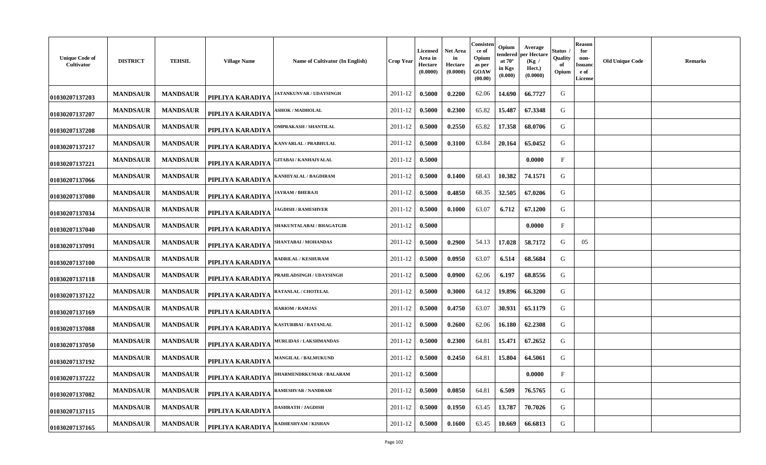| Unique Code of Cultivator | DISTRICT | TEHSIL | Village Name | Name of Cultivator (In English) | Crop Year | Licensed Area in Hectare (0.0000) | Net Area in Hectare (0.0000) | Consistence of Opium as per GOAW (00.00) | Opium tendered at 70° in Kgs (0.000) | Average per Hectare (Kg / Hect.) (0.0000) | Status / Quality of Opium | Reason for non-Issuance of License | Old Unique Code | Remarks |
|---|---|---|---|---|---|---|---|---|---|---|---|---|---|---|
| 01030207137203 | MANDSAUR | MANDSAUR | PIPLIYA KARADIYA | JATANKUNVAR / UDAYSINGH | 2011-12 | 0.5000 | 0.2200 | 62.06 | 14.690 | 66.7727 | G | | | |
| 01030207137207 | MANDSAUR | MANDSAUR | PIPLIYA KARADIYA | ASHOK / MADHOLAL | 2011-12 | 0.5000 | 0.2300 | 65.82 | 15.487 | 67.3348 | G | | | |
| 01030207137208 | MANDSAUR | MANDSAUR | PIPLIYA KARADIYA | OMPRAKASH / SHANTILAL | 2011-12 | 0.5000 | 0.2550 | 65.82 | 17.358 | 68.0706 | G | | | |
| 01030207137217 | MANDSAUR | MANDSAUR | PIPLIYA KARADIYA | KANVARLAL / PRABHULAL | 2011-12 | 0.5000 | 0.3100 | 63.84 | 20.164 | 65.0452 | G | | | |
| 01030207137221 | MANDSAUR | MANDSAUR | PIPLIYA KARADIYA | GITABAI / KANHAIYALAL | 2011-12 | 0.5000 | | | | 0.0000 | F | | | |
| 01030207137066 | MANDSAUR | MANDSAUR | PIPLIYA KARADIYA | KANHIYALAL / BAGDIRAM | 2011-12 | 0.5000 | 0.1400 | 68.43 | 10.382 | 74.1571 | G | | | |
| 01030207137080 | MANDSAUR | MANDSAUR | PIPLIYA KARADIYA | JAYRAM / BHERAJI | 2011-12 | 0.5000 | 0.4850 | 68.35 | 32.505 | 67.0206 | G | | | |
| 01030207137034 | MANDSAUR | MANDSAUR | PIPLIYA KARADIYA | JAGDISH / RAMESHVER | 2011-12 | 0.5000 | 0.1000 | 63.07 | 6.712 | 67.1200 | G | | | |
| 01030207137040 | MANDSAUR | MANDSAUR | PIPLIYA KARADIYA | SHAKUNTALABAI / BHAGATGIR | 2011-12 | 0.5000 | | | | 0.0000 | F | | | |
| 01030207137091 | MANDSAUR | MANDSAUR | PIPLIYA KARADIYA | SHANTABAI / MOHANDAS | 2011-12 | 0.5000 | 0.2900 | 54.13 | 17.028 | 58.7172 | G | 05 | | |
| 01030207137100 | MANDSAUR | MANDSAUR | PIPLIYA KARADIYA | BADRILAL / KESHURAM | 2011-12 | 0.5000 | 0.0950 | 63.07 | 6.514 | 68.5684 | G | | | |
| 01030207137118 | MANDSAUR | MANDSAUR | PIPLIYA KARADIYA | PRAHLADSINGH / UDAYSINGH | 2011-12 | 0.5000 | 0.0900 | 62.06 | 6.197 | 68.8556 | G | | | |
| 01030207137122 | MANDSAUR | MANDSAUR | PIPLIYA KARADIYA | RATANLAL / CHOTELAL | 2011-12 | 0.5000 | 0.3000 | 64.12 | 19.896 | 66.3200 | G | | | |
| 01030207137169 | MANDSAUR | MANDSAUR | PIPLIYA KARADIYA | HARIOM / RAMJAS | 2011-12 | 0.5000 | 0.4750 | 63.07 | 30.931 | 65.1179 | G | | | |
| 01030207137088 | MANDSAUR | MANDSAUR | PIPLIYA KARADIYA | KASTURIBAI / RATANLAL | 2011-12 | 0.5000 | 0.2600 | 62.06 | 16.180 | 62.2308 | G | | | |
| 01030207137050 | MANDSAUR | MANDSAUR | PIPLIYA KARADIYA | MURLIDAS / LAKSHMANDAS | 2011-12 | 0.5000 | 0.2300 | 64.81 | 15.471 | 67.2652 | G | | | |
| 01030207137192 | MANDSAUR | MANDSAUR | PIPLIYA KARADIYA | MANGILAL / BALMUKUND | 2011-12 | 0.5000 | 0.2450 | 64.81 | 15.804 | 64.5061 | G | | | |
| 01030207137222 | MANDSAUR | MANDSAUR | PIPLIYA KARADIYA | DHARMENDRKUMAR / BALARAM | 2011-12 | 0.5000 | | | | 0.0000 | F | | | |
| 01030207137082 | MANDSAUR | MANDSAUR | PIPLIYA KARADIYA | RAMESHVAR / NANDRAM | 2011-12 | 0.5000 | 0.0850 | 64.81 | 6.509 | 76.5765 | G | | | |
| 01030207137115 | MANDSAUR | MANDSAUR | PIPLIYA KARADIYA | DASHRATH / JAGDISH | 2011-12 | 0.5000 | 0.1950 | 63.45 | 13.787 | 70.7026 | G | | | |
| 01030207137165 | MANDSAUR | MANDSAUR | PIPLIYA KARADIYA | RADHESHYAM / KISHAN | 2011-12 | 0.5000 | 0.1600 | 63.45 | 10.669 | 66.6813 | G | | | |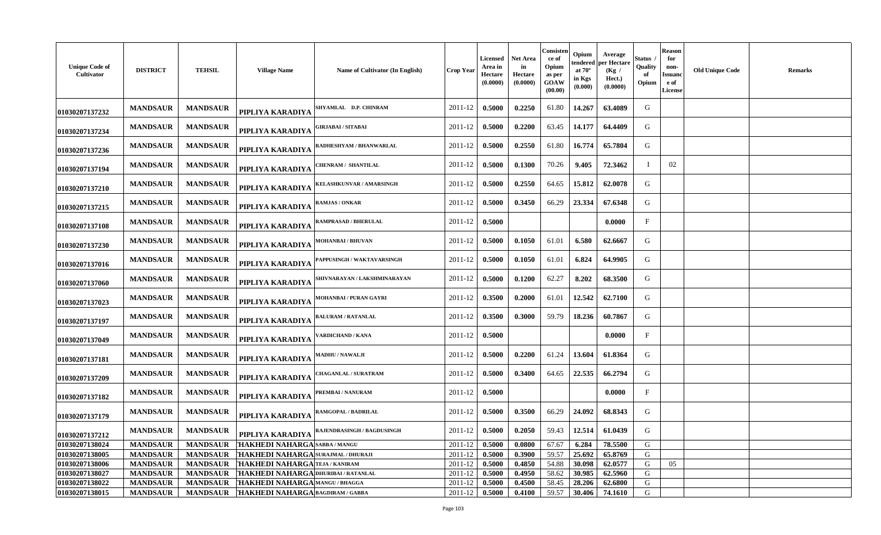| Unique Code of Cultivator | DISTRICT | TEHSIL | Village Name | Name of Cultivator (In English) | Crop Year | Licensed Area in Hectare (0.0000) | Net Area in Hectare (0.0000) | Consistence of Opium as per GOAW (00.00) | Opium tendered at 70° in Kgs (0.000) | Average per Hectare (Kg / Hect.) (0.0000) | Status / Quality of Opium | Reason for non-Issuance of License | Old Unique Code | Remarks |
|---|---|---|---|---|---|---|---|---|---|---|---|---|---|---|
| 01030207137232 | MANDSAUR | MANDSAUR | PIPLIYA KARADIYA | SHYAMLAL D.P. CHINRAM | 2011-12 | 0.5000 | 0.2250 | 61.80 | 14.267 | 63.4089 | G | | | |
| 01030207137234 | MANDSAUR | MANDSAUR | PIPLIYA KARADIYA | GIRJABAI / SITABAI | 2011-12 | 0.5000 | 0.2200 | 63.45 | 14.177 | 64.4409 | G | | | |
| 01030207137236 | MANDSAUR | MANDSAUR | PIPLIYA KARADIYA | RADHESHYAM / BHANWARLAL | 2011-12 | 0.5000 | 0.2550 | 61.80 | 16.774 | 65.7804 | G | | | |
| 01030207137194 | MANDSAUR | MANDSAUR | PIPLIYA KARADIYA | CHENRAM / SHANTILAL | 2011-12 | 0.5000 | 0.1300 | 70.26 | 9.405 | 72.3462 | I | 02 | | |
| 01030207137210 | MANDSAUR | MANDSAUR | PIPLIYA KARADIYA | KELASHKUNVAR / AMARSINGH | 2011-12 | 0.5000 | 0.2550 | 64.65 | 15.812 | 62.0078 | G | | | |
| 01030207137215 | MANDSAUR | MANDSAUR | PIPLIYA KARADIYA | RAMJAS / ONKAR | 2011-12 | 0.5000 | 0.3450 | 66.29 | 23.334 | 67.6348 | G | | | |
| 01030207137108 | MANDSAUR | MANDSAUR | PIPLIYA KARADIYA | RAMPRASAD / BHERULAL | 2011-12 | 0.5000 | | | | 0.0000 | F | | | |
| 01030207137230 | MANDSAUR | MANDSAUR | PIPLIYA KARADIYA | MOHANBAI / BHUVAN | 2011-12 | 0.5000 | 0.1050 | 61.01 | 6.580 | 62.6667 | G | | | |
| 01030207137016 | MANDSAUR | MANDSAUR | PIPLIYA KARADIYA | PAPPUSINGH / WAKTAVARSINGH | 2011-12 | 0.5000 | 0.1050 | 61.01 | 6.824 | 64.9905 | G | | | |
| 01030207137060 | MANDSAUR | MANDSAUR | PIPLIYA KARADIYA | SHIVNARAYAN / LAKSHMINARAYAN | 2011-12 | 0.5000 | 0.1200 | 62.27 | 8.202 | 68.3500 | G | | | |
| 01030207137023 | MANDSAUR | MANDSAUR | PIPLIYA KARADIYA | MOHANBAI / PURAN GAYRI | 2011-12 | 0.3500 | 0.2000 | 61.01 | 12.542 | 62.7100 | G | | | |
| 01030207137197 | MANDSAUR | MANDSAUR | PIPLIYA KARADIYA | BALURAM / RATANLAL | 2011-12 | 0.3500 | 0.3000 | 59.79 | 18.236 | 60.7867 | G | | | |
| 01030207137049 | MANDSAUR | MANDSAUR | PIPLIYA KARADIYA | VARDICHAND / KANA | 2011-12 | 0.5000 | | | | 0.0000 | F | | | |
| 01030207137181 | MANDSAUR | MANDSAUR | PIPLIYA KARADIYA | MADHU / NAWALJI | 2011-12 | 0.5000 | 0.2200 | 61.24 | 13.604 | 61.8364 | G | | | |
| 01030207137209 | MANDSAUR | MANDSAUR | PIPLIYA KARADIYA | CHAGANLAL / SURATRAM | 2011-12 | 0.5000 | 0.3400 | 64.65 | 22.535 | 66.2794 | G | | | |
| 01030207137182 | MANDSAUR | MANDSAUR | PIPLIYA KARADIYA | PREMBAI / NANURAM | 2011-12 | 0.5000 | | | | 0.0000 | F | | | |
| 01030207137179 | MANDSAUR | MANDSAUR | PIPLIYA KARADIYA | RAMGOPAL / BADRILAL | 2011-12 | 0.5000 | 0.3500 | 66.29 | 24.092 | 68.8343 | G | | | |
| 01030207137212 | MANDSAUR | MANDSAUR | PIPLIYA KARADIYA | RAJENDRASINGH / BAGDUSINGH | 2011-12 | 0.5000 | 0.2050 | 59.43 | 12.514 | 61.0439 | G | | | |
| 01030207138024 | MANDSAUR | MANDSAUR | THAKHEDI NAHARGA | SABBA / MANGU | 2011-12 | 0.5000 | 0.0800 | 67.67 | 6.284 | 78.5500 | G | | | |
| 01030207138005 | MANDSAUR | MANDSAUR | THAKHEDI NAHARGA | SURAJMAL / DHURAJI | 2011-12 | 0.5000 | 0.3900 | 59.57 | 25.692 | 65.8769 | G | | | |
| 01030207138006 | MANDSAUR | MANDSAUR | THAKHEDI NAHARGA | TEJA / KANIRAM | 2011-12 | 0.5000 | 0.4850 | 54.88 | 30.098 | 62.0577 | G | 05 | | |
| 01030207138027 | MANDSAUR | MANDSAUR | THAKHEDI NAHARGA | DHURIBAI / RATANLAL | 2011-12 | 0.5000 | 0.4950 | 58.62 | 30.985 | 62.5960 | G | | | |
| 01030207138022 | MANDSAUR | MANDSAUR | THAKHEDI NAHARGA | MANGU / BHAGGA | 2011-12 | 0.5000 | 0.4500 | 58.45 | 28.206 | 62.6800 | G | | | |
| 01030207138015 | MANDSAUR | MANDSAUR | THAKHEDI NAHARGA | BAGDIRAM / GABBA | 2011-12 | 0.5000 | 0.4100 | 59.57 | 30.406 | 74.1610 | G | | | |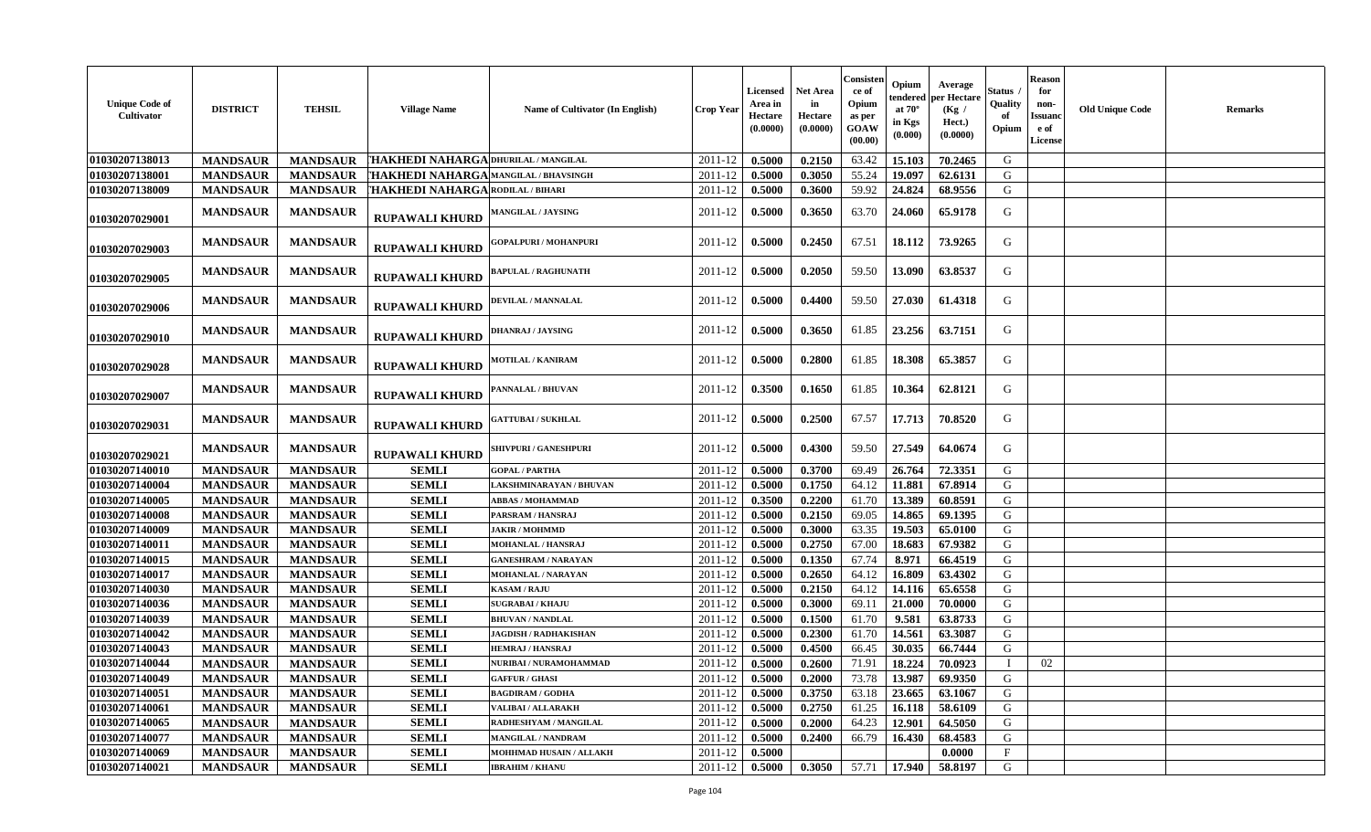| Unique Code of Cultivator | DISTRICT | TEHSIL | Village Name | Name of Cultivator (In English) | Crop Year | Licensed Area in Hectare (0.0000) | Net Area in Hectare (0.0000) | Consistence of Opium as per GOAW (00.00) | Opium tendered at 70° in Kgs (0.000) | Average per Hectare (Kg / Hect.) (0.0000) | Status / Quality of Opium | Reason for non-Issuance of License | Old Unique Code | Remarks |
|---|---|---|---|---|---|---|---|---|---|---|---|---|---|---|
| 01030207138013 | MANDSAUR | MANDSAUR | THAKHEDI NAHARGA | DHURILAL / MANGILAL | 2011-12 | 0.5000 | 0.2150 | 63.42 | 15.103 | 70.2465 | G | | | |
| 01030207138001 | MANDSAUR | MANDSAUR | THAKHEDI NAHARGA | MANGILAL / BHAVSINGH | 2011-12 | 0.5000 | 0.3050 | 55.24 | 19.097 | 62.6131 | G | | | |
| 01030207138009 | MANDSAUR | MANDSAUR | THAKHEDI NAHARGA | RODILAL / BIHARI | 2011-12 | 0.5000 | 0.3600 | 59.92 | 24.824 | 68.9556 | G | | | |
| 01030207029001 | MANDSAUR | MANDSAUR | RUPAWALI KHURD | MANGILAL / JAYSING | 2011-12 | 0.5000 | 0.3650 | 63.70 | 24.060 | 65.9178 | G | | | |
| 01030207029003 | MANDSAUR | MANDSAUR | RUPAWALI KHURD | GOPALPURI / MOHANPURI | 2011-12 | 0.5000 | 0.2450 | 67.51 | 18.112 | 73.9265 | G | | | |
| 01030207029005 | MANDSAUR | MANDSAUR | RUPAWALI KHURD | BAPULAL / RAGHUNATH | 2011-12 | 0.5000 | 0.2050 | 59.50 | 13.090 | 63.8537 | G | | | |
| 01030207029006 | MANDSAUR | MANDSAUR | RUPAWALI KHURD | DEVILAL / MANNALAL | 2011-12 | 0.5000 | 0.4400 | 59.50 | 27.030 | 61.4318 | G | | | |
| 01030207029010 | MANDSAUR | MANDSAUR | RUPAWALI KHURD | DHANRAJ / JAYSING | 2011-12 | 0.5000 | 0.3650 | 61.85 | 23.256 | 63.7151 | G | | | |
| 01030207029028 | MANDSAUR | MANDSAUR | RUPAWALI KHURD | MOTILAL / KANIRAM | 2011-12 | 0.5000 | 0.2800 | 61.85 | 18.308 | 65.3857 | G | | | |
| 01030207029007 | MANDSAUR | MANDSAUR | RUPAWALI KHURD | PANNALAL / BHUVAN | 2011-12 | 0.3500 | 0.1650 | 61.85 | 10.364 | 62.8121 | G | | | |
| 01030207029031 | MANDSAUR | MANDSAUR | RUPAWALI KHURD | GATTUBAI / SUKHLAL | 2011-12 | 0.5000 | 0.2500 | 67.57 | 17.713 | 70.8520 | G | | | |
| 01030207029021 | MANDSAUR | MANDSAUR | RUPAWALI KHURD | SHIVPURI / GANESHPURI | 2011-12 | 0.5000 | 0.4300 | 59.50 | 27.549 | 64.0674 | G | | | |
| 01030207140010 | MANDSAUR | MANDSAUR | SEMLI | GOPAL / PARTHA | 2011-12 | 0.5000 | 0.3700 | 69.49 | 26.764 | 72.3351 | G | | | |
| 01030207140004 | MANDSAUR | MANDSAUR | SEMLI | LAKSHMINARAYAN / BHUVAN | 2011-12 | 0.5000 | 0.1750 | 64.12 | 11.881 | 67.8914 | G | | | |
| 01030207140005 | MANDSAUR | MANDSAUR | SEMLI | ABBAS / MOHAMMAD | 2011-12 | 0.3500 | 0.2200 | 61.70 | 13.389 | 60.8591 | G | | | |
| 01030207140008 | MANDSAUR | MANDSAUR | SEMLI | PARSRAM / HANSRAJ | 2011-12 | 0.5000 | 0.2150 | 69.05 | 14.865 | 69.1395 | G | | | |
| 01030207140009 | MANDSAUR | MANDSAUR | SEMLI | JAKIR / MOHMMD | 2011-12 | 0.5000 | 0.3000 | 63.35 | 19.503 | 65.0100 | G | | | |
| 01030207140011 | MANDSAUR | MANDSAUR | SEMLI | MOHANLAL / HANSRAJ | 2011-12 | 0.5000 | 0.2750 | 67.00 | 18.683 | 67.9382 | G | | | |
| 01030207140015 | MANDSAUR | MANDSAUR | SEMLI | GANESHRAM / NARAYAN | 2011-12 | 0.5000 | 0.1350 | 67.74 | 8.971 | 66.4519 | G | | | |
| 01030207140017 | MANDSAUR | MANDSAUR | SEMLI | MOHANLAL / NARAYAN | 2011-12 | 0.5000 | 0.2650 | 64.12 | 16.809 | 63.4302 | G | | | |
| 01030207140030 | MANDSAUR | MANDSAUR | SEMLI | KASAM / RAJU | 2011-12 | 0.5000 | 0.2150 | 64.12 | 14.116 | 65.6558 | G | | | |
| 01030207140036 | MANDSAUR | MANDSAUR | SEMLI | SUGRABAI / KHAJU | 2011-12 | 0.5000 | 0.3000 | 69.11 | 21.000 | 70.0000 | G | | | |
| 01030207140039 | MANDSAUR | MANDSAUR | SEMLI | BHUVAN / NANDLAL | 2011-12 | 0.5000 | 0.1500 | 61.70 | 9.581 | 63.8733 | G | | | |
| 01030207140042 | MANDSAUR | MANDSAUR | SEMLI | JAGDISH / RADHAKISHAN | 2011-12 | 0.5000 | 0.2300 | 61.70 | 14.561 | 63.3087 | G | | | |
| 01030207140043 | MANDSAUR | MANDSAUR | SEMLI | HEMRAJ / HANSRAJ | 2011-12 | 0.5000 | 0.4500 | 66.45 | 30.035 | 66.7444 | G | | | |
| 01030207140044 | MANDSAUR | MANDSAUR | SEMLI | NURIBAI / NURAMOHAMMAD | 2011-12 | 0.5000 | 0.2600 | 71.91 | 18.224 | 70.0923 | I | 02 | | |
| 01030207140049 | MANDSAUR | MANDSAUR | SEMLI | GAFFUR / GHASI | 2011-12 | 0.5000 | 0.2000 | 73.78 | 13.987 | 69.9350 | G | | | |
| 01030207140051 | MANDSAUR | MANDSAUR | SEMLI | BAGDIRAM / GODHA | 2011-12 | 0.5000 | 0.3750 | 63.18 | 23.665 | 63.1067 | G | | | |
| 01030207140061 | MANDSAUR | MANDSAUR | SEMLI | VALIBAI / ALLARAKH | 2011-12 | 0.5000 | 0.2750 | 61.25 | 16.118 | 58.6109 | G | | | |
| 01030207140065 | MANDSAUR | MANDSAUR | SEMLI | RADHESHYAM / MANGILAL | 2011-12 | 0.5000 | 0.2000 | 64.23 | 12.901 | 64.5050 | G | | | |
| 01030207140077 | MANDSAUR | MANDSAUR | SEMLI | MANGILAL / NANDRAM | 2011-12 | 0.5000 | 0.2400 | 66.79 | 16.430 | 68.4583 | G | | | |
| 01030207140069 | MANDSAUR | MANDSAUR | SEMLI | MOHHMAD HUSAIN / ALLAKH | 2011-12 | 0.5000 | | | | 0.0000 | F | | | |
| 01030207140021 | MANDSAUR | MANDSAUR | SEMLI | IBRAHIM / KHANU | 2011-12 | 0.5000 | 0.3050 | 57.71 | 17.940 | 58.8197 | G | | | |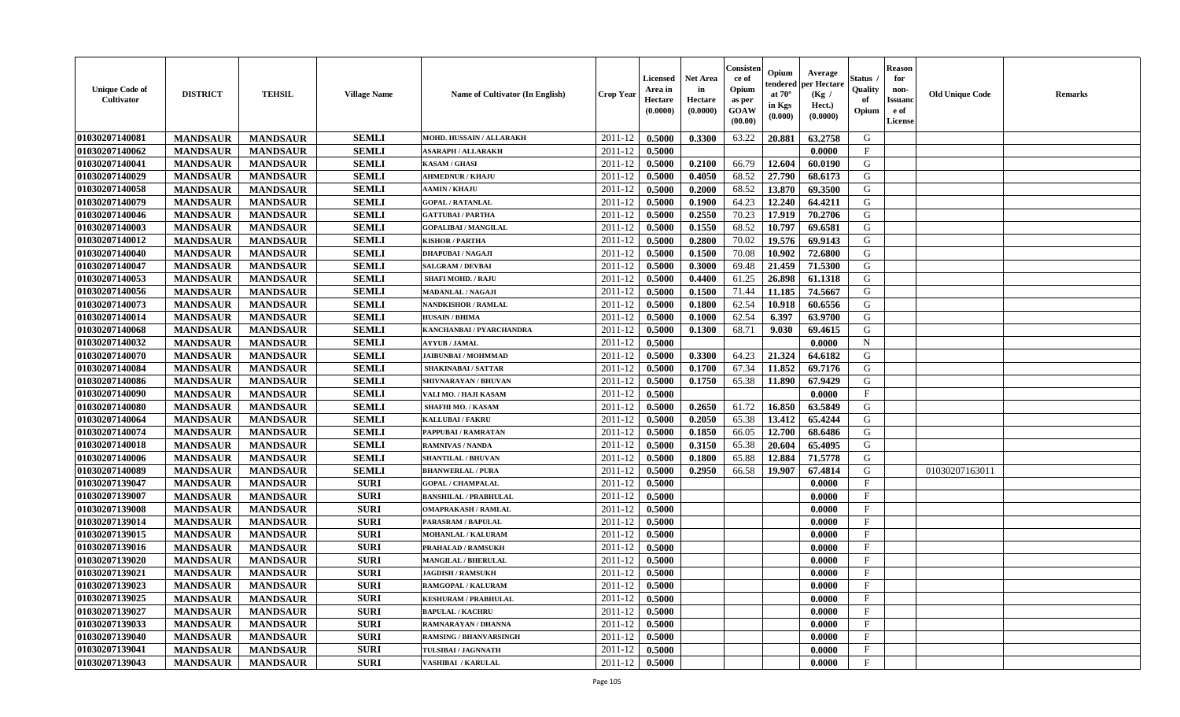| Unique Code of Cultivator | DISTRICT | TEHSIL | Village Name | Name of Cultivator (In English) | Crop Year | Licensed Area in Hectare (0.0000) | Net Area in Hectare (0.0000) | Consistence of Opium as per GOAW (00.00) | Opium tendered at 70° in Kgs (0.000) | Average per Hectare (Kg / Hect.) (0.0000) | Status / Quality of Opium | Reason for non-Issuance of License | Old Unique Code | Remarks |
|---|---|---|---|---|---|---|---|---|---|---|---|---|---|---|
| 01030207140081 | MANDSAUR | MANDSAUR | SEMLI | MOHD. HUSSAIN / ALLARAKH | 2011-12 | 0.5000 | 0.3300 | 63.22 | 20.881 | 63.2758 | G | | | |
| 01030207140062 | MANDSAUR | MANDSAUR | SEMLI | ASARAPH / ALLARAKH | 2011-12 | 0.5000 | | | | 0.0000 | F | | | |
| 01030207140041 | MANDSAUR | MANDSAUR | SEMLI | KASAM / GHASI | 2011-12 | 0.5000 | 0.2100 | 66.79 | 12.604 | 60.0190 | G | | | |
| 01030207140029 | MANDSAUR | MANDSAUR | SEMLI | AHMEDNUR / KHAJU | 2011-12 | 0.5000 | 0.4050 | 68.52 | 27.790 | 68.6173 | G | | | |
| 01030207140058 | MANDSAUR | MANDSAUR | SEMLI | AAMIN / KHAJU | 2011-12 | 0.5000 | 0.2000 | 68.52 | 13.870 | 69.3500 | G | | | |
| 01030207140079 | MANDSAUR | MANDSAUR | SEMLI | GOPAL / RATANLAL | 2011-12 | 0.5000 | 0.1900 | 64.23 | 12.240 | 64.4211 | G | | | |
| 01030207140046 | MANDSAUR | MANDSAUR | SEMLI | GATTUBAI / PARTHA | 2011-12 | 0.5000 | 0.2550 | 70.23 | 17.919 | 70.2706 | G | | | |
| 01030207140003 | MANDSAUR | MANDSAUR | SEMLI | GOPALIBAI / MANGILAL | 2011-12 | 0.5000 | 0.1550 | 68.52 | 10.797 | 69.6581 | G | | | |
| 01030207140012 | MANDSAUR | MANDSAUR | SEMLI | KISHOR / PARTHA | 2011-12 | 0.5000 | 0.2800 | 70.02 | 19.576 | 69.9143 | G | | | |
| 01030207140040 | MANDSAUR | MANDSAUR | SEMLI | DHAPUBAI / NAGAJI | 2011-12 | 0.5000 | 0.1500 | 70.08 | 10.902 | 72.6800 | G | | | |
| 01030207140047 | MANDSAUR | MANDSAUR | SEMLI | SALGRAM / DEVBAI | 2011-12 | 0.5000 | 0.3000 | 69.48 | 21.459 | 71.5300 | G | | | |
| 01030207140053 | MANDSAUR | MANDSAUR | SEMLI | SHAFI MOHD. / RAJU | 2011-12 | 0.5000 | 0.4400 | 61.25 | 26.898 | 61.1318 | G | | | |
| 01030207140056 | MANDSAUR | MANDSAUR | SEMLI | MADANLAL / NAGAJI | 2011-12 | 0.5000 | 0.1500 | 71.44 | 11.185 | 74.5667 | G | | | |
| 01030207140073 | MANDSAUR | MANDSAUR | SEMLI | NANDKISHOR / RAMLAL | 2011-12 | 0.5000 | 0.1800 | 62.54 | 10.918 | 60.6556 | G | | | |
| 01030207140014 | MANDSAUR | MANDSAUR | SEMLI | HUSAIN / BHIMA | 2011-12 | 0.5000 | 0.1000 | 62.54 | 6.397 | 63.9700 | G | | | |
| 01030207140068 | MANDSAUR | MANDSAUR | SEMLI | KANCHANBAI / PYARCHANDRA | 2011-12 | 0.5000 | 0.1300 | 68.71 | 9.030 | 69.4615 | G | | | |
| 01030207140032 | MANDSAUR | MANDSAUR | SEMLI | AYYUB / JAMAL | 2011-12 | 0.5000 | | | | 0.0000 | N | | | |
| 01030207140070 | MANDSAUR | MANDSAUR | SEMLI | JAIBUNBAI / MOHMMAD | 2011-12 | 0.5000 | 0.3300 | 64.23 | 21.324 | 64.6182 | G | | | |
| 01030207140084 | MANDSAUR | MANDSAUR | SEMLI | SHAKINABAI / SATTAR | 2011-12 | 0.5000 | 0.1700 | 67.34 | 11.852 | 69.7176 | G | | | |
| 01030207140086 | MANDSAUR | MANDSAUR | SEMLI | SHIVNARAYAN / BHUVAN | 2011-12 | 0.5000 | 0.1750 | 65.38 | 11.890 | 67.9429 | G | | | |
| 01030207140090 | MANDSAUR | MANDSAUR | SEMLI | VALI MO. / HAJI KASAM | 2011-12 | 0.5000 | | | | 0.0000 | F | | | |
| 01030207140080 | MANDSAUR | MANDSAUR | SEMLI | SHAFHI MO. / KASAM | 2011-12 | 0.5000 | 0.2650 | 61.72 | 16.850 | 63.5849 | G | | | |
| 01030207140064 | MANDSAUR | MANDSAUR | SEMLI | KALLUBAI / FAKRU | 2011-12 | 0.5000 | 0.2050 | 65.38 | 13.412 | 65.4244 | G | | | |
| 01030207140074 | MANDSAUR | MANDSAUR | SEMLI | PAPPUBAI / RAMRATAN | 2011-12 | 0.5000 | 0.1850 | 66.05 | 12.700 | 68.6486 | G | | | |
| 01030207140018 | MANDSAUR | MANDSAUR | SEMLI | RAMNIVAS / NANDA | 2011-12 | 0.5000 | 0.3150 | 65.38 | 20.604 | 65.4095 | G | | | |
| 01030207140006 | MANDSAUR | MANDSAUR | SEMLI | SHANTILAL / BHUVAN | 2011-12 | 0.5000 | 0.1800 | 65.88 | 12.884 | 71.5778 | G | | | |
| 01030207140089 | MANDSAUR | MANDSAUR | SEMLI | BHANWERLAL / PURA | 2011-12 | 0.5000 | 0.2950 | 66.58 | 19.907 | 67.4814 | G | | 01030207163011 | |
| 01030207139047 | MANDSAUR | MANDSAUR | SURI | GOPAL / CHAMPALAL | 2011-12 | 0.5000 | | | | 0.0000 | F | | | |
| 01030207139007 | MANDSAUR | MANDSAUR | SURI | BANSHILAL / PRABHULAL | 2011-12 | 0.5000 | | | | 0.0000 | F | | | |
| 01030207139008 | MANDSAUR | MANDSAUR | SURI | OMAPRAKASH / RAMLAL | 2011-12 | 0.5000 | | | | 0.0000 | F | | | |
| 01030207139014 | MANDSAUR | MANDSAUR | SURI | PARASRAM / BAPULAL | 2011-12 | 0.5000 | | | | 0.0000 | F | | | |
| 01030207139015 | MANDSAUR | MANDSAUR | SURI | MOHANLAL / KALURAM | 2011-12 | 0.5000 | | | | 0.0000 | F | | | |
| 01030207139016 | MANDSAUR | MANDSAUR | SURI | PRAHALAD / RAMSUKH | 2011-12 | 0.5000 | | | | 0.0000 | F | | | |
| 01030207139020 | MANDSAUR | MANDSAUR | SURI | MANGILAL / BHERULAL | 2011-12 | 0.5000 | | | | 0.0000 | F | | | |
| 01030207139021 | MANDSAUR | MANDSAUR | SURI | JAGDISH / RAMSUKH | 2011-12 | 0.5000 | | | | 0.0000 | F | | | |
| 01030207139023 | MANDSAUR | MANDSAUR | SURI | RAMGOPAL / KALURAM | 2011-12 | 0.5000 | | | | 0.0000 | F | | | |
| 01030207139025 | MANDSAUR | MANDSAUR | SURI | KESHURAM / PRABHULAL | 2011-12 | 0.5000 | | | | 0.0000 | F | | | |
| 01030207139027 | MANDSAUR | MANDSAUR | SURI | BAPULAL / KACHRU | 2011-12 | 0.5000 | | | | 0.0000 | F | | | |
| 01030207139033 | MANDSAUR | MANDSAUR | SURI | RAMNARAYAN / DHANNA | 2011-12 | 0.5000 | | | | 0.0000 | F | | | |
| 01030207139040 | MANDSAUR | MANDSAUR | SURI | RAMSING / BHANVARSINGH | 2011-12 | 0.5000 | | | | 0.0000 | F | | | |
| 01030207139041 | MANDSAUR | MANDSAUR | SURI | TULSIBAI / JAGNNATH | 2011-12 | 0.5000 | | | | 0.0000 | F | | | |
| 01030207139043 | MANDSAUR | MANDSAUR | SURI | VASHIBAI / KARULAL | 2011-12 | 0.5000 | | | | 0.0000 | F | | | |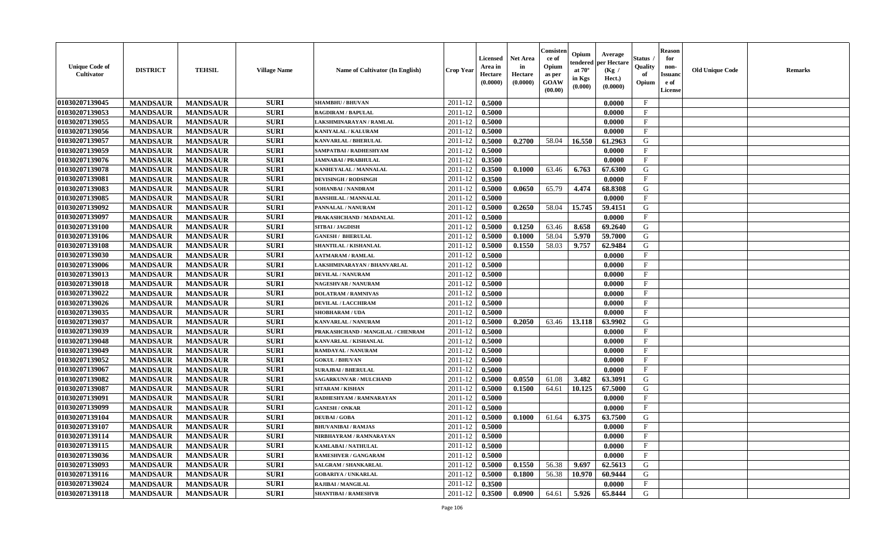| Unique Code of Cultivator | DISTRICT | TEHSIL | Village Name | Name of Cultivator (In English) | Crop Year | Licensed Area in Hectare (0.0000) | Net Area in Hectare (0.0000) | Consistence of Opium as per GOAW (00.00) | Opium tendered at 70° in Kgs (0.000) | Average per Hectare (Kg / Hect.) (0.0000) | Status / Quality of Opium | Reason for non-Issuance of License | Old Unique Code | Remarks |
|---|---|---|---|---|---|---|---|---|---|---|---|---|---|---|
| 01030207139045 | MANDSAUR | MANDSAUR | SURI | SHAMBHU / BHUVAN | 2011-12 | 0.5000 | | | | 0.0000 | F | | | |
| 01030207139053 | MANDSAUR | MANDSAUR | SURI | BAGDIRAM / BAPULAL | 2011-12 | 0.5000 | | | | 0.0000 | F | | | |
| 01030207139055 | MANDSAUR | MANDSAUR | SURI | LAKSHMINARAYAN / RAMLAL | 2011-12 | 0.5000 | | | | 0.0000 | F | | | |
| 01030207139056 | MANDSAUR | MANDSAUR | SURI | KANIYALAL / KALURAM | 2011-12 | 0.5000 | | | | 0.0000 | F | | | |
| 01030207139057 | MANDSAUR | MANDSAUR | SURI | KANVARLAL / BHERULAL | 2011-12 | 0.5000 | 0.2700 | 58.04 | 16.550 | 61.2963 | G | | | |
| 01030207139059 | MANDSAUR | MANDSAUR | SURI | SAMPATBAI / RADHESHYAM | 2011-12 | 0.5000 | | | | 0.0000 | F | | | |
| 01030207139076 | MANDSAUR | MANDSAUR | SURI | JAMNABAI / PRABHULAL | 2011-12 | 0.3500 | | | | 0.0000 | F | | | |
| 01030207139078 | MANDSAUR | MANDSAUR | SURI | KANHEYALAL / MANNALAL | 2011-12 | 0.3500 | 0.1000 | 63.46 | 6.763 | 67.6300 | G | | | |
| 01030207139081 | MANDSAUR | MANDSAUR | SURI | DEVISINGH / RODSINGH | 2011-12 | 0.3500 | | | | 0.0000 | F | | | |
| 01030207139083 | MANDSAUR | MANDSAUR | SURI | SOHANBAI / NANDRAM | 2011-12 | 0.5000 | 0.0650 | 65.79 | 4.474 | 68.8308 | G | | | |
| 01030207139085 | MANDSAUR | MANDSAUR | SURI | BANSHILAL / MANNALAL | 2011-12 | 0.5000 | | | | 0.0000 | F | | | |
| 01030207139092 | MANDSAUR | MANDSAUR | SURI | PANNALAL / NANURAM | 2011-12 | 0.5000 | 0.2650 | 58.04 | 15.745 | 59.4151 | G | | | |
| 01030207139097 | MANDSAUR | MANDSAUR | SURI | PRAKASHCHAND / MADANLAL | 2011-12 | 0.5000 | | | | 0.0000 | F | | | |
| 01030207139100 | MANDSAUR | MANDSAUR | SURI | SITBAI / JAGDISH | 2011-12 | 0.5000 | 0.1250 | 63.46 | 8.658 | 69.2640 | G | | | |
| 01030207139106 | MANDSAUR | MANDSAUR | SURI | GANESH / BHERULAL | 2011-12 | 0.5000 | 0.1000 | 58.04 | 5.970 | 59.7000 | G | | | |
| 01030207139108 | MANDSAUR | MANDSAUR | SURI | SHANTILAL / KISHANLAL | 2011-12 | 0.5000 | 0.1550 | 58.03 | 9.757 | 62.9484 | G | | | |
| 01030207139030 | MANDSAUR | MANDSAUR | SURI | AATMARAM / RAMLAL | 2011-12 | 0.5000 | | | | 0.0000 | F | | | |
| 01030207139006 | MANDSAUR | MANDSAUR | SURI | LAKSHMINARAYAN / BHANVARLAL | 2011-12 | 0.5000 | | | | 0.0000 | F | | | |
| 01030207139013 | MANDSAUR | MANDSAUR | SURI | DEVILAL / NANURAM | 2011-12 | 0.5000 | | | | 0.0000 | F | | | |
| 01030207139018 | MANDSAUR | MANDSAUR | SURI | NAGESHVAR / NANURAM | 2011-12 | 0.5000 | | | | 0.0000 | F | | | |
| 01030207139022 | MANDSAUR | MANDSAUR | SURI | DOLATRAM / RAMNIVAS | 2011-12 | 0.5000 | | | | 0.0000 | F | | | |
| 01030207139026 | MANDSAUR | MANDSAUR | SURI | DEVILAL / LACCHIRAM | 2011-12 | 0.5000 | | | | 0.0000 | F | | | |
| 01030207139035 | MANDSAUR | MANDSAUR | SURI | SHOBHARAM / UDA | 2011-12 | 0.5000 | | | | 0.0000 | F | | | |
| 01030207139037 | MANDSAUR | MANDSAUR | SURI | KANVARLAL / NANURAM | 2011-12 | 0.5000 | 0.2050 | 63.46 | 13.118 | 63.9902 | G | | | |
| 01030207139039 | MANDSAUR | MANDSAUR | SURI | PRAKASHCHAND / MANGILAL / CHENRAM | 2011-12 | 0.5000 | | | | 0.0000 | F | | | |
| 01030207139048 | MANDSAUR | MANDSAUR | SURI | KANVARLAL / KISHANLAL | 2011-12 | 0.5000 | | | | 0.0000 | F | | | |
| 01030207139049 | MANDSAUR | MANDSAUR | SURI | RAMDAYAL / NANURAM | 2011-12 | 0.5000 | | | | 0.0000 | F | | | |
| 01030207139052 | MANDSAUR | MANDSAUR | SURI | GOKUL / BHUVAN | 2011-12 | 0.5000 | | | | 0.0000 | F | | | |
| 01030207139067 | MANDSAUR | MANDSAUR | SURI | SURAJBAI / BHERULAL | 2011-12 | 0.5000 | | | | 0.0000 | F | | | |
| 01030207139082 | MANDSAUR | MANDSAUR | SURI | SAGARKUNVAR / MULCHAND | 2011-12 | 0.5000 | 0.0550 | 61.08 | 3.482 | 63.3091 | G | | | |
| 01030207139087 | MANDSAUR | MANDSAUR | SURI | SITARAM / KISHAN | 2011-12 | 0.5000 | 0.1500 | 64.61 | 10.125 | 67.5000 | G | | | |
| 01030207139091 | MANDSAUR | MANDSAUR | SURI | RADHESHYAM / RAMNARAYAN | 2011-12 | 0.5000 | | | | 0.0000 | F | | | |
| 01030207139099 | MANDSAUR | MANDSAUR | SURI | GANESH / ONKAR | 2011-12 | 0.5000 | | | | 0.0000 | F | | | |
| 01030207139104 | MANDSAUR | MANDSAUR | SURI | DEUBAI / GOBA | 2011-12 | 0.5000 | 0.1000 | 61.64 | 6.375 | 63.7500 | G | | | |
| 01030207139107 | MANDSAUR | MANDSAUR | SURI | BHUVANIBAI / RAMJAS | 2011-12 | 0.5000 | | | | 0.0000 | F | | | |
| 01030207139114 | MANDSAUR | MANDSAUR | SURI | NIRBHAYRAM / RAMNARAYAN | 2011-12 | 0.5000 | | | | 0.0000 | F | | | |
| 01030207139115 | MANDSAUR | MANDSAUR | SURI | KAMLABAI / NATHULAL | 2011-12 | 0.5000 | | | | 0.0000 | F | | | |
| 01030207139036 | MANDSAUR | MANDSAUR | SURI | RAMESHVER / GANGARAM | 2011-12 | 0.5000 | | | | 0.0000 | F | | | |
| 01030207139093 | MANDSAUR | MANDSAUR | SURI | SALGRAM / SHANKARLAL | 2011-12 | 0.5000 | 0.1550 | 56.38 | 9.697 | 62.5613 | G | | | |
| 01030207139116 | MANDSAUR | MANDSAUR | SURI | GOBARIYA / UNKARLAL | 2011-12 | 0.5000 | 0.1800 | 56.38 | 10.970 | 60.9444 | G | | | |
| 01030207139024 | MANDSAUR | MANDSAUR | SURI | RAJIBAI / MANGILAL | 2011-12 | 0.3500 | | | | 0.0000 | F | | | |
| 01030207139118 | MANDSAUR | MANDSAUR | SURI | SHANTIBAI / RAMESHVR | 2011-12 | 0.3500 | 0.0900 | 64.61 | 5.926 | 65.8444 | G | | | |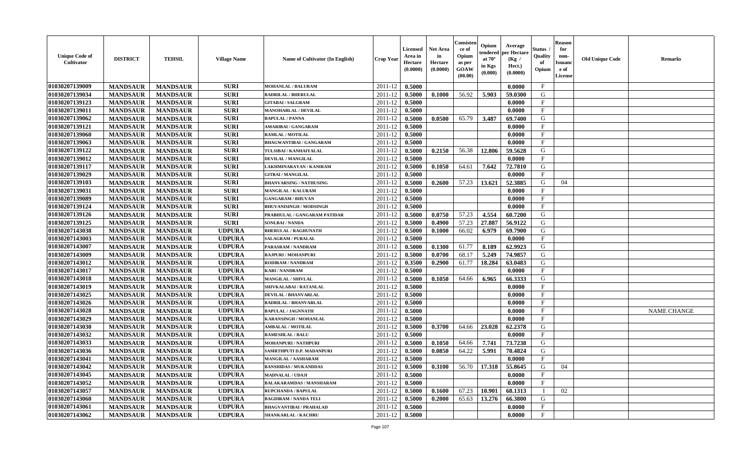| Unique Code of Cultivator | DISTRICT | TEHSIL | Village Name | Name of Cultivator (In English) | Crop Year | Licensed Area in Hectare (0.0000) | Net Area in Hectare (0.0000) | Consistence of Opium as per GOAW (00.00) | Opium tendered at 70° in Kgs (0.000) | Average per Hectare (Kg / Hect.) (0.0000) | Status / Quality of Opium | Reason for non-Issuance of License | Old Unique Code | Remarks |
|---|---|---|---|---|---|---|---|---|---|---|---|---|---|---|
| 01030207139009 | MANDSAUR | MANDSAUR | SURI | MOHANLAL / BALURAM | 2011-12 | 0.5000 | | | | 0.0000 | F | | | |
| 01030207139034 | MANDSAUR | MANDSAUR | SURI | BADRILAL / BHERULAL | 2011-12 | 0.5000 | 0.1000 | 56.92 | 5.903 | 59.0300 | G | | | |
| 01030207139123 | MANDSAUR | MANDSAUR | SURI | GITABAI / SALGRAM | 2011-12 | 0.5000 | | | | 0.0000 | F | | | |
| 01030207139011 | MANDSAUR | MANDSAUR | SURI | MANOHARLAL / DEVILAL | 2011-12 | 0.5000 | | | | 0.0000 | F | | | |
| 01030207139062 | MANDSAUR | MANDSAUR | SURI | BAPULAL / PANNA | 2011-12 | 0.5000 | 0.0500 | 65.79 | 3.487 | 69.7400 | G | | | |
| 01030207139121 | MANDSAUR | MANDSAUR | SURI | AMARIBAI / GANGARAM | 2011-12 | 0.5000 | | | | 0.0000 | F | | | |
| 01030207139060 | MANDSAUR | MANDSAUR | SURI | RAMLAL / MOTILAL | 2011-12 | 0.5000 | | | | 0.0000 | F | | | |
| 01030207139063 | MANDSAUR | MANDSAUR | SURI | BHAGWANTIBAI / GANGARAM | 2011-12 | 0.5000 | | | | 0.0000 | F | | | |
| 01030207139122 | MANDSAUR | MANDSAUR | SURI | TULSIBAI / KANHAIYALAL | 2011-12 | 0.5000 | 0.2150 | 56.38 | 12.806 | 59.5628 | G | | | |
| 01030207139012 | MANDSAUR | MANDSAUR | SURI | DEVILAL / MANGILAL | 2011-12 | 0.5000 | | | | 0.0000 | F | | | |
| 01030207139117 | MANDSAUR | MANDSAUR | SURI | LAKHMINARAYAN / KANIRAM | 2011-12 | 0.5000 | 0.1050 | 64.61 | 7.642 | 72.7810 | G | | | |
| 01030207139029 | MANDSAUR | MANDSAUR | SURI | GITBAI / MANGILAL | 2011-12 | 0.5000 | | | | 0.0000 | F | | | |
| 01030207139103 | MANDSAUR | MANDSAUR | SURI | BHANVARSING / NATHUSING | 2011-12 | 0.5000 | 0.2600 | 57.23 | 13.621 | 52.3885 | G | 04 | | |
| 01030207139031 | MANDSAUR | MANDSAUR | SURI | MANGILAL / KALURAM | 2011-12 | 0.5000 | | | | 0.0000 | F | | | |
| 01030207139089 | MANDSAUR | MANDSAUR | SURI | GANGARAM / BHUVAN | 2011-12 | 0.5000 | | | | 0.0000 | F | | | |
| 01030207139124 | MANDSAUR | MANDSAUR | SURI | BHUVANISINGH / MODSINGH | 2011-12 | 0.5000 | | | | 0.0000 | F | | | |
| 01030207139126 | MANDSAUR | MANDSAUR | SURI | PRABHULAL / GANGARAM PATIDAR | 2011-12 | 0.5000 | 0.0750 | 57.23 | 4.554 | 60.7200 | G | | | |
| 01030207139125 | MANDSAUR | MANDSAUR | SURI | SONLBAI / NANDA | 2011-12 | 0.5000 | 0.4900 | 57.23 | 27.887 | 56.9122 | G | | | |
| 01030207143038 | MANDSAUR | MANDSAUR | UDPURA | BHERULAL / RAGHUNATH | 2011-12 | 0.5000 | 0.1000 | 66.02 | 6.979 | 69.7900 | G | | | |
| 01030207143003 | MANDSAUR | MANDSAUR | UDPURA | SALAGRAM / PURALAL | 2011-12 | 0.5000 | | | | 0.0000 | F | | | |
| 01030207143007 | MANDSAUR | MANDSAUR | UDPURA | PARASRAM / NANDRAM | 2011-12 | 0.5000 | 0.1300 | 61.77 | 8.189 | 62.9923 | G | | | |
| 01030207143009 | MANDSAUR | MANDSAUR | UDPURA | RAJPURI / MOHANPURI | 2011-12 | 0.5000 | 0.0700 | 68.17 | 5.249 | 74.9857 | G | | | |
| 01030207143012 | MANDSAUR | MANDSAUR | UDPURA | RODIRAM / NANDRAM | 2011-12 | 0.3500 | 0.2900 | 61.77 | 18.284 | 63.0483 | G | | | |
| 01030207143017 | MANDSAUR | MANDSAUR | UDPURA | KARI / NANDRAM | 2011-12 | 0.5000 | | | | 0.0000 | F | | | |
| 01030207143018 | MANDSAUR | MANDSAUR | UDPURA | MANGILAL / SHIVLAL | 2011-12 | 0.5000 | 0.1050 | 64.66 | 6.965 | 66.3333 | G | | | |
| 01030207143019 | MANDSAUR | MANDSAUR | UDPURA | SHIVKALABAI / RATANLAL | 2011-12 | 0.5000 | | | | 0.0000 | F | | | |
| 01030207143025 | MANDSAUR | MANDSAUR | UDPURA | DEVILAL / BHANVARLAL | 2011-12 | 0.5000 | | | | 0.0000 | F | | | |
| 01030207143026 | MANDSAUR | MANDSAUR | UDPURA | BADRILAL / BHANVARLAL | 2011-12 | 0.5000 | | | | 0.0000 | F | | | |
| 01030207143028 | MANDSAUR | MANDSAUR | UDPURA | BAPULAL / JAGNNATH | 2011-12 | 0.5000 | | | | 0.0000 | F | | | NAME CHANGE |
| 01030207143029 | MANDSAUR | MANDSAUR | UDPURA | KARANSINGH / MOHANLAL | 2011-12 | 0.5000 | | | | 0.0000 | F | | | |
| 01030207143030 | MANDSAUR | MANDSAUR | UDPURA | AMBALAL / MOTILAL | 2011-12 | 0.5000 | 0.3700 | 64.66 | 23.028 | 62.2378 | G | | | |
| 01030207143032 | MANDSAUR | MANDSAUR | UDPURA | RAMESHLAL / BALU | 2011-12 | 0.5000 | | | | 0.0000 | F | | | |
| 01030207143033 | MANDSAUR | MANDSAUR | UDPURA | MOHANPURI / NATHPURI | 2011-12 | 0.5000 | 0.1050 | 64.66 | 7.741 | 73.7238 | G | | | |
| 01030207143036 | MANDSAUR | MANDSAUR | UDPURA | SAMRTHPUTI D.P. MADANPURI | 2011-12 | 0.5000 | 0.0850 | 64.22 | 5.991 | 70.4824 | G | | | |
| 01030207143041 | MANDSAUR | MANDSAUR | UDPURA | MANGILAL / AASHARAM | 2011-12 | 0.5000 | | | | 0.0000 | F | | | |
| 01030207143042 | MANDSAUR | MANDSAUR | UDPURA | BANSHIDAS / MUKANDDAS | 2011-12 | 0.5000 | 0.3100 | 56.70 | 17.318 | 55.8645 | G | 04 | | |
| 01030207143045 | MANDSAUR | MANDSAUR | UDPURA | MADNALAL / UDAJI | 2011-12 | 0.5000 | | | | 0.0000 | F | | | |
| 01030207143052 | MANDSAUR | MANDSAUR | UDPURA | BALAKARAMDAS / MANSHARAM | 2011-12 | 0.5000 | | | | 0.0000 | F | | | |
| 01030207143057 | MANDSAUR | MANDSAUR | UDPURA | RUPCHANDA / BAPULAL | 2011-12 | 0.5000 | 0.1600 | 67.23 | 10.901 | 68.1313 | I | 02 | | |
| 01030207143060 | MANDSAUR | MANDSAUR | UDPURA | BAGDIRAM / NANDA TELI | 2011-12 | 0.5000 | 0.2000 | 65.63 | 13.276 | 66.3800 | G | | | |
| 01030207143061 | MANDSAUR | MANDSAUR | UDPURA | BHAGVANTIBAI / PRAHALAD | 2011-12 | 0.5000 | | | | 0.0000 | F | | | |
| 01030207143062 | MANDSAUR | MANDSAUR | UDPURA | SHANKARLAL / KACHRU | 2011-12 | 0.5000 | | | | 0.0000 | F | | | |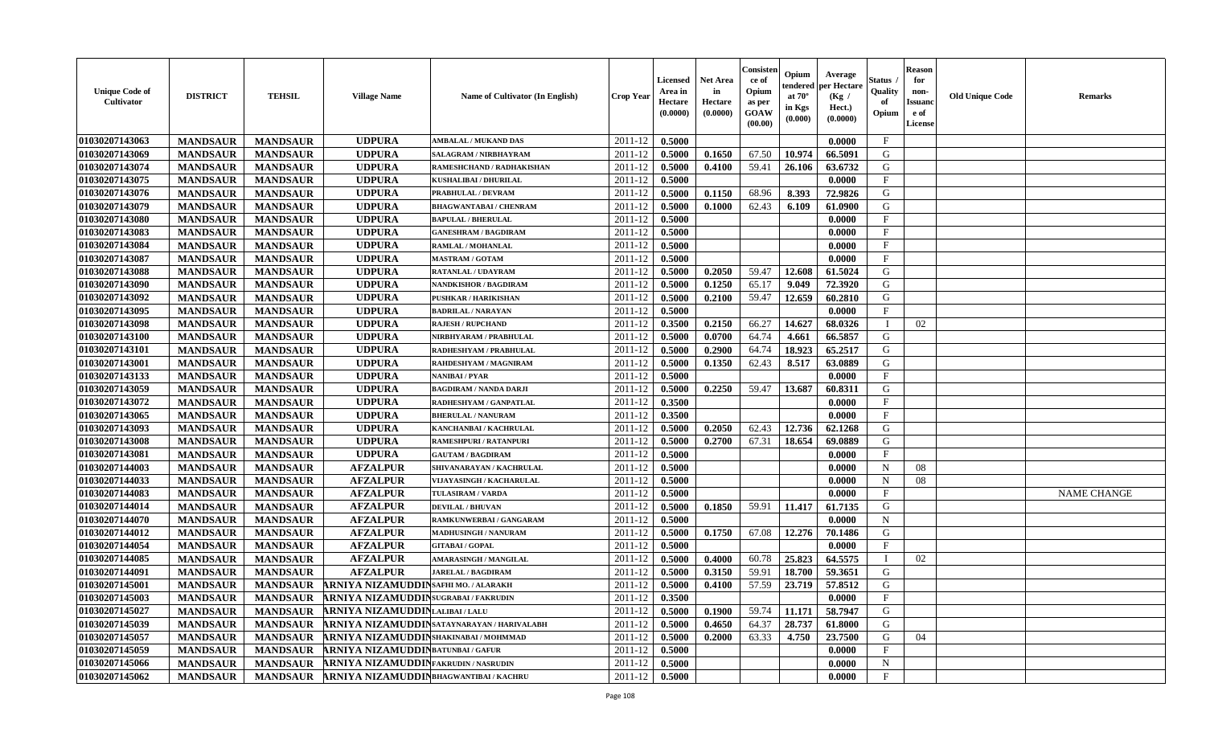| Unique Code of Cultivator | DISTRICT | TEHSIL | Village Name | Name of Cultivator (In English) | Crop Year | Licensed Area in Hectare (0.0000) | Net Area in Hectare (0.0000) | Consistence of Opium as per GOAW (00.00) | Opium tendered at 70° in Kgs (0.000) | Average per Hectare (Kg / Hect.) (0.0000) | Status / Quality of Opium | Reason for non-Issuance of License | Old Unique Code | Remarks |
|---|---|---|---|---|---|---|---|---|---|---|---|---|---|---|
| 01030207143063 | MANDSAUR | MANDSAUR | UDPURA | AMBALAL / MUKAND DAS | 2011-12 | 0.5000 | | | | 0.0000 | F | | | |
| 01030207143069 | MANDSAUR | MANDSAUR | UDPURA | SALAGRAM / NIRBHAYRAM | 2011-12 | 0.5000 | 0.1650 | 67.50 | 10.974 | 66.5091 | G | | | |
| 01030207143074 | MANDSAUR | MANDSAUR | UDPURA | RAMESHCHAND / RADHAKISHAN | 2011-12 | 0.5000 | 0.4100 | 59.41 | 26.106 | 63.6732 | G | | | |
| 01030207143075 | MANDSAUR | MANDSAUR | UDPURA | KUSHALIBAI / DHURILAL | 2011-12 | 0.5000 | | | | 0.0000 | F | | | |
| 01030207143076 | MANDSAUR | MANDSAUR | UDPURA | PRABHULAL / DEVRAM | 2011-12 | 0.5000 | 0.1150 | 68.96 | 8.393 | 72.9826 | G | | | |
| 01030207143079 | MANDSAUR | MANDSAUR | UDPURA | BHAGWANTABAI / CHENRAM | 2011-12 | 0.5000 | 0.1000 | 62.43 | 6.109 | 61.0900 | G | | | |
| 01030207143080 | MANDSAUR | MANDSAUR | UDPURA | BAPULAL / BHERULAL | 2011-12 | 0.5000 | | | | 0.0000 | F | | | |
| 01030207143083 | MANDSAUR | MANDSAUR | UDPURA | GANESHRAM / BAGDIRAM | 2011-12 | 0.5000 | | | | 0.0000 | F | | | |
| 01030207143084 | MANDSAUR | MANDSAUR | UDPURA | RAMLAL / MOHANLAL | 2011-12 | 0.5000 | | | | 0.0000 | F | | | |
| 01030207143087 | MANDSAUR | MANDSAUR | UDPURA | MASTRAM / GOTAM | 2011-12 | 0.5000 | | | | 0.0000 | F | | | |
| 01030207143088 | MANDSAUR | MANDSAUR | UDPURA | RATANLAL / UDAYRAM | 2011-12 | 0.5000 | 0.2050 | 59.47 | 12.608 | 61.5024 | G | | | |
| 01030207143090 | MANDSAUR | MANDSAUR | UDPURA | NANDKISHOR / BAGDIRAM | 2011-12 | 0.5000 | 0.1250 | 65.17 | 9.049 | 72.3920 | G | | | |
| 01030207143092 | MANDSAUR | MANDSAUR | UDPURA | PUSHKAR / HARIKISHAN | 2011-12 | 0.5000 | 0.2100 | 59.47 | 12.659 | 60.2810 | G | | | |
| 01030207143095 | MANDSAUR | MANDSAUR | UDPURA | BADRILAL / NARAYAN | 2011-12 | 0.5000 | | | | 0.0000 | F | | | |
| 01030207143098 | MANDSAUR | MANDSAUR | UDPURA | RAJESH / RUPCHAND | 2011-12 | 0.3500 | 0.2150 | 66.27 | 14.627 | 68.0326 | I | 02 | | |
| 01030207143100 | MANDSAUR | MANDSAUR | UDPURA | NIRBHYARAM / PRABHULAL | 2011-12 | 0.5000 | 0.0700 | 64.74 | 4.661 | 66.5857 | G | | | |
| 01030207143101 | MANDSAUR | MANDSAUR | UDPURA | RADHESHYAM / PRABHULAL | 2011-12 | 0.5000 | 0.2900 | 64.74 | 18.923 | 65.2517 | G | | | |
| 01030207143001 | MANDSAUR | MANDSAUR | UDPURA | RAHDESHYAM / MAGNIRAM | 2011-12 | 0.5000 | 0.1350 | 62.43 | 8.517 | 63.0889 | G | | | |
| 01030207143133 | MANDSAUR | MANDSAUR | UDPURA | NANIBAI / PYAR | 2011-12 | 0.5000 | | | | 0.0000 | F | | | |
| 01030207143059 | MANDSAUR | MANDSAUR | UDPURA | BAGDIRAM / NANDA DARJI | 2011-12 | 0.5000 | 0.2250 | 59.47 | 13.687 | 60.8311 | G | | | |
| 01030207143072 | MANDSAUR | MANDSAUR | UDPURA | RADHESHYAM / GANPATLAL | 2011-12 | 0.3500 | | | | 0.0000 | F | | | |
| 01030207143065 | MANDSAUR | MANDSAUR | UDPURA | BHERULAL / NANURAM | 2011-12 | 0.3500 | | | | 0.0000 | F | | | |
| 01030207143093 | MANDSAUR | MANDSAUR | UDPURA | KANCHANBAI / KACHRULAL | 2011-12 | 0.5000 | 0.2050 | 62.43 | 12.736 | 62.1268 | G | | | |
| 01030207143008 | MANDSAUR | MANDSAUR | UDPURA | RAMESHPURI / RATANPURI | 2011-12 | 0.5000 | 0.2700 | 67.31 | 18.654 | 69.0889 | G | | | |
| 01030207143081 | MANDSAUR | MANDSAUR | UDPURA | GAUTAM / BAGDIRAM | 2011-12 | 0.5000 | | | | 0.0000 | F | | | |
| 01030207144003 | MANDSAUR | MANDSAUR | AFZALPUR | SHIVANARAYAN / KACHRULAL | 2011-12 | 0.5000 | | | | 0.0000 | N | 08 | | |
| 01030207144033 | MANDSAUR | MANDSAUR | AFZALPUR | VIJAYASINGH / KACHARULAL | 2011-12 | 0.5000 | | | | 0.0000 | N | 08 | | |
| 01030207144083 | MANDSAUR | MANDSAUR | AFZALPUR | TULASIRAM / VARDA | 2011-12 | 0.5000 | | | | 0.0000 | F | | | NAME CHANGE |
| 01030207144014 | MANDSAUR | MANDSAUR | AFZALPUR | DEVILAL / BHUVAN | 2011-12 | 0.5000 | 0.1850 | 59.91 | 11.417 | 61.7135 | G | | | |
| 01030207144070 | MANDSAUR | MANDSAUR | AFZALPUR | RAMKUNWERBAI / GANGARAM | 2011-12 | 0.5000 | | | | 0.0000 | N | | | |
| 01030207144012 | MANDSAUR | MANDSAUR | AFZALPUR | MADHUSINGH / NANURAM | 2011-12 | 0.5000 | 0.1750 | 67.08 | 12.276 | 70.1486 | G | | | |
| 01030207144054 | MANDSAUR | MANDSAUR | AFZALPUR | GITABAI / GOPAL | 2011-12 | 0.5000 | | | | 0.0000 | F | | | |
| 01030207144085 | MANDSAUR | MANDSAUR | AFZALPUR | AMARASINGH / MANGILAL | 2011-12 | 0.5000 | 0.4000 | 60.78 | 25.823 | 64.5575 | I | 02 | | |
| 01030207144091 | MANDSAUR | MANDSAUR | AFZALPUR | JARELAL / BAGDIRAM | 2011-12 | 0.5000 | 0.3150 | 59.91 | 18.700 | 59.3651 | G | | | |
| 01030207145001 | MANDSAUR | MANDSAUR | ARNIYA NIZAMUDDIN | SAFHI MO. / ALARAKH | 2011-12 | 0.5000 | 0.4100 | 57.59 | 23.719 | 57.8512 | G | | | |
| 01030207145003 | MANDSAUR | MANDSAUR | ARNIYA NIZAMUDDIN | SUGRABAI / FAKRUDIN | 2011-12 | 0.3500 | | | | 0.0000 | F | | | |
| 01030207145027 | MANDSAUR | MANDSAUR | ARNIYA NIZAMUDDIN | LALIBAI / LALU | 2011-12 | 0.5000 | 0.1900 | 59.74 | 11.171 | 58.7947 | G | | | |
| 01030207145039 | MANDSAUR | MANDSAUR | ARNIYA NIZAMUDDIN | SATAYNARAYAN / HARIVALABH | 2011-12 | 0.5000 | 0.4650 | 64.37 | 28.737 | 61.8000 | G | | | |
| 01030207145057 | MANDSAUR | MANDSAUR | ARNIYA NIZAMUDDIN | SHAKINABAI / MOHMMAD | 2011-12 | 0.5000 | 0.2000 | 63.33 | 4.750 | 23.7500 | G | 04 | | |
| 01030207145059 | MANDSAUR | MANDSAUR | ARNIYA NIZAMUDDIN | BATUNBAI / GAFUR | 2011-12 | 0.5000 | | | | 0.0000 | F | | | |
| 01030207145066 | MANDSAUR | MANDSAUR | ARNIYA NIZAMUDDIN | FAKRUDIN / NASRUDIN | 2011-12 | 0.5000 | | | | 0.0000 | N | | | |
| 01030207145062 | MANDSAUR | MANDSAUR | ARNIYA NIZAMUDDIN | BHAGWANTIBAI / KACHRU | 2011-12 | 0.5000 | | | | 0.0000 | F | | | |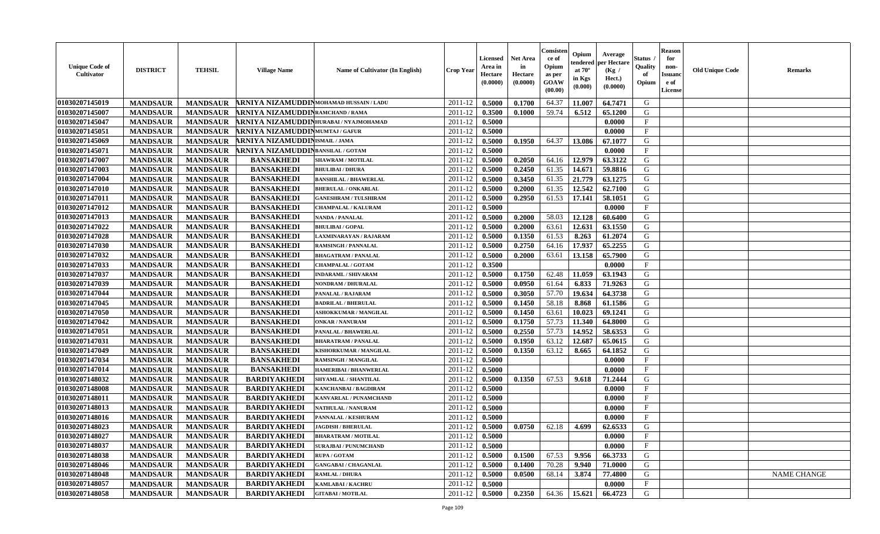| Unique Code of Cultivator | DISTRICT | TEHSIL | Village Name | Name of Cultivator (In English) | Crop Year | Licensed Area in Hectare (0.0000) | Net Area in Hectare (0.0000) | Consistence of Opium as per GOAW (00.00) | Opium tendered at 70° in Kgs (0.000) | Average per Hectare (Kg / Hect.) (0.0000) | Status / Quality of Opium | Reason for non-Issuance of License | Old Unique Code | Remarks |
|---|---|---|---|---|---|---|---|---|---|---|---|---|---|---|
| 01030207145019 | MANDSAUR | MANDSAUR | ARNIYA NIZAMUDDIN | MOHAMAD HUSSAIN / LADU | 2011-12 | 0.5000 | 0.1700 | 64.37 | 11.007 | 64.7471 | G | | | |
| 01030207145007 | MANDSAUR | MANDSAUR | ARNIYA NIZAMUDDIN | RAMCHAND / RAMA | 2011-12 | 0.3500 | 0.1000 | 59.74 | 6.512 | 65.1200 | G | | | |
| 01030207145047 | MANDSAUR | MANDSAUR | ARNIYA NIZAMUDDIN | HURABAI / NYAJMOHAMAD | 2011-12 | 0.5000 | | | | 0.0000 | F | | | |
| 01030207145051 | MANDSAUR | MANDSAUR | ARNIYA NIZAMUDDIN | MUMTAJ / GAFUR | 2011-12 | 0.5000 | | | | 0.0000 | F | | | |
| 01030207145069 | MANDSAUR | MANDSAUR | ARNIYA NIZAMUDDIN | ISMAIL / JAMA | 2011-12 | 0.5000 | 0.1950 | 64.37 | 13.086 | 67.1077 | G | | | |
| 01030207145071 | MANDSAUR | MANDSAUR | ARNIYA NIZAMUDDIN | BANSILAL / GOTAM | 2011-12 | 0.5000 | | | | 0.0000 | F | | | |
| 01030207147007 | MANDSAUR | MANDSAUR | BANSAKHEDI | SHAWRAM / MOTILAL | 2011-12 | 0.5000 | 0.2050 | 64.16 | 12.979 | 63.3122 | G | | | |
| 01030207147003 | MANDSAUR | MANDSAUR | BANSAKHEDI | BHULIBAI / DHURA | 2011-12 | 0.5000 | 0.2450 | 61.35 | 14.671 | 59.8816 | G | | | |
| 01030207147004 | MANDSAUR | MANDSAUR | BANSAKHEDI | BANSHILAL / BHAWERLAL | 2011-12 | 0.5000 | 0.3450 | 61.35 | 21.779 | 63.1275 | G | | | |
| 01030207147010 | MANDSAUR | MANDSAUR | BANSAKHEDI | BHERULAL / ONKARLAL | 2011-12 | 0.5000 | 0.2000 | 61.35 | 12.542 | 62.7100 | G | | | |
| 01030207147011 | MANDSAUR | MANDSAUR | BANSAKHEDI | GANESHRAM / TULSHIRAM | 2011-12 | 0.5000 | 0.2950 | 61.53 | 17.141 | 58.1051 | G | | | |
| 01030207147012 | MANDSAUR | MANDSAUR | BANSAKHEDI | CHAMPALAL / KALURAM | 2011-12 | 0.5000 | | | | 0.0000 | F | | | |
| 01030207147013 | MANDSAUR | MANDSAUR | BANSAKHEDI | NANDA / PANALAL | 2011-12 | 0.5000 | 0.2000 | 58.03 | 12.128 | 60.6400 | G | | | |
| 01030207147022 | MANDSAUR | MANDSAUR | BANSAKHEDI | BHULIBAI / GOPAL | 2011-12 | 0.5000 | 0.2000 | 63.61 | 12.631 | 63.1550 | G | | | |
| 01030207147028 | MANDSAUR | MANDSAUR | BANSAKHEDI | LAXMINARAYAN / RAJARAM | 2011-12 | 0.5000 | 0.1350 | 61.53 | 8.263 | 61.2074 | G | | | |
| 01030207147030 | MANDSAUR | MANDSAUR | BANSAKHEDI | RAMSINGH / PANNALAL | 2011-12 | 0.5000 | 0.2750 | 64.16 | 17.937 | 65.2255 | G | | | |
| 01030207147032 | MANDSAUR | MANDSAUR | BANSAKHEDI | BHAGATRAM / PANALAL | 2011-12 | 0.5000 | 0.2000 | 63.61 | 13.158 | 65.7900 | G | | | |
| 01030207147033 | MANDSAUR | MANDSAUR | BANSAKHEDI | CHAMPALAL / GOTAM | 2011-12 | 0.3500 | | | | 0.0000 | F | | | |
| 01030207147037 | MANDSAUR | MANDSAUR | BANSAKHEDI | INDARAML / SHIVARAM | 2011-12 | 0.5000 | 0.1750 | 62.48 | 11.059 | 63.1943 | G | | | |
| 01030207147039 | MANDSAUR | MANDSAUR | BANSAKHEDI | NONDRAM / DHURALAL | 2011-12 | 0.5000 | 0.0950 | 61.64 | 6.833 | 71.9263 | G | | | |
| 01030207147044 | MANDSAUR | MANDSAUR | BANSAKHEDI | PANALAL / RAJARAM | 2011-12 | 0.5000 | 0.3050 | 57.70 | 19.634 | 64.3738 | G | | | |
| 01030207147045 | MANDSAUR | MANDSAUR | BANSAKHEDI | BADRILAL / BHERULAL | 2011-12 | 0.5000 | 0.1450 | 58.18 | 8.868 | 61.1586 | G | | | |
| 01030207147050 | MANDSAUR | MANDSAUR | BANSAKHEDI | ASHOKKUMAR / MANGILAL | 2011-12 | 0.5000 | 0.1450 | 63.61 | 10.023 | 69.1241 | G | | | |
| 01030207147042 | MANDSAUR | MANDSAUR | BANSAKHEDI | ONKAR / NANURAM | 2011-12 | 0.5000 | 0.1750 | 57.73 | 11.340 | 64.8000 | G | | | |
| 01030207147051 | MANDSAUR | MANDSAUR | BANSAKHEDI | PANALAL / BHAWERLAL | 2011-12 | 0.5000 | 0.2550 | 57.73 | 14.952 | 58.6353 | G | | | |
| 01030207147031 | MANDSAUR | MANDSAUR | BANSAKHEDI | BHARATRAM / PANALAL | 2011-12 | 0.5000 | 0.1950 | 63.12 | 12.687 | 65.0615 | G | | | |
| 01030207147049 | MANDSAUR | MANDSAUR | BANSAKHEDI | KISHORKUMAR / MANGILAL | 2011-12 | 0.5000 | 0.1350 | 63.12 | 8.665 | 64.1852 | G | | | |
| 01030207147034 | MANDSAUR | MANDSAUR | BANSAKHEDI | RAMSINGH / MANGILAL | 2011-12 | 0.5000 | | | | 0.0000 | F | | | |
| 01030207147014 | MANDSAUR | MANDSAUR | BANSAKHEDI | HAMERIBAI / BHANWERLAL | 2011-12 | 0.5000 | | | | 0.0000 | F | | | |
| 01030207148032 | MANDSAUR | MANDSAUR | BARDIYAKHEDI | SHYAMLAL / SHANTILAL | 2011-12 | 0.5000 | 0.1350 | 67.53 | 9.618 | 71.2444 | G | | | |
| 01030207148008 | MANDSAUR | MANDSAUR | BARDIYAKHEDI | KANCHANBAI / BAGDIRAM | 2011-12 | 0.5000 | | | | 0.0000 | F | | | |
| 01030207148011 | MANDSAUR | MANDSAUR | BARDIYAKHEDI | KANVARLAL / PUNAMCHAND | 2011-12 | 0.5000 | | | | 0.0000 | F | | | |
| 01030207148013 | MANDSAUR | MANDSAUR | BARDIYAKHEDI | NATHULAL / NANURAM | 2011-12 | 0.5000 | | | | 0.0000 | F | | | |
| 01030207148016 | MANDSAUR | MANDSAUR | BARDIYAKHEDI | PANNALAL / KESHURAM | 2011-12 | 0.5000 | | | | 0.0000 | F | | | |
| 01030207148023 | MANDSAUR | MANDSAUR | BARDIYAKHEDI | JAGDISH / BHERULAL | 2011-12 | 0.5000 | 0.0750 | 62.18 | 4.699 | 62.6533 | G | | | |
| 01030207148027 | MANDSAUR | MANDSAUR | BARDIYAKHEDI | BHARATRAM / MOTILAL | 2011-12 | 0.5000 | | | | 0.0000 | F | | | |
| 01030207148037 | MANDSAUR | MANDSAUR | BARDIYAKHEDI | SURAJBAI / PUNUMCHAND | 2011-12 | 0.5000 | | | | 0.0000 | F | | | |
| 01030207148038 | MANDSAUR | MANDSAUR | BARDIYAKHEDI | RUPA / GOTAM | 2011-12 | 0.5000 | 0.1500 | 67.53 | 9.956 | 66.3733 | G | | | |
| 01030207148046 | MANDSAUR | MANDSAUR | BARDIYAKHEDI | GANGABAI / CHAGANLAL | 2011-12 | 0.5000 | 0.1400 | 70.28 | 9.940 | 71.0000 | G | | | |
| 01030207148048 | MANDSAUR | MANDSAUR | BARDIYAKHEDI | RAMLAL / DHURA | 2011-12 | 0.5000 | 0.0500 | 68.14 | 3.874 | 77.4800 | G | | | NAME CHANGE |
| 01030207148057 | MANDSAUR | MANDSAUR | BARDIYAKHEDI | KAMLABAI / KACHRU | 2011-12 | 0.5000 | | | | 0.0000 | F | | | |
| 01030207148058 | MANDSAUR | MANDSAUR | BARDIYAKHEDI | GITABAI / MOTILAL | 2011-12 | 0.5000 | 0.2350 | 64.36 | 15.621 | 66.4723 | G | | | |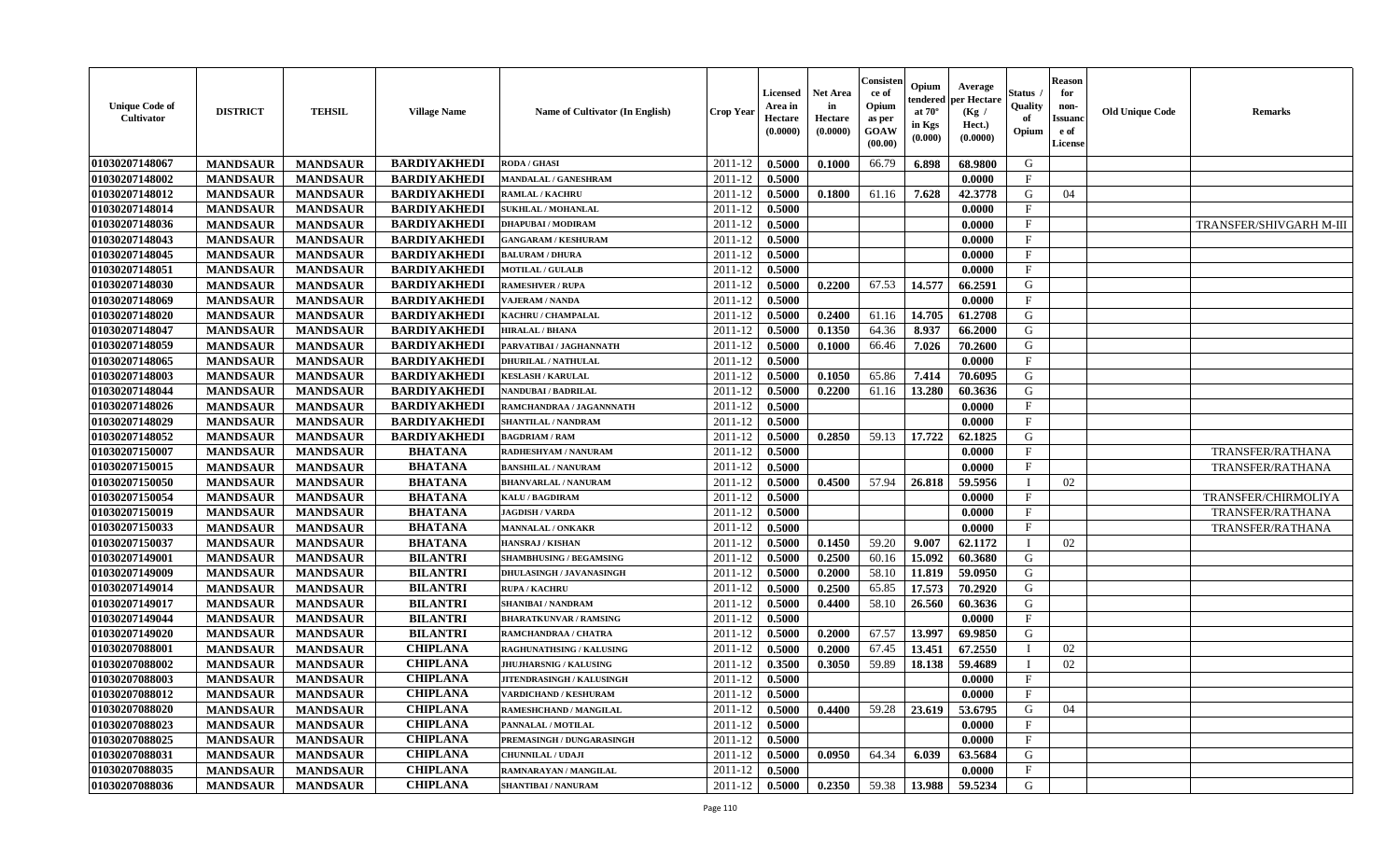| Unique Code of Cultivator | DISTRICT | TEHSIL | Village Name | Name of Cultivator (In English) | Crop Year | Licensed Area in Hectare (0.0000) | Net Area in Hectare (0.0000) | Consistence of Opium as per GOAW (00.00) | Opium tendered at 70° in Kgs (0.000) | Average per Hectare (Kg / Hect.) (0.0000) | Status / Quality of Opium | Reason for non-Issuance of License | Old Unique Code | Remarks |
|---|---|---|---|---|---|---|---|---|---|---|---|---|---|---|
| 01030207148067 | MANDSAUR | MANDSAUR | BARDIYAKHEDI | RODA / GHASI | 2011-12 | 0.5000 | 0.1000 | 66.79 | 6.898 | 68.9800 | G | | | |
| 01030207148002 | MANDSAUR | MANDSAUR | BARDIYAKHEDI | MANDALAL / GANESHRAM | 2011-12 | 0.5000 | | | | 0.0000 | F | | | |
| 01030207148012 | MANDSAUR | MANDSAUR | BARDIYAKHEDI | RAMLAL / KACHRU | 2011-12 | 0.5000 | 0.1800 | 61.16 | 7.628 | 42.3778 | G | 04 | | |
| 01030207148014 | MANDSAUR | MANDSAUR | BARDIYAKHEDI | SUKHLAL / MOHANLAL | 2011-12 | 0.5000 | | | | 0.0000 | F | | | |
| 01030207148036 | MANDSAUR | MANDSAUR | BARDIYAKHEDI | DHAPUBAI / MODIRAM | 2011-12 | 0.5000 | | | | 0.0000 | F | | | TRANSFER/SHIVGARH M-III |
| 01030207148043 | MANDSAUR | MANDSAUR | BARDIYAKHEDI | GANGARAM / KESHURAM | 2011-12 | 0.5000 | | | | 0.0000 | F | | | |
| 01030207148045 | MANDSAUR | MANDSAUR | BARDIYAKHEDI | BALURAM / DHURA | 2011-12 | 0.5000 | | | | 0.0000 | F | | | |
| 01030207148051 | MANDSAUR | MANDSAUR | BARDIYAKHEDI | MOTILAL / GULALB | 2011-12 | 0.5000 | | | | 0.0000 | F | | | |
| 01030207148030 | MANDSAUR | MANDSAUR | BARDIYAKHEDI | RAMESHVER / RUPA | 2011-12 | 0.5000 | 0.2200 | 67.53 | 14.577 | 66.2591 | G | | | |
| 01030207148069 | MANDSAUR | MANDSAUR | BARDIYAKHEDI | VAJERAM / NANDA | 2011-12 | 0.5000 | | | | 0.0000 | F | | | |
| 01030207148020 | MANDSAUR | MANDSAUR | BARDIYAKHEDI | KACHRU / CHAMPALAL | 2011-12 | 0.5000 | 0.2400 | 61.16 | 14.705 | 61.2708 | G | | | |
| 01030207148047 | MANDSAUR | MANDSAUR | BARDIYAKHEDI | HIRALAL / BHANA | 2011-12 | 0.5000 | 0.1350 | 64.36 | 8.937 | 66.2000 | G | | | |
| 01030207148059 | MANDSAUR | MANDSAUR | BARDIYAKHEDI | PARVATIBAI / JAGHANNATH | 2011-12 | 0.5000 | 0.1000 | 66.46 | 7.026 | 70.2600 | G | | | |
| 01030207148065 | MANDSAUR | MANDSAUR | BARDIYAKHEDI | DHURILAL / NATHULAL | 2011-12 | 0.5000 | | | | 0.0000 | F | | | |
| 01030207148003 | MANDSAUR | MANDSAUR | BARDIYAKHEDI | KESLASH / KARULAL | 2011-12 | 0.5000 | 0.1050 | 65.86 | 7.414 | 70.6095 | G | | | |
| 01030207148044 | MANDSAUR | MANDSAUR | BARDIYAKHEDI | NANDUBAI / BADRILAL | 2011-12 | 0.5000 | 0.2200 | 61.16 | 13.280 | 60.3636 | G | | | |
| 01030207148026 | MANDSAUR | MANDSAUR | BARDIYAKHEDI | RAMCHANDRAA / JAGANNNATH | 2011-12 | 0.5000 | | | | 0.0000 | F | | | |
| 01030207148029 | MANDSAUR | MANDSAUR | BARDIYAKHEDI | SHANTILAL / NANDRAM | 2011-12 | 0.5000 | | | | 0.0000 | F | | | |
| 01030207148052 | MANDSAUR | MANDSAUR | BARDIYAKHEDI | BAGDRIAM / RAM | 2011-12 | 0.5000 | 0.2850 | 59.13 | 17.722 | 62.1825 | G | | | |
| 01030207150007 | MANDSAUR | MANDSAUR | BHATANA | RADHESHYAM / NANURAM | 2011-12 | 0.5000 | | | | 0.0000 | F | | | TRANSFER/RATHANA |
| 01030207150015 | MANDSAUR | MANDSAUR | BHATANA | BANSHILAL / NANURAM | 2011-12 | 0.5000 | | | | 0.0000 | F | | | TRANSFER/RATHANA |
| 01030207150050 | MANDSAUR | MANDSAUR | BHATANA | BHANVARLAL / NANURAM | 2011-12 | 0.5000 | 0.4500 | 57.94 | 26.818 | 59.5956 | I | 02 | | |
| 01030207150054 | MANDSAUR | MANDSAUR | BHATANA | KALU / BAGDIRAM | 2011-12 | 0.5000 | | | | 0.0000 | F | | | TRANSFER/CHIRMOLIYA |
| 01030207150019 | MANDSAUR | MANDSAUR | BHATANA | JAGDISH / VARDA | 2011-12 | 0.5000 | | | | 0.0000 | F | | | TRANSFER/RATHANA |
| 01030207150033 | MANDSAUR | MANDSAUR | BHATANA | MANNALAL / ONKAKR | 2011-12 | 0.5000 | | | | 0.0000 | F | | | TRANSFER/RATHANA |
| 01030207150037 | MANDSAUR | MANDSAUR | BHATANA | HANSRAJ / KISHAN | 2011-12 | 0.5000 | 0.1450 | 59.20 | 9.007 | 62.1172 | I | 02 | | |
| 01030207149001 | MANDSAUR | MANDSAUR | BILANTRI | SHAMBHUSING / BEGAMSING | 2011-12 | 0.5000 | 0.2500 | 60.16 | 15.092 | 60.3680 | G | | | |
| 01030207149009 | MANDSAUR | MANDSAUR | BILANTRI | DHULASINGH / JAVANASINGH | 2011-12 | 0.5000 | 0.2000 | 58.10 | 11.819 | 59.0950 | G | | | |
| 01030207149014 | MANDSAUR | MANDSAUR | BILANTRI | RUPA / KACHRU | 2011-12 | 0.5000 | 0.2500 | 65.85 | 17.573 | 70.2920 | G | | | |
| 01030207149017 | MANDSAUR | MANDSAUR | BILANTRI | SHANIBAI / NANDRAM | 2011-12 | 0.5000 | 0.4400 | 58.10 | 26.560 | 60.3636 | G | | | |
| 01030207149044 | MANDSAUR | MANDSAUR | BILANTRI | BHARATKUNVAR / RAMSING | 2011-12 | 0.5000 | | | | 0.0000 | F | | | |
| 01030207149020 | MANDSAUR | MANDSAUR | BILANTRI | RAMCHANDRAA / CHATRA | 2011-12 | 0.5000 | 0.2000 | 67.57 | 13.997 | 69.9850 | G | | | |
| 01030207088001 | MANDSAUR | MANDSAUR | CHIPLANA | RAGHUNATHSING / KALUSING | 2011-12 | 0.5000 | 0.2000 | 67.45 | 13.451 | 67.2550 | I | 02 | | |
| 01030207088002 | MANDSAUR | MANDSAUR | CHIPLANA | JHUJHARSNIG / KALUSING | 2011-12 | 0.3500 | 0.3050 | 59.89 | 18.138 | 59.4689 | I | 02 | | |
| 01030207088003 | MANDSAUR | MANDSAUR | CHIPLANA | JITENDRASINGH / KALUSINGH | 2011-12 | 0.5000 | | | | 0.0000 | F | | | |
| 01030207088012 | MANDSAUR | MANDSAUR | CHIPLANA | VARDICHAND / KESHURAM | 2011-12 | 0.5000 | | | | 0.0000 | F | | | |
| 01030207088020 | MANDSAUR | MANDSAUR | CHIPLANA | RAMESHCHAND / MANGILAL | 2011-12 | 0.5000 | 0.4400 | 59.28 | 23.619 | 53.6795 | G | 04 | | |
| 01030207088023 | MANDSAUR | MANDSAUR | CHIPLANA | PANNALAL / MOTILAL | 2011-12 | 0.5000 | | | | 0.0000 | F | | | |
| 01030207088025 | MANDSAUR | MANDSAUR | CHIPLANA | PREMASINGH / DUNGARASINGH | 2011-12 | 0.5000 | | | | 0.0000 | F | | | |
| 01030207088031 | MANDSAUR | MANDSAUR | CHIPLANA | CHUNNILAL / UDAJI | 2011-12 | 0.5000 | 0.0950 | 64.34 | 6.039 | 63.5684 | G | | | |
| 01030207088035 | MANDSAUR | MANDSAUR | CHIPLANA | RAMNARAYAN / MANGILAL | 2011-12 | 0.5000 | | | | 0.0000 | F | | | |
| 01030207088036 | MANDSAUR | MANDSAUR | CHIPLANA | SHANTIBAI / NANURAM | 2011-12 | 0.5000 | 0.2350 | 59.38 | 13.988 | 59.5234 | G | | | |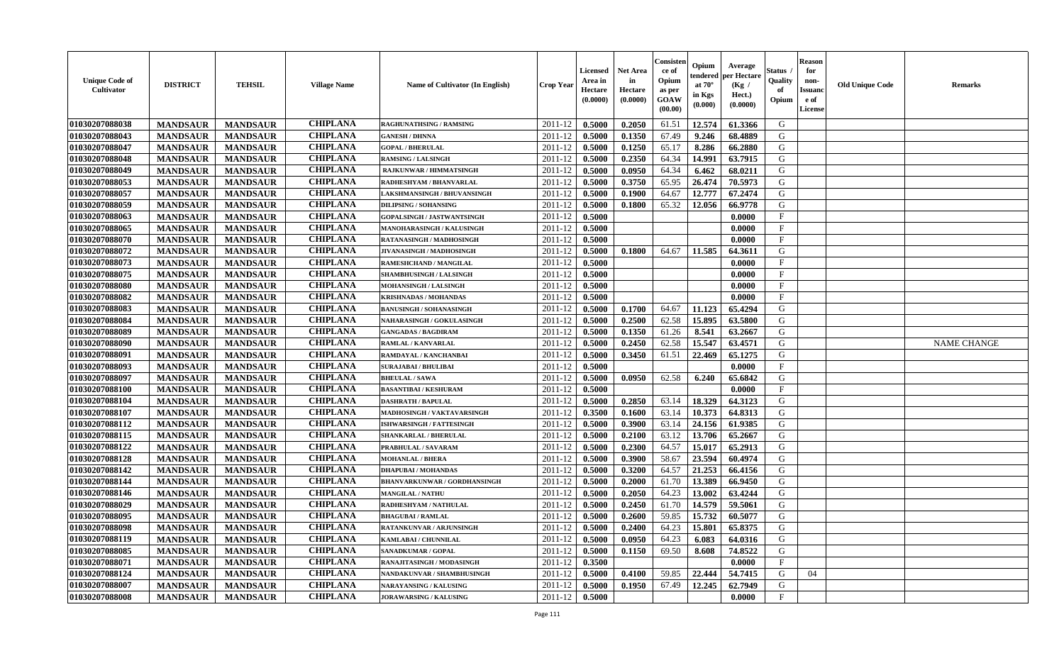| Unique Code of Cultivator | DISTRICT | TEHSIL | Village Name | Name of Cultivator (In English) | Crop Year | Licensed Area in Hectare (0.0000) | Net Area in Hectare (0.0000) | Consistence of Opium as per GOAW (00.00) | Opium tendered at 70° in Kgs (0.000) | Average per Hectare (Kg / Hect.) (0.0000) | Status / Quality of Opium | Reason for non-Issuance of License | Old Unique Code | Remarks |
|---|---|---|---|---|---|---|---|---|---|---|---|---|---|---|
| 01030207088038 | MANDSAUR | MANDSAUR | CHIPLANA | RAGHUNATHSING / RAMSING | 2011-12 | 0.5000 | 0.2050 | 61.51 | 12.574 | 61.3366 | G | | | |
| 01030207088043 | MANDSAUR | MANDSAUR | CHIPLANA | GANESH / DHNNA | 2011-12 | 0.5000 | 0.1350 | 67.49 | 9.246 | 68.4889 | G | | | |
| 01030207088047 | MANDSAUR | MANDSAUR | CHIPLANA | GOPAL / BHERULAL | 2011-12 | 0.5000 | 0.1250 | 65.17 | 8.286 | 66.2880 | G | | | |
| 01030207088048 | MANDSAUR | MANDSAUR | CHIPLANA | RAMSING / LALSINGH | 2011-12 | 0.5000 | 0.2350 | 64.34 | 14.991 | 63.7915 | G | | | |
| 01030207088049 | MANDSAUR | MANDSAUR | CHIPLANA | RAJKUNWAR / HIMMATSINGH | 2011-12 | 0.5000 | 0.0950 | 64.34 | 6.462 | 68.0211 | G | | | |
| 01030207088053 | MANDSAUR | MANDSAUR | CHIPLANA | RADHESHYAM / BHANVARLAL | 2011-12 | 0.5000 | 0.3750 | 65.95 | 26.474 | 70.5973 | G | | | |
| 01030207088057 | MANDSAUR | MANDSAUR | CHIPLANA | LAKSHMANSINGH / BHUVANSINGH | 2011-12 | 0.5000 | 0.1900 | 64.67 | 12.777 | 67.2474 | G | | | |
| 01030207088059 | MANDSAUR | MANDSAUR | CHIPLANA | DILIPSING / SOHANSING | 2011-12 | 0.5000 | 0.1800 | 65.32 | 12.056 | 66.9778 | G | | | |
| 01030207088063 | MANDSAUR | MANDSAUR | CHIPLANA | GOPALSINGH / JASTWANTSINGH | 2011-12 | 0.5000 | | | | 0.0000 | F | | | |
| 01030207088065 | MANDSAUR | MANDSAUR | CHIPLANA | MANOHARASINGH / KALUSINGH | 2011-12 | 0.5000 | | | | 0.0000 | F | | | |
| 01030207088070 | MANDSAUR | MANDSAUR | CHIPLANA | RATANASINGH / MADHOSINGH | 2011-12 | 0.5000 | | | | 0.0000 | F | | | |
| 01030207088072 | MANDSAUR | MANDSAUR | CHIPLANA | JIVANASINGH / MADHOSINGH | 2011-12 | 0.5000 | 0.1800 | 64.67 | 11.585 | 64.3611 | G | | | |
| 01030207088073 | MANDSAUR | MANDSAUR | CHIPLANA | RAMESHCHAND / MANGILAL | 2011-12 | 0.5000 | | | | 0.0000 | F | | | |
| 01030207088075 | MANDSAUR | MANDSAUR | CHIPLANA | SHAMBHUSINGH / LALSINGH | 2011-12 | 0.5000 | | | | 0.0000 | F | | | |
| 01030207088080 | MANDSAUR | MANDSAUR | CHIPLANA | MOHANSINGH / LALSINGH | 2011-12 | 0.5000 | | | | 0.0000 | F | | | |
| 01030207088082 | MANDSAUR | MANDSAUR | CHIPLANA | KRISHNADAS / MOHANDAS | 2011-12 | 0.5000 | | | | 0.0000 | F | | | |
| 01030207088083 | MANDSAUR | MANDSAUR | CHIPLANA | BANUSINGH / SOHANASINGH | 2011-12 | 0.5000 | 0.1700 | 64.67 | 11.123 | 65.4294 | G | | | |
| 01030207088084 | MANDSAUR | MANDSAUR | CHIPLANA | NAHARASINGH / GOKULASINGH | 2011-12 | 0.5000 | 0.2500 | 62.58 | 15.895 | 63.5800 | G | | | |
| 01030207088089 | MANDSAUR | MANDSAUR | CHIPLANA | GANGADAS / BAGDIRAM | 2011-12 | 0.5000 | 0.1350 | 61.26 | 8.541 | 63.2667 | G | | | |
| 01030207088090 | MANDSAUR | MANDSAUR | CHIPLANA | RAMLAL / KANVARLAL | 2011-12 | 0.5000 | 0.2450 | 62.58 | 15.547 | 63.4571 | G | | | NAME CHANGE |
| 01030207088091 | MANDSAUR | MANDSAUR | CHIPLANA | RAMDAYAL / KANCHANBAI | 2011-12 | 0.5000 | 0.3450 | 61.51 | 22.469 | 65.1275 | G | | | |
| 01030207088093 | MANDSAUR | MANDSAUR | CHIPLANA | SURAJABAI / BHULIBAI | 2011-12 | 0.5000 | | | | 0.0000 | F | | | |
| 01030207088097 | MANDSAUR | MANDSAUR | CHIPLANA | BHEULAL / SAWA | 2011-12 | 0.5000 | 0.0950 | 62.58 | 6.240 | 65.6842 | G | | | |
| 01030207088100 | MANDSAUR | MANDSAUR | CHIPLANA | BASANTIBAI / KESHURAM | 2011-12 | 0.5000 | | | | 0.0000 | F | | | |
| 01030207088104 | MANDSAUR | MANDSAUR | CHIPLANA | DASHRATH / BAPULAL | 2011-12 | 0.5000 | 0.2850 | 63.14 | 18.329 | 64.3123 | G | | | |
| 01030207088107 | MANDSAUR | MANDSAUR | CHIPLANA | MADHOSINGH / VAKTAVARSINGH | 2011-12 | 0.3500 | 0.1600 | 63.14 | 10.373 | 64.8313 | G | | | |
| 01030207088112 | MANDSAUR | MANDSAUR | CHIPLANA | ISHWARSINGH / FATTESINGH | 2011-12 | 0.5000 | 0.3900 | 63.14 | 24.156 | 61.9385 | G | | | |
| 01030207088115 | MANDSAUR | MANDSAUR | CHIPLANA | SHANKARLAL / BHERULAL | 2011-12 | 0.5000 | 0.2100 | 63.12 | 13.706 | 65.2667 | G | | | |
| 01030207088122 | MANDSAUR | MANDSAUR | CHIPLANA | PRABHULAL / SAVARAM | 2011-12 | 0.5000 | 0.2300 | 64.57 | 15.017 | 65.2913 | G | | | |
| 01030207088128 | MANDSAUR | MANDSAUR | CHIPLANA | MOHANLAL / BHERA | 2011-12 | 0.5000 | 0.3900 | 58.67 | 23.594 | 60.4974 | G | | | |
| 01030207088142 | MANDSAUR | MANDSAUR | CHIPLANA | DHAPUBAI / MOHANDAS | 2011-12 | 0.5000 | 0.3200 | 64.57 | 21.253 | 66.4156 | G | | | |
| 01030207088144 | MANDSAUR | MANDSAUR | CHIPLANA | BHANVARKUNWAR / GORDHANSINGH | 2011-12 | 0.5000 | 0.2000 | 61.70 | 13.389 | 66.9450 | G | | | |
| 01030207088146 | MANDSAUR | MANDSAUR | CHIPLANA | MANGILAL / NATHU | 2011-12 | 0.5000 | 0.2050 | 64.23 | 13.002 | 63.4244 | G | | | |
| 01030207088029 | MANDSAUR | MANDSAUR | CHIPLANA | RADHESHYAM / NATHULAL | 2011-12 | 0.5000 | 0.2450 | 61.70 | 14.579 | 59.5061 | G | | | |
| 01030207088095 | MANDSAUR | MANDSAUR | CHIPLANA | BHAGUBAI / RAMLAL | 2011-12 | 0.5000 | 0.2600 | 59.85 | 15.732 | 60.5077 | G | | | |
| 01030207088098 | MANDSAUR | MANDSAUR | CHIPLANA | RATANKUNVAR / ARJUNSINGH | 2011-12 | 0.5000 | 0.2400 | 64.23 | 15.801 | 65.8375 | G | | | |
| 01030207088119 | MANDSAUR | MANDSAUR | CHIPLANA | KAMLABAI / CHUNNILAL | 2011-12 | 0.5000 | 0.0950 | 64.23 | 6.083 | 64.0316 | G | | | |
| 01030207088085 | MANDSAUR | MANDSAUR | CHIPLANA | SANADKUMAR / GOPAL | 2011-12 | 0.5000 | 0.1150 | 69.50 | 8.608 | 74.8522 | G | | | |
| 01030207088071 | MANDSAUR | MANDSAUR | CHIPLANA | RANAJITASINGH / MODASINGH | 2011-12 | 0.3500 | | | | 0.0000 | F | | | |
| 01030207088124 | MANDSAUR | MANDSAUR | CHIPLANA | NANDAKUNVAR / SHAMBHUSINGH | 2011-12 | 0.5000 | 0.4100 | 59.85 | 22.444 | 54.7415 | G | 04 | | |
| 01030207088007 | MANDSAUR | MANDSAUR | CHIPLANA | NARAYANSING / KALUSING | 2011-12 | 0.5000 | 0.1950 | 67.49 | 12.245 | 62.7949 | G | | | |
| 01030207088008 | MANDSAUR | MANDSAUR | CHIPLANA | JORAWARSING / KALUSING | 2011-12 | 0.5000 | | | | 0.0000 | F | | | |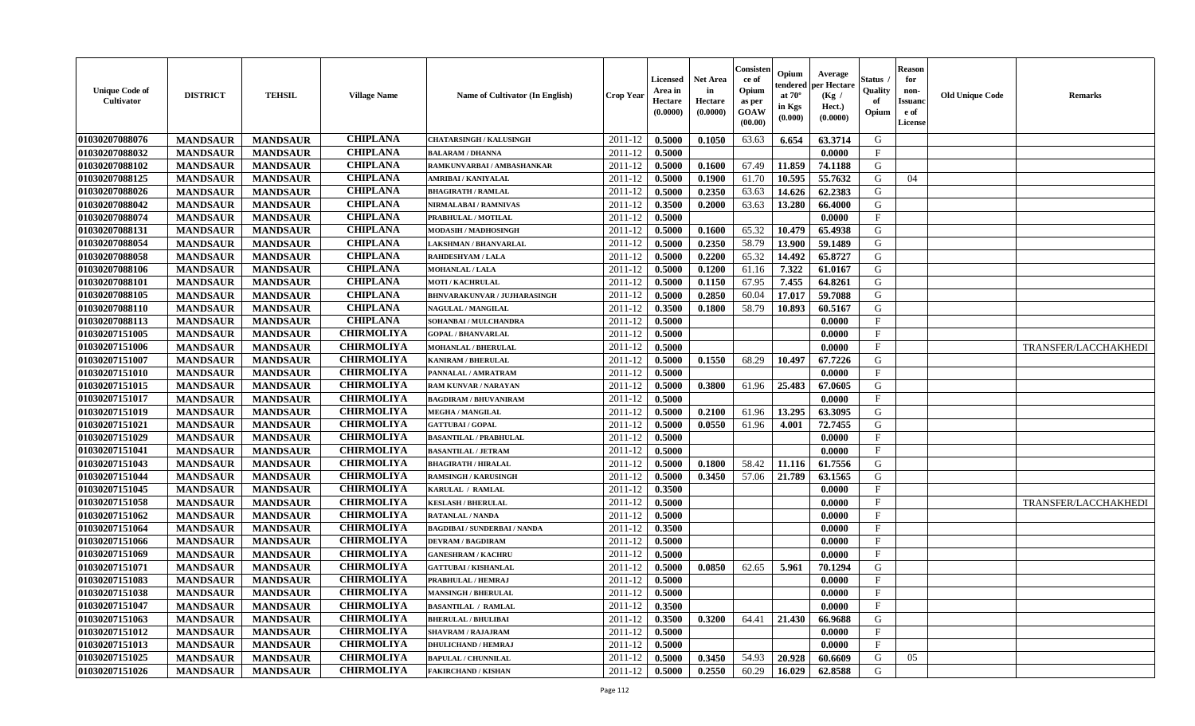| Unique Code of Cultivator | DISTRICT | TEHSIL | Village Name | Name of Cultivator (In English) | Crop Year | Licensed Area in Hectare (0.0000) | Net Area in Hectare (0.0000) | Consistence of Opium as per GOAW (00.00) | Opium tendered at 70° in Kgs (0.000) | Average per Hectare (Kg / Hect.) (0.0000) | Status / Quality of Opium | Reason for non-Issuance of License | Old Unique Code | Remarks |
|---|---|---|---|---|---|---|---|---|---|---|---|---|---|---|
| 01030207088076 | MANDSAUR | MANDSAUR | CHIPLANA | CHATARSINGH / KALUSINGH | 2011-12 | 0.5000 | 0.1050 | 63.63 | 6.654 | 63.3714 | G | | | |
| 01030207088032 | MANDSAUR | MANDSAUR | CHIPLANA | BALARAM / DHANNA | 2011-12 | 0.5000 | | | | 0.0000 | F | | | |
| 01030207088102 | MANDSAUR | MANDSAUR | CHIPLANA | RAMKUNVARBAI / AMBASHANKAR | 2011-12 | 0.5000 | 0.1600 | 67.49 | 11.859 | 74.1188 | G | | | |
| 01030207088125 | MANDSAUR | MANDSAUR | CHIPLANA | AMRIBAI / KANIYALAL | 2011-12 | 0.5000 | 0.1900 | 61.70 | 10.595 | 55.7632 | G | 04 | | |
| 01030207088026 | MANDSAUR | MANDSAUR | CHIPLANA | BHAGIRATH / RAMLAL | 2011-12 | 0.5000 | 0.2350 | 63.63 | 14.626 | 62.2383 | G | | | |
| 01030207088042 | MANDSAUR | MANDSAUR | CHIPLANA | NIRMALABAI / RAMNIVAS | 2011-12 | 0.3500 | 0.2000 | 63.63 | 13.280 | 66.4000 | G | | | |
| 01030207088074 | MANDSAUR | MANDSAUR | CHIPLANA | PRABHULAL / MOTILAL | 2011-12 | 0.5000 | | | | 0.0000 | F | | | |
| 01030207088131 | MANDSAUR | MANDSAUR | CHIPLANA | MODASIH / MADHOSINGH | 2011-12 | 0.5000 | 0.1600 | 65.32 | 10.479 | 65.4938 | G | | | |
| 01030207088054 | MANDSAUR | MANDSAUR | CHIPLANA | LAKSHMAN / BHANVARLAL | 2011-12 | 0.5000 | 0.2350 | 58.79 | 13.900 | 59.1489 | G | | | |
| 01030207088058 | MANDSAUR | MANDSAUR | CHIPLANA | RAHDESHYAM / LALA | 2011-12 | 0.5000 | 0.2200 | 65.32 | 14.492 | 65.8727 | G | | | |
| 01030207088106 | MANDSAUR | MANDSAUR | CHIPLANA | MOHANLAL / LALA | 2011-12 | 0.5000 | 0.1200 | 61.16 | 7.322 | 61.0167 | G | | | |
| 01030207088101 | MANDSAUR | MANDSAUR | CHIPLANA | MOTI / KACHRULAL | 2011-12 | 0.5000 | 0.1150 | 67.95 | 7.455 | 64.8261 | G | | | |
| 01030207088105 | MANDSAUR | MANDSAUR | CHIPLANA | BHNVARAKUNVAR / JUJHARASINGH | 2011-12 | 0.5000 | 0.2850 | 60.04 | 17.017 | 59.7088 | G | | | |
| 01030207088110 | MANDSAUR | MANDSAUR | CHIPLANA | NAGULAL / MANGILAL | 2011-12 | 0.3500 | 0.1800 | 58.79 | 10.893 | 60.5167 | G | | | |
| 01030207088113 | MANDSAUR | MANDSAUR | CHIPLANA | SOHANBAI / MULCHANDRA | 2011-12 | 0.5000 | | | | 0.0000 | F | | | |
| 01030207151005 | MANDSAUR | MANDSAUR | CHIRMOLIYA | GOPAL / BHANVARLAL | 2011-12 | 0.5000 | | | | 0.0000 | F | | | |
| 01030207151006 | MANDSAUR | MANDSAUR | CHIRMOLIYA | MOHANLAL / BHERULAL | 2011-12 | 0.5000 | | | | 0.0000 | F | | | TRANSFER/LACCHAKHEDI |
| 01030207151007 | MANDSAUR | MANDSAUR | CHIRMOLIYA | KANIRAM / BHERULAL | 2011-12 | 0.5000 | 0.1550 | 68.29 | 10.497 | 67.7226 | G | | | |
| 01030207151010 | MANDSAUR | MANDSAUR | CHIRMOLIYA | PANNALAL / AMRATRAM | 2011-12 | 0.5000 | | | | 0.0000 | F | | | |
| 01030207151015 | MANDSAUR | MANDSAUR | CHIRMOLIYA | RAM KUNVAR / NARAYAN | 2011-12 | 0.5000 | 0.3800 | 61.96 | 25.483 | 67.0605 | G | | | |
| 01030207151017 | MANDSAUR | MANDSAUR | CHIRMOLIYA | BAGDIRAM / BHUVANIRAM | 2011-12 | 0.5000 | | | | 0.0000 | F | | | |
| 01030207151019 | MANDSAUR | MANDSAUR | CHIRMOLIYA | MEGHA / MANGILAL | 2011-12 | 0.5000 | 0.2100 | 61.96 | 13.295 | 63.3095 | G | | | |
| 01030207151021 | MANDSAUR | MANDSAUR | CHIRMOLIYA | GATTUBAI / GOPAL | 2011-12 | 0.5000 | 0.0550 | 61.96 | 4.001 | 72.7455 | G | | | |
| 01030207151029 | MANDSAUR | MANDSAUR | CHIRMOLIYA | BASANTILAL / PRABHULAL | 2011-12 | 0.5000 | | | | 0.0000 | F | | | |
| 01030207151041 | MANDSAUR | MANDSAUR | CHIRMOLIYA | BASANTILAL / JETRAM | 2011-12 | 0.5000 | | | | 0.0000 | F | | | |
| 01030207151043 | MANDSAUR | MANDSAUR | CHIRMOLIYA | BHAGIRATH / HIRALAL | 2011-12 | 0.5000 | 0.1800 | 58.42 | 11.116 | 61.7556 | G | | | |
| 01030207151044 | MANDSAUR | MANDSAUR | CHIRMOLIYA | RAMSINGH / KARUSINGH | 2011-12 | 0.5000 | 0.3450 | 57.06 | 21.789 | 63.1565 | G | | | |
| 01030207151045 | MANDSAUR | MANDSAUR | CHIRMOLIYA | KARULAL / RAMLAL | 2011-12 | 0.3500 | | | | 0.0000 | F | | | |
| 01030207151058 | MANDSAUR | MANDSAUR | CHIRMOLIYA | KESLASH / BHERULAL | 2011-12 | 0.5000 | | | | 0.0000 | F | | | TRANSFER/LACCHAKHEDI |
| 01030207151062 | MANDSAUR | MANDSAUR | CHIRMOLIYA | RATANLAL / NANDA | 2011-12 | 0.5000 | | | | 0.0000 | F | | | |
| 01030207151064 | MANDSAUR | MANDSAUR | CHIRMOLIYA | BAGDIBAI / SUNDERBAI / NANDA | 2011-12 | 0.3500 | | | | 0.0000 | F | | | |
| 01030207151066 | MANDSAUR | MANDSAUR | CHIRMOLIYA | DEVRAM / BAGDIRAM | 2011-12 | 0.5000 | | | | 0.0000 | F | | | |
| 01030207151069 | MANDSAUR | MANDSAUR | CHIRMOLIYA | GANESHRAM / KACHRU | 2011-12 | 0.5000 | | | | 0.0000 | F | | | |
| 01030207151071 | MANDSAUR | MANDSAUR | CHIRMOLIYA | GATTUBAI / KISHANLAL | 2011-12 | 0.5000 | 0.0850 | 62.65 | 5.961 | 70.1294 | G | | | |
| 01030207151083 | MANDSAUR | MANDSAUR | CHIRMOLIYA | PRABHULAL / HEMRAJ | 2011-12 | 0.5000 | | | | 0.0000 | F | | | |
| 01030207151038 | MANDSAUR | MANDSAUR | CHIRMOLIYA | MANSINGH / BHERULAL | 2011-12 | 0.5000 | | | | 0.0000 | F | | | |
| 01030207151047 | MANDSAUR | MANDSAUR | CHIRMOLIYA | BASANTILAL / RAMLAL | 2011-12 | 0.3500 | | | | 0.0000 | F | | | |
| 01030207151063 | MANDSAUR | MANDSAUR | CHIRMOLIYA | BHERULAL / BHULIBAI | 2011-12 | 0.3500 | 0.3200 | 64.41 | 21.430 | 66.9688 | G | | | |
| 01030207151012 | MANDSAUR | MANDSAUR | CHIRMOLIYA | SHAVRAM / RAJAJRAM | 2011-12 | 0.5000 | | | | 0.0000 | F | | | |
| 01030207151013 | MANDSAUR | MANDSAUR | CHIRMOLIYA | DHULICHAND / HEMRAJ | 2011-12 | 0.5000 | | | | 0.0000 | F | | | |
| 01030207151025 | MANDSAUR | MANDSAUR | CHIRMOLIYA | BAPULAL / CHUNNILAL | 2011-12 | 0.5000 | 0.3450 | 54.93 | 20.928 | 60.6609 | G | 05 | | |
| 01030207151026 | MANDSAUR | MANDSAUR | CHIRMOLIYA | FAKIRCHAND / KISHAN | 2011-12 | 0.5000 | 0.2550 | 60.29 | 16.029 | 62.8588 | G | | | |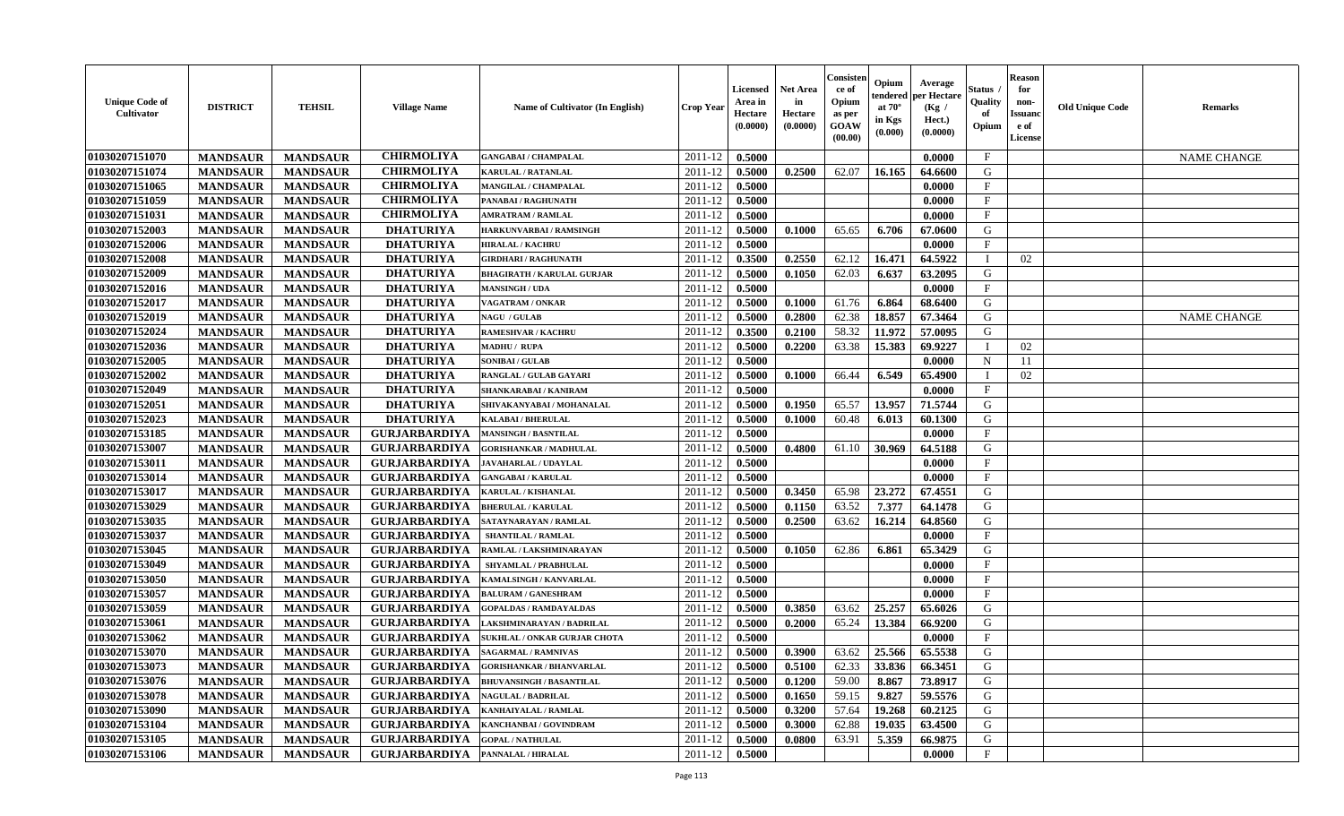| Unique Code of Cultivator | DISTRICT | TEHSIL | Village Name | Name of Cultivator (In English) | Crop Year | Licensed Area in Hectare (0.0000) | Net Area in Hectare (0.0000) | Consistence of Opium as per GOAW (00.00) | Opium tendered at 70° in Kgs (0.000) | Average per Hectare (Kg / Hect.) (0.0000) | Status / Quality of Opium | Reason for non-Issuance of License | Old Unique Code | Remarks |
|---|---|---|---|---|---|---|---|---|---|---|---|---|---|---|
| 01030207151070 | MANDSAUR | MANDSAUR | CHIRMOLIYA | GANGABAI / CHAMPALAL | 2011-12 | 0.5000 | | | | 0.0000 | F | | | NAME CHANGE |
| 01030207151074 | MANDSAUR | MANDSAUR | CHIRMOLIYA | KARULAL / RATANLAL | 2011-12 | 0.5000 | 0.2500 | 62.07 | 16.165 | 64.6600 | G | | | |
| 01030207151065 | MANDSAUR | MANDSAUR | CHIRMOLIYA | MANGILAL / CHAMPALAL | 2011-12 | 0.5000 | | | | 0.0000 | F | | | |
| 01030207151059 | MANDSAUR | MANDSAUR | CHIRMOLIYA | PANABAI / RAGHUNATH | 2011-12 | 0.5000 | | | | 0.0000 | F | | | |
| 01030207151031 | MANDSAUR | MANDSAUR | CHIRMOLIYA | AMRATRAM / RAMLAL | 2011-12 | 0.5000 | | | | 0.0000 | F | | | |
| 01030207152003 | MANDSAUR | MANDSAUR | DHATURIYA | HARKUNVARBAI / RAMSINGH | 2011-12 | 0.5000 | 0.1000 | 65.65 | 6.706 | 67.0600 | G | | | |
| 01030207152006 | MANDSAUR | MANDSAUR | DHATURIYA | HIRALAL / KACHRU | 2011-12 | 0.5000 | | | | 0.0000 | F | | | |
| 01030207152008 | MANDSAUR | MANDSAUR | DHATURIYA | GIRDHARI / RAGHUNATH | 2011-12 | 0.3500 | 0.2550 | 62.12 | 16.471 | 64.5922 | I | 02 | | |
| 01030207152009 | MANDSAUR | MANDSAUR | DHATURIYA | BHAGIRATH / KARULAL GURJAR | 2011-12 | 0.5000 | 0.1050 | 62.03 | 6.637 | 63.2095 | G | | | |
| 01030207152016 | MANDSAUR | MANDSAUR | DHATURIYA | MANSINGH / UDA | 2011-12 | 0.5000 | | | | 0.0000 | F | | | |
| 01030207152017 | MANDSAUR | MANDSAUR | DHATURIYA | VAGATRAM / ONKAR | 2011-12 | 0.5000 | 0.1000 | 61.76 | 6.864 | 68.6400 | G | | | |
| 01030207152019 | MANDSAUR | MANDSAUR | DHATURIYA | NAGU / GULAB | 2011-12 | 0.5000 | 0.2800 | 62.38 | 18.857 | 67.3464 | G | | | NAME CHANGE |
| 01030207152024 | MANDSAUR | MANDSAUR | DHATURIYA | RAMESHVAR / KACHRU | 2011-12 | 0.3500 | 0.2100 | 58.32 | 11.972 | 57.0095 | G | | | |
| 01030207152036 | MANDSAUR | MANDSAUR | DHATURIYA | MADHU / RUPA | 2011-12 | 0.5000 | 0.2200 | 63.38 | 15.383 | 69.9227 | I | 02 | | |
| 01030207152005 | MANDSAUR | MANDSAUR | DHATURIYA | SONIBAI / GULAB | 2011-12 | 0.5000 | | | | 0.0000 | N | 11 | | |
| 01030207152002 | MANDSAUR | MANDSAUR | DHATURIYA | RANGLAL / GULAB GAYARI | 2011-12 | 0.5000 | 0.1000 | 66.44 | 6.549 | 65.4900 | I | 02 | | |
| 01030207152049 | MANDSAUR | MANDSAUR | DHATURIYA | SHANKARABAI / KANIRAM | 2011-12 | 0.5000 | | | | 0.0000 | F | | | |
| 01030207152051 | MANDSAUR | MANDSAUR | DHATURIYA | SHIVAKANYABAI / MOHANALAL | 2011-12 | 0.5000 | 0.1950 | 65.57 | 13.957 | 71.5744 | G | | | |
| 01030207152023 | MANDSAUR | MANDSAUR | DHATURIYA | KALABAI / BHERULAL | 2011-12 | 0.5000 | 0.1000 | 60.48 | 6.013 | 60.1300 | G | | | |
| 01030207153185 | MANDSAUR | MANDSAUR | GURJARBARDIYA | MANSINGH / BASNTILAL | 2011-12 | 0.5000 | | | | 0.0000 | F | | | |
| 01030207153007 | MANDSAUR | MANDSAUR | GURJARBARDIYA | GORISHANKAR / MADHULAL | 2011-12 | 0.5000 | 0.4800 | 61.10 | 30.969 | 64.5188 | G | | | |
| 01030207153011 | MANDSAUR | MANDSAUR | GURJARBARDIYA | JAVAHARLAL / UDAYLAL | 2011-12 | 0.5000 | | | | 0.0000 | F | | | |
| 01030207153014 | MANDSAUR | MANDSAUR | GURJARBARDIYA | GANGABAI / KARULAL | 2011-12 | 0.5000 | | | | 0.0000 | F | | | |
| 01030207153017 | MANDSAUR | MANDSAUR | GURJARBARDIYA | KARULAL / KISHANLAL | 2011-12 | 0.5000 | 0.3450 | 65.98 | 23.272 | 67.4551 | G | | | |
| 01030207153029 | MANDSAUR | MANDSAUR | GURJARBARDIYA | BHERULAL / KARULAL | 2011-12 | 0.5000 | 0.1150 | 63.52 | 7.377 | 64.1478 | G | | | |
| 01030207153035 | MANDSAUR | MANDSAUR | GURJARBARDIYA | SATAYNARAYAN / RAMLAL | 2011-12 | 0.5000 | 0.2500 | 63.62 | 16.214 | 64.8560 | G | | | |
| 01030207153037 | MANDSAUR | MANDSAUR | GURJARBARDIYA | SHANTILAL / RAMLAL | 2011-12 | 0.5000 | | | | 0.0000 | F | | | |
| 01030207153045 | MANDSAUR | MANDSAUR | GURJARBARDIYA | RAMLAL / LAKSHMINARAYAN | 2011-12 | 0.5000 | 0.1050 | 62.86 | 6.861 | 65.3429 | G | | | |
| 01030207153049 | MANDSAUR | MANDSAUR | GURJARBARDIYA | SHYAMLAL / PRABHULAL | 2011-12 | 0.5000 | | | | 0.0000 | F | | | |
| 01030207153050 | MANDSAUR | MANDSAUR | GURJARBARDIYA | KAMALSINGH / KANVARLAL | 2011-12 | 0.5000 | | | | 0.0000 | F | | | |
| 01030207153057 | MANDSAUR | MANDSAUR | GURJARBARDIYA | BALURAM / GANESHRAM | 2011-12 | 0.5000 | | | | 0.0000 | F | | | |
| 01030207153059 | MANDSAUR | MANDSAUR | GURJARBARDIYA | GOPALDAS / RAMDAYALDAS | 2011-12 | 0.5000 | 0.3850 | 63.62 | 25.257 | 65.6026 | G | | | |
| 01030207153061 | MANDSAUR | MANDSAUR | GURJARBARDIYA | LAKSHMINARAYAN / BADRILAL | 2011-12 | 0.5000 | 0.2000 | 65.24 | 13.384 | 66.9200 | G | | | |
| 01030207153062 | MANDSAUR | MANDSAUR | GURJARBARDIYA | SUKHLAL / ONKAR GURJAR CHOTA | 2011-12 | 0.5000 | | | | 0.0000 | F | | | |
| 01030207153070 | MANDSAUR | MANDSAUR | GURJARBARDIYA | SAGARMAL / RAMNIVAS | 2011-12 | 0.5000 | 0.3900 | 63.62 | 25.566 | 65.5538 | G | | | |
| 01030207153073 | MANDSAUR | MANDSAUR | GURJARBARDIYA | GORISHANKAR / BHANVARLAL | 2011-12 | 0.5000 | 0.5100 | 62.33 | 33.836 | 66.3451 | G | | | |
| 01030207153076 | MANDSAUR | MANDSAUR | GURJARBARDIYA | BHUVANSINGH / BASANTILAL | 2011-12 | 0.5000 | 0.1200 | 59.00 | 8.867 | 73.8917 | G | | | |
| 01030207153078 | MANDSAUR | MANDSAUR | GURJARBARDIYA | NAGULAL / BADRILAL | 2011-12 | 0.5000 | 0.1650 | 59.15 | 9.827 | 59.5576 | G | | | |
| 01030207153090 | MANDSAUR | MANDSAUR | GURJARBARDIYA | KANHAIYALAL / RAMLAL | 2011-12 | 0.5000 | 0.3200 | 57.64 | 19.268 | 60.2125 | G | | | |
| 01030207153104 | MANDSAUR | MANDSAUR | GURJARBARDIYA | KANCHANBAI / GOVINDRAM | 2011-12 | 0.5000 | 0.3000 | 62.88 | 19.035 | 63.4500 | G | | | |
| 01030207153105 | MANDSAUR | MANDSAUR | GURJARBARDIYA | GOPAL / NATHULAL | 2011-12 | 0.5000 | 0.0800 | 63.91 | 5.359 | 66.9875 | G | | | |
| 01030207153106 | MANDSAUR | MANDSAUR | GURJARBARDIYA | PANNALAL / HIRALAL | 2011-12 | 0.5000 | | | | 0.0000 | F | | | |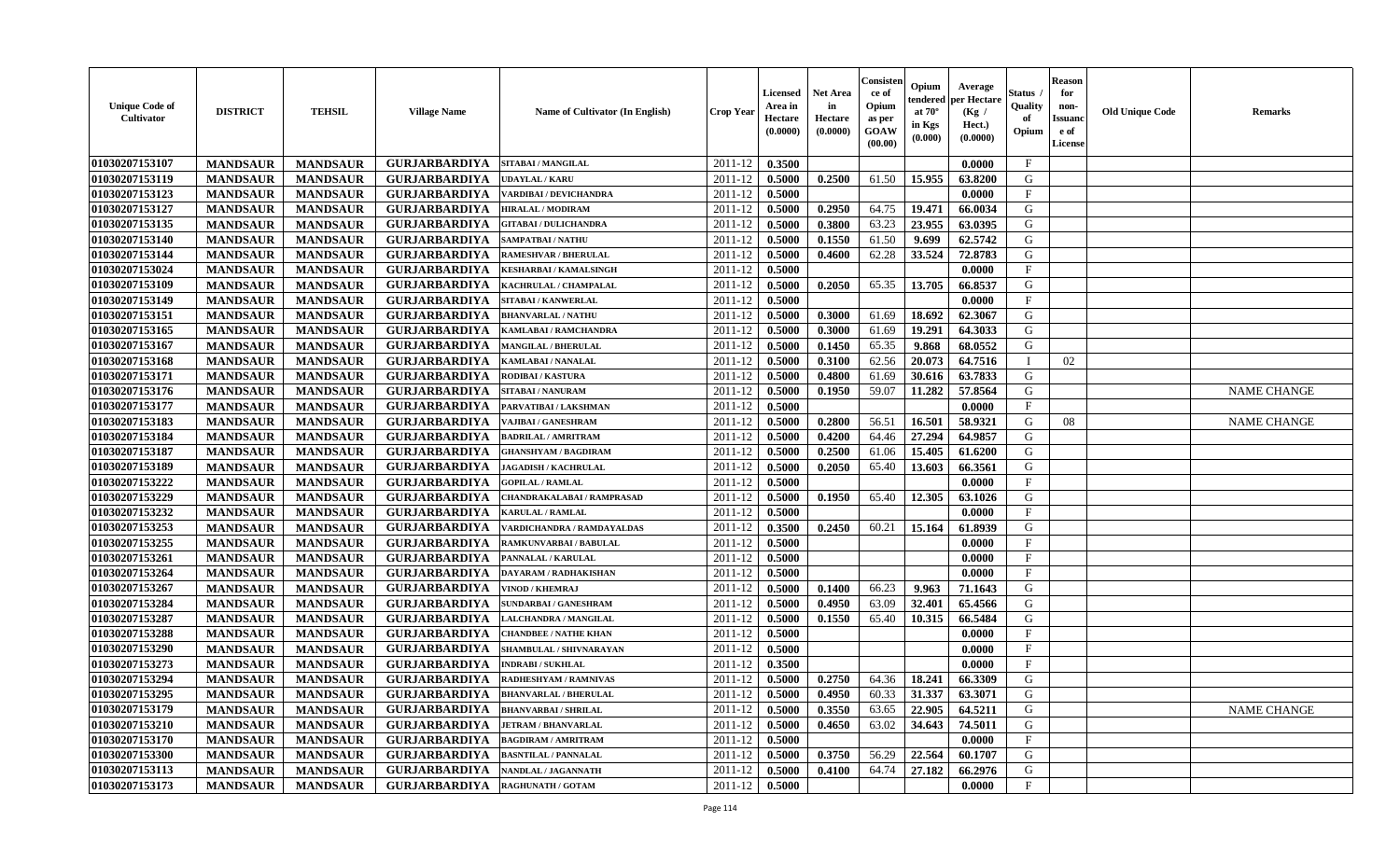| Unique Code of Cultivator | DISTRICT | TEHSIL | Village Name | Name of Cultivator (In English) | Crop Year | Licensed Area in Hectare (0.0000) | Net Area in Hectare (0.0000) | Consistence of Opium as per GOAW (00.00) | Opium tendered at 70° in Kgs (0.000) | Average per Hectare (Kg / Hect.) (0.0000) | Status / Quality of Opium | Reason for non-Issuance of License | Old Unique Code | Remarks |
|---|---|---|---|---|---|---|---|---|---|---|---|---|---|---|
| 01030207153107 | MANDSAUR | MANDSAUR | GURJARBARDIYA | SITABAI / MANGILAL | 2011-12 | 0.3500 | | | | 0.0000 | F | | | |
| 01030207153119 | MANDSAUR | MANDSAUR | GURJARBARDIYA | UDAYLAL / KARU | 2011-12 | 0.5000 | 0.2500 | 61.50 | 15.955 | 63.8200 | G | | | |
| 01030207153123 | MANDSAUR | MANDSAUR | GURJARBARDIYA | VARDIBAI / DEVICHANDRA | 2011-12 | 0.5000 | | | | 0.0000 | F | | | |
| 01030207153127 | MANDSAUR | MANDSAUR | GURJARBARDIYA | HIRALAL / MODIRAM | 2011-12 | 0.5000 | 0.2950 | 64.75 | 19.471 | 66.0034 | G | | | |
| 01030207153135 | MANDSAUR | MANDSAUR | GURJARBARDIYA | GITABAI / DULICHANDRA | 2011-12 | 0.5000 | 0.3800 | 63.23 | 23.955 | 63.0395 | G | | | |
| 01030207153140 | MANDSAUR | MANDSAUR | GURJARBARDIYA | SAMPATBAI / NATHU | 2011-12 | 0.5000 | 0.1550 | 61.50 | 9.699 | 62.5742 | G | | | |
| 01030207153144 | MANDSAUR | MANDSAUR | GURJARBARDIYA | RAMESHVAR / BHERULAL | 2011-12 | 0.5000 | 0.4600 | 62.28 | 33.524 | 72.8783 | G | | | |
| 01030207153024 | MANDSAUR | MANDSAUR | GURJARBARDIYA | KESHARBAI / KAMALSINGH | 2011-12 | 0.5000 | | | | 0.0000 | F | | | |
| 01030207153109 | MANDSAUR | MANDSAUR | GURJARBARDIYA | KACHRULAL / CHAMPALAL | 2011-12 | 0.5000 | 0.2050 | 65.35 | 13.705 | 66.8537 | G | | | |
| 01030207153149 | MANDSAUR | MANDSAUR | GURJARBARDIYA | SITABAI / KANWERLAL | 2011-12 | 0.5000 | | | | 0.0000 | F | | | |
| 01030207153151 | MANDSAUR | MANDSAUR | GURJARBARDIYA | BHANVARLAL / NATHU | 2011-12 | 0.5000 | 0.3000 | 61.69 | 18.692 | 62.3067 | G | | | |
| 01030207153165 | MANDSAUR | MANDSAUR | GURJARBARDIYA | KAMLABAI / RAMCHANDRA | 2011-12 | 0.5000 | 0.3000 | 61.69 | 19.291 | 64.3033 | G | | | |
| 01030207153167 | MANDSAUR | MANDSAUR | GURJARBARDIYA | MANGILAL / BHERULAL | 2011-12 | 0.5000 | 0.1450 | 65.35 | 9.868 | 68.0552 | G | | | |
| 01030207153168 | MANDSAUR | MANDSAUR | GURJARBARDIYA | KAMLABAI / NANALAL | 2011-12 | 0.5000 | 0.3100 | 62.56 | 20.073 | 64.7516 | I | 02 | | |
| 01030207153171 | MANDSAUR | MANDSAUR | GURJARBARDIYA | RODIBAI / KASTURA | 2011-12 | 0.5000 | 0.4800 | 61.69 | 30.616 | 63.7833 | G | | | |
| 01030207153176 | MANDSAUR | MANDSAUR | GURJARBARDIYA | SITABAI / NANURAM | 2011-12 | 0.5000 | 0.1950 | 59.07 | 11.282 | 57.8564 | G | | | NAME CHANGE |
| 01030207153177 | MANDSAUR | MANDSAUR | GURJARBARDIYA | PARVATIBAI / LAKSHMAN | 2011-12 | 0.5000 | | | | 0.0000 | F | | | |
| 01030207153183 | MANDSAUR | MANDSAUR | GURJARBARDIYA | VAJIBAI / GANESHRAM | 2011-12 | 0.5000 | 0.2800 | 56.51 | 16.501 | 58.9321 | G | 08 | | NAME CHANGE |
| 01030207153184 | MANDSAUR | MANDSAUR | GURJARBARDIYA | BADRILAL / AMRITRAM | 2011-12 | 0.5000 | 0.4200 | 64.46 | 27.294 | 64.9857 | G | | | |
| 01030207153187 | MANDSAUR | MANDSAUR | GURJARBARDIYA | GHANSHYAM / BAGDIRAM | 2011-12 | 0.5000 | 0.2500 | 61.06 | 15.405 | 61.6200 | G | | | |
| 01030207153189 | MANDSAUR | MANDSAUR | GURJARBARDIYA | JAGADISH / KACHRULAL | 2011-12 | 0.5000 | 0.2050 | 65.40 | 13.603 | 66.3561 | G | | | |
| 01030207153222 | MANDSAUR | MANDSAUR | GURJARBARDIYA | GOPILAL / RAMLAL | 2011-12 | 0.5000 | | | | 0.0000 | F | | | |
| 01030207153229 | MANDSAUR | MANDSAUR | GURJARBARDIYA | CHANDRAKALABAI / RAMPRASAD | 2011-12 | 0.5000 | 0.1950 | 65.40 | 12.305 | 63.1026 | G | | | |
| 01030207153232 | MANDSAUR | MANDSAUR | GURJARBARDIYA | KARULAL / RAMLAL | 2011-12 | 0.5000 | | | | 0.0000 | F | | | |
| 01030207153253 | MANDSAUR | MANDSAUR | GURJARBARDIYA | VARDICHANDRA / RAMDAYALDAS | 2011-12 | 0.3500 | 0.2450 | 60.21 | 15.164 | 61.8939 | G | | | |
| 01030207153255 | MANDSAUR | MANDSAUR | GURJARBARDIYA | RAMKUNVARBAI / BABULAL | 2011-12 | 0.5000 | | | | 0.0000 | F | | | |
| 01030207153261 | MANDSAUR | MANDSAUR | GURJARBARDIYA | PANNALAL / KARULAL | 2011-12 | 0.5000 | | | | 0.0000 | F | | | |
| 01030207153264 | MANDSAUR | MANDSAUR | GURJARBARDIYA | DAYARAM / RADHAKISHAN | 2011-12 | 0.5000 | | | | 0.0000 | F | | | |
| 01030207153267 | MANDSAUR | MANDSAUR | GURJARBARDIYA | VINOD / KHEMRAJ | 2011-12 | 0.5000 | 0.1400 | 66.23 | 9.963 | 71.1643 | G | | | |
| 01030207153284 | MANDSAUR | MANDSAUR | GURJARBARDIYA | SUNDARBAI / GANESHRAM | 2011-12 | 0.5000 | 0.4950 | 63.09 | 32.401 | 65.4566 | G | | | |
| 01030207153287 | MANDSAUR | MANDSAUR | GURJARBARDIYA | LALCHANDRA / MANGILAL | 2011-12 | 0.5000 | 0.1550 | 65.40 | 10.315 | 66.5484 | G | | | |
| 01030207153288 | MANDSAUR | MANDSAUR | GURJARBARDIYA | CHANDBEE / NATHE KHAN | 2011-12 | 0.5000 | | | | 0.0000 | F | | | |
| 01030207153290 | MANDSAUR | MANDSAUR | GURJARBARDIYA | SHAMBULAL / SHIVNARAYAN | 2011-12 | 0.5000 | | | | 0.0000 | F | | | |
| 01030207153273 | MANDSAUR | MANDSAUR | GURJARBARDIYA | INDRABI / SUKHLAL | 2011-12 | 0.3500 | | | | 0.0000 | F | | | |
| 01030207153294 | MANDSAUR | MANDSAUR | GURJARBARDIYA | RADHESHYAM / RAMNIVAS | 2011-12 | 0.5000 | 0.2750 | 64.36 | 18.241 | 66.3309 | G | | | |
| 01030207153295 | MANDSAUR | MANDSAUR | GURJARBARDIYA | BHANVARLAL / BHERULAL | 2011-12 | 0.5000 | 0.4950 | 60.33 | 31.337 | 63.3071 | G | | | |
| 01030207153179 | MANDSAUR | MANDSAUR | GURJARBARDIYA | BHANVARBAI / SHRILAL | 2011-12 | 0.5000 | 0.3550 | 63.65 | 22.905 | 64.5211 | G | | | NAME CHANGE |
| 01030207153210 | MANDSAUR | MANDSAUR | GURJARBARDIYA | JETRAM / BHANVARLAL | 2011-12 | 0.5000 | 0.4650 | 63.02 | 34.643 | 74.5011 | G | | | |
| 01030207153170 | MANDSAUR | MANDSAUR | GURJARBARDIYA | BAGDIRAM / AMRITRAM | 2011-12 | 0.5000 | | | | 0.0000 | F | | | |
| 01030207153300 | MANDSAUR | MANDSAUR | GURJARBARDIYA | BASNTILAL / PANNALAL | 2011-12 | 0.5000 | 0.3750 | 56.29 | 22.564 | 60.1707 | G | | | |
| 01030207153113 | MANDSAUR | MANDSAUR | GURJARBARDIYA | NANDLAL / JAGANNATH | 2011-12 | 0.5000 | 0.4100 | 64.74 | 27.182 | 66.2976 | G | | | |
| 01030207153173 | MANDSAUR | MANDSAUR | GURJARBARDIYA | RAGHUNATH / GOTAM | 2011-12 | 0.5000 | | | | 0.0000 | F | | | |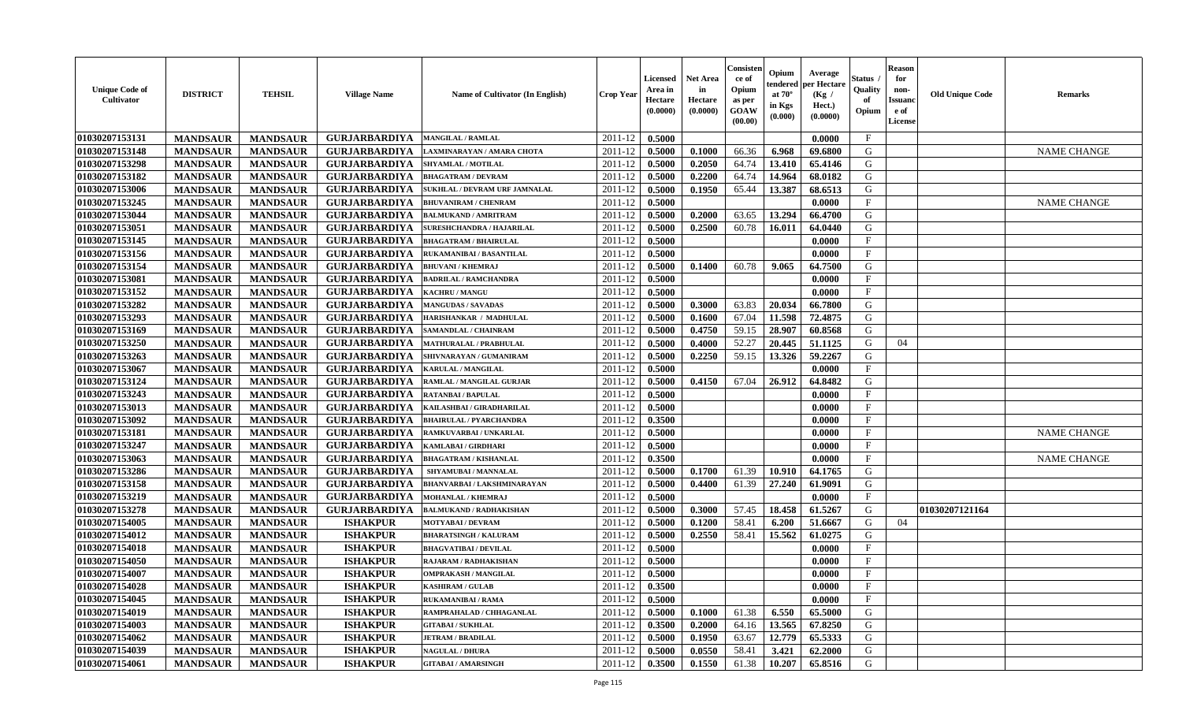| Unique Code of Cultivator | DISTRICT | TEHSIL | Village Name | Name of Cultivator (In English) | Crop Year | Licensed Area in Hectare (0.0000) | Net Area in Hectare (0.0000) | Consistence of Opium as per GOAW (00.00) | Opium tendered at 70° in Kgs (0.000) | Average per Hectare (Kg / Hect.) (0.0000) | Status / Quality of Opium | Reason for non-Issuance of License | Old Unique Code | Remarks |
|---|---|---|---|---|---|---|---|---|---|---|---|---|---|---|
| 01030207153131 | MANDSAUR | MANDSAUR | GURJARBARDIYA | MANGILAL / RAMLAL | 2011-12 | 0.5000 | | | | 0.0000 | F | | | |
| 01030207153148 | MANDSAUR | MANDSAUR | GURJARBARDIYA | LAXMINARAYAN / AMARA CHOTA | 2011-12 | 0.5000 | 0.1000 | 66.36 | 6.968 | 69.6800 | G | | | NAME CHANGE |
| 01030207153298 | MANDSAUR | MANDSAUR | GURJARBARDIYA | SHYAMLAL / MOTILAL | 2011-12 | 0.5000 | 0.2050 | 64.74 | 13.410 | 65.4146 | G | | | |
| 01030207153182 | MANDSAUR | MANDSAUR | GURJARBARDIYA | BHAGATRAM / DEVRAM | 2011-12 | 0.5000 | 0.2200 | 64.74 | 14.964 | 68.0182 | G | | | |
| 01030207153006 | MANDSAUR | MANDSAUR | GURJARBARDIYA | SUKHLAL / DEVRAM URF JAMNALAL | 2011-12 | 0.5000 | 0.1950 | 65.44 | 13.387 | 68.6513 | G | | | |
| 01030207153245 | MANDSAUR | MANDSAUR | GURJARBARDIYA | BHUVANIRAM / CHENRAM | 2011-12 | 0.5000 | | | | 0.0000 | F | | | NAME CHANGE |
| 01030207153044 | MANDSAUR | MANDSAUR | GURJARBARDIYA | BALMUKAND / AMRITRAM | 2011-12 | 0.5000 | 0.2000 | 63.65 | 13.294 | 66.4700 | G | | | |
| 01030207153051 | MANDSAUR | MANDSAUR | GURJARBARDIYA | SURESHCHANDRA / HAJARILAL | 2011-12 | 0.5000 | 0.2500 | 60.78 | 16.011 | 64.0440 | G | | | |
| 01030207153145 | MANDSAUR | MANDSAUR | GURJARBARDIYA | BHAGATRAM / BHAIRULAL | 2011-12 | 0.5000 | | | | 0.0000 | F | | | |
| 01030207153156 | MANDSAUR | MANDSAUR | GURJARBARDIYA | RUKAMANIBAI / BASANTILAL | 2011-12 | 0.5000 | | | | 0.0000 | F | | | |
| 01030207153154 | MANDSAUR | MANDSAUR | GURJARBARDIYA | BHUVANI / KHEMRAJ | 2011-12 | 0.5000 | 0.1400 | 60.78 | 9.065 | 64.7500 | G | | | |
| 01030207153081 | MANDSAUR | MANDSAUR | GURJARBARDIYA | BADRILAL / RAMCHANDRA | 2011-12 | 0.5000 | | | | 0.0000 | F | | | |
| 01030207153152 | MANDSAUR | MANDSAUR | GURJARBARDIYA | KACHRU / MANGU | 2011-12 | 0.5000 | | | | 0.0000 | F | | | |
| 01030207153282 | MANDSAUR | MANDSAUR | GURJARBARDIYA | MANGUDAS / SAVADAS | 2011-12 | 0.5000 | 0.3000 | 63.83 | 20.034 | 66.7800 | G | | | |
| 01030207153293 | MANDSAUR | MANDSAUR | GURJARBARDIYA | HARISHANKAR / MADHULAL | 2011-12 | 0.5000 | 0.1600 | 67.04 | 11.598 | 72.4875 | G | | | |
| 01030207153169 | MANDSAUR | MANDSAUR | GURJARBARDIYA | SAMANDLAL / CHAINRAM | 2011-12 | 0.5000 | 0.4750 | 59.15 | 28.907 | 60.8568 | G | | | |
| 01030207153250 | MANDSAUR | MANDSAUR | GURJARBARDIYA | MATHURALAL / PRABHULAL | 2011-12 | 0.5000 | 0.4000 | 52.27 | 20.445 | 51.1125 | G | 04 | | |
| 01030207153263 | MANDSAUR | MANDSAUR | GURJARBARDIYA | SHIVNARAYAN / GUMANIRAM | 2011-12 | 0.5000 | 0.2250 | 59.15 | 13.326 | 59.2267 | G | | | |
| 01030207153067 | MANDSAUR | MANDSAUR | GURJARBARDIYA | KARULAL / MANGILAL | 2011-12 | 0.5000 | | | | 0.0000 | F | | | |
| 01030207153124 | MANDSAUR | MANDSAUR | GURJARBARDIYA | RAMLAL / MANGILAL GURJAR | 2011-12 | 0.5000 | 0.4150 | 67.04 | 26.912 | 64.8482 | G | | | |
| 01030207153243 | MANDSAUR | MANDSAUR | GURJARBARDIYA | RATANBAI / BAPULAL | 2011-12 | 0.5000 | | | | 0.0000 | F | | | |
| 01030207153013 | MANDSAUR | MANDSAUR | GURJARBARDIYA | KAILASHBAI / GIRADHARILAL | 2011-12 | 0.5000 | | | | 0.0000 | F | | | |
| 01030207153092 | MANDSAUR | MANDSAUR | GURJARBARDIYA | BHAIRULAL / PYARCHANDRA | 2011-12 | 0.3500 | | | | 0.0000 | F | | | |
| 01030207153181 | MANDSAUR | MANDSAUR | GURJARBARDIYA | RAMKUVARBAI / UNKARLAL | 2011-12 | 0.5000 | | | | 0.0000 | F | | | NAME CHANGE |
| 01030207153247 | MANDSAUR | MANDSAUR | GURJARBARDIYA | KAMLABAI / GIRDHARI | 2011-12 | 0.5000 | | | | 0.0000 | F | | | |
| 01030207153063 | MANDSAUR | MANDSAUR | GURJARBARDIYA | BHAGATRAM / KISHANLAL | 2011-12 | 0.3500 | | | | 0.0000 | F | | | NAME CHANGE |
| 01030207153286 | MANDSAUR | MANDSAUR | GURJARBARDIYA | SHYAMUBAI / MANNALAL | 2011-12 | 0.5000 | 0.1700 | 61.39 | 10.910 | 64.1765 | G | | | |
| 01030207153158 | MANDSAUR | MANDSAUR | GURJARBARDIYA | BHANVARBAI / LAKSHMINARAYAN | 2011-12 | 0.5000 | 0.4400 | 61.39 | 27.240 | 61.9091 | G | | | |
| 01030207153219 | MANDSAUR | MANDSAUR | GURJARBARDIYA | MOHANLAL / KHEMRAJ | 2011-12 | 0.5000 | | | | 0.0000 | F | | | |
| 01030207153278 | MANDSAUR | MANDSAUR | GURJARBARDIYA | BALMUKAND / RADHAKISHAN | 2011-12 | 0.5000 | 0.3000 | 57.45 | 18.458 | 61.5267 | G | | 01030207121164 | |
| 01030207154005 | MANDSAUR | MANDSAUR | ISHAKPUR | MOTYABAI / DEVRAM | 2011-12 | 0.5000 | 0.1200 | 58.41 | 6.200 | 51.6667 | G | 04 | | |
| 01030207154012 | MANDSAUR | MANDSAUR | ISHAKPUR | BHARATSINGH / KALURAM | 2011-12 | 0.5000 | 0.2550 | 58.41 | 15.562 | 61.0275 | G | | | |
| 01030207154018 | MANDSAUR | MANDSAUR | ISHAKPUR | BHAGVATIBAI / DEVILAL | 2011-12 | 0.5000 | | | | 0.0000 | F | | | |
| 01030207154050 | MANDSAUR | MANDSAUR | ISHAKPUR | RAJARAM / RADHAKISHAN | 2011-12 | 0.5000 | | | | 0.0000 | F | | | |
| 01030207154007 | MANDSAUR | MANDSAUR | ISHAKPUR | OMPRAKASH / MANGILAL | 2011-12 | 0.5000 | | | | 0.0000 | F | | | |
| 01030207154028 | MANDSAUR | MANDSAUR | ISHAKPUR | KASHIRAM / GULAB | 2011-12 | 0.3500 | | | | 0.0000 | F | | | |
| 01030207154045 | MANDSAUR | MANDSAUR | ISHAKPUR | RUKAMANIBAI / RAMA | 2011-12 | 0.5000 | | | | 0.0000 | F | | | |
| 01030207154019 | MANDSAUR | MANDSAUR | ISHAKPUR | RAMPRAHALAD / CHHAGANLAL | 2011-12 | 0.5000 | 0.1000 | 61.38 | 6.550 | 65.5000 | G | | | |
| 01030207154003 | MANDSAUR | MANDSAUR | ISHAKPUR | GITABAI / SUKHLAL | 2011-12 | 0.3500 | 0.2000 | 64.16 | 13.565 | 67.8250 | G | | | |
| 01030207154062 | MANDSAUR | MANDSAUR | ISHAKPUR | JETRAM / BRADILAL | 2011-12 | 0.5000 | 0.1950 | 63.67 | 12.779 | 65.5333 | G | | | |
| 01030207154039 | MANDSAUR | MANDSAUR | ISHAKPUR | NAGULAL / DHURA | 2011-12 | 0.5000 | 0.0550 | 58.41 | 3.421 | 62.2000 | G | | | |
| 01030207154061 | MANDSAUR | MANDSAUR | ISHAKPUR | GITABAI / AMARSINGH | 2011-12 | 0.3500 | 0.1550 | 61.38 | 10.207 | 65.8516 | G | | | |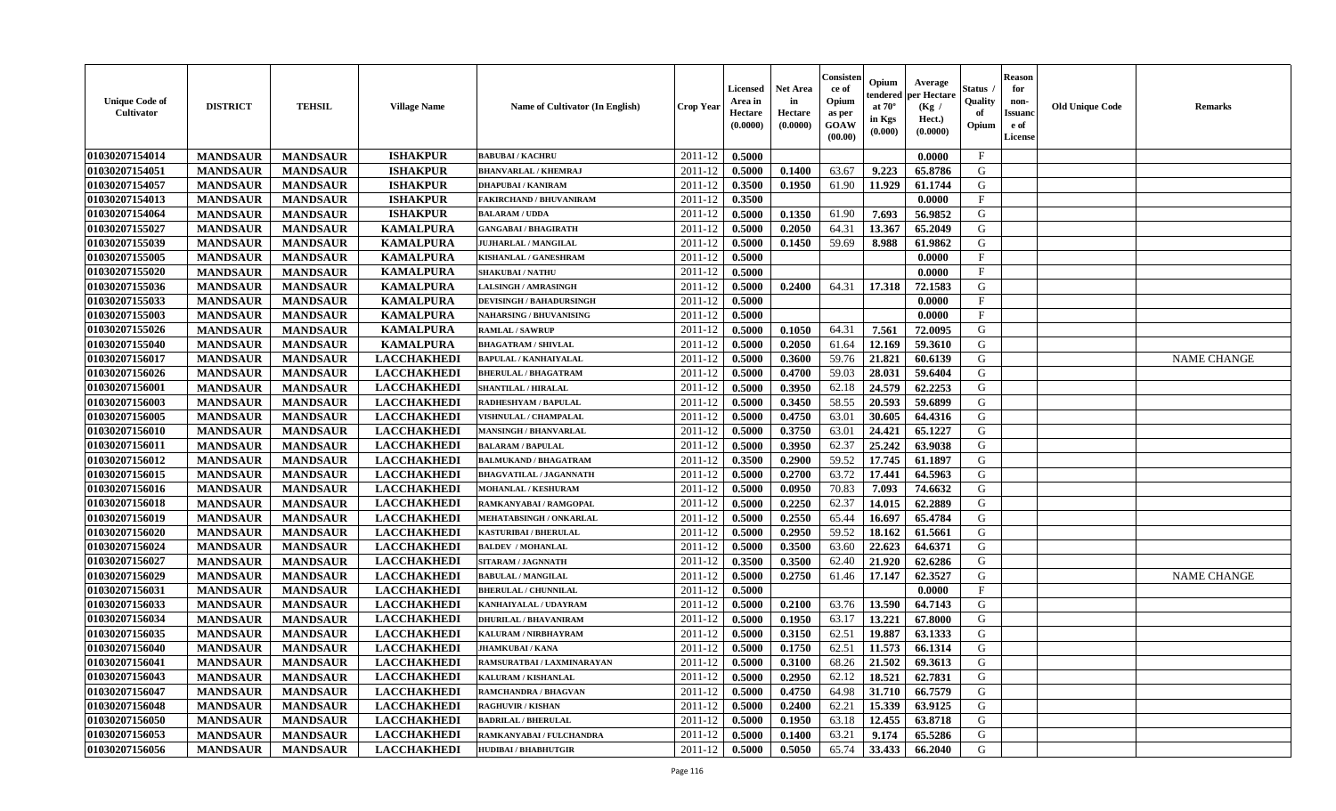| Unique Code of Cultivator | DISTRICT | TEHSIL | Village Name | Name of Cultivator (In English) | Crop Year | Licensed Area in Hectare (0.0000) | Net Area in Hectare (0.0000) | Consistence of Opium as per GOAW (00.00) | Opium tendered at 70° in Kgs (0.000) | Average per Hectare (Kg / Hect.) (0.0000) | Status / Quality of Opium | Reason for non-Issuance of License | Old Unique Code | Remarks |
|---|---|---|---|---|---|---|---|---|---|---|---|---|---|---|
| 01030207154014 | MANDSAUR | MANDSAUR | ISHAKPUR | BABUBAI / KACHRU | 2011-12 | 0.5000 | | | | 0.0000 | F | | | |
| 01030207154051 | MANDSAUR | MANDSAUR | ISHAKPUR | BHANVARLAL / KHEMRAJ | 2011-12 | 0.5000 | 0.1400 | 63.67 | 9.223 | 65.8786 | G | | | |
| 01030207154057 | MANDSAUR | MANDSAUR | ISHAKPUR | DHAPUBAI / KANIRAM | 2011-12 | 0.3500 | 0.1950 | 61.90 | 11.929 | 61.1744 | G | | | |
| 01030207154013 | MANDSAUR | MANDSAUR | ISHAKPUR | FAKIRCHAND / BHUVANIRAM | 2011-12 | 0.3500 | | | | 0.0000 | F | | | |
| 01030207154064 | MANDSAUR | MANDSAUR | ISHAKPUR | BALARAM / UDDA | 2011-12 | 0.5000 | 0.1350 | 61.90 | 7.693 | 56.9852 | G | | | |
| 01030207155027 | MANDSAUR | MANDSAUR | KAMALPURA | GANGABAI / BHAGIRATH | 2011-12 | 0.5000 | 0.2050 | 64.31 | 13.367 | 65.2049 | G | | | |
| 01030207155039 | MANDSAUR | MANDSAUR | KAMALPURA | JUJHARLAL / MANGILAL | 2011-12 | 0.5000 | 0.1450 | 59.69 | 8.988 | 61.9862 | G | | | |
| 01030207155005 | MANDSAUR | MANDSAUR | KAMALPURA | KISHANLAL / GANESHRAM | 2011-12 | 0.5000 | | | | 0.0000 | F | | | |
| 01030207155020 | MANDSAUR | MANDSAUR | KAMALPURA | SHAKUBAI / NATHU | 2011-12 | 0.5000 | | | | 0.0000 | F | | | |
| 01030207155036 | MANDSAUR | MANDSAUR | KAMALPURA | LALSINGH / AMRASINGH | 2011-12 | 0.5000 | 0.2400 | 64.31 | 17.318 | 72.1583 | G | | | |
| 01030207155033 | MANDSAUR | MANDSAUR | KAMALPURA | DEVISINGH / BAHADURSINGH | 2011-12 | 0.5000 | | | | 0.0000 | F | | | |
| 01030207155003 | MANDSAUR | MANDSAUR | KAMALPURA | NAHARSING / BHUVANISING | 2011-12 | 0.5000 | | | | 0.0000 | F | | | |
| 01030207155026 | MANDSAUR | MANDSAUR | KAMALPURA | RAMLAL / SAWRUP | 2011-12 | 0.5000 | 0.1050 | 64.31 | 7.561 | 72.0095 | G | | | |
| 01030207155040 | MANDSAUR | MANDSAUR | KAMALPURA | BHAGATRAM / SHIVLAL | 2011-12 | 0.5000 | 0.2050 | 61.64 | 12.169 | 59.3610 | G | | | |
| 01030207156017 | MANDSAUR | MANDSAUR | LACCHAKHEDI | BAPULAL / KANHAIYALAL | 2011-12 | 0.5000 | 0.3600 | 59.76 | 21.821 | 60.6139 | G | | | NAME CHANGE |
| 01030207156026 | MANDSAUR | MANDSAUR | LACCHAKHEDI | BHERULAL / BHAGATRAM | 2011-12 | 0.5000 | 0.4700 | 59.03 | 28.031 | 59.6404 | G | | | |
| 01030207156001 | MANDSAUR | MANDSAUR | LACCHAKHEDI | SHANTILAL / HIRALAL | 2011-12 | 0.5000 | 0.3950 | 62.18 | 24.579 | 62.2253 | G | | | |
| 01030207156003 | MANDSAUR | MANDSAUR | LACCHAKHEDI | RADHESHYAM / BAPULAL | 2011-12 | 0.5000 | 0.3450 | 58.55 | 20.593 | 59.6899 | G | | | |
| 01030207156005 | MANDSAUR | MANDSAUR | LACCHAKHEDI | VISHNULAL / CHAMPALAL | 2011-12 | 0.5000 | 0.4750 | 63.01 | 30.605 | 64.4316 | G | | | |
| 01030207156010 | MANDSAUR | MANDSAUR | LACCHAKHEDI | MANSINGH / BHANVARLAL | 2011-12 | 0.5000 | 0.3750 | 63.01 | 24.421 | 65.1227 | G | | | |
| 01030207156011 | MANDSAUR | MANDSAUR | LACCHAKHEDI | BALARAM / BAPULAL | 2011-12 | 0.5000 | 0.3950 | 62.37 | 25.242 | 63.9038 | G | | | |
| 01030207156012 | MANDSAUR | MANDSAUR | LACCHAKHEDI | BALMUKAND / BHAGATRAM | 2011-12 | 0.3500 | 0.2900 | 59.52 | 17.745 | 61.1897 | G | | | |
| 01030207156015 | MANDSAUR | MANDSAUR | LACCHAKHEDI | BHAGVATILAL / JAGANNATH | 2011-12 | 0.5000 | 0.2700 | 63.72 | 17.441 | 64.5963 | G | | | |
| 01030207156016 | MANDSAUR | MANDSAUR | LACCHAKHEDI | MOHANLAL / KESHURAM | 2011-12 | 0.5000 | 0.0950 | 70.83 | 7.093 | 74.6632 | G | | | |
| 01030207156018 | MANDSAUR | MANDSAUR | LACCHAKHEDI | RAMKANYABAI / RAMGOPAL | 2011-12 | 0.5000 | 0.2250 | 62.37 | 14.015 | 62.2889 | G | | | |
| 01030207156019 | MANDSAUR | MANDSAUR | LACCHAKHEDI | MEHATABSINGH / ONKARLAL | 2011-12 | 0.5000 | 0.2550 | 65.44 | 16.697 | 65.4784 | G | | | |
| 01030207156020 | MANDSAUR | MANDSAUR | LACCHAKHEDI | KASTURIBAI / BHERULAL | 2011-12 | 0.5000 | 0.2950 | 59.52 | 18.162 | 61.5661 | G | | | |
| 01030207156024 | MANDSAUR | MANDSAUR | LACCHAKHEDI | BALDEV / MOHANLAL | 2011-12 | 0.5000 | 0.3500 | 63.60 | 22.623 | 64.6371 | G | | | |
| 01030207156027 | MANDSAUR | MANDSAUR | LACCHAKHEDI | SITARAM / JAGNNATH | 2011-12 | 0.3500 | 0.3500 | 62.40 | 21.920 | 62.6286 | G | | | |
| 01030207156029 | MANDSAUR | MANDSAUR | LACCHAKHEDI | BABULAL / MANGILAL | 2011-12 | 0.5000 | 0.2750 | 61.46 | 17.147 | 62.3527 | G | | | NAME CHANGE |
| 01030207156031 | MANDSAUR | MANDSAUR | LACCHAKHEDI | BHERULAL / CHUNNILAL | 2011-12 | 0.5000 | | | | 0.0000 | F | | | |
| 01030207156033 | MANDSAUR | MANDSAUR | LACCHAKHEDI | KANHAIYALAL / UDAYRAM | 2011-12 | 0.5000 | 0.2100 | 63.76 | 13.590 | 64.7143 | G | | | |
| 01030207156034 | MANDSAUR | MANDSAUR | LACCHAKHEDI | DHURILAL / BHAVANIRAM | 2011-12 | 0.5000 | 0.1950 | 63.17 | 13.221 | 67.8000 | G | | | |
| 01030207156035 | MANDSAUR | MANDSAUR | LACCHAKHEDI | KALURAM / NIRBHAYRAM | 2011-12 | 0.5000 | 0.3150 | 62.51 | 19.887 | 63.1333 | G | | | |
| 01030207156040 | MANDSAUR | MANDSAUR | LACCHAKHEDI | JHAMKUBAI / KANA | 2011-12 | 0.5000 | 0.1750 | 62.51 | 11.573 | 66.1314 | G | | | |
| 01030207156041 | MANDSAUR | MANDSAUR | LACCHAKHEDI | RAMSURATBAI / LAXMINARAYAN | 2011-12 | 0.5000 | 0.3100 | 68.26 | 21.502 | 69.3613 | G | | | |
| 01030207156043 | MANDSAUR | MANDSAUR | LACCHAKHEDI | KALURAM / KISHANLAL | 2011-12 | 0.5000 | 0.2950 | 62.12 | 18.521 | 62.7831 | G | | | |
| 01030207156047 | MANDSAUR | MANDSAUR | LACCHAKHEDI | RAMCHANDRA / BHAGVAN | 2011-12 | 0.5000 | 0.4750 | 64.98 | 31.710 | 66.7579 | G | | | |
| 01030207156048 | MANDSAUR | MANDSAUR | LACCHAKHEDI | RAGHUVIR / KISHAN | 2011-12 | 0.5000 | 0.2400 | 62.21 | 15.339 | 63.9125 | G | | | |
| 01030207156050 | MANDSAUR | MANDSAUR | LACCHAKHEDI | BADRILAL / BHERULAL | 2011-12 | 0.5000 | 0.1950 | 63.18 | 12.455 | 63.8718 | G | | | |
| 01030207156053 | MANDSAUR | MANDSAUR | LACCHAKHEDI | RAMKANYABAI / FULCHANDRA | 2011-12 | 0.5000 | 0.1400 | 63.21 | 9.174 | 65.5286 | G | | | |
| 01030207156056 | MANDSAUR | MANDSAUR | LACCHAKHEDI | HUDIBAI / BHABHUTGIR | 2011-12 | 0.5000 | 0.5050 | 65.74 | 33.433 | 66.2040 | G | | | |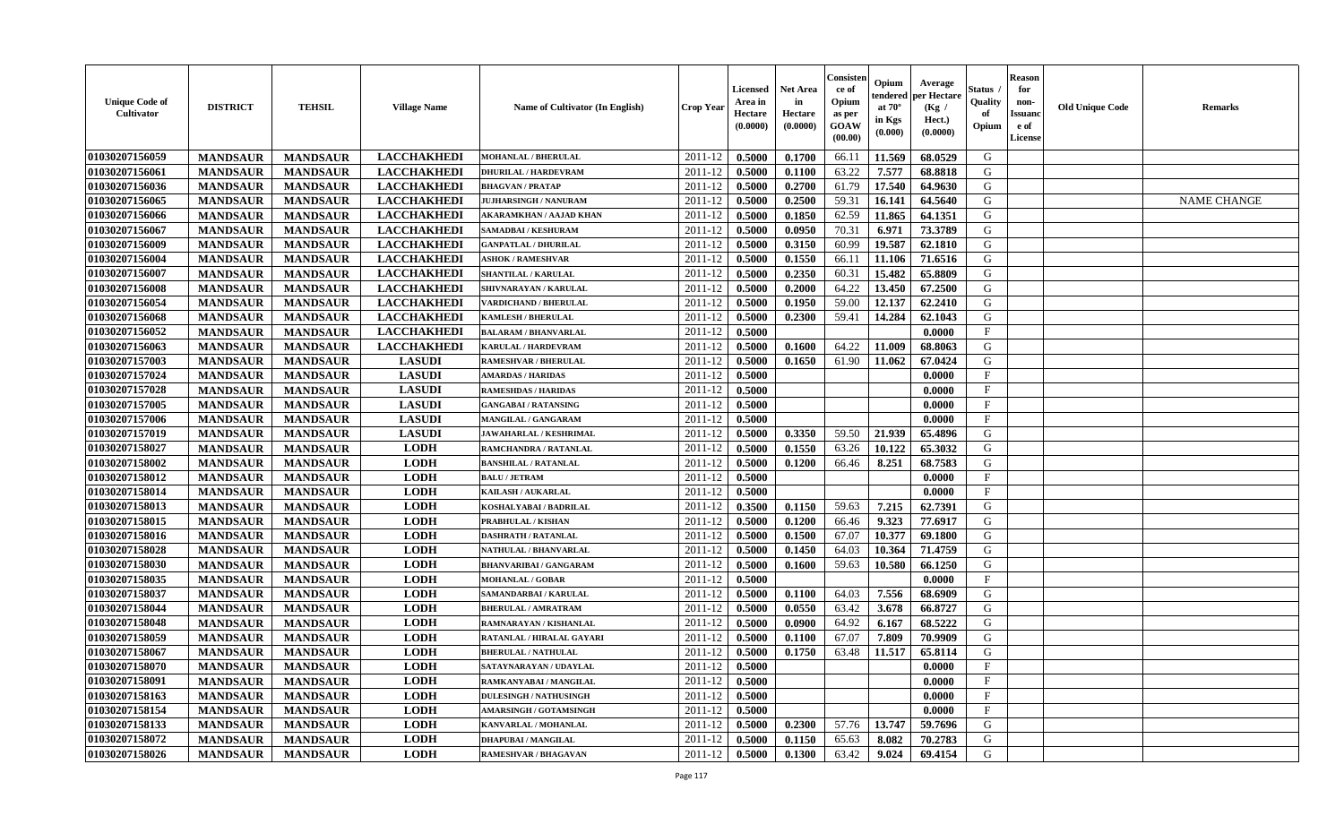| Unique Code of Cultivator | DISTRICT | TEHSIL | Village Name | Name of Cultivator (In English) | Crop Year | Licensed Area in Hectare (0.0000) | Net Area in Hectare (0.0000) | Consistence of Opium as per GOAW (00.00) | Opium tendered at 70° in Kgs (0.000) | Average per Hectare (Kg / Hect.) (0.0000) | Status / Quality of Opium | Reason for non-Issuance of License | Old Unique Code | Remarks |
|---|---|---|---|---|---|---|---|---|---|---|---|---|---|---|
| 01030207156059 | MANDSAUR | MANDSAUR | LACCHAKHEDI | MOHANLAL / BHERULAL | 2011-12 | 0.5000 | 0.1700 | 66.11 | 11.569 | 68.0529 | G | | | |
| 01030207156061 | MANDSAUR | MANDSAUR | LACCHAKHEDI | DHURILAL / HARDEVRAM | 2011-12 | 0.5000 | 0.1100 | 63.22 | 7.577 | 68.8818 | G | | | |
| 01030207156036 | MANDSAUR | MANDSAUR | LACCHAKHEDI | BHAGVAN / PRATAP | 2011-12 | 0.5000 | 0.2700 | 61.79 | 17.540 | 64.9630 | G | | | |
| 01030207156065 | MANDSAUR | MANDSAUR | LACCHAKHEDI | JUJHARSINGH / NANURAM | 2011-12 | 0.5000 | 0.2500 | 59.31 | 16.141 | 64.5640 | G | | | NAME CHANGE |
| 01030207156066 | MANDSAUR | MANDSAUR | LACCHAKHEDI | AKARAMKHAN / AAJAD KHAN | 2011-12 | 0.5000 | 0.1850 | 62.59 | 11.865 | 64.1351 | G | | | |
| 01030207156067 | MANDSAUR | MANDSAUR | LACCHAKHEDI | SAMADBAI / KESHURAM | 2011-12 | 0.5000 | 0.0950 | 70.31 | 6.971 | 73.3789 | G | | | |
| 01030207156009 | MANDSAUR | MANDSAUR | LACCHAKHEDI | GANPATLAL / DHURILAL | 2011-12 | 0.5000 | 0.3150 | 60.99 | 19.587 | 62.1810 | G | | | |
| 01030207156004 | MANDSAUR | MANDSAUR | LACCHAKHEDI | ASHOK / RAMESHVAR | 2011-12 | 0.5000 | 0.1550 | 66.11 | 11.106 | 71.6516 | G | | | |
| 01030207156007 | MANDSAUR | MANDSAUR | LACCHAKHEDI | SHANTILAL / KARULAL | 2011-12 | 0.5000 | 0.2350 | 60.31 | 15.482 | 65.8809 | G | | | |
| 01030207156008 | MANDSAUR | MANDSAUR | LACCHAKHEDI | SHIVNARAYAN / KARULAL | 2011-12 | 0.5000 | 0.2000 | 64.22 | 13.450 | 67.2500 | G | | | |
| 01030207156054 | MANDSAUR | MANDSAUR | LACCHAKHEDI | VARDICHAND / BHERULAL | 2011-12 | 0.5000 | 0.1950 | 59.00 | 12.137 | 62.2410 | G | | | |
| 01030207156068 | MANDSAUR | MANDSAUR | LACCHAKHEDI | KAMLESH / BHERULAL | 2011-12 | 0.5000 | 0.2300 | 59.41 | 14.284 | 62.1043 | G | | | |
| 01030207156052 | MANDSAUR | MANDSAUR | LACCHAKHEDI | BALARAM / BHANVARLAL | 2011-12 | 0.5000 | | | | 0.0000 | F | | | |
| 01030207156063 | MANDSAUR | MANDSAUR | LACCHAKHEDI | KARULAL / HARDEVRAM | 2011-12 | 0.5000 | 0.1600 | 64.22 | 11.009 | 68.8063 | G | | | |
| 01030207157003 | MANDSAUR | MANDSAUR | LASUDI | RAMESHVAR / BHERULAL | 2011-12 | 0.5000 | 0.1650 | 61.90 | 11.062 | 67.0424 | G | | | |
| 01030207157024 | MANDSAUR | MANDSAUR | LASUDI | AMARDAS / HARIDAS | 2011-12 | 0.5000 | | | | 0.0000 | F | | | |
| 01030207157028 | MANDSAUR | MANDSAUR | LASUDI | RAMESHDAS / HARIDAS | 2011-12 | 0.5000 | | | | 0.0000 | F | | | |
| 01030207157005 | MANDSAUR | MANDSAUR | LASUDI | GANGABAI / RATANSING | 2011-12 | 0.5000 | | | | 0.0000 | F | | | |
| 01030207157006 | MANDSAUR | MANDSAUR | LASUDI | MANGILAL / GANGARAM | 2011-12 | 0.5000 | | | | 0.0000 | F | | | |
| 01030207157019 | MANDSAUR | MANDSAUR | LASUDI | JAWAHARLAL / KESHRIMAL | 2011-12 | 0.5000 | 0.3350 | 59.50 | 21.939 | 65.4896 | G | | | |
| 01030207158027 | MANDSAUR | MANDSAUR | LODH | RAMCHANDRA / RATANLAL | 2011-12 | 0.5000 | 0.1550 | 63.26 | 10.122 | 65.3032 | G | | | |
| 01030207158002 | MANDSAUR | MANDSAUR | LODH | BANSHILAL / RATANLAL | 2011-12 | 0.5000 | 0.1200 | 66.46 | 8.251 | 68.7583 | G | | | |
| 01030207158012 | MANDSAUR | MANDSAUR | LODH | BALU / JETRAM | 2011-12 | 0.5000 | | | | 0.0000 | F | | | |
| 01030207158014 | MANDSAUR | MANDSAUR | LODH | KAILASH / AUKARLAL | 2011-12 | 0.5000 | | | | 0.0000 | F | | | |
| 01030207158013 | MANDSAUR | MANDSAUR | LODH | KOSHALYABAI / BADRILAL | 2011-12 | 0.3500 | 0.1150 | 59.63 | 7.215 | 62.7391 | G | | | |
| 01030207158015 | MANDSAUR | MANDSAUR | LODH | PRABHULAL / KISHAN | 2011-12 | 0.5000 | 0.1200 | 66.46 | 9.323 | 77.6917 | G | | | |
| 01030207158016 | MANDSAUR | MANDSAUR | LODH | DASHRATH / RATANLAL | 2011-12 | 0.5000 | 0.1500 | 67.07 | 10.377 | 69.1800 | G | | | |
| 01030207158028 | MANDSAUR | MANDSAUR | LODH | NATHULAL / BHANVARLAL | 2011-12 | 0.5000 | 0.1450 | 64.03 | 10.364 | 71.4759 | G | | | |
| 01030207158030 | MANDSAUR | MANDSAUR | LODH | BHANVARIBAI / GANGARAM | 2011-12 | 0.5000 | 0.1600 | 59.63 | 10.580 | 66.1250 | G | | | |
| 01030207158035 | MANDSAUR | MANDSAUR | LODH | MOHANLAL / GOBAR | 2011-12 | 0.5000 | | | | 0.0000 | F | | | |
| 01030207158037 | MANDSAUR | MANDSAUR | LODH | SAMANDARBAI / KARULAL | 2011-12 | 0.5000 | 0.1100 | 64.03 | 7.556 | 68.6909 | G | | | |
| 01030207158044 | MANDSAUR | MANDSAUR | LODH | BHERULAL / AMRATRAM | 2011-12 | 0.5000 | 0.0550 | 63.42 | 3.678 | 66.8727 | G | | | |
| 01030207158048 | MANDSAUR | MANDSAUR | LODH | RAMNARAYAN / KISHANLAL | 2011-12 | 0.5000 | 0.0900 | 64.92 | 6.167 | 68.5222 | G | | | |
| 01030207158059 | MANDSAUR | MANDSAUR | LODH | RATANLAL / HIRALAL GAYARI | 2011-12 | 0.5000 | 0.1100 | 67.07 | 7.809 | 70.9909 | G | | | |
| 01030207158067 | MANDSAUR | MANDSAUR | LODH | BHERULAL / NATHULAL | 2011-12 | 0.5000 | 0.1750 | 63.48 | 11.517 | 65.8114 | G | | | |
| 01030207158070 | MANDSAUR | MANDSAUR | LODH | SATAYNARAYAN / UDAYLAL | 2011-12 | 0.5000 | | | | 0.0000 | F | | | |
| 01030207158091 | MANDSAUR | MANDSAUR | LODH | RAMKANYABAI / MANGILAL | 2011-12 | 0.5000 | | | | 0.0000 | F | | | |
| 01030207158163 | MANDSAUR | MANDSAUR | LODH | DULESINGH / NATHUSINGH | 2011-12 | 0.5000 | | | | 0.0000 | F | | | |
| 01030207158154 | MANDSAUR | MANDSAUR | LODH | AMARSINGH / GOTAMSINGH | 2011-12 | 0.5000 | | | | 0.0000 | F | | | |
| 01030207158133 | MANDSAUR | MANDSAUR | LODH | KANVARLAL / MOHANLAL | 2011-12 | 0.5000 | 0.2300 | 57.76 | 13.747 | 59.7696 | G | | | |
| 01030207158072 | MANDSAUR | MANDSAUR | LODH | DHAPUBAI / MANGILAL | 2011-12 | 0.5000 | 0.1150 | 65.63 | 8.082 | 70.2783 | G | | | |
| 01030207158026 | MANDSAUR | MANDSAUR | LODH | RAMESHVAR / BHAGAVAN | 2011-12 | 0.5000 | 0.1300 | 63.42 | 9.024 | 69.4154 | G | | | |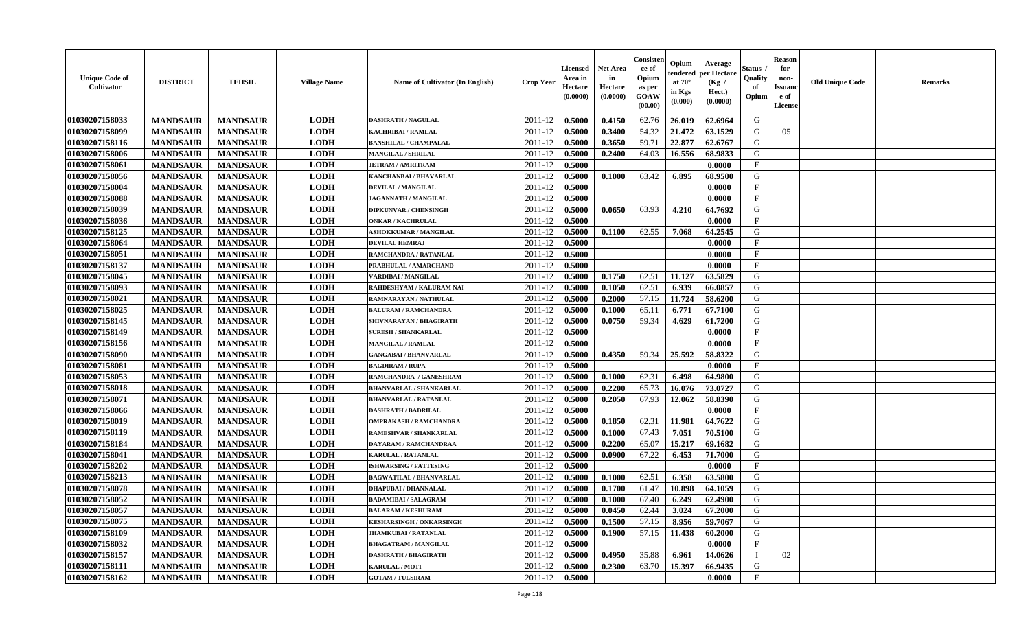| Unique Code of Cultivator | DISTRICT | TEHSIL | Village Name | Name of Cultivator (In English) | Crop Year | Licensed Area in Hectare (0.0000) | Net Area in Hectare (0.0000) | Consistence of Opium as per GOAW (00.00) | Opium tendered at 70° in Kgs (0.000) | Average per Hectare (Kg / Hect.) (0.0000) | Status / Quality of Opium | Reason for non-Issuance of License | Old Unique Code | Remarks |
|---|---|---|---|---|---|---|---|---|---|---|---|---|---|---|
| 01030207158033 | MANDSAUR | MANDSAUR | LODH | DASHRATH / NAGULAL | 2011-12 | 0.5000 | 0.4150 | 62.76 | 26.019 | 62.6964 | G | | | |
| 01030207158099 | MANDSAUR | MANDSAUR | LODH | KACHRIBAI / RAMLAL | 2011-12 | 0.5000 | 0.3400 | 54.32 | 21.472 | 63.1529 | G | 05 | | |
| 01030207158116 | MANDSAUR | MANDSAUR | LODH | BANSHILAL / CHAMPALAL | 2011-12 | 0.5000 | 0.3650 | 59.71 | 22.877 | 62.6767 | G | | | |
| 01030207158006 | MANDSAUR | MANDSAUR | LODH | MANGILAL / SHRILAL | 2011-12 | 0.5000 | 0.2400 | 64.03 | 16.556 | 68.9833 | G | | | |
| 01030207158061 | MANDSAUR | MANDSAUR | LODH | JETRAM / AMRITRAM | 2011-12 | 0.5000 | | | | 0.0000 | F | | | |
| 01030207158056 | MANDSAUR | MANDSAUR | LODH | KANCHANBAI / BHAVARLAL | 2011-12 | 0.5000 | 0.1000 | 63.42 | 6.895 | 68.9500 | G | | | |
| 01030207158004 | MANDSAUR | MANDSAUR | LODH | DEVILAL / MANGILAL | 2011-12 | 0.5000 | | | | 0.0000 | F | | | |
| 01030207158088 | MANDSAUR | MANDSAUR | LODH | JAGANNATH / MANGILAL | 2011-12 | 0.5000 | | | | 0.0000 | F | | | |
| 01030207158039 | MANDSAUR | MANDSAUR | LODH | DIPKUNVAR / CHENSINGH | 2011-12 | 0.5000 | 0.0650 | 63.93 | 4.210 | 64.7692 | G | | | |
| 01030207158036 | MANDSAUR | MANDSAUR | LODH | ONKAR / KACHRULAL | 2011-12 | 0.5000 | | | | 0.0000 | F | | | |
| 01030207158125 | MANDSAUR | MANDSAUR | LODH | ASHOKKUMAR / MANGILAL | 2011-12 | 0.5000 | 0.1100 | 62.55 | 7.068 | 64.2545 | G | | | |
| 01030207158064 | MANDSAUR | MANDSAUR | LODH | DEVILAL HEMRAJ | 2011-12 | 0.5000 | | | | 0.0000 | F | | | |
| 01030207158051 | MANDSAUR | MANDSAUR | LODH | RAMCHANDRA / RATANLAL | 2011-12 | 0.5000 | | | | 0.0000 | F | | | |
| 01030207158137 | MANDSAUR | MANDSAUR | LODH | PRABHULAL / AMARCHAND | 2011-12 | 0.5000 | | | | 0.0000 | F | | | |
| 01030207158045 | MANDSAUR | MANDSAUR | LODH | VARDIBAI / MANGILAL | 2011-12 | 0.5000 | 0.1750 | 62.51 | 11.127 | 63.5829 | G | | | |
| 01030207158093 | MANDSAUR | MANDSAUR | LODH | RAHDESHYAM / KALURAM NAI | 2011-12 | 0.5000 | 0.1050 | 62.51 | 6.939 | 66.0857 | G | | | |
| 01030207158021 | MANDSAUR | MANDSAUR | LODH | RAMNARAYAN / NATHULAL | 2011-12 | 0.5000 | 0.2000 | 57.15 | 11.724 | 58.6200 | G | | | |
| 01030207158025 | MANDSAUR | MANDSAUR | LODH | BALURAM / RAMCHANDRA | 2011-12 | 0.5000 | 0.1000 | 65.11 | 6.771 | 67.7100 | G | | | |
| 01030207158145 | MANDSAUR | MANDSAUR | LODH | SHIVNARAYAN / BHAGIRATH | 2011-12 | 0.5000 | 0.0750 | 59.34 | 4.629 | 61.7200 | G | | | |
| 01030207158149 | MANDSAUR | MANDSAUR | LODH | SURESH / SHANKARLAL | 2011-12 | 0.5000 | | | | 0.0000 | F | | | |
| 01030207158156 | MANDSAUR | MANDSAUR | LODH | MANGILAL / RAMLAL | 2011-12 | 0.5000 | | | | 0.0000 | F | | | |
| 01030207158090 | MANDSAUR | MANDSAUR | LODH | GANGABAI / BHANVARLAL | 2011-12 | 0.5000 | 0.4350 | 59.34 | 25.592 | 58.8322 | G | | | |
| 01030207158081 | MANDSAUR | MANDSAUR | LODH | BAGDIRAM / RUPA | 2011-12 | 0.5000 | | | | 0.0000 | F | | | |
| 01030207158053 | MANDSAUR | MANDSAUR | LODH | RAMCHANDRA / GANESHRAM | 2011-12 | 0.5000 | 0.1000 | 62.31 | 6.498 | 64.9800 | G | | | |
| 01030207158018 | MANDSAUR | MANDSAUR | LODH | BHANVARLAL / SHANKARLAL | 2011-12 | 0.5000 | 0.2200 | 65.73 | 16.076 | 73.0727 | G | | | |
| 01030207158071 | MANDSAUR | MANDSAUR | LODH | BHANVARLAL / RATANLAL | 2011-12 | 0.5000 | 0.2050 | 67.93 | 12.062 | 58.8390 | G | | | |
| 01030207158066 | MANDSAUR | MANDSAUR | LODH | DASHRATH / BADRILAL | 2011-12 | 0.5000 | | | | 0.0000 | F | | | |
| 01030207158019 | MANDSAUR | MANDSAUR | LODH | OMPRAKASH / RAMCHANDRA | 2011-12 | 0.5000 | 0.1850 | 62.31 | 11.981 | 64.7622 | G | | | |
| 01030207158119 | MANDSAUR | MANDSAUR | LODH | RAMESHVAR / SHANKARLAL | 2011-12 | 0.5000 | 0.1000 | 67.43 | 7.051 | 70.5100 | G | | | |
| 01030207158184 | MANDSAUR | MANDSAUR | LODH | DAYARAM / RAMCHANDRAA | 2011-12 | 0.5000 | 0.2200 | 65.07 | 15.217 | 69.1682 | G | | | |
| 01030207158041 | MANDSAUR | MANDSAUR | LODH | KARULAL / RATANLAL | 2011-12 | 0.5000 | 0.0900 | 67.22 | 6.453 | 71.7000 | G | | | |
| 01030207158202 | MANDSAUR | MANDSAUR | LODH | ISHWARSING / FATTESING | 2011-12 | 0.5000 | | | | 0.0000 | F | | | |
| 01030207158213 | MANDSAUR | MANDSAUR | LODH | BAGWATILAL / BHANVARLAL | 2011-12 | 0.5000 | 0.1000 | 62.51 | 6.358 | 63.5800 | G | | | |
| 01030207158078 | MANDSAUR | MANDSAUR | LODH | DHAPUBAI / DHANNALAL | 2011-12 | 0.5000 | 0.1700 | 61.47 | 10.898 | 64.1059 | G | | | |
| 01030207158052 | MANDSAUR | MANDSAUR | LODH | BADAMIBAI / SALAGRAM | 2011-12 | 0.5000 | 0.1000 | 67.40 | 6.249 | 62.4900 | G | | | |
| 01030207158057 | MANDSAUR | MANDSAUR | LODH | BALARAM / KESHURAM | 2011-12 | 0.5000 | 0.0450 | 62.44 | 3.024 | 67.2000 | G | | | |
| 01030207158075 | MANDSAUR | MANDSAUR | LODH | KESHARSINGH / ONKARSINGH | 2011-12 | 0.5000 | 0.1500 | 57.15 | 8.956 | 59.7067 | G | | | |
| 01030207158109 | MANDSAUR | MANDSAUR | LODH | JHAMKUBAI / RATANLAL | 2011-12 | 0.5000 | 0.1900 | 57.15 | 11.438 | 60.2000 | G | | | |
| 01030207158032 | MANDSAUR | MANDSAUR | LODH | BHAGATRAM / MANGILAL | 2011-12 | 0.5000 | | | | 0.0000 | F | | | |
| 01030207158157 | MANDSAUR | MANDSAUR | LODH | DASHRATH / BHAGIRATH | 2011-12 | 0.5000 | 0.4950 | 35.88 | 6.961 | 14.0626 | I | 02 | | |
| 01030207158111 | MANDSAUR | MANDSAUR | LODH | KARULAL / MOTI | 2011-12 | 0.5000 | 0.2300 | 63.70 | 15.397 | 66.9435 | G | | | |
| 01030207158162 | MANDSAUR | MANDSAUR | LODH | GOTAM / TULSIRAM | 2011-12 | 0.5000 | | | | 0.0000 | F | | | |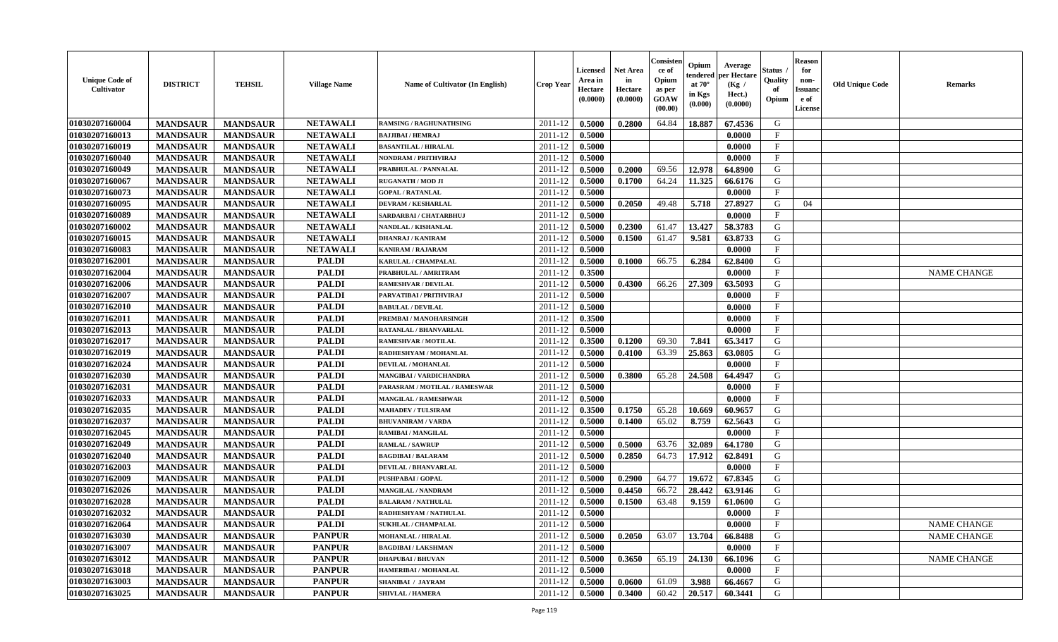| Unique Code of Cultivator | DISTRICT | TEHSIL | Village Name | Name of Cultivator (In English) | Crop Year | Licensed Area in Hectare (0.0000) | Net Area in Hectare (0.0000) | Consistence of Opium as per GOAW (00.00) | Opium tendered at 70° in Kgs (0.000) | Average per Hectare (Kg / Hect.) (0.0000) | Status / Quality of Opium | Reason for non-Issuance of License | Old Unique Code | Remarks |
|---|---|---|---|---|---|---|---|---|---|---|---|---|---|---|
| 01030207160004 | MANDSAUR | MANDSAUR | NETAWALI | RAMSING / RAGHUNATHSING | 2011-12 | 0.5000 | 0.2800 | 64.84 | 18.887 | 67.4536 | G | | | |
| 01030207160013 | MANDSAUR | MANDSAUR | NETAWALI | BAJJIBAI / HEMRAJ | 2011-12 | 0.5000 | | | | 0.0000 | F | | | |
| 01030207160019 | MANDSAUR | MANDSAUR | NETAWALI | BASANTILAL / HIRALAL | 2011-12 | 0.5000 | | | | 0.0000 | F | | | |
| 01030207160040 | MANDSAUR | MANDSAUR | NETAWALI | NONDRAM / PRITHVIRAJ | 2011-12 | 0.5000 | | | | 0.0000 | F | | | |
| 01030207160049 | MANDSAUR | MANDSAUR | NETAWALI | PRABHULAL / PANNALAL | 2011-12 | 0.5000 | 0.2000 | 69.56 | 12.978 | 64.8900 | G | | | |
| 01030207160067 | MANDSAUR | MANDSAUR | NETAWALI | RUGANATH / MOD JI | 2011-12 | 0.5000 | 0.1700 | 64.24 | 11.325 | 66.6176 | G | | | |
| 01030207160073 | MANDSAUR | MANDSAUR | NETAWALI | GOPAL / RATANLAL | 2011-12 | 0.5000 | | | | 0.0000 | F | | | |
| 01030207160095 | MANDSAUR | MANDSAUR | NETAWALI | DEVRAM / KESHARLAL | 2011-12 | 0.5000 | 0.2050 | 49.48 | 5.718 | 27.8927 | G | 04 | | |
| 01030207160089 | MANDSAUR | MANDSAUR | NETAWALI | SARDARBAI / CHATARBHUJ | 2011-12 | 0.5000 | | | | 0.0000 | F | | | |
| 01030207160002 | MANDSAUR | MANDSAUR | NETAWALI | NANDLAL / KISHANLAL | 2011-12 | 0.5000 | 0.2300 | 61.47 | 13.427 | 58.3783 | G | | | |
| 01030207160015 | MANDSAUR | MANDSAUR | NETAWALI | DHANRAJ / KANIRAM | 2011-12 | 0.5000 | 0.1500 | 61.47 | 9.581 | 63.8733 | G | | | |
| 01030207160083 | MANDSAUR | MANDSAUR | NETAWALI | KANIRAM / RAJARAM | 2011-12 | 0.5000 | | | | 0.0000 | F | | | |
| 01030207162001 | MANDSAUR | MANDSAUR | PALDI | KARULAL / CHAMPALAL | 2011-12 | 0.5000 | 0.1000 | 66.75 | 6.284 | 62.8400 | G | | | |
| 01030207162004 | MANDSAUR | MANDSAUR | PALDI | PRABHULAL / AMRITRAM | 2011-12 | 0.3500 | | | | 0.0000 | F | | | NAME CHANGE |
| 01030207162006 | MANDSAUR | MANDSAUR | PALDI | RAMESHVAR / DEVILAL | 2011-12 | 0.5000 | 0.4300 | 66.26 | 27.309 | 63.5093 | G | | | |
| 01030207162007 | MANDSAUR | MANDSAUR | PALDI | PARVATIBAI / PRITHVIRAJ | 2011-12 | 0.5000 | | | | 0.0000 | F | | | |
| 01030207162010 | MANDSAUR | MANDSAUR | PALDI | BABULAL / DEVILAL | 2011-12 | 0.5000 | | | | 0.0000 | F | | | |
| 01030207162011 | MANDSAUR | MANDSAUR | PALDI | PREMBAI / MANOHARSINGH | 2011-12 | 0.3500 | | | | 0.0000 | F | | | |
| 01030207162013 | MANDSAUR | MANDSAUR | PALDI | RATANLAL / BHANVARLAL | 2011-12 | 0.5000 | | | | 0.0000 | F | | | |
| 01030207162017 | MANDSAUR | MANDSAUR | PALDI | RAMESHVAR / MOTILAL | 2011-12 | 0.3500 | 0.1200 | 69.30 | 7.841 | 65.3417 | G | | | |
| 01030207162019 | MANDSAUR | MANDSAUR | PALDI | RADHESHYAM / MOHANLAL | 2011-12 | 0.5000 | 0.4100 | 63.39 | 25.863 | 63.0805 | G | | | |
| 01030207162024 | MANDSAUR | MANDSAUR | PALDI | DEVILAL / MOHANLAL | 2011-12 | 0.5000 | | | | 0.0000 | F | | | |
| 01030207162030 | MANDSAUR | MANDSAUR | PALDI | MANGIBAI / VARDICHANDRA | 2011-12 | 0.5000 | 0.3800 | 65.28 | 24.508 | 64.4947 | G | | | |
| 01030207162031 | MANDSAUR | MANDSAUR | PALDI | PARASRAM / MOTILAL / RAMESWAR | 2011-12 | 0.5000 | | | | 0.0000 | F | | | |
| 01030207162033 | MANDSAUR | MANDSAUR | PALDI | MANGILAL / RAMESHWAR | 2011-12 | 0.5000 | | | | 0.0000 | F | | | |
| 01030207162035 | MANDSAUR | MANDSAUR | PALDI | MAHADEV / TULSIRAM | 2011-12 | 0.3500 | 0.1750 | 65.28 | 10.669 | 60.9657 | G | | | |
| 01030207162037 | MANDSAUR | MANDSAUR | PALDI | BHUVANIRAM / VARDA | 2011-12 | 0.5000 | 0.1400 | 65.02 | 8.759 | 62.5643 | G | | | |
| 01030207162045 | MANDSAUR | MANDSAUR | PALDI | RAMIBAI / MANGILAL | 2011-12 | 0.5000 | | | | 0.0000 | F | | | |
| 01030207162049 | MANDSAUR | MANDSAUR | PALDI | RAMLAL / SAWRUP | 2011-12 | 0.5000 | 0.5000 | 63.76 | 32.089 | 64.1780 | G | | | |
| 01030207162040 | MANDSAUR | MANDSAUR | PALDI | BAGDIBAI / BALARAM | 2011-12 | 0.5000 | 0.2850 | 64.73 | 17.912 | 62.8491 | G | | | |
| 01030207162003 | MANDSAUR | MANDSAUR | PALDI | DEVILAL / BHANVARLAL | 2011-12 | 0.5000 | | | | 0.0000 | F | | | |
| 01030207162009 | MANDSAUR | MANDSAUR | PALDI | PUSHPABAI / GOPAL | 2011-12 | 0.5000 | 0.2900 | 64.77 | 19.672 | 67.8345 | G | | | |
| 01030207162026 | MANDSAUR | MANDSAUR | PALDI | MANGILAL / NANDRAM | 2011-12 | 0.5000 | 0.4450 | 66.72 | 28.442 | 63.9146 | G | | | |
| 01030207162028 | MANDSAUR | MANDSAUR | PALDI | BALARAM / NATHULAL | 2011-12 | 0.5000 | 0.1500 | 63.48 | 9.159 | 61.0600 | G | | | |
| 01030207162032 | MANDSAUR | MANDSAUR | PALDI | RADHESHYAM / NATHULAL | 2011-12 | 0.5000 | | | | 0.0000 | F | | | |
| 01030207162064 | MANDSAUR | MANDSAUR | PALDI | SUKHLAL / CHAMPALAL | 2011-12 | 0.5000 | | | | 0.0000 | F | | | NAME CHANGE |
| 01030207163030 | MANDSAUR | MANDSAUR | PANPUR | MOHANLAL / HIRALAL | 2011-12 | 0.5000 | 0.2050 | 63.07 | 13.704 | 66.8488 | G | | | NAME CHANGE |
| 01030207163007 | MANDSAUR | MANDSAUR | PANPUR | BAGDIBAI / LAKSHMAN | 2011-12 | 0.5000 | | | | 0.0000 | F | | | |
| 01030207163012 | MANDSAUR | MANDSAUR | PANPUR | DHAPUBAI / BHUVAN | 2011-12 | 0.5000 | 0.3650 | 65.19 | 24.130 | 66.1096 | G | | | NAME CHANGE |
| 01030207163018 | MANDSAUR | MANDSAUR | PANPUR | HAMERIBAI / MOHANLAL | 2011-12 | 0.5000 | | | | 0.0000 | F | | | |
| 01030207163003 | MANDSAUR | MANDSAUR | PANPUR | SHANIBAI / JAYRAM | 2011-12 | 0.5000 | 0.0600 | 61.09 | 3.988 | 66.4667 | G | | | |
| 01030207163025 | MANDSAUR | MANDSAUR | PANPUR | SHIVLAL / HAMERA | 2011-12 | 0.5000 | 0.3400 | 60.42 | 20.517 | 60.3441 | G | | | |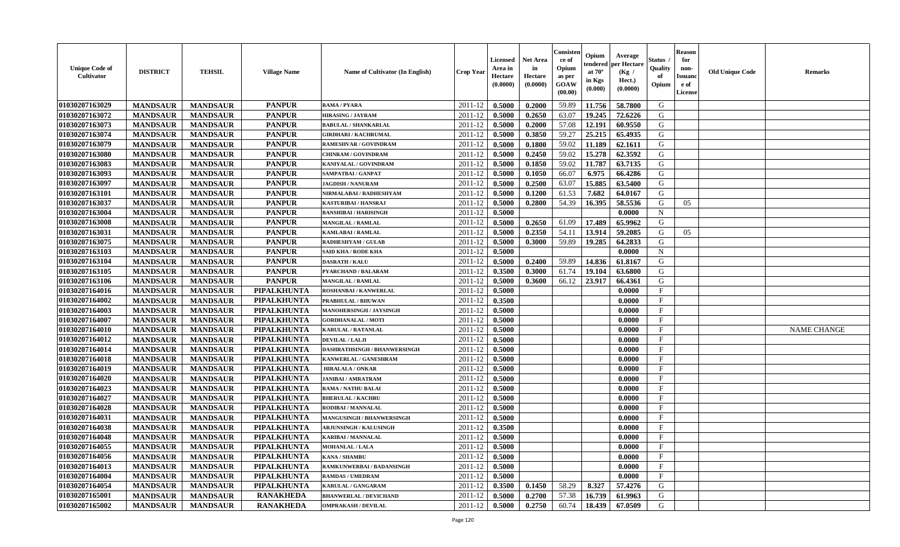| Unique Code of Cultivator | DISTRICT | TEHSIL | Village Name | Name of Cultivator (In English) | Crop Year | Licensed Area in Hectare (0.0000) | Net Area in Hectare (0.0000) | Consistence of Opium as per GOAW (00.00) | Opium tendered at 70° in Kgs (0.000) | Average per Hectare (Kg / Hect.) (0.0000) | Status / Quality of Opium | Reason for non-Issuance of License | Old Unique Code | Remarks |
|---|---|---|---|---|---|---|---|---|---|---|---|---|---|---|
| 01030207163029 | MANDSAUR | MANDSAUR | PANPUR | RAMA / PYARA | 2011-12 | 0.5000 | 0.2000 | 59.89 | 11.756 | 58.7800 | G | | | |
| 01030207163072 | MANDSAUR | MANDSAUR | PANPUR | HIRASING / JAYRAM | 2011-12 | 0.5000 | 0.2650 | 63.07 | 19.245 | 72.6226 | G | | | |
| 01030207163073 | MANDSAUR | MANDSAUR | PANPUR | BABULAL / SHANKARLAL | 2011-12 | 0.5000 | 0.2000 | 57.08 | 12.191 | 60.9550 | G | | | |
| 01030207163074 | MANDSAUR | MANDSAUR | PANPUR | GIRDHARI / KACHRUMAL | 2011-12 | 0.5000 | 0.3850 | 59.27 | 25.215 | 65.4935 | G | | | |
| 01030207163079 | MANDSAUR | MANDSAUR | PANPUR | RAMESHVAR / GOVINDRAM | 2011-12 | 0.5000 | 0.1800 | 59.02 | 11.189 | 62.1611 | G | | | |
| 01030207163080 | MANDSAUR | MANDSAUR | PANPUR | CHINRAM / GOVINDRAM | 2011-12 | 0.5000 | 0.2450 | 59.02 | 15.278 | 62.3592 | G | | | |
| 01030207163083 | MANDSAUR | MANDSAUR | PANPUR | KANIYALAL / GOVINDRAM | 2011-12 | 0.5000 | 0.1850 | 59.02 | 11.787 | 63.7135 | G | | | |
| 01030207163093 | MANDSAUR | MANDSAUR | PANPUR | SAMPATBAI / GANPAT | 2011-12 | 0.5000 | 0.1050 | 66.07 | 6.975 | 66.4286 | G | | | |
| 01030207163097 | MANDSAUR | MANDSAUR | PANPUR | JAGDISH / NANURAM | 2011-12 | 0.5000 | 0.2500 | 63.07 | 15.885 | 63.5400 | G | | | |
| 01030207163101 | MANDSAUR | MANDSAUR | PANPUR | NIRMALABAI / RADHESHYAM | 2011-12 | 0.5000 | 0.1200 | 61.53 | 7.682 | 64.0167 | G | | | |
| 01030207163037 | MANDSAUR | MANDSAUR | PANPUR | KASTURIBAI / HANSRAJ | 2011-12 | 0.5000 | 0.2800 | 54.39 | 16.395 | 58.5536 | G | 05 | | |
| 01030207163004 | MANDSAUR | MANDSAUR | PANPUR | BANSHIBAI / HARISINGH | 2011-12 | 0.5000 | | | | 0.0000 | N | | | |
| 01030207163008 | MANDSAUR | MANDSAUR | PANPUR | MANGILAL / RAMLAL | 2011-12 | 0.5000 | 0.2650 | 61.09 | 17.489 | 65.9962 | G | | | |
| 01030207163031 | MANDSAUR | MANDSAUR | PANPUR | KAMLABAI / RAMLAL | 2011-12 | 0.5000 | 0.2350 | 54.11 | 13.914 | 59.2085 | G | 05 | | |
| 01030207163075 | MANDSAUR | MANDSAUR | PANPUR | RADHESHYAM / GULAB | 2011-12 | 0.5000 | 0.3000 | 59.89 | 19.285 | 64.2833 | G | | | |
| 01030207163103 | MANDSAUR | MANDSAUR | PANPUR | SAID KHA / RODE KHA | 2011-12 | 0.5000 | | | | 0.0000 | N | | | |
| 01030207163104 | MANDSAUR | MANDSAUR | PANPUR | DASRATH / KALU | 2011-12 | 0.5000 | 0.2400 | 59.89 | 14.836 | 61.8167 | G | | | |
| 01030207163105 | MANDSAUR | MANDSAUR | PANPUR | PYARCHAND / BALARAM | 2011-12 | 0.3500 | 0.3000 | 61.74 | 19.104 | 63.6800 | G | | | |
| 01030207163106 | MANDSAUR | MANDSAUR | PANPUR | MANGILAL / RAMLAL | 2011-12 | 0.5000 | 0.3600 | 66.12 | 23.917 | 66.4361 | G | | | |
| 01030207164016 | MANDSAUR | MANDSAUR | PIPALKHUNTA | ROSHANBAI / KANWERLAL | 2011-12 | 0.5000 | | | | 0.0000 | F | | | |
| 01030207164002 | MANDSAUR | MANDSAUR | PIPALKHUNTA | PRABHULAL / BHUWAN | 2011-12 | 0.3500 | | | | 0.0000 | F | | | |
| 01030207164003 | MANDSAUR | MANDSAUR | PIPALKHUNTA | MANOHERSINGH / JAYSINGH | 2011-12 | 0.5000 | | | | 0.0000 | F | | | |
| 01030207164007 | MANDSAUR | MANDSAUR | PIPALKHUNTA | GORDHANALAL / MOTI | 2011-12 | 0.5000 | | | | 0.0000 | F | | | |
| 01030207164010 | MANDSAUR | MANDSAUR | PIPALKHUNTA | KARULAL / RATANLAL | 2011-12 | 0.5000 | | | | 0.0000 | F | | | NAME CHANGE |
| 01030207164012 | MANDSAUR | MANDSAUR | PIPALKHUNTA | DEVILAL / LALJI | 2011-12 | 0.5000 | | | | 0.0000 | F | | | |
| 01030207164014 | MANDSAUR | MANDSAUR | PIPALKHUNTA | DASHRATHSINGH / BHANWERSINGH | 2011-12 | 0.5000 | | | | 0.0000 | F | | | |
| 01030207164018 | MANDSAUR | MANDSAUR | PIPALKHUNTA | KANWERLAL / GANESHRAM | 2011-12 | 0.5000 | | | | 0.0000 | F | | | |
| 01030207164019 | MANDSAUR | MANDSAUR | PIPALKHUNTA | HIRALALA / ONKAR | 2011-12 | 0.5000 | | | | 0.0000 | F | | | |
| 01030207164020 | MANDSAUR | MANDSAUR | PIPALKHUNTA | JANIBAI / AMRATRAM | 2011-12 | 0.5000 | | | | 0.0000 | F | | | |
| 01030207164023 | MANDSAUR | MANDSAUR | PIPALKHUNTA | RAMA / NATHU BALAI | 2011-12 | 0.5000 | | | | 0.0000 | F | | | |
| 01030207164027 | MANDSAUR | MANDSAUR | PIPALKHUNTA | BHERULAL / KACHRU | 2011-12 | 0.5000 | | | | 0.0000 | F | | | |
| 01030207164028 | MANDSAUR | MANDSAUR | PIPALKHUNTA | RODIBAI / MANNALAL | 2011-12 | 0.5000 | | | | 0.0000 | F | | | |
| 01030207164031 | MANDSAUR | MANDSAUR | PIPALKHUNTA | MANGUSINGH / BHANWERSINGH | 2011-12 | 0.5000 | | | | 0.0000 | F | | | |
| 01030207164038 | MANDSAUR | MANDSAUR | PIPALKHUNTA | ARJUNSINGH / KALUSINGH | 2011-12 | 0.3500 | | | | 0.0000 | F | | | |
| 01030207164048 | MANDSAUR | MANDSAUR | PIPALKHUNTA | KARIBAI / MANNALAL | 2011-12 | 0.5000 | | | | 0.0000 | F | | | |
| 01030207164055 | MANDSAUR | MANDSAUR | PIPALKHUNTA | MOHANLAL / LALA | 2011-12 | 0.5000 | | | | 0.0000 | F | | | |
| 01030207164056 | MANDSAUR | MANDSAUR | PIPALKHUNTA | KANA / SHAMBU | 2011-12 | 0.5000 | | | | 0.0000 | F | | | |
| 01030207164013 | MANDSAUR | MANDSAUR | PIPALKHUNTA | RAMKUNWERBAI / BADANSINGH | 2011-12 | 0.5000 | | | | 0.0000 | F | | | |
| 01030207164004 | MANDSAUR | MANDSAUR | PIPALKHUNTA | RAMDAS / UMEDRAM | 2011-12 | 0.5000 | | | | 0.0000 | F | | | |
| 01030207164054 | MANDSAUR | MANDSAUR | PIPALKHUNTA | KARULAL / GANGARAM | 2011-12 | 0.3500 | 0.1450 | 58.29 | 8.327 | 57.4276 | G | | | |
| 01030207165001 | MANDSAUR | MANDSAUR | RANAKHEDA | BHANWERLAL / DEVICHAND | 2011-12 | 0.5000 | 0.2700 | 57.38 | 16.739 | 61.9963 | G | | | |
| 01030207165002 | MANDSAUR | MANDSAUR | RANAKHEDA | OMPRAKASH / DEVILAL | 2011-12 | 0.5000 | 0.2750 | 60.74 | 18.439 | 67.0509 | G | | | |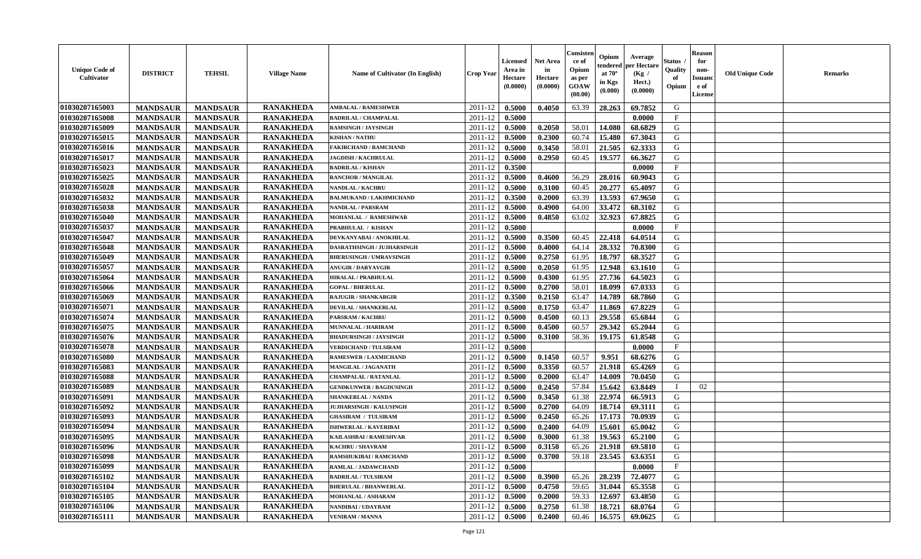| Unique Code of Cultivator | DISTRICT | TEHSIL | Village Name | Name of Cultivator (In English) | Crop Year | Licensed Area in Hectare (0.0000) | Net Area in Hectare (0.0000) | Consistence of Opium as per GOAW (00.00) | Opium tendered at 70° in Kgs (0.000) | Average per Hectare (Kg / Hect.) (0.0000) | Status / Quality of Opium | Reason for non-Issuance of License | Old Unique Code | Remarks |
|---|---|---|---|---|---|---|---|---|---|---|---|---|---|---|
| 01030207165003 | MANDSAUR | MANDSAUR | RANAKHEDA | AMBALAL / RAMESHWER | 2011-12 | 0.5000 | 0.4050 | 63.39 | 28.263 | 69.7852 | G | | | |
| 01030207165008 | MANDSAUR | MANDSAUR | RANAKHEDA | BADRILAL / CHAMPALAL | 2011-12 | 0.5000 | | | | 0.0000 | F | | | |
| 01030207165009 | MANDSAUR | MANDSAUR | RANAKHEDA | RAMSINGH / JAYSINGH | 2011-12 | 0.5000 | 0.2050 | 58.01 | 14.080 | 68.6829 | G | | | |
| 01030207165015 | MANDSAUR | MANDSAUR | RANAKHEDA | KISHAN / NATHU | 2011-12 | 0.5000 | 0.2300 | 60.74 | 15.480 | 67.3043 | G | | | |
| 01030207165016 | MANDSAUR | MANDSAUR | RANAKHEDA | FAKIRCHAND / RAMCHAND | 2011-12 | 0.5000 | 0.3450 | 58.01 | 21.505 | 62.3333 | G | | | |
| 01030207165017 | MANDSAUR | MANDSAUR | RANAKHEDA | JAGDISH / KACHRULAL | 2011-12 | 0.5000 | 0.2950 | 60.45 | 19.577 | 66.3627 | G | | | |
| 01030207165023 | MANDSAUR | MANDSAUR | RANAKHEDA | BADRILAL / KISHAN | 2011-12 | 0.3500 | | | | 0.0000 | F | | | |
| 01030207165025 | MANDSAUR | MANDSAUR | RANAKHEDA | RANCHOR / MANGILAL | 2011-12 | 0.5000 | 0.4600 | 56.29 | 28.016 | 60.9043 | G | | | |
| 01030207165028 | MANDSAUR | MANDSAUR | RANAKHEDA | NANDLAL / KACHRU | 2011-12 | 0.5000 | 0.3100 | 60.45 | 20.277 | 65.4097 | G | | | |
| 01030207165032 | MANDSAUR | MANDSAUR | RANAKHEDA | BALMUKAND / LAKHMICHAND | 2011-12 | 0.3500 | 0.2000 | 63.39 | 13.593 | 67.9650 | G | | | |
| 01030207165038 | MANDSAUR | MANDSAUR | RANAKHEDA | NANDLAL / PARSRAM | 2011-12 | 0.5000 | 0.4900 | 64.00 | 33.472 | 68.3102 | G | | | |
| 01030207165040 | MANDSAUR | MANDSAUR | RANAKHEDA | MOHANLAL / RAMESHWAR | 2011-12 | 0.5000 | 0.4850 | 63.02 | 32.923 | 67.8825 | G | | | |
| 01030207165037 | MANDSAUR | MANDSAUR | RANAKHEDA | PRABHULAL / KISHAN | 2011-12 | 0.5000 | | | | 0.0000 | F | | | |
| 01030207165047 | MANDSAUR | MANDSAUR | RANAKHEDA | DEVKANYABAI / ANOKHILAL | 2011-12 | 0.5000 | 0.3500 | 60.45 | 22.418 | 64.0514 | G | | | |
| 01030207165048 | MANDSAUR | MANDSAUR | RANAKHEDA | DASRATHSINGH / JUJHARSINGH | 2011-12 | 0.5000 | 0.4000 | 64.14 | 28.332 | 70.8300 | G | | | |
| 01030207165049 | MANDSAUR | MANDSAUR | RANAKHEDA | BHERUSINGH / UMRAVSINGH | 2011-12 | 0.5000 | 0.2750 | 61.95 | 18.797 | 68.3527 | G | | | |
| 01030207165057 | MANDSAUR | MANDSAUR | RANAKHEDA | ANUGIR / DARYAVGIR | 2011-12 | 0.5000 | 0.2050 | 61.95 | 12.948 | 63.1610 | G | | | |
| 01030207165064 | MANDSAUR | MANDSAUR | RANAKHEDA | HIRALAL / PRABHULAL | 2011-12 | 0.5000 | 0.4300 | 61.95 | 27.736 | 64.5023 | G | | | |
| 01030207165066 | MANDSAUR | MANDSAUR | RANAKHEDA | GOPAL / BHERULAL | 2011-12 | 0.5000 | 0.2700 | 58.01 | 18.099 | 67.0333 | G | | | |
| 01030207165069 | MANDSAUR | MANDSAUR | RANAKHEDA | RAJUGIR / SHANKARGIR | 2011-12 | 0.3500 | 0.2150 | 63.47 | 14.789 | 68.7860 | G | | | |
| 01030207165071 | MANDSAUR | MANDSAUR | RANAKHEDA | DEVILAL / SHANKERLAL | 2011-12 | 0.5000 | 0.1750 | 63.47 | 11.869 | 67.8229 | G | | | |
| 01030207165074 | MANDSAUR | MANDSAUR | RANAKHEDA | PARSRAM / KACHRU | 2011-12 | 0.5000 | 0.4500 | 60.13 | 29.558 | 65.6844 | G | | | |
| 01030207165075 | MANDSAUR | MANDSAUR | RANAKHEDA | MUNNALAL / HARIRAM | 2011-12 | 0.5000 | 0.4500 | 60.57 | 29.342 | 65.2044 | G | | | |
| 01030207165076 | MANDSAUR | MANDSAUR | RANAKHEDA | BHADURSINGH / JAYSINGH | 2011-12 | 0.5000 | 0.3100 | 58.36 | 19.175 | 61.8548 | G | | | |
| 01030207165078 | MANDSAUR | MANDSAUR | RANAKHEDA | VERDICHAND / TULSIRAM | 2011-12 | 0.5000 | | | | 0.0000 | F | | | |
| 01030207165080 | MANDSAUR | MANDSAUR | RANAKHEDA | RAMESWER / LAXMICHAND | 2011-12 | 0.5000 | 0.1450 | 60.57 | 9.951 | 68.6276 | G | | | |
| 01030207165083 | MANDSAUR | MANDSAUR | RANAKHEDA | MANGILAL / JAGANATH | 2011-12 | 0.5000 | 0.3350 | 60.57 | 21.918 | 65.4269 | G | | | |
| 01030207165088 | MANDSAUR | MANDSAUR | RANAKHEDA | CHAMPALAL / RATANLAL | 2011-12 | 0.5000 | 0.2000 | 63.47 | 14.009 | 70.0450 | G | | | |
| 01030207165089 | MANDSAUR | MANDSAUR | RANAKHEDA | GENDKUNWER / BAGDUSINGH | 2011-12 | 0.5000 | 0.2450 | 57.84 | 15.642 | 63.8449 | I | 02 | | |
| 01030207165091 | MANDSAUR | MANDSAUR | RANAKHEDA | SHANKERLAL / NANDA | 2011-12 | 0.5000 | 0.3450 | 61.38 | 22.974 | 66.5913 | G | | | |
| 01030207165092 | MANDSAUR | MANDSAUR | RANAKHEDA | JUJHARSINGH / KALUSINGH | 2011-12 | 0.5000 | 0.2700 | 64.09 | 18.714 | 69.3111 | G | | | |
| 01030207165093 | MANDSAUR | MANDSAUR | RANAKHEDA | GHASIRAM / TULSIRAM | 2011-12 | 0.5000 | 0.2450 | 65.26 | 17.173 | 70.0939 | G | | | |
| 01030207165094 | MANDSAUR | MANDSAUR | RANAKHEDA | ISHWERLAL / KAVERIBAI | 2011-12 | 0.5000 | 0.2400 | 64.09 | 15.601 | 65.0042 | G | | | |
| 01030207165095 | MANDSAUR | MANDSAUR | RANAKHEDA | KAILASHBAI / RAMESHVAR | 2011-12 | 0.5000 | 0.3000 | 61.38 | 19.563 | 65.2100 | G | | | |
| 01030207165096 | MANDSAUR | MANDSAUR | RANAKHEDA | KACHRU / SHAVRAM | 2011-12 | 0.5000 | 0.3150 | 65.26 | 21.918 | 69.5810 | G | | | |
| 01030207165098 | MANDSAUR | MANDSAUR | RANAKHEDA | RAMSHUKIBAI / RAMCHAND | 2011-12 | 0.5000 | 0.3700 | 59.18 | 23.545 | 63.6351 | G | | | |
| 01030207165099 | MANDSAUR | MANDSAUR | RANAKHEDA | RAMLAL / JADAWCHAND | 2011-12 | 0.5000 | | | | 0.0000 | F | | | |
| 01030207165102 | MANDSAUR | MANDSAUR | RANAKHEDA | BADRILAL / TULSIRAM | 2011-12 | 0.5000 | 0.3900 | 65.26 | 28.239 | 72.4077 | G | | | |
| 01030207165104 | MANDSAUR | MANDSAUR | RANAKHEDA | BHERULAL / BHANWERLAL | 2011-12 | 0.5000 | 0.4750 | 59.65 | 31.044 | 65.3558 | G | | | |
| 01030207165105 | MANDSAUR | MANDSAUR | RANAKHEDA | MOHANLAL / ASHARAM | 2011-12 | 0.5000 | 0.2000 | 59.33 | 12.697 | 63.4850 | G | | | |
| 01030207165106 | MANDSAUR | MANDSAUR | RANAKHEDA | NANDIBAI / UDAYRAM | 2011-12 | 0.5000 | 0.2750 | 61.38 | 18.721 | 68.0764 | G | | | |
| 01030207165111 | MANDSAUR | MANDSAUR | RANAKHEDA | VENIRAM / MANNA | 2011-12 | 0.5000 | 0.2400 | 60.46 | 16.575 | 69.0625 | G | | | |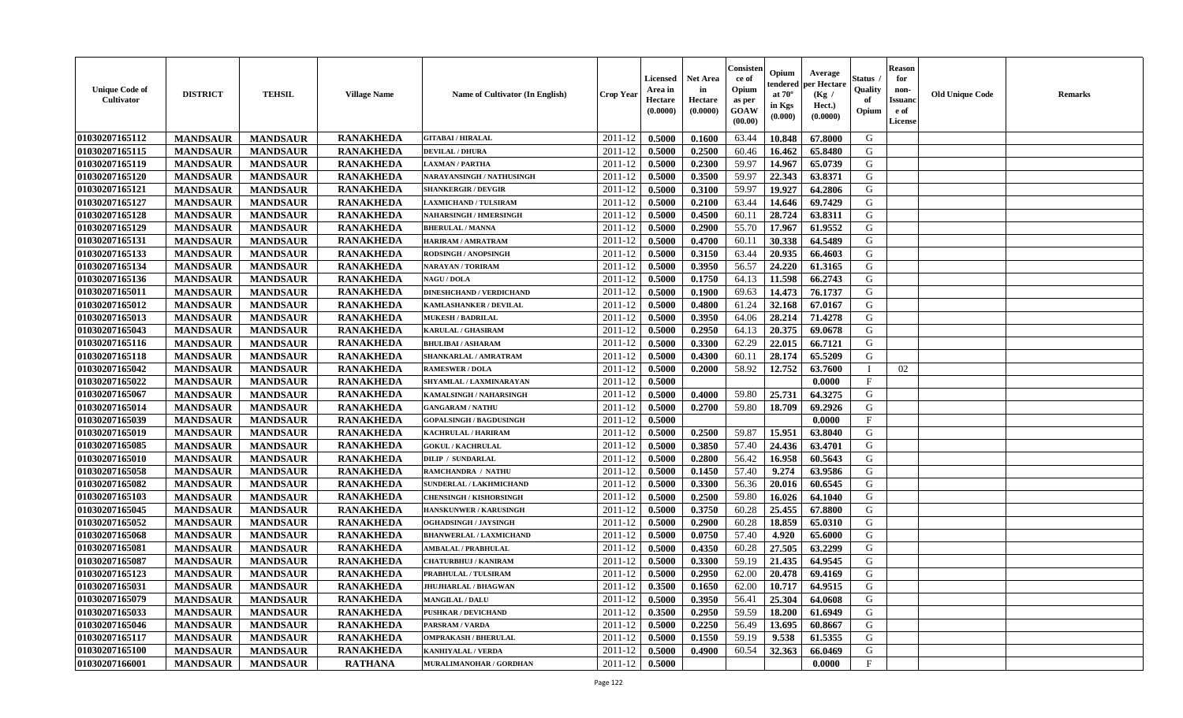| Unique Code of Cultivator | DISTRICT | TEHSIL | Village Name | Name of Cultivator (In English) | Crop Year | Licensed Area in Hectare (0.0000) | Net Area in Hectare (0.0000) | Consistence of Opium as per GOAW (00.00) | Opium tendered at 70° in Kgs (0.000) | Average per Hectare (Kg / Hect.) (0.0000) | Status / Quality of Opium | Reason for non-Issuance of License | Old Unique Code | Remarks |
|---|---|---|---|---|---|---|---|---|---|---|---|---|---|---|
| 01030207165112 | MANDSAUR | MANDSAUR | RANAKHEDA | GITABAI / HIRALAL | 2011-12 | 0.5000 | 0.1600 | 63.44 | 10.848 | 67.8000 | G | | | |
| 01030207165115 | MANDSAUR | MANDSAUR | RANAKHEDA | DEVILAL / DHURA | 2011-12 | 0.5000 | 0.2500 | 60.46 | 16.462 | 65.8480 | G | | | |
| 01030207165119 | MANDSAUR | MANDSAUR | RANAKHEDA | LAXMAN / PARTHA | 2011-12 | 0.5000 | 0.2300 | 59.97 | 14.967 | 65.0739 | G | | | |
| 01030207165120 | MANDSAUR | MANDSAUR | RANAKHEDA | NARAYANSINGH / NATHUSINGH | 2011-12 | 0.5000 | 0.3500 | 59.97 | 22.343 | 63.8371 | G | | | |
| 01030207165121 | MANDSAUR | MANDSAUR | RANAKHEDA | SHANKERGIR / DEVGIR | 2011-12 | 0.5000 | 0.3100 | 59.97 | 19.927 | 64.2806 | G | | | |
| 01030207165127 | MANDSAUR | MANDSAUR | RANAKHEDA | LAXMICHAND / TULSIRAM | 2011-12 | 0.5000 | 0.2100 | 63.44 | 14.646 | 69.7429 | G | | | |
| 01030207165128 | MANDSAUR | MANDSAUR | RANAKHEDA | NAHARSINGH / HMERSINGH | 2011-12 | 0.5000 | 0.4500 | 60.11 | 28.724 | 63.8311 | G | | | |
| 01030207165129 | MANDSAUR | MANDSAUR | RANAKHEDA | BHERULAL / MANNA | 2011-12 | 0.5000 | 0.2900 | 55.70 | 17.967 | 61.9552 | G | | | |
| 01030207165131 | MANDSAUR | MANDSAUR | RANAKHEDA | HARIRAM / AMRATRAM | 2011-12 | 0.5000 | 0.4700 | 60.11 | 30.338 | 64.5489 | G | | | |
| 01030207165133 | MANDSAUR | MANDSAUR | RANAKHEDA | RODSINGH / ANOPSINGH | 2011-12 | 0.5000 | 0.3150 | 63.44 | 20.935 | 66.4603 | G | | | |
| 01030207165134 | MANDSAUR | MANDSAUR | RANAKHEDA | NARAYAN / TORIRAM | 2011-12 | 0.5000 | 0.3950 | 56.57 | 24.220 | 61.3165 | G | | | |
| 01030207165136 | MANDSAUR | MANDSAUR | RANAKHEDA | NAGU / DOLA | 2011-12 | 0.5000 | 0.1750 | 64.13 | 11.598 | 66.2743 | G | | | |
| 01030207165011 | MANDSAUR | MANDSAUR | RANAKHEDA | DINESHCHAND / VERDICHAND | 2011-12 | 0.5000 | 0.1900 | 69.63 | 14.473 | 76.1737 | G | | | |
| 01030207165012 | MANDSAUR | MANDSAUR | RANAKHEDA | KAMLASHANKER / DEVILAL | 2011-12 | 0.5000 | 0.4800 | 61.24 | 32.168 | 67.0167 | G | | | |
| 01030207165013 | MANDSAUR | MANDSAUR | RANAKHEDA | MUKESH / BADRILAL | 2011-12 | 0.5000 | 0.3950 | 64.06 | 28.214 | 71.4278 | G | | | |
| 01030207165043 | MANDSAUR | MANDSAUR | RANAKHEDA | KARULAL / GHASIRAM | 2011-12 | 0.5000 | 0.2950 | 64.13 | 20.375 | 69.0678 | G | | | |
| 01030207165116 | MANDSAUR | MANDSAUR | RANAKHEDA | BHULIBAI / ASHARAM | 2011-12 | 0.5000 | 0.3300 | 62.29 | 22.015 | 66.7121 | G | | | |
| 01030207165118 | MANDSAUR | MANDSAUR | RANAKHEDA | SHANKARLAL / AMRATRAM | 2011-12 | 0.5000 | 0.4300 | 60.11 | 28.174 | 65.5209 | G | | | |
| 01030207165042 | MANDSAUR | MANDSAUR | RANAKHEDA | RAMESWER / DOLA | 2011-12 | 0.5000 | 0.2000 | 58.92 | 12.752 | 63.7600 | I | 02 | | |
| 01030207165022 | MANDSAUR | MANDSAUR | RANAKHEDA | SHYAMLAL / LAXMINARAYAN | 2011-12 | 0.5000 | | | | 0.0000 | F | | | |
| 01030207165067 | MANDSAUR | MANDSAUR | RANAKHEDA | KAMALSINGH / NAHARSINGH | 2011-12 | 0.5000 | 0.4000 | 59.80 | 25.731 | 64.3275 | G | | | |
| 01030207165014 | MANDSAUR | MANDSAUR | RANAKHEDA | GANGARAM / NATHU | 2011-12 | 0.5000 | 0.2700 | 59.80 | 18.709 | 69.2926 | G | | | |
| 01030207165039 | MANDSAUR | MANDSAUR | RANAKHEDA | GOPALSINGH / BAGDUSINGH | 2011-12 | 0.5000 | | | | 0.0000 | F | | | |
| 01030207165019 | MANDSAUR | MANDSAUR | RANAKHEDA | KACHRULAL / HARIRAM | 2011-12 | 0.5000 | 0.2500 | 59.87 | 15.951 | 63.8040 | G | | | |
| 01030207165085 | MANDSAUR | MANDSAUR | RANAKHEDA | GOKUL / KACHRULAL | 2011-12 | 0.5000 | 0.3850 | 57.40 | 24.436 | 63.4701 | G | | | |
| 01030207165010 | MANDSAUR | MANDSAUR | RANAKHEDA | DILIP / SUNDARLAL | 2011-12 | 0.5000 | 0.2800 | 56.42 | 16.958 | 60.5643 | G | | | |
| 01030207165058 | MANDSAUR | MANDSAUR | RANAKHEDA | RAMCHANDRA / NATHU | 2011-12 | 0.5000 | 0.1450 | 57.40 | 9.274 | 63.9586 | G | | | |
| 01030207165082 | MANDSAUR | MANDSAUR | RANAKHEDA | SUNDERLAL / LAKHMICHAND | 2011-12 | 0.5000 | 0.3300 | 56.36 | 20.016 | 60.6545 | G | | | |
| 01030207165103 | MANDSAUR | MANDSAUR | RANAKHEDA | CHENSINGH / KISHORSINGH | 2011-12 | 0.5000 | 0.2500 | 59.80 | 16.026 | 64.1040 | G | | | |
| 01030207165045 | MANDSAUR | MANDSAUR | RANAKHEDA | HANSKUNWER / KARUSINGH | 2011-12 | 0.5000 | 0.3750 | 60.28 | 25.455 | 67.8800 | G | | | |
| 01030207165052 | MANDSAUR | MANDSAUR | RANAKHEDA | OGHADSINGH / JAYSINGH | 2011-12 | 0.5000 | 0.2900 | 60.28 | 18.859 | 65.0310 | G | | | |
| 01030207165068 | MANDSAUR | MANDSAUR | RANAKHEDA | BHANWERLAL / LAXMICHAND | 2011-12 | 0.5000 | 0.0750 | 57.40 | 4.920 | 65.6000 | G | | | |
| 01030207165081 | MANDSAUR | MANDSAUR | RANAKHEDA | AMBALAL / PRABHULAL | 2011-12 | 0.5000 | 0.4350 | 60.28 | 27.505 | 63.2299 | G | | | |
| 01030207165087 | MANDSAUR | MANDSAUR | RANAKHEDA | CHATURBHUJ / KANIRAM | 2011-12 | 0.5000 | 0.3300 | 59.19 | 21.435 | 64.9545 | G | | | |
| 01030207165123 | MANDSAUR | MANDSAUR | RANAKHEDA | PRABHULAL / TULSIRAM | 2011-12 | 0.5000 | 0.2950 | 62.00 | 20.478 | 69.4169 | G | | | |
| 01030207165031 | MANDSAUR | MANDSAUR | RANAKHEDA | JHUJHARLAL / BHAGWAN | 2011-12 | 0.3500 | 0.1650 | 62.00 | 10.717 | 64.9515 | G | | | |
| 01030207165079 | MANDSAUR | MANDSAUR | RANAKHEDA | MANGILAL / DALU | 2011-12 | 0.5000 | 0.3950 | 56.41 | 25.304 | 64.0608 | G | | | |
| 01030207165033 | MANDSAUR | MANDSAUR | RANAKHEDA | PUSHKAR / DEVICHAND | 2011-12 | 0.3500 | 0.2950 | 59.59 | 18.200 | 61.6949 | G | | | |
| 01030207165046 | MANDSAUR | MANDSAUR | RANAKHEDA | PARSRAM / VARDA | 2011-12 | 0.5000 | 0.2250 | 56.49 | 13.695 | 60.8667 | G | | | |
| 01030207165117 | MANDSAUR | MANDSAUR | RANAKHEDA | OMPRAKASH / BHERULAL | 2011-12 | 0.5000 | 0.1550 | 59.19 | 9.538 | 61.5355 | G | | | |
| 01030207165100 | MANDSAUR | MANDSAUR | RANAKHEDA | KANHIYALAL / VERDA | 2011-12 | 0.5000 | 0.4900 | 60.54 | 32.363 | 66.0469 | G | | | |
| 01030207166001 | MANDSAUR | MANDSAUR | RATHANA | MURALIMANOHAR / GORDHAN | 2011-12 | 0.5000 | | | | 0.0000 | F | | | |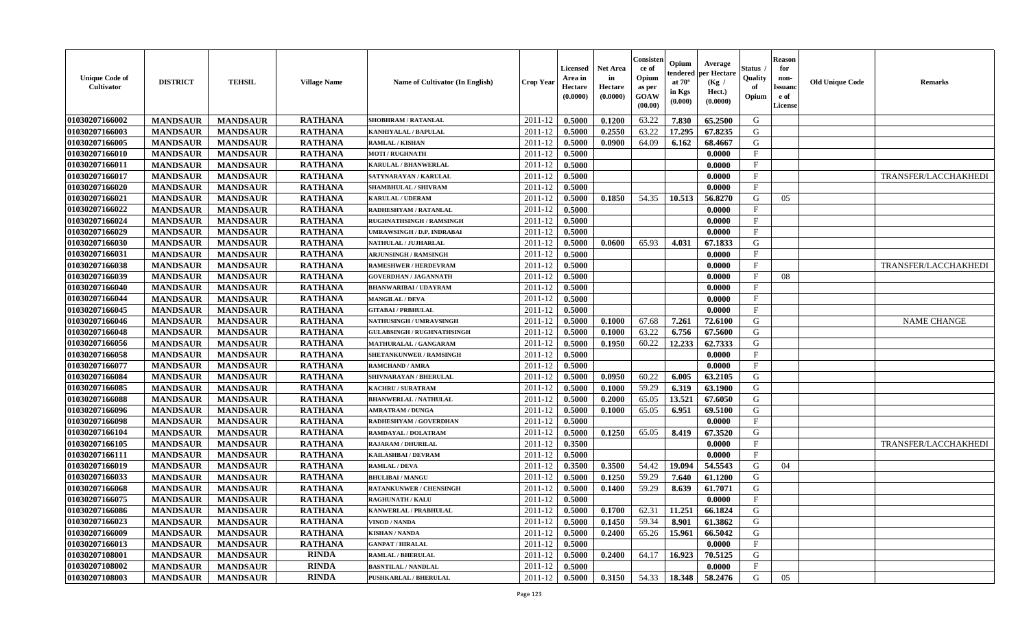| Unique Code of Cultivator | DISTRICT | TEHSIL | Village Name | Name of Cultivator (In English) | Crop Year | Licensed Area in Hectare (0.0000) | Net Area in Hectare (0.0000) | Consistence of Opium as per GOAW (00.00) | Opium tendered at 70° in Kgs (0.000) | Average per Hectare (Kg / Hect.) (0.0000) | Status / Quality of Opium | Reason for non-Issuance of License | Old Unique Code | Remarks |
|---|---|---|---|---|---|---|---|---|---|---|---|---|---|---|
| 01030207166002 | MANDSAUR | MANDSAUR | RATHANA | SHOBHRAM / RATANLAL | 2011-12 | 0.5000 | 0.1200 | 63.22 | 7.830 | 65.2500 | G | | | |
| 01030207166003 | MANDSAUR | MANDSAUR | RATHANA | KANHIYALAL / BAPULAL | 2011-12 | 0.5000 | 0.2550 | 63.22 | 17.295 | 67.8235 | G | | | |
| 01030207166005 | MANDSAUR | MANDSAUR | RATHANA | RAMLAL / KISHAN | 2011-12 | 0.5000 | 0.0900 | 64.09 | 6.162 | 68.4667 | G | | | |
| 01030207166010 | MANDSAUR | MANDSAUR | RATHANA | MOTI / RUGHNATH | 2011-12 | 0.5000 | | | | 0.0000 | F | | | |
| 01030207166011 | MANDSAUR | MANDSAUR | RATHANA | KARULAL / BHANWERLAL | 2011-12 | 0.5000 | | | | 0.0000 | F | | | |
| 01030207166017 | MANDSAUR | MANDSAUR | RATHANA | SATYNARAYAN / KARULAL | 2011-12 | 0.5000 | | | | 0.0000 | F | | | TRANSFER/LACCHAKHEDI |
| 01030207166020 | MANDSAUR | MANDSAUR | RATHANA | SHAMBHULAL / SHIVRAM | 2011-12 | 0.5000 | | | | 0.0000 | F | | | |
| 01030207166021 | MANDSAUR | MANDSAUR | RATHANA | KARULAL / UDERAM | 2011-12 | 0.5000 | 0.1850 | 54.35 | 10.513 | 56.8270 | G | 05 | | |
| 01030207166022 | MANDSAUR | MANDSAUR | RATHANA | RADHESHYAM / RATANLAL | 2011-12 | 0.5000 | | | | 0.0000 | F | | | |
| 01030207166024 | MANDSAUR | MANDSAUR | RATHANA | RUGHNATHSINGH / RAMSINGH | 2011-12 | 0.5000 | | | | 0.0000 | F | | | |
| 01030207166029 | MANDSAUR | MANDSAUR | RATHANA | UMRAWSINGH / D.P. INDRABAI | 2011-12 | 0.5000 | | | | 0.0000 | F | | | |
| 01030207166030 | MANDSAUR | MANDSAUR | RATHANA | NATHULAL / JUJHARLAL | 2011-12 | 0.5000 | 0.0600 | 65.93 | 4.031 | 67.1833 | G | | | |
| 01030207166031 | MANDSAUR | MANDSAUR | RATHANA | ARJUNSINGH / RAMSINGH | 2011-12 | 0.5000 | | | | 0.0000 | F | | | |
| 01030207166038 | MANDSAUR | MANDSAUR | RATHANA | RAMESHWER / HERDEVRAM | 2011-12 | 0.5000 | | | | 0.0000 | F | | | TRANSFER/LACCHAKHEDI |
| 01030207166039 | MANDSAUR | MANDSAUR | RATHANA | GOVERDHAN / JAGANNATH | 2011-12 | 0.5000 | | | | 0.0000 | F | 08 | | |
| 01030207166040 | MANDSAUR | MANDSAUR | RATHANA | BHANWARIBAI / UDAYRAM | 2011-12 | 0.5000 | | | | 0.0000 | F | | | |
| 01030207166044 | MANDSAUR | MANDSAUR | RATHANA | MANGILAL / DEVA | 2011-12 | 0.5000 | | | | 0.0000 | F | | | |
| 01030207166045 | MANDSAUR | MANDSAUR | RATHANA | GITABAI / PRBHULAL | 2011-12 | 0.5000 | | | | 0.0000 | F | | | |
| 01030207166046 | MANDSAUR | MANDSAUR | RATHANA | NATHUSINGH / UMRAVSINGH | 2011-12 | 0.5000 | 0.1000 | 67.68 | 7.261 | 72.6100 | G | | | NAME CHANGE |
| 01030207166048 | MANDSAUR | MANDSAUR | RATHANA | GULABSINGH / RUGHNATHSINGH | 2011-12 | 0.5000 | 0.1000 | 63.22 | 6.756 | 67.5600 | G | | | |
| 01030207166056 | MANDSAUR | MANDSAUR | RATHANA | MATHURALAL / GANGARAM | 2011-12 | 0.5000 | 0.1950 | 60.22 | 12.233 | 62.7333 | G | | | |
| 01030207166058 | MANDSAUR | MANDSAUR | RATHANA | SHETANKUNWER / RAMSINGH | 2011-12 | 0.5000 | | | | 0.0000 | F | | | |
| 01030207166077 | MANDSAUR | MANDSAUR | RATHANA | RAMCHAND / AMRA | 2011-12 | 0.5000 | | | | 0.0000 | F | | | |
| 01030207166084 | MANDSAUR | MANDSAUR | RATHANA | SHIVNARAYAN / BHERULAL | 2011-12 | 0.5000 | 0.0950 | 60.22 | 6.005 | 63.2105 | G | | | |
| 01030207166085 | MANDSAUR | MANDSAUR | RATHANA | KACHRU / SURATRAM | 2011-12 | 0.5000 | 0.1000 | 59.29 | 6.319 | 63.1900 | G | | | |
| 01030207166088 | MANDSAUR | MANDSAUR | RATHANA | BHANWERLAL / NATHULAL | 2011-12 | 0.5000 | 0.2000 | 65.05 | 13.521 | 67.6050 | G | | | |
| 01030207166096 | MANDSAUR | MANDSAUR | RATHANA | AMRATRAM / DUNGA | 2011-12 | 0.5000 | 0.1000 | 65.05 | 6.951 | 69.5100 | G | | | |
| 01030207166098 | MANDSAUR | MANDSAUR | RATHANA | RADHESHYAM / GOVERDHAN | 2011-12 | 0.5000 | | | | 0.0000 | F | | | |
| 01030207166104 | MANDSAUR | MANDSAUR | RATHANA | RAMDAYAL / DOLATRAM | 2011-12 | 0.5000 | 0.1250 | 65.05 | 8.419 | 67.3520 | G | | | |
| 01030207166105 | MANDSAUR | MANDSAUR | RATHANA | RAJARAM / DHURILAL | 2011-12 | 0.3500 | | | | 0.0000 | F | | | TRANSFER/LACCHAKHEDI |
| 01030207166111 | MANDSAUR | MANDSAUR | RATHANA | KAILASHBAI / DEVRAM | 2011-12 | 0.5000 | | | | 0.0000 | F | | | |
| 01030207166019 | MANDSAUR | MANDSAUR | RATHANA | RAMLAL / DEVA | 2011-12 | 0.3500 | 0.3500 | 54.42 | 19.094 | 54.5543 | G | 04 | | |
| 01030207166033 | MANDSAUR | MANDSAUR | RATHANA | BHULIBAI / MANGU | 2011-12 | 0.5000 | 0.1250 | 59.29 | 7.640 | 61.1200 | G | | | |
| 01030207166068 | MANDSAUR | MANDSAUR | RATHANA | RATANKUNWER / CHENSINGH | 2011-12 | 0.5000 | 0.1400 | 59.29 | 8.639 | 61.7071 | G | | | |
| 01030207166075 | MANDSAUR | MANDSAUR | RATHANA | RAGHUNATH / KALU | 2011-12 | 0.5000 | | | | 0.0000 | F | | | |
| 01030207166086 | MANDSAUR | MANDSAUR | RATHANA | KANWERLAL / PRABHULAL | 2011-12 | 0.5000 | 0.1700 | 62.31 | 11.251 | 66.1824 | G | | | |
| 01030207166023 | MANDSAUR | MANDSAUR | RATHANA | VINOD / NANDA | 2011-12 | 0.5000 | 0.1450 | 59.34 | 8.901 | 61.3862 | G | | | |
| 01030207166009 | MANDSAUR | MANDSAUR | RATHANA | KISHAN / NANDA | 2011-12 | 0.5000 | 0.2400 | 65.26 | 15.961 | 66.5042 | G | | | |
| 01030207166013 | MANDSAUR | MANDSAUR | RATHANA | GANPAT / HIRALAL | 2011-12 | 0.5000 | | | | 0.0000 | F | | | |
| 01030207108001 | MANDSAUR | MANDSAUR | RINDA | RAMLAL / BHERULAL | 2011-12 | 0.5000 | 0.2400 | 64.17 | 16.923 | 70.5125 | G | | | |
| 01030207108002 | MANDSAUR | MANDSAUR | RINDA | BASNTILAL / NANDLAL | 2011-12 | 0.5000 | | | | 0.0000 | F | | | |
| 01030207108003 | MANDSAUR | MANDSAUR | RINDA | PUSHKARLAL / BHERULAL | 2011-12 | 0.5000 | 0.3150 | 54.33 | 18.348 | 58.2476 | G | 05 | | |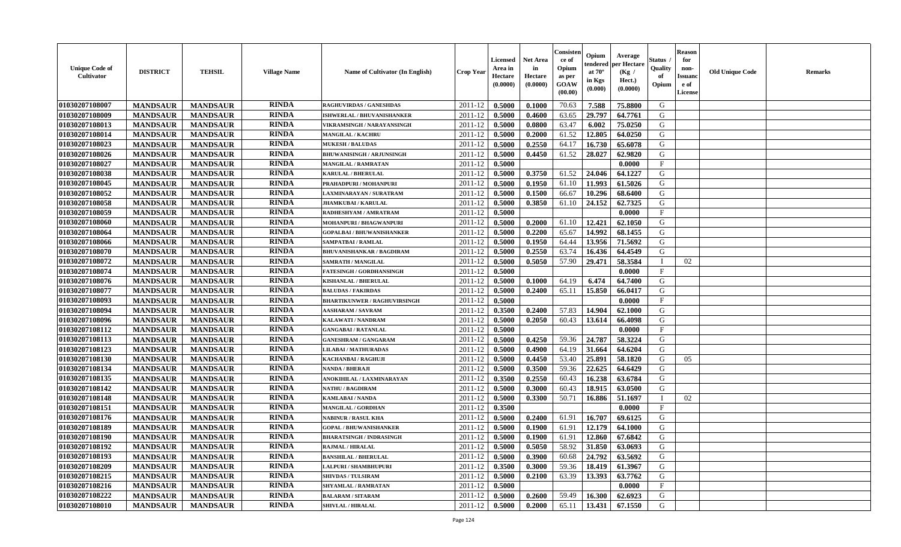| Unique Code of Cultivator | DISTRICT | TEHSIL | Village Name | Name of Cultivator (In English) | Crop Year | Licensed Area in Hectare (0.0000) | Net Area in Hectare (0.0000) | Consistence of Opium as per GOAW (00.00) | Opium tendered at 70° in Kgs (0.000) | Average per Hectare (Kg / Hect.) (0.0000) | Status / Quality of Opium | Reason for non-Issuance of License | Old Unique Code | Remarks |
|---|---|---|---|---|---|---|---|---|---|---|---|---|---|---|
| 01030207108007 | MANDSAUR | MANDSAUR | RINDA | RAGHUVIRDAS / GANESHDAS | 2011-12 | 0.5000 | 0.1000 | 70.63 | 7.588 | 75.8800 | G | | | |
| 01030207108009 | MANDSAUR | MANDSAUR | RINDA | ISHWERLAL / BHUVANISHANKER | 2011-12 | 0.5000 | 0.4600 | 63.65 | 29.797 | 64.7761 | G | | | |
| 01030207108013 | MANDSAUR | MANDSAUR | RINDA | VIKRAMSINGH / NARAYANSINGH | 2011-12 | 0.5000 | 0.0800 | 63.47 | 6.002 | 75.0250 | G | | | |
| 01030207108014 | MANDSAUR | MANDSAUR | RINDA | MANGILAL / KACHRU | 2011-12 | 0.5000 | 0.2000 | 61.52 | 12.805 | 64.0250 | G | | | |
| 01030207108023 | MANDSAUR | MANDSAUR | RINDA | MUKESH / BALUDAS | 2011-12 | 0.5000 | 0.2550 | 64.17 | 16.730 | 65.6078 | G | | | |
| 01030207108026 | MANDSAUR | MANDSAUR | RINDA | BHUWANISINGH / ARJUNSINGH | 2011-12 | 0.5000 | 0.4450 | 61.52 | 28.027 | 62.9820 | G | | | |
| 01030207108027 | MANDSAUR | MANDSAUR | RINDA | MANGILAL / RAMRATAN | 2011-12 | 0.5000 | | | | 0.0000 | F | | | |
| 01030207108038 | MANDSAUR | MANDSAUR | RINDA | KARULAL / BHERULAL | 2011-12 | 0.5000 | 0.3750 | 61.52 | 24.046 | 64.1227 | G | | | |
| 01030207108045 | MANDSAUR | MANDSAUR | RINDA | PRAHADPURI / MOHANPURI | 2011-12 | 0.5000 | 0.1950 | 61.10 | 11.993 | 61.5026 | G | | | |
| 01030207108052 | MANDSAUR | MANDSAUR | RINDA | LAXMINARAYAN / SURATRAM | 2011-12 | 0.5000 | 0.1500 | 66.67 | 10.296 | 68.6400 | G | | | |
| 01030207108058 | MANDSAUR | MANDSAUR | RINDA | JHAMKUBAI / KARULAL | 2011-12 | 0.5000 | 0.3850 | 61.10 | 24.152 | 62.7325 | G | | | |
| 01030207108059 | MANDSAUR | MANDSAUR | RINDA | RADHESHYAM / AMRATRAM | 2011-12 | 0.5000 | | | | 0.0000 | F | | | |
| 01030207108060 | MANDSAUR | MANDSAUR | RINDA | MOHANPURI / BHAGWANPURI | 2011-12 | 0.5000 | 0.2000 | 61.10 | 12.421 | 62.1050 | G | | | |
| 01030207108064 | MANDSAUR | MANDSAUR | RINDA | GOPALBAI / BHUWANISHANKER | 2011-12 | 0.5000 | 0.2200 | 65.67 | 14.992 | 68.1455 | G | | | |
| 01030207108066 | MANDSAUR | MANDSAUR | RINDA | SAMPATBAI / RAMLAL | 2011-12 | 0.5000 | 0.1950 | 64.44 | 13.956 | 71.5692 | G | | | |
| 01030207108070 | MANDSAUR | MANDSAUR | RINDA | BHUVANISHANKAR / BAGDIRAM | 2011-12 | 0.5000 | 0.2550 | 63.74 | 16.436 | 64.4549 | G | | | |
| 01030207108072 | MANDSAUR | MANDSAUR | RINDA | SAMRATH / MANGILAL | 2011-12 | 0.5000 | 0.5050 | 57.90 | 29.471 | 58.3584 | I | 02 | | |
| 01030207108074 | MANDSAUR | MANDSAUR | RINDA | FATESINGH / GORDHANSINGH | 2011-12 | 0.5000 | | | | 0.0000 | F | | | |
| 01030207108076 | MANDSAUR | MANDSAUR | RINDA | KISHANLAL / BHERULAL | 2011-12 | 0.5000 | 0.1000 | 64.19 | 6.474 | 64.7400 | G | | | |
| 01030207108077 | MANDSAUR | MANDSAUR | RINDA | BALUDAS / FAKIRDAS | 2011-12 | 0.5000 | 0.2400 | 65.11 | 15.850 | 66.0417 | G | | | |
| 01030207108093 | MANDSAUR | MANDSAUR | RINDA | BHARTIKUNWER / RAGHUVIRSINGH | 2011-12 | 0.5000 | | | | 0.0000 | F | | | |
| 01030207108094 | MANDSAUR | MANDSAUR | RINDA | AASHARAM / SAVRAM | 2011-12 | 0.3500 | 0.2400 | 57.83 | 14.904 | 62.1000 | G | | | |
| 01030207108096 | MANDSAUR | MANDSAUR | RINDA | KALAWATI / NANDRAM | 2011-12 | 0.5000 | 0.2050 | 60.43 | 13.614 | 66.4098 | G | | | |
| 01030207108112 | MANDSAUR | MANDSAUR | RINDA | GANGABAI / RATANLAL | 2011-12 | 0.5000 | | | | 0.0000 | F | | | |
| 01030207108113 | MANDSAUR | MANDSAUR | RINDA | GANESHRAM / GANGARAM | 2011-12 | 0.5000 | 0.4250 | 59.36 | 24.787 | 58.3224 | G | | | |
| 01030207108123 | MANDSAUR | MANDSAUR | RINDA | LILABAI / MATHURADAS | 2011-12 | 0.5000 | 0.4900 | 64.19 | 31.664 | 64.6204 | G | | | |
| 01030207108130 | MANDSAUR | MANDSAUR | RINDA | KACHANBAI / RAGHUJI | 2011-12 | 0.5000 | 0.4450 | 53.40 | 25.891 | 58.1820 | G | 05 | | |
| 01030207108134 | MANDSAUR | MANDSAUR | RINDA | NANDA / BHERAJI | 2011-12 | 0.5000 | 0.3500 | 59.36 | 22.625 | 64.6429 | G | | | |
| 01030207108135 | MANDSAUR | MANDSAUR | RINDA | ANOKHILAL / LAXMINARAYAN | 2011-12 | 0.3500 | 0.2550 | 60.43 | 16.238 | 63.6784 | G | | | |
| 01030207108142 | MANDSAUR | MANDSAUR | RINDA | NATHU / BAGDIRAM | 2011-12 | 0.5000 | 0.3000 | 60.43 | 18.915 | 63.0500 | G | | | |
| 01030207108148 | MANDSAUR | MANDSAUR | RINDA | KAMLABAI / NANDA | 2011-12 | 0.5000 | 0.3300 | 50.71 | 16.886 | 51.1697 | I | 02 | | |
| 01030207108151 | MANDSAUR | MANDSAUR | RINDA | MANGILAL / GORDHAN | 2011-12 | 0.3500 | | | | 0.0000 | F | | | |
| 01030207108176 | MANDSAUR | MANDSAUR | RINDA | NABINUR / RASUL KHA | 2011-12 | 0.5000 | 0.2400 | 61.91 | 16.707 | 69.6125 | G | | | |
| 01030207108189 | MANDSAUR | MANDSAUR | RINDA | GOPAL / BHUWANISHANKER | 2011-12 | 0.5000 | 0.1900 | 61.91 | 12.179 | 64.1000 | G | | | |
| 01030207108190 | MANDSAUR | MANDSAUR | RINDA | BHARATSINGH / INDRASINGH | 2011-12 | 0.5000 | 0.1900 | 61.91 | 12.860 | 67.6842 | G | | | |
| 01030207108192 | MANDSAUR | MANDSAUR | RINDA | RAJMAL / HIRALAL | 2011-12 | 0.5000 | 0.5050 | 58.92 | 31.850 | 63.0693 | G | | | |
| 01030207108193 | MANDSAUR | MANDSAUR | RINDA | BANSHILAL / BHERULAL | 2011-12 | 0.5000 | 0.3900 | 60.68 | 24.792 | 63.5692 | G | | | |
| 01030207108209 | MANDSAUR | MANDSAUR | RINDA | LALPURI / SHAMBHUPURI | 2011-12 | 0.3500 | 0.3000 | 59.36 | 18.419 | 61.3967 | G | | | |
| 01030207108215 | MANDSAUR | MANDSAUR | RINDA | SHIVDAS / TULSIRAM | 2011-12 | 0.5000 | 0.2100 | 63.39 | 13.393 | 63.7762 | G | | | |
| 01030207108216 | MANDSAUR | MANDSAUR | RINDA | SHYAMLAL / RAMRATAN | 2011-12 | 0.5000 | | | | 0.0000 | F | | | |
| 01030207108222 | MANDSAUR | MANDSAUR | RINDA | BALARAM / SITARAM | 2011-12 | 0.5000 | 0.2600 | 59.49 | 16.300 | 62.6923 | G | | | |
| 01030207108010 | MANDSAUR | MANDSAUR | RINDA | SHIVLAL / HIRALAL | 2011-12 | 0.5000 | 0.2000 | 65.11 | 13.431 | 67.1550 | G | | | |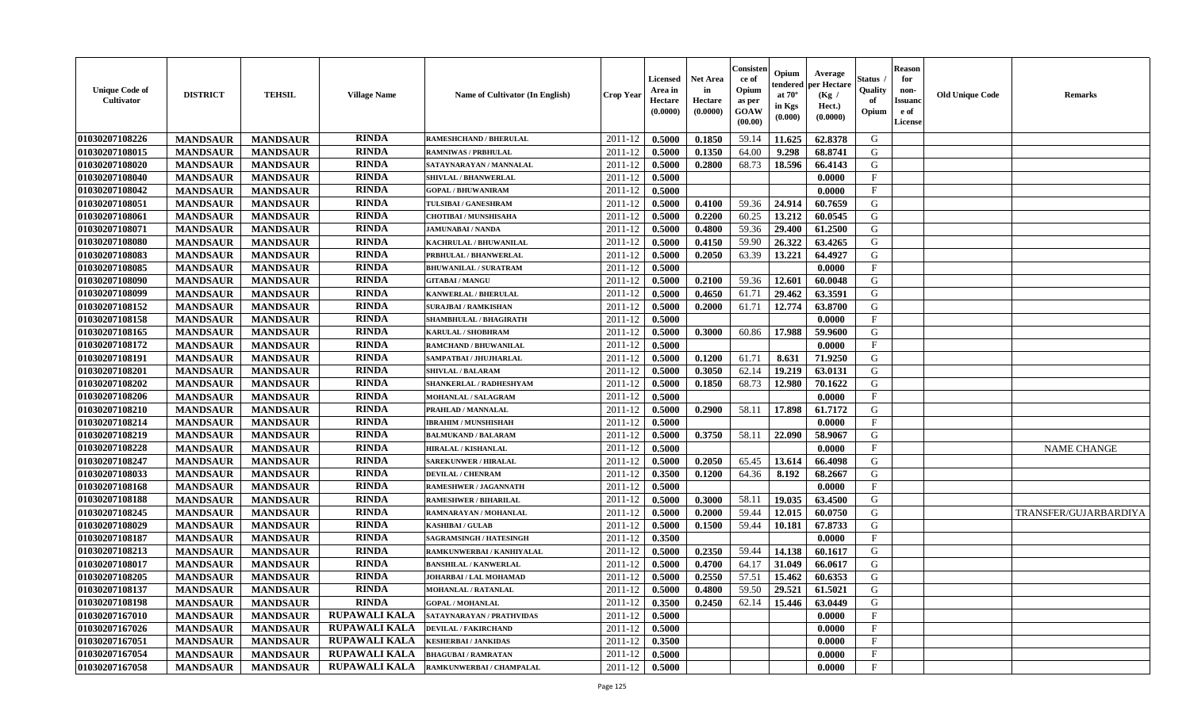| Unique Code of Cultivator | DISTRICT | TEHSIL | Village Name | Name of Cultivator (In English) | Crop Year | Licensed Area in Hectare (0.0000) | Net Area in Hectare (0.0000) | Consistence of Opium as per GOAW (00.00) | Opium tendered at 70° in Kgs (0.000) | Average per Hectare (Kg / Hect.) (0.0000) | Status / Quality of Opium | Reason for non-Issuance of License | Old Unique Code | Remarks |
|---|---|---|---|---|---|---|---|---|---|---|---|---|---|---|
| 01030207108226 | MANDSAUR | MANDSAUR | RINDA | RAMESHCHAND / BHERULAL | 2011-12 | 0.5000 | 0.1850 | 59.14 | 11.625 | 62.8378 | G | | | |
| 01030207108015 | MANDSAUR | MANDSAUR | RINDA | RAMNIWAS / PRBHULAL | 2011-12 | 0.5000 | 0.1350 | 64.00 | 9.298 | 68.8741 | G | | | |
| 01030207108020 | MANDSAUR | MANDSAUR | RINDA | SATAYNARAYAN / MANNALAL | 2011-12 | 0.5000 | 0.2800 | 68.73 | 18.596 | 66.4143 | G | | | |
| 01030207108040 | MANDSAUR | MANDSAUR | RINDA | SHIVLAL / BHANWERLAL | 2011-12 | 0.5000 | | | | 0.0000 | F | | | |
| 01030207108042 | MANDSAUR | MANDSAUR | RINDA | GOPAL / BHUWANIRAM | 2011-12 | 0.5000 | | | | 0.0000 | F | | | |
| 01030207108051 | MANDSAUR | MANDSAUR | RINDA | TULSIBAI / GANESHRAM | 2011-12 | 0.5000 | 0.4100 | 59.36 | 24.914 | 60.7659 | G | | | |
| 01030207108061 | MANDSAUR | MANDSAUR | RINDA | CHOTIBAI / MUNSHISAHA | 2011-12 | 0.5000 | 0.2200 | 60.25 | 13.212 | 60.0545 | G | | | |
| 01030207108071 | MANDSAUR | MANDSAUR | RINDA | JAMUNABAI / NANDA | 2011-12 | 0.5000 | 0.4800 | 59.36 | 29.400 | 61.2500 | G | | | |
| 01030207108080 | MANDSAUR | MANDSAUR | RINDA | KACHRULAL / BHUWANILAL | 2011-12 | 0.5000 | 0.4150 | 59.90 | 26.322 | 63.4265 | G | | | |
| 01030207108083 | MANDSAUR | MANDSAUR | RINDA | PRBHULAL / BHANWERLAL | 2011-12 | 0.5000 | 0.2050 | 63.39 | 13.221 | 64.4927 | G | | | |
| 01030207108085 | MANDSAUR | MANDSAUR | RINDA | BHUWANILAL / SURATRAM | 2011-12 | 0.5000 | | | | 0.0000 | F | | | |
| 01030207108090 | MANDSAUR | MANDSAUR | RINDA | GITABAI / MANGU | 2011-12 | 0.5000 | 0.2100 | 59.36 | 12.601 | 60.0048 | G | | | |
| 01030207108099 | MANDSAUR | MANDSAUR | RINDA | KANWERLAL / BHERULAL | 2011-12 | 0.5000 | 0.4650 | 61.71 | 29.462 | 63.3591 | G | | | |
| 01030207108152 | MANDSAUR | MANDSAUR | RINDA | SURAJBAI / RAMKISHAN | 2011-12 | 0.5000 | 0.2000 | 61.71 | 12.774 | 63.8700 | G | | | |
| 01030207108158 | MANDSAUR | MANDSAUR | RINDA | SHAMBHULAL / BHAGIRATH | 2011-12 | 0.5000 | | | | 0.0000 | F | | | |
| 01030207108165 | MANDSAUR | MANDSAUR | RINDA | KARULAL / SHOBHRAM | 2011-12 | 0.5000 | 0.3000 | 60.86 | 17.988 | 59.9600 | G | | | |
| 01030207108172 | MANDSAUR | MANDSAUR | RINDA | RAMCHAND / BHUWANILAL | 2011-12 | 0.5000 | | | | 0.0000 | F | | | |
| 01030207108191 | MANDSAUR | MANDSAUR | RINDA | SAMPATBAI / JHUJHARLAL | 2011-12 | 0.5000 | 0.1200 | 61.71 | 8.631 | 71.9250 | G | | | |
| 01030207108201 | MANDSAUR | MANDSAUR | RINDA | SHIVLAL / BALARAM | 2011-12 | 0.5000 | 0.3050 | 62.14 | 19.219 | 63.0131 | G | | | |
| 01030207108202 | MANDSAUR | MANDSAUR | RINDA | SHANKERLAL / RADHESHYAM | 2011-12 | 0.5000 | 0.1850 | 68.73 | 12.980 | 70.1622 | G | | | |
| 01030207108206 | MANDSAUR | MANDSAUR | RINDA | MOHANLAL / SALAGRAM | 2011-12 | 0.5000 | | | | 0.0000 | F | | | |
| 01030207108210 | MANDSAUR | MANDSAUR | RINDA | PRAHLAD / MANNALAL | 2011-12 | 0.5000 | 0.2900 | 58.11 | 17.898 | 61.7172 | G | | | |
| 01030207108214 | MANDSAUR | MANDSAUR | RINDA | IBRAHIM / MUNSHISHAH | 2011-12 | 0.5000 | | | | 0.0000 | F | | | |
| 01030207108219 | MANDSAUR | MANDSAUR | RINDA | BALMUKAND / BALARAM | 2011-12 | 0.5000 | 0.3750 | 58.11 | 22.090 | 58.9067 | G | | | |
| 01030207108228 | MANDSAUR | MANDSAUR | RINDA | HIRALAL / KISHANLAL | 2011-12 | 0.5000 | | | | 0.0000 | F | | | NAME CHANGE |
| 01030207108247 | MANDSAUR | MANDSAUR | RINDA | SAREKUNWER / HIRALAL | 2011-12 | 0.5000 | 0.2050 | 65.45 | 13.614 | 66.4098 | G | | | |
| 01030207108033 | MANDSAUR | MANDSAUR | RINDA | DEVILAL / CHENRAM | 2011-12 | 0.3500 | 0.1200 | 64.36 | 8.192 | 68.2667 | G | | | |
| 01030207108168 | MANDSAUR | MANDSAUR | RINDA | RAMESHWER / JAGANNATH | 2011-12 | 0.5000 | | | | 0.0000 | F | | | |
| 01030207108188 | MANDSAUR | MANDSAUR | RINDA | RAMESHWER / BIHARILAL | 2011-12 | 0.5000 | 0.3000 | 58.11 | 19.035 | 63.4500 | G | | | |
| 01030207108245 | MANDSAUR | MANDSAUR | RINDA | RAMNARAYAN / MOHANLAL | 2011-12 | 0.5000 | 0.2000 | 59.44 | 12.015 | 60.0750 | G | | | TRANSFER/GUJARBARDIYA |
| 01030207108029 | MANDSAUR | MANDSAUR | RINDA | KASHIBAI / GULAB | 2011-12 | 0.5000 | 0.1500 | 59.44 | 10.181 | 67.8733 | G | | | |
| 01030207108187 | MANDSAUR | MANDSAUR | RINDA | SAGRAMSINGH / HATESINGH | 2011-12 | 0.3500 | | | | 0.0000 | F | | | |
| 01030207108213 | MANDSAUR | MANDSAUR | RINDA | RAMKUNWERBAI / KANHIYALAL | 2011-12 | 0.5000 | 0.2350 | 59.44 | 14.138 | 60.1617 | G | | | |
| 01030207108017 | MANDSAUR | MANDSAUR | RINDA | BANSHILAL / KANWERLAL | 2011-12 | 0.5000 | 0.4700 | 64.17 | 31.049 | 66.0617 | G | | | |
| 01030207108205 | MANDSAUR | MANDSAUR | RINDA | JOHARBAI / LAL MOHAMAD | 2011-12 | 0.5000 | 0.2550 | 57.51 | 15.462 | 60.6353 | G | | | |
| 01030207108137 | MANDSAUR | MANDSAUR | RINDA | MOHANLAL / RATANLAL | 2011-12 | 0.5000 | 0.4800 | 59.50 | 29.521 | 61.5021 | G | | | |
| 01030207108198 | MANDSAUR | MANDSAUR | RINDA | GOPAL / MOHANLAL | 2011-12 | 0.3500 | 0.2450 | 62.14 | 15.446 | 63.0449 | G | | | |
| 01030207167010 | MANDSAUR | MANDSAUR | RUPAWALI KALA | SATAYNARAYAN / PRATHVIDAS | 2011-12 | 0.5000 | | | | 0.0000 | F | | | |
| 01030207167026 | MANDSAUR | MANDSAUR | RUPAWALI KALA | DEVILAL / FAKIRCHAND | 2011-12 | 0.5000 | | | | 0.0000 | F | | | |
| 01030207167051 | MANDSAUR | MANDSAUR | RUPAWALI KALA | KESHERBAI / JANKIDAS | 2011-12 | 0.3500 | | | | 0.0000 | F | | | |
| 01030207167054 | MANDSAUR | MANDSAUR | RUPAWALI KALA | BHAGUBAI / RAMRATAN | 2011-12 | 0.5000 | | | | 0.0000 | F | | | |
| 01030207167058 | MANDSAUR | MANDSAUR | RUPAWALI KALA | RAMKUNWERBAI / CHAMPALAL | 2011-12 | 0.5000 | | | | 0.0000 | F | | | |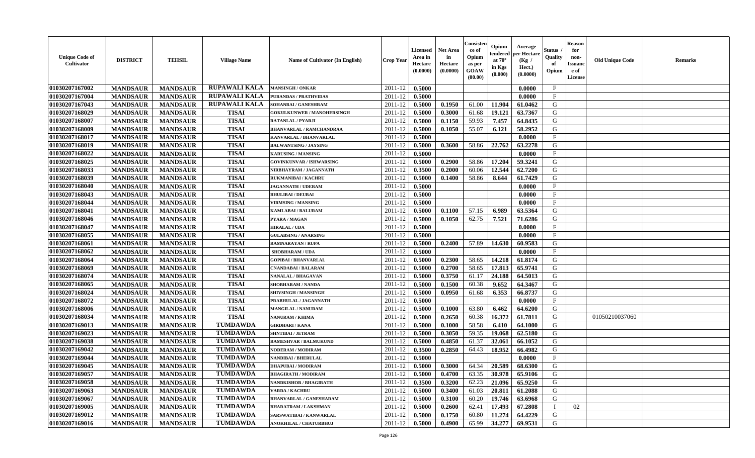| Unique Code of Cultivator | DISTRICT | TEHSIL | Village Name | Name of Cultivator (In English) | Crop Year | Licensed Area in Hectare (0.0000) | Net Area in Hectare (0.0000) | Consistence of Opium as per GOAW (00.00) | Opium tendered at 70° in Kgs (0.000) | Average per Hectare (Kg / Hect.) (0.0000) | Status / Quality of Opium | Reason for non-Issuance of License | Old Unique Code | Remarks |
|---|---|---|---|---|---|---|---|---|---|---|---|---|---|---|
| 01030207167002 | MANDSAUR | MANDSAUR | RUPAWALI KALA | MANSINGH / ONKAR | 2011-12 | 0.5000 | | | | 0.0000 | F | | | |
| 01030207167004 | MANDSAUR | MANDSAUR | RUPAWALI KALA | PURANDAS / PRATHVIDAS | 2011-12 | 0.5000 | | | | 0.0000 | F | | | |
| 01030207167043 | MANDSAUR | MANDSAUR | RUPAWALI KALA | SOHANBAI / GANESHRAM | 2011-12 | 0.5000 | 0.1950 | 61.00 | 11.904 | 61.0462 | G | | | |
| 01030207168029 | MANDSAUR | MANDSAUR | TISAI | GOKULKUNWER / MANOHERSINGH | 2011-12 | 0.5000 | 0.3000 | 61.68 | 19.121 | 63.7367 | G | | | |
| 01030207168007 | MANDSAUR | MANDSAUR | TISAI | RATANLAL / PYARJI | 2011-12 | 0.5000 | 0.1150 | 59.93 | 7.457 | 64.8435 | G | | | |
| 01030207168009 | MANDSAUR | MANDSAUR | TISAI | BHANVARLAL / RAMCHANDRAA | 2011-12 | 0.5000 | 0.1050 | 55.07 | 6.121 | 58.2952 | G | | | |
| 01030207168017 | MANDSAUR | MANDSAUR | TISAI | KANVARLAL / BHANVARLAL | 2011-12 | 0.5000 | | | | 0.0000 | F | | | |
| 01030207168019 | MANDSAUR | MANDSAUR | TISAI | BALWANTSING / JAYSING | 2011-12 | 0.5000 | 0.3600 | 58.86 | 22.762 | 63.2278 | G | | | |
| 01030207168022 | MANDSAUR | MANDSAUR | TISAI | KARUSING / MANSING | 2011-12 | 0.5000 | | | | 0.0000 | F | | | |
| 01030207168025 | MANDSAUR | MANDSAUR | TISAI | GOVINKUNVAR / ISHWARSING | 2011-12 | 0.5000 | 0.2900 | 58.86 | 17.204 | 59.3241 | G | | | |
| 01030207168033 | MANDSAUR | MANDSAUR | TISAI | NIRBHAYRAM / JAGANNATH | 2011-12 | 0.3500 | 0.2000 | 60.06 | 12.544 | 62.7200 | G | | | |
| 01030207168039 | MANDSAUR | MANDSAUR | TISAI | RUKMANIBAI / KACHRU | 2011-12 | 0.5000 | 0.1400 | 58.86 | 8.644 | 61.7429 | G | | | |
| 01030207168040 | MANDSAUR | MANDSAUR | TISAI | JAGANNATH / UDERAM | 2011-12 | 0.5000 | | | | 0.0000 | F | | | |
| 01030207168043 | MANDSAUR | MANDSAUR | TISAI | BHULIBAI / DEUBAI | 2011-12 | 0.5000 | | | | 0.0000 | F | | | |
| 01030207168044 | MANDSAUR | MANDSAUR | TISAI | VIRMSING / MANSING | 2011-12 | 0.5000 | | | | 0.0000 | F | | | |
| 01030207168041 | MANDSAUR | MANDSAUR | TISAI | KAMLABAI / BALURAM | 2011-12 | 0.5000 | 0.1100 | 57.15 | 6.989 | 63.5364 | G | | | |
| 01030207168046 | MANDSAUR | MANDSAUR | TISAI | PYARA / MAGAN | 2011-12 | 0.5000 | 0.1050 | 62.75 | 7.521 | 71.6286 | G | | | |
| 01030207168047 | MANDSAUR | MANDSAUR | TISAI | HIRALAL / UDA | 2011-12 | 0.5000 | | | | 0.0000 | F | | | |
| 01030207168055 | MANDSAUR | MANDSAUR | TISAI | GULABSING / ANARSING | 2011-12 | 0.5000 | | | | 0.0000 | F | | | |
| 01030207168061 | MANDSAUR | MANDSAUR | TISAI | RAMNARAYAN / RUPA | 2011-12 | 0.5000 | 0.2400 | 57.89 | 14.630 | 60.9583 | G | | | |
| 01030207168062 | MANDSAUR | MANDSAUR | TISAI | SHOBHARAM / UDA | 2011-12 | 0.5000 | | | | 0.0000 | F | | | |
| 01030207168064 | MANDSAUR | MANDSAUR | TISAI | GOPIBAI / BHANVARLAL | 2011-12 | 0.5000 | 0.2300 | 58.65 | 14.218 | 61.8174 | G | | | |
| 01030207168069 | MANDSAUR | MANDSAUR | TISAI | CNANDABAI / BALARAM | 2011-12 | 0.5000 | 0.2700 | 58.65 | 17.813 | 65.9741 | G | | | |
| 01030207168074 | MANDSAUR | MANDSAUR | TISAI | NANALAL / BHAGAVAN | 2011-12 | 0.5000 | 0.3750 | 61.17 | 24.188 | 64.5013 | G | | | |
| 01030207168065 | MANDSAUR | MANDSAUR | TISAI | SHOBHARAM / NANDA | 2011-12 | 0.5000 | 0.1500 | 60.38 | 9.652 | 64.3467 | G | | | |
| 01030207168024 | MANDSAUR | MANDSAUR | TISAI | SHIVSINGH / MANSINGH | 2011-12 | 0.5000 | 0.0950 | 61.68 | 6.353 | 66.8737 | G | | | |
| 01030207168072 | MANDSAUR | MANDSAUR | TISAI | PRABHULAL / JAGANNATH | 2011-12 | 0.5000 | | | | 0.0000 | F | | | |
| 01030207168006 | MANDSAUR | MANDSAUR | TISAI | MANGILAL / NANURAM | 2011-12 | 0.5000 | 0.1000 | 63.80 | 6.462 | 64.6200 | G | | | |
| 01030207168034 | MANDSAUR | MANDSAUR | TISAI | NANURAM / KHIMA | 2011-12 | 0.5000 | 0.2650 | 60.38 | 16.372 | 61.7811 | G | | 01050210037060 | |
| 01030207169013 | MANDSAUR | MANDSAUR | TUMDAWDA | GIRDHARI / KANA | 2011-12 | 0.5000 | 0.1000 | 58.58 | 6.410 | 64.1000 | G | | | |
| 01030207169023 | MANDSAUR | MANDSAUR | TUMDAWDA | SHNTIBAI / JETRAM | 2011-12 | 0.5000 | 0.3050 | 59.35 | 19.068 | 62.5180 | G | | | |
| 01030207169038 | MANDSAUR | MANDSAUR | TUMDAWDA | RAMESHVAR / BALMUKUND | 2011-12 | 0.5000 | 0.4850 | 61.37 | 32.061 | 66.1052 | G | | | |
| 01030207169042 | MANDSAUR | MANDSAUR | TUMDAWDA | NODERAM / MODIRAM | 2011-12 | 0.3500 | 0.2850 | 64.43 | 18.952 | 66.4982 | G | | | |
| 01030207169044 | MANDSAUR | MANDSAUR | TUMDAWDA | NANDIBAI / BHERULAL | 2011-12 | 0.5000 | | | | 0.0000 | F | | | |
| 01030207169045 | MANDSAUR | MANDSAUR | TUMDAWDA | DHAPUBAI / MODIRAM | 2011-12 | 0.5000 | 0.3000 | 64.34 | 20.589 | 68.6300 | G | | | |
| 01030207169057 | MANDSAUR | MANDSAUR | TUMDAWDA | BHAGIRATH / MODIRAM | 2011-12 | 0.5000 | 0.4700 | 63.35 | 30.978 | 65.9106 | G | | | |
| 01030207169058 | MANDSAUR | MANDSAUR | TUMDAWDA | NANDKISHOR / BHAGIRATH | 2011-12 | 0.3500 | 0.3200 | 62.23 | 21.096 | 65.9250 | G | | | |
| 01030207169063 | MANDSAUR | MANDSAUR | TUMDAWDA | VARDA / KACHRU | 2011-12 | 0.5000 | 0.3400 | 61.03 | 20.811 | 61.2088 | G | | | |
| 01030207169067 | MANDSAUR | MANDSAUR | TUMDAWDA | BHANVARLAL / GANESHARAM | 2011-12 | 0.5000 | 0.3100 | 60.20 | 19.746 | 63.6968 | G | | | |
| 01030207169005 | MANDSAUR | MANDSAUR | TUMDAWDA | BHARATRAM / LAKSHMAN | 2011-12 | 0.5000 | 0.2600 | 62.41 | 17.493 | 67.2808 | I | 02 | | |
| 01030207169012 | MANDSAUR | MANDSAUR | TUMDAWDA | SARSWATIBAI / KANWARLAL | 2011-12 | 0.5000 | 0.1750 | 60.80 | 11.274 | 64.4229 | G | | | |
| 01030207169016 | MANDSAUR | MANDSAUR | TUMDAWDA | ANOKHILAL / CHATURBHUJ | 2011-12 | 0.5000 | 0.4900 | 65.99 | 34.277 | 69.9531 | G | | | |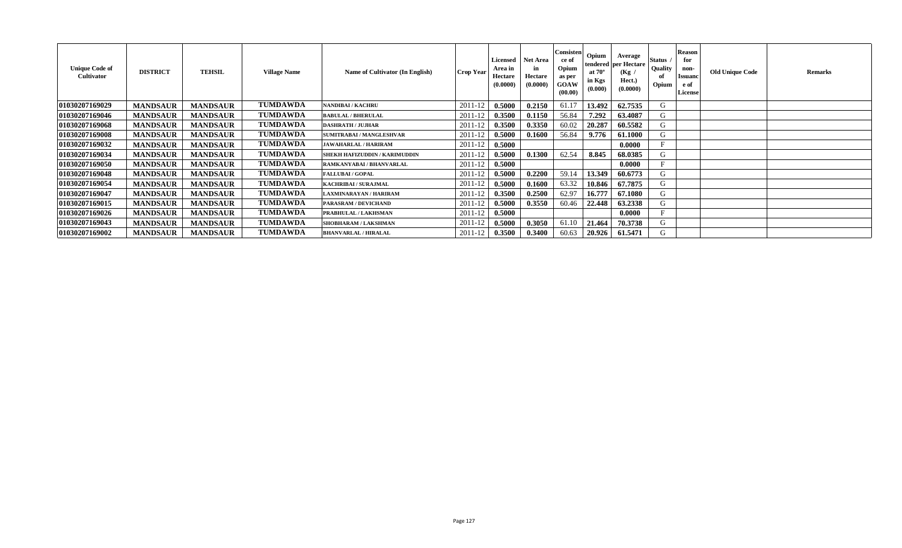| Unique Code of Cultivator | DISTRICT | TEHSIL | Village Name | Name of Cultivator (In English) | Crop Year | Licensed Area in Hectare (0.0000) | Net Area in Hectare (0.0000) | Consistence of Opium as per GOAW (00.00) | Opium tendered at 70° in Kgs (0.000) | Average per Hectare (Kg / Hect.) (0.0000) | Status / Quality of Opium | Reason for non-Issuance of License | Old Unique Code | Remarks |
|---|---|---|---|---|---|---|---|---|---|---|---|---|---|---|
| 01030207169029 | MANDSAUR | MANDSAUR | TUMDAWDA | NANDIBAI / KACHRU | 2011-12 | 0.5000 | 0.2150 | 61.17 | 13.492 | 62.7535 | G | | | |
| 01030207169046 | MANDSAUR | MANDSAUR | TUMDAWDA | BABULAL / BHERULAL | 2011-12 | 0.3500 | 0.1150 | 56.84 | 7.292 | 63.4087 | G | | | |
| 01030207169068 | MANDSAUR | MANDSAUR | TUMDAWDA | DASHRATH / JUJHAR | 2011-12 | 0.3500 | 0.3350 | 60.02 | 20.287 | 60.5582 | G | | | |
| 01030207169008 | MANDSAUR | MANDSAUR | TUMDAWDA | SUMITRABAI / MANGLESHVAR | 2011-12 | 0.5000 | 0.1600 | 56.84 | 9.776 | 61.1000 | G | | | |
| 01030207169032 | MANDSAUR | MANDSAUR | TUMDAWDA | JAWAHARLAL / HARIRAM | 2011-12 | 0.5000 | | | | 0.0000 | F | | | |
| 01030207169034 | MANDSAUR | MANDSAUR | TUMDAWDA | SHEKH HAFIZUDDIN / KARIMUDDIN | 2011-12 | 0.5000 | 0.1300 | 62.54 | 8.845 | 68.0385 | G | | | |
| 01030207169050 | MANDSAUR | MANDSAUR | TUMDAWDA | RAMKANYABAI / BHANVARLAL | 2011-12 | 0.5000 | | | | 0.0000 | F | | | |
| 01030207169048 | MANDSAUR | MANDSAUR | TUMDAWDA | FALLUBAI / GOPAL | 2011-12 | 0.5000 | 0.2200 | 59.14 | 13.349 | 60.6773 | G | | | |
| 01030207169054 | MANDSAUR | MANDSAUR | TUMDAWDA | KACHRIBAI / SURAJMAL | 2011-12 | 0.5000 | 0.1600 | 63.32 | 10.846 | 67.7875 | G | | | |
| 01030207169047 | MANDSAUR | MANDSAUR | TUMDAWDA | LAXMINARAYAN / HARIRAM | 2011-12 | 0.3500 | 0.2500 | 62.97 | 16.777 | 67.1080 | G | | | |
| 01030207169015 | MANDSAUR | MANDSAUR | TUMDAWDA | PARASRAM / DEVICHAND | 2011-12 | 0.5000 | 0.3550 | 60.46 | 22.448 | 63.2338 | G | | | |
| 01030207169026 | MANDSAUR | MANDSAUR | TUMDAWDA | PRABHULAL / LAKHSMAN | 2011-12 | 0.5000 | | | | 0.0000 | F | | | |
| 01030207169043 | MANDSAUR | MANDSAUR | TUMDAWDA | SHOBHARAM / LAKSHMAN | 2011-12 | 0.5000 | 0.3050 | 61.10 | 21.464 | 70.3738 | G | | | |
| 01030207169002 | MANDSAUR | MANDSAUR | TUMDAWDA | BHANVARLAL / HIRALAL | 2011-12 | 0.3500 | 0.3400 | 60.63 | 20.926 | 61.5471 | G | | | |